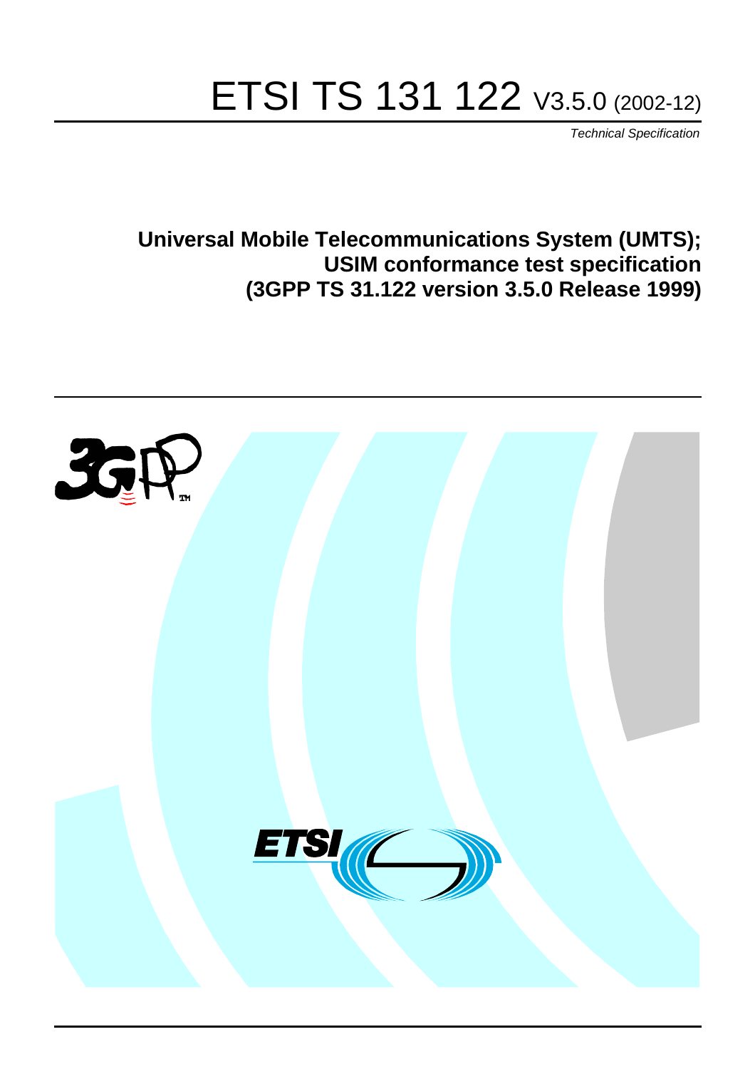# ETSI TS 131 122 V3.5.0 (2002-12)

*Technical Specification*

**Universal Mobile Telecommunications System (UMTS); USIM conformance test specification (3GPP TS 31.122 version 3.5.0 Release 1999)**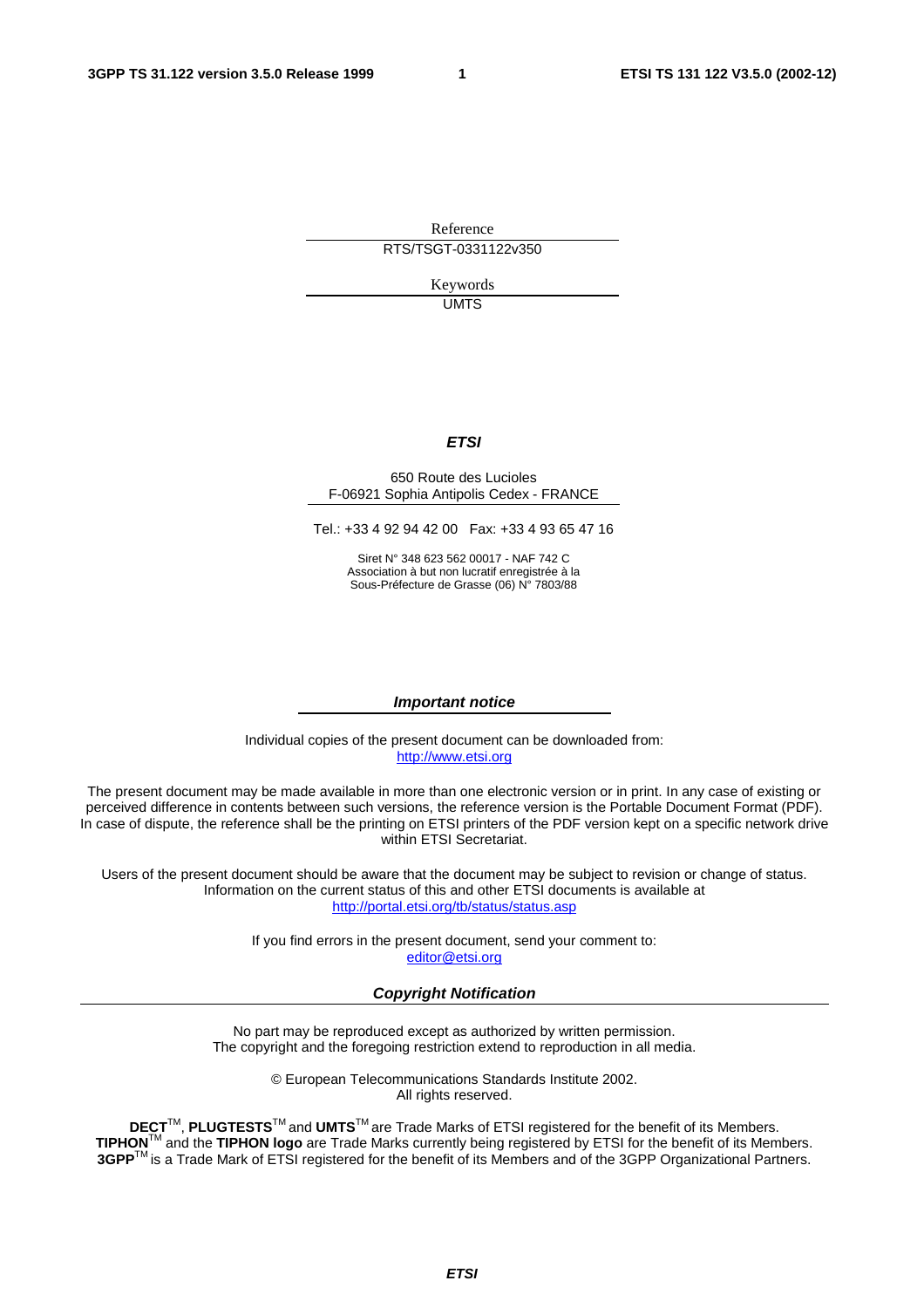Reference

RTS/TSGT-0331122v350

Keywords

UMTS

***ETSI***

650 Route des Lucioles
F-06921 Sophia Antipolis Cedex - FRANCE

Tel.: +33 4 92 94 42 00 Fax: +33 4 93 65 47 16

Siret N° 348 623 562 00017 - NAF 742 C
Association à but non lucratif enregistrée à la
Sous-Préfecture de Grasse (06) N° 7803/88

***Important notice***

Individual copies of the present document can be downloaded from:
http://www.etsi.org

The present document may be made available in more than one electronic version or in print. In any case of existing or perceived difference in contents between such versions, the reference version is the Portable Document Format (PDF). In case of dispute, the reference shall be the printing on ETSI printers of the PDF version kept on a specific network drive within ETSI Secretariat.

Users of the present document should be aware that the document may be subject to revision or change of status. Information on the current status of this and other ETSI documents is available at
http://portal.etsi.org/tb/status/status.asp

If you find errors in the present document, send your comment to:
editor@etsi.org

***Copyright Notification***

No part may be reproduced except as authorized by written permission.
The copyright and the foregoing restriction extend to reproduction in all media.

© European Telecommunications Standards Institute 2002.
All rights reserved.

**DECT**™, **PLUGTESTS**™ and **UMTS**™ are Trade Marks of ETSI registered for the benefit of its Members.
**TIPHON**™ and the **TIPHON logo** are Trade Marks currently being registered by ETSI for the benefit of its Members.
**3GPP**™ is a Trade Mark of ETSI registered for the benefit of its Members and of the 3GPP Organizational Partners.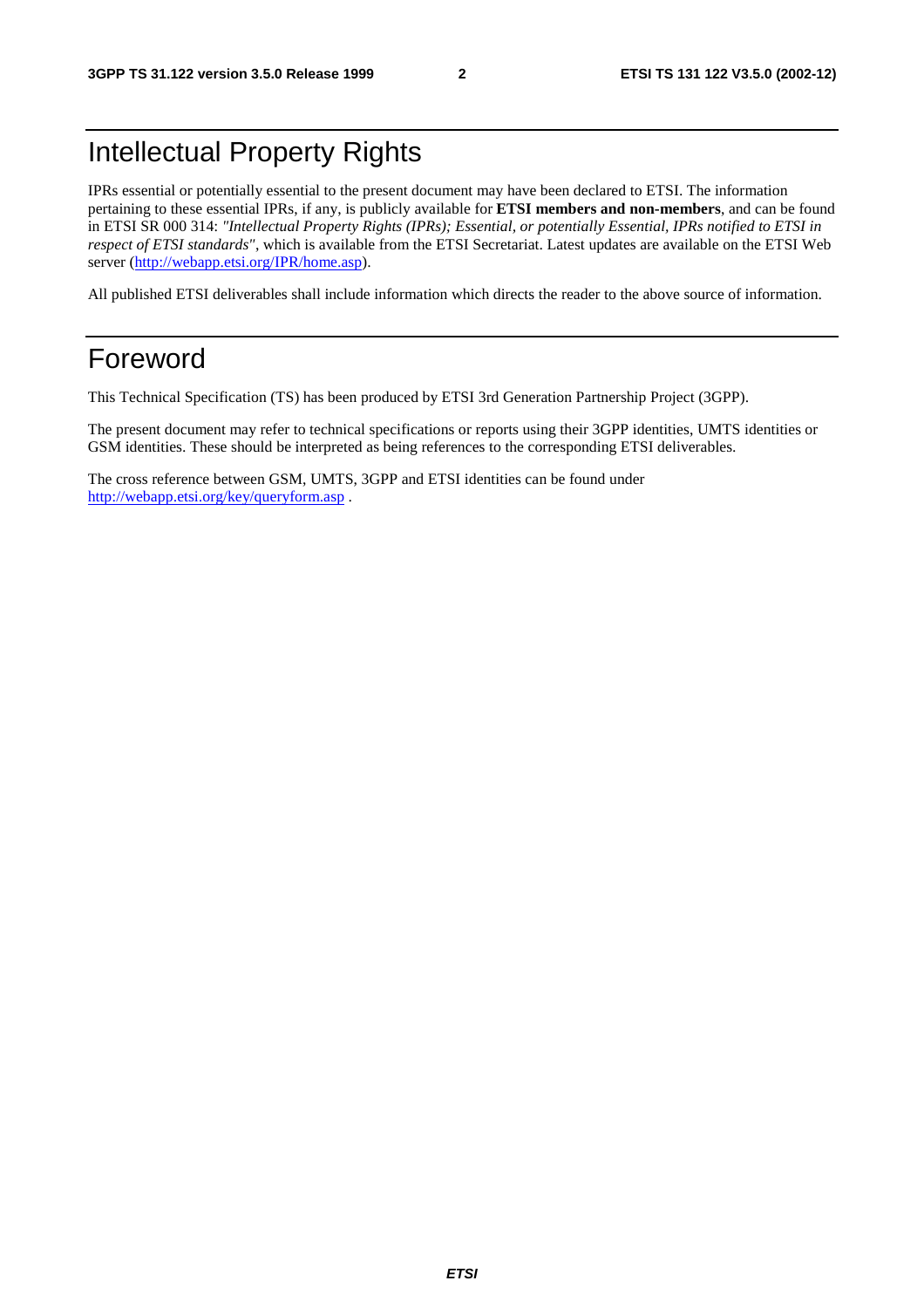# Intellectual Property Rights

IPRs essential or potentially essential to the present document may have been declared to ETSI. The information pertaining to these essential IPRs, if any, is publicly available for **ETSI members and non-members**, and can be found in ETSI SR 000 314: *"Intellectual Property Rights (IPRs); Essential, or potentially Essential, IPRs notified to ETSI in respect of ETSI standards"*, which is available from the ETSI Secretariat. Latest updates are available on the ETSI Web server (http://webapp.etsi.org/IPR/home.asp).

All published ETSI deliverables shall include information which directs the reader to the above source of information.

# Foreword

This Technical Specification (TS) has been produced by ETSI 3rd Generation Partnership Project (3GPP).

The present document may refer to technical specifications or reports using their 3GPP identities, UMTS identities or GSM identities. These should be interpreted as being references to the corresponding ETSI deliverables.

The cross reference between GSM, UMTS, 3GPP and ETSI identities can be found under http://webapp.etsi.org/key/queryform.asp .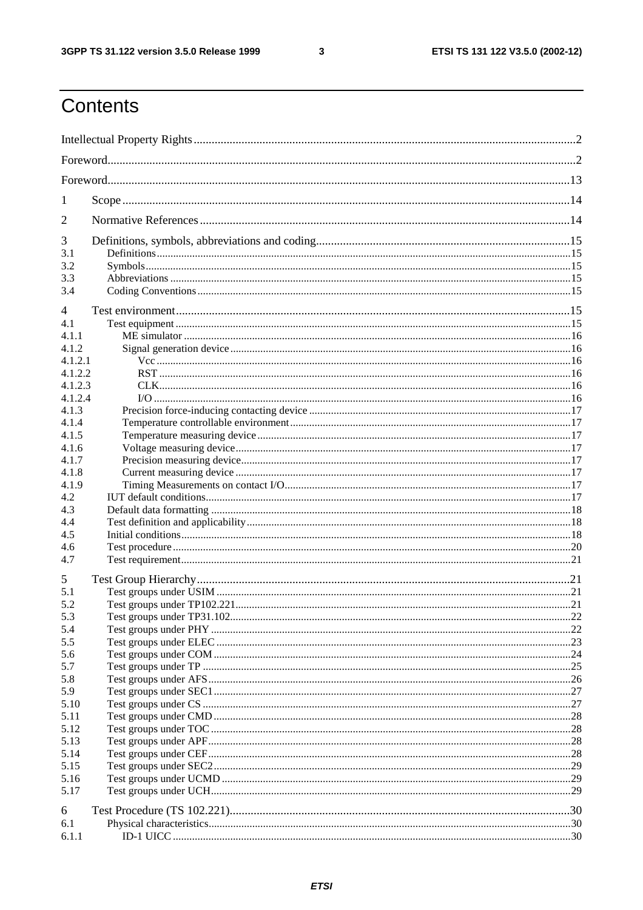# Contents

Intellectual Property Rights ....... 2

Foreword ....... 2

Foreword ....... 13

1 Scope ....... 14

2 Normative References ....... 14

3 Definitions, symbols, abbreviations and coding ....... 15
- 3.1 Definitions ....... 15
- 3.2 Symbols ....... 15
- 3.3 Abbreviations ....... 15
- 3.4 Coding Conventions ....... 15

4 Test environment ....... 15
- 4.1 Test equipment ....... 15
- 4.1.1 ME simulator ....... 16
- 4.1.2 Signal generation device ....... 16
- 4.1.2.1 Vcc ....... 16
- 4.1.2.2 RST ....... 16
- 4.1.2.3 CLK ....... 16
- 4.1.2.4 I/O ....... 16
- 4.1.3 Precision force-inducing contacting device ....... 17
- 4.1.4 Temperature controllable environment ....... 17
- 4.1.5 Temperature measuring device ....... 17
- 4.1.6 Voltage measuring device ....... 17
- 4.1.7 Precision measuring device ....... 17
- 4.1.8 Current measuring device ....... 17
- 4.1.9 Timing Measurements on contact I/O ....... 17
- 4.2 IUT default conditions ....... 17
- 4.3 Default data formatting ....... 18
- 4.4 Test definition and applicability ....... 18
- 4.5 Initial conditions ....... 18
- 4.6 Test procedure ....... 20
- 4.7 Test requirement ....... 21

5 Test Group Hierarchy ....... 21
- 5.1 Test groups under USIM ....... 21
- 5.2 Test groups under TP102.221 ....... 21
- 5.3 Test groups under TP31.102 ....... 22
- 5.4 Test groups under PHY ....... 22
- 5.5 Test groups under ELEC ....... 23
- 5.6 Test groups under COM ....... 24
- 5.7 Test groups under TP ....... 25
- 5.8 Test groups under AFS ....... 26
- 5.9 Test groups under SEC1 ....... 27
- 5.10 Test groups under CS ....... 27
- 5.11 Test groups under CMD ....... 28
- 5.12 Test groups under TOC ....... 28
- 5.13 Test groups under APF ....... 28
- 5.14 Test groups under CEF ....... 28
- 5.15 Test groups under SEC2 ....... 29
- 5.16 Test groups under UCMD ....... 29
- 5.17 Test groups under UCH ....... 29

6 Test Procedure (TS 102.221) ....... 30
- 6.1 Physical characteristics ....... 30
- 6.1.1 ID-1 UICC ....... 30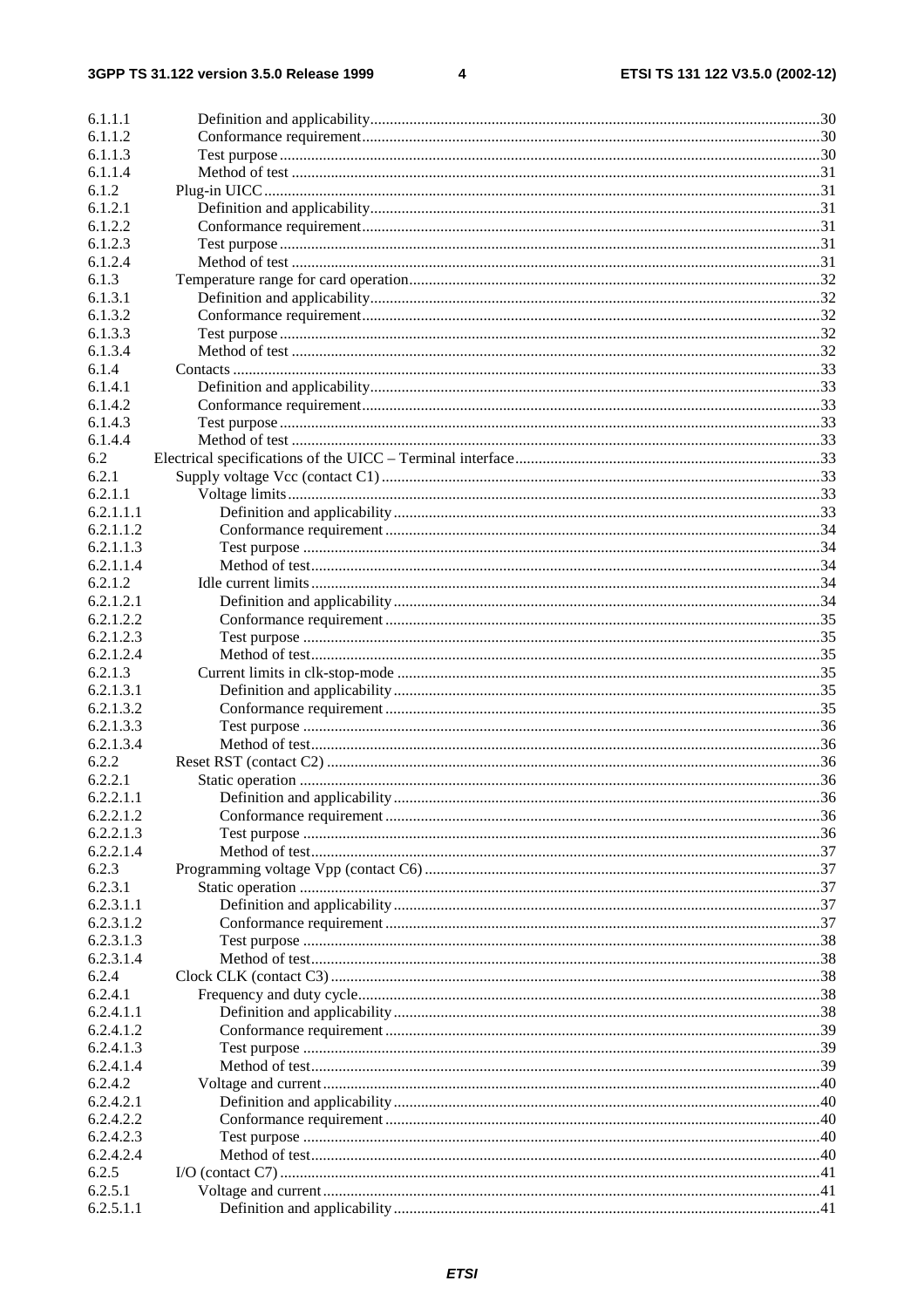6.1.1.1 Definition and applicability ..... 30
6.1.1.2 Conformance requirement ..... 30
6.1.1.3 Test purpose ..... 30
6.1.1.4 Method of test ..... 31
6.1.2 Plug-in UICC ..... 31
6.1.2.1 Definition and applicability ..... 31
6.1.2.2 Conformance requirement ..... 31
6.1.2.3 Test purpose ..... 31
6.1.2.4 Method of test ..... 31
6.1.3 Temperature range for card operation ..... 32
6.1.3.1 Definition and applicability ..... 32
6.1.3.2 Conformance requirement ..... 32
6.1.3.3 Test purpose ..... 32
6.1.3.4 Method of test ..... 32
6.1.4 Contacts ..... 33
6.1.4.1 Definition and applicability ..... 33
6.1.4.2 Conformance requirement ..... 33
6.1.4.3 Test purpose ..... 33
6.1.4.4 Method of test ..... 33
6.2 Electrical specifications of the UICC – Terminal interface ..... 33
6.2.1 Supply voltage Vcc (contact C1) ..... 33
6.2.1.1 Voltage limits ..... 33
6.2.1.1.1 Definition and applicability ..... 33
6.2.1.1.2 Conformance requirement ..... 34
6.2.1.1.3 Test purpose ..... 34
6.2.1.1.4 Method of test ..... 34
6.2.1.2 Idle current limits ..... 34
6.2.1.2.1 Definition and applicability ..... 34
6.2.1.2.2 Conformance requirement ..... 35
6.2.1.2.3 Test purpose ..... 35
6.2.1.2.4 Method of test ..... 35
6.2.1.3 Current limits in clk-stop-mode ..... 35
6.2.1.3.1 Definition and applicability ..... 35
6.2.1.3.2 Conformance requirement ..... 35
6.2.1.3.3 Test purpose ..... 36
6.2.1.3.4 Method of test ..... 36
6.2.2 Reset RST (contact C2) ..... 36
6.2.2.1 Static operation ..... 36
6.2.2.1.1 Definition and applicability ..... 36
6.2.2.1.2 Conformance requirement ..... 36
6.2.2.1.3 Test purpose ..... 36
6.2.2.1.4 Method of test ..... 37
6.2.3 Programming voltage Vpp (contact C6) ..... 37
6.2.3.1 Static operation ..... 37
6.2.3.1.1 Definition and applicability ..... 37
6.2.3.1.2 Conformance requirement ..... 37
6.2.3.1.3 Test purpose ..... 38
6.2.3.1.4 Method of test ..... 38
6.2.4 Clock CLK (contact C3) ..... 38
6.2.4.1 Frequency and duty cycle ..... 38
6.2.4.1.1 Definition and applicability ..... 38
6.2.4.1.2 Conformance requirement ..... 39
6.2.4.1.3 Test purpose ..... 39
6.2.4.1.4 Method of test ..... 39
6.2.4.2 Voltage and current ..... 40
6.2.4.2.1 Definition and applicability ..... 40
6.2.4.2.2 Conformance requirement ..... 40
6.2.4.2.3 Test purpose ..... 40
6.2.4.2.4 Method of test ..... 40
6.2.5 I/O (contact C7) ..... 41
6.2.5.1 Voltage and current ..... 41
6.2.5.1.1 Definition and applicability ..... 41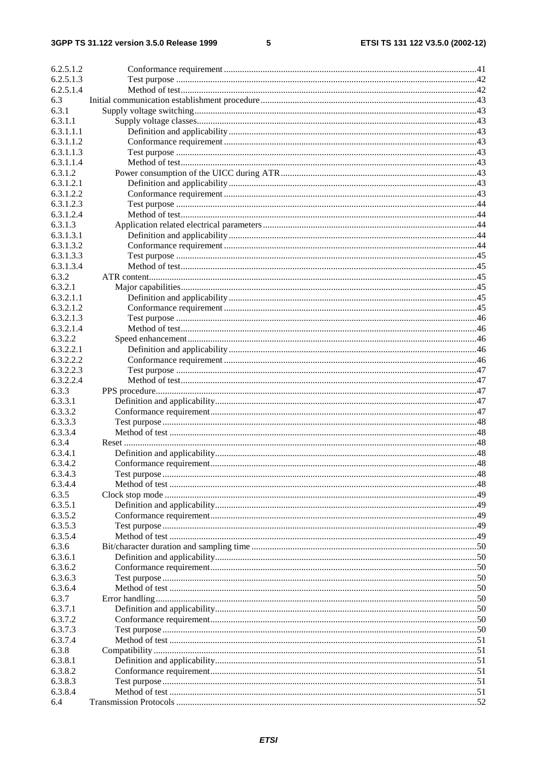6.2.5.1.2 Conformance requirement .....41
6.2.5.1.3 Test purpose .....42
6.2.5.1.4 Method of test .....42
6.3 Initial communication establishment procedure .....43
6.3.1 Supply voltage switching .....43
6.3.1.1 Supply voltage classes .....43
6.3.1.1.1 Definition and applicability .....43
6.3.1.1.2 Conformance requirement .....43
6.3.1.1.3 Test purpose .....43
6.3.1.1.4 Method of test .....43
6.3.1.2 Power consumption of the UICC during ATR .....43
6.3.1.2.1 Definition and applicability .....43
6.3.1.2.2 Conformance requirement .....43
6.3.1.2.3 Test purpose .....44
6.3.1.2.4 Method of test .....44
6.3.1.3 Application related electrical parameters .....44
6.3.1.3.1 Definition and applicability .....44
6.3.1.3.2 Conformance requirement .....44
6.3.1.3.3 Test purpose .....45
6.3.1.3.4 Method of test .....45
6.3.2 ATR content .....45
6.3.2.1 Major capabilities .....45
6.3.2.1.1 Definition and applicability .....45
6.3.2.1.2 Conformance requirement .....45
6.3.2.1.3 Test purpose .....46
6.3.2.1.4 Method of test .....46
6.3.2.2 Speed enhancement .....46
6.3.2.2.1 Definition and applicability .....46
6.3.2.2.2 Conformance requirement .....46
6.3.2.2.3 Test purpose .....47
6.3.2.2.4 Method of test .....47
6.3.3 PPS procedure .....47
6.3.3.1 Definition and applicability .....47
6.3.3.2 Conformance requirement .....47
6.3.3.3 Test purpose .....48
6.3.3.4 Method of test .....48
6.3.4 Reset .....48
6.3.4.1 Definition and applicability .....48
6.3.4.2 Conformance requirement .....48
6.3.4.3 Test purpose .....48
6.3.4.4 Method of test .....48
6.3.5 Clock stop mode .....49
6.3.5.1 Definition and applicability .....49
6.3.5.2 Conformance requirement .....49
6.3.5.3 Test purpose .....49
6.3.5.4 Method of test .....49
6.3.6 Bit/character duration and sampling time .....50
6.3.6.1 Definition and applicability .....50
6.3.6.2 Conformance requirement .....50
6.3.6.3 Test purpose .....50
6.3.6.4 Method of test .....50
6.3.7 Error handling .....50
6.3.7.1 Definition and applicability .....50
6.3.7.2 Conformance requirement .....50
6.3.7.3 Test purpose .....50
6.3.7.4 Method of test .....51
6.3.8 Compatibility .....51
6.3.8.1 Definition and applicability .....51
6.3.8.2 Conformance requirement .....51
6.3.8.3 Test purpose .....51
6.3.8.4 Method of test .....51
6.4 Transmission Protocols .....52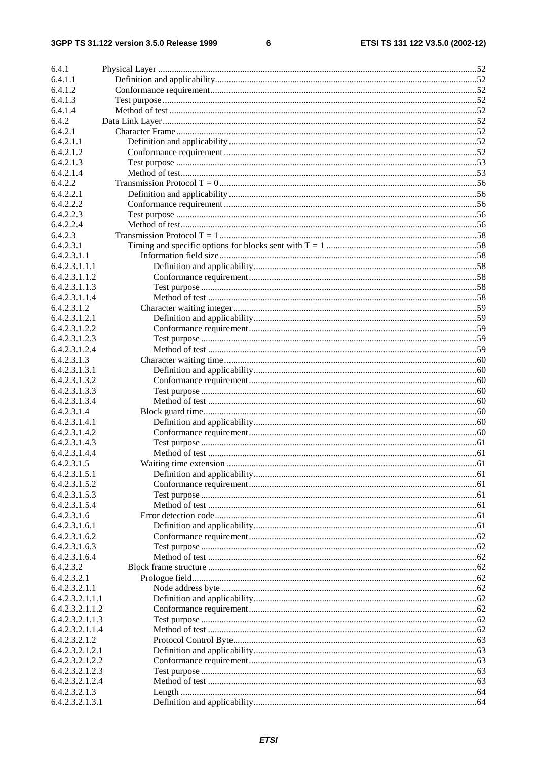| | | |
|---|---|---|
| 6.4.1 | Physical Layer | 52 |
| 6.4.1.1 | Definition and applicability | 52 |
| 6.4.1.2 | Conformance requirement | 52 |
| 6.4.1.3 | Test purpose | 52 |
| 6.4.1.4 | Method of test | 52 |
| 6.4.2 | Data Link Layer | 52 |
| 6.4.2.1 | Character Frame | 52 |
| 6.4.2.1.1 | Definition and applicability | 52 |
| 6.4.2.1.2 | Conformance requirement | 52 |
| 6.4.2.1.3 | Test purpose | 53 |
| 6.4.2.1.4 | Method of test | 53 |
| 6.4.2.2 | Transmission Protocol T = 0 | 56 |
| 6.4.2.2.1 | Definition and applicability | 56 |
| 6.4.2.2.2 | Conformance requirement | 56 |
| 6.4.2.2.3 | Test purpose | 56 |
| 6.4.2.2.4 | Method of test | 56 |
| 6.4.2.3 | Transmission Protocol T = 1 | 58 |
| 6.4.2.3.1 | Timing and specific options for blocks sent with T = 1 | 58 |
| 6.4.2.3.1.1 | Information field size | 58 |
| 6.4.2.3.1.1.1 | Definition and applicability | 58 |
| 6.4.2.3.1.1.2 | Conformance requirement | 58 |
| 6.4.2.3.1.1.3 | Test purpose | 58 |
| 6.4.2.3.1.1.4 | Method of test | 58 |
| 6.4.2.3.1.2 | Character waiting integer | 59 |
| 6.4.2.3.1.2.1 | Definition and applicability | 59 |
| 6.4.2.3.1.2.2 | Conformance requirement | 59 |
| 6.4.2.3.1.2.3 | Test purpose | 59 |
| 6.4.2.3.1.2.4 | Method of test | 59 |
| 6.4.2.3.1.3 | Character waiting time | 60 |
| 6.4.2.3.1.3.1 | Definition and applicability | 60 |
| 6.4.2.3.1.3.2 | Conformance requirement | 60 |
| 6.4.2.3.1.3.3 | Test purpose | 60 |
| 6.4.2.3.1.3.4 | Method of test | 60 |
| 6.4.2.3.1.4 | Block guard time | 60 |
| 6.4.2.3.1.4.1 | Definition and applicability | 60 |
| 6.4.2.3.1.4.2 | Conformance requirement | 60 |
| 6.4.2.3.1.4.3 | Test purpose | 61 |
| 6.4.2.3.1.4.4 | Method of test | 61 |
| 6.4.2.3.1.5 | Waiting time extension | 61 |
| 6.4.2.3.1.5.1 | Definition and applicability | 61 |
| 6.4.2.3.1.5.2 | Conformance requirement | 61 |
| 6.4.2.3.1.5.3 | Test purpose | 61 |
| 6.4.2.3.1.5.4 | Method of test | 61 |
| 6.4.2.3.1.6 | Error detection code | 61 |
| 6.4.2.3.1.6.1 | Definition and applicability | 61 |
| 6.4.2.3.1.6.2 | Conformance requirement | 62 |
| 6.4.2.3.1.6.3 | Test purpose | 62 |
| 6.4.2.3.1.6.4 | Method of test | 62 |
| 6.4.2.3.2 | Block frame structure | 62 |
| 6.4.2.3.2.1 | Prologue field | 62 |
| 6.4.2.3.2.1.1 | Node address byte | 62 |
| 6.4.2.3.2.1.1.1 | Definition and applicability | 62 |
| 6.4.2.3.2.1.1.2 | Conformance requirement | 62 |
| 6.4.2.3.2.1.1.3 | Test purpose | 62 |
| 6.4.2.3.2.1.1.4 | Method of test | 62 |
| 6.4.2.3.2.1.2 | Protocol Control Byte | 63 |
| 6.4.2.3.2.1.2.1 | Definition and applicability | 63 |
| 6.4.2.3.2.1.2.2 | Conformance requirement | 63 |
| 6.4.2.3.2.1.2.3 | Test purpose | 63 |
| 6.4.2.3.2.1.2.4 | Method of test | 63 |
| 6.4.2.3.2.1.3 | Length | 64 |
| 6.4.2.3.2.1.3.1 | Definition and applicability | 64 |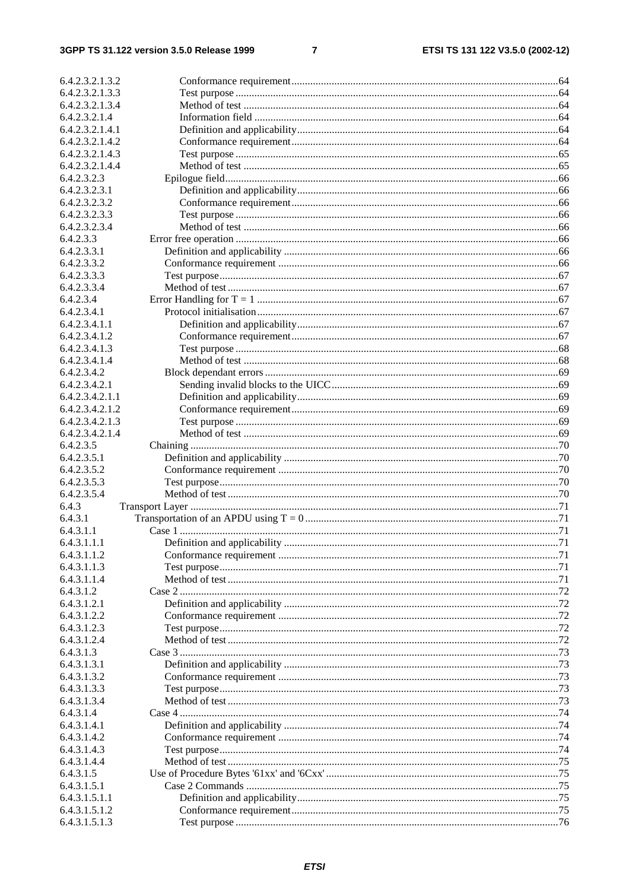6.4.2.3.2.1.3.2 Conformance requirement ....64
6.4.2.3.2.1.3.3 Test purpose ....64
6.4.2.3.2.1.3.4 Method of test ....64
6.4.2.3.2.1.4 Information field ....64
6.4.2.3.2.1.4.1 Definition and applicability ....64
6.4.2.3.2.1.4.2 Conformance requirement ....64
6.4.2.3.2.1.4.3 Test purpose ....65
6.4.2.3.2.1.4.4 Method of test ....65
6.4.2.3.2.3 Epilogue field ....66
6.4.2.3.2.3.1 Definition and applicability ....66
6.4.2.3.2.3.2 Conformance requirement ....66
6.4.2.3.2.3.3 Test purpose ....66
6.4.2.3.2.3.4 Method of test ....66
6.4.2.3.3 Error free operation ....66
6.4.2.3.3.1 Definition and applicability ....66
6.4.2.3.3.2 Conformance requirement ....66
6.4.2.3.3.3 Test purpose ....67
6.4.2.3.3.4 Method of test ....67
6.4.2.3.4 Error Handling for T = 1 ....67
6.4.2.3.4.1 Protocol initialisation ....67
6.4.2.3.4.1.1 Definition and applicability ....67
6.4.2.3.4.1.2 Conformance requirement ....67
6.4.2.3.4.1.3 Test purpose ....68
6.4.2.3.4.1.4 Method of test ....68
6.4.2.3.4.2 Block dependant errors ....69
6.4.2.3.4.2.1 Sending invalid blocks to the UICC ....69
6.4.2.3.4.2.1.1 Definition and applicability ....69
6.4.2.3.4.2.1.2 Conformance requirement ....69
6.4.2.3.4.2.1.3 Test purpose ....69
6.4.2.3.4.2.1.4 Method of test ....69
6.4.2.3.5 Chaining ....70
6.4.2.3.5.1 Definition and applicability ....70
6.4.2.3.5.2 Conformance requirement ....70
6.4.2.3.5.3 Test purpose ....70
6.4.2.3.5.4 Method of test ....70
6.4.3 Transport Layer ....71
6.4.3.1 Transportation of an APDU using T = 0 ....71
6.4.3.1.1 Case 1 ....71
6.4.3.1.1.1 Definition and applicability ....71
6.4.3.1.1.2 Conformance requirement ....71
6.4.3.1.1.3 Test purpose ....71
6.4.3.1.1.4 Method of test ....71
6.4.3.1.2 Case 2 ....72
6.4.3.1.2.1 Definition and applicability ....72
6.4.3.1.2.2 Conformance requirement ....72
6.4.3.1.2.3 Test purpose ....72
6.4.3.1.2.4 Method of test ....72
6.4.3.1.3 Case 3 ....73
6.4.3.1.3.1 Definition and applicability ....73
6.4.3.1.3.2 Conformance requirement ....73
6.4.3.1.3.3 Test purpose ....73
6.4.3.1.3.4 Method of test ....73
6.4.3.1.4 Case 4 ....74
6.4.3.1.4.1 Definition and applicability ....74
6.4.3.1.4.2 Conformance requirement ....74
6.4.3.1.4.3 Test purpose ....74
6.4.3.1.4.4 Method of test ....75
6.4.3.1.5 Use of Procedure Bytes '61xx' and '6Cxx' ....75
6.4.3.1.5.1 Case 2 Commands ....75
6.4.3.1.5.1.1 Definition and applicability ....75
6.4.3.1.5.1.2 Conformance requirement ....75
6.4.3.1.5.1.3 Test purpose ....76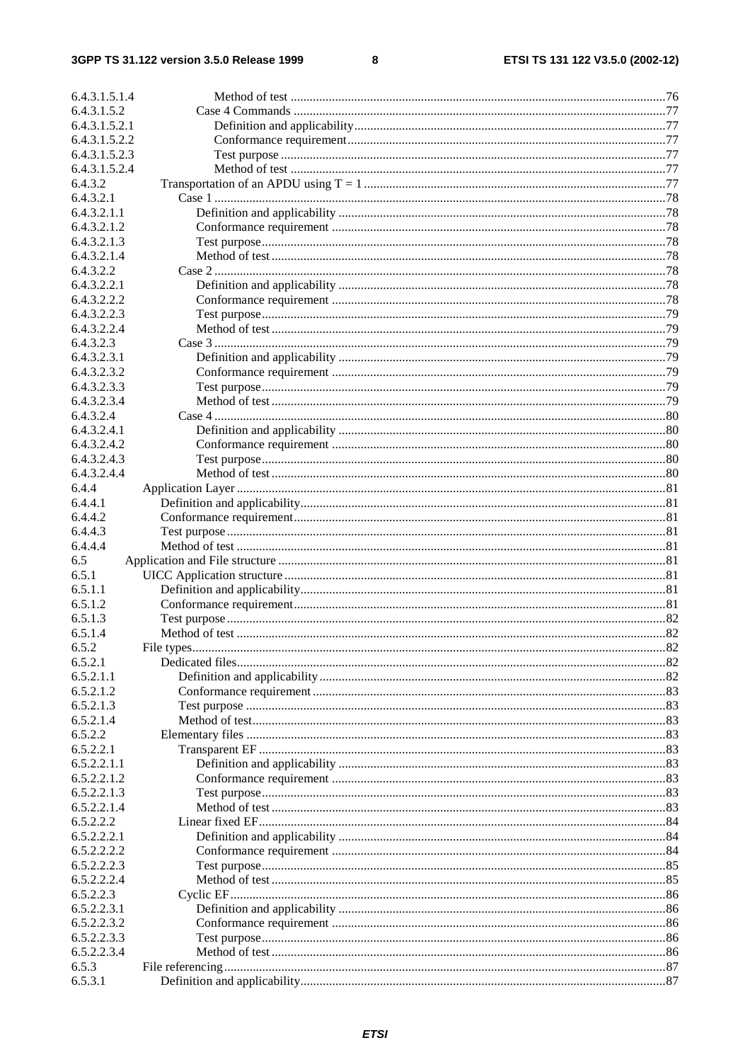6.4.3.1.5.1.4 Method of test ..................................................................................................................76
6.4.3.1.5.2 Case 4 Commands ..................................................................................................................77
6.4.3.1.5.2.1 Definition and applicability..................................................................................................77
6.4.3.1.5.2.2 Conformance requirement....................................................................................................77
6.4.3.1.5.2.3 Test purpose ..........................................................................................................................77
6.4.3.1.5.2.4 Method of test ......................................................................................................................77
6.4.3.2 Transportation of an APDU using T = 1 ..................................................................................77
6.4.3.2.1 Case 1 ..................................................................................................................................78
6.4.3.2.1.1 Definition and applicability ..................................................................................................78
6.4.3.2.1.2 Conformance requirement ....................................................................................................78
6.4.3.2.1.3 Test purpose..........................................................................................................................78
6.4.3.2.1.4 Method of test ......................................................................................................................78
6.4.3.2.2 Case 2 ..................................................................................................................................78
6.4.3.2.2.1 Definition and applicability ..................................................................................................78
6.4.3.2.2.2 Conformance requirement ....................................................................................................78
6.4.3.2.2.3 Test purpose..........................................................................................................................79
6.4.3.2.2.4 Method of test ......................................................................................................................79
6.4.3.2.3 Case 3 ..................................................................................................................................79
6.4.3.2.3.1 Definition and applicability ..................................................................................................79
6.4.3.2.3.2 Conformance requirement ....................................................................................................79
6.4.3.2.3.3 Test purpose..........................................................................................................................79
6.4.3.2.3.4 Method of test ......................................................................................................................79
6.4.3.2.4 Case 4 ..................................................................................................................................80
6.4.3.2.4.1 Definition and applicability ..................................................................................................80
6.4.3.2.4.2 Conformance requirement ....................................................................................................80
6.4.3.2.4.3 Test purpose..........................................................................................................................80
6.4.3.2.4.4 Method of test ......................................................................................................................80
6.4.4 Application Layer ....................................................................................................................81
6.4.4.1 Definition and applicability......................................................................................................81
6.4.4.2 Conformance requirement........................................................................................................81
6.4.4.3 Test purpose .............................................................................................................................81
6.4.4.4 Method of test ..........................................................................................................................81
6.5 Application and File structure ......................................................................................................81
6.5.1 UICC Application structure .....................................................................................................81
6.5.1.1 Definition and applicability......................................................................................................81
6.5.1.2 Conformance requirement........................................................................................................81
6.5.1.3 Test purpose .............................................................................................................................82
6.5.1.4 Method of test ..........................................................................................................................82
6.5.2 File types.................................................................................................................................82
6.5.2.1 Dedicated files.........................................................................................................................82
6.5.2.1.1 Definition and applicability ................................................................................................82
6.5.2.1.2 Conformance requirement ..................................................................................................83
6.5.2.1.3 Test purpose ........................................................................................................................83
6.5.2.1.4 Method of test......................................................................................................................83
6.5.2.2 Elementary files ......................................................................................................................83
6.5.2.2.1 Transparent EF ....................................................................................................................83
6.5.2.2.1.1 Definition and applicability ..................................................................................................83
6.5.2.2.1.2 Conformance requirement ....................................................................................................83
6.5.2.2.1.3 Test purpose..........................................................................................................................83
6.5.2.2.1.4 Method of test ......................................................................................................................83
6.5.2.2.2 Linear fixed EF....................................................................................................................84
6.5.2.2.2.1 Definition and applicability ..................................................................................................84
6.5.2.2.2.2 Conformance requirement ....................................................................................................84
6.5.2.2.2.3 Test purpose..........................................................................................................................85
6.5.2.2.2.4 Method of test ......................................................................................................................85
6.5.2.2.3 Cyclic EF.............................................................................................................................86
6.5.2.2.3.1 Definition and applicability ..................................................................................................86
6.5.2.2.3.2 Conformance requirement ....................................................................................................86
6.5.2.2.3.3 Test purpose..........................................................................................................................86
6.5.2.2.3.4 Method of test ......................................................................................................................86
6.5.3 File referencing........................................................................................................................87
6.5.3.1 Definition and applicability......................................................................................................87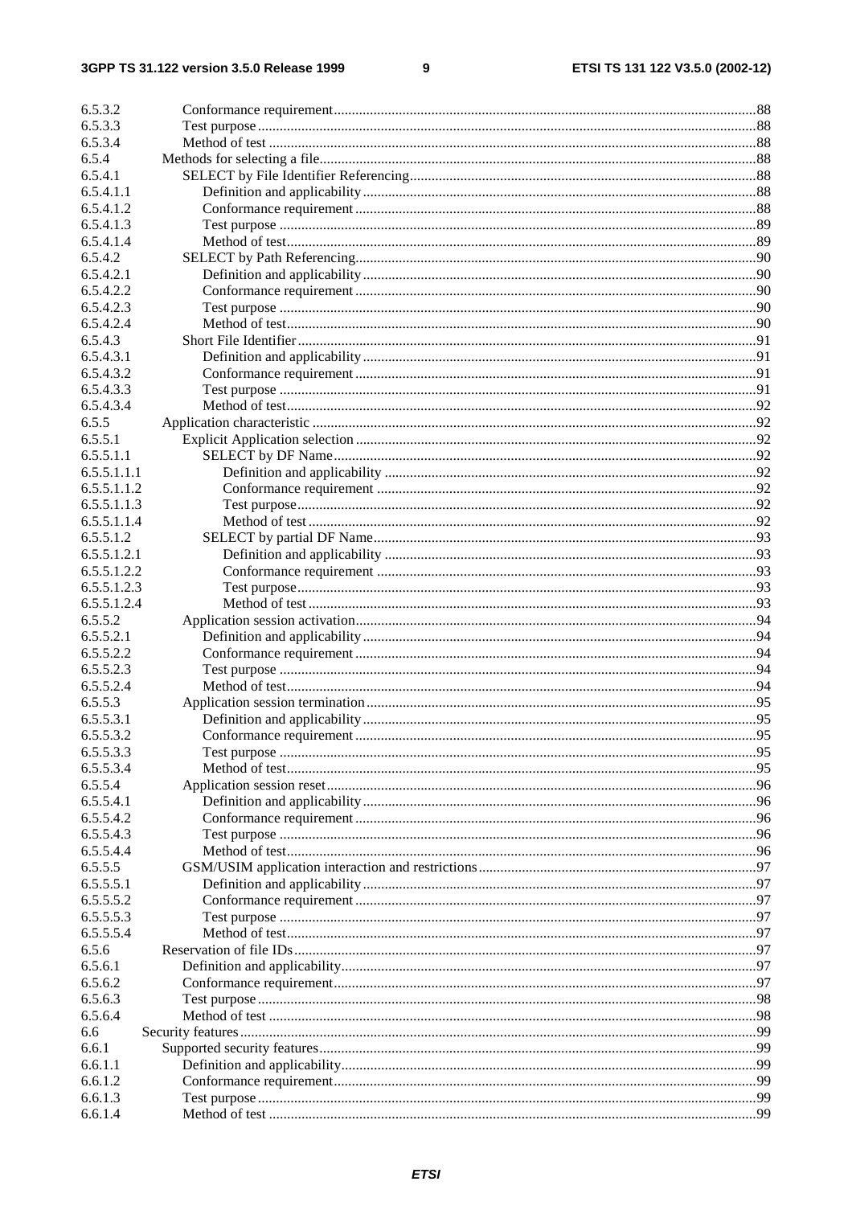6.5.3.2 Conformance requirement....88
6.5.3.3 Test purpose....88
6.5.3.4 Method of test....88
6.5.4 Methods for selecting a file....88
6.5.4.1 SELECT by File Identifier Referencing....88
6.5.4.1.1 Definition and applicability....88
6.5.4.1.2 Conformance requirement....88
6.5.4.1.3 Test purpose....89
6.5.4.1.4 Method of test....89
6.5.4.2 SELECT by Path Referencing....90
6.5.4.2.1 Definition and applicability....90
6.5.4.2.2 Conformance requirement....90
6.5.4.2.3 Test purpose....90
6.5.4.2.4 Method of test....90
6.5.4.3 Short File Identifier....91
6.5.4.3.1 Definition and applicability....91
6.5.4.3.2 Conformance requirement....91
6.5.4.3.3 Test purpose....91
6.5.4.3.4 Method of test....92
6.5.5 Application characteristic....92
6.5.5.1 Explicit Application selection....92
6.5.5.1.1 SELECT by DF Name....92
6.5.5.1.1.1 Definition and applicability....92
6.5.5.1.1.2 Conformance requirement....92
6.5.5.1.1.3 Test purpose....92
6.5.5.1.1.4 Method of test....92
6.5.5.1.2 SELECT by partial DF Name....93
6.5.5.1.2.1 Definition and applicability....93
6.5.5.1.2.2 Conformance requirement....93
6.5.5.1.2.3 Test purpose....93
6.5.5.1.2.4 Method of test....93
6.5.5.2 Application session activation....94
6.5.5.2.1 Definition and applicability....94
6.5.5.2.2 Conformance requirement....94
6.5.5.2.3 Test purpose....94
6.5.5.2.4 Method of test....94
6.5.5.3 Application session termination....95
6.5.5.3.1 Definition and applicability....95
6.5.5.3.2 Conformance requirement....95
6.5.5.3.3 Test purpose....95
6.5.5.3.4 Method of test....95
6.5.5.4 Application session reset....96
6.5.5.4.1 Definition and applicability....96
6.5.5.4.2 Conformance requirement....96
6.5.5.4.3 Test purpose....96
6.5.5.4.4 Method of test....96
6.5.5.5 GSM/USIM application interaction and restrictions....97
6.5.5.5.1 Definition and applicability....97
6.5.5.5.2 Conformance requirement....97
6.5.5.5.3 Test purpose....97
6.5.5.5.4 Method of test....97
6.5.6 Reservation of file IDs....97
6.5.6.1 Definition and applicability....97
6.5.6.2 Conformance requirement....97
6.5.6.3 Test purpose....98
6.5.6.4 Method of test....98
6.6 Security features....99
6.6.1 Supported security features....99
6.6.1.1 Definition and applicability....99
6.6.1.2 Conformance requirement....99
6.6.1.3 Test purpose....99
6.6.1.4 Method of test....99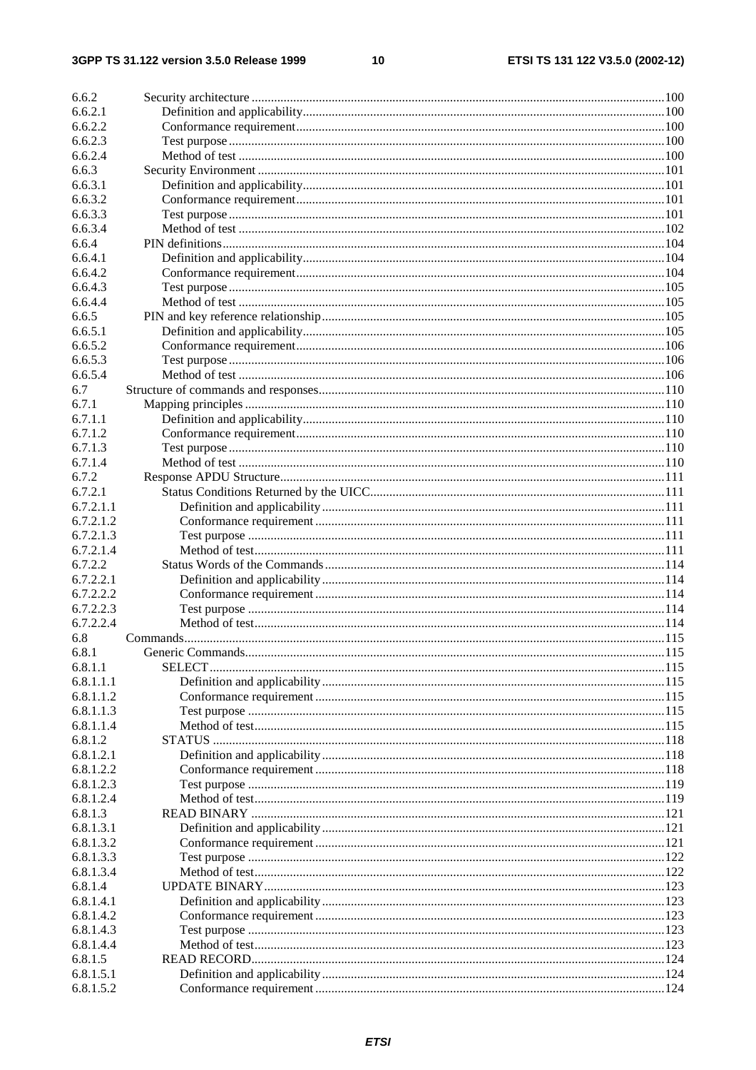6.6.2 Security architecture ...100
6.6.2.1 Definition and applicability...100
6.6.2.2 Conformance requirement...100
6.6.2.3 Test purpose...100
6.6.2.4 Method of test ...100
6.6.3 Security Environment ...101
6.6.3.1 Definition and applicability...101
6.6.3.2 Conformance requirement...101
6.6.3.3 Test purpose...101
6.6.3.4 Method of test ...102
6.6.4 PIN definitions...104
6.6.4.1 Definition and applicability...104
6.6.4.2 Conformance requirement...104
6.6.4.3 Test purpose...105
6.6.4.4 Method of test ...105
6.6.5 PIN and key reference relationship...105
6.6.5.1 Definition and applicability...105
6.6.5.2 Conformance requirement...106
6.6.5.3 Test purpose...106
6.6.5.4 Method of test ...106
6.7 Structure of commands and responses...110
6.7.1 Mapping principles ...110
6.7.1.1 Definition and applicability...110
6.7.1.2 Conformance requirement...110
6.7.1.3 Test purpose...110
6.7.1.4 Method of test ...110
6.7.2 Response APDU Structure...111
6.7.2.1 Status Conditions Returned by the UICC...111
6.7.2.1.1 Definition and applicability...111
6.7.2.1.2 Conformance requirement...111
6.7.2.1.3 Test purpose ...111
6.7.2.1.4 Method of test...111
6.7.2.2 Status Words of the Commands...114
6.7.2.2.1 Definition and applicability...114
6.7.2.2.2 Conformance requirement...114
6.7.2.2.3 Test purpose ...114
6.7.2.2.4 Method of test...114
6.8 Commands...115
6.8.1 Generic Commands...115
6.8.1.1 SELECT...115
6.8.1.1.1 Definition and applicability...115
6.8.1.1.2 Conformance requirement...115
6.8.1.1.3 Test purpose ...115
6.8.1.1.4 Method of test...115
6.8.1.2 STATUS ...118
6.8.1.2.1 Definition and applicability...118
6.8.1.2.2 Conformance requirement...118
6.8.1.2.3 Test purpose ...119
6.8.1.2.4 Method of test...119
6.8.1.3 READ BINARY ...121
6.8.1.3.1 Definition and applicability...121
6.8.1.3.2 Conformance requirement...121
6.8.1.3.3 Test purpose ...122
6.8.1.3.4 Method of test...122
6.8.1.4 UPDATE BINARY...123
6.8.1.4.1 Definition and applicability...123
6.8.1.4.2 Conformance requirement...123
6.8.1.4.3 Test purpose ...123
6.8.1.4.4 Method of test...123
6.8.1.5 READ RECORD...124
6.8.1.5.1 Definition and applicability...124
6.8.1.5.2 Conformance requirement...124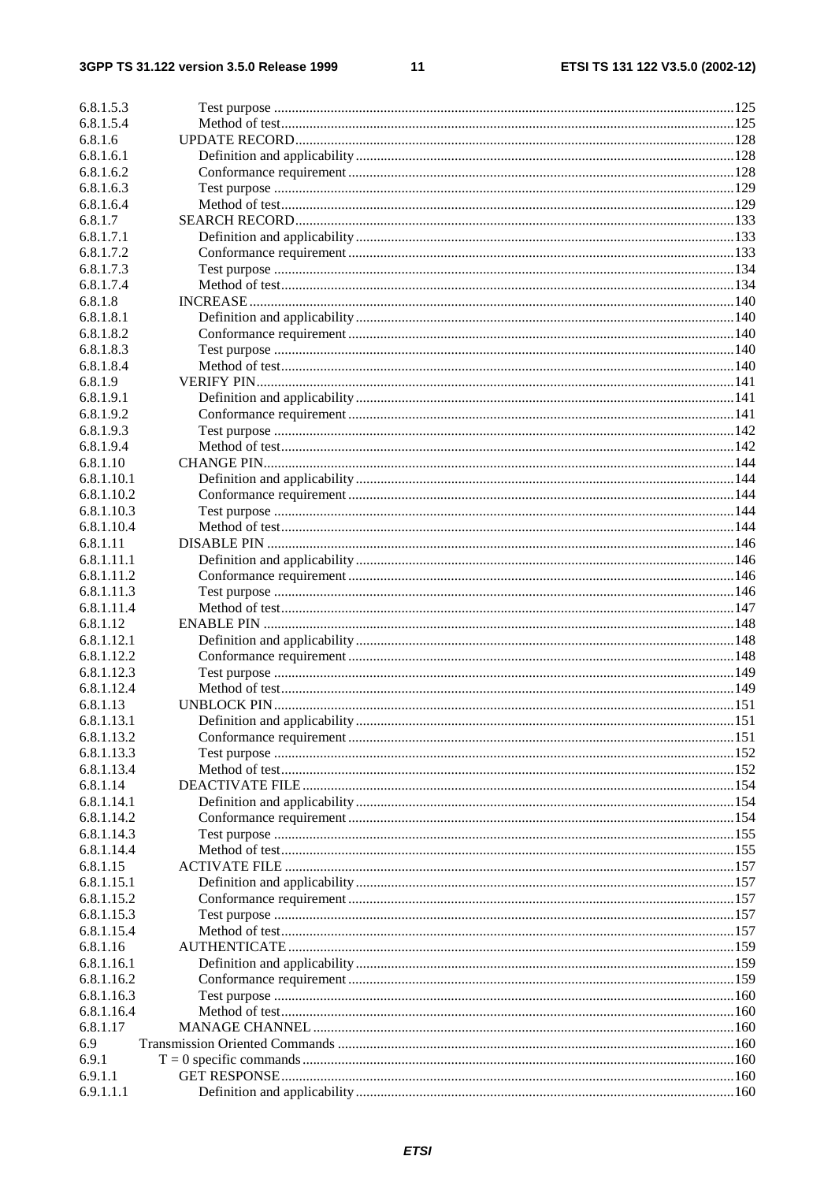6.8.1.5.3 Test purpose ....................................................................................................................125
6.8.1.5.4 Method of test.................................................................................................................125
6.8.1.6 UPDATE RECORD............................................................................................................128
6.8.1.6.1 Definition and applicability.............................................................................................128
6.8.1.6.2 Conformance requirement...............................................................................................128
6.8.1.6.3 Test purpose ....................................................................................................................129
6.8.1.6.4 Method of test.................................................................................................................129
6.8.1.7 SEARCH RECORD............................................................................................................133
6.8.1.7.1 Definition and applicability.............................................................................................133
6.8.1.7.2 Conformance requirement...............................................................................................133
6.8.1.7.3 Test purpose ....................................................................................................................134
6.8.1.7.4 Method of test.................................................................................................................134
6.8.1.8 INCREASE.........................................................................................................................140
6.8.1.8.1 Definition and applicability.............................................................................................140
6.8.1.8.2 Conformance requirement...............................................................................................140
6.8.1.8.3 Test purpose ....................................................................................................................140
6.8.1.8.4 Method of test.................................................................................................................140
6.8.1.9 VERIFY PIN.......................................................................................................................141
6.8.1.9.1 Definition and applicability.............................................................................................141
6.8.1.9.2 Conformance requirement...............................................................................................141
6.8.1.9.3 Test purpose ....................................................................................................................142
6.8.1.9.4 Method of test.................................................................................................................142
6.8.1.10 CHANGE PIN.....................................................................................................................144
6.8.1.10.1 Definition and applicability.............................................................................................144
6.8.1.10.2 Conformance requirement...............................................................................................144
6.8.1.10.3 Test purpose ....................................................................................................................144
6.8.1.10.4 Method of test.................................................................................................................144
6.8.1.11 DISABLE PIN.....................................................................................................................146
6.8.1.11.1 Definition and applicability.............................................................................................146
6.8.1.11.2 Conformance requirement...............................................................................................146
6.8.1.11.3 Test purpose ....................................................................................................................146
6.8.1.11.4 Method of test.................................................................................................................147
6.8.1.12 ENABLE PIN......................................................................................................................148
6.8.1.12.1 Definition and applicability.............................................................................................148
6.8.1.12.2 Conformance requirement...............................................................................................148
6.8.1.12.3 Test purpose ....................................................................................................................149
6.8.1.12.4 Method of test.................................................................................................................149
6.8.1.13 UNBLOCK PIN...................................................................................................................151
6.8.1.13.1 Definition and applicability.............................................................................................151
6.8.1.13.2 Conformance requirement...............................................................................................151
6.8.1.13.3 Test purpose ....................................................................................................................152
6.8.1.13.4 Method of test.................................................................................................................152
6.8.1.14 DEACTIVATE FILE...........................................................................................................154
6.8.1.14.1 Definition and applicability.............................................................................................154
6.8.1.14.2 Conformance requirement...............................................................................................154
6.8.1.14.3 Test purpose ....................................................................................................................155
6.8.1.14.4 Method of test.................................................................................................................155
6.8.1.15 ACTIVATE FILE................................................................................................................157
6.8.1.15.1 Definition and applicability.............................................................................................157
6.8.1.15.2 Conformance requirement...............................................................................................157
6.8.1.15.3 Test purpose ....................................................................................................................157
6.8.1.15.4 Method of test.................................................................................................................157
6.8.1.16 AUTHENTICATE...............................................................................................................159
6.8.1.16.1 Definition and applicability.............................................................................................159
6.8.1.16.2 Conformance requirement...............................................................................................159
6.8.1.16.3 Test purpose ....................................................................................................................160
6.8.1.16.4 Method of test.................................................................................................................160
6.8.1.17 MANAGE CHANNEL........................................................................................................160
6.9 Transmission Oriented Commands ..................................................................................................160
6.9.1 T = 0 specific commands...............................................................................................................160
6.9.1.1 GET RESPONSE.................................................................................................................160
6.9.1.1.1 Definition and applicability.............................................................................................160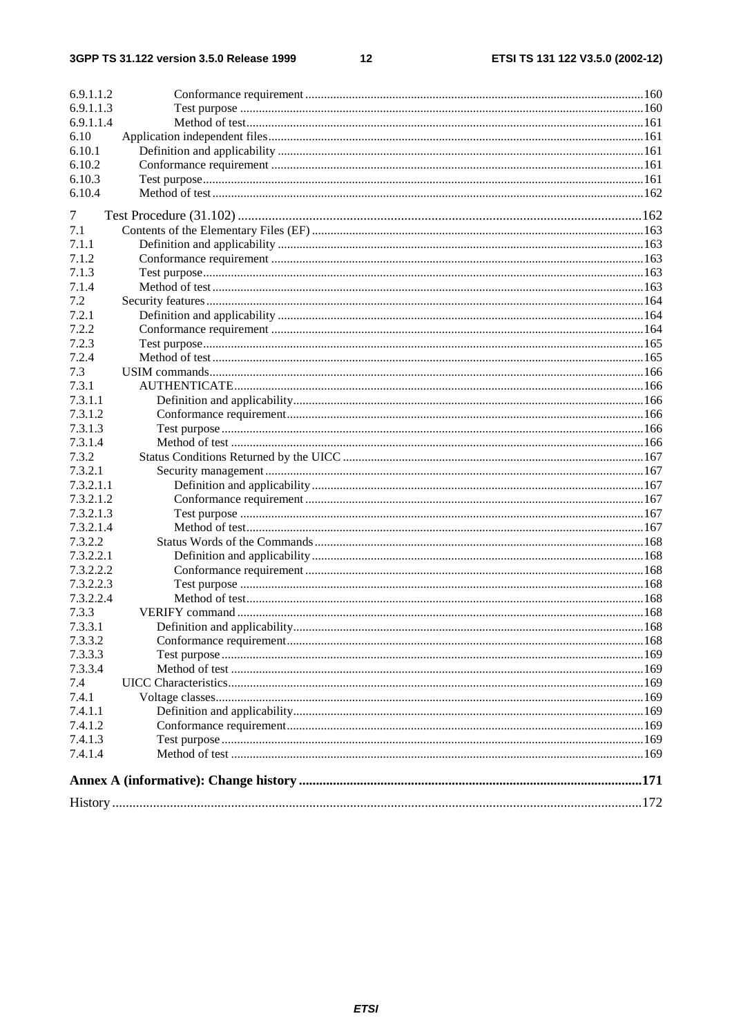6.9.1.1.2 Conformance requirement ....................................................................................................160
6.9.1.1.3 Test purpose ..........................................................................................................................160
6.9.1.1.4 Method of test........................................................................................................................161
6.10 Application independent files........................................................................................................161
6.10.1 Definition and applicability ...........................................................................................................161
6.10.2 Conformance requirement .............................................................................................................161
6.10.3 Test purpose...................................................................................................................................161
6.10.4 Method of test ................................................................................................................................162

7 Test Procedure (31.102) ......................................................................................................................162
7.1 Contents of the Elementary Files (EF) ..........................................................................................163
7.1.1 Definition and applicability ...........................................................................................................163
7.1.2 Conformance requirement .............................................................................................................163
7.1.3 Test purpose...................................................................................................................................163
7.1.4 Method of test ................................................................................................................................163
7.2 Security features.............................................................................................................................164
7.2.1 Definition and applicability ...........................................................................................................164
7.2.2 Conformance requirement .............................................................................................................164
7.2.3 Test purpose...................................................................................................................................165
7.2.4 Method of test ................................................................................................................................165
7.3 USIM commands............................................................................................................................166
7.3.1 AUTHENTICATE..........................................................................................................................166
7.3.1.1 Definition and applicability.......................................................................................................166
7.3.1.2 Conformance requirement.........................................................................................................166
7.3.1.3 Test purpose ..............................................................................................................................166
7.3.1.4 Method of test ...........................................................................................................................166
7.3.2 Status Conditions Returned by the UICC .....................................................................................167
7.3.2.1 Security management ................................................................................................................167
7.3.2.1.1 Definition and applicability ...............................................................................................167
7.3.2.1.2 Conformance requirement .................................................................................................167
7.3.2.1.3 Test purpose .......................................................................................................................167
7.3.2.1.4 Method of test.....................................................................................................................167
7.3.2.2 Status Words of the Commands ................................................................................................168
7.3.2.2.1 Definition and applicability ...............................................................................................168
7.3.2.2.2 Conformance requirement .................................................................................................168
7.3.2.2.3 Test purpose .......................................................................................................................168
7.3.2.2.4 Method of test.....................................................................................................................168
7.3.3 VERIFY command .......................................................................................................................168
7.3.3.1 Definition and applicability.......................................................................................................168
7.3.3.2 Conformance requirement.........................................................................................................168
7.3.3.3 Test purpose ..............................................................................................................................169
7.3.3.4 Method of test ...........................................................................................................................169
7.4 UICC Characteristics......................................................................................................................169
7.4.1 Voltage classes...............................................................................................................................169
7.4.1.1 Definition and applicability.......................................................................................................169
7.4.1.2 Conformance requirement.........................................................................................................169
7.4.1.3 Test purpose ..............................................................................................................................169
7.4.1.4 Method of test ...........................................................................................................................169

**Annex A (informative): Change history ...................................................................................................171**

History ..............................................................................................................................................................172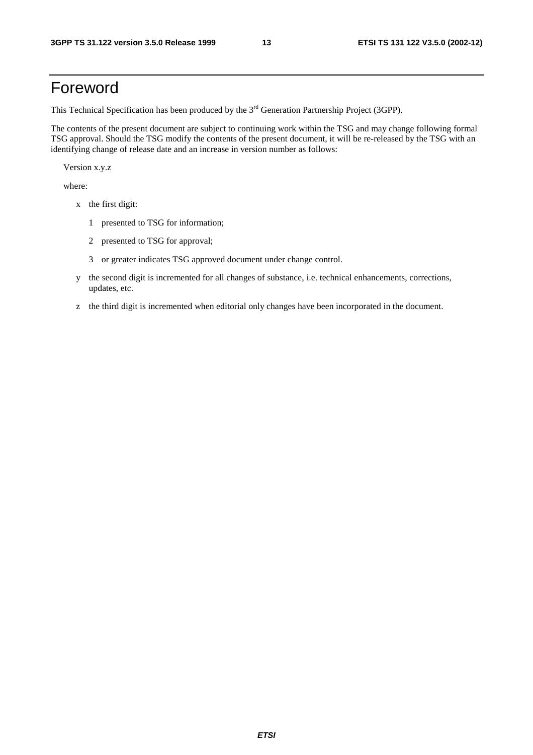# Foreword

This Technical Specification has been produced by the 3rd Generation Partnership Project (3GPP).

The contents of the present document are subject to continuing work within the TSG and may change following formal TSG approval. Should the TSG modify the contents of the present document, it will be re-released by the TSG with an identifying change of release date and an increase in version number as follows:

Version x.y.z

where:

- x the first digit:
  - 1 presented to TSG for information;
  - 2 presented to TSG for approval;
  - 3 or greater indicates TSG approved document under change control.
- y the second digit is incremented for all changes of substance, i.e. technical enhancements, corrections, updates, etc.
- z the third digit is incremented when editorial only changes have been incorporated in the document.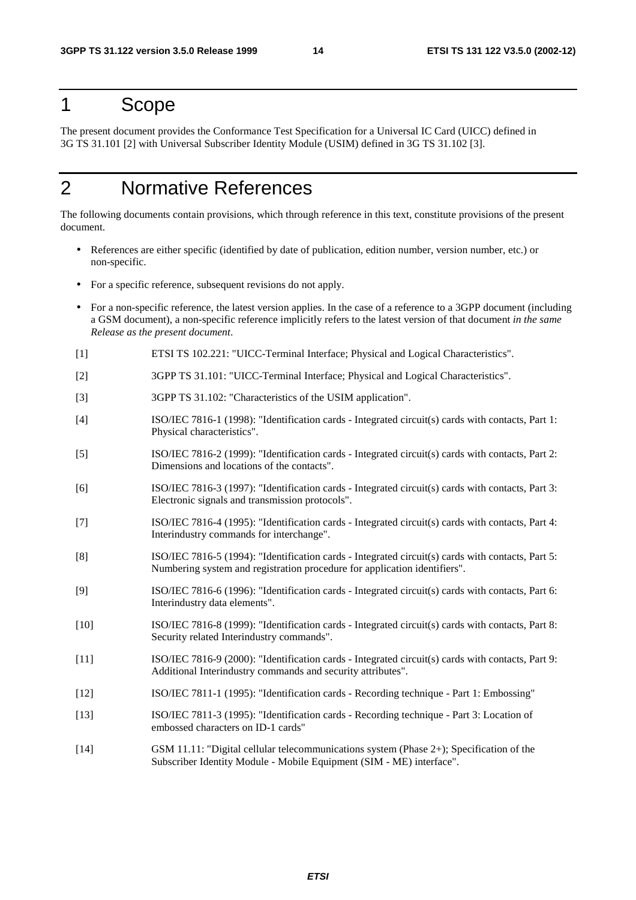# 1 Scope

The present document provides the Conformance Test Specification for a Universal IC Card (UICC) defined in 3G TS 31.101 [2] with Universal Subscriber Identity Module (USIM) defined in 3G TS 31.102 [3].

# 2 Normative References

The following documents contain provisions, which through reference in this text, constitute provisions of the present document.

- References are either specific (identified by date of publication, edition number, version number, etc.) or non-specific.
- For a specific reference, subsequent revisions do not apply.
- For a non-specific reference, the latest version applies. In the case of a reference to a 3GPP document (including a GSM document), a non-specific reference implicitly refers to the latest version of that document *in the same Release as the present document*.

[1] ETSI TS 102.221: "UICC-Terminal Interface; Physical and Logical Characteristics".

[2] 3GPP TS 31.101: "UICC-Terminal Interface; Physical and Logical Characteristics".

[3] 3GPP TS 31.102: "Characteristics of the USIM application".

[4] ISO/IEC 7816-1 (1998): "Identification cards - Integrated circuit(s) cards with contacts, Part 1: Physical characteristics".

[5] ISO/IEC 7816-2 (1999): "Identification cards - Integrated circuit(s) cards with contacts, Part 2: Dimensions and locations of the contacts".

[6] ISO/IEC 7816-3 (1997): "Identification cards - Integrated circuit(s) cards with contacts, Part 3: Electronic signals and transmission protocols".

[7] ISO/IEC 7816-4 (1995): "Identification cards - Integrated circuit(s) cards with contacts, Part 4: Interindustry commands for interchange".

[8] ISO/IEC 7816-5 (1994): "Identification cards - Integrated circuit(s) cards with contacts, Part 5: Numbering system and registration procedure for application identifiers".

[9] ISO/IEC 7816-6 (1996): "Identification cards - Integrated circuit(s) cards with contacts, Part 6: Interindustry data elements".

[10] ISO/IEC 7816-8 (1999): "Identification cards - Integrated circuit(s) cards with contacts, Part 8: Security related Interindustry commands".

[11] ISO/IEC 7816-9 (2000): "Identification cards - Integrated circuit(s) cards with contacts, Part 9: Additional Interindustry commands and security attributes".

[12] ISO/IEC 7811-1 (1995): "Identification cards - Recording technique - Part 1: Embossing"

[13] ISO/IEC 7811-3 (1995): "Identification cards - Recording technique - Part 3: Location of embossed characters on ID-1 cards"

[14] GSM 11.11: "Digital cellular telecommunications system (Phase 2+); Specification of the Subscriber Identity Module - Mobile Equipment (SIM - ME) interface".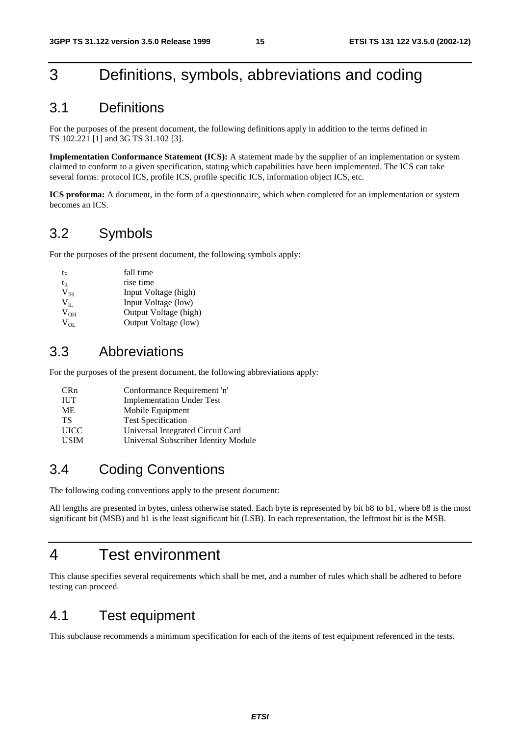# 3 Definitions, symbols, abbreviations and coding

## 3.1 Definitions

For the purposes of the present document, the following definitions apply in addition to the terms defined in TS 102.221 [1] and 3G TS 31.102 [3].

**Implementation Conformance Statement (ICS):** A statement made by the supplier of an implementation or system claimed to conform to a given specification, stating which capabilities have been implemented. The ICS can take several forms: protocol ICS, profile ICS, profile specific ICS, information object ICS, etc.

**ICS proforma:** A document, in the form of a questionnaire, which when completed for an implementation or system becomes an ICS.

## 3.2 Symbols

For the purposes of the present document, the following symbols apply:

| | |
|---|---|
| $t_F$ | fall time |
| $t_R$ | rise time |
| $V_{IH}$ | Input Voltage (high) |
| $V_{IL}$ | Input Voltage (low) |
| $V_{OH}$ | Output Voltage (high) |
| $V_{OL}$ | Output Voltage (low) |

## 3.3 Abbreviations

For the purposes of the present document, the following abbreviations apply:

| | |
|---|---|
| CRn | Conformance Requirement 'n' |
| IUT | Implementation Under Test |
| ME | Mobile Equipment |
| TS | Test Specification |
| UICC | Universal Integrated Circuit Card |
| USIM | Universal Subscriber Identity Module |

## 3.4 Coding Conventions

The following coding conventions apply to the present document:

All lengths are presented in bytes, unless otherwise stated. Each byte is represented by bit b8 to b1, where b8 is the most significant bit (MSB) and b1 is the least significant bit (LSB). In each representation, the leftmost bit is the MSB.

# 4 Test environment

This clause specifies several requirements which shall be met, and a number of rules which shall be adhered to before testing can proceed.

## 4.1 Test equipment

This subclause recommends a minimum specification for each of the items of test equipment referenced in the tests.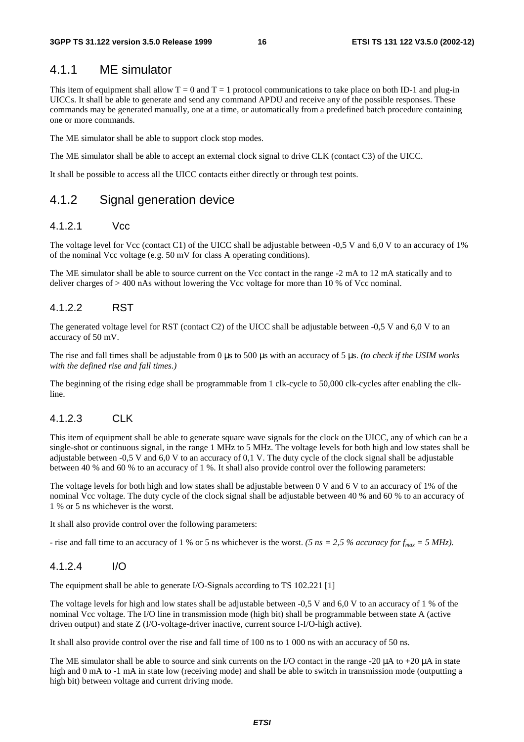### 4.1.1 ME simulator

This item of equipment shall allow T = 0 and T = 1 protocol communications to take place on both ID-1 and plug-in UICCs. It shall be able to generate and send any command APDU and receive any of the possible responses. These commands may be generated manually, one at a time, or automatically from a predefined batch procedure containing one or more commands.

The ME simulator shall be able to support clock stop modes.

The ME simulator shall be able to accept an external clock signal to drive CLK (contact C3) of the UICC.

It shall be possible to access all the UICC contacts either directly or through test points.

### 4.1.2 Signal generation device

#### 4.1.2.1 Vcc

The voltage level for Vcc (contact C1) of the UICC shall be adjustable between -0,5 V and 6,0 V to an accuracy of 1% of the nominal Vcc voltage (e.g. 50 mV for class A operating conditions).

The ME simulator shall be able to source current on the Vcc contact in the range -2 mA to 12 mA statically and to deliver charges of > 400 nAs without lowering the Vcc voltage for more than 10 % of Vcc nominal.

#### 4.1.2.2 RST

The generated voltage level for RST (contact C2) of the UICC shall be adjustable between -0,5 V and 6,0 V to an accuracy of 50 mV.

The rise and fall times shall be adjustable from 0 µs to 500 µs with an accuracy of 5 µs. *(to check if the USIM works with the defined rise and fall times.)*

The beginning of the rising edge shall be programmable from 1 clk-cycle to 50,000 clk-cycles after enabling the clk-line.

#### 4.1.2.3 CLK

This item of equipment shall be able to generate square wave signals for the clock on the UICC, any of which can be a single-shot or continuous signal, in the range 1 MHz to 5 MHz. The voltage levels for both high and low states shall be adjustable between -0,5 V and 6,0 V to an accuracy of 0,1 V. The duty cycle of the clock signal shall be adjustable between 40 % and 60 % to an accuracy of 1 %. It shall also provide control over the following parameters:

The voltage levels for both high and low states shall be adjustable between 0 V and 6 V to an accuracy of 1% of the nominal Vcc voltage. The duty cycle of the clock signal shall be adjustable between 40 % and 60 % to an accuracy of 1 % or 5 ns whichever is the worst.

It shall also provide control over the following parameters:

- rise and fall time to an accuracy of 1 % or 5 ns whichever is the worst. *(5 ns = 2,5 % accuracy for $f_{max}$ = 5 MHz).*

#### 4.1.2.4 I/O

The equipment shall be able to generate I/O-Signals according to TS 102.221 [1]

The voltage levels for high and low states shall be adjustable between -0,5 V and 6,0 V to an accuracy of 1 % of the nominal Vcc voltage. The I/O line in transmission mode (high bit) shall be programmable between state A (active driven output) and state Z (I/O-voltage-driver inactive, current source I-I/O-high active).

It shall also provide control over the rise and fall time of 100 ns to 1 000 ns with an accuracy of 50 ns.

The ME simulator shall be able to source and sink currents on the I/O contact in the range -20 µA to +20 µA in state high and 0 mA to -1 mA in state low (receiving mode) and shall be able to switch in transmission mode (outputting a high bit) between voltage and current driving mode.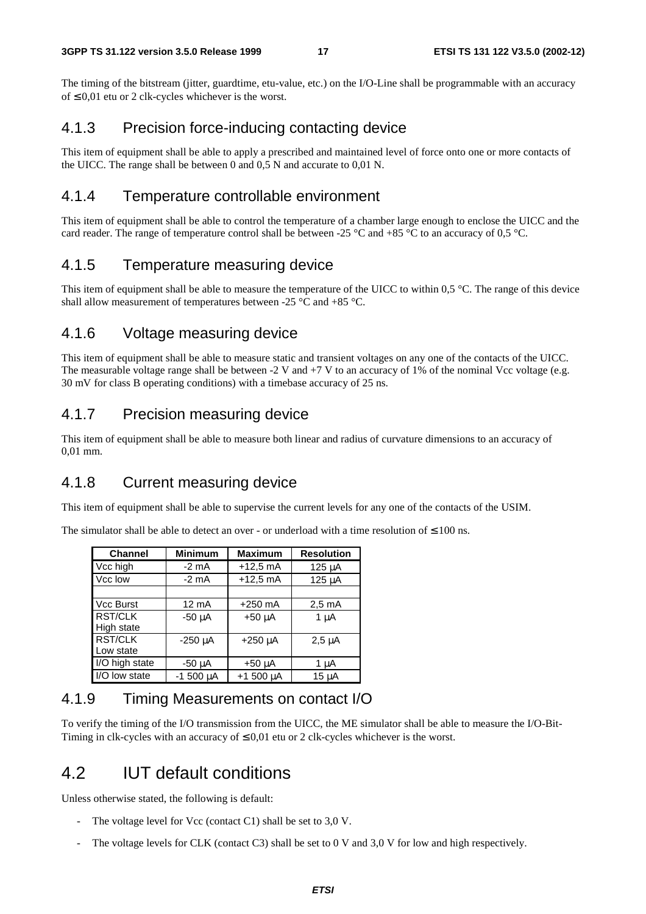The timing of the bitstream (jitter, guardtime, etu-value, etc.) on the I/O-Line shall be programmable with an accuracy of ≤ 0,01 etu or 2 clk-cycles whichever is the worst.

### 4.1.3 Precision force-inducing contacting device

This item of equipment shall be able to apply a prescribed and maintained level of force onto one or more contacts of the UICC. The range shall be between 0 and 0,5 N and accurate to 0,01 N.

### 4.1.4 Temperature controllable environment

This item of equipment shall be able to control the temperature of a chamber large enough to enclose the UICC and the card reader. The range of temperature control shall be between -25 °C and +85 °C to an accuracy of 0,5 °C.

### 4.1.5 Temperature measuring device

This item of equipment shall be able to measure the temperature of the UICC to within 0,5 °C. The range of this device shall allow measurement of temperatures between -25 °C and +85 °C.

### 4.1.6 Voltage measuring device

This item of equipment shall be able to measure static and transient voltages on any one of the contacts of the UICC. The measurable voltage range shall be between -2 V and +7 V to an accuracy of 1% of the nominal Vcc voltage (e.g. 30 mV for class B operating conditions) with a timebase accuracy of 25 ns.

### 4.1.7 Precision measuring device

This item of equipment shall be able to measure both linear and radius of curvature dimensions to an accuracy of 0,01 mm.

### 4.1.8 Current measuring device

This item of equipment shall be able to supervise the current levels for any one of the contacts of the USIM.

The simulator shall be able to detect an over - or underload with a time resolution of ≤ 100 ns.

| Channel | Minimum | Maximum | Resolution |
|---|---|---|---|
| Vcc high | -2 mA | +12,5 mA | 125 µA |
| Vcc low | -2 mA | +12,5 mA | 125 µA |
| | | | |
| Vcc Burst | 12 mA | +250 mA | 2,5 mA |
| RST/CLK High state | -50 µA | +50 µA | 1 µA |
| RST/CLK Low state | -250 µA | +250 µA | 2,5 µA |
| I/O high state | -50 µA | +50 µA | 1 µA |
| I/O low state | -1 500 µA | +1 500 µA | 15 µA |

### 4.1.9 Timing Measurements on contact I/O

To verify the timing of the I/O transmission from the UICC, the ME simulator shall be able to measure the I/O-Bit-Timing in clk-cycles with an accuracy of ≤ 0,01 etu or 2 clk-cycles whichever is the worst.

## 4.2 IUT default conditions

Unless otherwise stated, the following is default:

- The voltage level for Vcc (contact C1) shall be set to 3,0 V.
- The voltage levels for CLK (contact C3) shall be set to 0 V and 3,0 V for low and high respectively.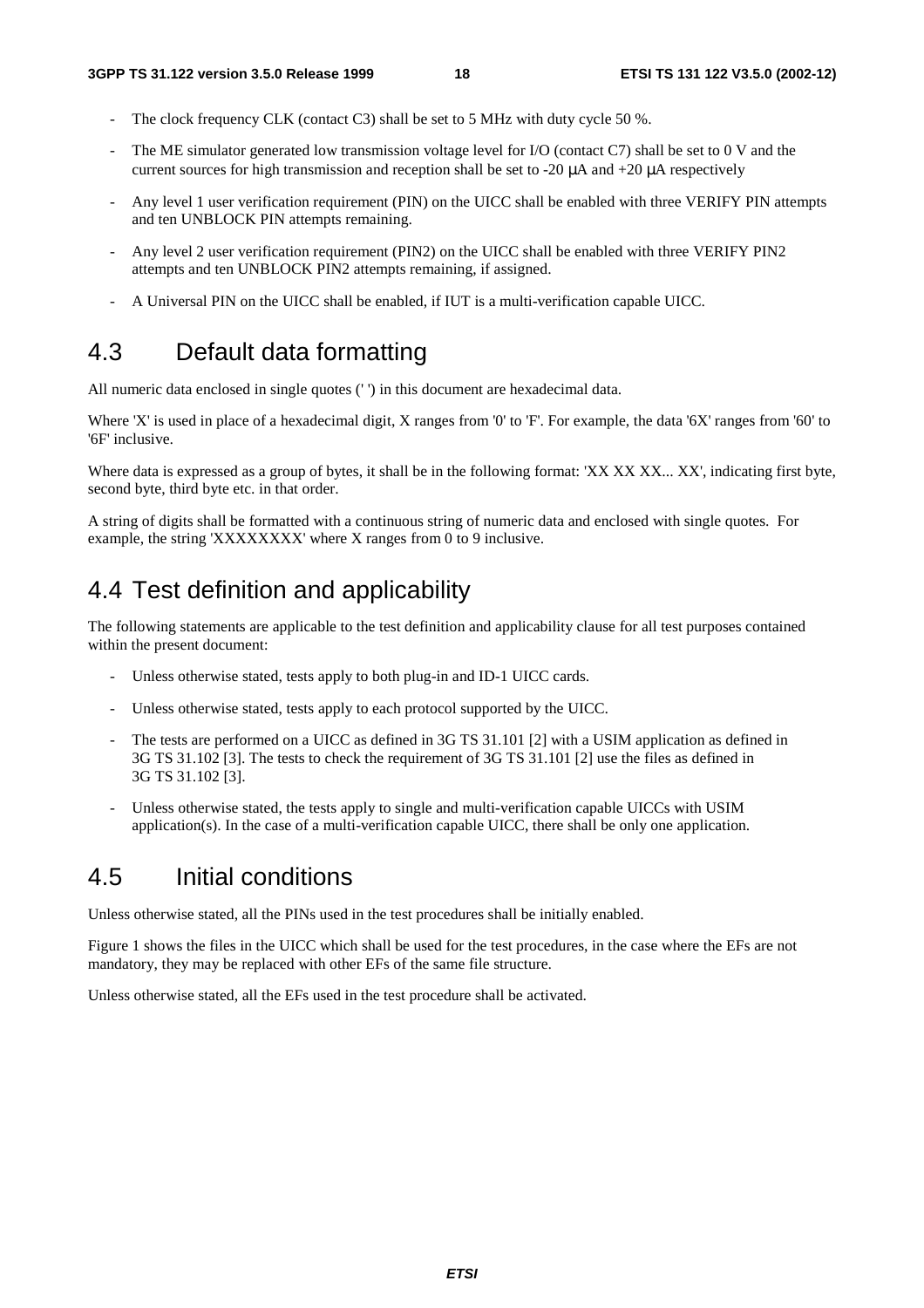- The clock frequency CLK (contact C3) shall be set to 5 MHz with duty cycle 50 %.
- The ME simulator generated low transmission voltage level for I/O (contact C7) shall be set to 0 V and the current sources for high transmission and reception shall be set to -20 μA and +20 μA respectively
- Any level 1 user verification requirement (PIN) on the UICC shall be enabled with three VERIFY PIN attempts and ten UNBLOCK PIN attempts remaining.
- Any level 2 user verification requirement (PIN2) on the UICC shall be enabled with three VERIFY PIN2 attempts and ten UNBLOCK PIN2 attempts remaining, if assigned.
- A Universal PIN on the UICC shall be enabled, if IUT is a multi-verification capable UICC.

## 4.3 Default data formatting

All numeric data enclosed in single quotes (' ') in this document are hexadecimal data.

Where 'X' is used in place of a hexadecimal digit, X ranges from '0' to 'F'. For example, the data '6X' ranges from '60' to '6F' inclusive.

Where data is expressed as a group of bytes, it shall be in the following format: 'XX XX XX... XX', indicating first byte, second byte, third byte etc. in that order.

A string of digits shall be formatted with a continuous string of numeric data and enclosed with single quotes. For example, the string 'XXXXXXXX' where X ranges from 0 to 9 inclusive.

## 4.4 Test definition and applicability

The following statements are applicable to the test definition and applicability clause for all test purposes contained within the present document:

- Unless otherwise stated, tests apply to both plug-in and ID-1 UICC cards.
- Unless otherwise stated, tests apply to each protocol supported by the UICC.
- The tests are performed on a UICC as defined in 3G TS 31.101 [2] with a USIM application as defined in 3G TS 31.102 [3]. The tests to check the requirement of 3G TS 31.101 [2] use the files as defined in 3G TS 31.102 [3].
- Unless otherwise stated, the tests apply to single and multi-verification capable UICCs with USIM application(s). In the case of a multi-verification capable UICC, there shall be only one application.

## 4.5 Initial conditions

Unless otherwise stated, all the PINs used in the test procedures shall be initially enabled.

Figure 1 shows the files in the UICC which shall be used for the test procedures, in the case where the EFs are not mandatory, they may be replaced with other EFs of the same file structure.

Unless otherwise stated, all the EFs used in the test procedure shall be activated.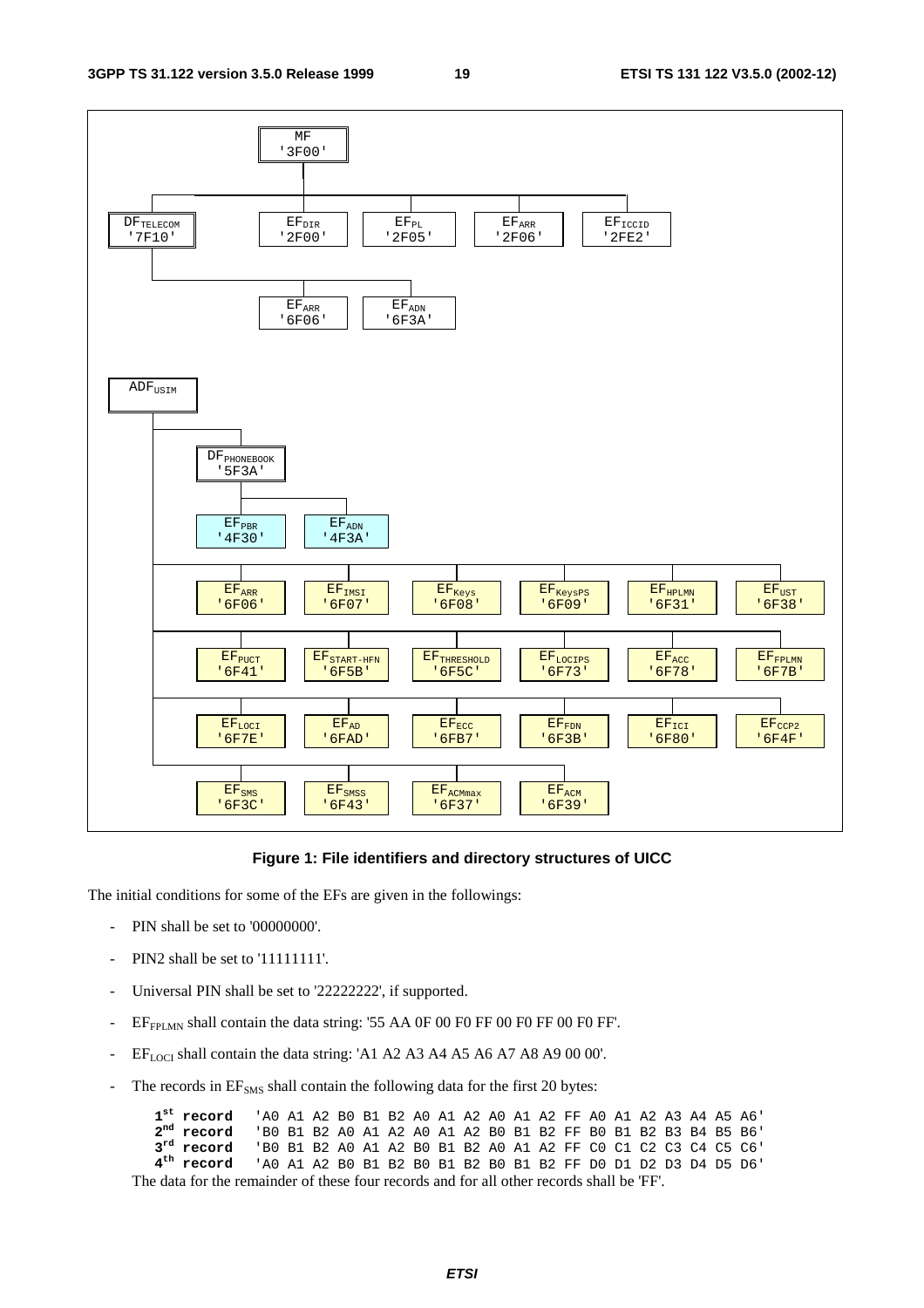```
MF '3F00'
├── DF_TELECOM '7F10'
│   ├── EF_ARR '6F06'
│   └── EF_ADN '6F3A'
├── EF_DIR '2F00'
├── EF_PL '2F05'
├── EF_ARR '2F06'
└── EF_ICCID '2FE2'

ADF_USIM
├── DF_PHONEBOOK '5F3A'
│   ├── EF_PBR '4F30'
│   └── EF_ADN '4F3A'
├── EF_ARR '6F06'
├── EF_IMSI '6F07'
├── EF_Keys '6F08'
├── EF_KeysPS '6F09'
├── EF_HPLMN '6F31'
├── EF_UST '6F38'
├── EF_PUCT '6F41'
├── EF_START-HFN '6F5B'
├── EF_THRESHOLD '6F5C'
├── EF_LOCIPS '6F73'
├── EF_ACC '6F78'
├── EF_FPLMN '6F7B'
├── EF_LOCI '6F7E'
├── EF_AD '6FAD'
├── EF_ECC '6FB7'
├── EF_FDN '6F3B'
├── EF_ICI '6F80'
├── EF_CCP2 '6F4F'
├── EF_SMS '6F3C'
├── EF_SMSS '6F43'
├── EF_ACMmax '6F37'
└── EF_ACM '6F39'
```

**Figure 1: File identifiers and directory structures of UICC**

The initial conditions for some of the EFs are given in the followings:

- PIN shall be set to '00000000'.
- PIN2 shall be set to '11111111'.
- Universal PIN shall be set to '22222222', if supported.
- $EF_{FPLMN}$ shall contain the data string: '55 AA 0F 00 F0 FF 00 F0 FF 00 F0 FF'.
- $EF_{LOCI}$ shall contain the data string: 'A1 A2 A3 A4 A5 A6 A7 A8 A9 00 00'.
- The records in $EF_{SMS}$ shall contain the following data for the first 20 bytes:

| | |
|---|---|
| **1st record** | 'A0 A1 A2 B0 B1 B2 A0 A1 A2 A0 A1 A2 FF A0 A1 A2 A3 A4 A5 A6' |
| **2nd record** | 'B0 B1 B2 A0 A1 A2 A0 A1 A2 B0 B1 B2 FF B0 B1 B2 B3 B4 B5 B6' |
| **3rd record** | 'B0 B1 B2 A0 A1 A2 B0 B1 B2 A0 A1 A2 FF C0 C1 C2 C3 C4 C5 C6' |
| **4th record** | 'A0 A1 A2 B0 B1 B2 B0 B1 B2 B0 B1 B2 FF D0 D1 D2 D3 D4 D5 D6' |

The data for the remainder of these four records and for all other records shall be 'FF'.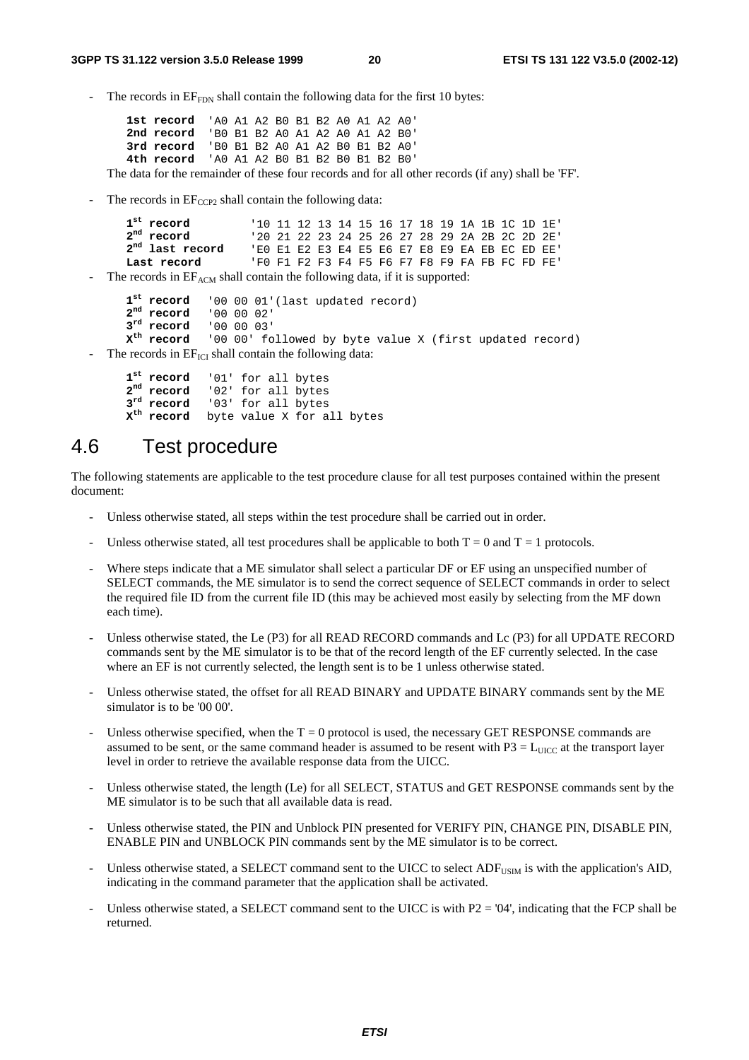- The records in $EF_{FDN}$ shall contain the following data for the first 10 bytes:

```
1st record  'A0 A1 A2 B0 B1 B2 A0 A1 A2 A0'
2nd record  'B0 B1 B2 A0 A1 A2 A0 A1 A2 B0'
3rd record  'B0 B1 B2 A0 A1 A2 B0 B1 B2 A0'
4th record  'A0 A1 A2 B0 B1 B2 B0 B1 B2 B0'
```

The data for the remainder of these four records and for all other records (if any) shall be 'FF'.

- The records in $EF_{CCP2}$ shall contain the following data:

```
1st record          '10 11 12 13 14 15 16 17 18 19 1A 1B 1C 1D 1E'
2nd record          '20 21 22 23 24 25 26 27 28 29 2A 2B 2C 2D 2E'
2nd last record     'E0 E1 E2 E3 E4 E5 E6 E7 E8 E9 EA EB EC ED EE'
Last record         'F0 F1 F2 F3 F4 F5 F6 F7 F8 F9 FA FB FC FD FE'
```

- The records in $EF_{ACM}$ shall contain the following data, if it is supported:

```
1st record   '00 00 01'(last updated record)
2nd record   '00 00 02'
3rd record   '00 00 03'
Xth record   '00 00' followed by byte value X (first updated record)
```

- The records in $EF_{ICI}$ shall contain the following data:

```
1st record   '01' for all bytes
2nd record   '02' for all bytes
3rd record   '03' for all bytes
Xth record   byte value X for all bytes
```

## 4.6 Test procedure

The following statements are applicable to the test procedure clause for all test purposes contained within the present document:

- Unless otherwise stated, all steps within the test procedure shall be carried out in order.
- Unless otherwise stated, all test procedures shall be applicable to both T = 0 and T = 1 protocols.
- Where steps indicate that a ME simulator shall select a particular DF or EF using an unspecified number of SELECT commands, the ME simulator is to send the correct sequence of SELECT commands in order to select the required file ID from the current file ID (this may be achieved most easily by selecting from the MF down each time).
- Unless otherwise stated, the Le (P3) for all READ RECORD commands and Lc (P3) for all UPDATE RECORD commands sent by the ME simulator is to be that of the record length of the EF currently selected. In the case where an EF is not currently selected, the length sent is to be 1 unless otherwise stated.
- Unless otherwise stated, the offset for all READ BINARY and UPDATE BINARY commands sent by the ME simulator is to be '00 00'.
- Unless otherwise specified, when the T = 0 protocol is used, the necessary GET RESPONSE commands are assumed to be sent, or the same command header is assumed to be resent with $P3 = L_{UICC}$ at the transport layer level in order to retrieve the available response data from the UICC.
- Unless otherwise stated, the length (Le) for all SELECT, STATUS and GET RESPONSE commands sent by the ME simulator is to be such that all available data is read.
- Unless otherwise stated, the PIN and Unblock PIN presented for VERIFY PIN, CHANGE PIN, DISABLE PIN, ENABLE PIN and UNBLOCK PIN commands sent by the ME simulator is to be correct.
- Unless otherwise stated, a SELECT command sent to the UICC to select $ADF_{USIM}$ is with the application's AID, indicating in the command parameter that the application shall be activated.
- Unless otherwise stated, a SELECT command sent to the UICC is with P2 = '04', indicating that the FCP shall be returned.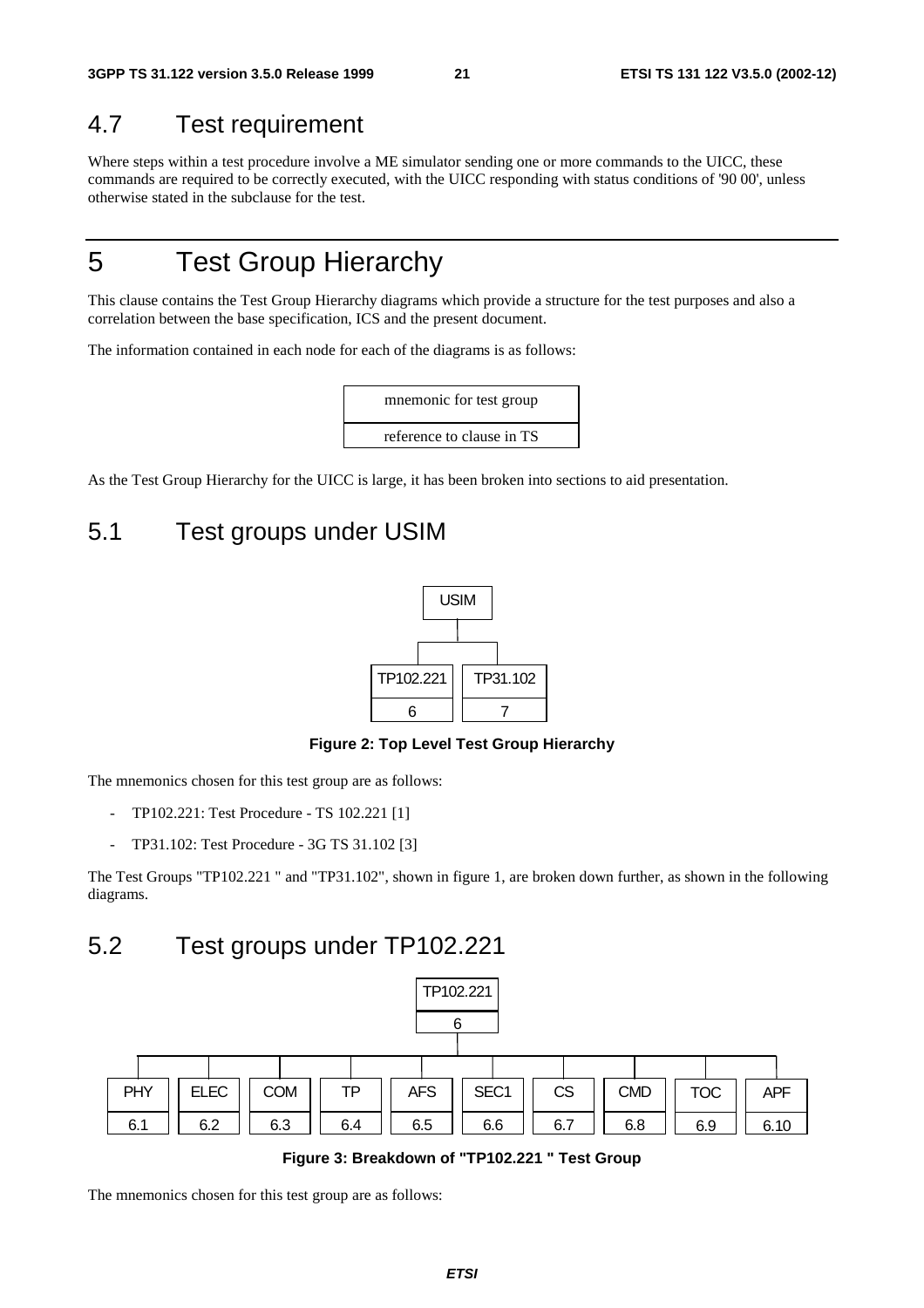## 4.7 Test requirement

Where steps within a test procedure involve a ME simulator sending one or more commands to the UICC, these commands are required to be correctly executed, with the UICC responding with status conditions of '90 00', unless otherwise stated in the subclause for the test.

# 5 Test Group Hierarchy

This clause contains the Test Group Hierarchy diagrams which provide a structure for the test purposes and also a correlation between the base specification, ICS and the present document.

The information contained in each node for each of the diagrams is as follows:

| mnemonic for test group |
| --- |
| reference to clause in TS |

As the Test Group Hierarchy for the UICC is large, it has been broken into sections to aid presentation.

## 5.1 Test groups under USIM

```
            USIM
              |
      +-------+-------+
      |               |
  TP102.221       TP31.102
      6               7
```

**Figure 2: Top Level Test Group Hierarchy**

The mnemonics chosen for this test group are as follows:

- TP102.221: Test Procedure - TS 102.221 [1]
- TP31.102: Test Procedure - 3G TS 31.102 [3]

The Test Groups "TP102.221 " and "TP31.102", shown in figure 1, are broken down further, as shown in the following diagrams.

## 5.2 Test groups under TP102.221

```
                                   TP102.221
                                       6
                                       |
  +------+------+------+------+------+------+------+------+------+
  |      |      |      |      |      |      |      |      |      |
 PHY   ELEC   COM     TP    AFS   SEC1    CS    CMD    TOC    APF
 6.1    6.2   6.3    6.4    6.5    6.6    6.7    6.8    6.9   6.10
```

**Figure 3: Breakdown of "TP102.221 " Test Group**

The mnemonics chosen for this test group are as follows: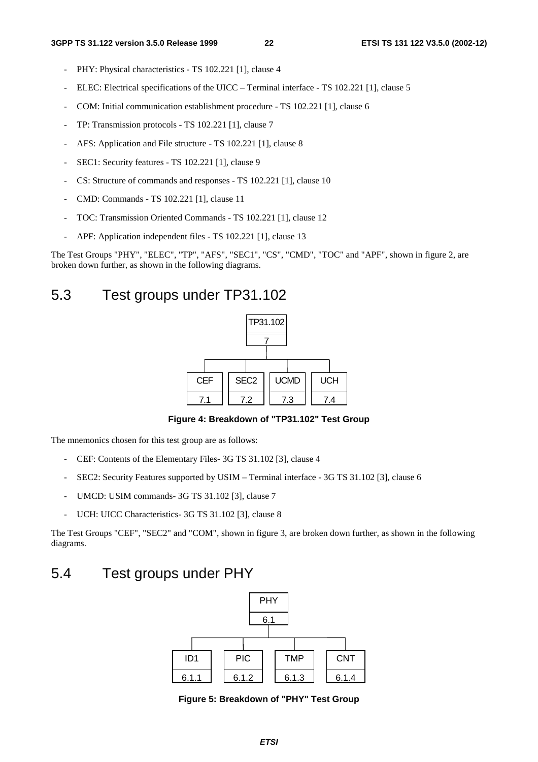- PHY: Physical characteristics - TS 102.221 [1], clause 4
- ELEC: Electrical specifications of the UICC – Terminal interface - TS 102.221 [1], clause 5
- COM: Initial communication establishment procedure - TS 102.221 [1], clause 6
- TP: Transmission protocols - TS 102.221 [1], clause 7
- AFS: Application and File structure - TS 102.221 [1], clause 8
- SEC1: Security features - TS 102.221 [1], clause 9
- CS: Structure of commands and responses - TS 102.221 [1], clause 10
- CMD: Commands - TS 102.221 [1], clause 11
- TOC: Transmission Oriented Commands - TS 102.221 [1], clause 12
- APF: Application independent files - TS 102.221 [1], clause 13

The Test Groups "PHY", "ELEC", "TP", "AFS", "SEC1", "CS", "CMD", "TOC" and "APF", shown in figure 2, are broken down further, as shown in the following diagrams.

## 5.3 Test groups under TP31.102

TP31.102
7

CEF 7.1 | SEC2 7.2 | UCMD 7.3 | UCH 7.4

**Figure 4: Breakdown of "TP31.102" Test Group**

The mnemonics chosen for this test group are as follows:

- CEF: Contents of the Elementary Files- 3G TS 31.102 [3], clause 4
- SEC2: Security Features supported by USIM – Terminal interface - 3G TS 31.102 [3], clause 6
- UMCD: USIM commands- 3G TS 31.102 [3], clause 7
- UCH: UICC Characteristics- 3G TS 31.102 [3], clause 8

The Test Groups "CEF", "SEC2" and "COM", shown in figure 3, are broken down further, as shown in the following diagrams.

## 5.4 Test groups under PHY

PHY
6.1

ID1 6.1.1 | PIC 6.1.2 | TMP 6.1.3 | CNT 6.1.4

**Figure 5: Breakdown of "PHY" Test Group**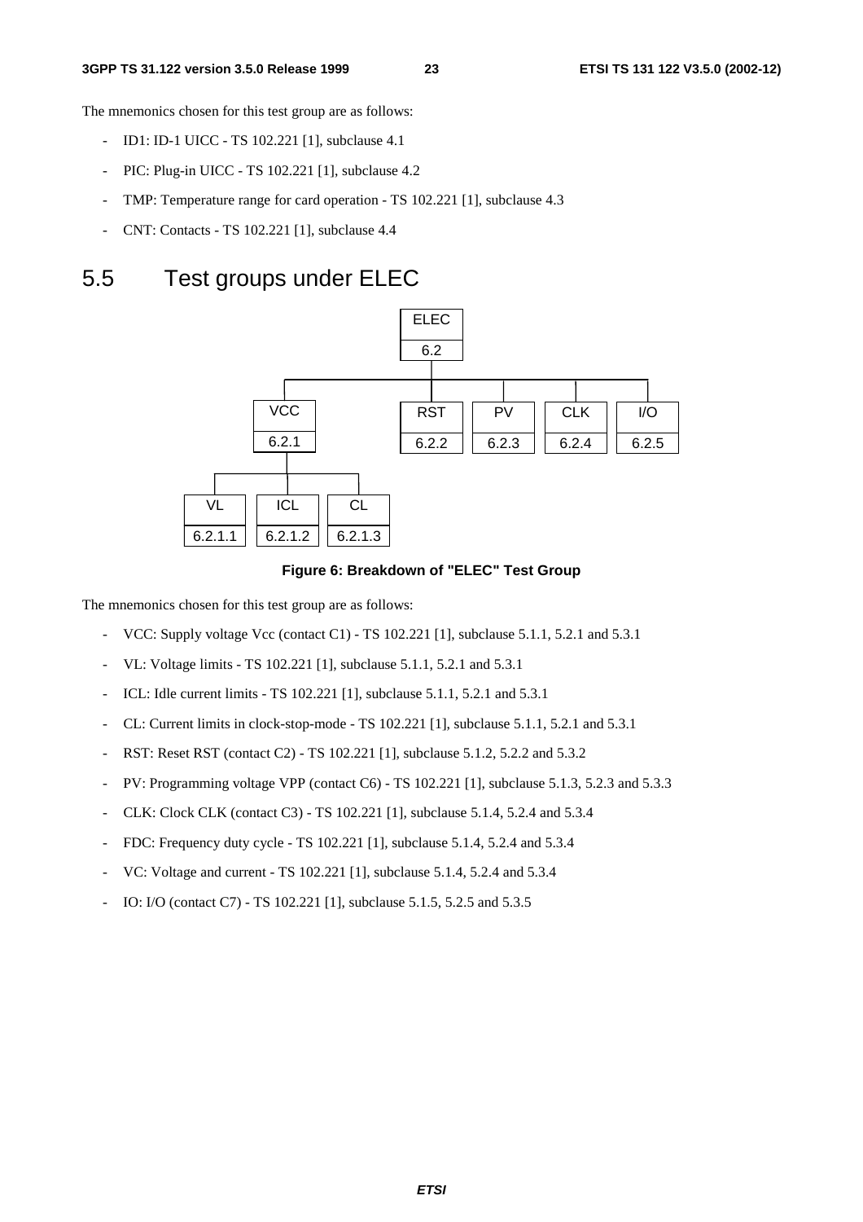The mnemonics chosen for this test group are as follows:

- ID1: ID-1 UICC - TS 102.221 [1], subclause 4.1
- PIC: Plug-in UICC - TS 102.221 [1], subclause 4.2
- TMP: Temperature range for card operation - TS 102.221 [1], subclause 4.3
- CNT: Contacts - TS 102.221 [1], subclause 4.4

## 5.5 Test groups under ELEC

```
                              ELEC
                              6.2
                               |
      +------------------------+--------+--------+--------+
      |                        |        |        |        |
     VCC                      RST       PV      CLK      I/O
    6.2.1                    6.2.2    6.2.3    6.2.4    6.2.5
      |
  +---+-------+
  |   |       |
  VL  ICL     CL
6.2.1.1 6.2.1.2 6.2.1.3
```

**Figure 6: Breakdown of "ELEC" Test Group**

The mnemonics chosen for this test group are as follows:

- VCC: Supply voltage Vcc (contact C1) - TS 102.221 [1], subclause 5.1.1, 5.2.1 and 5.3.1
- VL: Voltage limits - TS 102.221 [1], subclause 5.1.1, 5.2.1 and 5.3.1
- ICL: Idle current limits - TS 102.221 [1], subclause 5.1.1, 5.2.1 and 5.3.1
- CL: Current limits in clock-stop-mode - TS 102.221 [1], subclause 5.1.1, 5.2.1 and 5.3.1
- RST: Reset RST (contact C2) - TS 102.221 [1], subclause 5.1.2, 5.2.2 and 5.3.2
- PV: Programming voltage VPP (contact C6) - TS 102.221 [1], subclause 5.1.3, 5.2.3 and 5.3.3
- CLK: Clock CLK (contact C3) - TS 102.221 [1], subclause 5.1.4, 5.2.4 and 5.3.4
- FDC: Frequency duty cycle - TS 102.221 [1], subclause 5.1.4, 5.2.4 and 5.3.4
- VC: Voltage and current - TS 102.221 [1], subclause 5.1.4, 5.2.4 and 5.3.4
- IO: I/O (contact C7) - TS 102.221 [1], subclause 5.1.5, 5.2.5 and 5.3.5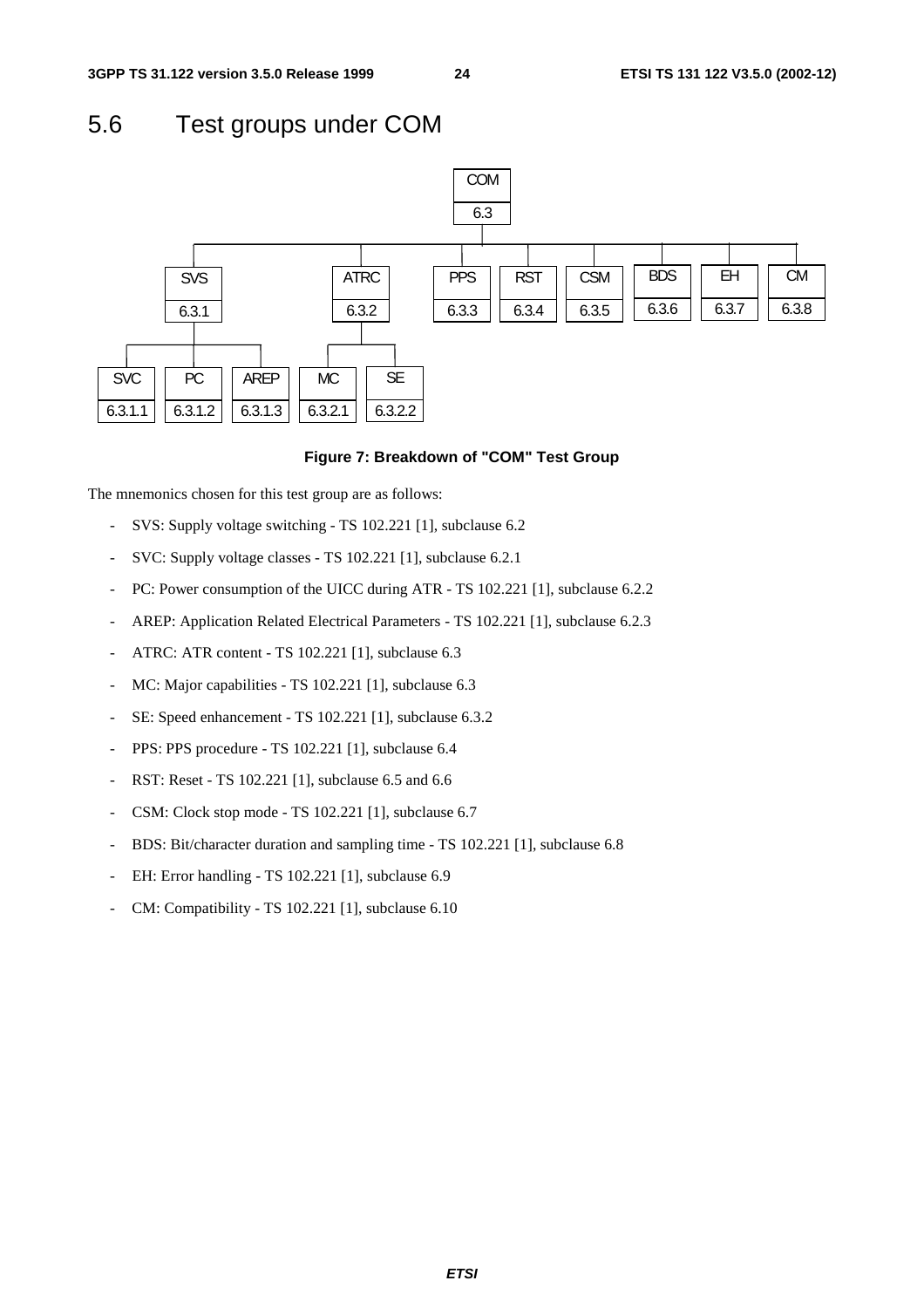## 5.6 Test groups under COM

**Figure 7: Breakdown of "COM" Test Group**

The mnemonics chosen for this test group are as follows:

- SVS: Supply voltage switching - TS 102.221 [1], subclause 6.2
- SVC: Supply voltage classes - TS 102.221 [1], subclause 6.2.1
- PC: Power consumption of the UICC during ATR - TS 102.221 [1], subclause 6.2.2
- AREP: Application Related Electrical Parameters - TS 102.221 [1], subclause 6.2.3
- ATRC: ATR content - TS 102.221 [1], subclause 6.3
- MC: Major capabilities - TS 102.221 [1], subclause 6.3
- SE: Speed enhancement - TS 102.221 [1], subclause 6.3.2
- PPS: PPS procedure - TS 102.221 [1], subclause 6.4
- RST: Reset - TS 102.221 [1], subclause 6.5 and 6.6
- CSM: Clock stop mode - TS 102.221 [1], subclause 6.7
- BDS: Bit/character duration and sampling time - TS 102.221 [1], subclause 6.8
- EH: Error handling - TS 102.221 [1], subclause 6.9
- CM: Compatibility - TS 102.221 [1], subclause 6.10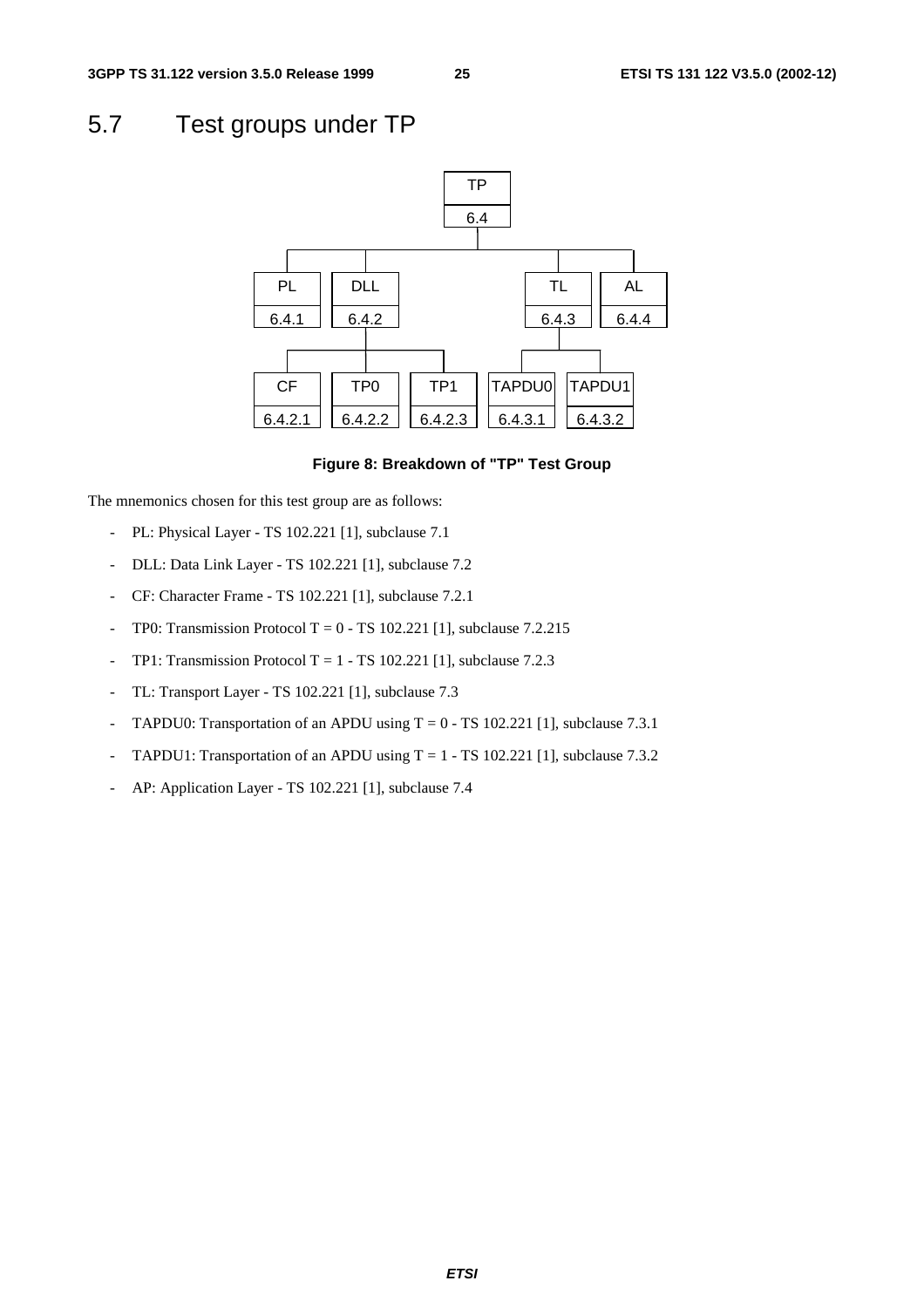## 5.7 Test groups under TP

```
TP 6.4
├── PL 6.4.1
├── DLL 6.4.2
│   ├── CF 6.4.2.1
│   ├── TP0 6.4.2.2
│   └── TP1 6.4.2.3
├── TL 6.4.3
│   ├── TAPDU0 6.4.3.1
│   └── TAPDU1 6.4.3.2
└── AL 6.4.4
```

**Figure 8: Breakdown of "TP" Test Group**

The mnemonics chosen for this test group are as follows:

- PL: Physical Layer - TS 102.221 [1], subclause 7.1
- DLL: Data Link Layer - TS 102.221 [1], subclause 7.2
- CF: Character Frame - TS 102.221 [1], subclause 7.2.1
- TP0: Transmission Protocol T = 0 - TS 102.221 [1], subclause 7.2.215
- TP1: Transmission Protocol T = 1 - TS 102.221 [1], subclause 7.2.3
- TL: Transport Layer - TS 102.221 [1], subclause 7.3
- TAPDU0: Transportation of an APDU using T = 0 - TS 102.221 [1], subclause 7.3.1
- TAPDU1: Transportation of an APDU using T = 1 - TS 102.221 [1], subclause 7.3.2
- AP: Application Layer - TS 102.221 [1], subclause 7.4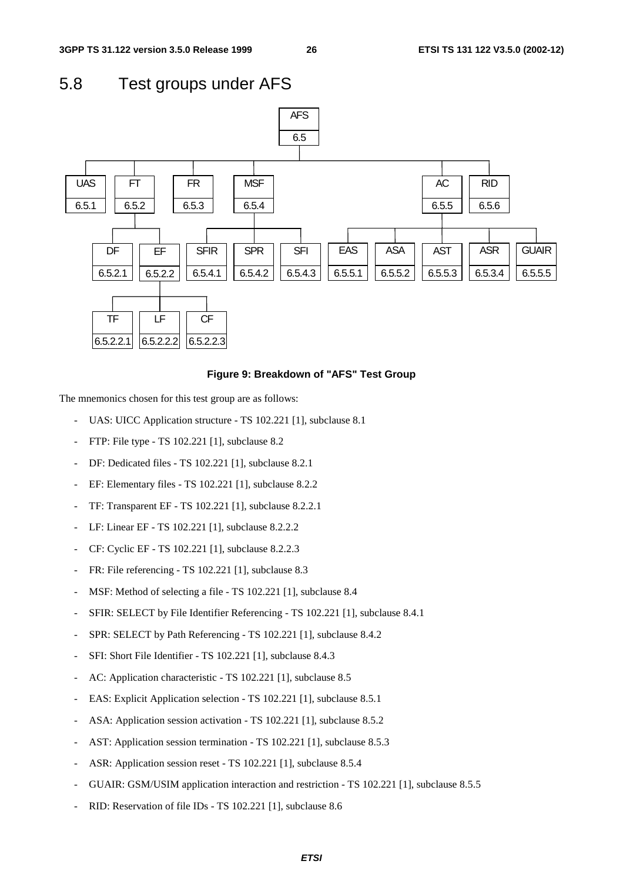## 5.8 Test groups under AFS

```
                                         AFS
                                         6.5
   |                                                                 |
 UAS     FT      FR      MSF                                 AC      RID
 6.5.1   6.5.2   6.5.3   6.5.4                               6.5.5   6.5.6

       DF      EF      SFIR    SPR     SFI     EAS     ASA     AST     ASR     GUAIR
       6.5.2.1 6.5.2.2 6.5.4.1 6.5.4.2 6.5.4.3 6.5.5.1 6.5.5.2 6.5.5.3 6.5.3.4 6.5.5.5

       TF        LF        CF
       6.5.2.2.1 6.5.2.2.2 6.5.2.2.3
```

**Figure 9: Breakdown of "AFS" Test Group**

The mnemonics chosen for this test group are as follows:

- UAS: UICC Application structure - TS 102.221 [1], subclause 8.1
- FTP: File type - TS 102.221 [1], subclause 8.2
- DF: Dedicated files - TS 102.221 [1], subclause 8.2.1
- EF: Elementary files - TS 102.221 [1], subclause 8.2.2
- TF: Transparent EF - TS 102.221 [1], subclause 8.2.2.1
- LF: Linear EF - TS 102.221 [1], subclause 8.2.2.2
- CF: Cyclic EF - TS 102.221 [1], subclause 8.2.2.3
- FR: File referencing - TS 102.221 [1], subclause 8.3
- MSF: Method of selecting a file - TS 102.221 [1], subclause 8.4
- SFIR: SELECT by File Identifier Referencing - TS 102.221 [1], subclause 8.4.1
- SPR: SELECT by Path Referencing - TS 102.221 [1], subclause 8.4.2
- SFI: Short File Identifier - TS 102.221 [1], subclause 8.4.3
- AC: Application characteristic - TS 102.221 [1], subclause 8.5
- EAS: Explicit Application selection - TS 102.221 [1], subclause 8.5.1
- ASA: Application session activation - TS 102.221 [1], subclause 8.5.2
- AST: Application session termination - TS 102.221 [1], subclause 8.5.3
- ASR: Application session reset - TS 102.221 [1], subclause 8.5.4
- GUAIR: GSM/USIM application interaction and restriction - TS 102.221 [1], subclause 8.5.5
- RID: Reservation of file IDs - TS 102.221 [1], subclause 8.6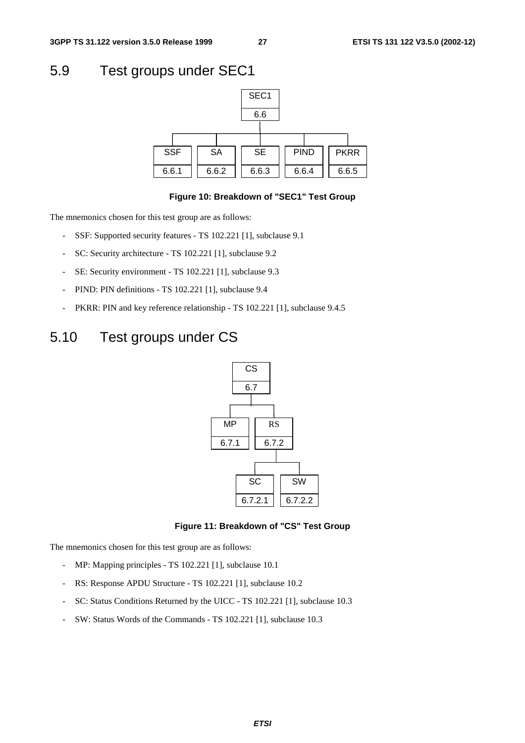## 5.9 Test groups under SEC1

Figure 10: Breakdown of "SEC1" Test Group

The mnemonics chosen for this test group are as follows:

- SSF: Supported security features - TS 102.221 [1], subclause 9.1
- SC: Security architecture - TS 102.221 [1], subclause 9.2
- SE: Security environment - TS 102.221 [1], subclause 9.3
- PIND: PIN definitions - TS 102.221 [1], subclause 9.4
- PKRR: PIN and key reference relationship - TS 102.221 [1], subclause 9.4.5

## 5.10 Test groups under CS

Figure 11: Breakdown of "CS" Test Group

The mnemonics chosen for this test group are as follows:

- MP: Mapping principles - TS 102.221 [1], subclause 10.1
- RS: Response APDU Structure - TS 102.221 [1], subclause 10.2
- SC: Status Conditions Returned by the UICC - TS 102.221 [1], subclause 10.3
- SW: Status Words of the Commands - TS 102.221 [1], subclause 10.3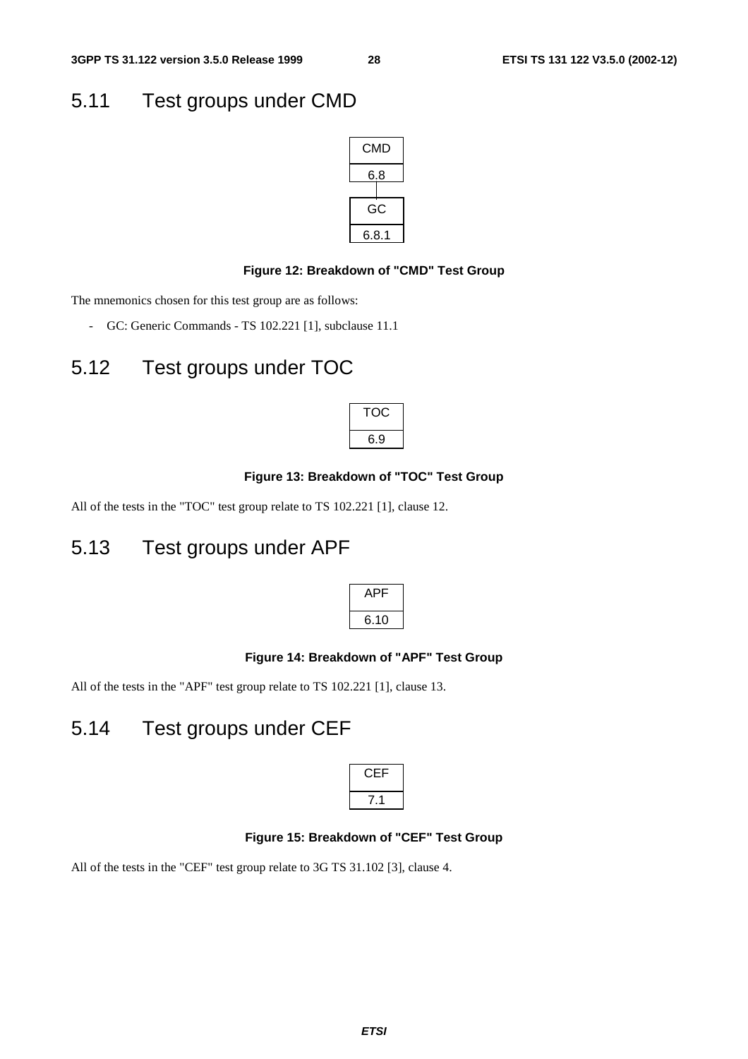## 5.11 Test groups under CMD

| CMD |
|---|
| 6.8 |

| GC |
|---|
| 6.8.1 |

**Figure 12: Breakdown of "CMD" Test Group**

The mnemonics chosen for this test group are as follows:

- GC: Generic Commands - TS 102.221 [1], subclause 11.1

## 5.12 Test groups under TOC

| TOC |
|---|
| 6.9 |

**Figure 13: Breakdown of "TOC" Test Group**

All of the tests in the "TOC" test group relate to TS 102.221 [1], clause 12.

## 5.13 Test groups under APF

| APF |
|---|
| 6.10 |

**Figure 14: Breakdown of "APF" Test Group**

All of the tests in the "APF" test group relate to TS 102.221 [1], clause 13.

## 5.14 Test groups under CEF

| CEF |
|---|
| 7.1 |

**Figure 15: Breakdown of "CEF" Test Group**

All of the tests in the "CEF" test group relate to 3G TS 31.102 [3], clause 4.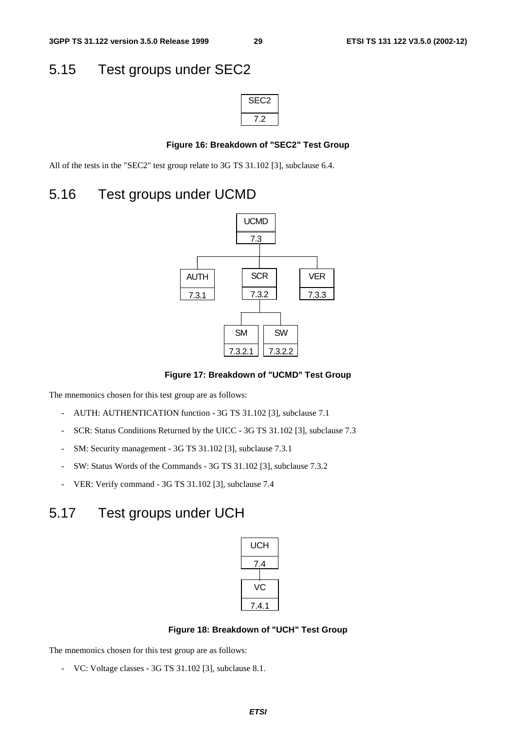## 5.15 Test groups under SEC2

| SEC2 |
| --- |
| 7.2 |

**Figure 16: Breakdown of "SEC2" Test Group**

All of the tests in the "SEC2" test group relate to 3G TS 31.102 [3], subclause 6.4.

## 5.16 Test groups under UCMD

- UCMD (7.3)
  - AUTH (7.3.1)
  - SCR (7.3.2)
    - SM (7.3.2.1)
    - SW (7.3.2.2)
  - VER (7.3.3)

**Figure 17: Breakdown of "UCMD" Test Group**

The mnemonics chosen for this test group are as follows:

- AUTH: AUTHENTICATION function - 3G TS 31.102 [3], subclause 7.1
- SCR: Status Conditions Returned by the UICC - 3G TS 31.102 [3], subclause 7.3
- SM: Security management - 3G TS 31.102 [3], subclause 7.3.1
- SW: Status Words of the Commands - 3G TS 31.102 [3], subclause 7.3.2
- VER: Verify command - 3G TS 31.102 [3], subclause 7.4

## 5.17 Test groups under UCH

- UCH (7.4)
  - VC (7.4.1)

**Figure 18: Breakdown of "UCH" Test Group**

The mnemonics chosen for this test group are as follows:

- VC: Voltage classes - 3G TS 31.102 [3], subclause 8.1.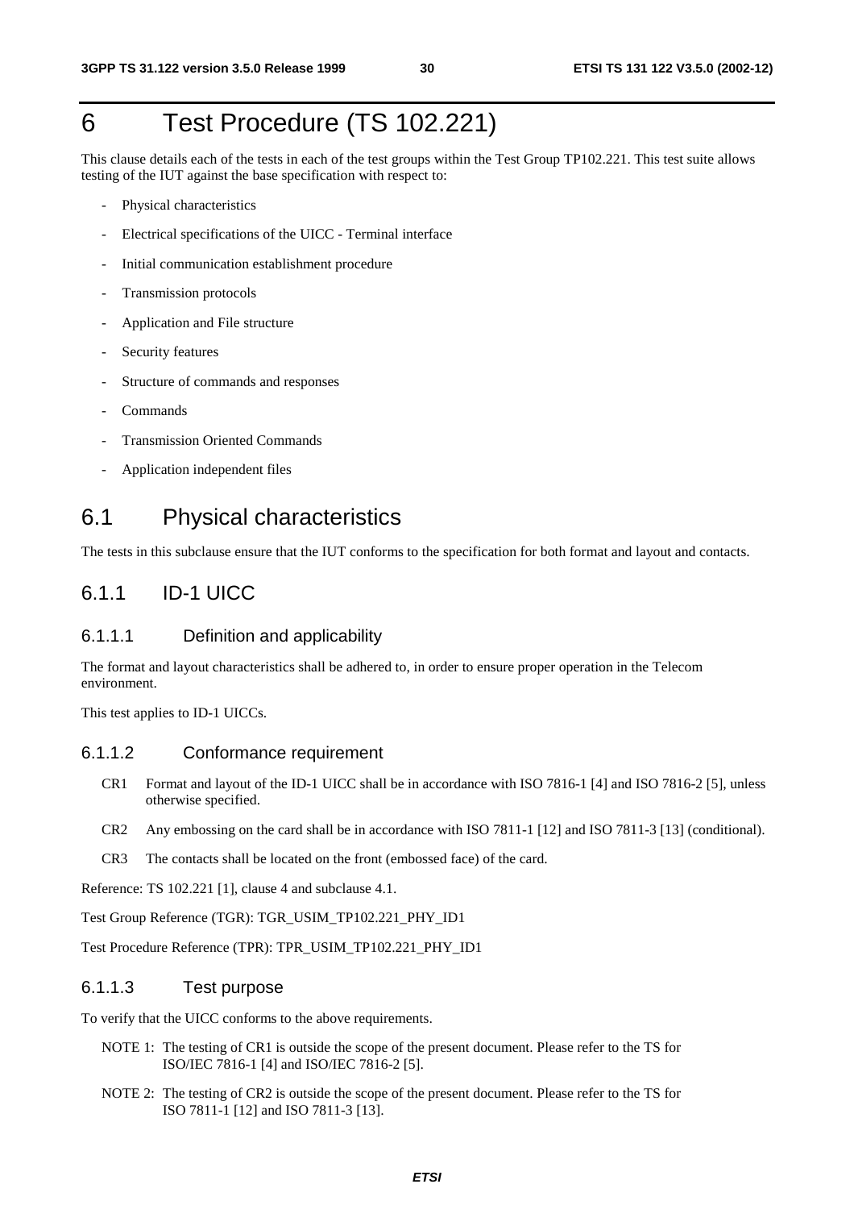# 6 Test Procedure (TS 102.221)

This clause details each of the tests in each of the test groups within the Test Group TP102.221. This test suite allows testing of the IUT against the base specification with respect to:

- Physical characteristics
- Electrical specifications of the UICC - Terminal interface
- Initial communication establishment procedure
- Transmission protocols
- Application and File structure
- Security features
- Structure of commands and responses
- Commands
- Transmission Oriented Commands
- Application independent files

## 6.1 Physical characteristics

The tests in this subclause ensure that the IUT conforms to the specification for both format and layout and contacts.

### 6.1.1 ID-1 UICC

#### 6.1.1.1 Definition and applicability

The format and layout characteristics shall be adhered to, in order to ensure proper operation in the Telecom environment.

This test applies to ID-1 UICCs.

#### 6.1.1.2 Conformance requirement

CR1 Format and layout of the ID-1 UICC shall be in accordance with ISO 7816-1 [4] and ISO 7816-2 [5], unless otherwise specified.

CR2 Any embossing on the card shall be in accordance with ISO 7811-1 [12] and ISO 7811-3 [13] (conditional).

CR3 The contacts shall be located on the front (embossed face) of the card.

Reference: TS 102.221 [1], clause 4 and subclause 4.1.

Test Group Reference (TGR): TGR_USIM_TP102.221_PHY_ID1

Test Procedure Reference (TPR): TPR_USIM_TP102.221_PHY_ID1

#### 6.1.1.3 Test purpose

To verify that the UICC conforms to the above requirements.

NOTE 1: The testing of CR1 is outside the scope of the present document. Please refer to the TS for ISO/IEC 7816-1 [4] and ISO/IEC 7816-2 [5].

NOTE 2: The testing of CR2 is outside the scope of the present document. Please refer to the TS for ISO 7811-1 [12] and ISO 7811-3 [13].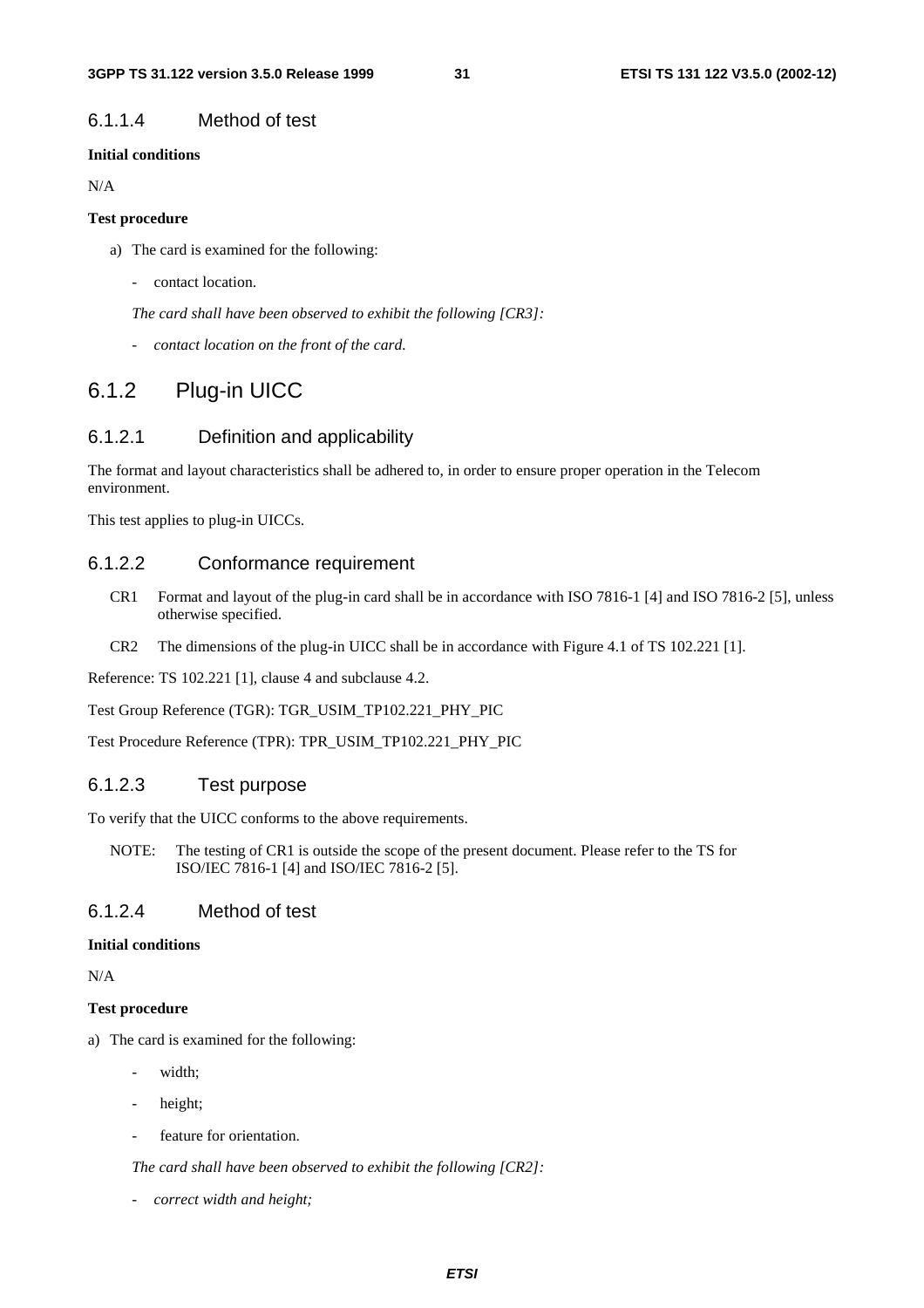#### 6.1.1.4 Method of test

**Initial conditions**

N/A

**Test procedure**

a) The card is examined for the following:

   - contact location.

   *The card shall have been observed to exhibit the following [CR3]:*

   - *contact location on the front of the card.*

## 6.1.2 Plug-in UICC

### 6.1.2.1 Definition and applicability

The format and layout characteristics shall be adhered to, in order to ensure proper operation in the Telecom environment.

This test applies to plug-in UICCs.

### 6.1.2.2 Conformance requirement

CR1 Format and layout of the plug-in card shall be in accordance with ISO 7816-1 [4] and ISO 7816-2 [5], unless otherwise specified.

CR2 The dimensions of the plug-in UICC shall be in accordance with Figure 4.1 of TS 102.221 [1].

Reference: TS 102.221 [1], clause 4 and subclause 4.2.

Test Group Reference (TGR): TGR_USIM_TP102.221_PHY_PIC

Test Procedure Reference (TPR): TPR_USIM_TP102.221_PHY_PIC

### 6.1.2.3 Test purpose

To verify that the UICC conforms to the above requirements.

NOTE: The testing of CR1 is outside the scope of the present document. Please refer to the TS for ISO/IEC 7816-1 [4] and ISO/IEC 7816-2 [5].

### 6.1.2.4 Method of test

**Initial conditions**

N/A

**Test procedure**

a) The card is examined for the following:

   - width;

   - height;

   - feature for orientation.

   *The card shall have been observed to exhibit the following [CR2]:*

   - *correct width and height;*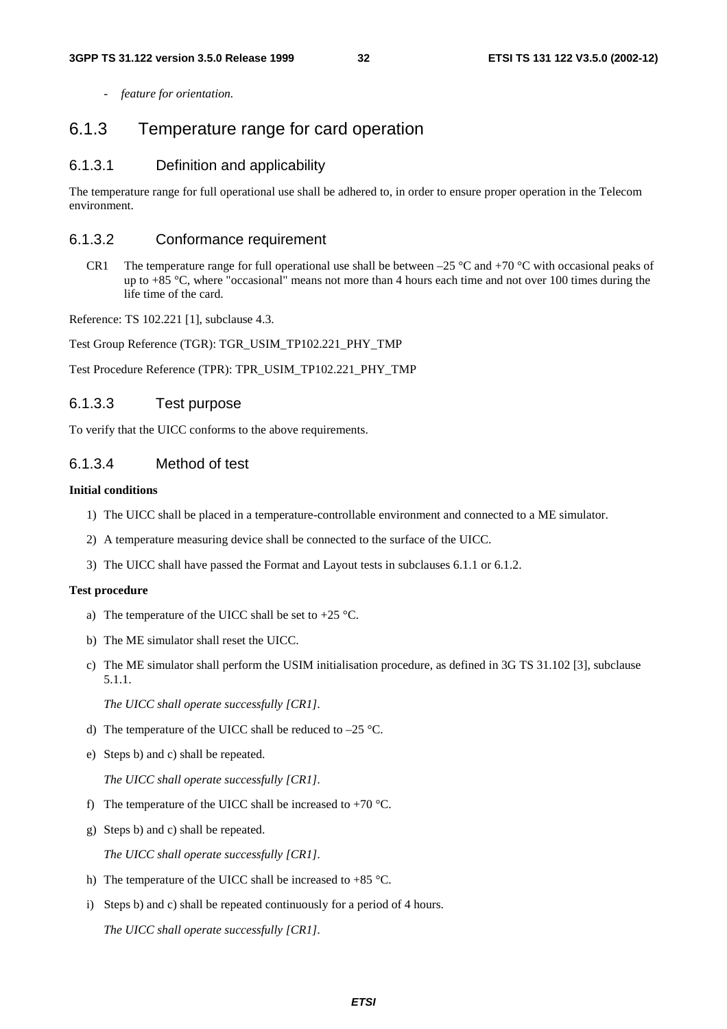- *feature for orientation.*

### 6.1.3 Temperature range for card operation

#### 6.1.3.1 Definition and applicability

The temperature range for full operational use shall be adhered to, in order to ensure proper operation in the Telecom environment.

#### 6.1.3.2 Conformance requirement

CR1 The temperature range for full operational use shall be between –25 °C and +70 °C with occasional peaks of up to +85 °C, where "occasional" means not more than 4 hours each time and not over 100 times during the life time of the card.

Reference: TS 102.221 [1], subclause 4.3.

Test Group Reference (TGR): TGR_USIM_TP102.221_PHY_TMP

Test Procedure Reference (TPR): TPR_USIM_TP102.221_PHY_TMP

#### 6.1.3.3 Test purpose

To verify that the UICC conforms to the above requirements.

#### 6.1.3.4 Method of test

**Initial conditions**

1) The UICC shall be placed in a temperature-controllable environment and connected to a ME simulator.
2) A temperature measuring device shall be connected to the surface of the UICC.
3) The UICC shall have passed the Format and Layout tests in subclauses 6.1.1 or 6.1.2.

**Test procedure**

a) The temperature of the UICC shall be set to +25 °C.

b) The ME simulator shall reset the UICC.

c) The ME simulator shall perform the USIM initialisation procedure, as defined in 3G TS 31.102 [3], subclause 5.1.1.

   *The UICC shall operate successfully [CR1].*

d) The temperature of the UICC shall be reduced to –25 °C.

e) Steps b) and c) shall be repeated.

   *The UICC shall operate successfully [CR1].*

f) The temperature of the UICC shall be increased to +70 °C.

g) Steps b) and c) shall be repeated.

   *The UICC shall operate successfully [CR1].*

h) The temperature of the UICC shall be increased to +85 °C.

i) Steps b) and c) shall be repeated continuously for a period of 4 hours.

   *The UICC shall operate successfully [CR1].*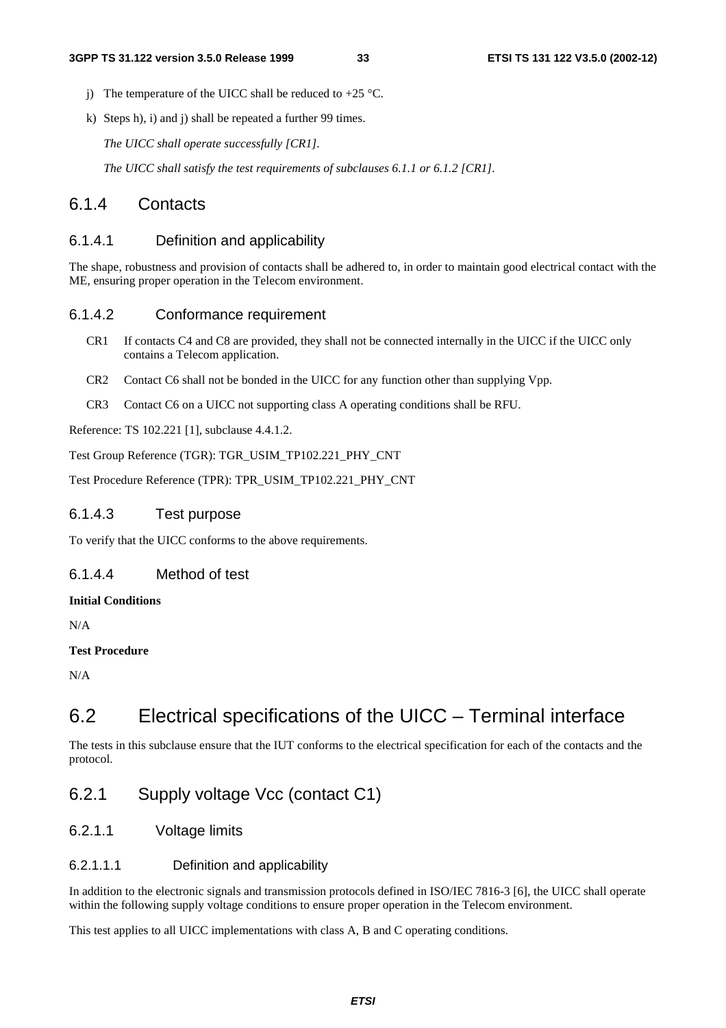j) The temperature of the UICC shall be reduced to +25 °C.

k) Steps h), i) and j) shall be repeated a further 99 times.

*The UICC shall operate successfully [CR1].*

*The UICC shall satisfy the test requirements of subclauses 6.1.1 or 6.1.2 [CR1].*

### 6.1.4 Contacts

#### 6.1.4.1 Definition and applicability

The shape, robustness and provision of contacts shall be adhered to, in order to maintain good electrical contact with the ME, ensuring proper operation in the Telecom environment.

#### 6.1.4.2 Conformance requirement

CR1 If contacts C4 and C8 are provided, they shall not be connected internally in the UICC if the UICC only contains a Telecom application.

CR2 Contact C6 shall not be bonded in the UICC for any function other than supplying Vpp.

CR3 Contact C6 on a UICC not supporting class A operating conditions shall be RFU.

Reference: TS 102.221 [1], subclause 4.4.1.2.

Test Group Reference (TGR): TGR_USIM_TP102.221_PHY_CNT

Test Procedure Reference (TPR): TPR_USIM_TP102.221_PHY_CNT

#### 6.1.4.3 Test purpose

To verify that the UICC conforms to the above requirements.

#### 6.1.4.4 Method of test

**Initial Conditions**

N/A

**Test Procedure**

N/A

## 6.2 Electrical specifications of the UICC – Terminal interface

The tests in this subclause ensure that the IUT conforms to the electrical specification for each of the contacts and the protocol.

### 6.2.1 Supply voltage Vcc (contact C1)

#### 6.2.1.1 Voltage limits

##### 6.2.1.1.1 Definition and applicability

In addition to the electronic signals and transmission protocols defined in ISO/IEC 7816-3 [6], the UICC shall operate within the following supply voltage conditions to ensure proper operation in the Telecom environment.

This test applies to all UICC implementations with class A, B and C operating conditions.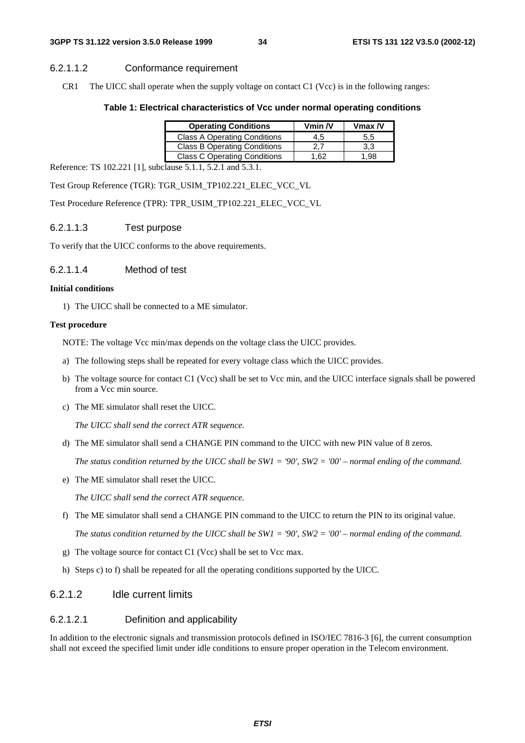#### 6.2.1.1.2 Conformance requirement

CR1 The UICC shall operate when the supply voltage on contact C1 (Vcc) is in the following ranges:

**Table 1: Electrical characteristics of Vcc under normal operating conditions**

| Operating Conditions | Vmin /V | Vmax /V |
|---|---|---|
| Class A Operating Conditions | 4,5 | 5,5 |
| Class B Operating Conditions | 2,7 | 3,3 |
| Class C Operating Conditions | 1,62 | 1,98 |

Reference: TS 102.221 [1], subclause 5.1.1, 5.2.1 and 5.3.1.

Test Group Reference (TGR): TGR_USIM_TP102.221_ELEC_VCC_VL

Test Procedure Reference (TPR): TPR_USIM_TP102.221_ELEC_VCC_VL

#### 6.2.1.1.3 Test purpose

To verify that the UICC conforms to the above requirements.

#### 6.2.1.1.4 Method of test

**Initial conditions**

1) The UICC shall be connected to a ME simulator.

**Test procedure**

NOTE: The voltage Vcc min/max depends on the voltage class the UICC provides.

a) The following steps shall be repeated for every voltage class which the UICC provides.

b) The voltage source for contact C1 (Vcc) shall be set to Vcc min, and the UICC interface signals shall be powered from a Vcc min source.

c) The ME simulator shall reset the UICC.

   *The UICC shall send the correct ATR sequence.*

d) The ME simulator shall send a CHANGE PIN command to the UICC with new PIN value of 8 zeros.

   *The status condition returned by the UICC shall be SW1 = '90', SW2 = '00' – normal ending of the command.*

e) The ME simulator shall reset the UICC.

   *The UICC shall send the correct ATR sequence.*

f) The ME simulator shall send a CHANGE PIN command to the UICC to return the PIN to its original value.

   *The status condition returned by the UICC shall be SW1 = '90', SW2 = '00' – normal ending of the command.*

g) The voltage source for contact C1 (Vcc) shall be set to Vcc max.

h) Steps c) to f) shall be repeated for all the operating conditions supported by the UICC.

### 6.2.1.2 Idle current limits

#### 6.2.1.2.1 Definition and applicability

In addition to the electronic signals and transmission protocols defined in ISO/IEC 7816-3 [6], the current consumption shall not exceed the specified limit under idle conditions to ensure proper operation in the Telecom environment.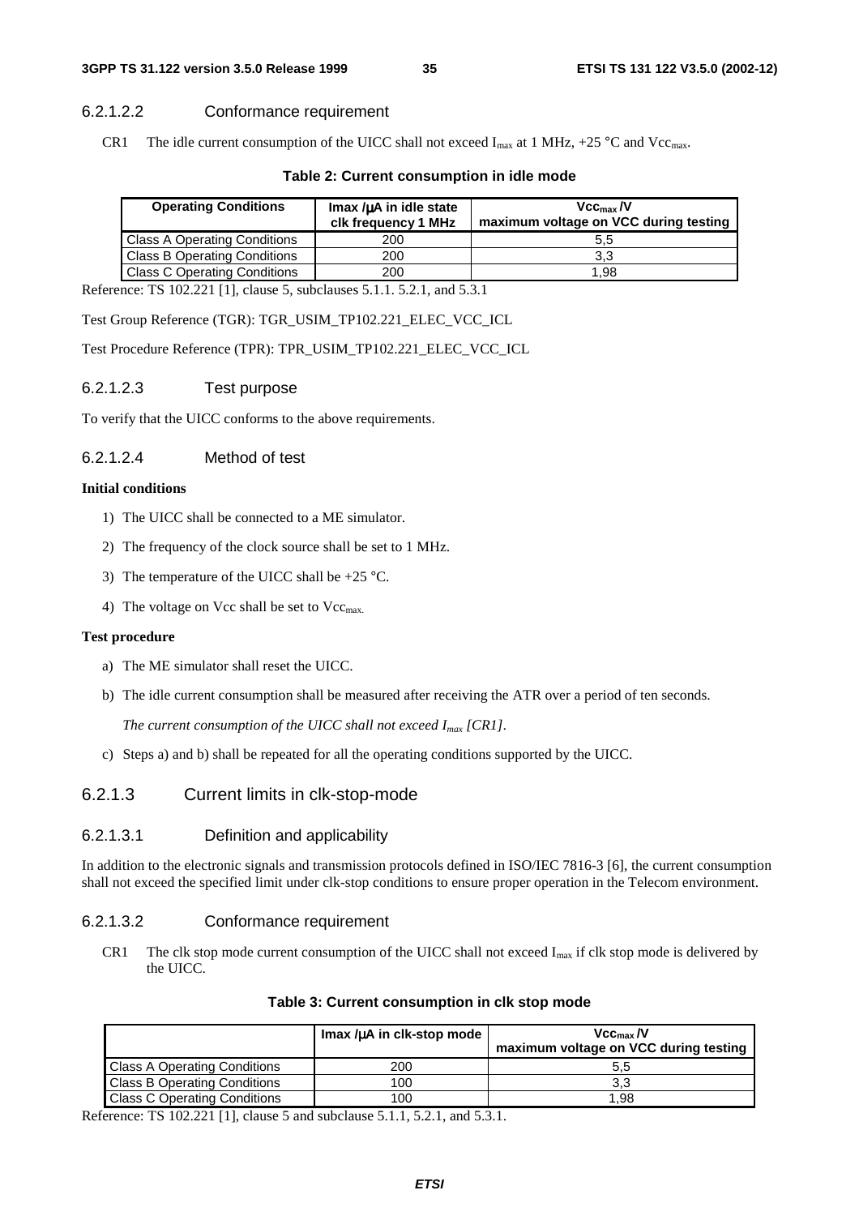#### 6.2.1.2.2 Conformance requirement

CR1 The idle current consumption of the UICC shall not exceed $I_{max}$ at 1 MHz, +25 °C and $Vcc_{max}$.

**Table 2: Current consumption in idle mode**

| Operating Conditions | Imax /µA in idle state clk frequency 1 MHz | $Vcc_{max}$ /V maximum voltage on VCC during testing |
|---|---|---|
| Class A Operating Conditions | 200 | 5,5 |
| Class B Operating Conditions | 200 | 3,3 |
| Class C Operating Conditions | 200 | 1,98 |

Reference: TS 102.221 [1], clause 5, subclauses 5.1.1. 5.2.1, and 5.3.1

Test Group Reference (TGR): TGR_USIM_TP102.221_ELEC_VCC_ICL

Test Procedure Reference (TPR): TPR_USIM_TP102.221_ELEC_VCC_ICL

#### 6.2.1.2.3 Test purpose

To verify that the UICC conforms to the above requirements.

#### 6.2.1.2.4 Method of test

**Initial conditions**

1) The UICC shall be connected to a ME simulator.
2) The frequency of the clock source shall be set to 1 MHz.
3) The temperature of the UICC shall be +25 °C.
4) The voltage on Vcc shall be set to $Vcc_{max.}$

**Test procedure**

a) The ME simulator shall reset the UICC.

b) The idle current consumption shall be measured after receiving the ATR over a period of ten seconds.

   *The current consumption of the UICC shall not exceed $I_{max}$ [CR1].*

c) Steps a) and b) shall be repeated for all the operating conditions supported by the UICC.

### 6.2.1.3 Current limits in clk-stop-mode

#### 6.2.1.3.1 Definition and applicability

In addition to the electronic signals and transmission protocols defined in ISO/IEC 7816-3 [6], the current consumption shall not exceed the specified limit under clk-stop conditions to ensure proper operation in the Telecom environment.

#### 6.2.1.3.2 Conformance requirement

CR1 The clk stop mode current consumption of the UICC shall not exceed $I_{max}$ if clk stop mode is delivered by the UICC.

**Table 3: Current consumption in clk stop mode**

| | Imax /µA in clk-stop mode | $Vcc_{max}$ /V maximum voltage on VCC during testing |
|---|---|---|
| Class A Operating Conditions | 200 | 5,5 |
| Class B Operating Conditions | 100 | 3,3 |
| Class C Operating Conditions | 100 | 1,98 |

Reference: TS 102.221 [1], clause 5 and subclause 5.1.1, 5.2.1, and 5.3.1.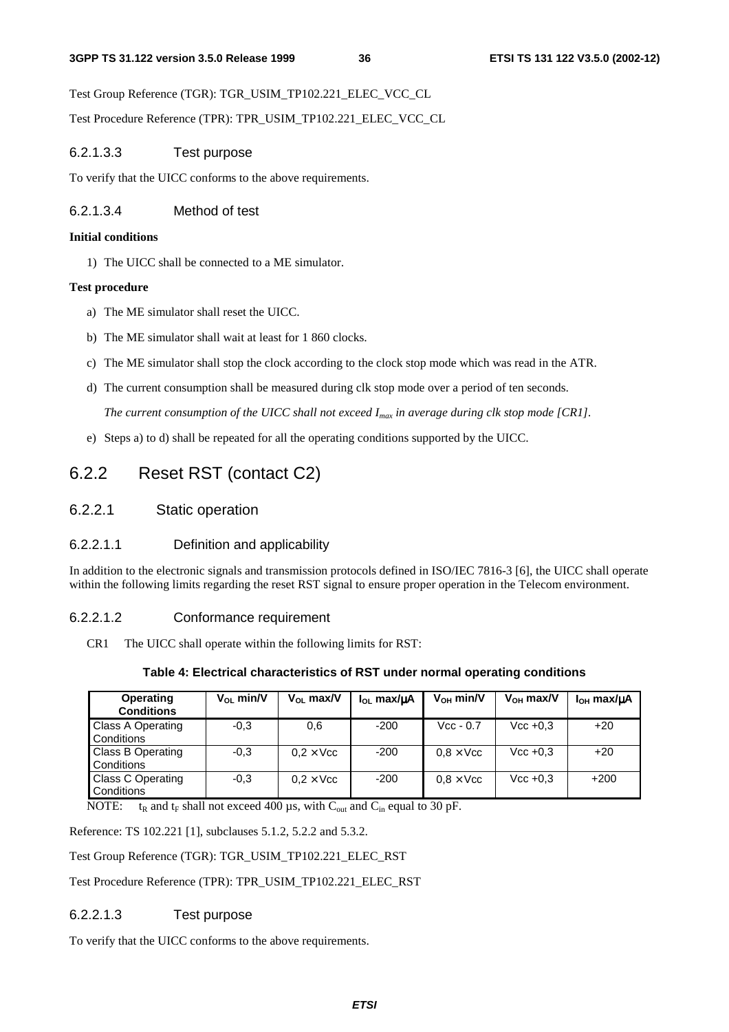Test Group Reference (TGR): TGR_USIM_TP102.221_ELEC_VCC_CL

Test Procedure Reference (TPR): TPR_USIM_TP102.221_ELEC_VCC_CL

#### 6.2.1.3.3 Test purpose

To verify that the UICC conforms to the above requirements.

#### 6.2.1.3.4 Method of test

**Initial conditions**

1) The UICC shall be connected to a ME simulator.

**Test procedure**

a) The ME simulator shall reset the UICC.

b) The ME simulator shall wait at least for 1 860 clocks.

c) The ME simulator shall stop the clock according to the clock stop mode which was read in the ATR.

d) The current consumption shall be measured during clk stop mode over a period of ten seconds.

*The current consumption of the UICC shall not exceed $I_{max}$ in average during clk stop mode [CR1].*

e) Steps a) to d) shall be repeated for all the operating conditions supported by the UICC.

## 6.2.2 Reset RST (contact C2)

### 6.2.2.1 Static operation

#### 6.2.2.1.1 Definition and applicability

In addition to the electronic signals and transmission protocols defined in ISO/IEC 7816-3 [6], the UICC shall operate within the following limits regarding the reset RST signal to ensure proper operation in the Telecom environment.

#### 6.2.2.1.2 Conformance requirement

CR1 The UICC shall operate within the following limits for RST:

**Table 4: Electrical characteristics of RST under normal operating conditions**

| Operating Conditions | $V_{OL}$ min/V | $V_{OL}$ max/V | $I_{OL}$ max/μA | $V_{OH}$ min/V | $V_{OH}$ max/V | $I_{OH}$ max/μA |
|---|---|---|---|---|---|---|
| Class A Operating Conditions | -0,3 | 0,6 | -200 | Vcc - 0.7 | Vcc +0,3 | +20 |
| Class B Operating Conditions | -0,3 | 0,2 × Vcc | -200 | 0,8 × Vcc | Vcc +0,3 | +20 |
| Class C Operating Conditions | -0,3 | 0,2 × Vcc | -200 | 0,8 × Vcc | Vcc +0,3 | +200 |

NOTE: $t_R$ and $t_F$ shall not exceed 400 μs, with $C_{out}$ and $C_{in}$ equal to 30 pF.

Reference: TS 102.221 [1], subclauses 5.1.2, 5.2.2 and 5.3.2.

Test Group Reference (TGR): TGR_USIM_TP102.221_ELEC_RST

Test Procedure Reference (TPR): TPR_USIM_TP102.221_ELEC_RST

#### 6.2.2.1.3 Test purpose

To verify that the UICC conforms to the above requirements.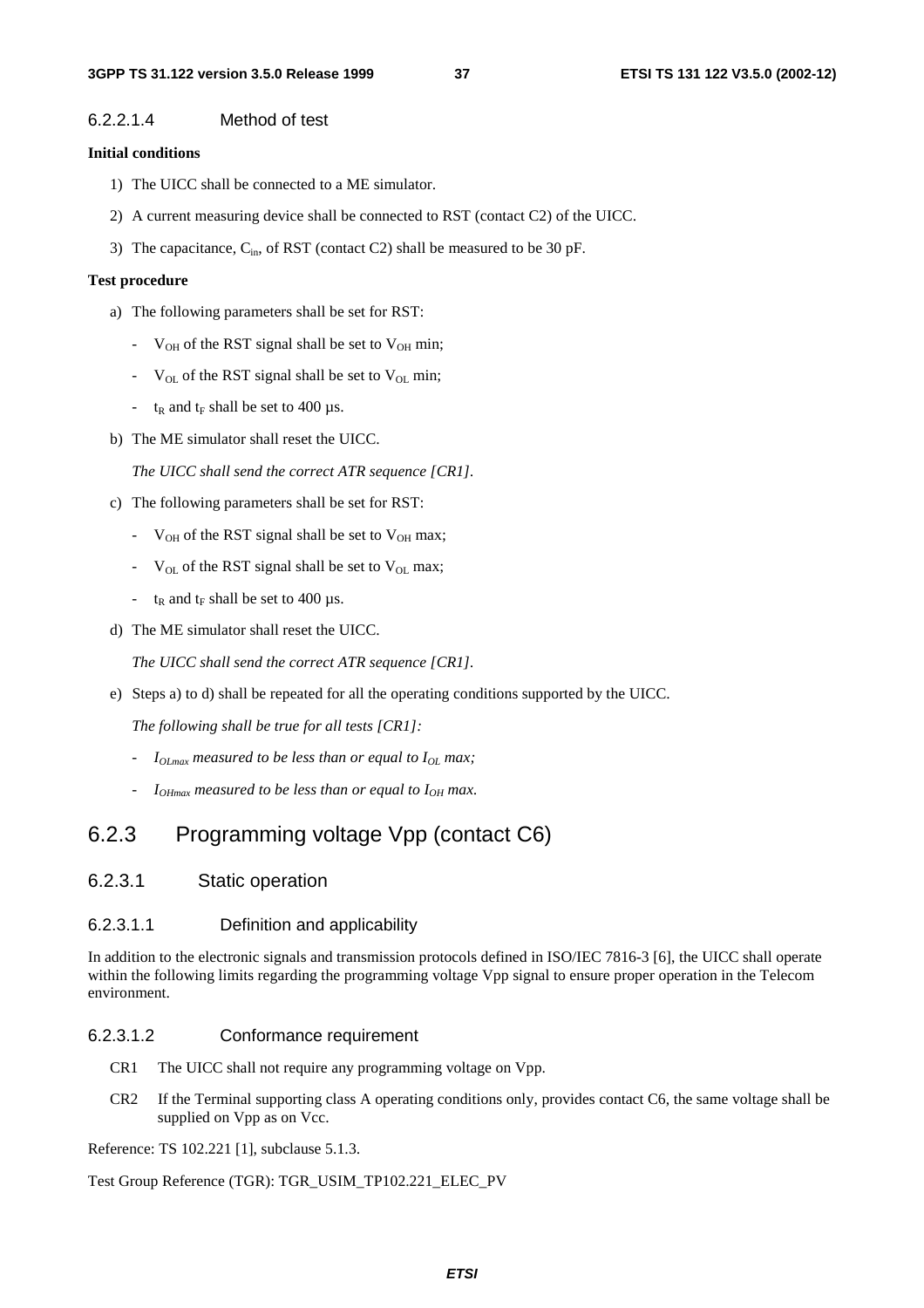#### 6.2.2.1.4 Method of test

**Initial conditions**

1) The UICC shall be connected to a ME simulator.

2) A current measuring device shall be connected to RST (contact C2) of the UICC.

3) The capacitance, $C_{in}$, of RST (contact C2) shall be measured to be 30 pF.

**Test procedure**

a) The following parameters shall be set for RST:

- $V_{OH}$ of the RST signal shall be set to $V_{OH}$ min;
- $V_{OL}$ of the RST signal shall be set to $V_{OL}$ min;
- $t_R$ and $t_F$ shall be set to 400 µs.

b) The ME simulator shall reset the UICC.

*The UICC shall send the correct ATR sequence [CR1].*

c) The following parameters shall be set for RST:

- $V_{OH}$ of the RST signal shall be set to $V_{OH}$ max;
- $V_{OL}$ of the RST signal shall be set to $V_{OL}$ max;
- $t_R$ and $t_F$ shall be set to 400 µs.

d) The ME simulator shall reset the UICC.

*The UICC shall send the correct ATR sequence [CR1].*

e) Steps a) to d) shall be repeated for all the operating conditions supported by the UICC.

*The following shall be true for all tests [CR1]:*

- *$I_{OLmax}$ measured to be less than or equal to $I_{OL}$ max;*
- *$I_{OHmax}$ measured to be less than or equal to $I_{OH}$ max.*

## 6.2.3 Programming voltage Vpp (contact C6)

### 6.2.3.1 Static operation

#### 6.2.3.1.1 Definition and applicability

In addition to the electronic signals and transmission protocols defined in ISO/IEC 7816-3 [6], the UICC shall operate within the following limits regarding the programming voltage Vpp signal to ensure proper operation in the Telecom environment.

#### 6.2.3.1.2 Conformance requirement

CR1 The UICC shall not require any programming voltage on Vpp.

CR2 If the Terminal supporting class A operating conditions only, provides contact C6, the same voltage shall be supplied on Vpp as on Vcc.

Reference: TS 102.221 [1], subclause 5.1.3.

Test Group Reference (TGR): TGR_USIM_TP102.221_ELEC_PV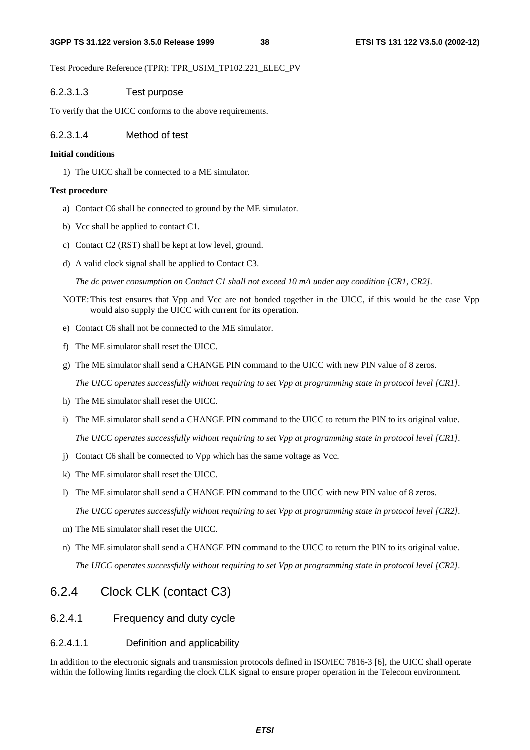Test Procedure Reference (TPR): TPR_USIM_TP102.221_ELEC_PV

#### 6.2.3.1.3 Test purpose

To verify that the UICC conforms to the above requirements.

#### 6.2.3.1.4 Method of test

**Initial conditions**

1) The UICC shall be connected to a ME simulator.

**Test procedure**

a) Contact C6 shall be connected to ground by the ME simulator.

b) Vcc shall be applied to contact C1.

c) Contact C2 (RST) shall be kept at low level, ground.

d) A valid clock signal shall be applied to Contact C3.

   *The dc power consumption on Contact C1 shall not exceed 10 mA under any condition [CR1, CR2].*

NOTE: This test ensures that Vpp and Vcc are not bonded together in the UICC, if this would be the case Vpp would also supply the UICC with current for its operation.

e) Contact C6 shall not be connected to the ME simulator.

f) The ME simulator shall reset the UICC.

g) The ME simulator shall send a CHANGE PIN command to the UICC with new PIN value of 8 zeros.

   *The UICC operates successfully without requiring to set Vpp at programming state in protocol level [CR1].*

h) The ME simulator shall reset the UICC.

i) The ME simulator shall send a CHANGE PIN command to the UICC to return the PIN to its original value.

   *The UICC operates successfully without requiring to set Vpp at programming state in protocol level [CR1].*

j) Contact C6 shall be connected to Vpp which has the same voltage as Vcc.

k) The ME simulator shall reset the UICC.

l) The ME simulator shall send a CHANGE PIN command to the UICC with new PIN value of 8 zeros.

   *The UICC operates successfully without requiring to set Vpp at programming state in protocol level [CR2].*

m) The ME simulator shall reset the UICC.

n) The ME simulator shall send a CHANGE PIN command to the UICC to return the PIN to its original value.

   *The UICC operates successfully without requiring to set Vpp at programming state in protocol level [CR2].*

## 6.2.4 Clock CLK (contact C3)

### 6.2.4.1 Frequency and duty cycle

#### 6.2.4.1.1 Definition and applicability

In addition to the electronic signals and transmission protocols defined in ISO/IEC 7816-3 [6], the UICC shall operate within the following limits regarding the clock CLK signal to ensure proper operation in the Telecom environment.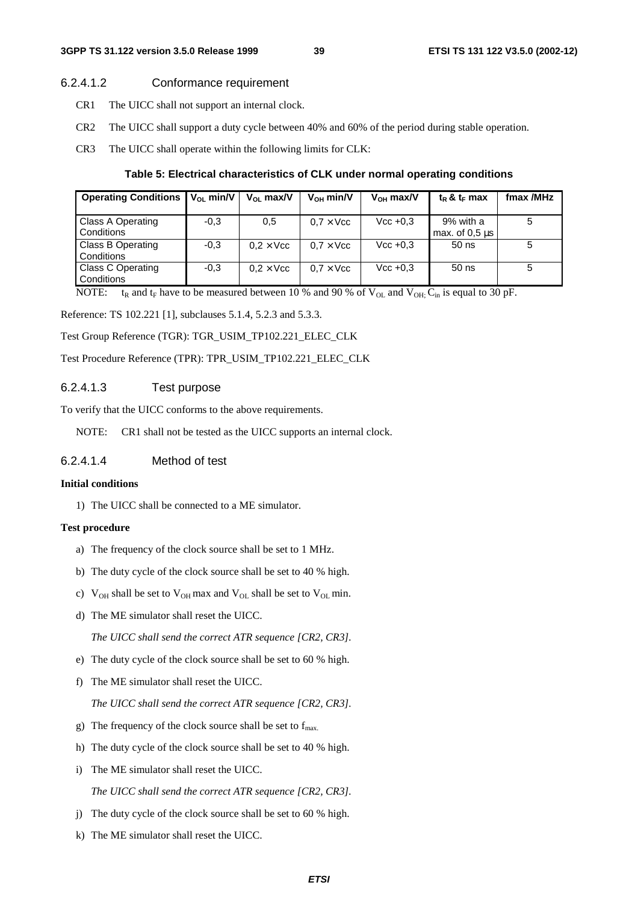#### 6.2.4.1.2 Conformance requirement

CR1 The UICC shall not support an internal clock.

CR2 The UICC shall support a duty cycle between 40% and 60% of the period during stable operation.

CR3 The UICC shall operate within the following limits for CLK:

**Table 5: Electrical characteristics of CLK under normal operating conditions**

| Operating Conditions | $V_{OL}$ min/V | $V_{OL}$ max/V | $V_{OH}$ min/V | $V_{OH}$ max/V | $t_R$ & $t_F$ max | fmax /MHz |
|---|---|---|---|---|---|---|
| Class A Operating Conditions | -0,3 | 0,5 | 0,7 × Vcc | Vcc +0,3 | 9% with a max. of 0,5 µs | 5 |
| Class B Operating Conditions | -0,3 | 0,2 × Vcc | 0,7 × Vcc | Vcc +0,3 | 50 ns | 5 |
| Class C Operating Conditions | -0,3 | 0,2 × Vcc | 0,7 × Vcc | Vcc +0,3 | 50 ns | 5 |

NOTE: $t_R$ and $t_F$ have to be measured between 10 % and 90 % of $V_{OL}$ and $V_{OH}$; $C_{in}$ is equal to 30 pF.

Reference: TS 102.221 [1], subclauses 5.1.4, 5.2.3 and 5.3.3.

Test Group Reference (TGR): TGR_USIM_TP102.221_ELEC_CLK

Test Procedure Reference (TPR): TPR_USIM_TP102.221_ELEC_CLK

#### 6.2.4.1.3 Test purpose

To verify that the UICC conforms to the above requirements.

NOTE: CR1 shall not be tested as the UICC supports an internal clock.

#### 6.2.4.1.4 Method of test

**Initial conditions**

1) The UICC shall be connected to a ME simulator.

**Test procedure**

a) The frequency of the clock source shall be set to 1 MHz.

b) The duty cycle of the clock source shall be set to 40 % high.

c) $V_{OH}$ shall be set to $V_{OH}$ max and $V_{OL}$ shall be set to $V_{OL}$ min.

d) The ME simulator shall reset the UICC.

   *The UICC shall send the correct ATR sequence [CR2, CR3].*

e) The duty cycle of the clock source shall be set to 60 % high.

f) The ME simulator shall reset the UICC.

   *The UICC shall send the correct ATR sequence [CR2, CR3].*

g) The frequency of the clock source shall be set to $f_{max.}$

h) The duty cycle of the clock source shall be set to 40 % high.

i) The ME simulator shall reset the UICC.

   *The UICC shall send the correct ATR sequence [CR2, CR3].*

j) The duty cycle of the clock source shall be set to 60 % high.

k) The ME simulator shall reset the UICC.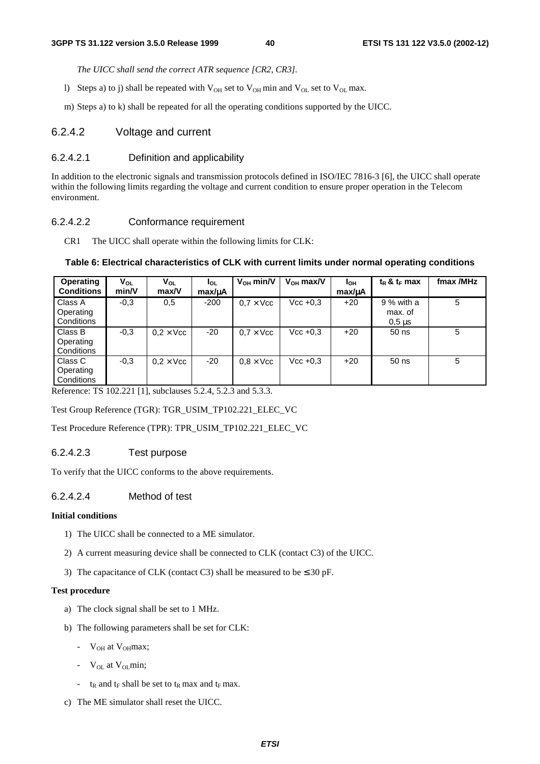*The UICC shall send the correct ATR sequence [CR2, CR3].*

l) Steps a) to j) shall be repeated with $V_{OH}$ set to $V_{OH}$ min and $V_{OL}$ set to $V_{OL}$ max.

m) Steps a) to k) shall be repeated for all the operating conditions supported by the UICC.

### 6.2.4.2 Voltage and current

#### 6.2.4.2.1 Definition and applicability

In addition to the electronic signals and transmission protocols defined in ISO/IEC 7816-3 [6], the UICC shall operate within the following limits regarding the voltage and current condition to ensure proper operation in the Telecom environment.

#### 6.2.4.2.2 Conformance requirement

CR1 The UICC shall operate within the following limits for CLK:

**Table 6: Electrical characteristics of CLK with current limits under normal operating conditions**

| Operating Conditions | $V_{OL}$ min/V | $V_{OL}$ max/V | $I_{OL}$ max/µA | $V_{OH}$ min/V | $V_{OH}$ max/V | $I_{OH}$ max/µA | $t_R$ & $t_F$ max | fmax /MHz |
|---|---|---|---|---|---|---|---|---|
| Class A Operating Conditions | -0,3 | 0,5 | -200 | 0,7 × Vcc | Vcc +0,3 | +20 | 9 % with a max. of 0,5 µs | 5 |
| Class B Operating Conditions | -0,3 | 0,2 × Vcc | -20 | 0,7 × Vcc | Vcc +0,3 | +20 | 50 ns | 5 |
| Class C Operating Conditions | -0,3 | 0,2 × Vcc | -20 | 0,8 × Vcc | Vcc +0,3 | +20 | 50 ns | 5 |

Reference: TS 102.221 [1], subclauses 5.2.4, 5.2.3 and 5.3.3.

Test Group Reference (TGR): TGR_USIM_TP102.221_ELEC_VC

Test Procedure Reference (TPR): TPR_USIM_TP102.221_ELEC_VC

#### 6.2.4.2.3 Test purpose

To verify that the UICC conforms to the above requirements.

#### 6.2.4.2.4 Method of test

**Initial conditions**

1) The UICC shall be connected to a ME simulator.

2) A current measuring device shall be connected to CLK (contact C3) of the UICC.

3) The capacitance of CLK (contact C3) shall be measured to be ≤ 30 pF.

**Test procedure**

a) The clock signal shall be set to 1 MHz.

b) The following parameters shall be set for CLK:

- $V_{OH}$ at $V_{OH}$max;
- $V_{OL}$ at $V_{OL}$min;
- $t_R$ and $t_F$ shall be set to $t_R$ max and $t_F$ max.

c) The ME simulator shall reset the UICC.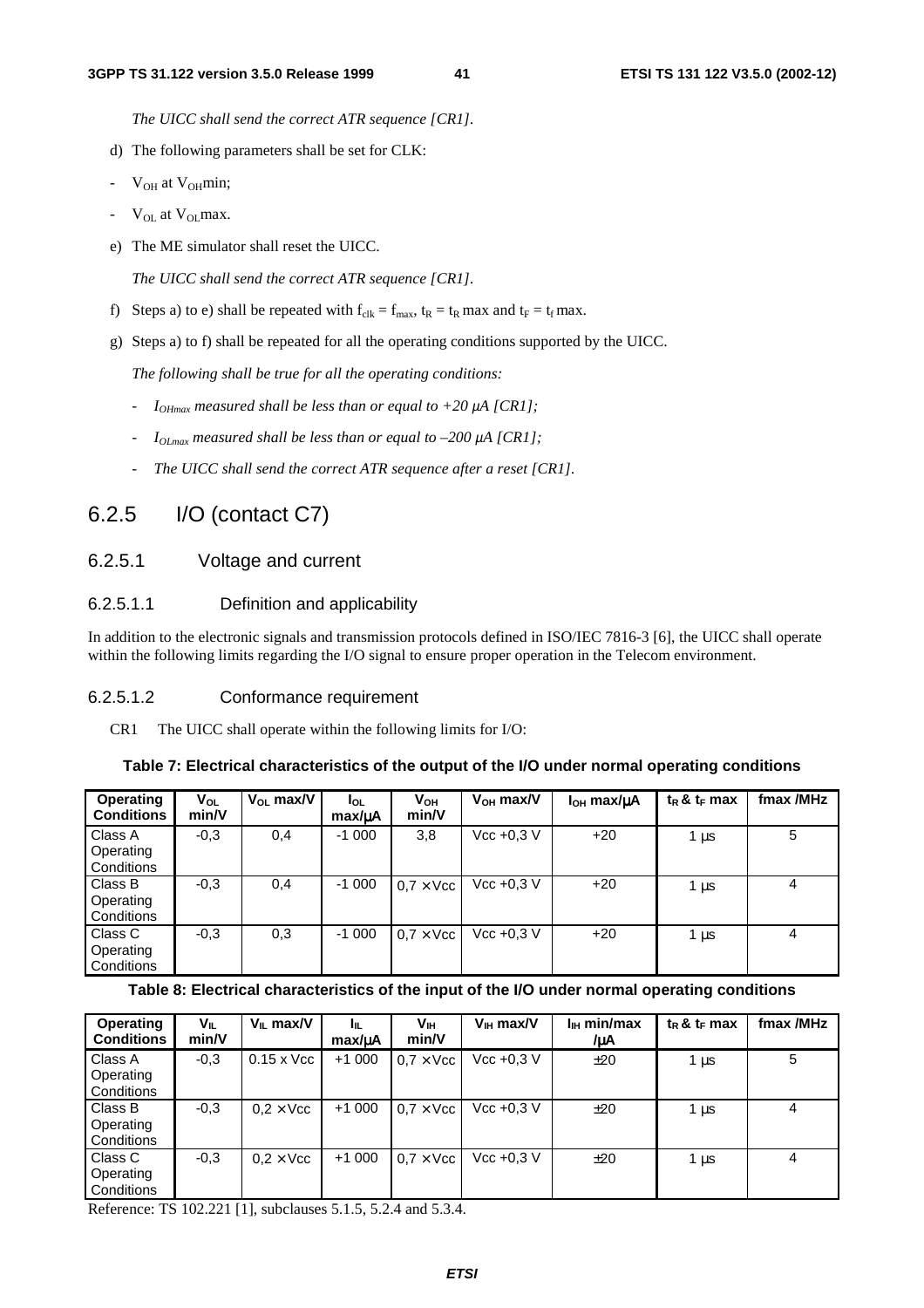*The UICC shall send the correct ATR sequence [CR1].*

d) The following parameters shall be set for CLK:

- $V_{OH}$ at $V_{OH}$min;
- $V_{OL}$ at $V_{OL}$max.

e) The ME simulator shall reset the UICC.

*The UICC shall send the correct ATR sequence [CR1].*

f) Steps a) to e) shall be repeated with $f_{clk} = f_{max}$, $t_R = t_R$ max and $t_F = t_f$ max.

g) Steps a) to f) shall be repeated for all the operating conditions supported by the UICC.

*The following shall be true for all the operating conditions:*

- *$I_{OHmax}$ measured shall be less than or equal to +20 μA [CR1];*
- *$I_{OLmax}$ measured shall be less than or equal to –200 μA [CR1];*
- *The UICC shall send the correct ATR sequence after a reset [CR1].*

## 6.2.5 I/O (contact C7)

### 6.2.5.1 Voltage and current

#### 6.2.5.1.1 Definition and applicability

In addition to the electronic signals and transmission protocols defined in ISO/IEC 7816-3 [6], the UICC shall operate within the following limits regarding the I/O signal to ensure proper operation in the Telecom environment.

#### 6.2.5.1.2 Conformance requirement

CR1 The UICC shall operate within the following limits for I/O:

**Table 7: Electrical characteristics of the output of the I/O under normal operating conditions**

| Operating Conditions | $V_{OL}$ min/V | $V_{OL}$ max/V | $I_{OL}$ max/μA | $V_{OH}$ min/V | $V_{OH}$ max/V | $I_{OH}$ max/μA | $t_R$ & $t_F$ max | fmax /MHz |
|---|---|---|---|---|---|---|---|---|
| Class A Operating Conditions | -0,3 | 0,4 | -1 000 | 3,8 | Vcc +0,3 V | +20 | 1 μs | 5 |
| Class B Operating Conditions | -0,3 | 0,4 | -1 000 | 0,7 × Vcc | Vcc +0,3 V | +20 | 1 μs | 4 |
| Class C Operating Conditions | -0,3 | 0,3 | -1 000 | 0,7 × Vcc | Vcc +0,3 V | +20 | 1 μs | 4 |

**Table 8: Electrical characteristics of the input of the I/O under normal operating conditions**

| Operating Conditions | $V_{IL}$ min/V | $V_{IL}$ max/V | $I_{IL}$ max/μA | $V_{IH}$ min/V | $V_{IH}$ max/V | $I_{IH}$ min/max /μA | $t_R$ & $t_F$ max | fmax /MHz |
|---|---|---|---|---|---|---|---|---|
| Class A Operating Conditions | -0,3 | 0.15 x Vcc | +1 000 | 0,7 × Vcc | Vcc +0,3 V | ±20 | 1 μs | 5 |
| Class B Operating Conditions | -0,3 | 0,2 × Vcc | +1 000 | 0,7 × Vcc | Vcc +0,3 V | ±20 | 1 μs | 4 |
| Class C Operating Conditions | -0,3 | 0,2 × Vcc | +1 000 | 0,7 × Vcc | Vcc +0,3 V | ±20 | 1 μs | 4 |

Reference: TS 102.221 [1], subclauses 5.1.5, 5.2.4 and 5.3.4.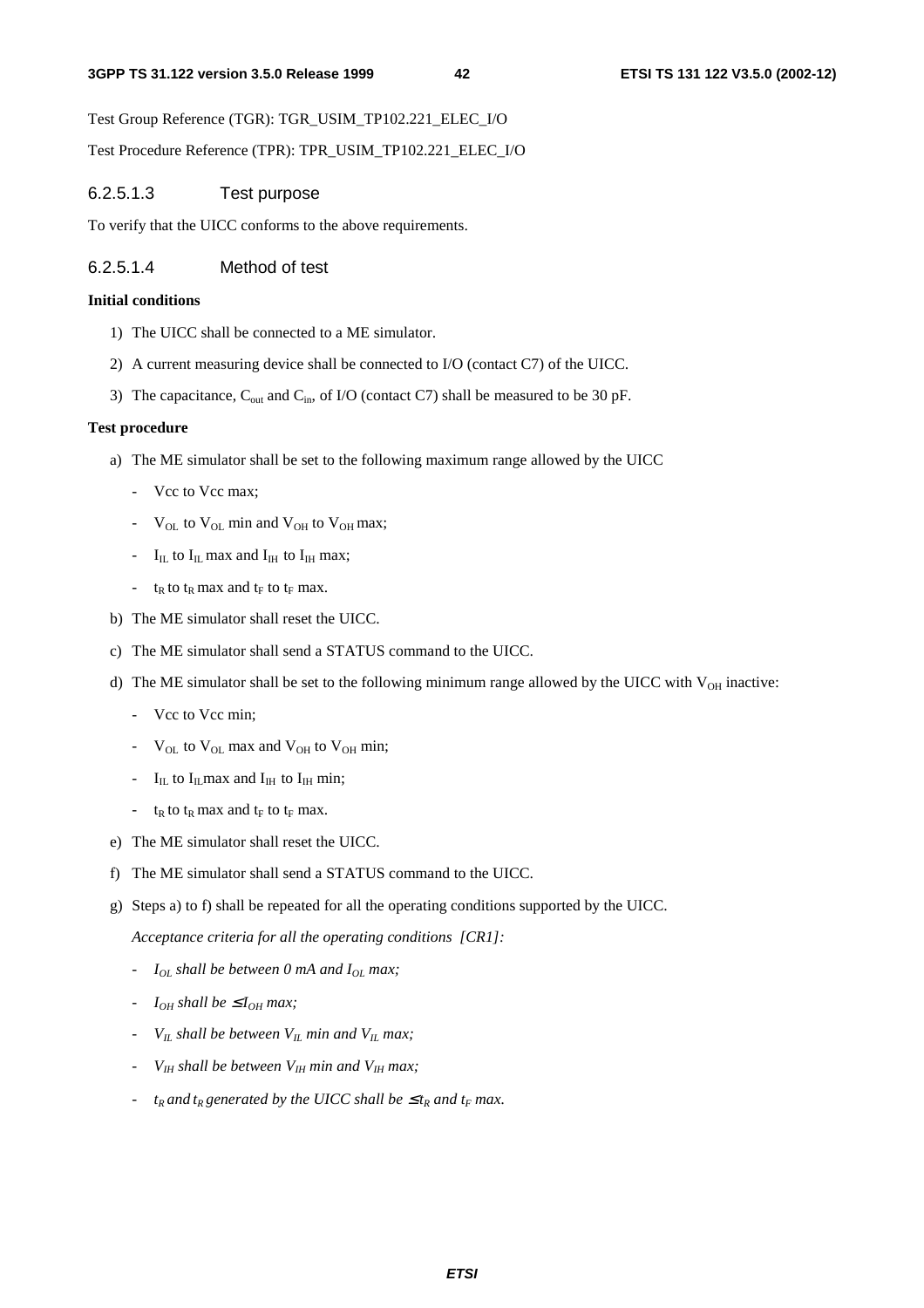Test Group Reference (TGR): TGR_USIM_TP102.221_ELEC_I/O

Test Procedure Reference (TPR): TPR_USIM_TP102.221_ELEC_I/O

#### 6.2.5.1.3 Test purpose

To verify that the UICC conforms to the above requirements.

#### 6.2.5.1.4 Method of test

**Initial conditions**

1) The UICC shall be connected to a ME simulator.
2) A current measuring device shall be connected to I/O (contact C7) of the UICC.
3) The capacitance, $C_{out}$ and $C_{in}$, of I/O (contact C7) shall be measured to be 30 pF.

**Test procedure**

a) The ME simulator shall be set to the following maximum range allowed by the UICC
   - Vcc to Vcc max;
   - $V_{OL}$ to $V_{OL}$ min and $V_{OH}$ to $V_{OH}$ max;
   - $I_{IL}$ to $I_{IL}$ max and $I_{IH}$ to $I_{IH}$ max;
   - $t_R$ to $t_R$ max and $t_F$ to $t_F$ max.
b) The ME simulator shall reset the UICC.
c) The ME simulator shall send a STATUS command to the UICC.
d) The ME simulator shall be set to the following minimum range allowed by the UICC with $V_{OH}$ inactive:
   - Vcc to Vcc min;
   - $V_{OL}$ to $V_{OL}$ max and $V_{OH}$ to $V_{OH}$ min;
   - $I_{IL}$ to $I_{IL}$max and $I_{IH}$ to $I_{IH}$ min;
   - $t_R$ to $t_R$ max and $t_F$ to $t_F$ max.
e) The ME simulator shall reset the UICC.
f) The ME simulator shall send a STATUS command to the UICC.
g) Steps a) to f) shall be repeated for all the operating conditions supported by the UICC.

   *Acceptance criteria for all the operating conditions [CR1]:*

   - *$I_{OL}$ shall be between 0 mA and $I_{OL}$ max;*
   - *$I_{OH}$ shall be $\leq I_{OH}$ max;*
   - *$V_{IL}$ shall be between $V_{IL}$ min and $V_{IL}$ max;*
   - *$V_{IH}$ shall be between $V_{IH}$ min and $V_{IH}$ max;*
   - *$t_R$ and $t_R$ generated by the UICC shall be $\leq t_R$ and $t_F$ max.*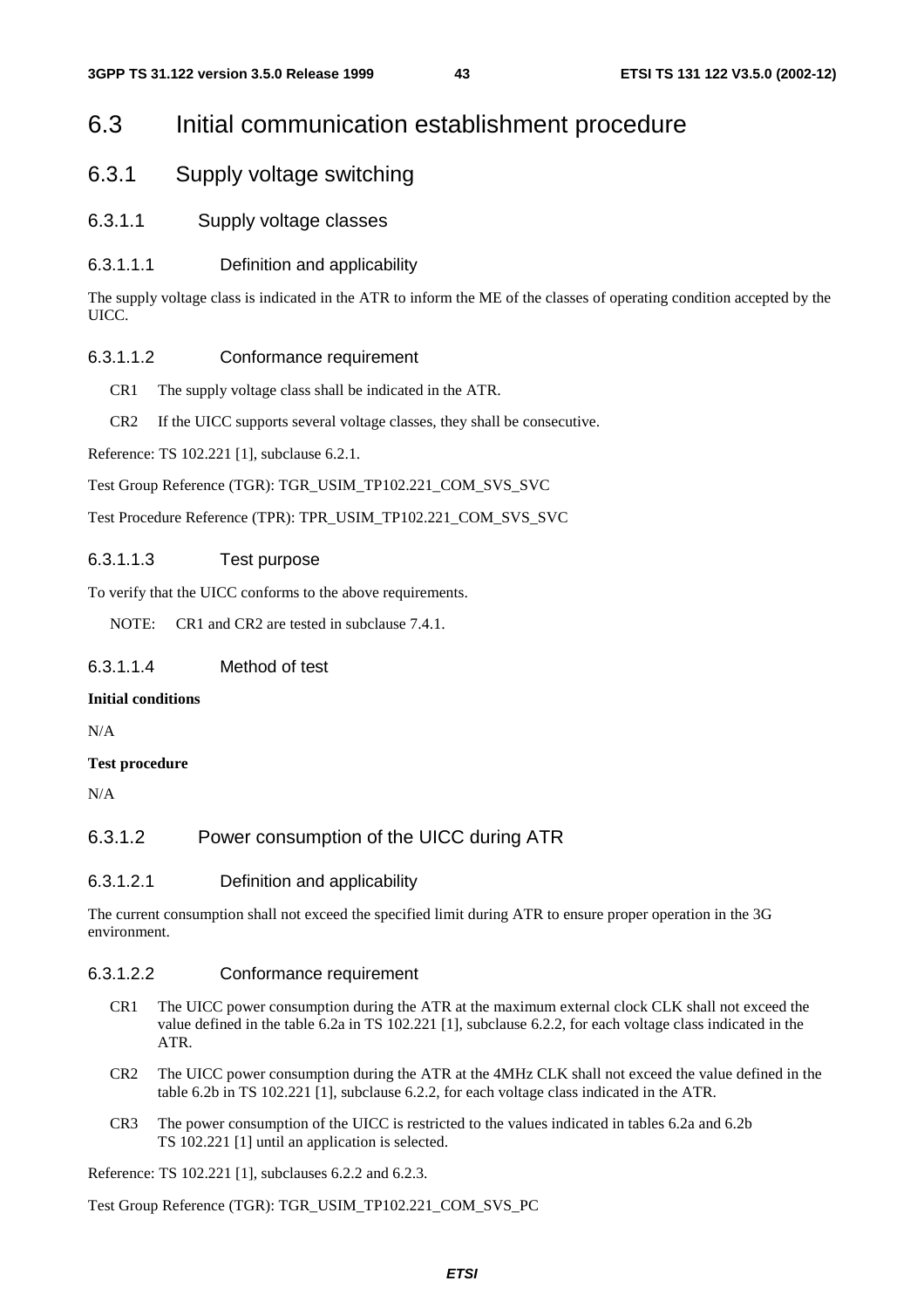# 6.3 Initial communication establishment procedure

## 6.3.1 Supply voltage switching

### 6.3.1.1 Supply voltage classes

#### 6.3.1.1.1 Definition and applicability

The supply voltage class is indicated in the ATR to inform the ME of the classes of operating condition accepted by the UICC.

#### 6.3.1.1.2 Conformance requirement

CR1 The supply voltage class shall be indicated in the ATR.

CR2 If the UICC supports several voltage classes, they shall be consecutive.

Reference: TS 102.221 [1], subclause 6.2.1.

Test Group Reference (TGR): TGR_USIM_TP102.221_COM_SVS_SVC

Test Procedure Reference (TPR): TPR_USIM_TP102.221_COM_SVS_SVC

#### 6.3.1.1.3 Test purpose

To verify that the UICC conforms to the above requirements.

NOTE: CR1 and CR2 are tested in subclause 7.4.1.

#### 6.3.1.1.4 Method of test

**Initial conditions**

N/A

**Test procedure**

N/A

### 6.3.1.2 Power consumption of the UICC during ATR

#### 6.3.1.2.1 Definition and applicability

The current consumption shall not exceed the specified limit during ATR to ensure proper operation in the 3G environment.

#### 6.3.1.2.2 Conformance requirement

CR1 The UICC power consumption during the ATR at the maximum external clock CLK shall not exceed the value defined in the table 6.2a in TS 102.221 [1], subclause 6.2.2, for each voltage class indicated in the ATR.

CR2 The UICC power consumption during the ATR at the 4MHz CLK shall not exceed the value defined in the table 6.2b in TS 102.221 [1], subclause 6.2.2, for each voltage class indicated in the ATR.

CR3 The power consumption of the UICC is restricted to the values indicated in tables 6.2a and 6.2b TS 102.221 [1] until an application is selected.

Reference: TS 102.221 [1], subclauses 6.2.2 and 6.2.3.

Test Group Reference (TGR): TGR_USIM_TP102.221_COM_SVS_PC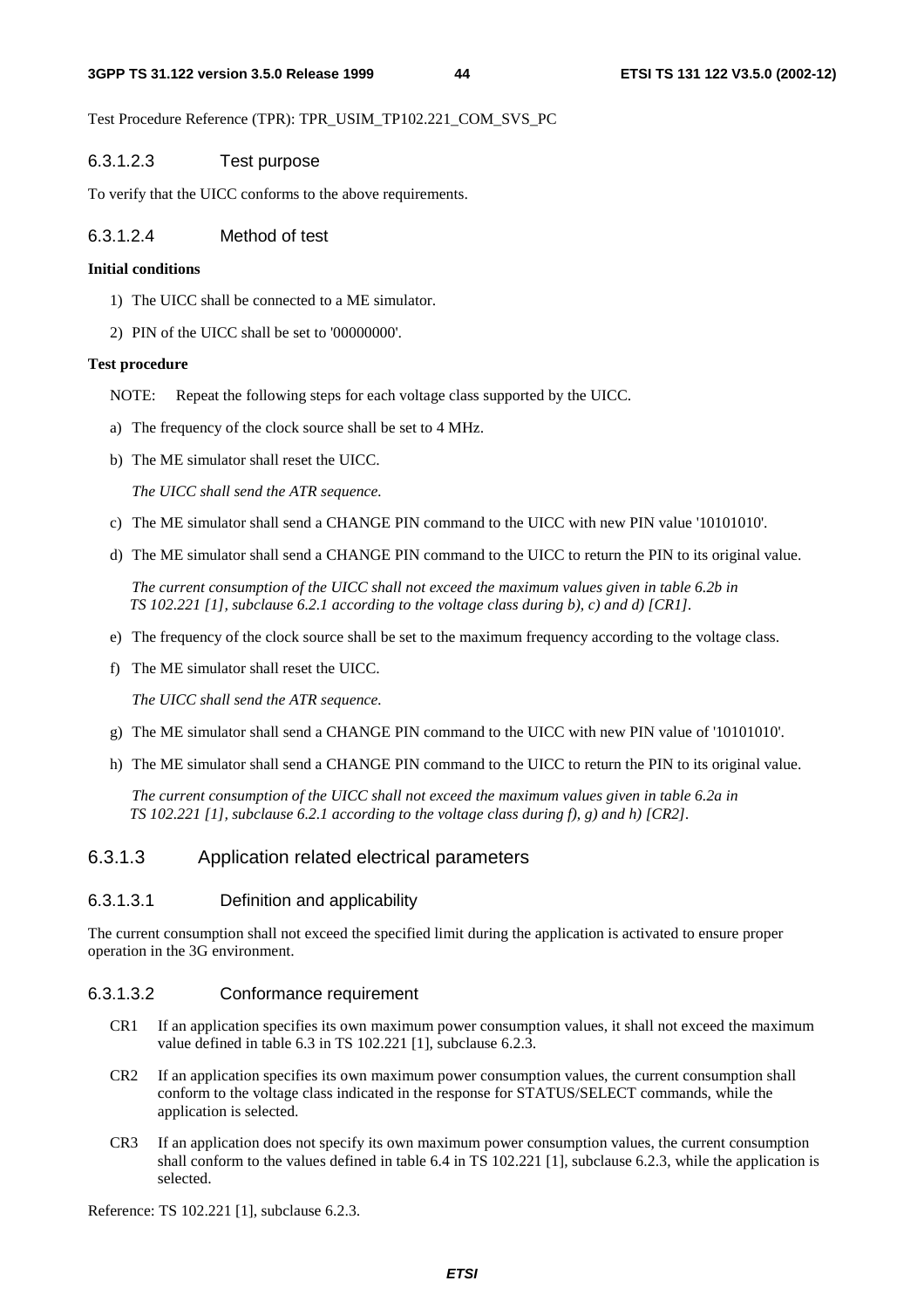Test Procedure Reference (TPR): TPR_USIM_TP102.221_COM_SVS_PC

#### 6.3.1.2.3 Test purpose

To verify that the UICC conforms to the above requirements.

#### 6.3.1.2.4 Method of test

**Initial conditions**

1) The UICC shall be connected to a ME simulator.
2) PIN of the UICC shall be set to '00000000'.

**Test procedure**

NOTE: Repeat the following steps for each voltage class supported by the UICC.

a) The frequency of the clock source shall be set to 4 MHz.

b) The ME simulator shall reset the UICC.

   *The UICC shall send the ATR sequence.*

c) The ME simulator shall send a CHANGE PIN command to the UICC with new PIN value '10101010'.

d) The ME simulator shall send a CHANGE PIN command to the UICC to return the PIN to its original value.

   *The current consumption of the UICC shall not exceed the maximum values given in table 6.2b in TS 102.221 [1], subclause 6.2.1 according to the voltage class during b), c) and d) [CR1].*

e) The frequency of the clock source shall be set to the maximum frequency according to the voltage class.

f) The ME simulator shall reset the UICC.

   *The UICC shall send the ATR sequence.*

g) The ME simulator shall send a CHANGE PIN command to the UICC with new PIN value of '10101010'.

h) The ME simulator shall send a CHANGE PIN command to the UICC to return the PIN to its original value.

   *The current consumption of the UICC shall not exceed the maximum values given in table 6.2a in TS 102.221 [1], subclause 6.2.1 according to the voltage class during f), g) and h) [CR2].*

### 6.3.1.3 Application related electrical parameters

#### 6.3.1.3.1 Definition and applicability

The current consumption shall not exceed the specified limit during the application is activated to ensure proper operation in the 3G environment.

#### 6.3.1.3.2 Conformance requirement

CR1 If an application specifies its own maximum power consumption values, it shall not exceed the maximum value defined in table 6.3 in TS 102.221 [1], subclause 6.2.3.

CR2 If an application specifies its own maximum power consumption values, the current consumption shall conform to the voltage class indicated in the response for STATUS/SELECT commands, while the application is selected.

CR3 If an application does not specify its own maximum power consumption values, the current consumption shall conform to the values defined in table 6.4 in TS 102.221 [1], subclause 6.2.3, while the application is selected.

Reference: TS 102.221 [1], subclause 6.2.3.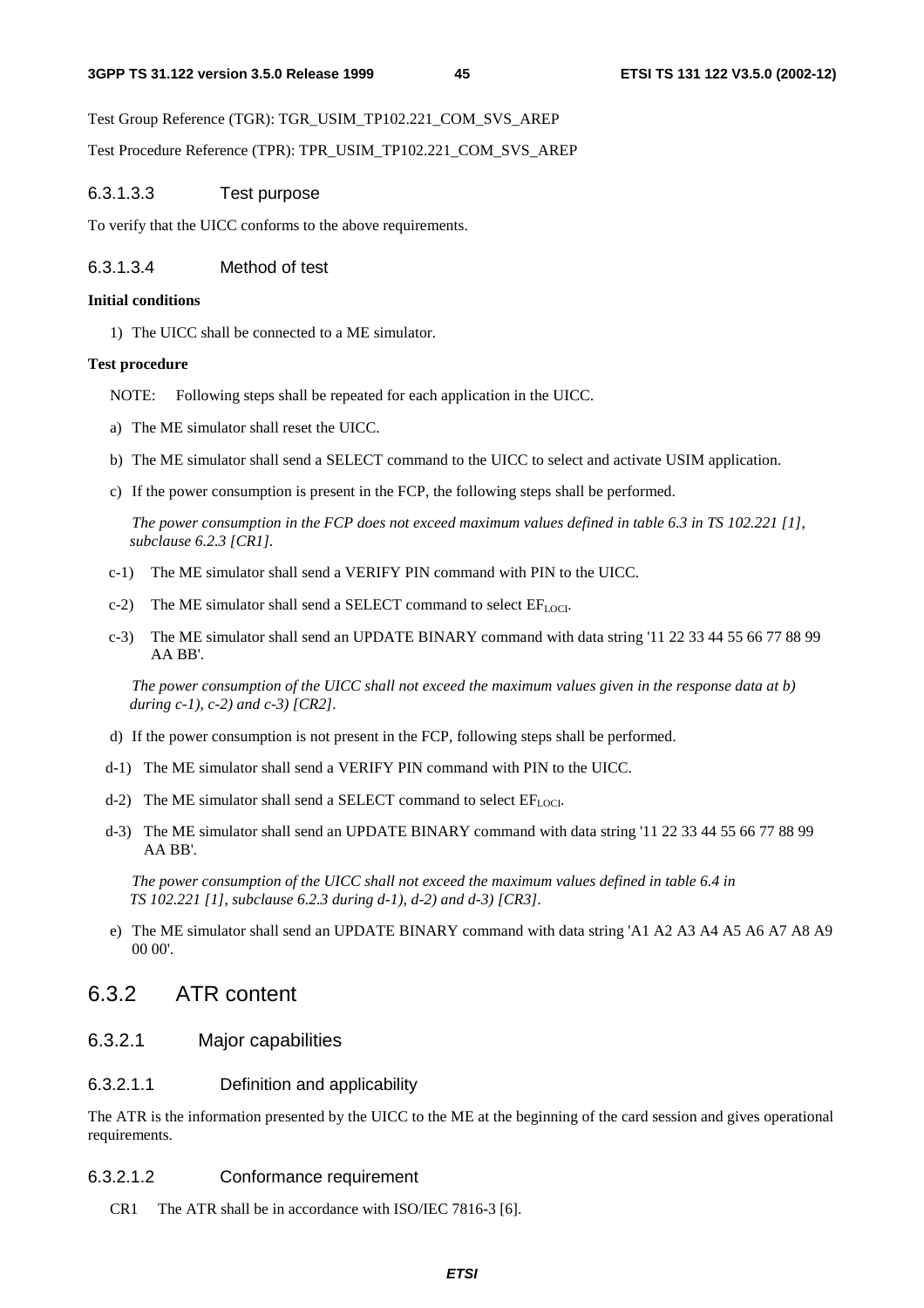Test Group Reference (TGR): TGR_USIM_TP102.221_COM_SVS_AREP

Test Procedure Reference (TPR): TPR_USIM_TP102.221_COM_SVS_AREP

#### 6.3.1.3.3 Test purpose

To verify that the UICC conforms to the above requirements.

#### 6.3.1.3.4 Method of test

**Initial conditions**

1) The UICC shall be connected to a ME simulator.

**Test procedure**

NOTE: Following steps shall be repeated for each application in the UICC.

a) The ME simulator shall reset the UICC.

b) The ME simulator shall send a SELECT command to the UICC to select and activate USIM application.

c) If the power consumption is present in the FCP, the following steps shall be performed.

*The power consumption in the FCP does not exceed maximum values defined in table 6.3 in TS 102.221 [1], subclause 6.2.3 [CR1].*

c-1) The ME simulator shall send a VERIFY PIN command with PIN to the UICC.

c-2) The ME simulator shall send a SELECT command to select $EF_{LOCI}$.

c-3) The ME simulator shall send an UPDATE BINARY command with data string '11 22 33 44 55 66 77 88 99 AA BB'.

*The power consumption of the UICC shall not exceed the maximum values given in the response data at b) during c-1), c-2) and c-3) [CR2].*

d) If the power consumption is not present in the FCP, following steps shall be performed.

d-1) The ME simulator shall send a VERIFY PIN command with PIN to the UICC.

d-2) The ME simulator shall send a SELECT command to select $EF_{LOCI}$.

d-3) The ME simulator shall send an UPDATE BINARY command with data string '11 22 33 44 55 66 77 88 99 AA BB'.

*The power consumption of the UICC shall not exceed the maximum values defined in table 6.4 in TS 102.221 [1], subclause 6.2.3 during d-1), d-2) and d-3) [CR3].*

e) The ME simulator shall send an UPDATE BINARY command with data string 'A1 A2 A3 A4 A5 A6 A7 A8 A9 00 00'.

## 6.3.2 ATR content

### 6.3.2.1 Major capabilities

#### 6.3.2.1.1 Definition and applicability

The ATR is the information presented by the UICC to the ME at the beginning of the card session and gives operational requirements.

#### 6.3.2.1.2 Conformance requirement

CR1 The ATR shall be in accordance with ISO/IEC 7816-3 [6].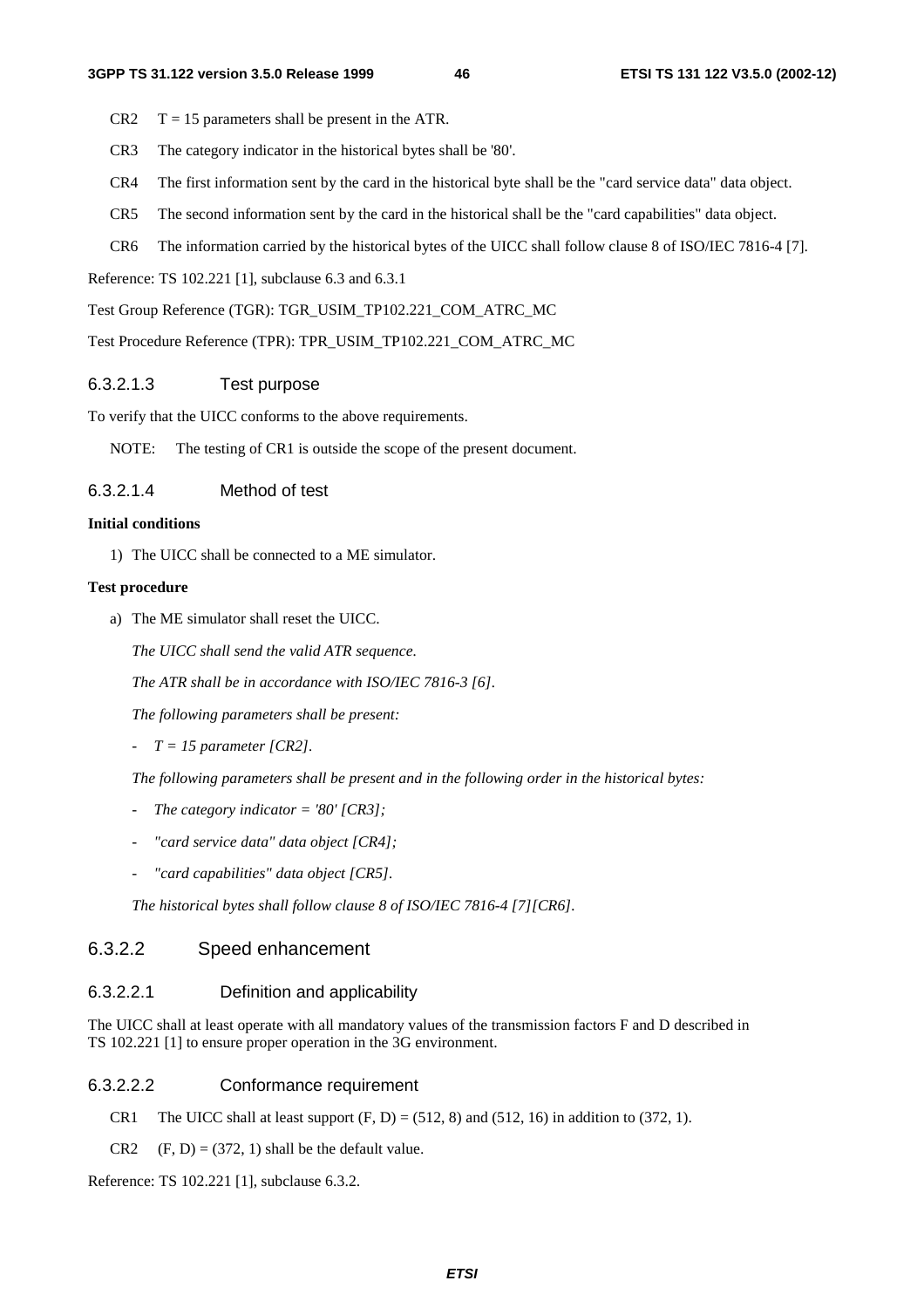CR2 T = 15 parameters shall be present in the ATR.

CR3 The category indicator in the historical bytes shall be '80'.

CR4 The first information sent by the card in the historical byte shall be the "card service data" data object.

CR5 The second information sent by the card in the historical shall be the "card capabilities" data object.

CR6 The information carried by the historical bytes of the UICC shall follow clause 8 of ISO/IEC 7816-4 [7].

Reference: TS 102.221 [1], subclause 6.3 and 6.3.1

Test Group Reference (TGR): TGR_USIM_TP102.221_COM_ATRC_MC

Test Procedure Reference (TPR): TPR_USIM_TP102.221_COM_ATRC_MC

#### 6.3.2.1.3 Test purpose

To verify that the UICC conforms to the above requirements.

NOTE: The testing of CR1 is outside the scope of the present document.

#### 6.3.2.1.4 Method of test

**Initial conditions**

1) The UICC shall be connected to a ME simulator.

**Test procedure**

a) The ME simulator shall reset the UICC.

*The UICC shall send the valid ATR sequence.*

*The ATR shall be in accordance with ISO/IEC 7816-3 [6].*

*The following parameters shall be present:*

- *T = 15 parameter [CR2].*

*The following parameters shall be present and in the following order in the historical bytes:*

- *The category indicator = '80' [CR3];*
- *"card service data" data object [CR4];*
- *"card capabilities" data object [CR5].*

*The historical bytes shall follow clause 8 of ISO/IEC 7816-4 [7][CR6].*

### 6.3.2.2 Speed enhancement

#### 6.3.2.2.1 Definition and applicability

The UICC shall at least operate with all mandatory values of the transmission factors F and D described in TS 102.221 [1] to ensure proper operation in the 3G environment.

#### 6.3.2.2.2 Conformance requirement

CR1 The UICC shall at least support (F, D) = (512, 8) and (512, 16) in addition to (372, 1).

CR2 (F, D) = (372, 1) shall be the default value.

Reference: TS 102.221 [1], subclause 6.3.2.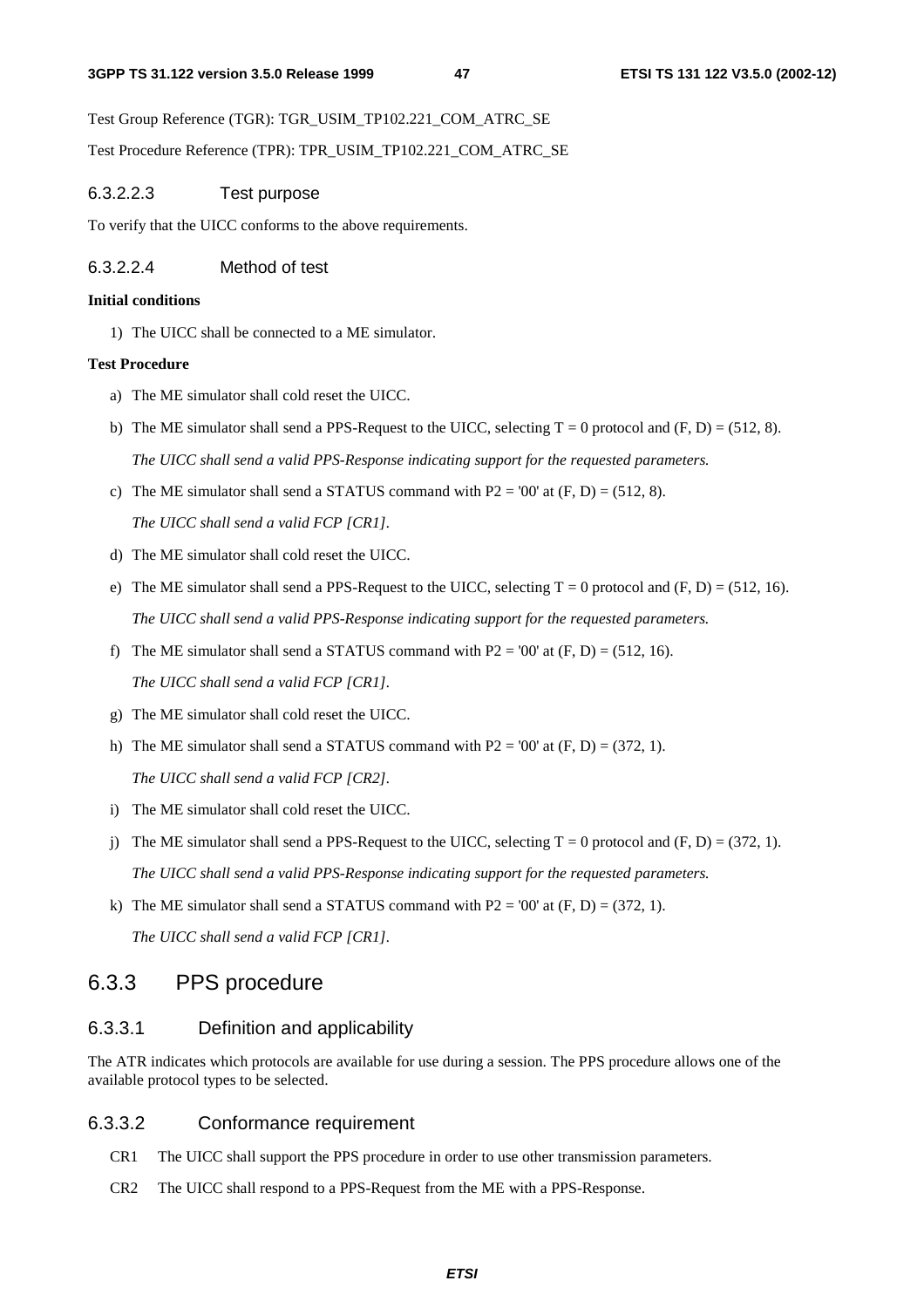Test Group Reference (TGR): TGR_USIM_TP102.221_COM_ATRC_SE

Test Procedure Reference (TPR): TPR_USIM_TP102.221_COM_ATRC_SE

#### 6.3.2.2.3 Test purpose

To verify that the UICC conforms to the above requirements.

#### 6.3.2.2.4 Method of test

**Initial conditions**

1) The UICC shall be connected to a ME simulator.

**Test Procedure**

a) The ME simulator shall cold reset the UICC.

b) The ME simulator shall send a PPS-Request to the UICC, selecting T = 0 protocol and (F, D) = (512, 8).

*The UICC shall send a valid PPS-Response indicating support for the requested parameters.*

c) The ME simulator shall send a STATUS command with P2 = '00' at (F, D) = (512, 8).

*The UICC shall send a valid FCP [CR1].*

d) The ME simulator shall cold reset the UICC.

e) The ME simulator shall send a PPS-Request to the UICC, selecting T = 0 protocol and (F, D) = (512, 16).

*The UICC shall send a valid PPS-Response indicating support for the requested parameters.*

f) The ME simulator shall send a STATUS command with P2 = '00' at (F, D) = (512, 16).

*The UICC shall send a valid FCP [CR1].*

g) The ME simulator shall cold reset the UICC.

h) The ME simulator shall send a STATUS command with P2 = '00' at (F, D) = (372, 1).

*The UICC shall send a valid FCP [CR2].*

i) The ME simulator shall cold reset the UICC.

j) The ME simulator shall send a PPS-Request to the UICC, selecting T = 0 protocol and (F, D) = (372, 1).

*The UICC shall send a valid PPS-Response indicating support for the requested parameters.*

k) The ME simulator shall send a STATUS command with P2 = '00' at (F, D) = (372, 1).

*The UICC shall send a valid FCP [CR1].*

## 6.3.3 PPS procedure

### 6.3.3.1 Definition and applicability

The ATR indicates which protocols are available for use during a session. The PPS procedure allows one of the available protocol types to be selected.

### 6.3.3.2 Conformance requirement

CR1 The UICC shall support the PPS procedure in order to use other transmission parameters.

CR2 The UICC shall respond to a PPS-Request from the ME with a PPS-Response.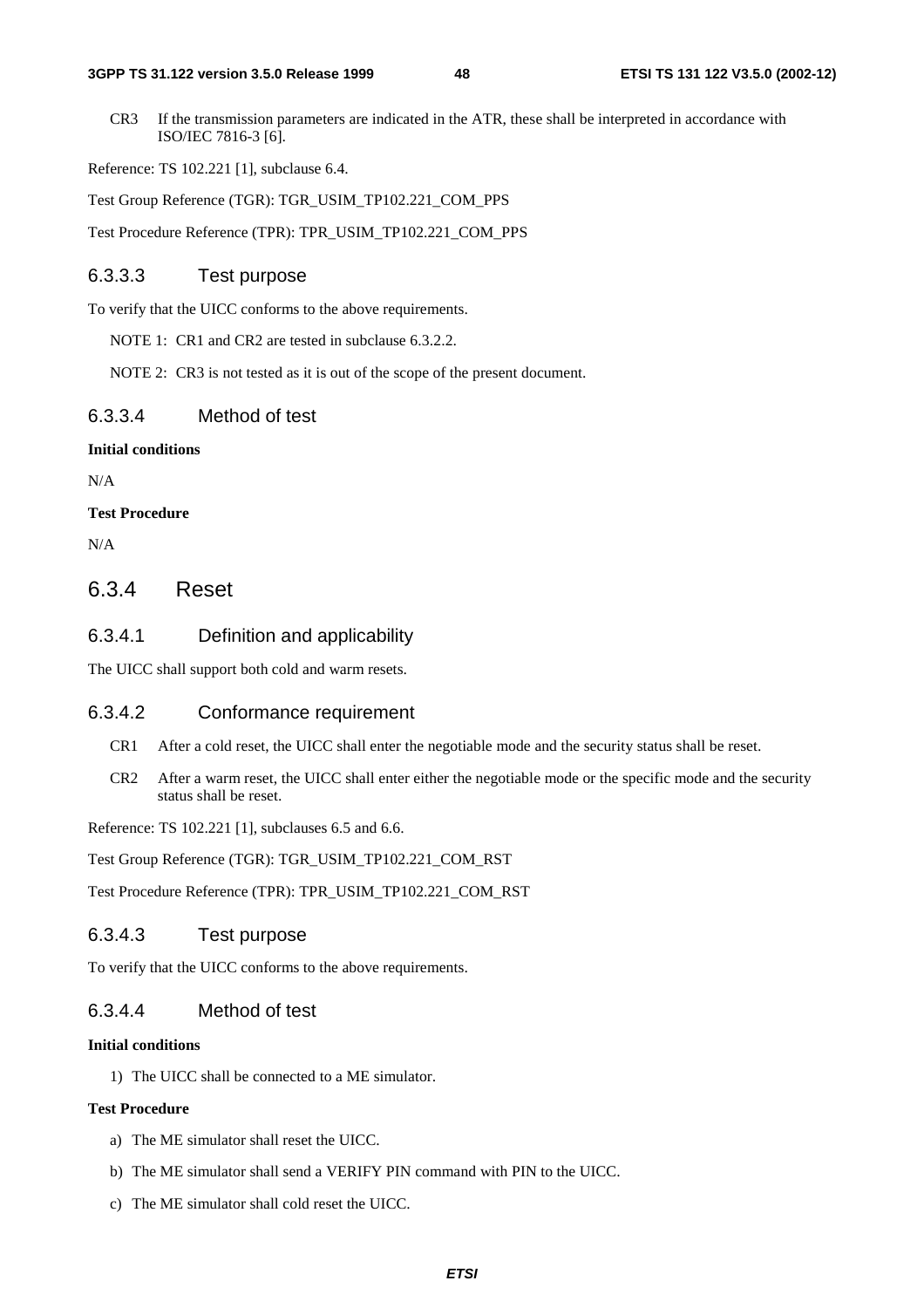CR3 If the transmission parameters are indicated in the ATR, these shall be interpreted in accordance with ISO/IEC 7816-3 [6].

Reference: TS 102.221 [1], subclause 6.4.

Test Group Reference (TGR): TGR_USIM_TP102.221_COM_PPS

Test Procedure Reference (TPR): TPR_USIM_TP102.221_COM_PPS

#### 6.3.3.3 Test purpose

To verify that the UICC conforms to the above requirements.

NOTE 1: CR1 and CR2 are tested in subclause 6.3.2.2.

NOTE 2: CR3 is not tested as it is out of the scope of the present document.

#### 6.3.3.4 Method of test

**Initial conditions**

N/A

**Test Procedure**

N/A

### 6.3.4 Reset

#### 6.3.4.1 Definition and applicability

The UICC shall support both cold and warm resets.

#### 6.3.4.2 Conformance requirement

CR1 After a cold reset, the UICC shall enter the negotiable mode and the security status shall be reset.

CR2 After a warm reset, the UICC shall enter either the negotiable mode or the specific mode and the security status shall be reset.

Reference: TS 102.221 [1], subclauses 6.5 and 6.6.

Test Group Reference (TGR): TGR_USIM_TP102.221_COM_RST

Test Procedure Reference (TPR): TPR_USIM_TP102.221_COM_RST

#### 6.3.4.3 Test purpose

To verify that the UICC conforms to the above requirements.

#### 6.3.4.4 Method of test

**Initial conditions**

1) The UICC shall be connected to a ME simulator.

**Test Procedure**

a) The ME simulator shall reset the UICC.

b) The ME simulator shall send a VERIFY PIN command with PIN to the UICC.

c) The ME simulator shall cold reset the UICC.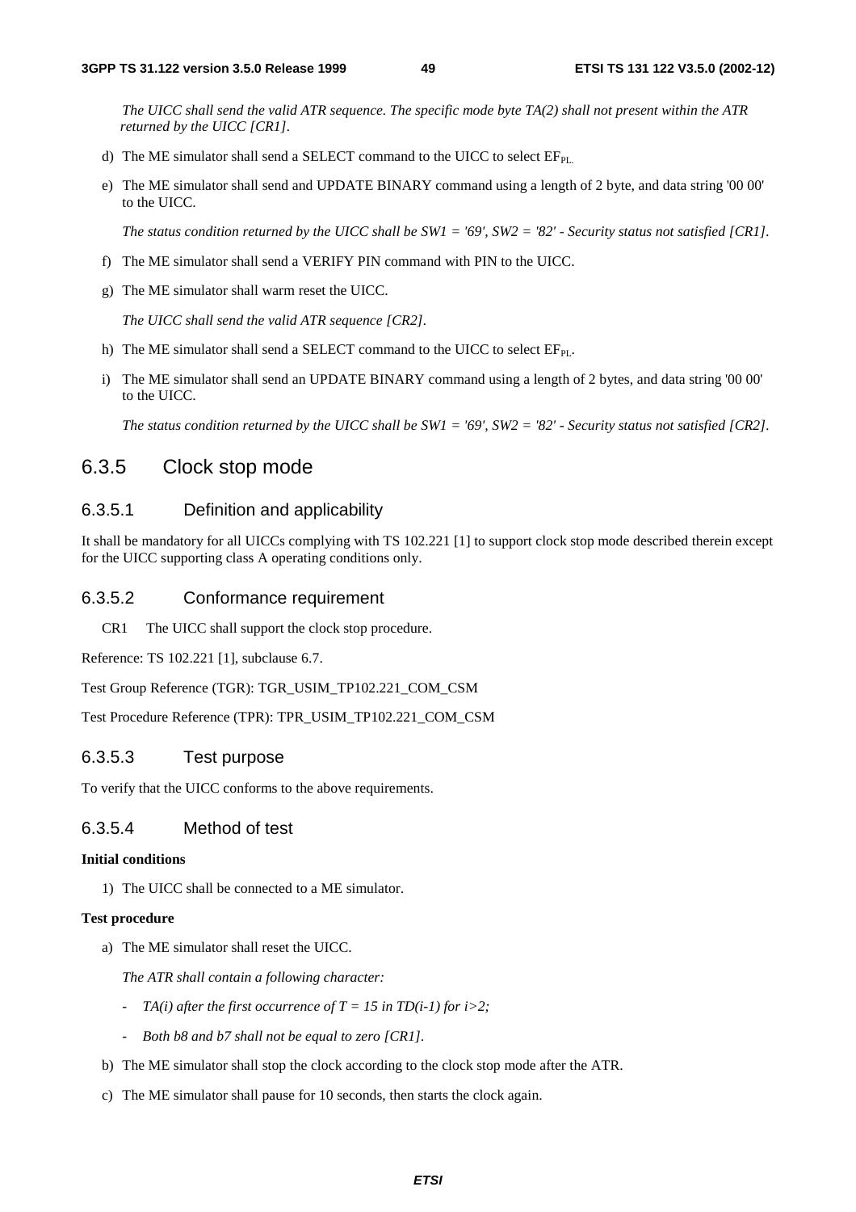*The UICC shall send the valid ATR sequence. The specific mode byte TA(2) shall not present within the ATR returned by the UICC [CR1].*

d) The ME simulator shall send a SELECT command to the UICC to select $EF_{PL}$.

e) The ME simulator shall send and UPDATE BINARY command using a length of 2 byte, and data string '00 00' to the UICC.

*The status condition returned by the UICC shall be SW1 = '69', SW2 = '82' - Security status not satisfied [CR1].*

f) The ME simulator shall send a VERIFY PIN command with PIN to the UICC.

g) The ME simulator shall warm reset the UICC.

*The UICC shall send the valid ATR sequence [CR2].*

h) The ME simulator shall send a SELECT command to the UICC to select $EF_{PL}$.

i) The ME simulator shall send an UPDATE BINARY command using a length of 2 bytes, and data string '00 00' to the UICC.

*The status condition returned by the UICC shall be SW1 = '69', SW2 = '82' - Security status not satisfied [CR2].*

## 6.3.5 Clock stop mode

### 6.3.5.1 Definition and applicability

It shall be mandatory for all UICCs complying with TS 102.221 [1] to support clock stop mode described therein except for the UICC supporting class A operating conditions only.

### 6.3.5.2 Conformance requirement

CR1 The UICC shall support the clock stop procedure.

Reference: TS 102.221 [1], subclause 6.7.

Test Group Reference (TGR): TGR_USIM_TP102.221_COM_CSM

Test Procedure Reference (TPR): TPR_USIM_TP102.221_COM_CSM

### 6.3.5.3 Test purpose

To verify that the UICC conforms to the above requirements.

### 6.3.5.4 Method of test

**Initial conditions**

1) The UICC shall be connected to a ME simulator.

**Test procedure**

a) The ME simulator shall reset the UICC.

*The ATR shall contain a following character:*

- *TA(i) after the first occurrence of T = 15 in TD(i-1) for i>2;*
- *Both b8 and b7 shall not be equal to zero [CR1].*

b) The ME simulator shall stop the clock according to the clock stop mode after the ATR.

c) The ME simulator shall pause for 10 seconds, then starts the clock again.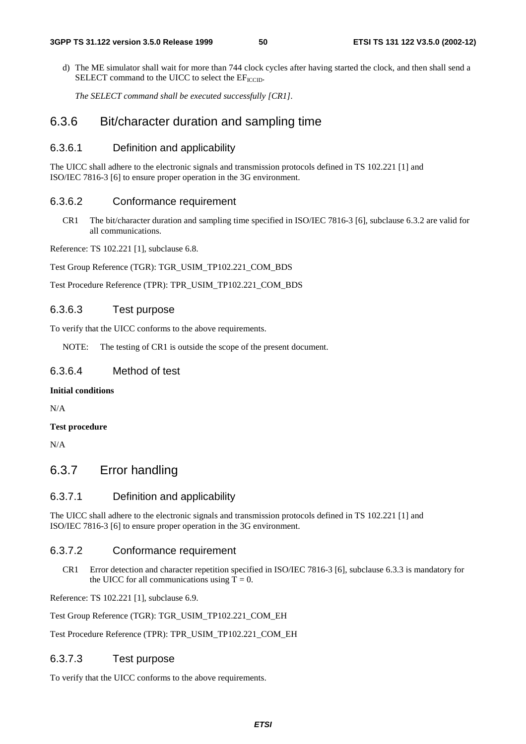d) The ME simulator shall wait for more than 744 clock cycles after having started the clock, and then shall send a SELECT command to the UICC to select the $EF_{ICCID}$.

*The SELECT command shall be executed successfully [CR1].*

## 6.3.6 Bit/character duration and sampling time

### 6.3.6.1 Definition and applicability

The UICC shall adhere to the electronic signals and transmission protocols defined in TS 102.221 [1] and ISO/IEC 7816-3 [6] to ensure proper operation in the 3G environment.

### 6.3.6.2 Conformance requirement

CR1 The bit/character duration and sampling time specified in ISO/IEC 7816-3 [6], subclause 6.3.2 are valid for all communications.

Reference: TS 102.221 [1], subclause 6.8.

Test Group Reference (TGR): TGR_USIM_TP102.221_COM_BDS

Test Procedure Reference (TPR): TPR_USIM_TP102.221_COM_BDS

### 6.3.6.3 Test purpose

To verify that the UICC conforms to the above requirements.

NOTE: The testing of CR1 is outside the scope of the present document.

### 6.3.6.4 Method of test

**Initial conditions**

N/A

**Test procedure**

N/A

## 6.3.7 Error handling

### 6.3.7.1 Definition and applicability

The UICC shall adhere to the electronic signals and transmission protocols defined in TS 102.221 [1] and ISO/IEC 7816-3 [6] to ensure proper operation in the 3G environment.

### 6.3.7.2 Conformance requirement

CR1 Error detection and character repetition specified in ISO/IEC 7816-3 [6], subclause 6.3.3 is mandatory for the UICC for all communications using T = 0.

Reference: TS 102.221 [1], subclause 6.9.

Test Group Reference (TGR): TGR_USIM_TP102.221_COM_EH

Test Procedure Reference (TPR): TPR_USIM_TP102.221_COM_EH

### 6.3.7.3 Test purpose

To verify that the UICC conforms to the above requirements.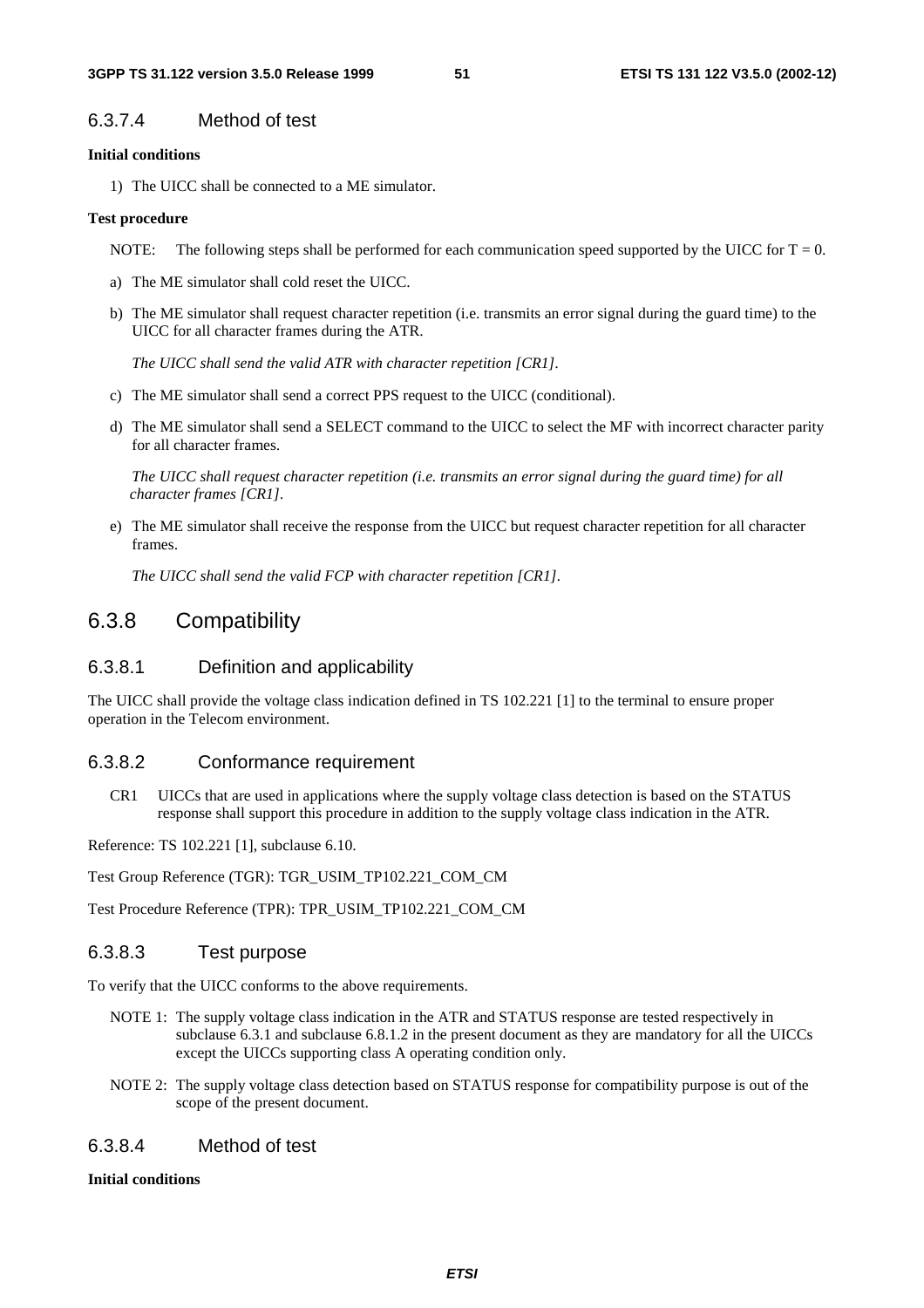#### 6.3.7.4 Method of test

**Initial conditions**

1) The UICC shall be connected to a ME simulator.

**Test procedure**

NOTE: The following steps shall be performed for each communication speed supported by the UICC for T = 0.

a) The ME simulator shall cold reset the UICC.

b) The ME simulator shall request character repetition (i.e. transmits an error signal during the guard time) to the UICC for all character frames during the ATR.

   *The UICC shall send the valid ATR with character repetition [CR1].*

c) The ME simulator shall send a correct PPS request to the UICC (conditional).

d) The ME simulator shall send a SELECT command to the UICC to select the MF with incorrect character parity for all character frames.

   *The UICC shall request character repetition (i.e. transmits an error signal during the guard time) for all character frames [CR1].*

e) The ME simulator shall receive the response from the UICC but request character repetition for all character frames.

   *The UICC shall send the valid FCP with character repetition [CR1].*

### 6.3.8 Compatibility

#### 6.3.8.1 Definition and applicability

The UICC shall provide the voltage class indication defined in TS 102.221 [1] to the terminal to ensure proper operation in the Telecom environment.

#### 6.3.8.2 Conformance requirement

CR1 UICCs that are used in applications where the supply voltage class detection is based on the STATUS response shall support this procedure in addition to the supply voltage class indication in the ATR.

Reference: TS 102.221 [1], subclause 6.10.

Test Group Reference (TGR): TGR_USIM_TP102.221_COM_CM

Test Procedure Reference (TPR): TPR_USIM_TP102.221_COM_CM

#### 6.3.8.3 Test purpose

To verify that the UICC conforms to the above requirements.

NOTE 1: The supply voltage class indication in the ATR and STATUS response are tested respectively in subclause 6.3.1 and subclause 6.8.1.2 in the present document as they are mandatory for all the UICCs except the UICCs supporting class A operating condition only.

NOTE 2: The supply voltage class detection based on STATUS response for compatibility purpose is out of the scope of the present document.

#### 6.3.8.4 Method of test

**Initial conditions**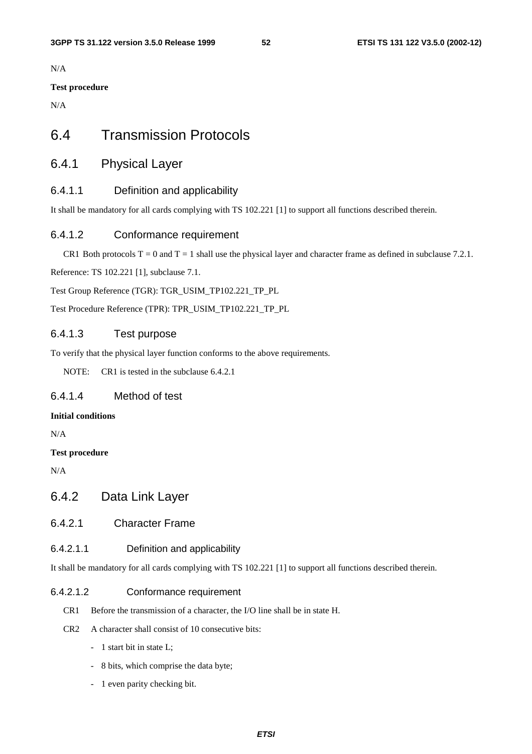N/A

**Test procedure**

N/A

# 6.4 Transmission Protocols

## 6.4.1 Physical Layer

### 6.4.1.1 Definition and applicability

It shall be mandatory for all cards complying with TS 102.221 [1] to support all functions described therein.

### 6.4.1.2 Conformance requirement

CR1 Both protocols T = 0 and T = 1 shall use the physical layer and character frame as defined in subclause 7.2.1.

Reference: TS 102.221 [1], subclause 7.1.

Test Group Reference (TGR): TGR_USIM_TP102.221_TP_PL

Test Procedure Reference (TPR): TPR_USIM_TP102.221_TP_PL

### 6.4.1.3 Test purpose

To verify that the physical layer function conforms to the above requirements.

NOTE: CR1 is tested in the subclause 6.4.2.1

### 6.4.1.4 Method of test

**Initial conditions**

N/A

**Test procedure**

N/A

## 6.4.2 Data Link Layer

### 6.4.2.1 Character Frame

#### 6.4.2.1.1 Definition and applicability

It shall be mandatory for all cards complying with TS 102.221 [1] to support all functions described therein.

#### 6.4.2.1.2 Conformance requirement

CR1 Before the transmission of a character, the I/O line shall be in state H.

CR2 A character shall consist of 10 consecutive bits:

- 1 start bit in state L;
- 8 bits, which comprise the data byte;
- 1 even parity checking bit.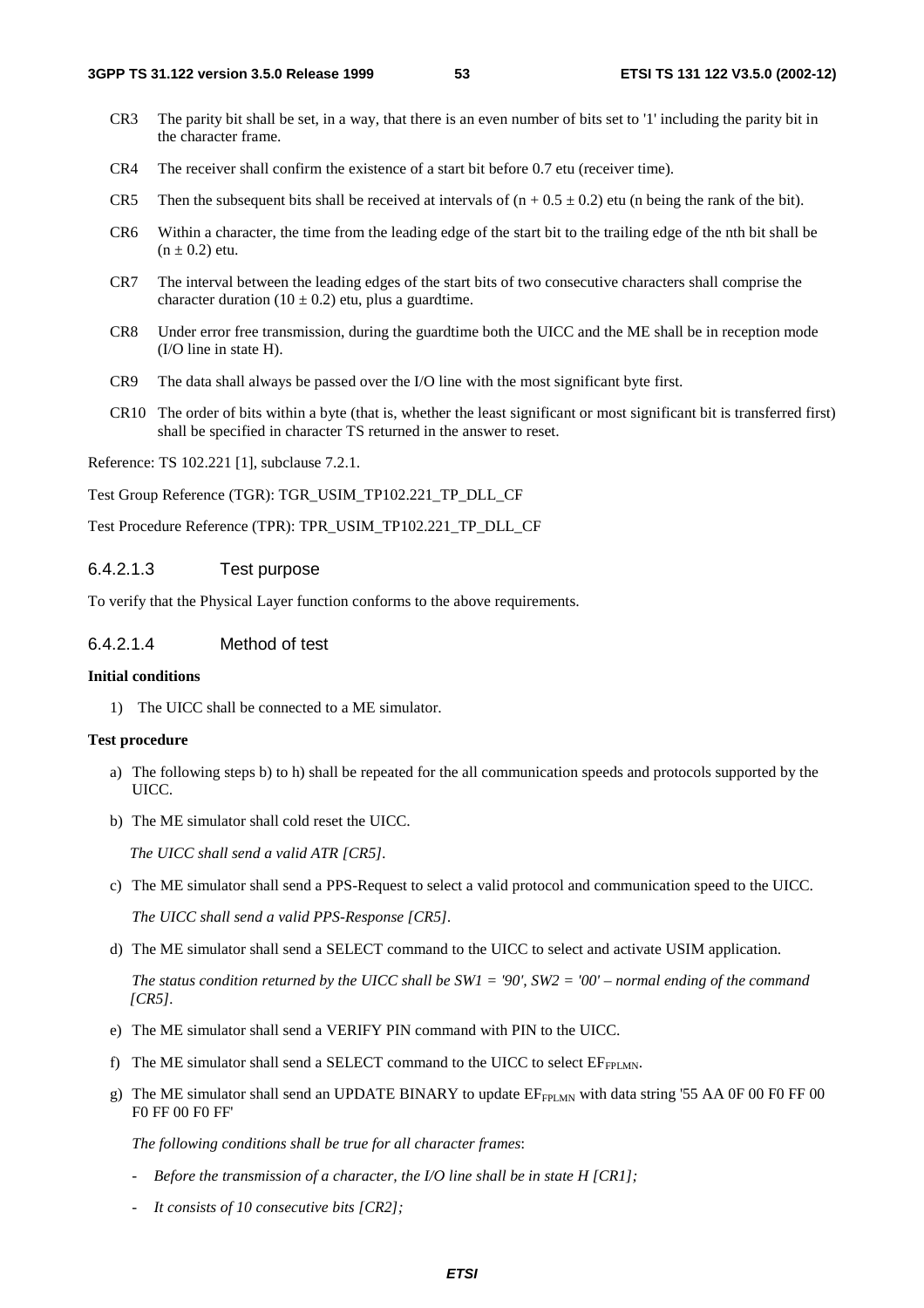CR3 The parity bit shall be set, in a way, that there is an even number of bits set to '1' including the parity bit in the character frame.

CR4 The receiver shall confirm the existence of a start bit before 0.7 etu (receiver time).

CR5 Then the subsequent bits shall be received at intervals of $(n + 0.5 \pm 0.2)$ etu (n being the rank of the bit).

CR6 Within a character, the time from the leading edge of the start bit to the trailing edge of the nth bit shall be $(n \pm 0.2)$ etu.

CR7 The interval between the leading edges of the start bits of two consecutive characters shall comprise the character duration $(10 \pm 0.2)$ etu, plus a guardtime.

CR8 Under error free transmission, during the guardtime both the UICC and the ME shall be in reception mode (I/O line in state H).

CR9 The data shall always be passed over the I/O line with the most significant byte first.

CR10 The order of bits within a byte (that is, whether the least significant or most significant bit is transferred first) shall be specified in character TS returned in the answer to reset.

Reference: TS 102.221 [1], subclause 7.2.1.

Test Group Reference (TGR): TGR_USIM_TP102.221_TP_DLL_CF

Test Procedure Reference (TPR): TPR_USIM_TP102.221_TP_DLL_CF

#### 6.4.2.1.3 Test purpose

To verify that the Physical Layer function conforms to the above requirements.

#### 6.4.2.1.4 Method of test

**Initial conditions**

1) The UICC shall be connected to a ME simulator.

**Test procedure**

a) The following steps b) to h) shall be repeated for the all communication speeds and protocols supported by the UICC.

b) The ME simulator shall cold reset the UICC.

   *The UICC shall send a valid ATR [CR5].*

c) The ME simulator shall send a PPS-Request to select a valid protocol and communication speed to the UICC.

   *The UICC shall send a valid PPS-Response [CR5].*

d) The ME simulator shall send a SELECT command to the UICC to select and activate USIM application.

   *The status condition returned by the UICC shall be SW1 = '90', SW2 = '00' – normal ending of the command [CR5].*

e) The ME simulator shall send a VERIFY PIN command with PIN to the UICC.

f) The ME simulator shall send a SELECT command to the UICC to select $EF_{FPLMN}$.

g) The ME simulator shall send an UPDATE BINARY to update $EF_{FPLMN}$ with data string '55 AA 0F 00 F0 FF 00 F0 FF 00 F0 FF'

   *The following conditions shall be true for all character frames*:

   - *Before the transmission of a character, the I/O line shall be in state H [CR1];*
   - *It consists of 10 consecutive bits [CR2];*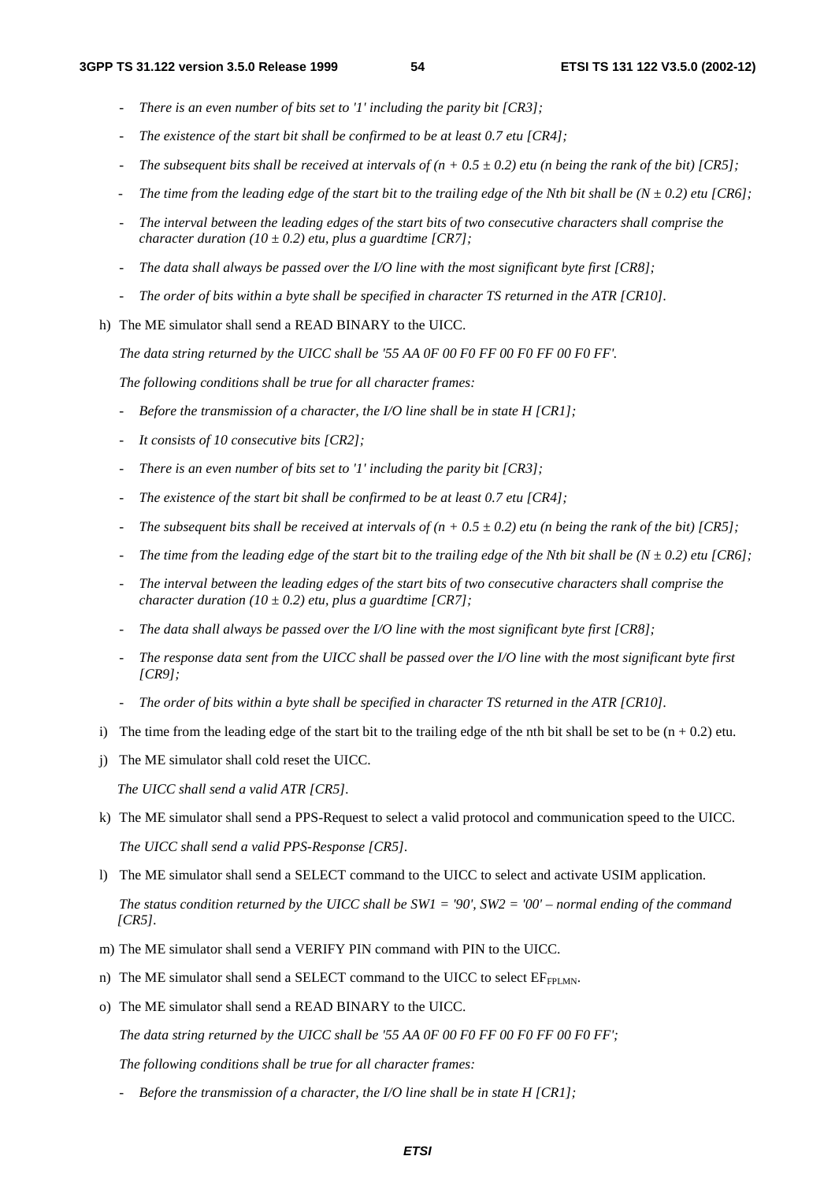- *There is an even number of bits set to '1' including the parity bit [CR3];*
- *The existence of the start bit shall be confirmed to be at least 0.7 etu [CR4];*
- *The subsequent bits shall be received at intervals of $(n + 0.5 \pm 0.2)$ etu (n being the rank of the bit) [CR5];*
- *The time from the leading edge of the start bit to the trailing edge of the Nth bit shall be $(N \pm 0.2)$ etu [CR6];*
- *The interval between the leading edges of the start bits of two consecutive characters shall comprise the character duration $(10 \pm 0.2)$ etu, plus a guardtime [CR7];*
- *The data shall always be passed over the I/O line with the most significant byte first [CR8];*
- *The order of bits within a byte shall be specified in character TS returned in the ATR [CR10].*

h) The ME simulator shall send a READ BINARY to the UICC.

*The data string returned by the UICC shall be '55 AA 0F 00 F0 FF 00 F0 FF 00 F0 FF'.*

*The following conditions shall be true for all character frames:*

- *Before the transmission of a character, the I/O line shall be in state H [CR1];*
- *It consists of 10 consecutive bits [CR2];*
- *There is an even number of bits set to '1' including the parity bit [CR3];*
- *The existence of the start bit shall be confirmed to be at least 0.7 etu [CR4];*
- *The subsequent bits shall be received at intervals of $(n + 0.5 \pm 0.2)$ etu (n being the rank of the bit) [CR5];*
- *The time from the leading edge of the start bit to the trailing edge of the Nth bit shall be $(N \pm 0.2)$ etu [CR6];*
- *The interval between the leading edges of the start bits of two consecutive characters shall comprise the character duration $(10 \pm 0.2)$ etu, plus a guardtime [CR7];*
- *The data shall always be passed over the I/O line with the most significant byte first [CR8];*
- *The response data sent from the UICC shall be passed over the I/O line with the most significant byte first [CR9];*
- *The order of bits within a byte shall be specified in character TS returned in the ATR [CR10].*

i) The time from the leading edge of the start bit to the trailing edge of the nth bit shall be set to be $(n + 0.2)$ etu.

j) The ME simulator shall cold reset the UICC.

*The UICC shall send a valid ATR [CR5].*

k) The ME simulator shall send a PPS-Request to select a valid protocol and communication speed to the UICC.

*The UICC shall send a valid PPS-Response [CR5].*

l) The ME simulator shall send a SELECT command to the UICC to select and activate USIM application.

*The status condition returned by the UICC shall be SW1 = '90', SW2 = '00' – normal ending of the command [CR5].*

m) The ME simulator shall send a VERIFY PIN command with PIN to the UICC.

n) The ME simulator shall send a SELECT command to the UICC to select $EF_{FPLMN}$.

o) The ME simulator shall send a READ BINARY to the UICC.

*The data string returned by the UICC shall be '55 AA 0F 00 F0 FF 00 F0 FF 00 F0 FF';*

*The following conditions shall be true for all character frames:*

- *Before the transmission of a character, the I/O line shall be in state H [CR1];*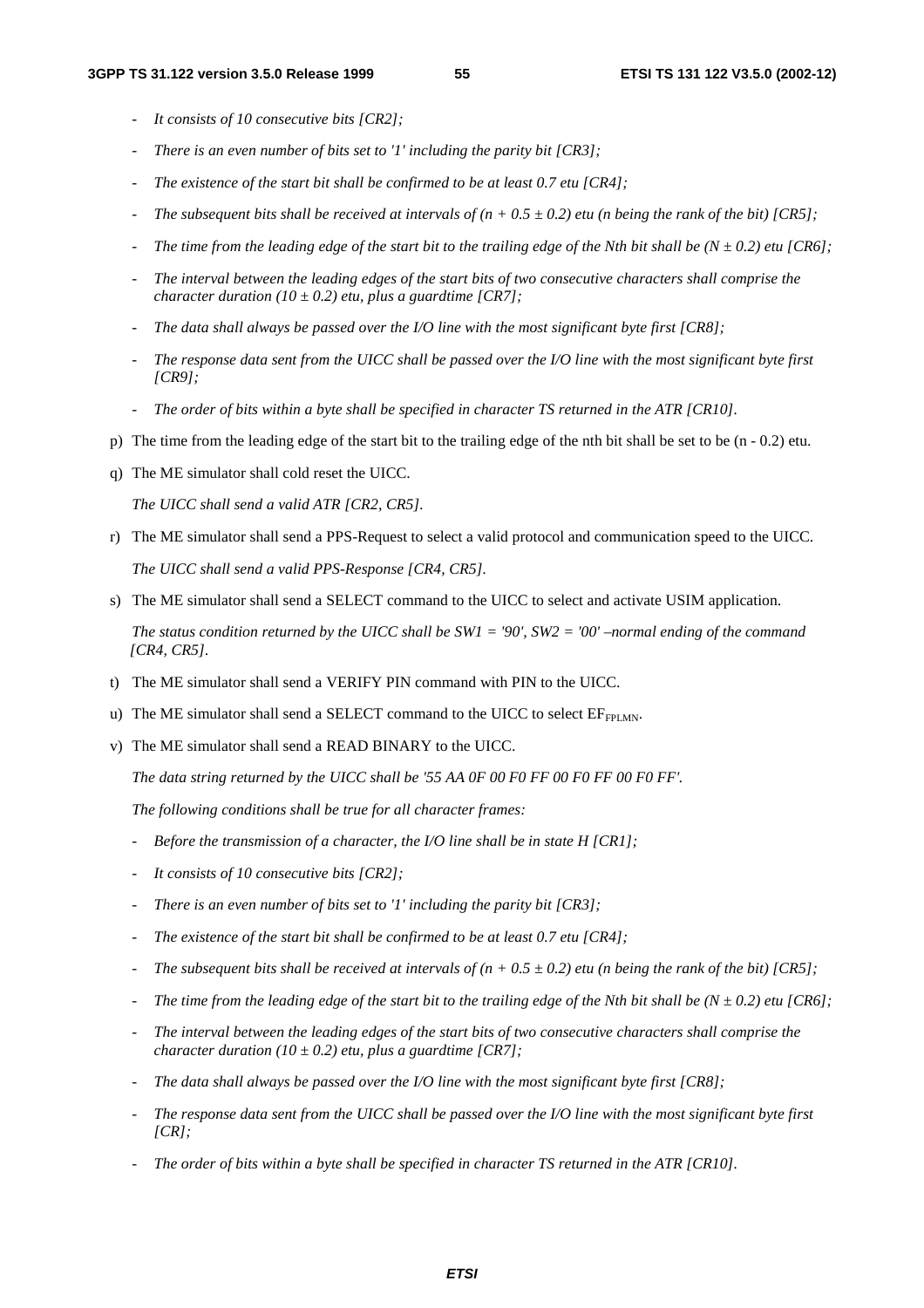- *It consists of 10 consecutive bits [CR2];*

- *There is an even number of bits set to '1' including the parity bit [CR3];*

- *The existence of the start bit shall be confirmed to be at least 0.7 etu [CR4];*

- *The subsequent bits shall be received at intervals of $(n + 0.5 \pm 0.2)$ etu (n being the rank of the bit) [CR5];*

- *The time from the leading edge of the start bit to the trailing edge of the Nth bit shall be $(N \pm 0.2)$ etu [CR6];*

- *The interval between the leading edges of the start bits of two consecutive characters shall comprise the character duration $(10 \pm 0.2)$ etu, plus a guardtime [CR7];*

- *The data shall always be passed over the I/O line with the most significant byte first [CR8];*

- *The response data sent from the UICC shall be passed over the I/O line with the most significant byte first [CR9];*

- *The order of bits within a byte shall be specified in character TS returned in the ATR [CR10].*

p) The time from the leading edge of the start bit to the trailing edge of the nth bit shall be set to be (n - 0.2) etu.

q) The ME simulator shall cold reset the UICC.

   *The UICC shall send a valid ATR [CR2, CR5].*

r) The ME simulator shall send a PPS-Request to select a valid protocol and communication speed to the UICC.

   *The UICC shall send a valid PPS-Response [CR4, CR5].*

s) The ME simulator shall send a SELECT command to the UICC to select and activate USIM application.

   *The status condition returned by the UICC shall be SW1 = '90', SW2 = '00' –normal ending of the command [CR4, CR5].*

t) The ME simulator shall send a VERIFY PIN command with PIN to the UICC.

u) The ME simulator shall send a SELECT command to the UICC to select $EF_{FPLMN}$.

v) The ME simulator shall send a READ BINARY to the UICC.

   *The data string returned by the UICC shall be '55 AA 0F 00 F0 FF 00 F0 FF 00 F0 FF'.*

   *The following conditions shall be true for all character frames:*

   - *Before the transmission of a character, the I/O line shall be in state H [CR1];*

   - *It consists of 10 consecutive bits [CR2];*

   - *There is an even number of bits set to '1' including the parity bit [CR3];*

   - *The existence of the start bit shall be confirmed to be at least 0.7 etu [CR4];*

   - *The subsequent bits shall be received at intervals of $(n + 0.5 \pm 0.2)$ etu (n being the rank of the bit) [CR5];*

   - *The time from the leading edge of the start bit to the trailing edge of the Nth bit shall be $(N \pm 0.2)$ etu [CR6];*

   - *The interval between the leading edges of the start bits of two consecutive characters shall comprise the character duration $(10 \pm 0.2)$ etu, plus a guardtime [CR7];*

   - *The data shall always be passed over the I/O line with the most significant byte first [CR8];*

   - *The response data sent from the UICC shall be passed over the I/O line with the most significant byte first [CR];*

   - *The order of bits within a byte shall be specified in character TS returned in the ATR [CR10].*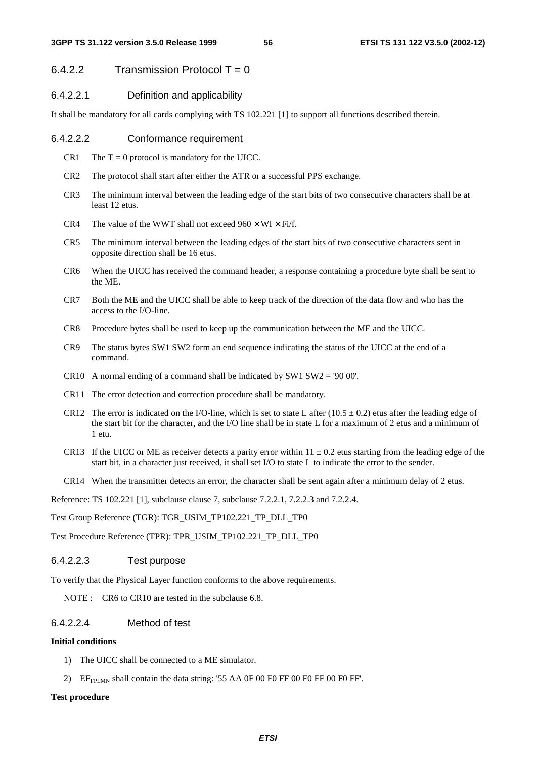### 6.4.2.2 Transmission Protocol T = 0

#### 6.4.2.2.1 Definition and applicability

It shall be mandatory for all cards complying with TS 102.221 [1] to support all functions described therein.

#### 6.4.2.2.2 Conformance requirement

- CR1 The T = 0 protocol is mandatory for the UICC.
- CR2 The protocol shall start after either the ATR or a successful PPS exchange.
- CR3 The minimum interval between the leading edge of the start bits of two consecutive characters shall be at least 12 etus.
- CR4 The value of the WWT shall not exceed $960 \times WI \times Fi/f$.
- CR5 The minimum interval between the leading edges of the start bits of two consecutive characters sent in opposite direction shall be 16 etus.
- CR6 When the UICC has received the command header, a response containing a procedure byte shall be sent to the ME.
- CR7 Both the ME and the UICC shall be able to keep track of the direction of the data flow and who has the access to the I/O-line.
- CR8 Procedure bytes shall be used to keep up the communication between the ME and the UICC.
- CR9 The status bytes SW1 SW2 form an end sequence indicating the status of the UICC at the end of a command.
- CR10 A normal ending of a command shall be indicated by SW1 SW2 = '90 00'.
- CR11 The error detection and correction procedure shall be mandatory.
- CR12 The error is indicated on the I/O-line, which is set to state L after $(10.5 \pm 0.2)$ etus after the leading edge of the start bit for the character, and the I/O line shall be in state L for a maximum of 2 etus and a minimum of 1 etu.
- CR13 If the UICC or ME as receiver detects a parity error within $11 \pm 0.2$ etus starting from the leading edge of the start bit, in a character just received, it shall set I/O to state L to indicate the error to the sender.
- CR14 When the transmitter detects an error, the character shall be sent again after a minimum delay of 2 etus.

Reference: TS 102.221 [1], subclause clause 7, subclause 7.2.2.1, 7.2.2.3 and 7.2.2.4.

Test Group Reference (TGR): TGR_USIM_TP102.221_TP_DLL_TP0

Test Procedure Reference (TPR): TPR_USIM_TP102.221_TP_DLL_TP0

#### 6.4.2.2.3 Test purpose

To verify that the Physical Layer function conforms to the above requirements.

NOTE : CR6 to CR10 are tested in the subclause 6.8.

#### 6.4.2.2.4 Method of test

**Initial conditions**

1) The UICC shall be connected to a ME simulator.
2) $EF_{FPLMN}$ shall contain the data string: '55 AA 0F 00 F0 FF 00 F0 FF 00 F0 FF'.

**Test procedure**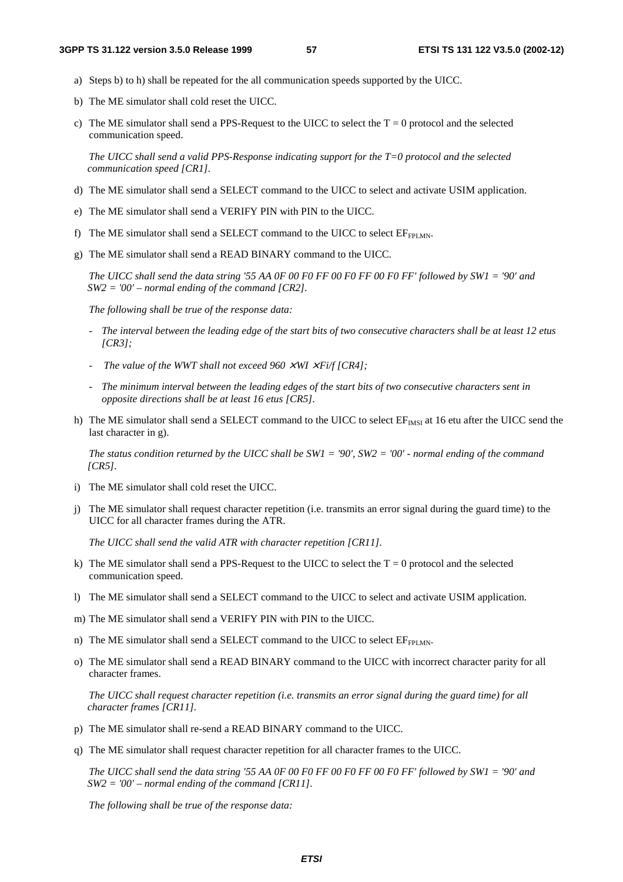a) Steps b) to h) shall be repeated for the all communication speeds supported by the UICC.

b) The ME simulator shall cold reset the UICC.

c) The ME simulator shall send a PPS-Request to the UICC to select the T = 0 protocol and the selected communication speed.

*The UICC shall send a valid PPS-Response indicating support for the T=0 protocol and the selected communication speed [CR1].*

d) The ME simulator shall send a SELECT command to the UICC to select and activate USIM application.

e) The ME simulator shall send a VERIFY PIN with PIN to the UICC.

f) The ME simulator shall send a SELECT command to the UICC to select $EF_{FPLMN}$.

g) The ME simulator shall send a READ BINARY command to the UICC.

*The UICC shall send the data string '55 AA 0F 00 F0 FF 00 F0 FF 00 F0 FF' followed by SW1 = '90' and SW2 = '00' – normal ending of the command [CR2].*

*The following shall be true of the response data:*

- *The interval between the leading edge of the start bits of two consecutive characters shall be at least 12 etus [CR3];*
- *The value of the WWT shall not exceed* $960 \times WI \times Fi/f$ *[CR4];*
- *The minimum interval between the leading edges of the start bits of two consecutive characters sent in opposite directions shall be at least 16 etus [CR5].*

h) The ME simulator shall send a SELECT command to the UICC to select $EF_{IMSI}$ at 16 etu after the UICC send the last character in g).

*The status condition returned by the UICC shall be SW1 = '90', SW2 = '00' - normal ending of the command [CR5].*

i) The ME simulator shall cold reset the UICC.

j) The ME simulator shall request character repetition (i.e. transmits an error signal during the guard time) to the UICC for all character frames during the ATR.

*The UICC shall send the valid ATR with character repetition [CR11].*

k) The ME simulator shall send a PPS-Request to the UICC to select the T = 0 protocol and the selected communication speed.

l) The ME simulator shall send a SELECT command to the UICC to select and activate USIM application.

m) The ME simulator shall send a VERIFY PIN with PIN to the UICC.

n) The ME simulator shall send a SELECT command to the UICC to select $EF_{FPLMN}$.

o) The ME simulator shall send a READ BINARY command to the UICC with incorrect character parity for all character frames.

*The UICC shall request character repetition (i.e. transmits an error signal during the guard time) for all character frames [CR11].*

p) The ME simulator shall re-send a READ BINARY command to the UICC.

q) The ME simulator shall request character repetition for all character frames to the UICC.

*The UICC shall send the data string '55 AA 0F 00 F0 FF 00 F0 FF 00 F0 FF' followed by SW1 = '90' and SW2 = '00' – normal ending of the command [CR11].*

*The following shall be true of the response data:*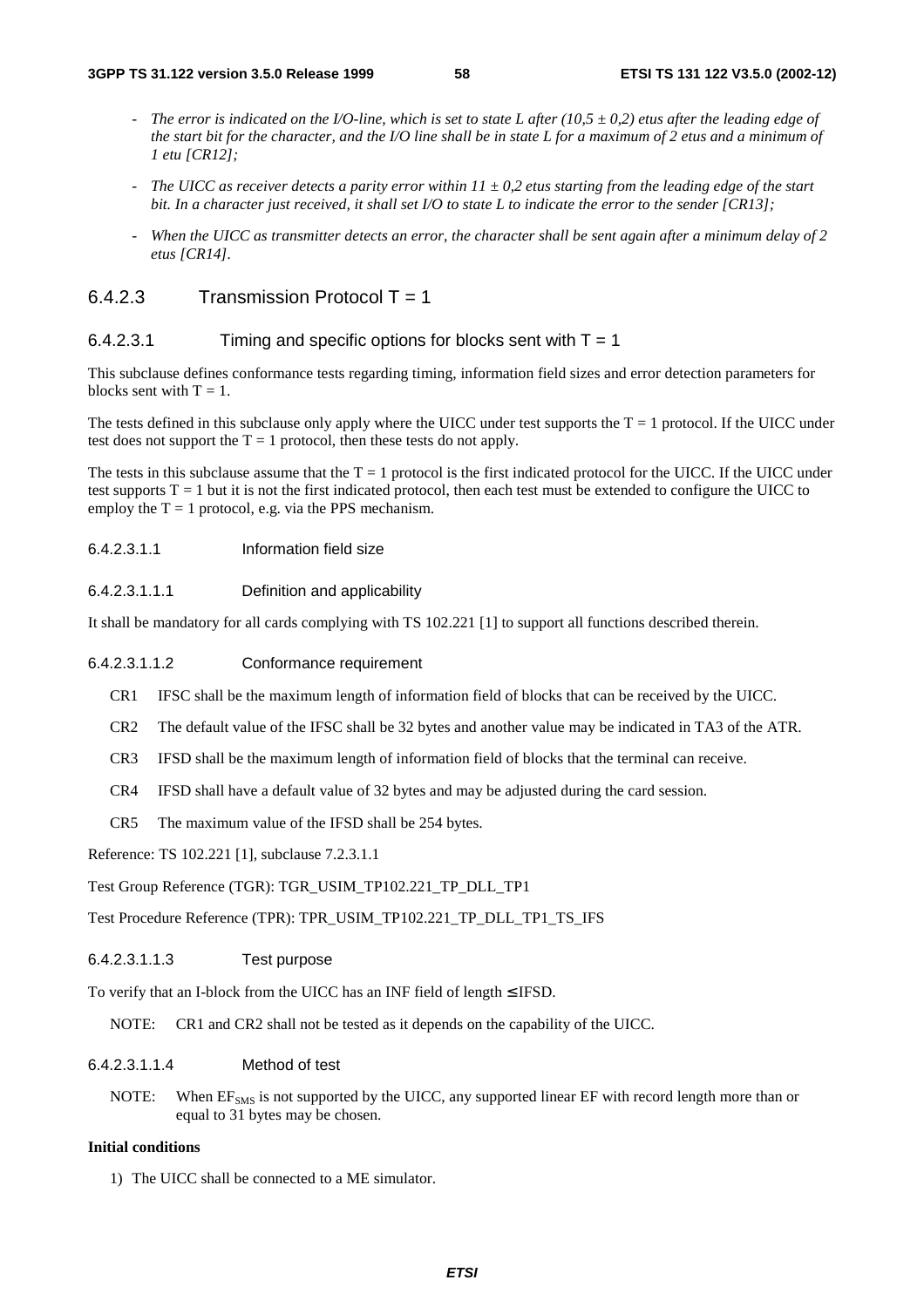- *The error is indicated on the I/O-line, which is set to state L after (10,5 ± 0,2) etus after the leading edge of the start bit for the character, and the I/O line shall be in state L for a maximum of 2 etus and a minimum of 1 etu [CR12];*
- *The UICC as receiver detects a parity error within 11 ± 0,2 etus starting from the leading edge of the start bit. In a character just received, it shall set I/O to state L to indicate the error to the sender [CR13];*
- *When the UICC as transmitter detects an error, the character shall be sent again after a minimum delay of 2 etus [CR14].*

### 6.4.2.3 Transmission Protocol T = 1

#### 6.4.2.3.1 Timing and specific options for blocks sent with T = 1

This subclause defines conformance tests regarding timing, information field sizes and error detection parameters for blocks sent with T = 1.

The tests defined in this subclause only apply where the UICC under test supports the T = 1 protocol. If the UICC under test does not support the T = 1 protocol, then these tests do not apply.

The tests in this subclause assume that the T = 1 protocol is the first indicated protocol for the UICC. If the UICC under test supports T = 1 but it is not the first indicated protocol, then each test must be extended to configure the UICC to employ the T = 1 protocol, e.g. via the PPS mechanism.

##### 6.4.2.3.1.1 Information field size

###### 6.4.2.3.1.1.1 Definition and applicability

It shall be mandatory for all cards complying with TS 102.221 [1] to support all functions described therein.

###### 6.4.2.3.1.1.2 Conformance requirement

CR1 IFSC shall be the maximum length of information field of blocks that can be received by the UICC.

CR2 The default value of the IFSC shall be 32 bytes and another value may be indicated in TA3 of the ATR.

CR3 IFSD shall be the maximum length of information field of blocks that the terminal can receive.

CR4 IFSD shall have a default value of 32 bytes and may be adjusted during the card session.

CR5 The maximum value of the IFSD shall be 254 bytes.

Reference: TS 102.221 [1], subclause 7.2.3.1.1

Test Group Reference (TGR): TGR_USIM_TP102.221_TP_DLL_TP1

Test Procedure Reference (TPR): TPR_USIM_TP102.221_TP_DLL_TP1_TS_IFS

###### 6.4.2.3.1.1.3 Test purpose

To verify that an I-block from the UICC has an INF field of length ≤ IFSD.

NOTE: CR1 and CR2 shall not be tested as it depends on the capability of the UICC.

###### 6.4.2.3.1.1.4 Method of test

NOTE: When $EF_{SMS}$ is not supported by the UICC, any supported linear EF with record length more than or equal to 31 bytes may be chosen.

**Initial conditions**

1) The UICC shall be connected to a ME simulator.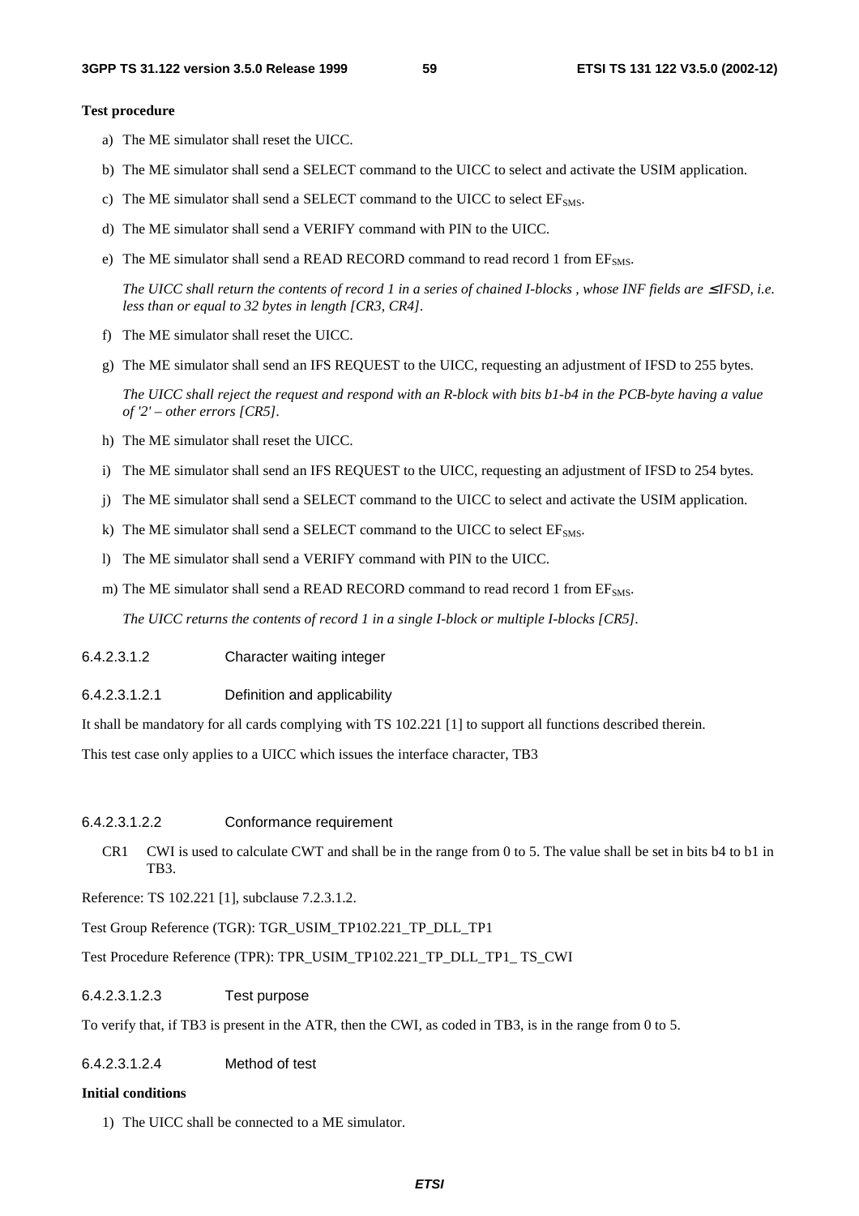**Test procedure**

a) The ME simulator shall reset the UICC.

b) The ME simulator shall send a SELECT command to the UICC to select and activate the USIM application.

c) The ME simulator shall send a SELECT command to the UICC to select $EF_{SMS}$.

d) The ME simulator shall send a VERIFY command with PIN to the UICC.

e) The ME simulator shall send a READ RECORD command to read record 1 from $EF_{SMS}$.

   *The UICC shall return the contents of record 1 in a series of chained I-blocks , whose INF fields are ≤ IFSD, i.e. less than or equal to 32 bytes in length [CR3, CR4].*

f) The ME simulator shall reset the UICC.

g) The ME simulator shall send an IFS REQUEST to the UICC, requesting an adjustment of IFSD to 255 bytes.

   *The UICC shall reject the request and respond with an R-block with bits b1-b4 in the PCB-byte having a value of '2' – other errors [CR5].*

h) The ME simulator shall reset the UICC.

i) The ME simulator shall send an IFS REQUEST to the UICC, requesting an adjustment of IFSD to 254 bytes.

j) The ME simulator shall send a SELECT command to the UICC to select and activate the USIM application.

k) The ME simulator shall send a SELECT command to the UICC to select $EF_{SMS}$.

l) The ME simulator shall send a VERIFY command with PIN to the UICC.

m) The ME simulator shall send a READ RECORD command to read record 1 from $EF_{SMS}$.

   *The UICC returns the contents of record 1 in a single I-block or multiple I-blocks [CR5].*

###### 6.4.2.3.1.2 Character waiting integer

###### 6.4.2.3.1.2.1 Definition and applicability

It shall be mandatory for all cards complying with TS 102.221 [1] to support all functions described therein.

This test case only applies to a UICC which issues the interface character, TB3

###### 6.4.2.3.1.2.2 Conformance requirement

CR1 CWI is used to calculate CWT and shall be in the range from 0 to 5. The value shall be set in bits b4 to b1 in TB3.

Reference: TS 102.221 [1], subclause 7.2.3.1.2.

Test Group Reference (TGR): TGR_USIM_TP102.221_TP_DLL_TP1

Test Procedure Reference (TPR): TPR_USIM_TP102.221_TP_DLL_TP1_ TS_CWI

###### 6.4.2.3.1.2.3 Test purpose

To verify that, if TB3 is present in the ATR, then the CWI, as coded in TB3, is in the range from 0 to 5.

###### 6.4.2.3.1.2.4 Method of test

**Initial conditions**

1) The UICC shall be connected to a ME simulator.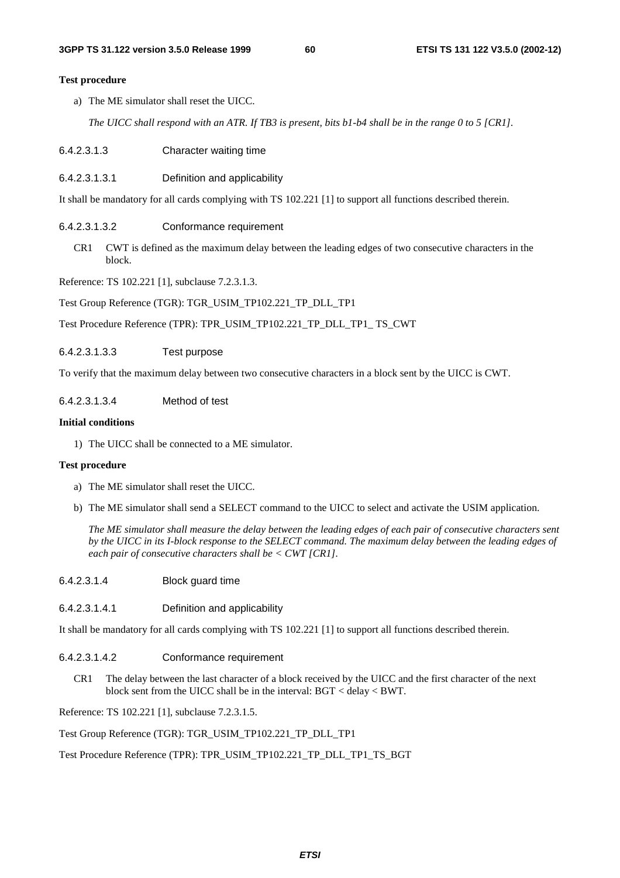**Test procedure**

a) The ME simulator shall reset the UICC.

*The UICC shall respond with an ATR. If TB3 is present, bits b1-b4 shall be in the range 0 to 5 [CR1].*

###### 6.4.2.3.1.3 Character waiting time

###### 6.4.2.3.1.3.1 Definition and applicability

It shall be mandatory for all cards complying with TS 102.221 [1] to support all functions described therein.

###### 6.4.2.3.1.3.2 Conformance requirement

CR1 CWT is defined as the maximum delay between the leading edges of two consecutive characters in the block.

Reference: TS 102.221 [1], subclause 7.2.3.1.3.

Test Group Reference (TGR): TGR_USIM_TP102.221_TP_DLL_TP1

Test Procedure Reference (TPR): TPR_USIM_TP102.221_TP_DLL_TP1_ TS_CWT

###### 6.4.2.3.1.3.3 Test purpose

To verify that the maximum delay between two consecutive characters in a block sent by the UICC is CWT.

###### 6.4.2.3.1.3.4 Method of test

**Initial conditions**

1) The UICC shall be connected to a ME simulator.

**Test procedure**

a) The ME simulator shall reset the UICC.

b) The ME simulator shall send a SELECT command to the UICC to select and activate the USIM application.

*The ME simulator shall measure the delay between the leading edges of each pair of consecutive characters sent by the UICC in its I-block response to the SELECT command. The maximum delay between the leading edges of each pair of consecutive characters shall be < CWT [CR1].*

###### 6.4.2.3.1.4 Block guard time

###### 6.4.2.3.1.4.1 Definition and applicability

It shall be mandatory for all cards complying with TS 102.221 [1] to support all functions described therein.

###### 6.4.2.3.1.4.2 Conformance requirement

CR1 The delay between the last character of a block received by the UICC and the first character of the next block sent from the UICC shall be in the interval: BGT < delay < BWT.

Reference: TS 102.221 [1], subclause 7.2.3.1.5.

Test Group Reference (TGR): TGR_USIM_TP102.221_TP_DLL_TP1

Test Procedure Reference (TPR): TPR_USIM_TP102.221_TP_DLL_TP1_TS_BGT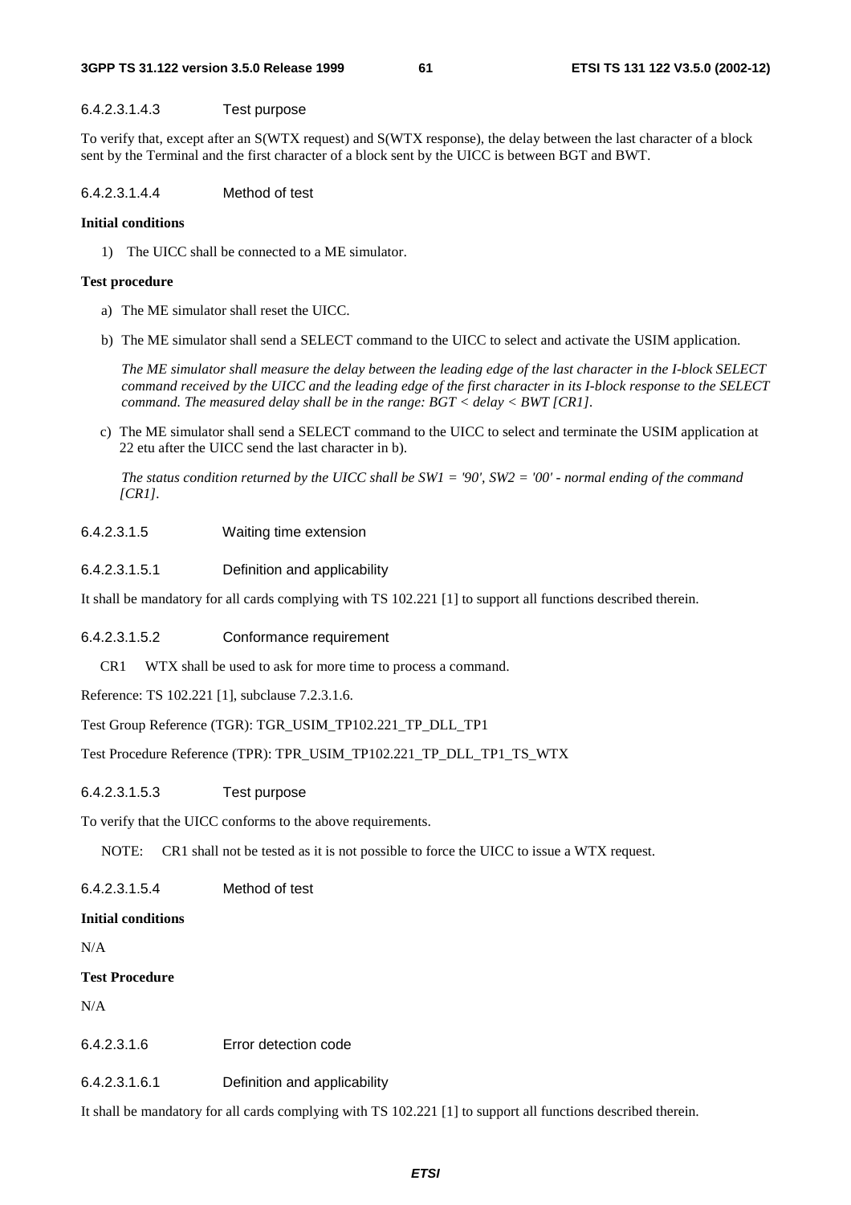#### 6.4.2.3.1.4.3 Test purpose

To verify that, except after an S(WTX request) and S(WTX response), the delay between the last character of a block sent by the Terminal and the first character of a block sent by the UICC is between BGT and BWT.

#### 6.4.2.3.1.4.4 Method of test

**Initial conditions**

1) The UICC shall be connected to a ME simulator.

**Test procedure**

a) The ME simulator shall reset the UICC.

b) The ME simulator shall send a SELECT command to the UICC to select and activate the USIM application.

   *The ME simulator shall measure the delay between the leading edge of the last character in the I-block SELECT command received by the UICC and the leading edge of the first character in its I-block response to the SELECT command. The measured delay shall be in the range: BGT < delay < BWT [CR1].*

c) The ME simulator shall send a SELECT command to the UICC to select and terminate the USIM application at 22 etu after the UICC send the last character in b).

   *The status condition returned by the UICC shall be SW1 = '90', SW2 = '00' - normal ending of the command [CR1].*

### 6.4.2.3.1.5 Waiting time extension

#### 6.4.2.3.1.5.1 Definition and applicability

It shall be mandatory for all cards complying with TS 102.221 [1] to support all functions described therein.

#### 6.4.2.3.1.5.2 Conformance requirement

CR1 WTX shall be used to ask for more time to process a command.

Reference: TS 102.221 [1], subclause 7.2.3.1.6.

Test Group Reference (TGR): TGR_USIM_TP102.221_TP_DLL_TP1

Test Procedure Reference (TPR): TPR_USIM_TP102.221_TP_DLL_TP1_TS_WTX

#### 6.4.2.3.1.5.3 Test purpose

To verify that the UICC conforms to the above requirements.

NOTE: CR1 shall not be tested as it is not possible to force the UICC to issue a WTX request.

#### 6.4.2.3.1.5.4 Method of test

**Initial conditions**

N/A

**Test Procedure**

N/A

### 6.4.2.3.1.6 Error detection code

#### 6.4.2.3.1.6.1 Definition and applicability

It shall be mandatory for all cards complying with TS 102.221 [1] to support all functions described therein.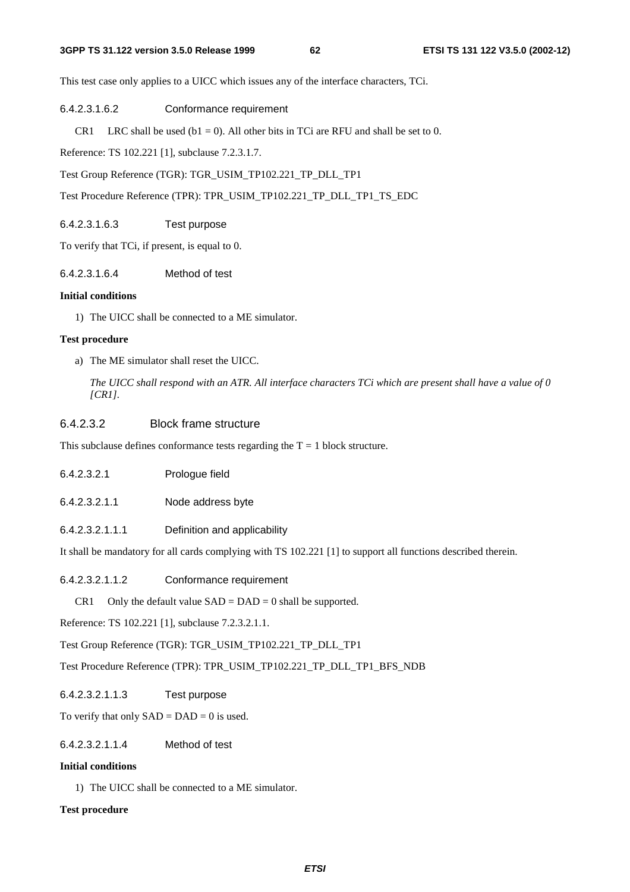This test case only applies to a UICC which issues any of the interface characters, TCi.

###### 6.4.2.3.1.6.2 Conformance requirement

CR1 LRC shall be used (b1 = 0). All other bits in TCi are RFU and shall be set to 0.

Reference: TS 102.221 [1], subclause 7.2.3.1.7.

Test Group Reference (TGR): TGR_USIM_TP102.221_TP_DLL_TP1

Test Procedure Reference (TPR): TPR_USIM_TP102.221_TP_DLL_TP1_TS_EDC

###### 6.4.2.3.1.6.3 Test purpose

To verify that TCi, if present, is equal to 0.

###### 6.4.2.3.1.6.4 Method of test

**Initial conditions**

1) The UICC shall be connected to a ME simulator.

**Test procedure**

a) The ME simulator shall reset the UICC.

   *The UICC shall respond with an ATR. All interface characters TCi which are present shall have a value of 0 [CR1].*

#### 6.4.2.3.2 Block frame structure

This subclause defines conformance tests regarding the T = 1 block structure.

##### 6.4.2.3.2.1 Prologue field

###### 6.4.2.3.2.1.1 Node address byte

###### 6.4.2.3.2.1.1.1 Definition and applicability

It shall be mandatory for all cards complying with TS 102.221 [1] to support all functions described therein.

###### 6.4.2.3.2.1.1.2 Conformance requirement

CR1 Only the default value SAD = DAD = 0 shall be supported.

Reference: TS 102.221 [1], subclause 7.2.3.2.1.1.

Test Group Reference (TGR): TGR_USIM_TP102.221_TP_DLL_TP1

Test Procedure Reference (TPR): TPR_USIM_TP102.221_TP_DLL_TP1_BFS_NDB

###### 6.4.2.3.2.1.1.3 Test purpose

To verify that only SAD = DAD = 0 is used.

###### 6.4.2.3.2.1.1.4 Method of test

**Initial conditions**

1) The UICC shall be connected to a ME simulator.

**Test procedure**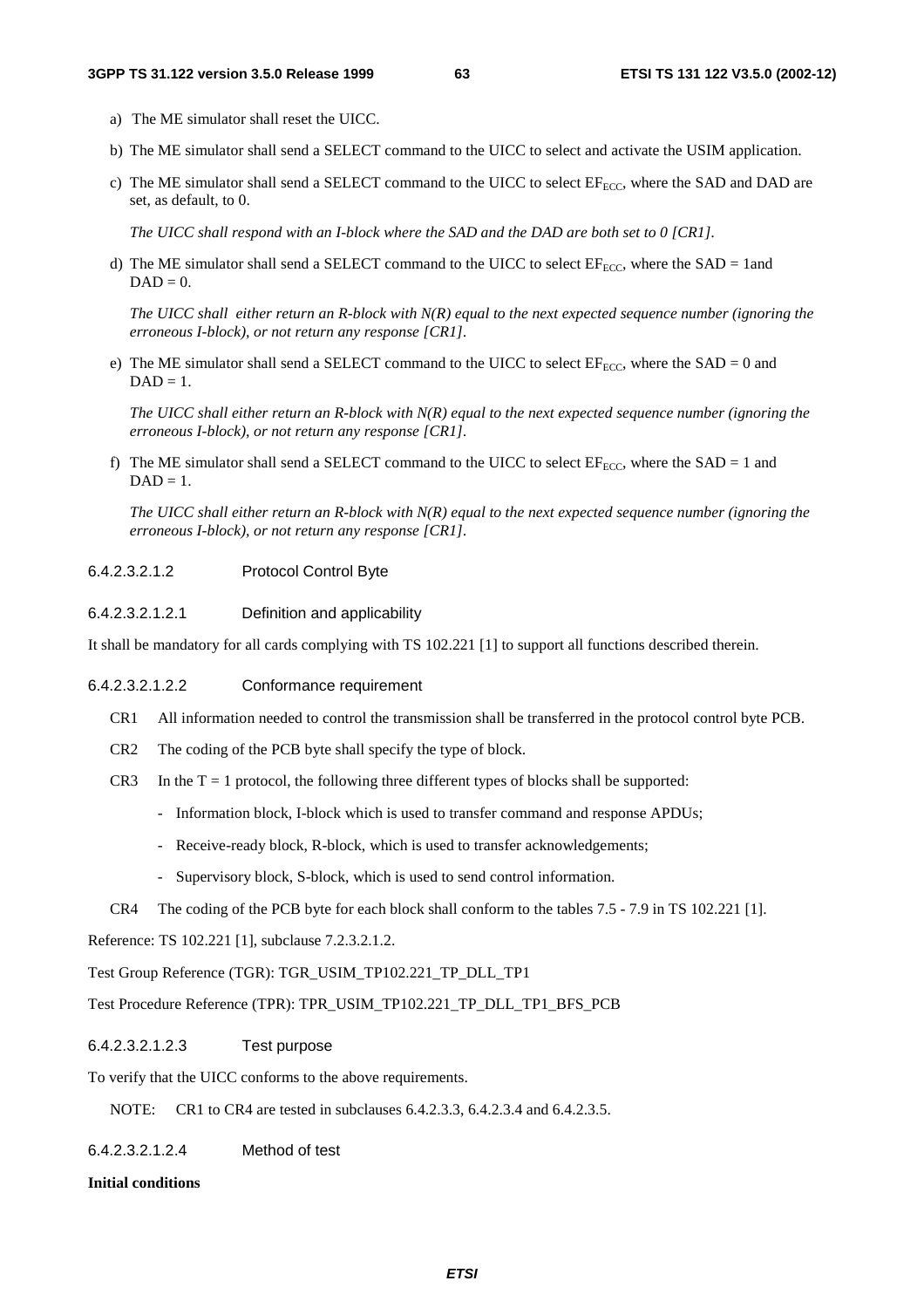a) The ME simulator shall reset the UICC.

b) The ME simulator shall send a SELECT command to the UICC to select and activate the USIM application.

c) The ME simulator shall send a SELECT command to the UICC to select $EF_{ECC}$, where the SAD and DAD are set, as default, to 0.

*The UICC shall respond with an I-block where the SAD and the DAD are both set to 0 [CR1].*

d) The ME simulator shall send a SELECT command to the UICC to select $EF_{ECC}$, where the SAD = 1and DAD = 0.

*The UICC shall either return an R-block with N(R) equal to the next expected sequence number (ignoring the erroneous I-block), or not return any response [CR1].*

e) The ME simulator shall send a SELECT command to the UICC to select $EF_{ECC}$, where the SAD = 0 and DAD = 1.

*The UICC shall either return an R-block with N(R) equal to the next expected sequence number (ignoring the erroneous I-block), or not return any response [CR1].*

f) The ME simulator shall send a SELECT command to the UICC to select $EF_{ECC}$, where the SAD = 1 and DAD = 1.

*The UICC shall either return an R-block with N(R) equal to the next expected sequence number (ignoring the erroneous I-block), or not return any response [CR1].*

###### 6.4.2.3.2.1.2 Protocol Control Byte

###### 6.4.2.3.2.1.2.1 Definition and applicability

It shall be mandatory for all cards complying with TS 102.221 [1] to support all functions described therein.

###### 6.4.2.3.2.1.2.2 Conformance requirement

CR1 All information needed to control the transmission shall be transferred in the protocol control byte PCB.

CR2 The coding of the PCB byte shall specify the type of block.

CR3 In the T = 1 protocol, the following three different types of blocks shall be supported:

- Information block, I-block which is used to transfer command and response APDUs;
- Receive-ready block, R-block, which is used to transfer acknowledgements;
- Supervisory block, S-block, which is used to send control information.

CR4 The coding of the PCB byte for each block shall conform to the tables 7.5 - 7.9 in TS 102.221 [1].

Reference: TS 102.221 [1], subclause 7.2.3.2.1.2.

Test Group Reference (TGR): TGR_USIM_TP102.221_TP_DLL_TP1

Test Procedure Reference (TPR): TPR_USIM_TP102.221_TP_DLL_TP1_BFS_PCB

###### 6.4.2.3.2.1.2.3 Test purpose

To verify that the UICC conforms to the above requirements.

NOTE: CR1 to CR4 are tested in subclauses 6.4.2.3.3, 6.4.2.3.4 and 6.4.2.3.5.

###### 6.4.2.3.2.1.2.4 Method of test

**Initial conditions**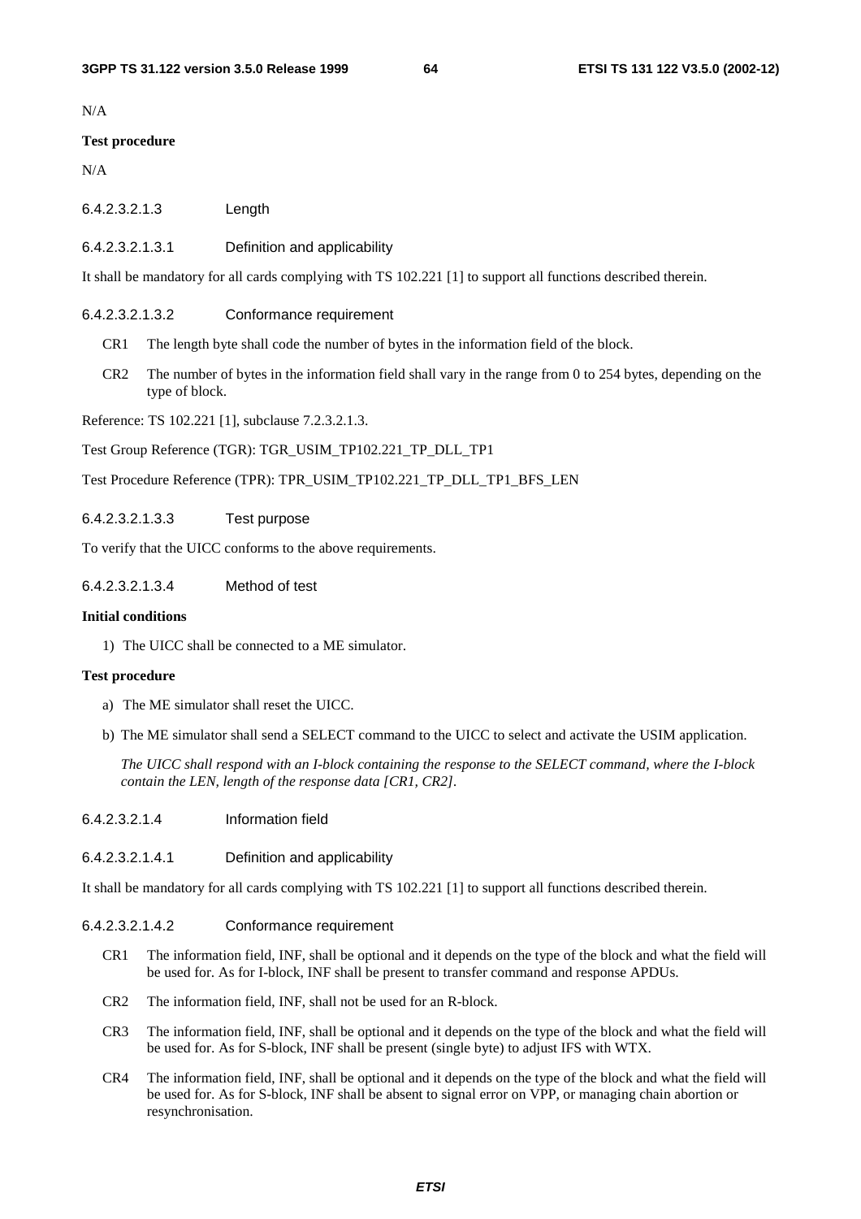N/A

**Test procedure**

N/A

#### 6.4.2.3.2.1.3 Length

##### 6.4.2.3.2.1.3.1 Definition and applicability

It shall be mandatory for all cards complying with TS 102.221 [1] to support all functions described therein.

##### 6.4.2.3.2.1.3.2 Conformance requirement

- CR1 The length byte shall code the number of bytes in the information field of the block.
- CR2 The number of bytes in the information field shall vary in the range from 0 to 254 bytes, depending on the type of block.

Reference: TS 102.221 [1], subclause 7.2.3.2.1.3.

Test Group Reference (TGR): TGR_USIM_TP102.221_TP_DLL_TP1

Test Procedure Reference (TPR): TPR_USIM_TP102.221_TP_DLL_TP1_BFS_LEN

##### 6.4.2.3.2.1.3.3 Test purpose

To verify that the UICC conforms to the above requirements.

##### 6.4.2.3.2.1.3.4 Method of test

**Initial conditions**

1) The UICC shall be connected to a ME simulator.

**Test procedure**

a) The ME simulator shall reset the UICC.

b) The ME simulator shall send a SELECT command to the UICC to select and activate the USIM application.

   *The UICC shall respond with an I-block containing the response to the SELECT command, where the I-block contain the LEN, length of the response data [CR1, CR2].*

#### 6.4.2.3.2.1.4 Information field

##### 6.4.2.3.2.1.4.1 Definition and applicability

It shall be mandatory for all cards complying with TS 102.221 [1] to support all functions described therein.

##### 6.4.2.3.2.1.4.2 Conformance requirement

- CR1 The information field, INF, shall be optional and it depends on the type of the block and what the field will be used for. As for I-block, INF shall be present to transfer command and response APDUs.
- CR2 The information field, INF, shall not be used for an R-block.
- CR3 The information field, INF, shall be optional and it depends on the type of the block and what the field will be used for. As for S-block, INF shall be present (single byte) to adjust IFS with WTX.
- CR4 The information field, INF, shall be optional and it depends on the type of the block and what the field will be used for. As for S-block, INF shall be absent to signal error on VPP, or managing chain abortion or resynchronisation.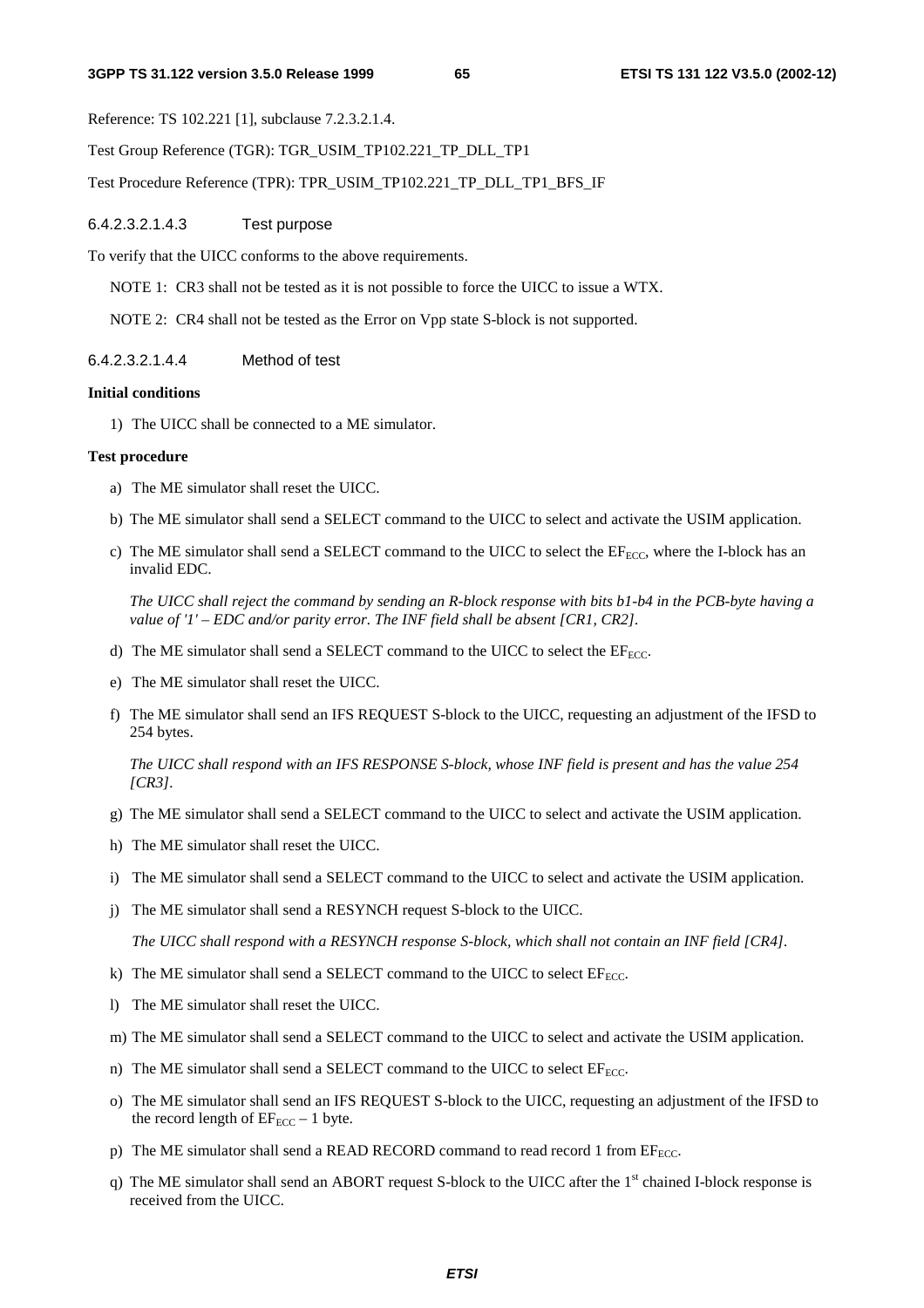Reference: TS 102.221 [1], subclause 7.2.3.2.1.4.

Test Group Reference (TGR): TGR_USIM_TP102.221_TP_DLL_TP1

Test Procedure Reference (TPR): TPR_USIM_TP102.221_TP_DLL_TP1_BFS_IF

###### 6.4.2.3.2.1.4.3 Test purpose

To verify that the UICC conforms to the above requirements.

NOTE 1: CR3 shall not be tested as it is not possible to force the UICC to issue a WTX.

NOTE 2: CR4 shall not be tested as the Error on Vpp state S-block is not supported.

###### 6.4.2.3.2.1.4.4 Method of test

**Initial conditions**

1) The UICC shall be connected to a ME simulator.

**Test procedure**

a) The ME simulator shall reset the UICC.

b) The ME simulator shall send a SELECT command to the UICC to select and activate the USIM application.

c) The ME simulator shall send a SELECT command to the UICC to select the $EF_{ECC}$, where the I-block has an invalid EDC.

*The UICC shall reject the command by sending an R-block response with bits b1-b4 in the PCB-byte having a value of '1' – EDC and/or parity error. The INF field shall be absent [CR1, CR2].*

d) The ME simulator shall send a SELECT command to the UICC to select the $EF_{ECC}$.

e) The ME simulator shall reset the UICC.

f) The ME simulator shall send an IFS REQUEST S-block to the UICC, requesting an adjustment of the IFSD to 254 bytes.

*The UICC shall respond with an IFS RESPONSE S-block, whose INF field is present and has the value 254 [CR3].*

g) The ME simulator shall send a SELECT command to the UICC to select and activate the USIM application.

h) The ME simulator shall reset the UICC.

i) The ME simulator shall send a SELECT command to the UICC to select and activate the USIM application.

j) The ME simulator shall send a RESYNCH request S-block to the UICC.

*The UICC shall respond with a RESYNCH response S-block, which shall not contain an INF field [CR4].*

k) The ME simulator shall send a SELECT command to the UICC to select $EF_{ECC}$.

l) The ME simulator shall reset the UICC.

m) The ME simulator shall send a SELECT command to the UICC to select and activate the USIM application.

n) The ME simulator shall send a SELECT command to the UICC to select $EF_{ECC}$.

o) The ME simulator shall send an IFS REQUEST S-block to the UICC, requesting an adjustment of the IFSD to the record length of $EF_{ECC}$ – 1 byte.

p) The ME simulator shall send a READ RECORD command to read record 1 from $EF_{ECC}$.

q) The ME simulator shall send an ABORT request S-block to the UICC after the 1st chained I-block response is received from the UICC.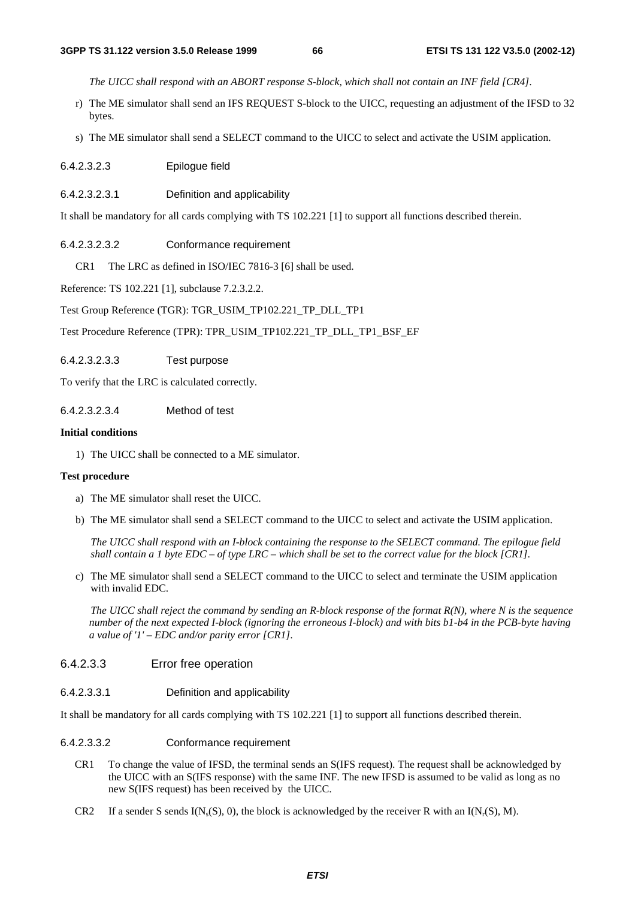*The UICC shall respond with an ABORT response S-block, which shall not contain an INF field [CR4].*

r) The ME simulator shall send an IFS REQUEST S-block to the UICC, requesting an adjustment of the IFSD to 32 bytes.

s) The ME simulator shall send a SELECT command to the UICC to select and activate the USIM application.

###### 6.4.2.3.2.3 Epilogue field

###### 6.4.2.3.2.3.1 Definition and applicability

It shall be mandatory for all cards complying with TS 102.221 [1] to support all functions described therein.

###### 6.4.2.3.2.3.2 Conformance requirement

CR1 The LRC as defined in ISO/IEC 7816-3 [6] shall be used.

Reference: TS 102.221 [1], subclause 7.2.3.2.2.

Test Group Reference (TGR): TGR_USIM_TP102.221_TP_DLL_TP1

Test Procedure Reference (TPR): TPR_USIM_TP102.221_TP_DLL_TP1_BSF_EF

###### 6.4.2.3.2.3.3 Test purpose

To verify that the LRC is calculated correctly.

###### 6.4.2.3.2.3.4 Method of test

**Initial conditions**

1) The UICC shall be connected to a ME simulator.

**Test procedure**

a) The ME simulator shall reset the UICC.

b) The ME simulator shall send a SELECT command to the UICC to select and activate the USIM application.

*The UICC shall respond with an I-block containing the response to the SELECT command. The epilogue field shall contain a 1 byte EDC – of type LRC – which shall be set to the correct value for the block [CR1].*

c) The ME simulator shall send a SELECT command to the UICC to select and terminate the USIM application with invalid EDC.

*The UICC shall reject the command by sending an R-block response of the format R(N), where N is the sequence number of the next expected I-block (ignoring the erroneous I-block) and with bits b1-b4 in the PCB-byte having a value of '1' – EDC and/or parity error [CR1].*

##### 6.4.2.3.3 Error free operation

###### 6.4.2.3.3.1 Definition and applicability

It shall be mandatory for all cards complying with TS 102.221 [1] to support all functions described therein.

###### 6.4.2.3.3.2 Conformance requirement

CR1 To change the value of IFSD, the terminal sends an S(IFS request). The request shall be acknowledged by the UICC with an S(IFS response) with the same INF. The new IFSD is assumed to be valid as long as no new S(IFS request) has been received by the UICC.

CR2 If a sender S sends $I(N_s(S), 0)$, the block is acknowledged by the receiver R with an $I(N_r(S), M)$.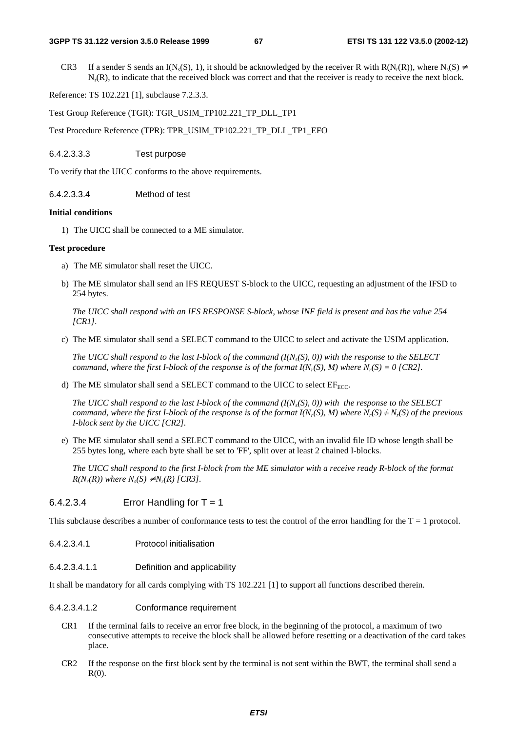CR3 If a sender S sends an I($N_s(S)$, 1), it should be acknowledged by the receiver R with R($N_r(R)$), where $N_s(S) \neq N_r(R)$, to indicate that the received block was correct and that the receiver is ready to receive the next block.

Reference: TS 102.221 [1], subclause 7.2.3.3.

Test Group Reference (TGR): TGR_USIM_TP102.221_TP_DLL_TP1

Test Procedure Reference (TPR): TPR_USIM_TP102.221_TP_DLL_TP1_EFO

###### 6.4.2.3.3.3 Test purpose

To verify that the UICC conforms to the above requirements.

###### 6.4.2.3.3.4 Method of test

**Initial conditions**

1) The UICC shall be connected to a ME simulator.

**Test procedure**

a) The ME simulator shall reset the UICC.

b) The ME simulator shall send an IFS REQUEST S-block to the UICC, requesting an adjustment of the IFSD to 254 bytes.

*The UICC shall respond with an IFS RESPONSE S-block, whose INF field is present and has the value 254 [CR1].*

c) The ME simulator shall send a SELECT command to the UICC to select and activate the USIM application.

*The UICC shall respond to the last I-block of the command (I($N_s(S)$, 0)) with the response to the SELECT command, where the first I-block of the response is of the format I($N_r(S)$, M) where $N_r(S) = 0$ [CR2].*

d) The ME simulator shall send a SELECT command to the UICC to select $EF_{ECC}$.

*The UICC shall respond to the last I-block of the command (I($N_s(S)$, 0)) with the response to the SELECT command, where the first I-block of the response is of the format I($N_r(S)$, M) where $N_r(S) \neq N_r(S)$ of the previous I-block sent by the UICC [CR2].*

e) The ME simulator shall send a SELECT command to the UICC, with an invalid file ID whose length shall be 255 bytes long, where each byte shall be set to 'FF', split over at least 2 chained I-blocks.

*The UICC shall respond to the first I-block from the ME simulator with a receive ready R-block of the format R($N_r(R)$) where $N_s(S) \neq N_r(R)$ [CR3].*

#### 6.4.2.3.4 Error Handling for T = 1

This subclause describes a number of conformance tests to test the control of the error handling for the T = 1 protocol.

##### 6.4.2.3.4.1 Protocol initialisation

###### 6.4.2.3.4.1.1 Definition and applicability

It shall be mandatory for all cards complying with TS 102.221 [1] to support all functions described therein.

###### 6.4.2.3.4.1.2 Conformance requirement

CR1 If the terminal fails to receive an error free block, in the beginning of the protocol, a maximum of two consecutive attempts to receive the block shall be allowed before resetting or a deactivation of the card takes place.

CR2 If the response on the first block sent by the terminal is not sent within the BWT, the terminal shall send a R(0).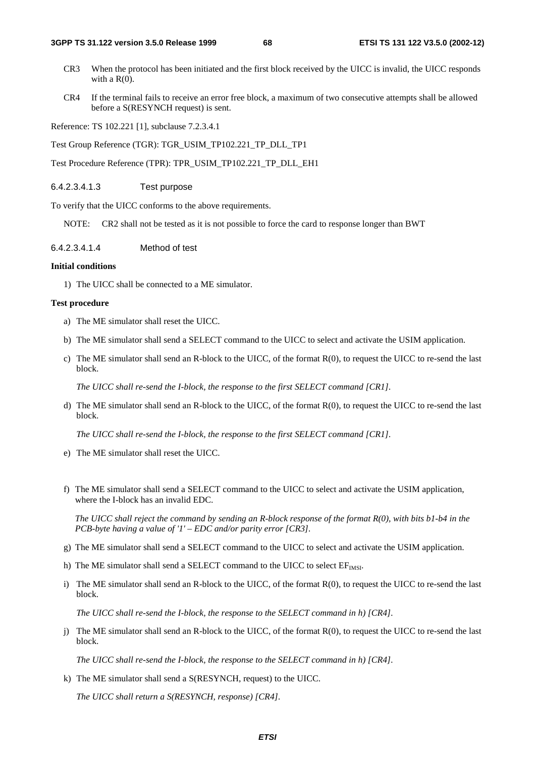CR3 When the protocol has been initiated and the first block received by the UICC is invalid, the UICC responds with a R(0).

CR4 If the terminal fails to receive an error free block, a maximum of two consecutive attempts shall be allowed before a S(RESYNCH request) is sent.

Reference: TS 102.221 [1], subclause 7.2.3.4.1

Test Group Reference (TGR): TGR_USIM_TP102.221_TP_DLL_TP1

Test Procedure Reference (TPR): TPR_USIM_TP102.221_TP_DLL_EH1

#### 6.4.2.3.4.1.3 Test purpose

To verify that the UICC conforms to the above requirements.

NOTE: CR2 shall not be tested as it is not possible to force the card to response longer than BWT

#### 6.4.2.3.4.1.4 Method of test

**Initial conditions**

1) The UICC shall be connected to a ME simulator.

**Test procedure**

a) The ME simulator shall reset the UICC.

b) The ME simulator shall send a SELECT command to the UICC to select and activate the USIM application.

c) The ME simulator shall send an R-block to the UICC, of the format R(0), to request the UICC to re-send the last block.

   *The UICC shall re-send the I-block, the response to the first SELECT command [CR1].*

d) The ME simulator shall send an R-block to the UICC, of the format R(0), to request the UICC to re-send the last block.

   *The UICC shall re-send the I-block, the response to the first SELECT command [CR1].*

e) The ME simulator shall reset the UICC.

f) The ME simulator shall send a SELECT command to the UICC to select and activate the USIM application, where the I-block has an invalid EDC.

   *The UICC shall reject the command by sending an R-block response of the format R(0), with bits b1-b4 in the PCB-byte having a value of '1' – EDC and/or parity error [CR3].*

g) The ME simulator shall send a SELECT command to the UICC to select and activate the USIM application.

h) The ME simulator shall send a SELECT command to the UICC to select $EF_{IMSI}$.

i) The ME simulator shall send an R-block to the UICC, of the format R(0), to request the UICC to re-send the last block.

   *The UICC shall re-send the I-block, the response to the SELECT command in h) [CR4].*

j) The ME simulator shall send an R-block to the UICC, of the format R(0), to request the UICC to re-send the last block.

   *The UICC shall re-send the I-block, the response to the SELECT command in h) [CR4].*

k) The ME simulator shall send a S(RESYNCH, request) to the UICC.

   *The UICC shall return a S(RESYNCH, response) [CR4].*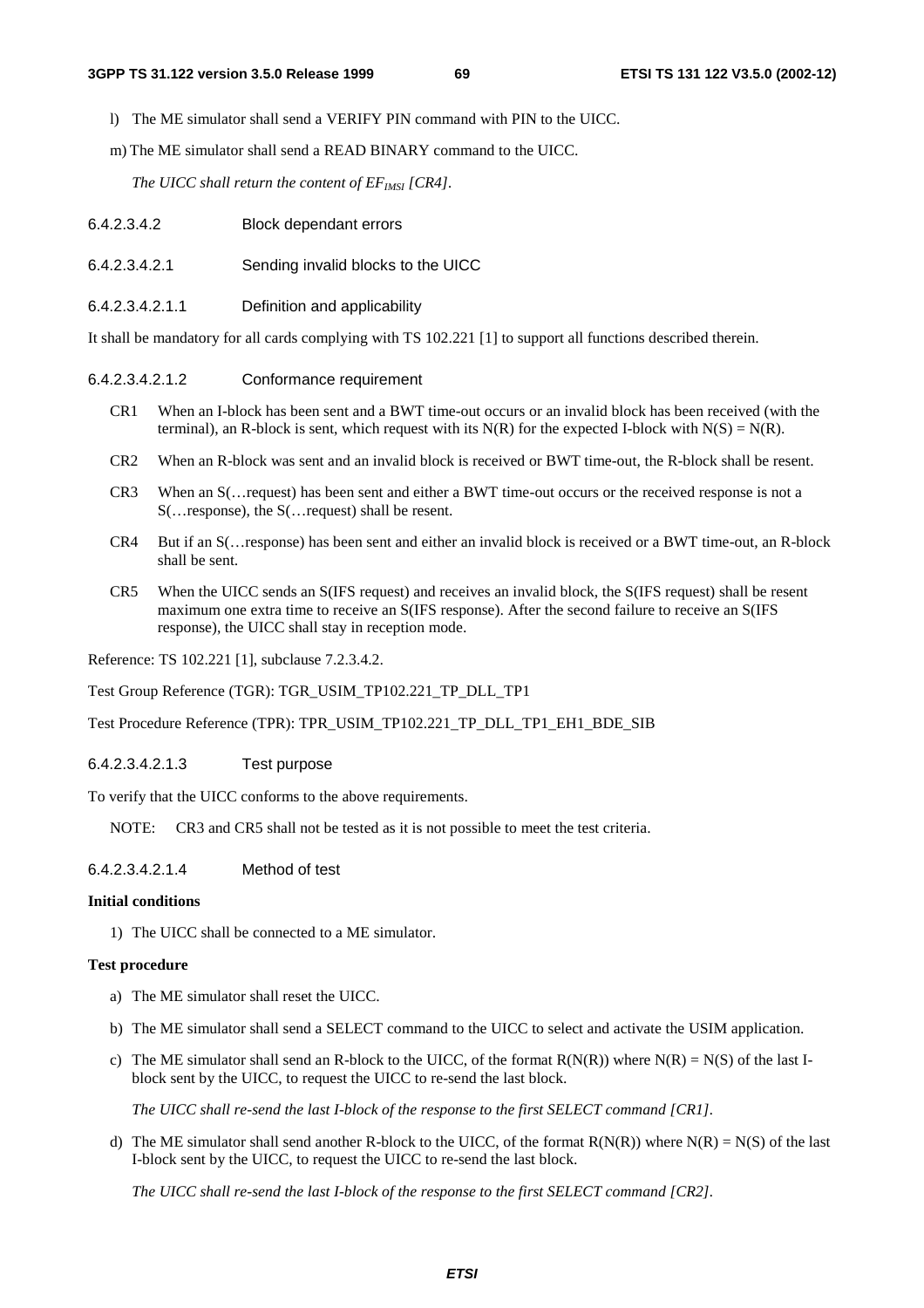l) The ME simulator shall send a VERIFY PIN command with PIN to the UICC.

m) The ME simulator shall send a READ BINARY command to the UICC.

*The UICC shall return the content of $EF_{IMSI}$ [CR4].*

#### 6.4.2.3.4.2 Block dependant errors

##### 6.4.2.3.4.2.1 Sending invalid blocks to the UICC

###### 6.4.2.3.4.2.1.1 Definition and applicability

It shall be mandatory for all cards complying with TS 102.221 [1] to support all functions described therein.

###### 6.4.2.3.4.2.1.2 Conformance requirement

CR1 When an I-block has been sent and a BWT time-out occurs or an invalid block has been received (with the terminal), an R-block is sent, which request with its N(R) for the expected I-block with N(S) = N(R).

CR2 When an R-block was sent and an invalid block is received or BWT time-out, the R-block shall be resent.

CR3 When an S(…request) has been sent and either a BWT time-out occurs or the received response is not a S(…response), the S(…request) shall be resent.

CR4 But if an S(…response) has been sent and either an invalid block is received or a BWT time-out, an R-block shall be sent.

CR5 When the UICC sends an S(IFS request) and receives an invalid block, the S(IFS request) shall be resent maximum one extra time to receive an S(IFS response). After the second failure to receive an S(IFS response), the UICC shall stay in reception mode.

Reference: TS 102.221 [1], subclause 7.2.3.4.2.

Test Group Reference (TGR): TGR_USIM_TP102.221_TP_DLL_TP1

Test Procedure Reference (TPR): TPR_USIM_TP102.221_TP_DLL_TP1_EH1_BDE_SIB

###### 6.4.2.3.4.2.1.3 Test purpose

To verify that the UICC conforms to the above requirements.

NOTE: CR3 and CR5 shall not be tested as it is not possible to meet the test criteria.

###### 6.4.2.3.4.2.1.4 Method of test

**Initial conditions**

1) The UICC shall be connected to a ME simulator.

**Test procedure**

a) The ME simulator shall reset the UICC.

b) The ME simulator shall send a SELECT command to the UICC to select and activate the USIM application.

c) The ME simulator shall send an R-block to the UICC, of the format R(N(R)) where N(R) = N(S) of the last I-block sent by the UICC, to request the UICC to re-send the last block.

*The UICC shall re-send the last I-block of the response to the first SELECT command [CR1].*

d) The ME simulator shall send another R-block to the UICC, of the format R(N(R)) where N(R) = N(S) of the last I-block sent by the UICC, to request the UICC to re-send the last block.

*The UICC shall re-send the last I-block of the response to the first SELECT command [CR2].*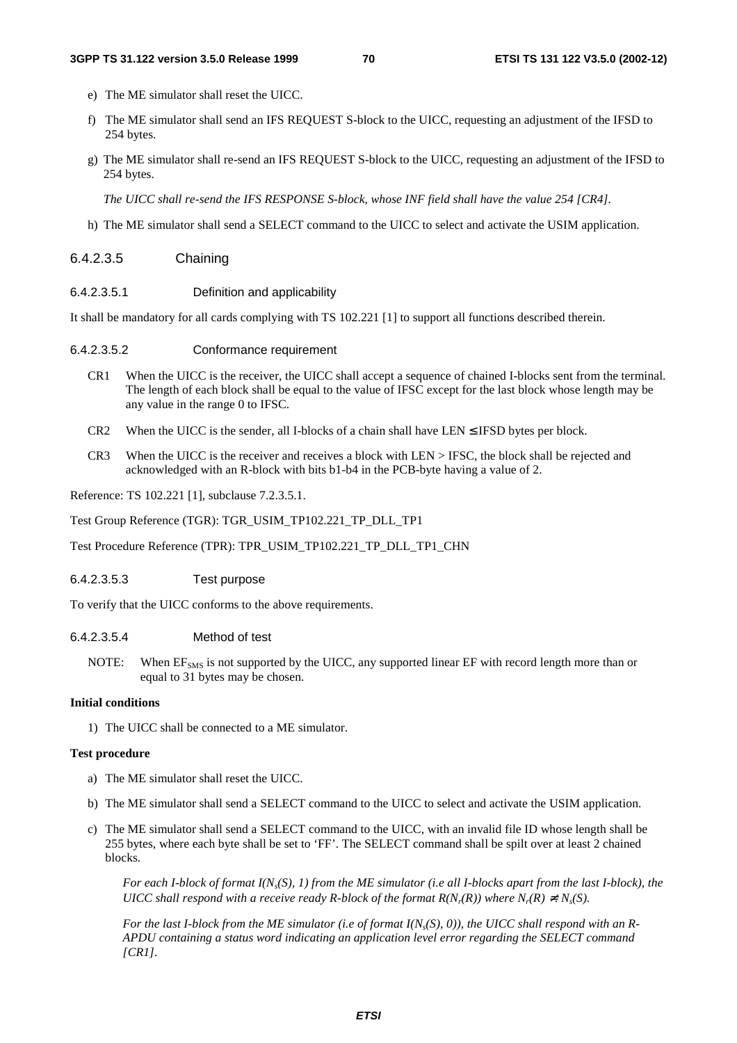e) The ME simulator shall reset the UICC.

f) The ME simulator shall send an IFS REQUEST S-block to the UICC, requesting an adjustment of the IFSD to 254 bytes.

g) The ME simulator shall re-send an IFS REQUEST S-block to the UICC, requesting an adjustment of the IFSD to 254 bytes.

*The UICC shall re-send the IFS RESPONSE S-block, whose INF field shall have the value 254 [CR4].*

h) The ME simulator shall send a SELECT command to the UICC to select and activate the USIM application.

#### 6.4.2.3.5 Chaining

##### 6.4.2.3.5.1 Definition and applicability

It shall be mandatory for all cards complying with TS 102.221 [1] to support all functions described therein.

##### 6.4.2.3.5.2 Conformance requirement

CR1 When the UICC is the receiver, the UICC shall accept a sequence of chained I-blocks sent from the terminal. The length of each block shall be equal to the value of IFSC except for the last block whose length may be any value in the range 0 to IFSC.

CR2 When the UICC is the sender, all I-blocks of a chain shall have LEN ≤ IFSD bytes per block.

CR3 When the UICC is the receiver and receives a block with LEN > IFSC, the block shall be rejected and acknowledged with an R-block with bits b1-b4 in the PCB-byte having a value of 2.

Reference: TS 102.221 [1], subclause 7.2.3.5.1.

Test Group Reference (TGR): TGR_USIM_TP102.221_TP_DLL_TP1

Test Procedure Reference (TPR): TPR_USIM_TP102.221_TP_DLL_TP1_CHN

##### 6.4.2.3.5.3 Test purpose

To verify that the UICC conforms to the above requirements.

##### 6.4.2.3.5.4 Method of test

NOTE: When $EF_{SMS}$ is not supported by the UICC, any supported linear EF with record length more than or equal to 31 bytes may be chosen.

**Initial conditions**

1) The UICC shall be connected to a ME simulator.

**Test procedure**

a) The ME simulator shall reset the UICC.

b) The ME simulator shall send a SELECT command to the UICC to select and activate the USIM application.

c) The ME simulator shall send a SELECT command to the UICC, with an invalid file ID whose length shall be 255 bytes, where each byte shall be set to 'FF'. The SELECT command shall be spilt over at least 2 chained blocks.

*For each I-block of format $I(N_s(S), 1)$ from the ME simulator (i.e all I-blocks apart from the last I-block), the UICC shall respond with a receive ready R-block of the format $R(N_r(R))$ where $N_r(R) \neq N_s(S)$.*

*For the last I-block from the ME simulator (i.e of format $I(N_s(S), 0)$), the UICC shall respond with an R-APDU containing a status word indicating an application level error regarding the SELECT command [CR1].*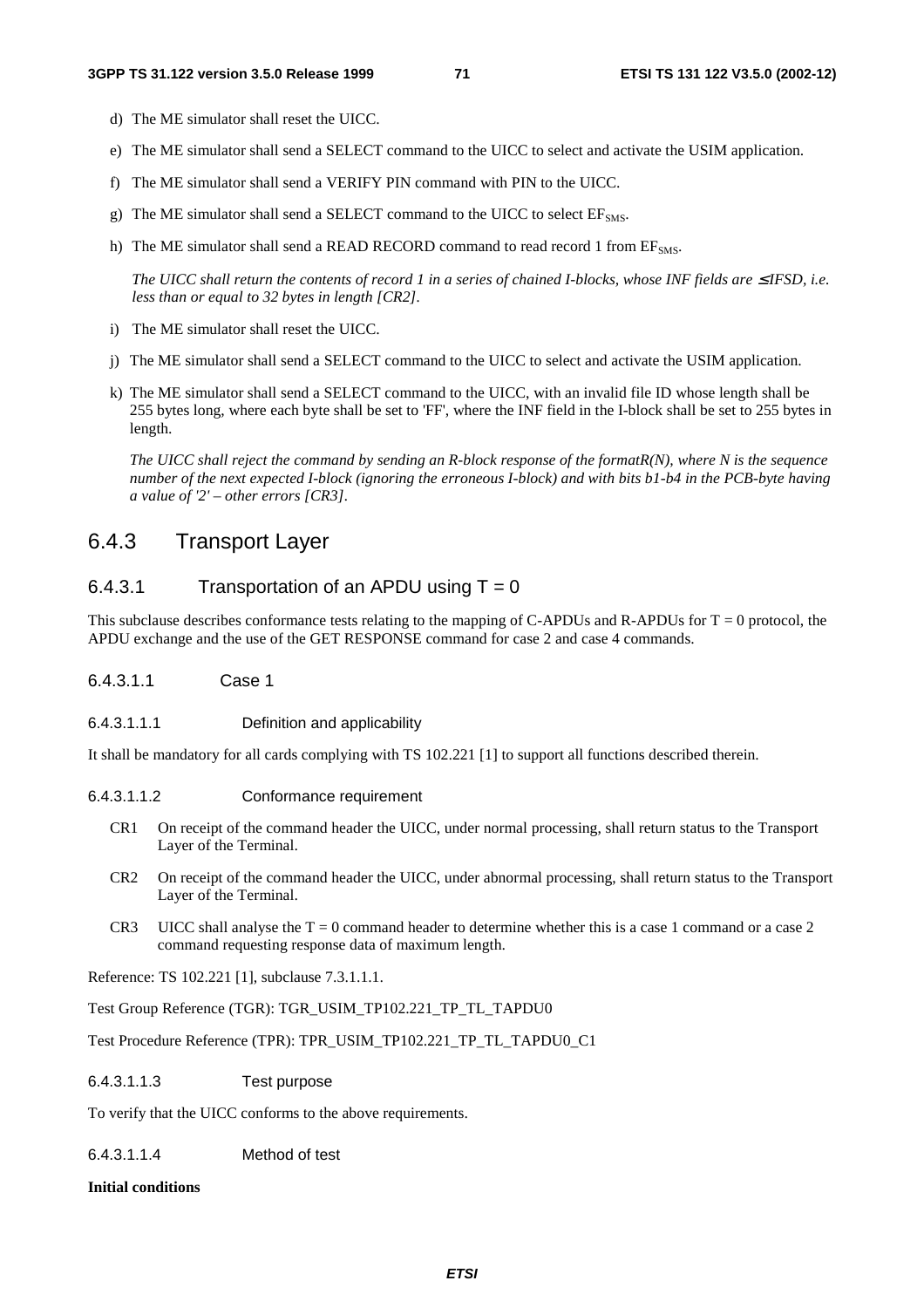d) The ME simulator shall reset the UICC.

e) The ME simulator shall send a SELECT command to the UICC to select and activate the USIM application.

f) The ME simulator shall send a VERIFY PIN command with PIN to the UICC.

g) The ME simulator shall send a SELECT command to the UICC to select $EF_{SMS}$.

h) The ME simulator shall send a READ RECORD command to read record 1 from $EF_{SMS}$.

*The UICC shall return the contents of record 1 in a series of chained I-blocks, whose INF fields are ≤ IFSD, i.e. less than or equal to 32 bytes in length [CR2].*

i) The ME simulator shall reset the UICC.

j) The ME simulator shall send a SELECT command to the UICC to select and activate the USIM application.

k) The ME simulator shall send a SELECT command to the UICC, with an invalid file ID whose length shall be 255 bytes long, where each byte shall be set to 'FF', where the INF field in the I-block shall be set to 255 bytes in length.

*The UICC shall reject the command by sending an R-block response of the formatR(N), where N is the sequence number of the next expected I-block (ignoring the erroneous I-block) and with bits b1-b4 in the PCB-byte having a value of '2' – other errors [CR3].*

## 6.4.3 Transport Layer

### 6.4.3.1 Transportation of an APDU using T = 0

This subclause describes conformance tests relating to the mapping of C-APDUs and R-APDUs for T = 0 protocol, the APDU exchange and the use of the GET RESPONSE command for case 2 and case 4 commands.

#### 6.4.3.1.1 Case 1

##### 6.4.3.1.1.1 Definition and applicability

It shall be mandatory for all cards complying with TS 102.221 [1] to support all functions described therein.

##### 6.4.3.1.1.2 Conformance requirement

CR1 On receipt of the command header the UICC, under normal processing, shall return status to the Transport Layer of the Terminal.

CR2 On receipt of the command header the UICC, under abnormal processing, shall return status to the Transport Layer of the Terminal.

CR3 UICC shall analyse the T = 0 command header to determine whether this is a case 1 command or a case 2 command requesting response data of maximum length.

Reference: TS 102.221 [1], subclause 7.3.1.1.1.

Test Group Reference (TGR): TGR_USIM_TP102.221_TP_TL_TAPDU0

Test Procedure Reference (TPR): TPR_USIM_TP102.221_TP_TL_TAPDU0_C1

##### 6.4.3.1.1.3 Test purpose

To verify that the UICC conforms to the above requirements.

##### 6.4.3.1.1.4 Method of test

**Initial conditions**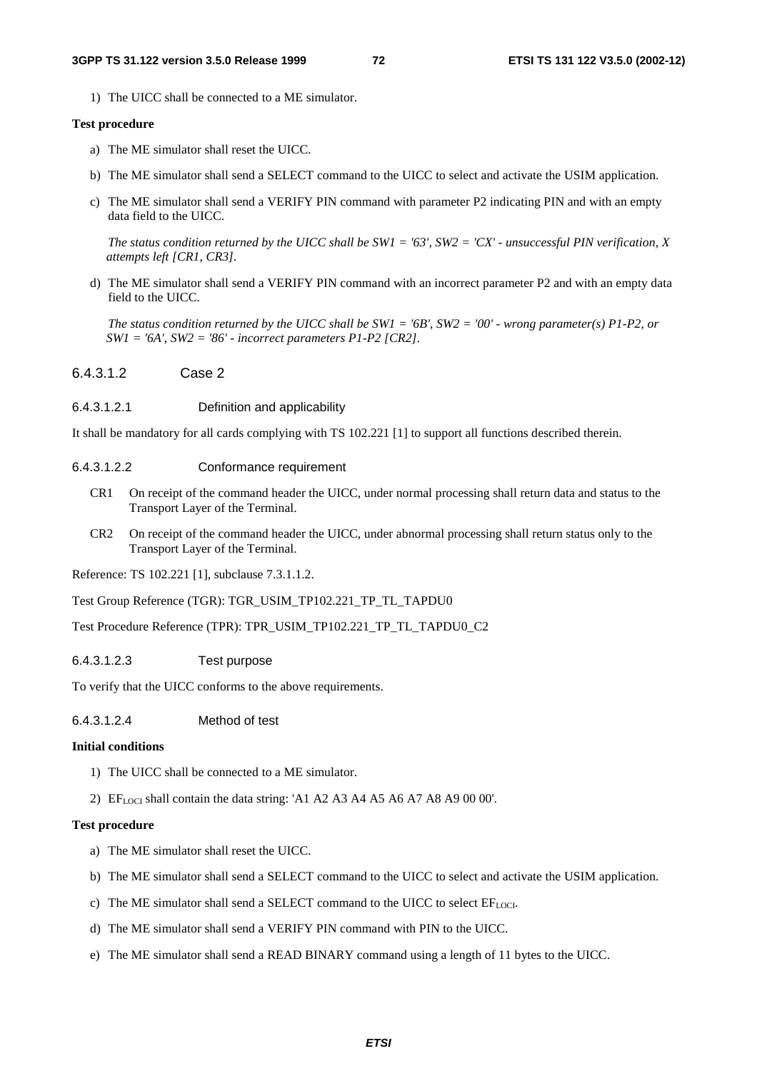1) The UICC shall be connected to a ME simulator.

**Test procedure**

a) The ME simulator shall reset the UICC.

b) The ME simulator shall send a SELECT command to the UICC to select and activate the USIM application.

c) The ME simulator shall send a VERIFY PIN command with parameter P2 indicating PIN and with an empty data field to the UICC.

*The status condition returned by the UICC shall be SW1 = '63', SW2 = 'CX' - unsuccessful PIN verification, X attempts left [CR1, CR3].*

d) The ME simulator shall send a VERIFY PIN command with an incorrect parameter P2 and with an empty data field to the UICC.

*The status condition returned by the UICC shall be SW1 = '6B', SW2 = '00' - wrong parameter(s) P1-P2, or SW1 = '6A', SW2 = '86' - incorrect parameters P1-P2 [CR2].*

#### 6.4.3.1.2 Case 2

##### 6.4.3.1.2.1 Definition and applicability

It shall be mandatory for all cards complying with TS 102.221 [1] to support all functions described therein.

##### 6.4.3.1.2.2 Conformance requirement

CR1 On receipt of the command header the UICC, under normal processing shall return data and status to the Transport Layer of the Terminal.

CR2 On receipt of the command header the UICC, under abnormal processing shall return status only to the Transport Layer of the Terminal.

Reference: TS 102.221 [1], subclause 7.3.1.1.2.

Test Group Reference (TGR): TGR_USIM_TP102.221_TP_TL_TAPDU0

Test Procedure Reference (TPR): TPR_USIM_TP102.221_TP_TL_TAPDU0_C2

##### 6.4.3.1.2.3 Test purpose

To verify that the UICC conforms to the above requirements.

##### 6.4.3.1.2.4 Method of test

**Initial conditions**

1) The UICC shall be connected to a ME simulator.

2) $EF_{LOCI}$ shall contain the data string: 'A1 A2 A3 A4 A5 A6 A7 A8 A9 00 00'.

**Test procedure**

a) The ME simulator shall reset the UICC.

b) The ME simulator shall send a SELECT command to the UICC to select and activate the USIM application.

c) The ME simulator shall send a SELECT command to the UICC to select $EF_{LOCI}$.

d) The ME simulator shall send a VERIFY PIN command with PIN to the UICC.

e) The ME simulator shall send a READ BINARY command using a length of 11 bytes to the UICC.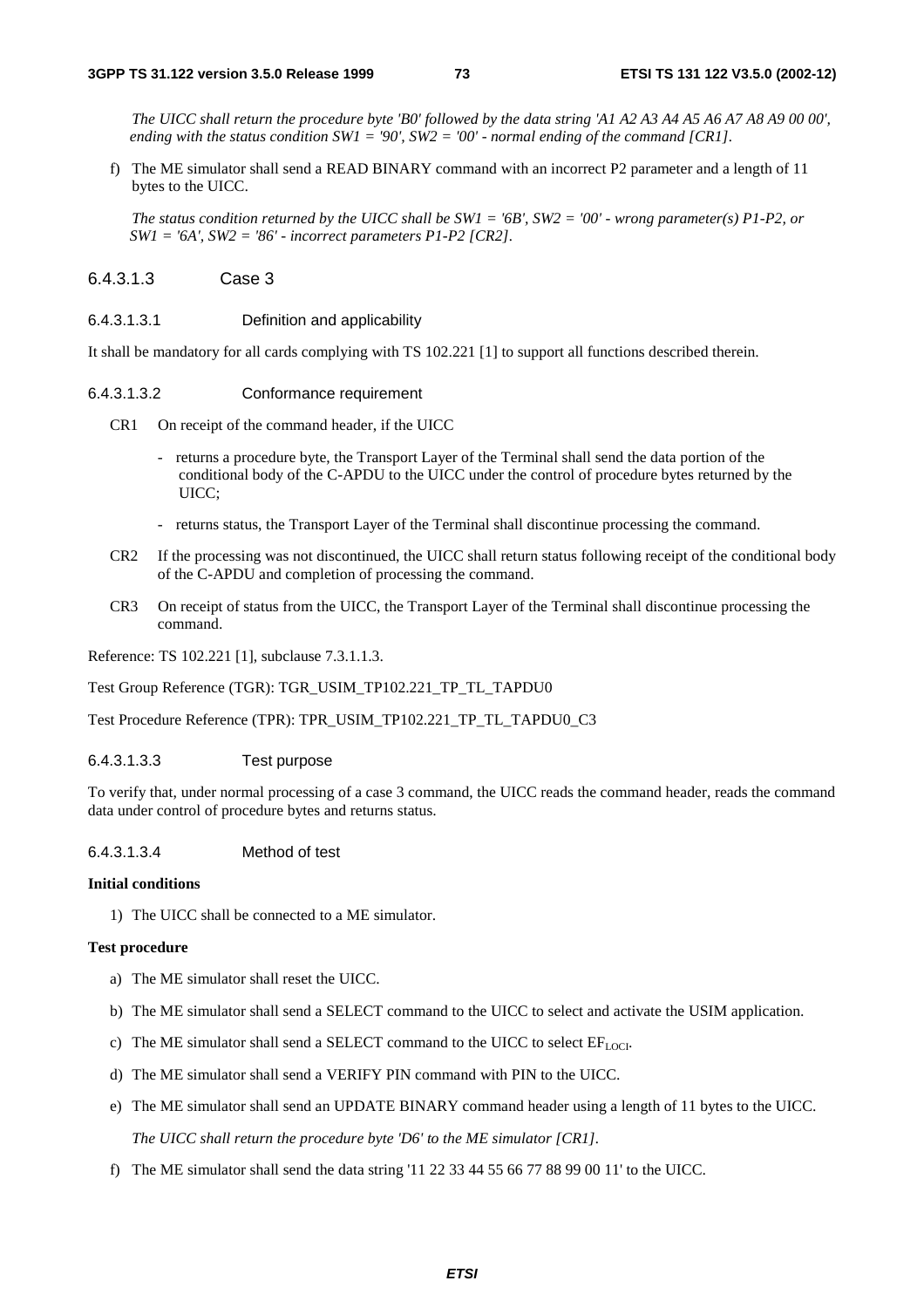*The UICC shall return the procedure byte 'B0' followed by the data string 'A1 A2 A3 A4 A5 A6 A7 A8 A9 00 00', ending with the status condition SW1 = '90', SW2 = '00' - normal ending of the command [CR1].*

f) The ME simulator shall send a READ BINARY command with an incorrect P2 parameter and a length of 11 bytes to the UICC.

   *The status condition returned by the UICC shall be SW1 = '6B', SW2 = '00' - wrong parameter(s) P1-P2, or SW1 = '6A', SW2 = '86' - incorrect parameters P1-P2 [CR2].*

#### 6.4.3.1.3 Case 3

##### 6.4.3.1.3.1 Definition and applicability

It shall be mandatory for all cards complying with TS 102.221 [1] to support all functions described therein.

##### 6.4.3.1.3.2 Conformance requirement

CR1 On receipt of the command header, if the UICC

- returns a procedure byte, the Transport Layer of the Terminal shall send the data portion of the conditional body of the C-APDU to the UICC under the control of procedure bytes returned by the UICC;
- returns status, the Transport Layer of the Terminal shall discontinue processing the command.

CR2 If the processing was not discontinued, the UICC shall return status following receipt of the conditional body of the C-APDU and completion of processing the command.

CR3 On receipt of status from the UICC, the Transport Layer of the Terminal shall discontinue processing the command.

Reference: TS 102.221 [1], subclause 7.3.1.1.3.

Test Group Reference (TGR): TGR_USIM_TP102.221_TP_TL_TAPDU0

Test Procedure Reference (TPR): TPR_USIM_TP102.221_TP_TL_TAPDU0_C3

##### 6.4.3.1.3.3 Test purpose

To verify that, under normal processing of a case 3 command, the UICC reads the command header, reads the command data under control of procedure bytes and returns status.

##### 6.4.3.1.3.4 Method of test

**Initial conditions**

1) The UICC shall be connected to a ME simulator.

**Test procedure**

a) The ME simulator shall reset the UICC.

b) The ME simulator shall send a SELECT command to the UICC to select and activate the USIM application.

c) The ME simulator shall send a SELECT command to the UICC to select $EF_{LOCI}$.

d) The ME simulator shall send a VERIFY PIN command with PIN to the UICC.

e) The ME simulator shall send an UPDATE BINARY command header using a length of 11 bytes to the UICC.

   *The UICC shall return the procedure byte 'D6' to the ME simulator [CR1].*

f) The ME simulator shall send the data string '11 22 33 44 55 66 77 88 99 00 11' to the UICC.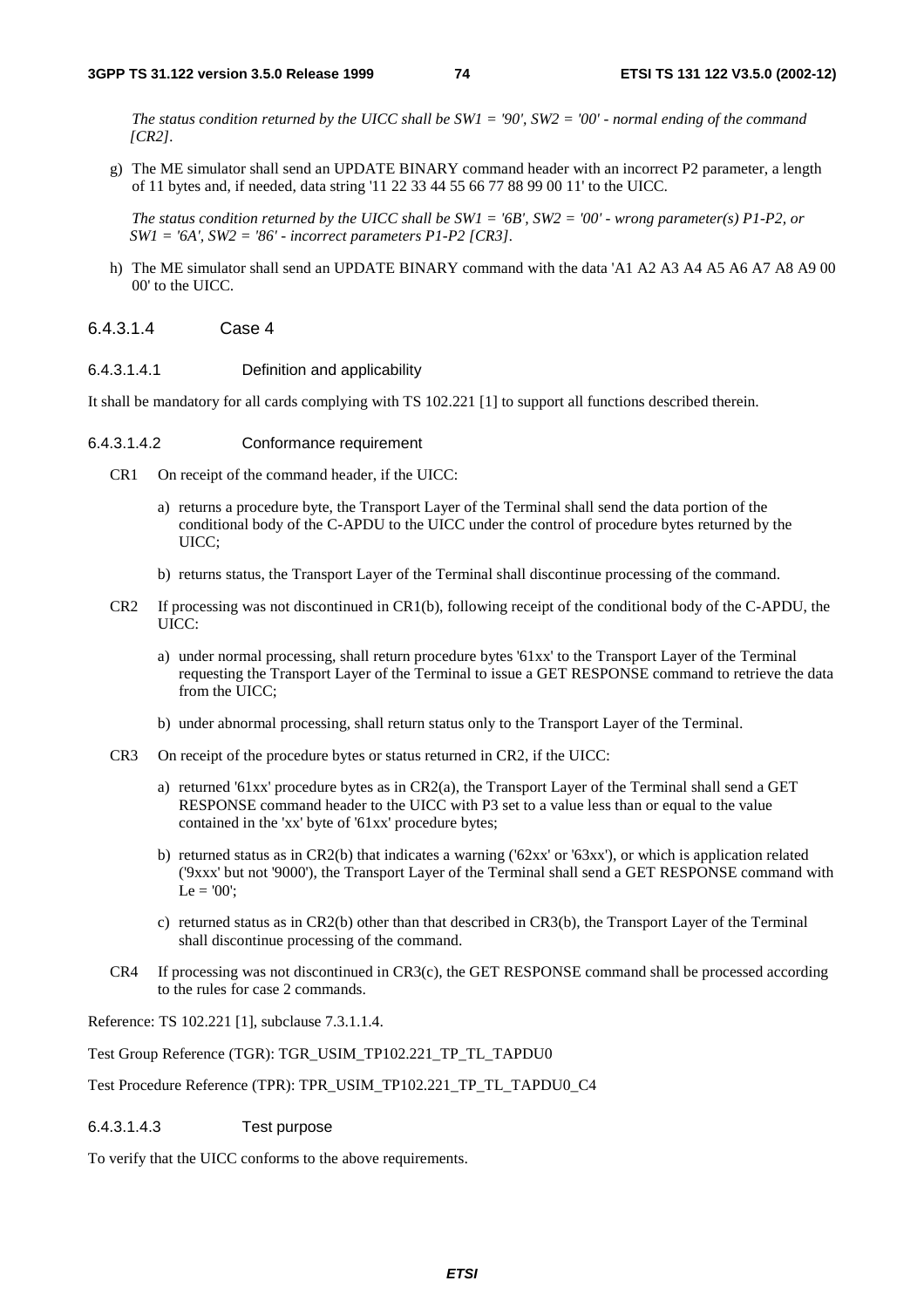*The status condition returned by the UICC shall be SW1 = '90', SW2 = '00' - normal ending of the command [CR2].*

g) The ME simulator shall send an UPDATE BINARY command header with an incorrect P2 parameter, a length of 11 bytes and, if needed, data string '11 22 33 44 55 66 77 88 99 00 11' to the UICC.

   *The status condition returned by the UICC shall be SW1 = '6B', SW2 = '00' - wrong parameter(s) P1-P2, or SW1 = '6A', SW2 = '86' - incorrect parameters P1-P2 [CR3].*

h) The ME simulator shall send an UPDATE BINARY command with the data 'A1 A2 A3 A4 A5 A6 A7 A8 A9 00 00' to the UICC.

#### 6.4.3.1.4 Case 4

##### 6.4.3.1.4.1 Definition and applicability

It shall be mandatory for all cards complying with TS 102.221 [1] to support all functions described therein.

##### 6.4.3.1.4.2 Conformance requirement

CR1 On receipt of the command header, if the UICC:

  a) returns a procedure byte, the Transport Layer of the Terminal shall send the data portion of the conditional body of the C-APDU to the UICC under the control of procedure bytes returned by the UICC;

  b) returns status, the Transport Layer of the Terminal shall discontinue processing of the command.

CR2 If processing was not discontinued in CR1(b), following receipt of the conditional body of the C-APDU, the UICC:

  a) under normal processing, shall return procedure bytes '61xx' to the Transport Layer of the Terminal requesting the Transport Layer of the Terminal to issue a GET RESPONSE command to retrieve the data from the UICC;

  b) under abnormal processing, shall return status only to the Transport Layer of the Terminal.

CR3 On receipt of the procedure bytes or status returned in CR2, if the UICC:

  a) returned '61xx' procedure bytes as in CR2(a), the Transport Layer of the Terminal shall send a GET RESPONSE command header to the UICC with P3 set to a value less than or equal to the value contained in the 'xx' byte of '61xx' procedure bytes;

  b) returned status as in CR2(b) that indicates a warning ('62xx' or '63xx'), or which is application related ('9xxx' but not '9000'), the Transport Layer of the Terminal shall send a GET RESPONSE command with Le = '00';

  c) returned status as in CR2(b) other than that described in CR3(b), the Transport Layer of the Terminal shall discontinue processing of the command.

CR4 If processing was not discontinued in CR3(c), the GET RESPONSE command shall be processed according to the rules for case 2 commands.

Reference: TS 102.221 [1], subclause 7.3.1.1.4.

Test Group Reference (TGR): TGR_USIM_TP102.221_TP_TL_TAPDU0

Test Procedure Reference (TPR): TPR_USIM_TP102.221_TP_TL_TAPDU0_C4

##### 6.4.3.1.4.3 Test purpose

To verify that the UICC conforms to the above requirements.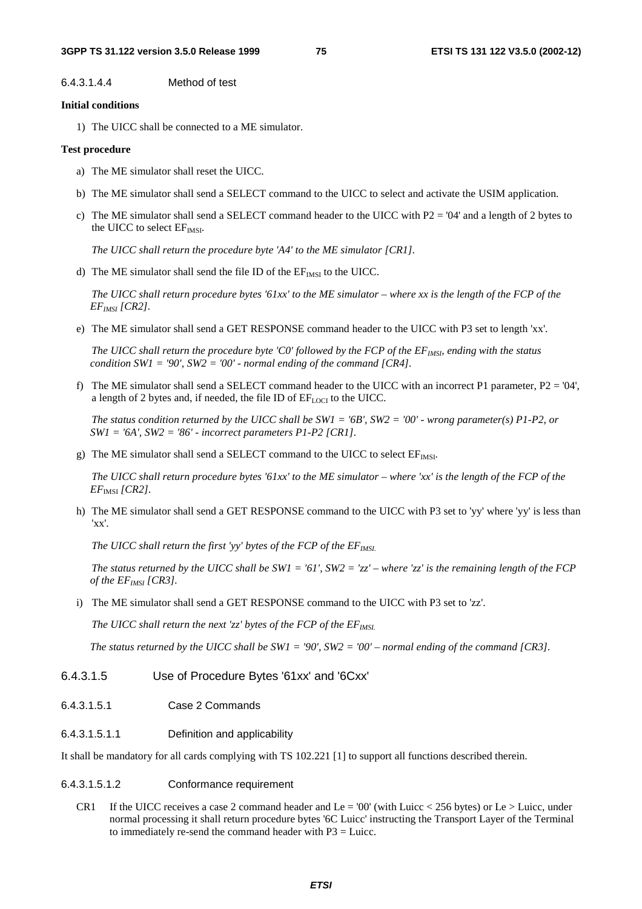#### 6.4.3.1.4.4 Method of test

**Initial conditions**

1) The UICC shall be connected to a ME simulator.

**Test procedure**

a) The ME simulator shall reset the UICC.

b) The ME simulator shall send a SELECT command to the UICC to select and activate the USIM application.

c) The ME simulator shall send a SELECT command header to the UICC with P2 = '04' and a length of 2 bytes to the UICC to select $EF_{IMSI}$.

*The UICC shall return the procedure byte 'A4' to the ME simulator [CR1].*

d) The ME simulator shall send the file ID of the $EF_{IMSI}$ to the UICC.

*The UICC shall return procedure bytes '61xx' to the ME simulator – where xx is the length of the FCP of the $EF_{IMSI}$ [CR2].*

e) The ME simulator shall send a GET RESPONSE command header to the UICC with P3 set to length 'xx'.

*The UICC shall return the procedure byte 'C0' followed by the FCP of the $EF_{IMSI}$, ending with the status condition SW1 = '90', SW2 = '00' - normal ending of the command [CR4].*

f) The ME simulator shall send a SELECT command header to the UICC with an incorrect P1 parameter, P2 = '04', a length of 2 bytes and, if needed, the file ID of $EF_{LOCI}$ to the UICC.

*The status condition returned by the UICC shall be SW1 = '6B', SW2 = '00' - wrong parameter(s) P1-P2, or SW1 = '6A', SW2 = '86' - incorrect parameters P1-P2 [CR1].*

g) The ME simulator shall send a SELECT command to the UICC to select $EF_{IMSI}$.

*The UICC shall return procedure bytes '61xx' to the ME simulator – where 'xx' is the length of the FCP of the $EF_{IMSI}$ [CR2].*

h) The ME simulator shall send a GET RESPONSE command to the UICC with P3 set to 'yy' where 'yy' is less than 'xx'.

*The UICC shall return the first 'yy' bytes of the FCP of the $EF_{IMSI}$.*

*The status returned by the UICC shall be SW1 = '61', SW2 = 'zz' – where 'zz' is the remaining length of the FCP of the $EF_{IMSI}$ [CR3].*

i) The ME simulator shall send a GET RESPONSE command to the UICC with P3 set to 'zz'.

*The UICC shall return the next 'zz' bytes of the FCP of the $EF_{IMSI}$.*

*The status returned by the UICC shall be SW1 = '90', SW2 = '00' – normal ending of the command [CR3].*

### 6.4.3.1.5 Use of Procedure Bytes '61xx' and '6Cxx'

#### 6.4.3.1.5.1 Case 2 Commands

##### 6.4.3.1.5.1.1 Definition and applicability

It shall be mandatory for all cards complying with TS 102.221 [1] to support all functions described therein.

##### 6.4.3.1.5.1.2 Conformance requirement

CR1 If the UICC receives a case 2 command header and Le = '00' (with Luicc < 256 bytes) or Le > Luicc, under normal processing it shall return procedure bytes '6C Luicc' instructing the Transport Layer of the Terminal to immediately re-send the command header with P3 = Luicc.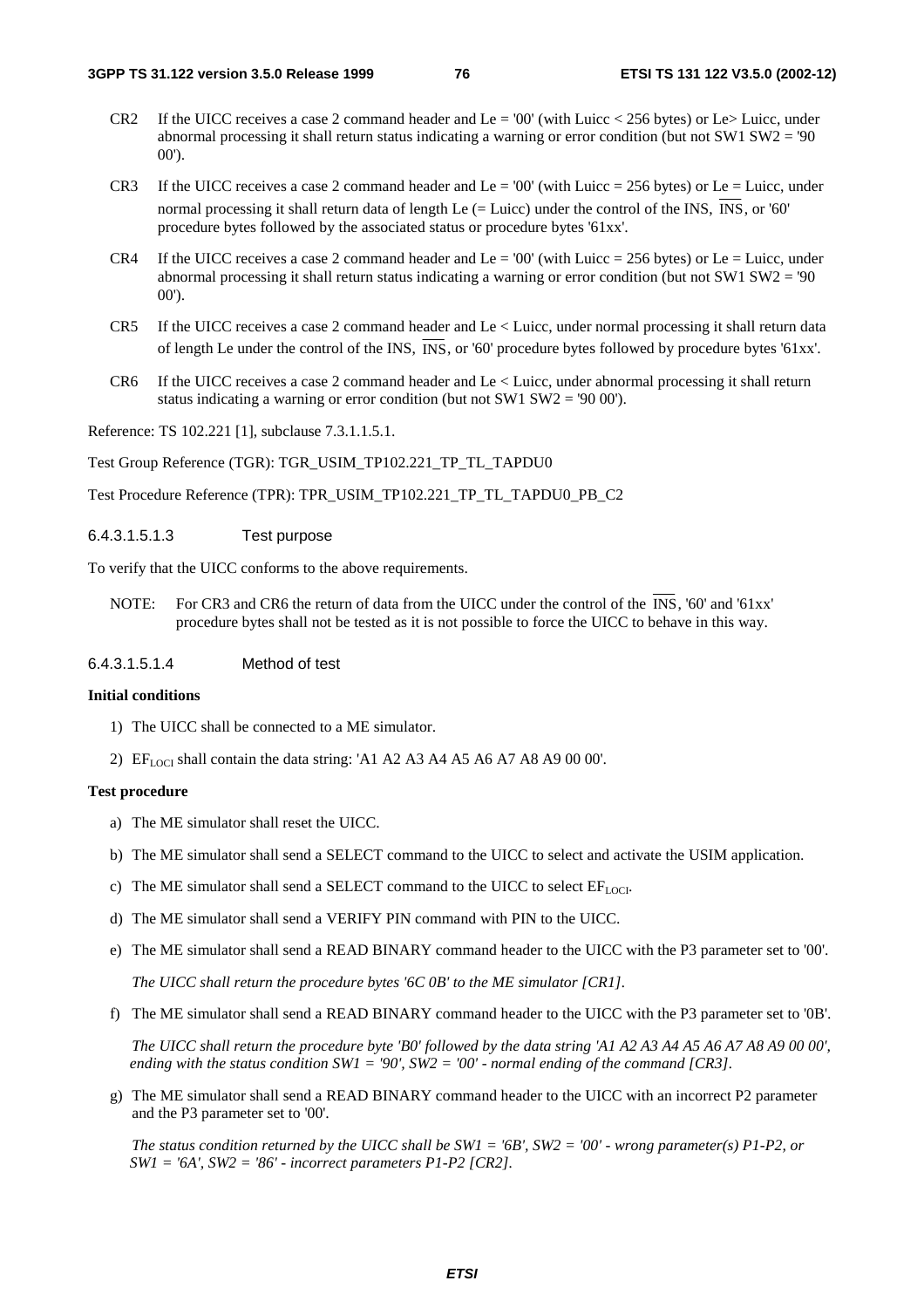CR2 If the UICC receives a case 2 command header and Le = '00' (with Luicc < 256 bytes) or Le> Luicc, under abnormal processing it shall return status indicating a warning or error condition (but not SW1 SW2 = '90 00').

CR3 If the UICC receives a case 2 command header and Le = '00' (with Luicc = 256 bytes) or Le = Luicc, under normal processing it shall return data of length Le (= Luicc) under the control of the INS, $\overline{\text{INS}}$, or '60' procedure bytes followed by the associated status or procedure bytes '61xx'.

CR4 If the UICC receives a case 2 command header and Le = '00' (with Luicc = 256 bytes) or Le = Luicc, under abnormal processing it shall return status indicating a warning or error condition (but not SW1 SW2 = '90 00').

CR5 If the UICC receives a case 2 command header and Le < Luicc, under normal processing it shall return data of length Le under the control of the INS, $\overline{\text{INS}}$, or '60' procedure bytes followed by procedure bytes '61xx'.

CR6 If the UICC receives a case 2 command header and Le < Luicc, under abnormal processing it shall return status indicating a warning or error condition (but not SW1 SW2 = '90 00').

Reference: TS 102.221 [1], subclause 7.3.1.1.5.1.

Test Group Reference (TGR): TGR_USIM_TP102.221_TP_TL_TAPDU0

Test Procedure Reference (TPR): TPR_USIM_TP102.221_TP_TL_TAPDU0_PB_C2

###### 6.4.3.1.5.1.3 Test purpose

To verify that the UICC conforms to the above requirements.

NOTE: For CR3 and CR6 the return of data from the UICC under the control of the $\overline{\text{INS}}$, '60' and '61xx' procedure bytes shall not be tested as it is not possible to force the UICC to behave in this way.

###### 6.4.3.1.5.1.4 Method of test

**Initial conditions**

1) The UICC shall be connected to a ME simulator.
2) $EF_{LOCI}$ shall contain the data string: 'A1 A2 A3 A4 A5 A6 A7 A8 A9 00 00'.

**Test procedure**

a) The ME simulator shall reset the UICC.

b) The ME simulator shall send a SELECT command to the UICC to select and activate the USIM application.

c) The ME simulator shall send a SELECT command to the UICC to select $EF_{LOCI}$.

d) The ME simulator shall send a VERIFY PIN command with PIN to the UICC.

e) The ME simulator shall send a READ BINARY command header to the UICC with the P3 parameter set to '00'.

   *The UICC shall return the procedure bytes '6C 0B' to the ME simulator [CR1].*

f) The ME simulator shall send a READ BINARY command header to the UICC with the P3 parameter set to '0B'.

   *The UICC shall return the procedure byte 'B0' followed by the data string 'A1 A2 A3 A4 A5 A6 A7 A8 A9 00 00', ending with the status condition SW1 = '90', SW2 = '00' - normal ending of the command [CR3].*

g) The ME simulator shall send a READ BINARY command header to the UICC with an incorrect P2 parameter and the P3 parameter set to '00'.

   *The status condition returned by the UICC shall be SW1 = '6B', SW2 = '00' - wrong parameter(s) P1-P2, or SW1 = '6A', SW2 = '86' - incorrect parameters P1-P2 [CR2].*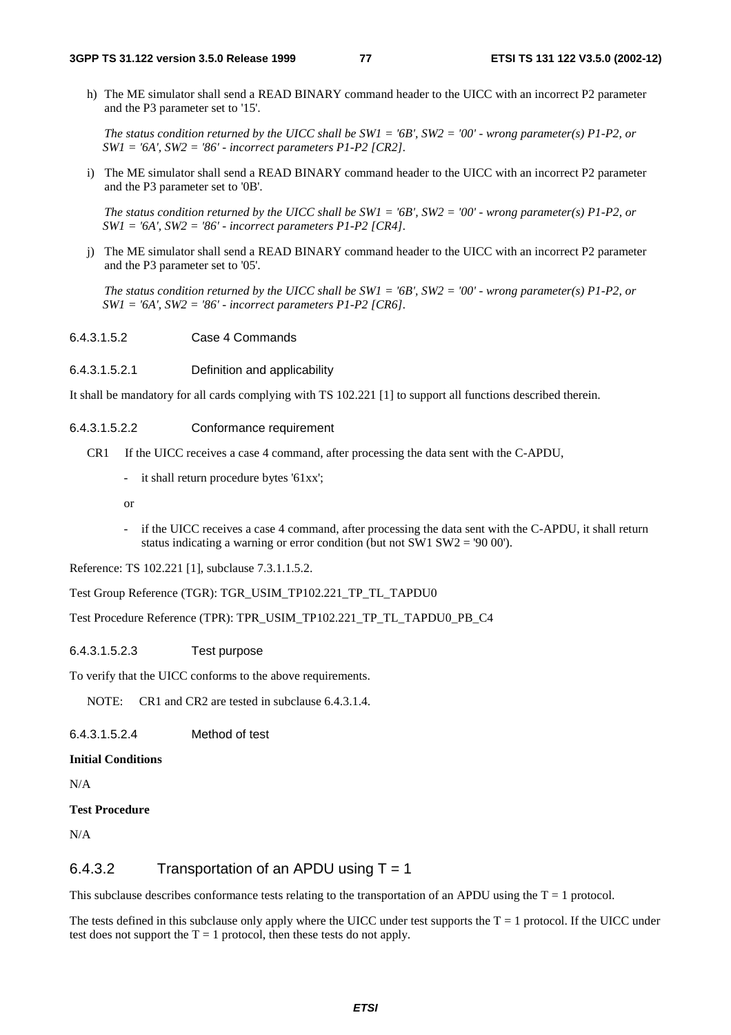h) The ME simulator shall send a READ BINARY command header to the UICC with an incorrect P2 parameter and the P3 parameter set to '15'.

   *The status condition returned by the UICC shall be SW1 = '6B', SW2 = '00' - wrong parameter(s) P1-P2, or SW1 = '6A', SW2 = '86' - incorrect parameters P1-P2 [CR2].*

i) The ME simulator shall send a READ BINARY command header to the UICC with an incorrect P2 parameter and the P3 parameter set to '0B'.

   *The status condition returned by the UICC shall be SW1 = '6B', SW2 = '00' - wrong parameter(s) P1-P2, or SW1 = '6A', SW2 = '86' - incorrect parameters P1-P2 [CR4].*

j) The ME simulator shall send a READ BINARY command header to the UICC with an incorrect P2 parameter and the P3 parameter set to '05'.

   *The status condition returned by the UICC shall be SW1 = '6B', SW2 = '00' - wrong parameter(s) P1-P2, or SW1 = '6A', SW2 = '86' - incorrect parameters P1-P2 [CR6].*

###### 6.4.3.1.5.2 Case 4 Commands

###### 6.4.3.1.5.2.1 Definition and applicability

It shall be mandatory for all cards complying with TS 102.221 [1] to support all functions described therein.

###### 6.4.3.1.5.2.2 Conformance requirement

CR1 If the UICC receives a case 4 command, after processing the data sent with the C-APDU,

- it shall return procedure bytes '61xx';

or

- if the UICC receives a case 4 command, after processing the data sent with the C-APDU, it shall return status indicating a warning or error condition (but not SW1 SW2 = '90 00').

Reference: TS 102.221 [1], subclause 7.3.1.1.5.2.

Test Group Reference (TGR): TGR_USIM_TP102.221_TP_TL_TAPDU0

Test Procedure Reference (TPR): TPR_USIM_TP102.221_TP_TL_TAPDU0_PB_C4

###### 6.4.3.1.5.2.3 Test purpose

To verify that the UICC conforms to the above requirements.

NOTE: CR1 and CR2 are tested in subclause 6.4.3.1.4.

###### 6.4.3.1.5.2.4 Method of test

**Initial Conditions**

N/A

**Test Procedure**

N/A

### 6.4.3.2 Transportation of an APDU using T = 1

This subclause describes conformance tests relating to the transportation of an APDU using the T = 1 protocol.

The tests defined in this subclause only apply where the UICC under test supports the T = 1 protocol. If the UICC under test does not support the T = 1 protocol, then these tests do not apply.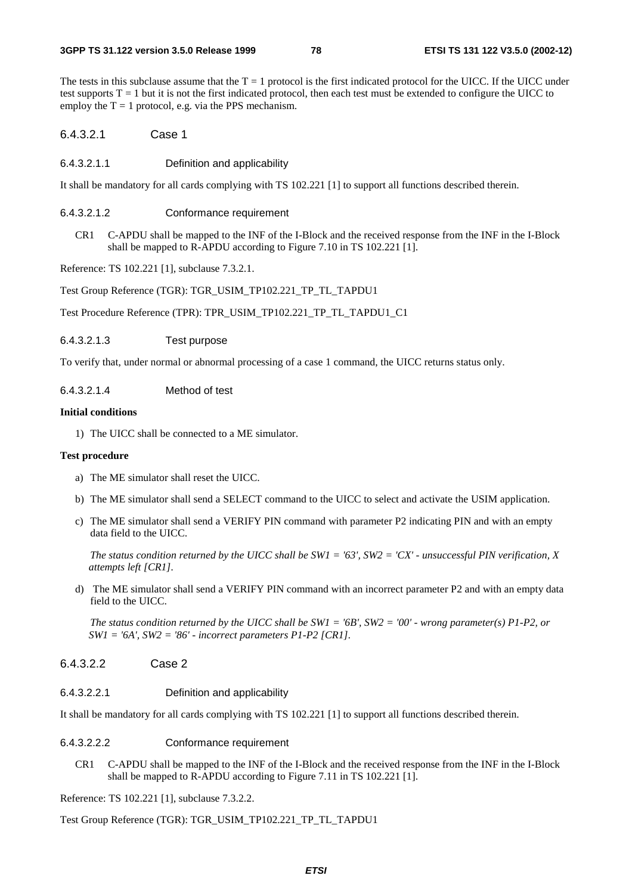The tests in this subclause assume that the T = 1 protocol is the first indicated protocol for the UICC. If the UICC under test supports T = 1 but it is not the first indicated protocol, then each test must be extended to configure the UICC to employ the T = 1 protocol, e.g. via the PPS mechanism.

### 6.4.3.2.1 Case 1

#### 6.4.3.2.1.1 Definition and applicability

It shall be mandatory for all cards complying with TS 102.221 [1] to support all functions described therein.

#### 6.4.3.2.1.2 Conformance requirement

CR1 C-APDU shall be mapped to the INF of the I-Block and the received response from the INF in the I-Block shall be mapped to R-APDU according to Figure 7.10 in TS 102.221 [1].

Reference: TS 102.221 [1], subclause 7.3.2.1.

Test Group Reference (TGR): TGR_USIM_TP102.221_TP_TL_TAPDU1

Test Procedure Reference (TPR): TPR_USIM_TP102.221_TP_TL_TAPDU1_C1

#### 6.4.3.2.1.3 Test purpose

To verify that, under normal or abnormal processing of a case 1 command, the UICC returns status only.

#### 6.4.3.2.1.4 Method of test

**Initial conditions**

1) The UICC shall be connected to a ME simulator.

**Test procedure**

a) The ME simulator shall reset the UICC.

b) The ME simulator shall send a SELECT command to the UICC to select and activate the USIM application.

c) The ME simulator shall send a VERIFY PIN command with parameter P2 indicating PIN and with an empty data field to the UICC.

   *The status condition returned by the UICC shall be SW1 = '63', SW2 = 'CX' - unsuccessful PIN verification, X attempts left [CR1].*

d) The ME simulator shall send a VERIFY PIN command with an incorrect parameter P2 and with an empty data field to the UICC.

   *The status condition returned by the UICC shall be SW1 = '6B', SW2 = '00' - wrong parameter(s) P1-P2, or SW1 = '6A', SW2 = '86' - incorrect parameters P1-P2 [CR1].*

### 6.4.3.2.2 Case 2

#### 6.4.3.2.2.1 Definition and applicability

It shall be mandatory for all cards complying with TS 102.221 [1] to support all functions described therein.

#### 6.4.3.2.2.2 Conformance requirement

CR1 C-APDU shall be mapped to the INF of the I-Block and the received response from the INF in the I-Block shall be mapped to R-APDU according to Figure 7.11 in TS 102.221 [1].

Reference: TS 102.221 [1], subclause 7.3.2.2.

Test Group Reference (TGR): TGR_USIM_TP102.221_TP_TL_TAPDU1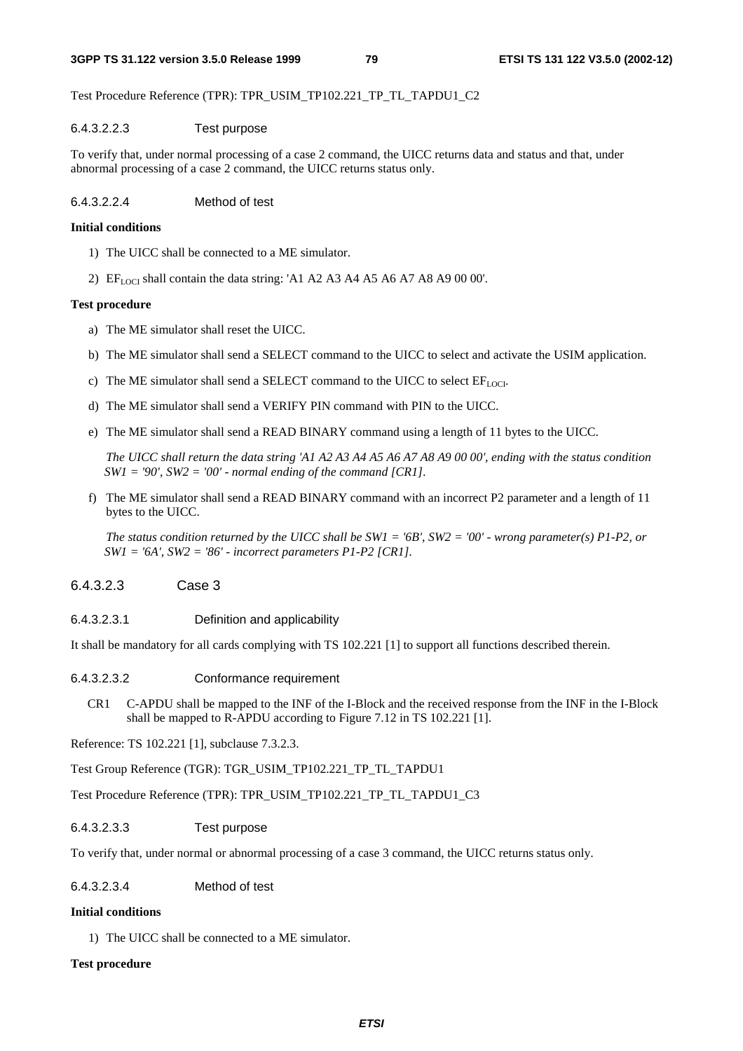Test Procedure Reference (TPR): TPR_USIM_TP102.221_TP_TL_TAPDU1_C2

#### 6.4.3.2.2.3 Test purpose

To verify that, under normal processing of a case 2 command, the UICC returns data and status and that, under abnormal processing of a case 2 command, the UICC returns status only.

#### 6.4.3.2.2.4 Method of test

**Initial conditions**

1) The UICC shall be connected to a ME simulator.

2) $EF_{LOCI}$ shall contain the data string: 'A1 A2 A3 A4 A5 A6 A7 A8 A9 00 00'.

**Test procedure**

a) The ME simulator shall reset the UICC.

b) The ME simulator shall send a SELECT command to the UICC to select and activate the USIM application.

c) The ME simulator shall send a SELECT command to the UICC to select $EF_{LOCI}$.

d) The ME simulator shall send a VERIFY PIN command with PIN to the UICC.

e) The ME simulator shall send a READ BINARY command using a length of 11 bytes to the UICC.

   *The UICC shall return the data string 'A1 A2 A3 A4 A5 A6 A7 A8 A9 00 00', ending with the status condition SW1 = '90', SW2 = '00' - normal ending of the command [CR1].*

f) The ME simulator shall send a READ BINARY command with an incorrect P2 parameter and a length of 11 bytes to the UICC.

   *The status condition returned by the UICC shall be SW1 = '6B', SW2 = '00' - wrong parameter(s) P1-P2, or SW1 = '6A', SW2 = '86' - incorrect parameters P1-P2 [CR1].*

### 6.4.3.2.3 Case 3

#### 6.4.3.2.3.1 Definition and applicability

It shall be mandatory for all cards complying with TS 102.221 [1] to support all functions described therein.

#### 6.4.3.2.3.2 Conformance requirement

CR1 C-APDU shall be mapped to the INF of the I-Block and the received response from the INF in the I-Block shall be mapped to R-APDU according to Figure 7.12 in TS 102.221 [1].

Reference: TS 102.221 [1], subclause 7.3.2.3.

Test Group Reference (TGR): TGR_USIM_TP102.221_TP_TL_TAPDU1

Test Procedure Reference (TPR): TPR_USIM_TP102.221_TP_TL_TAPDU1_C3

#### 6.4.3.2.3.3 Test purpose

To verify that, under normal or abnormal processing of a case 3 command, the UICC returns status only.

#### 6.4.3.2.3.4 Method of test

**Initial conditions**

1) The UICC shall be connected to a ME simulator.

**Test procedure**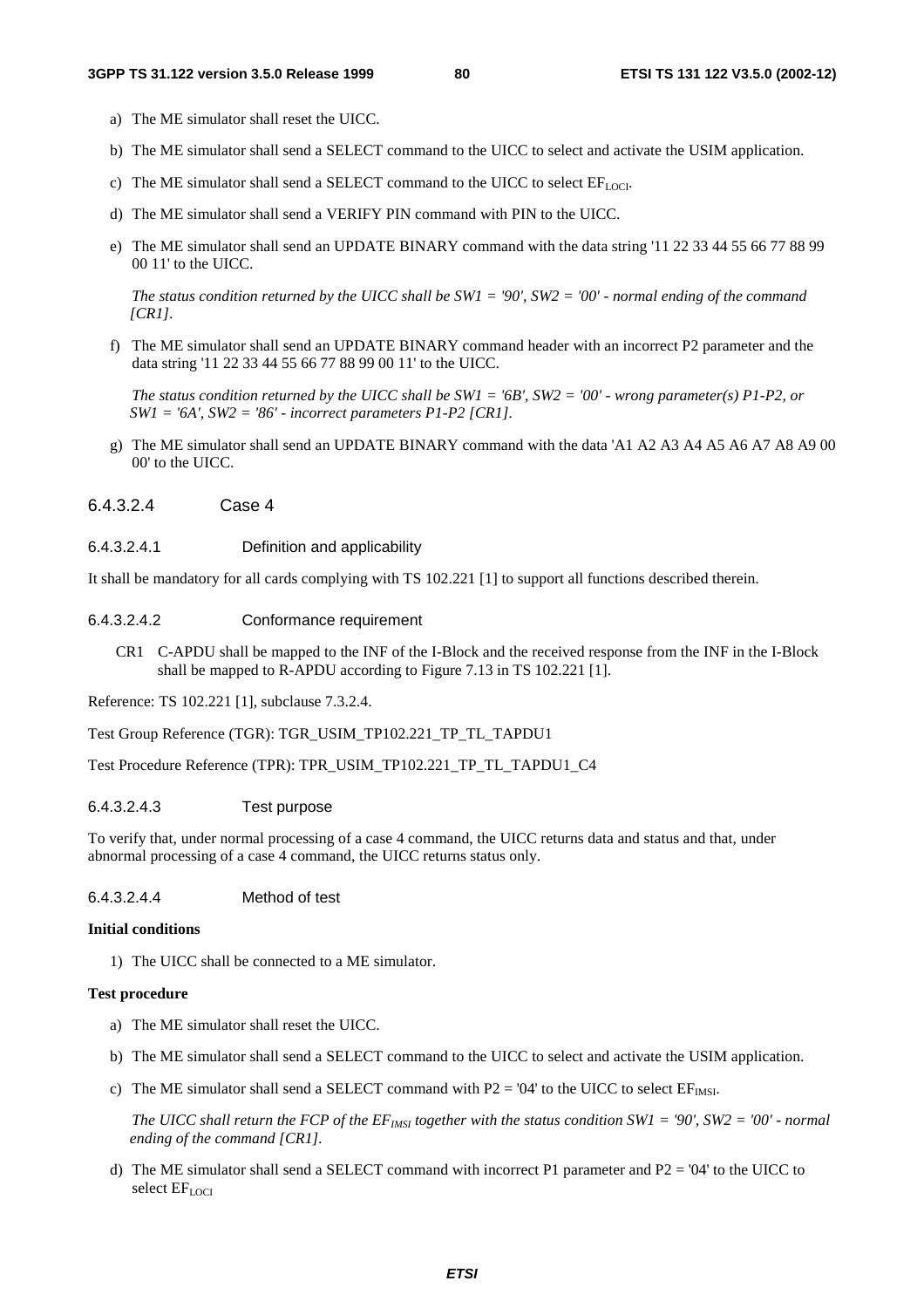a) The ME simulator shall reset the UICC.

b) The ME simulator shall send a SELECT command to the UICC to select and activate the USIM application.

c) The ME simulator shall send a SELECT command to the UICC to select $EF_{LOCI}$.

d) The ME simulator shall send a VERIFY PIN command with PIN to the UICC.

e) The ME simulator shall send an UPDATE BINARY command with the data string '11 22 33 44 55 66 77 88 99 00 11' to the UICC.

   *The status condition returned by the UICC shall be SW1 = '90', SW2 = '00' - normal ending of the command [CR1].*

f) The ME simulator shall send an UPDATE BINARY command header with an incorrect P2 parameter and the data string '11 22 33 44 55 66 77 88 99 00 11' to the UICC.

   *The status condition returned by the UICC shall be SW1 = '6B', SW2 = '00' - wrong parameter(s) P1-P2, or SW1 = '6A', SW2 = '86' - incorrect parameters P1-P2 [CR1].*

g) The ME simulator shall send an UPDATE BINARY command with the data 'A1 A2 A3 A4 A5 A6 A7 A8 A9 00 00' to the UICC.

#### 6.4.3.2.4 Case 4

##### 6.4.3.2.4.1 Definition and applicability

It shall be mandatory for all cards complying with TS 102.221 [1] to support all functions described therein.

##### 6.4.3.2.4.2 Conformance requirement

CR1 C-APDU shall be mapped to the INF of the I-Block and the received response from the INF in the I-Block shall be mapped to R-APDU according to Figure 7.13 in TS 102.221 [1].

Reference: TS 102.221 [1], subclause 7.3.2.4.

Test Group Reference (TGR): TGR_USIM_TP102.221_TP_TL_TAPDU1

Test Procedure Reference (TPR): TPR_USIM_TP102.221_TP_TL_TAPDU1_C4

##### 6.4.3.2.4.3 Test purpose

To verify that, under normal processing of a case 4 command, the UICC returns data and status and that, under abnormal processing of a case 4 command, the UICC returns status only.

##### 6.4.3.2.4.4 Method of test

**Initial conditions**

1) The UICC shall be connected to a ME simulator.

**Test procedure**

a) The ME simulator shall reset the UICC.

b) The ME simulator shall send a SELECT command to the UICC to select and activate the USIM application.

c) The ME simulator shall send a SELECT command with P2 = '04' to the UICC to select $EF_{IMSI}$.

   *The UICC shall return the FCP of the $EF_{IMSI}$ together with the status condition SW1 = '90', SW2 = '00' - normal ending of the command [CR1].*

d) The ME simulator shall send a SELECT command with incorrect P1 parameter and P2 = '04' to the UICC to select $EF_{LOCI}$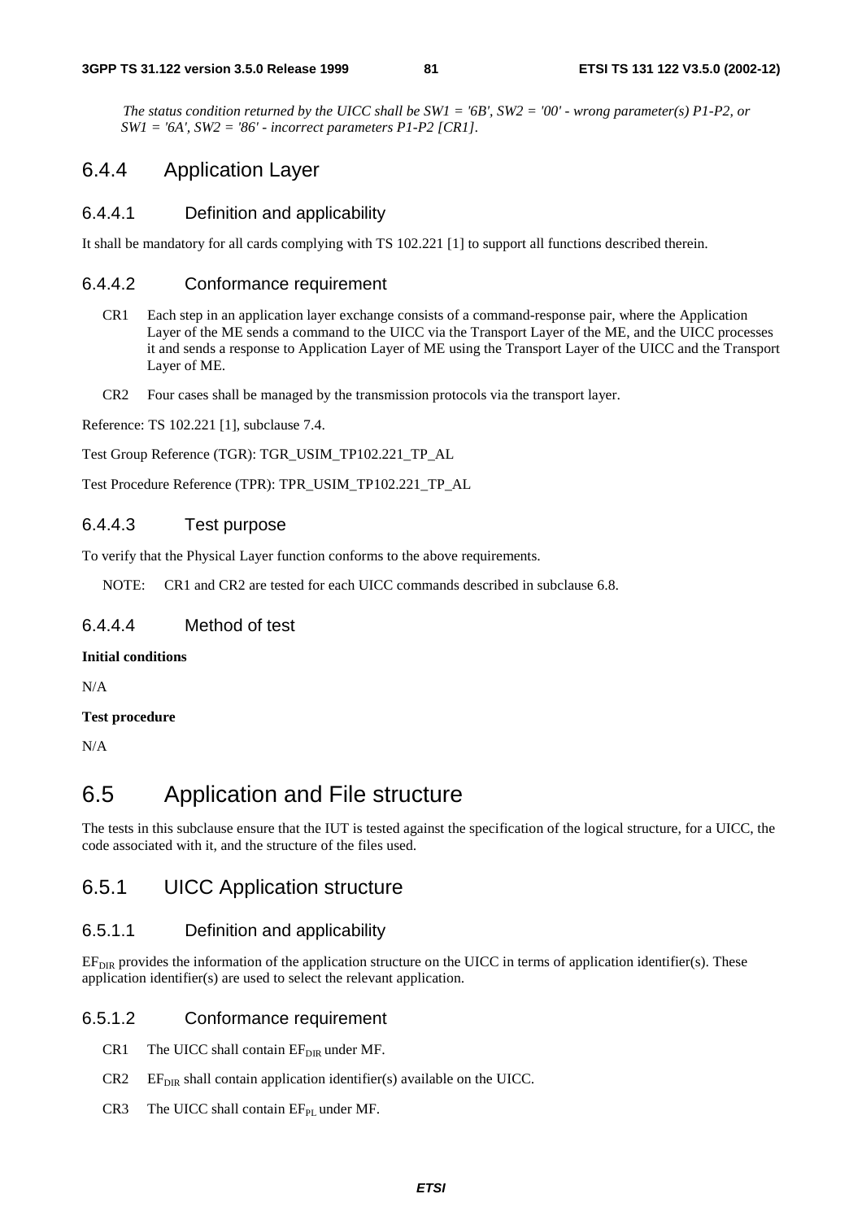*The status condition returned by the UICC shall be SW1 = '6B', SW2 = '00' - wrong parameter(s) P1-P2, or SW1 = '6A', SW2 = '86' - incorrect parameters P1-P2 [CR1].*

### 6.4.4 Application Layer

#### 6.4.4.1 Definition and applicability

It shall be mandatory for all cards complying with TS 102.221 [1] to support all functions described therein.

#### 6.4.4.2 Conformance requirement

CR1 Each step in an application layer exchange consists of a command-response pair, where the Application Layer of the ME sends a command to the UICC via the Transport Layer of the ME, and the UICC processes it and sends a response to Application Layer of ME using the Transport Layer of the UICC and the Transport Layer of ME.

CR2 Four cases shall be managed by the transmission protocols via the transport layer.

Reference: TS 102.221 [1], subclause 7.4.

Test Group Reference (TGR): TGR_USIM_TP102.221_TP_AL

Test Procedure Reference (TPR): TPR_USIM_TP102.221_TP_AL

#### 6.4.4.3 Test purpose

To verify that the Physical Layer function conforms to the above requirements.

NOTE: CR1 and CR2 are tested for each UICC commands described in subclause 6.8.

#### 6.4.4.4 Method of test

**Initial conditions**

N/A

**Test procedure**

N/A

## 6.5 Application and File structure

The tests in this subclause ensure that the IUT is tested against the specification of the logical structure, for a UICC, the code associated with it, and the structure of the files used.

### 6.5.1 UICC Application structure

#### 6.5.1.1 Definition and applicability

$EF_{DIR}$ provides the information of the application structure on the UICC in terms of application identifier(s). These application identifier(s) are used to select the relevant application.

#### 6.5.1.2 Conformance requirement

CR1 The UICC shall contain $EF_{DIR}$ under MF.

CR2 $EF_{DIR}$ shall contain application identifier(s) available on the UICC.

CR3 The UICC shall contain $EF_{PL}$ under MF.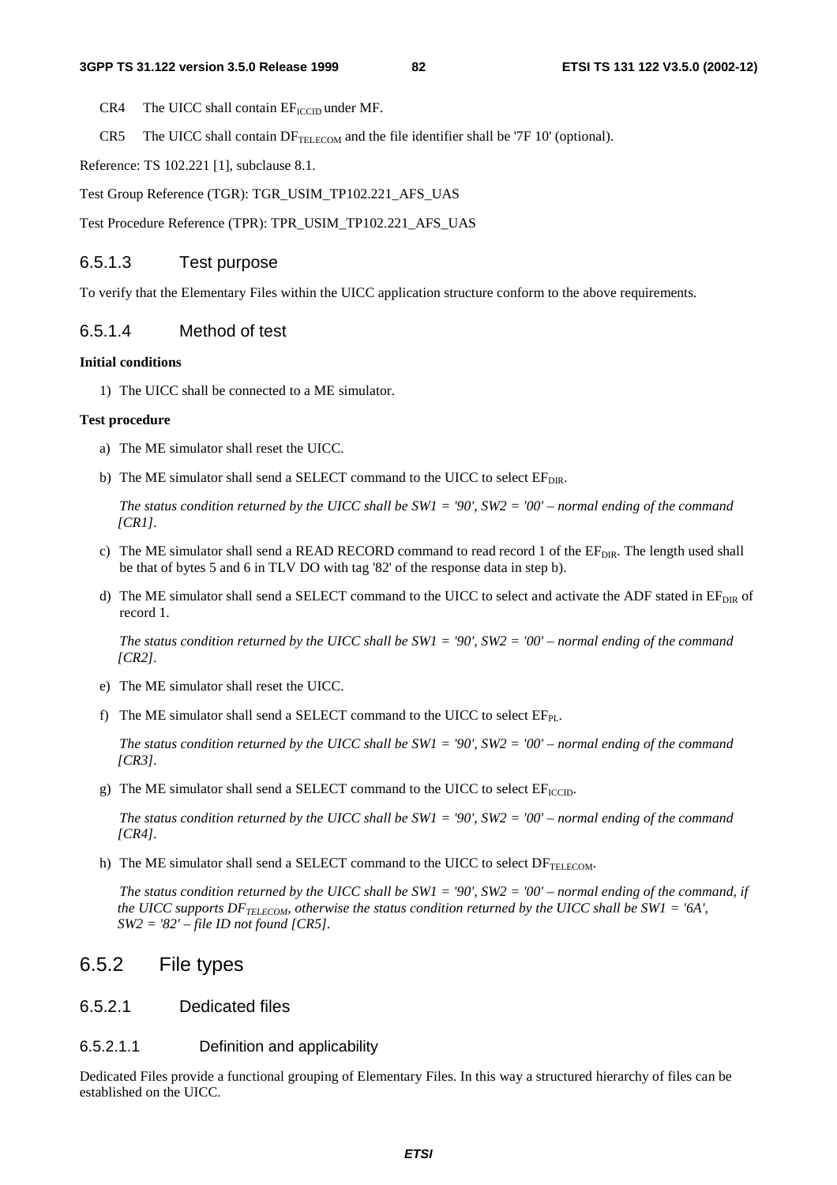CR4 The UICC shall contain $EF_{ICCID}$ under MF.

CR5 The UICC shall contain $DF_{TELECOM}$ and the file identifier shall be '7F 10' (optional).

Reference: TS 102.221 [1], subclause 8.1.

Test Group Reference (TGR): TGR_USIM_TP102.221_AFS_UAS

Test Procedure Reference (TPR): TPR_USIM_TP102.221_AFS_UAS

### 6.5.1.3 Test purpose

To verify that the Elementary Files within the UICC application structure conform to the above requirements.

### 6.5.1.4 Method of test

**Initial conditions**

1) The UICC shall be connected to a ME simulator.

**Test procedure**

a) The ME simulator shall reset the UICC.

b) The ME simulator shall send a SELECT command to the UICC to select $EF_{DIR}$.

*The status condition returned by the UICC shall be SW1 = '90', SW2 = '00' – normal ending of the command [CR1].*

c) The ME simulator shall send a READ RECORD command to read record 1 of the $EF_{DIR}$. The length used shall be that of bytes 5 and 6 in TLV DO with tag '82' of the response data in step b).

d) The ME simulator shall send a SELECT command to the UICC to select and activate the ADF stated in $EF_{DIR}$ of record 1.

*The status condition returned by the UICC shall be SW1 = '90', SW2 = '00' – normal ending of the command [CR2].*

e) The ME simulator shall reset the UICC.

f) The ME simulator shall send a SELECT command to the UICC to select $EF_{PL}$.

*The status condition returned by the UICC shall be SW1 = '90', SW2 = '00' – normal ending of the command [CR3].*

g) The ME simulator shall send a SELECT command to the UICC to select $EF_{ICCID}$.

*The status condition returned by the UICC shall be SW1 = '90', SW2 = '00' – normal ending of the command [CR4].*

h) The ME simulator shall send a SELECT command to the UICC to select $DF_{TELECOM}$.

*The status condition returned by the UICC shall be SW1 = '90', SW2 = '00' – normal ending of the command, if the UICC supports $DF_{TELECOM}$, otherwise the status condition returned by the UICC shall be SW1 = '6A', SW2 = '82' – file ID not found [CR5].*

## 6.5.2 File types

### 6.5.2.1 Dedicated files

#### 6.5.2.1.1 Definition and applicability

Dedicated Files provide a functional grouping of Elementary Files. In this way a structured hierarchy of files can be established on the UICC.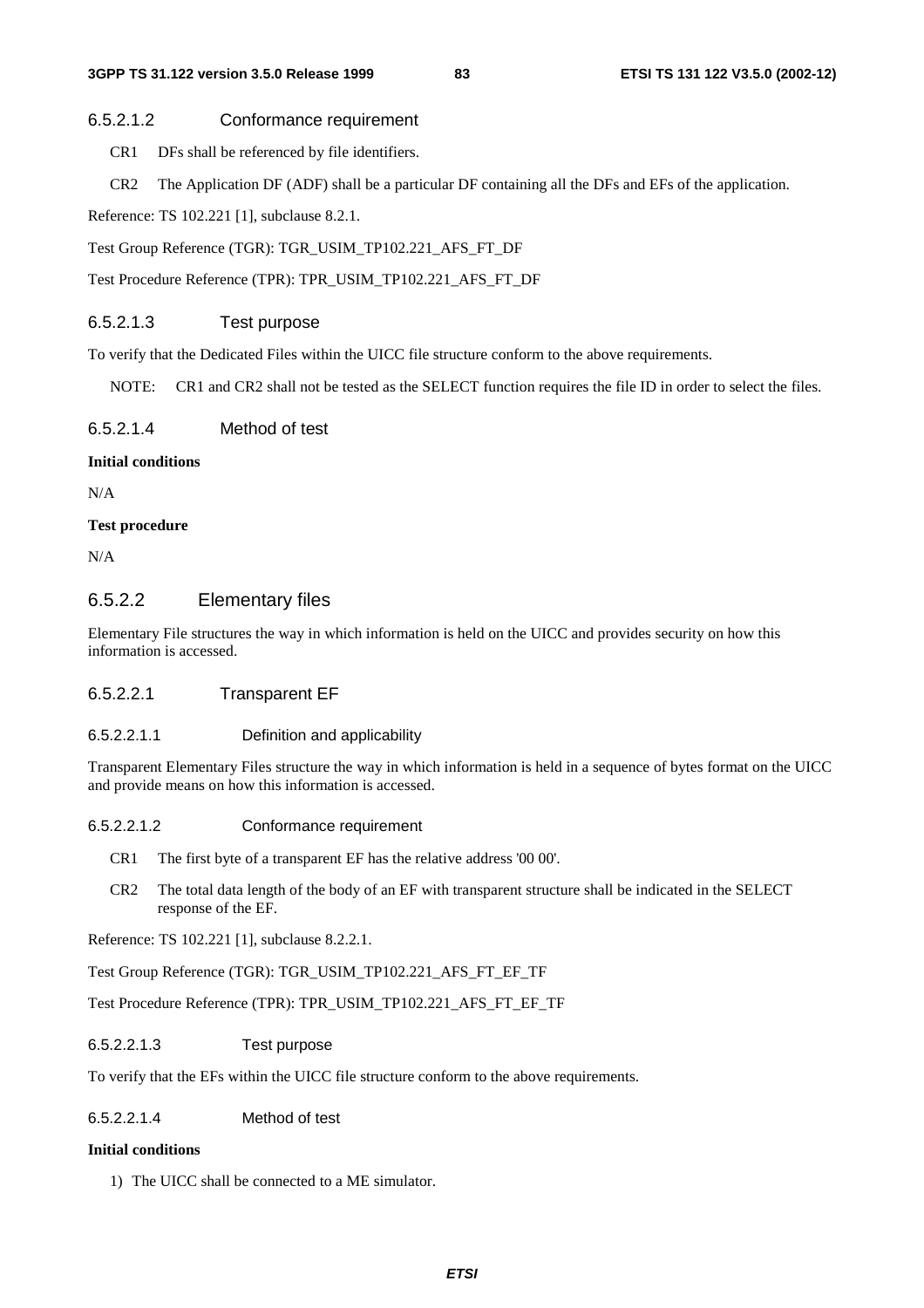#### 6.5.2.1.2 Conformance requirement

CR1 DFs shall be referenced by file identifiers.

CR2 The Application DF (ADF) shall be a particular DF containing all the DFs and EFs of the application.

Reference: TS 102.221 [1], subclause 8.2.1.

Test Group Reference (TGR): TGR_USIM_TP102.221_AFS_FT_DF

Test Procedure Reference (TPR): TPR_USIM_TP102.221_AFS_FT_DF

#### 6.5.2.1.3 Test purpose

To verify that the Dedicated Files within the UICC file structure conform to the above requirements.

NOTE: CR1 and CR2 shall not be tested as the SELECT function requires the file ID in order to select the files.

#### 6.5.2.1.4 Method of test

**Initial conditions**

N/A

**Test procedure**

N/A

### 6.5.2.2 Elementary files

Elementary File structures the way in which information is held on the UICC and provides security on how this information is accessed.

#### 6.5.2.2.1 Transparent EF

##### 6.5.2.2.1.1 Definition and applicability

Transparent Elementary Files structure the way in which information is held in a sequence of bytes format on the UICC and provide means on how this information is accessed.

##### 6.5.2.2.1.2 Conformance requirement

CR1 The first byte of a transparent EF has the relative address '00 00'.

CR2 The total data length of the body of an EF with transparent structure shall be indicated in the SELECT response of the EF.

Reference: TS 102.221 [1], subclause 8.2.2.1.

Test Group Reference (TGR): TGR_USIM_TP102.221_AFS_FT_EF_TF

Test Procedure Reference (TPR): TPR_USIM_TP102.221_AFS_FT_EF_TF

##### 6.5.2.2.1.3 Test purpose

To verify that the EFs within the UICC file structure conform to the above requirements.

##### 6.5.2.2.1.4 Method of test

**Initial conditions**

1) The UICC shall be connected to a ME simulator.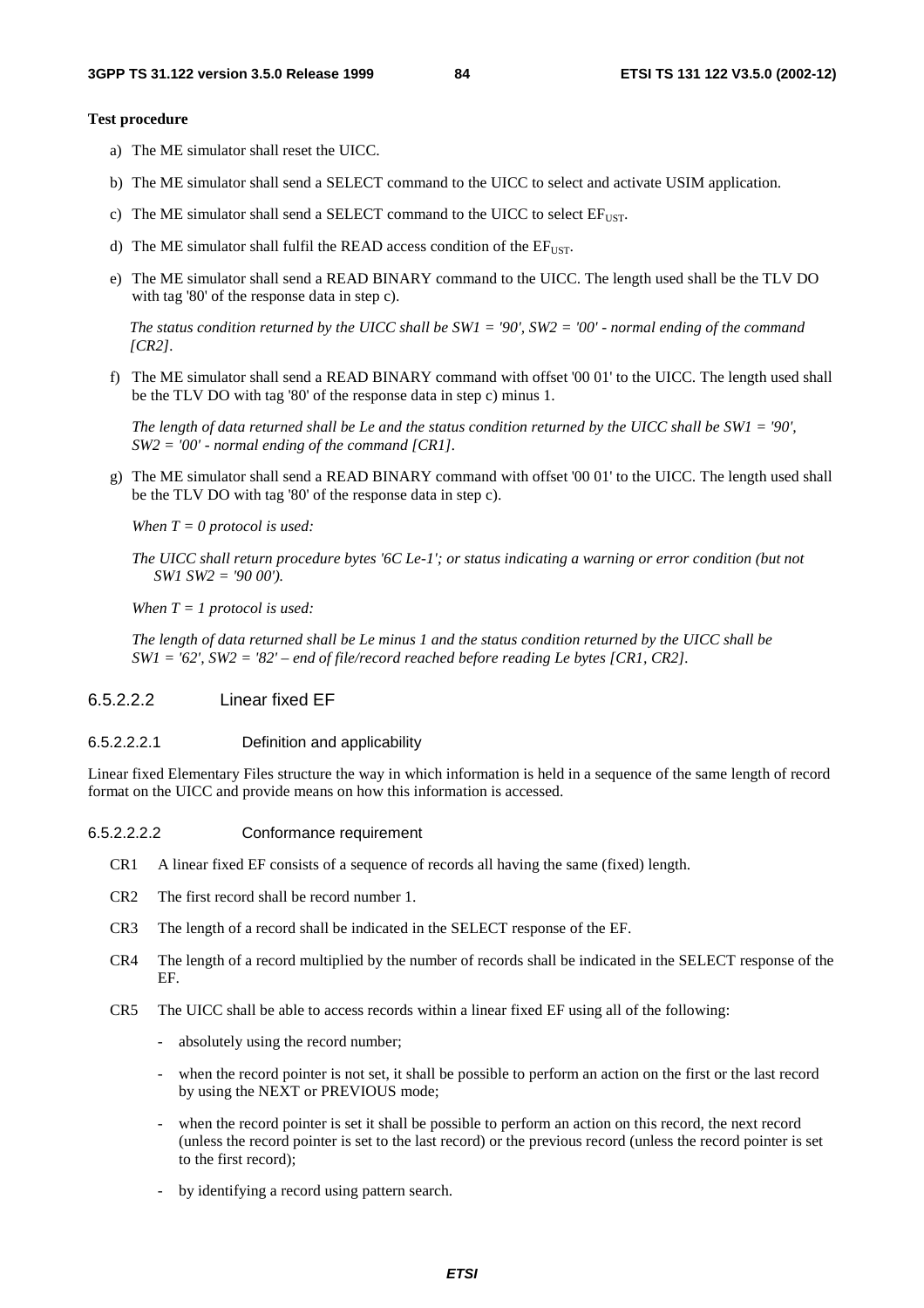**Test procedure**

a) The ME simulator shall reset the UICC.

b) The ME simulator shall send a SELECT command to the UICC to select and activate USIM application.

c) The ME simulator shall send a SELECT command to the UICC to select $EF_{UST}$.

d) The ME simulator shall fulfil the READ access condition of the $EF_{UST}$.

e) The ME simulator shall send a READ BINARY command to the UICC. The length used shall be the TLV DO with tag '80' of the response data in step c).

   *The status condition returned by the UICC shall be SW1 = '90', SW2 = '00' - normal ending of the command [CR2].*

f) The ME simulator shall send a READ BINARY command with offset '00 01' to the UICC. The length used shall be the TLV DO with tag '80' of the response data in step c) minus 1.

   *The length of data returned shall be Le and the status condition returned by the UICC shall be SW1 = '90', SW2 = '00' - normal ending of the command [CR1].*

g) The ME simulator shall send a READ BINARY command with offset '00 01' to the UICC. The length used shall be the TLV DO with tag '80' of the response data in step c).

   *When T = 0 protocol is used:*

   *The UICC shall return procedure bytes '6C Le-1'; or status indicating a warning or error condition (but not SW1 SW2 = '90 00').*

   *When T = 1 protocol is used:*

   *The length of data returned shall be Le minus 1 and the status condition returned by the UICC shall be SW1 = '62', SW2 = '82' – end of file/record reached before reading Le bytes [CR1, CR2].*

#### 6.5.2.2.2 Linear fixed EF

##### 6.5.2.2.2.1 Definition and applicability

Linear fixed Elementary Files structure the way in which information is held in a sequence of the same length of record format on the UICC and provide means on how this information is accessed.

##### 6.5.2.2.2.2 Conformance requirement

CR1 A linear fixed EF consists of a sequence of records all having the same (fixed) length.

CR2 The first record shall be record number 1.

CR3 The length of a record shall be indicated in the SELECT response of the EF.

CR4 The length of a record multiplied by the number of records shall be indicated in the SELECT response of the EF.

CR5 The UICC shall be able to access records within a linear fixed EF using all of the following:

- absolutely using the record number;
- when the record pointer is not set, it shall be possible to perform an action on the first or the last record by using the NEXT or PREVIOUS mode;
- when the record pointer is set it shall be possible to perform an action on this record, the next record (unless the record pointer is set to the last record) or the previous record (unless the record pointer is set to the first record);
- by identifying a record using pattern search.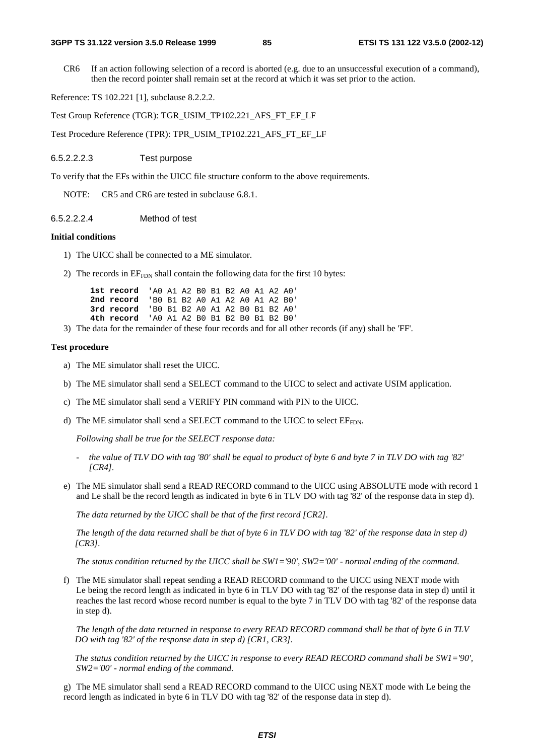CR6 If an action following selection of a record is aborted (e.g. due to an unsuccessful execution of a command), then the record pointer shall remain set at the record at which it was set prior to the action.

Reference: TS 102.221 [1], subclause 8.2.2.2.

Test Group Reference (TGR): TGR_USIM_TP102.221_AFS_FT_EF_LF

Test Procedure Reference (TPR): TPR_USIM_TP102.221_AFS_FT_EF_LF

#### 6.5.2.2.2.3 Test purpose

To verify that the EFs within the UICC file structure conform to the above requirements.

NOTE: CR5 and CR6 are tested in subclause 6.8.1.

#### 6.5.2.2.2.4 Method of test

**Initial conditions**

1) The UICC shall be connected to a ME simulator.
2) The records in $EF_{FDN}$ shall contain the following data for the first 10 bytes:

```
1st record  'A0 A1 A2 B0 B1 B2 A0 A1 A2 A0'
2nd record  'B0 B1 B2 A0 A1 A2 A0 A1 A2 B0'
3rd record  'B0 B1 B2 A0 A1 A2 B0 B1 B2 A0'
4th record  'A0 A1 A2 B0 B1 B2 B0 B1 B2 B0'
```

3) The data for the remainder of these four records and for all other records (if any) shall be 'FF'.

**Test procedure**

a) The ME simulator shall reset the UICC.

b) The ME simulator shall send a SELECT command to the UICC to select and activate USIM application.

c) The ME simulator shall send a VERIFY PIN command with PIN to the UICC.

d) The ME simulator shall send a SELECT command to the UICC to select $EF_{FDN}$.

   *Following shall be true for the SELECT response data:*

   - *the value of TLV DO with tag '80' shall be equal to product of byte 6 and byte 7 in TLV DO with tag '82' [CR4].*

e) The ME simulator shall send a READ RECORD command to the UICC using ABSOLUTE mode with record 1 and Le shall be the record length as indicated in byte 6 in TLV DO with tag '82' of the response data in step d).

   *The data returned by the UICC shall be that of the first record [CR2].*

   *The length of the data returned shall be that of byte 6 in TLV DO with tag '82' of the response data in step d) [CR3].*

   *The status condition returned by the UICC shall be SW1='90', SW2='00' - normal ending of the command.*

f) The ME simulator shall repeat sending a READ RECORD command to the UICC using NEXT mode with Le being the record length as indicated in byte 6 in TLV DO with tag '82' of the response data in step d) until it reaches the last record whose record number is equal to the byte 7 in TLV DO with tag '82' of the response data in step d).

   *The length of the data returned in response to every READ RECORD command shall be that of byte 6 in TLV DO with tag '82' of the response data in step d) [CR1, CR3].*

   *The status condition returned by the UICC in response to every READ RECORD command shall be SW1='90', SW2='00' - normal ending of the command.*

g) The ME simulator shall send a READ RECORD command to the UICC using NEXT mode with Le being the record length as indicated in byte 6 in TLV DO with tag '82' of the response data in step d).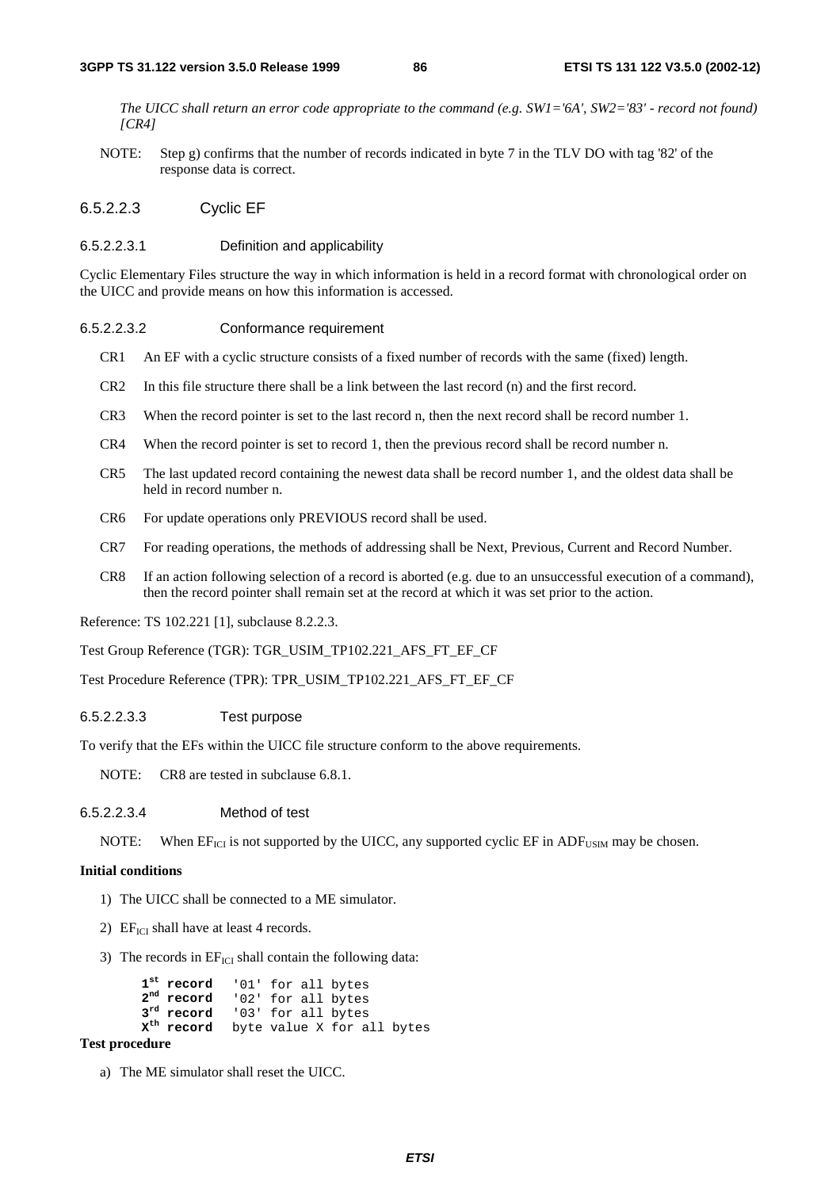*The UICC shall return an error code appropriate to the command (e.g. SW1='6A', SW2='83' - record not found) [CR4]*

NOTE: Step g) confirms that the number of records indicated in byte 7 in the TLV DO with tag '82' of the response data is correct.

###### 6.5.2.2.3 Cyclic EF

###### 6.5.2.2.3.1 Definition and applicability

Cyclic Elementary Files structure the way in which information is held in a record format with chronological order on the UICC and provide means on how this information is accessed.

###### 6.5.2.2.3.2 Conformance requirement

CR1 An EF with a cyclic structure consists of a fixed number of records with the same (fixed) length.

CR2 In this file structure there shall be a link between the last record (n) and the first record.

CR3 When the record pointer is set to the last record n, then the next record shall be record number 1.

CR4 When the record pointer is set to record 1, then the previous record shall be record number n.

CR5 The last updated record containing the newest data shall be record number 1, and the oldest data shall be held in record number n.

CR6 For update operations only PREVIOUS record shall be used.

CR7 For reading operations, the methods of addressing shall be Next, Previous, Current and Record Number.

CR8 If an action following selection of a record is aborted (e.g. due to an unsuccessful execution of a command), then the record pointer shall remain set at the record at which it was set prior to the action.

Reference: TS 102.221 [1], subclause 8.2.2.3.

Test Group Reference (TGR): TGR_USIM_TP102.221_AFS_FT_EF_CF

Test Procedure Reference (TPR): TPR_USIM_TP102.221_AFS_FT_EF_CF

###### 6.5.2.2.3.3 Test purpose

To verify that the EFs within the UICC file structure conform to the above requirements.

NOTE: CR8 are tested in subclause 6.8.1.

###### 6.5.2.2.3.4 Method of test

NOTE: When $EF_{ICI}$ is not supported by the UICC, any supported cyclic EF in $ADF_{USIM}$ may be chosen.

**Initial conditions**

1) The UICC shall be connected to a ME simulator.

2) $EF_{ICI}$ shall have at least 4 records.

3) The records in $EF_{ICI}$ shall contain the following data:

```
1st record   '01' for all bytes
2nd record   '02' for all bytes
3rd record   '03' for all bytes
Xth record   byte value X for all bytes
```

**Test procedure**

a) The ME simulator shall reset the UICC.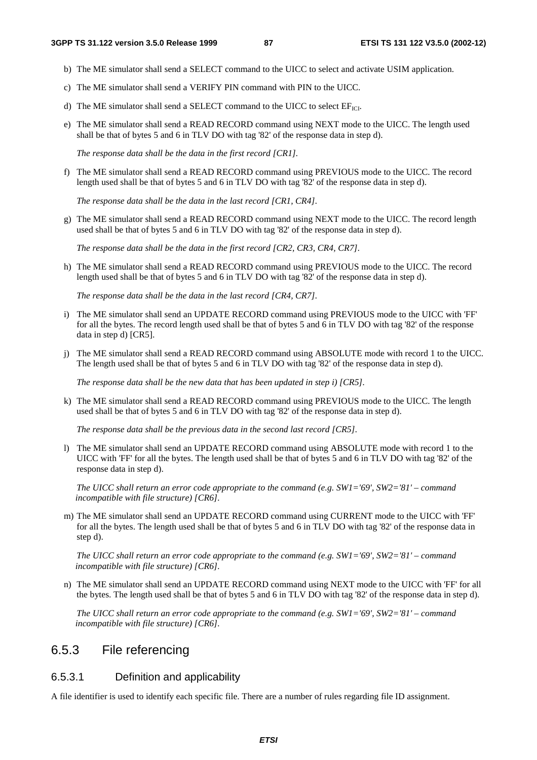b) The ME simulator shall send a SELECT command to the UICC to select and activate USIM application.

c) The ME simulator shall send a VERIFY PIN command with PIN to the UICC.

d) The ME simulator shall send a SELECT command to the UICC to select $EF_{ICI}$.

e) The ME simulator shall send a READ RECORD command using NEXT mode to the UICC. The length used shall be that of bytes 5 and 6 in TLV DO with tag '82' of the response data in step d).

   *The response data shall be the data in the first record [CR1].*

f) The ME simulator shall send a READ RECORD command using PREVIOUS mode to the UICC. The record length used shall be that of bytes 5 and 6 in TLV DO with tag '82' of the response data in step d).

   *The response data shall be the data in the last record [CR1, CR4].*

g) The ME simulator shall send a READ RECORD command using NEXT mode to the UICC. The record length used shall be that of bytes 5 and 6 in TLV DO with tag '82' of the response data in step d).

   *The response data shall be the data in the first record [CR2, CR3, CR4, CR7].*

h) The ME simulator shall send a READ RECORD command using PREVIOUS mode to the UICC. The record length used shall be that of bytes 5 and 6 in TLV DO with tag '82' of the response data in step d).

   *The response data shall be the data in the last record [CR4, CR7].*

i) The ME simulator shall send an UPDATE RECORD command using PREVIOUS mode to the UICC with 'FF' for all the bytes. The record length used shall be that of bytes 5 and 6 in TLV DO with tag '82' of the response data in step d) [CR5].

j) The ME simulator shall send a READ RECORD command using ABSOLUTE mode with record 1 to the UICC. The length used shall be that of bytes 5 and 6 in TLV DO with tag '82' of the response data in step d).

   *The response data shall be the new data that has been updated in step i) [CR5].*

k) The ME simulator shall send a READ RECORD command using PREVIOUS mode to the UICC. The length used shall be that of bytes 5 and 6 in TLV DO with tag '82' of the response data in step d).

   *The response data shall be the previous data in the second last record [CR5].*

l) The ME simulator shall send an UPDATE RECORD command using ABSOLUTE mode with record 1 to the UICC with 'FF' for all the bytes. The length used shall be that of bytes 5 and 6 in TLV DO with tag '82' of the response data in step d).

   *The UICC shall return an error code appropriate to the command (e.g. SW1='69', SW2='81' – command incompatible with file structure) [CR6].*

m) The ME simulator shall send an UPDATE RECORD command using CURRENT mode to the UICC with 'FF' for all the bytes. The length used shall be that of bytes 5 and 6 in TLV DO with tag '82' of the response data in step d).

   *The UICC shall return an error code appropriate to the command (e.g. SW1='69', SW2='81' – command incompatible with file structure) [CR6].*

n) The ME simulator shall send an UPDATE RECORD command using NEXT mode to the UICC with 'FF' for all the bytes. The length used shall be that of bytes 5 and 6 in TLV DO with tag '82' of the response data in step d).

   *The UICC shall return an error code appropriate to the command (e.g. SW1='69', SW2='81' – command incompatible with file structure) [CR6].*

## 6.5.3 File referencing

### 6.5.3.1 Definition and applicability

A file identifier is used to identify each specific file. There are a number of rules regarding file ID assignment.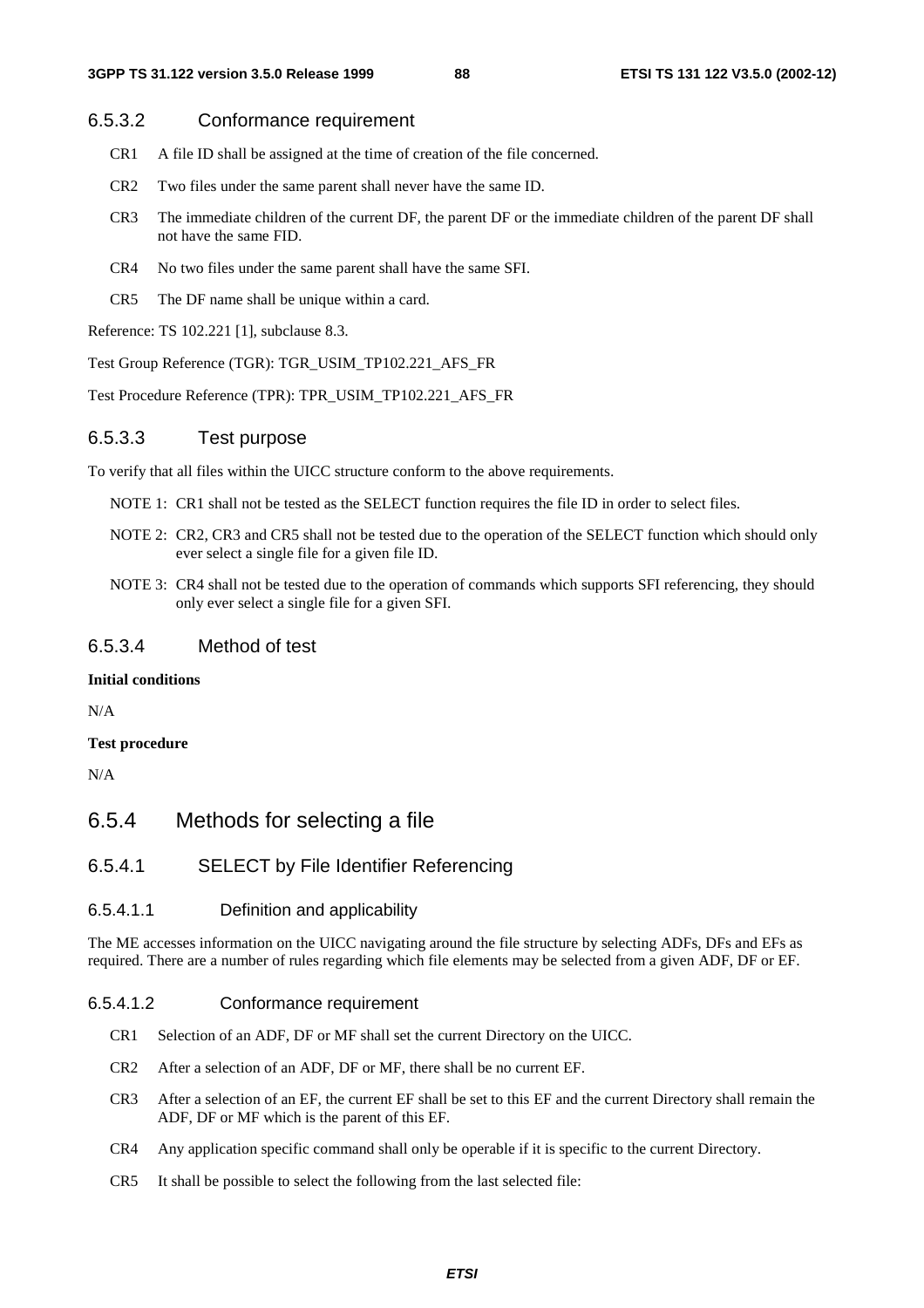### 6.5.3.2 Conformance requirement

CR1 A file ID shall be assigned at the time of creation of the file concerned.

CR2 Two files under the same parent shall never have the same ID.

CR3 The immediate children of the current DF, the parent DF or the immediate children of the parent DF shall not have the same FID.

CR4 No two files under the same parent shall have the same SFI.

CR5 The DF name shall be unique within a card.

Reference: TS 102.221 [1], subclause 8.3.

Test Group Reference (TGR): TGR_USIM_TP102.221_AFS_FR

Test Procedure Reference (TPR): TPR_USIM_TP102.221_AFS_FR

### 6.5.3.3 Test purpose

To verify that all files within the UICC structure conform to the above requirements.

NOTE 1: CR1 shall not be tested as the SELECT function requires the file ID in order to select files.

NOTE 2: CR2, CR3 and CR5 shall not be tested due to the operation of the SELECT function which should only ever select a single file for a given file ID.

NOTE 3: CR4 shall not be tested due to the operation of commands which supports SFI referencing, they should only ever select a single file for a given SFI.

### 6.5.3.4 Method of test

**Initial conditions**

N/A

**Test procedure**

N/A

## 6.5.4 Methods for selecting a file

### 6.5.4.1 SELECT by File Identifier Referencing

#### 6.5.4.1.1 Definition and applicability

The ME accesses information on the UICC navigating around the file structure by selecting ADFs, DFs and EFs as required. There are a number of rules regarding which file elements may be selected from a given ADF, DF or EF.

#### 6.5.4.1.2 Conformance requirement

CR1 Selection of an ADF, DF or MF shall set the current Directory on the UICC.

CR2 After a selection of an ADF, DF or MF, there shall be no current EF.

CR3 After a selection of an EF, the current EF shall be set to this EF and the current Directory shall remain the ADF, DF or MF which is the parent of this EF.

CR4 Any application specific command shall only be operable if it is specific to the current Directory.

CR5 It shall be possible to select the following from the last selected file: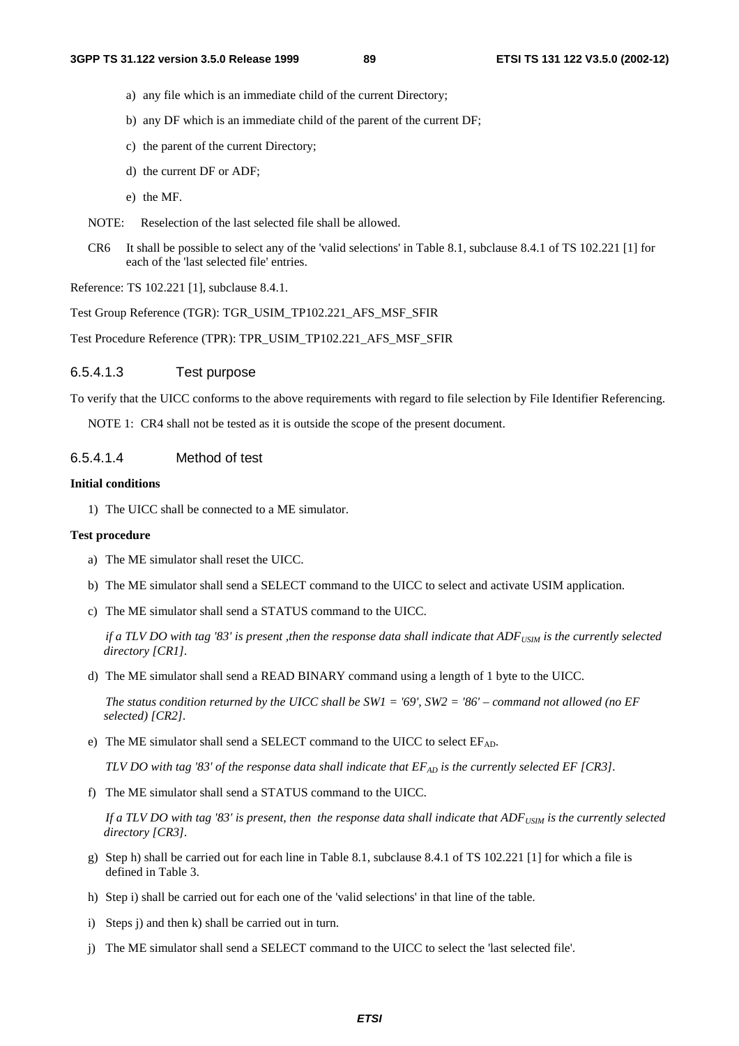a) any file which is an immediate child of the current Directory;

b) any DF which is an immediate child of the parent of the current DF;

c) the parent of the current Directory;

d) the current DF or ADF;

e) the MF.

NOTE: Reselection of the last selected file shall be allowed.

CR6 It shall be possible to select any of the 'valid selections' in Table 8.1, subclause 8.4.1 of TS 102.221 [1] for each of the 'last selected file' entries.

Reference: TS 102.221 [1], subclause 8.4.1.

Test Group Reference (TGR): TGR_USIM_TP102.221_AFS_MSF_SFIR

Test Procedure Reference (TPR): TPR_USIM_TP102.221_AFS_MSF_SFIR

#### 6.5.4.1.3 Test purpose

To verify that the UICC conforms to the above requirements with regard to file selection by File Identifier Referencing.

NOTE 1: CR4 shall not be tested as it is outside the scope of the present document.

#### 6.5.4.1.4 Method of test

**Initial conditions**

1) The UICC shall be connected to a ME simulator.

**Test procedure**

a) The ME simulator shall reset the UICC.

b) The ME simulator shall send a SELECT command to the UICC to select and activate USIM application.

c) The ME simulator shall send a STATUS command to the UICC.

*if a TLV DO with tag '83' is present ,then the response data shall indicate that $ADF_{USIM}$ is the currently selected directory [CR1].*

d) The ME simulator shall send a READ BINARY command using a length of 1 byte to the UICC.

*The status condition returned by the UICC shall be SW1 = '69', SW2 = '86' – command not allowed (no EF selected) [CR2].*

e) The ME simulator shall send a SELECT command to the UICC to select $EF_{AD}$.

*TLV DO with tag '83' of the response data shall indicate that $EF_{AD}$ is the currently selected EF [CR3].*

f) The ME simulator shall send a STATUS command to the UICC.

*If a TLV DO with tag '83' is present, then the response data shall indicate that $ADF_{USIM}$ is the currently selected directory [CR3].*

g) Step h) shall be carried out for each line in Table 8.1, subclause 8.4.1 of TS 102.221 [1] for which a file is defined in Table 3.

h) Step i) shall be carried out for each one of the 'valid selections' in that line of the table.

i) Steps j) and then k) shall be carried out in turn.

j) The ME simulator shall send a SELECT command to the UICC to select the 'last selected file'.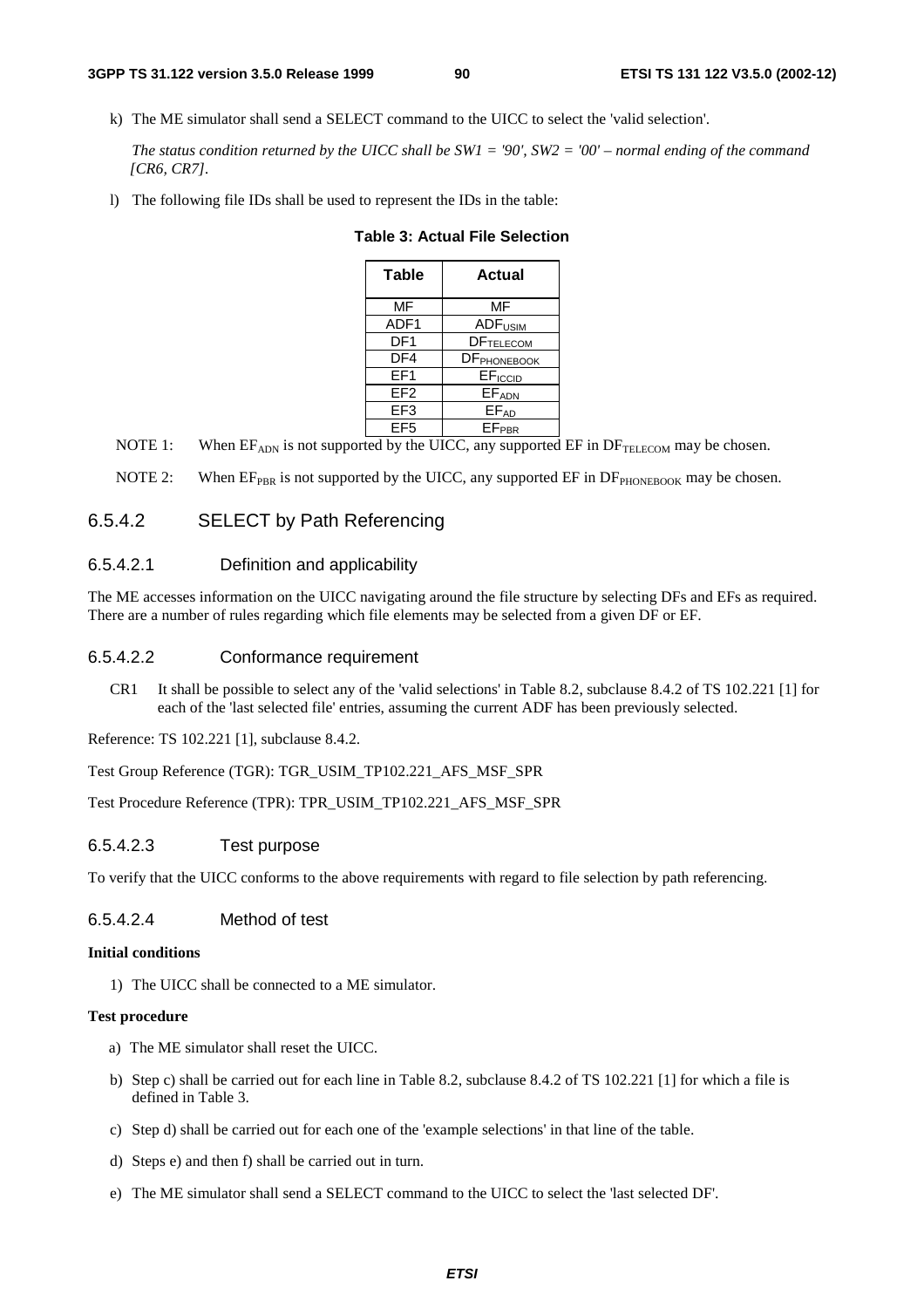k) The ME simulator shall send a SELECT command to the UICC to select the 'valid selection'.

   *The status condition returned by the UICC shall be SW1 = '90', SW2 = '00' – normal ending of the command [CR6, CR7].*

l) The following file IDs shall be used to represent the IDs in the table:

**Table 3: Actual File Selection**

| Table | Actual |
|---|---|
| MF | MF |
| ADF1 | $ADF_{USIM}$ |
| DF1 | $DF_{TELECOM}$ |
| DF4 | $DF_{PHONEBOOK}$ |
| EF1 | $EF_{ICCID}$ |
| EF2 | $EF_{ADN}$ |
| EF3 | $EF_{AD}$ |
| EF5 | $EF_{PBR}$ |

NOTE 1: When $EF_{ADN}$ is not supported by the UICC, any supported EF in $DF_{TELECOM}$ may be chosen.

NOTE 2: When $EF_{PBR}$ is not supported by the UICC, any supported EF in $DF_{PHONEBOOK}$ may be chosen.

#### 6.5.4.2 SELECT by Path Referencing

##### 6.5.4.2.1 Definition and applicability

The ME accesses information on the UICC navigating around the file structure by selecting DFs and EFs as required. There are a number of rules regarding which file elements may be selected from a given DF or EF.

##### 6.5.4.2.2 Conformance requirement

CR1 It shall be possible to select any of the 'valid selections' in Table 8.2, subclause 8.4.2 of TS 102.221 [1] for each of the 'last selected file' entries, assuming the current ADF has been previously selected.

Reference: TS 102.221 [1], subclause 8.4.2.

Test Group Reference (TGR): TGR_USIM_TP102.221_AFS_MSF_SPR

Test Procedure Reference (TPR): TPR_USIM_TP102.221_AFS_MSF_SPR

##### 6.5.4.2.3 Test purpose

To verify that the UICC conforms to the above requirements with regard to file selection by path referencing.

##### 6.5.4.2.4 Method of test

**Initial conditions**

1) The UICC shall be connected to a ME simulator.

**Test procedure**

a) The ME simulator shall reset the UICC.

b) Step c) shall be carried out for each line in Table 8.2, subclause 8.4.2 of TS 102.221 [1] for which a file is defined in Table 3.

c) Step d) shall be carried out for each one of the 'example selections' in that line of the table.

d) Steps e) and then f) shall be carried out in turn.

e) The ME simulator shall send a SELECT command to the UICC to select the 'last selected DF'.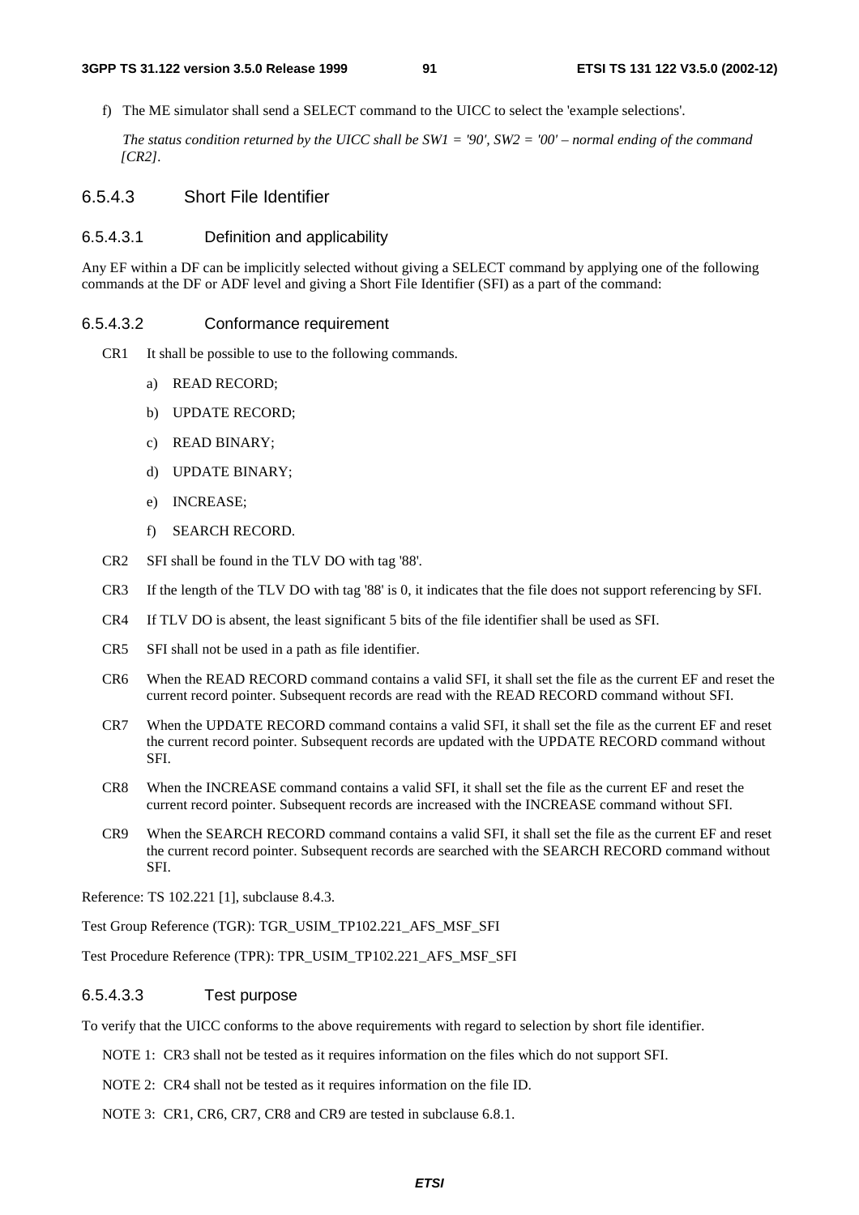f) The ME simulator shall send a SELECT command to the UICC to select the 'example selections'.

*The status condition returned by the UICC shall be SW1 = '90', SW2 = '00' – normal ending of the command [CR2].*

#### 6.5.4.3 Short File Identifier

##### 6.5.4.3.1 Definition and applicability

Any EF within a DF can be implicitly selected without giving a SELECT command by applying one of the following commands at the DF or ADF level and giving a Short File Identifier (SFI) as a part of the command:

##### 6.5.4.3.2 Conformance requirement

CR1 It shall be possible to use to the following commands.

- a) READ RECORD;
- b) UPDATE RECORD;
- c) READ BINARY;
- d) UPDATE BINARY;
- e) INCREASE;
- f) SEARCH RECORD.

CR2 SFI shall be found in the TLV DO with tag '88'.

CR3 If the length of the TLV DO with tag '88' is 0, it indicates that the file does not support referencing by SFI.

CR4 If TLV DO is absent, the least significant 5 bits of the file identifier shall be used as SFI.

CR5 SFI shall not be used in a path as file identifier.

CR6 When the READ RECORD command contains a valid SFI, it shall set the file as the current EF and reset the current record pointer. Subsequent records are read with the READ RECORD command without SFI.

CR7 When the UPDATE RECORD command contains a valid SFI, it shall set the file as the current EF and reset the current record pointer. Subsequent records are updated with the UPDATE RECORD command without SFI.

CR8 When the INCREASE command contains a valid SFI, it shall set the file as the current EF and reset the current record pointer. Subsequent records are increased with the INCREASE command without SFI.

CR9 When the SEARCH RECORD command contains a valid SFI, it shall set the file as the current EF and reset the current record pointer. Subsequent records are searched with the SEARCH RECORD command without SFI.

Reference: TS 102.221 [1], subclause 8.4.3.

Test Group Reference (TGR): TGR_USIM_TP102.221_AFS_MSF_SFI

Test Procedure Reference (TPR): TPR_USIM_TP102.221_AFS_MSF_SFI

##### 6.5.4.3.3 Test purpose

To verify that the UICC conforms to the above requirements with regard to selection by short file identifier.

NOTE 1: CR3 shall not be tested as it requires information on the files which do not support SFI.

NOTE 2: CR4 shall not be tested as it requires information on the file ID.

NOTE 3: CR1, CR6, CR7, CR8 and CR9 are tested in subclause 6.8.1.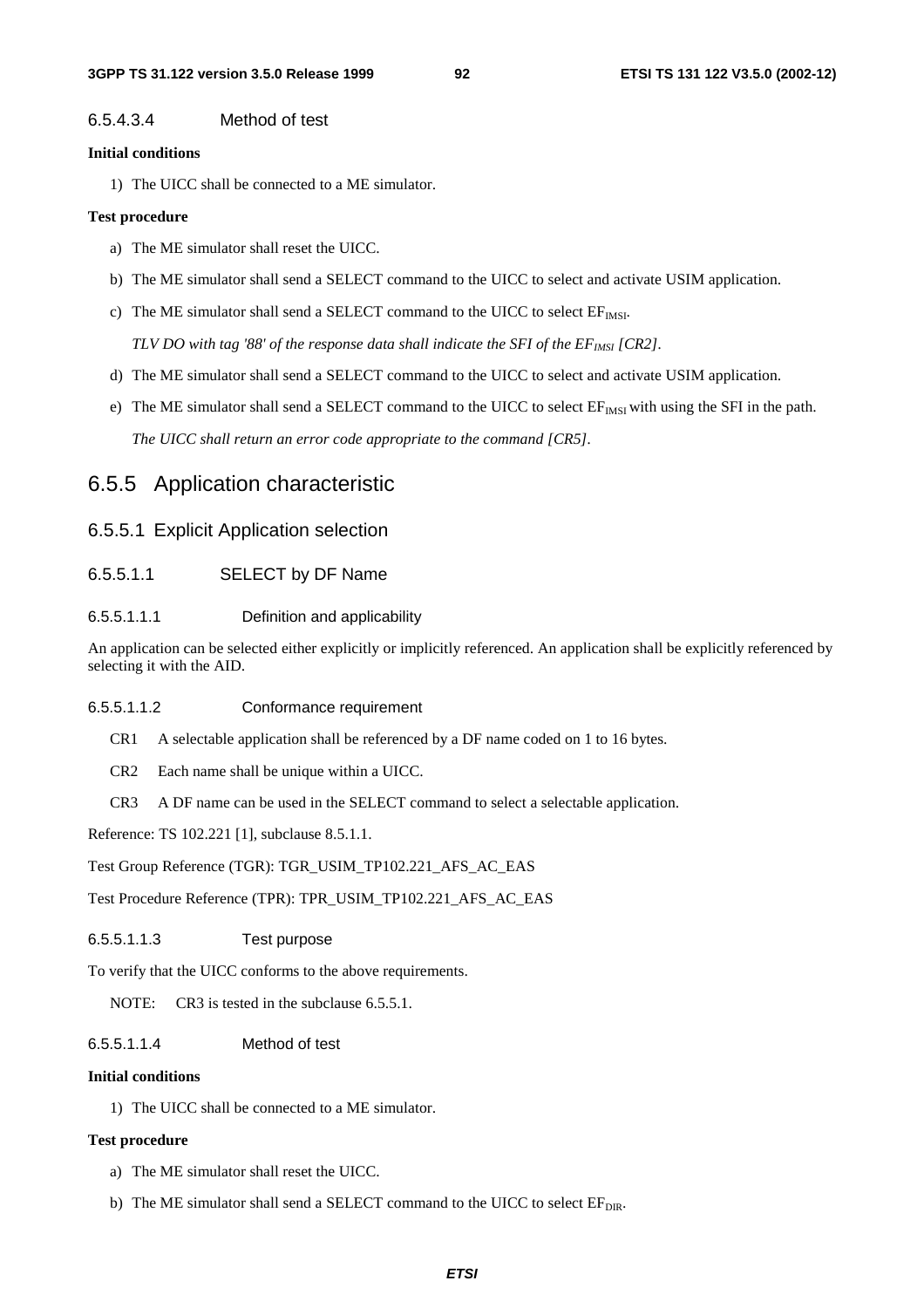#### 6.5.4.3.4 Method of test

**Initial conditions**

1) The UICC shall be connected to a ME simulator.

**Test procedure**

a) The ME simulator shall reset the UICC.

b) The ME simulator shall send a SELECT command to the UICC to select and activate USIM application.

c) The ME simulator shall send a SELECT command to the UICC to select $EF_{IMSI}$.

*TLV DO with tag '88' of the response data shall indicate the SFI of the $EF_{IMSI}$ [CR2].*

d) The ME simulator shall send a SELECT command to the UICC to select and activate USIM application.

e) The ME simulator shall send a SELECT command to the UICC to select $EF_{IMSI}$ with using the SFI in the path.

*The UICC shall return an error code appropriate to the command [CR5].*

## 6.5.5 Application characteristic

### 6.5.5.1 Explicit Application selection

#### 6.5.5.1.1 SELECT by DF Name

##### 6.5.5.1.1.1 Definition and applicability

An application can be selected either explicitly or implicitly referenced. An application shall be explicitly referenced by selecting it with the AID.

##### 6.5.5.1.1.2 Conformance requirement

CR1 A selectable application shall be referenced by a DF name coded on 1 to 16 bytes.

CR2 Each name shall be unique within a UICC.

CR3 A DF name can be used in the SELECT command to select a selectable application.

Reference: TS 102.221 [1], subclause 8.5.1.1.

Test Group Reference (TGR): TGR_USIM_TP102.221_AFS_AC_EAS

Test Procedure Reference (TPR): TPR_USIM_TP102.221_AFS_AC_EAS

##### 6.5.5.1.1.3 Test purpose

To verify that the UICC conforms to the above requirements.

NOTE: CR3 is tested in the subclause 6.5.5.1.

##### 6.5.5.1.1.4 Method of test

**Initial conditions**

1) The UICC shall be connected to a ME simulator.

**Test procedure**

a) The ME simulator shall reset the UICC.

b) The ME simulator shall send a SELECT command to the UICC to select $EF_{DIR}$.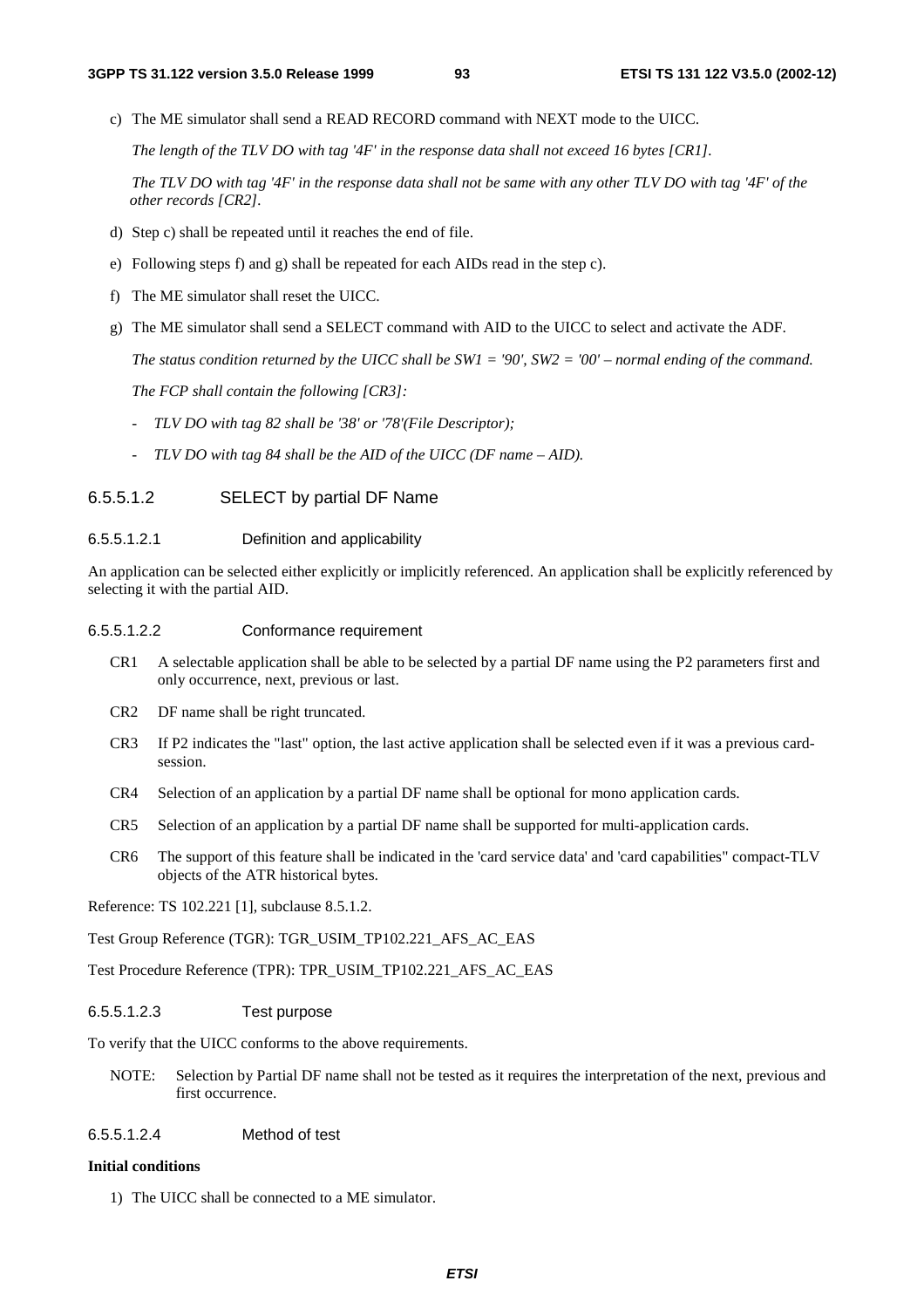c) The ME simulator shall send a READ RECORD command with NEXT mode to the UICC.

   *The length of the TLV DO with tag '4F' in the response data shall not exceed 16 bytes [CR1].*

   *The TLV DO with tag '4F' in the response data shall not be same with any other TLV DO with tag '4F' of the other records [CR2].*

d) Step c) shall be repeated until it reaches the end of file.

e) Following steps f) and g) shall be repeated for each AIDs read in the step c).

f) The ME simulator shall reset the UICC.

g) The ME simulator shall send a SELECT command with AID to the UICC to select and activate the ADF.

   *The status condition returned by the UICC shall be SW1 = '90', SW2 = '00' – normal ending of the command.*

   *The FCP shall contain the following [CR3]:*

   - *TLV DO with tag 82 shall be '38' or '78'(File Descriptor);*
   - *TLV DO with tag 84 shall be the AID of the UICC (DF name – AID).*

#### 6.5.5.1.2 SELECT by partial DF Name

##### 6.5.5.1.2.1 Definition and applicability

An application can be selected either explicitly or implicitly referenced. An application shall be explicitly referenced by selecting it with the partial AID.

##### 6.5.5.1.2.2 Conformance requirement

CR1 A selectable application shall be able to be selected by a partial DF name using the P2 parameters first and only occurrence, next, previous or last.

CR2 DF name shall be right truncated.

CR3 If P2 indicates the "last" option, the last active application shall be selected even if it was a previous card-session.

CR4 Selection of an application by a partial DF name shall be optional for mono application cards.

CR5 Selection of an application by a partial DF name shall be supported for multi-application cards.

CR6 The support of this feature shall be indicated in the 'card service data' and 'card capabilities" compact-TLV objects of the ATR historical bytes.

Reference: TS 102.221 [1], subclause 8.5.1.2.

Test Group Reference (TGR): TGR_USIM_TP102.221_AFS_AC_EAS

Test Procedure Reference (TPR): TPR_USIM_TP102.221_AFS_AC_EAS

##### 6.5.5.1.2.3 Test purpose

To verify that the UICC conforms to the above requirements.

NOTE: Selection by Partial DF name shall not be tested as it requires the interpretation of the next, previous and first occurrence.

##### 6.5.5.1.2.4 Method of test

**Initial conditions**

1) The UICC shall be connected to a ME simulator.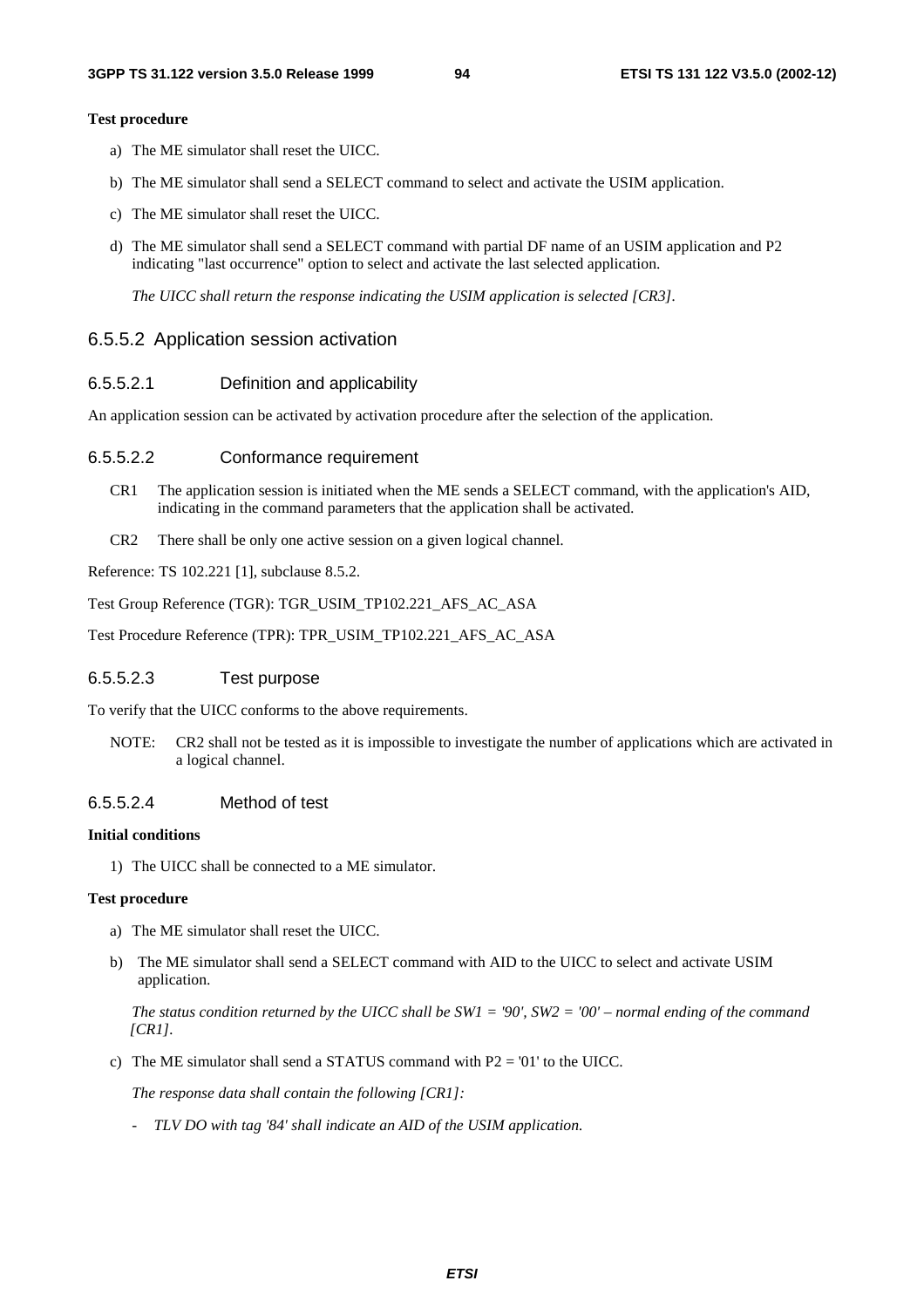**Test procedure**

a) The ME simulator shall reset the UICC.

b) The ME simulator shall send a SELECT command to select and activate the USIM application.

c) The ME simulator shall reset the UICC.

d) The ME simulator shall send a SELECT command with partial DF name of an USIM application and P2 indicating "last occurrence" option to select and activate the last selected application.

*The UICC shall return the response indicating the USIM application is selected [CR3].*

### 6.5.5.2 Application session activation

#### 6.5.5.2.1 Definition and applicability

An application session can be activated by activation procedure after the selection of the application.

#### 6.5.5.2.2 Conformance requirement

CR1 The application session is initiated when the ME sends a SELECT command, with the application's AID, indicating in the command parameters that the application shall be activated.

CR2 There shall be only one active session on a given logical channel.

Reference: TS 102.221 [1], subclause 8.5.2.

Test Group Reference (TGR): TGR_USIM_TP102.221_AFS_AC_ASA

Test Procedure Reference (TPR): TPR_USIM_TP102.221_AFS_AC_ASA

#### 6.5.5.2.3 Test purpose

To verify that the UICC conforms to the above requirements.

NOTE: CR2 shall not be tested as it is impossible to investigate the number of applications which are activated in a logical channel.

#### 6.5.5.2.4 Method of test

**Initial conditions**

1) The UICC shall be connected to a ME simulator.

**Test procedure**

a) The ME simulator shall reset the UICC.

b) The ME simulator shall send a SELECT command with AID to the UICC to select and activate USIM application.

*The status condition returned by the UICC shall be SW1 = '90', SW2 = '00' – normal ending of the command [CR1].*

c) The ME simulator shall send a STATUS command with P2 = '01' to the UICC.

*The response data shall contain the following [CR1]:*

- *TLV DO with tag '84' shall indicate an AID of the USIM application.*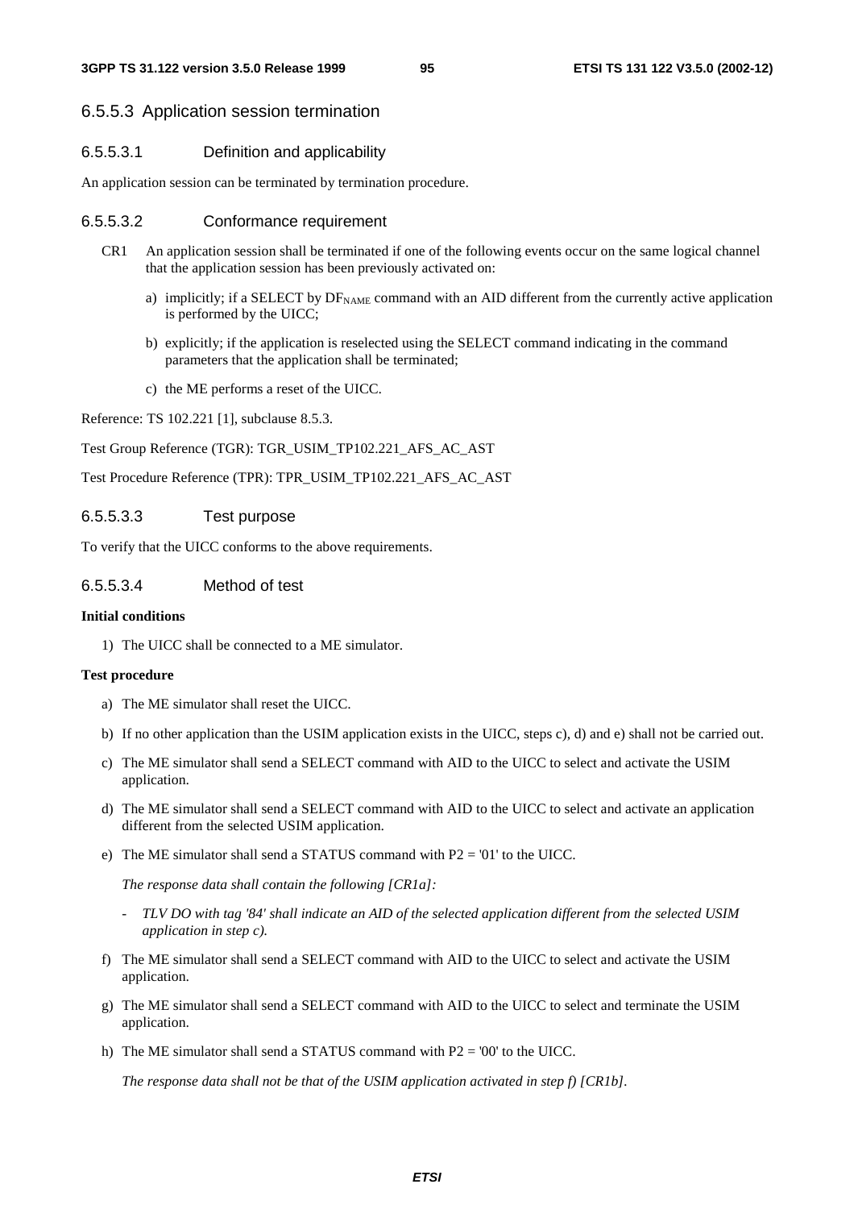### 6.5.5.3 Application session termination

#### 6.5.5.3.1 Definition and applicability

An application session can be terminated by termination procedure.

#### 6.5.5.3.2 Conformance requirement

CR1 An application session shall be terminated if one of the following events occur on the same logical channel that the application session has been previously activated on:

a) implicitly; if a SELECT by $DF_{NAME}$ command with an AID different from the currently active application is performed by the UICC;

b) explicitly; if the application is reselected using the SELECT command indicating in the command parameters that the application shall be terminated;

c) the ME performs a reset of the UICC.

Reference: TS 102.221 [1], subclause 8.5.3.

Test Group Reference (TGR): TGR_USIM_TP102.221_AFS_AC_AST

Test Procedure Reference (TPR): TPR_USIM_TP102.221_AFS_AC_AST

#### 6.5.5.3.3 Test purpose

To verify that the UICC conforms to the above requirements.

#### 6.5.5.3.4 Method of test

**Initial conditions**

1) The UICC shall be connected to a ME simulator.

**Test procedure**

a) The ME simulator shall reset the UICC.

b) If no other application than the USIM application exists in the UICC, steps c), d) and e) shall not be carried out.

c) The ME simulator shall send a SELECT command with AID to the UICC to select and activate the USIM application.

d) The ME simulator shall send a SELECT command with AID to the UICC to select and activate an application different from the selected USIM application.

e) The ME simulator shall send a STATUS command with P2 = '01' to the UICC.

*The response data shall contain the following [CR1a]:*

- *TLV DO with tag '84' shall indicate an AID of the selected application different from the selected USIM application in step c).*

f) The ME simulator shall send a SELECT command with AID to the UICC to select and activate the USIM application.

g) The ME simulator shall send a SELECT command with AID to the UICC to select and terminate the USIM application.

h) The ME simulator shall send a STATUS command with P2 = '00' to the UICC.

*The response data shall not be that of the USIM application activated in step f) [CR1b].*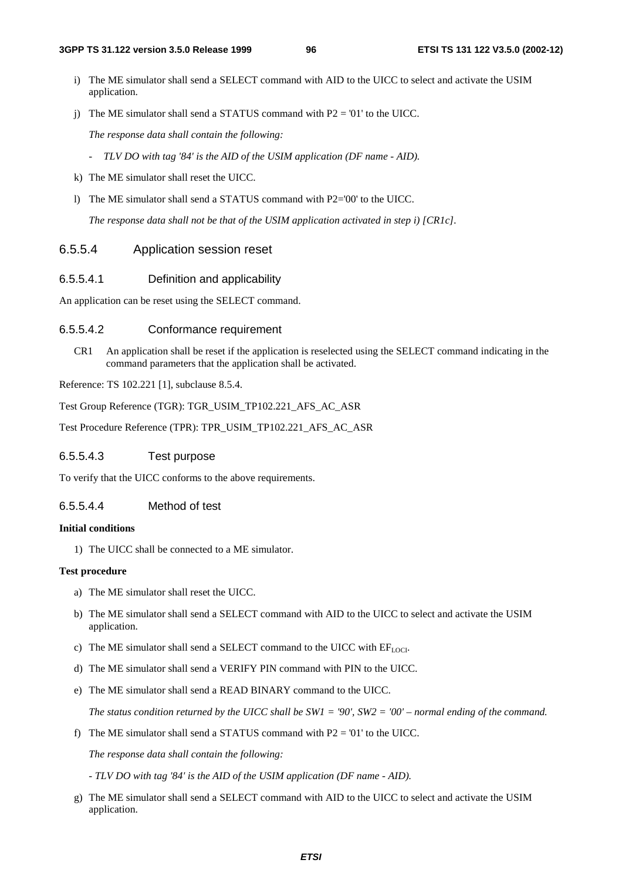i) The ME simulator shall send a SELECT command with AID to the UICC to select and activate the USIM application.

j) The ME simulator shall send a STATUS command with P2 = '01' to the UICC.

*The response data shall contain the following:*

- *TLV DO with tag '84' is the AID of the USIM application (DF name - AID).*

k) The ME simulator shall reset the UICC.

l) The ME simulator shall send a STATUS command with P2='00' to the UICC.

*The response data shall not be that of the USIM application activated in step i) [CR1c].*

### 6.5.5.4 Application session reset

#### 6.5.5.4.1 Definition and applicability

An application can be reset using the SELECT command.

#### 6.5.5.4.2 Conformance requirement

CR1 An application shall be reset if the application is reselected using the SELECT command indicating in the command parameters that the application shall be activated.

Reference: TS 102.221 [1], subclause 8.5.4.

Test Group Reference (TGR): TGR_USIM_TP102.221_AFS_AC_ASR

Test Procedure Reference (TPR): TPR_USIM_TP102.221_AFS_AC_ASR

#### 6.5.5.4.3 Test purpose

To verify that the UICC conforms to the above requirements.

#### 6.5.5.4.4 Method of test

**Initial conditions**

1) The UICC shall be connected to a ME simulator.

**Test procedure**

a) The ME simulator shall reset the UICC.

b) The ME simulator shall send a SELECT command with AID to the UICC to select and activate the USIM application.

c) The ME simulator shall send a SELECT command to the UICC with $EF_{LOCI}$.

d) The ME simulator shall send a VERIFY PIN command with PIN to the UICC.

e) The ME simulator shall send a READ BINARY command to the UICC.

*The status condition returned by the UICC shall be SW1 = '90', SW2 = '00' – normal ending of the command.*

f) The ME simulator shall send a STATUS command with P2 = '01' to the UICC.

*The response data shall contain the following:*

*- TLV DO with tag '84' is the AID of the USIM application (DF name - AID).*

g) The ME simulator shall send a SELECT command with AID to the UICC to select and activate the USIM application.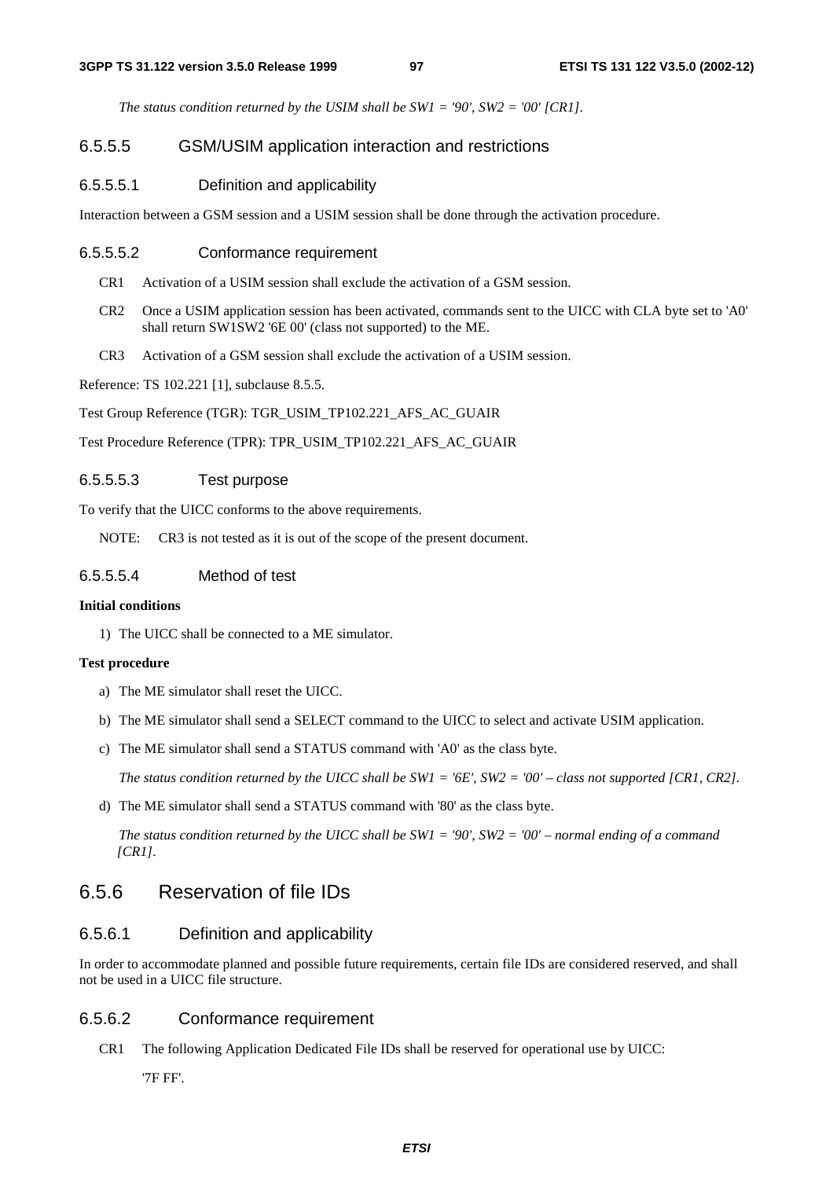*The status condition returned by the USIM shall be SW1 = '90', SW2 = '00' [CR1].*

#### 6.5.5.5 GSM/USIM application interaction and restrictions

##### 6.5.5.5.1 Definition and applicability

Interaction between a GSM session and a USIM session shall be done through the activation procedure.

##### 6.5.5.5.2 Conformance requirement

CR1 Activation of a USIM session shall exclude the activation of a GSM session.

CR2 Once a USIM application session has been activated, commands sent to the UICC with CLA byte set to 'A0' shall return SW1SW2 '6E 00' (class not supported) to the ME.

CR3 Activation of a GSM session shall exclude the activation of a USIM session.

Reference: TS 102.221 [1], subclause 8.5.5.

Test Group Reference (TGR): TGR_USIM_TP102.221_AFS_AC_GUAIR

Test Procedure Reference (TPR): TPR_USIM_TP102.221_AFS_AC_GUAIR

##### 6.5.5.5.3 Test purpose

To verify that the UICC conforms to the above requirements.

NOTE: CR3 is not tested as it is out of the scope of the present document.

##### 6.5.5.5.4 Method of test

**Initial conditions**

1) The UICC shall be connected to a ME simulator.

**Test procedure**

a) The ME simulator shall reset the UICC.

b) The ME simulator shall send a SELECT command to the UICC to select and activate USIM application.

c) The ME simulator shall send a STATUS command with 'A0' as the class byte.

   *The status condition returned by the UICC shall be SW1 = '6E', SW2 = '00' – class not supported [CR1, CR2].*

d) The ME simulator shall send a STATUS command with '80' as the class byte.

   *The status condition returned by the UICC shall be SW1 = '90', SW2 = '00' – normal ending of a command [CR1].*

### 6.5.6 Reservation of file IDs

#### 6.5.6.1 Definition and applicability

In order to accommodate planned and possible future requirements, certain file IDs are considered reserved, and shall not be used in a UICC file structure.

#### 6.5.6.2 Conformance requirement

CR1 The following Application Dedicated File IDs shall be reserved for operational use by UICC:

'7F FF'.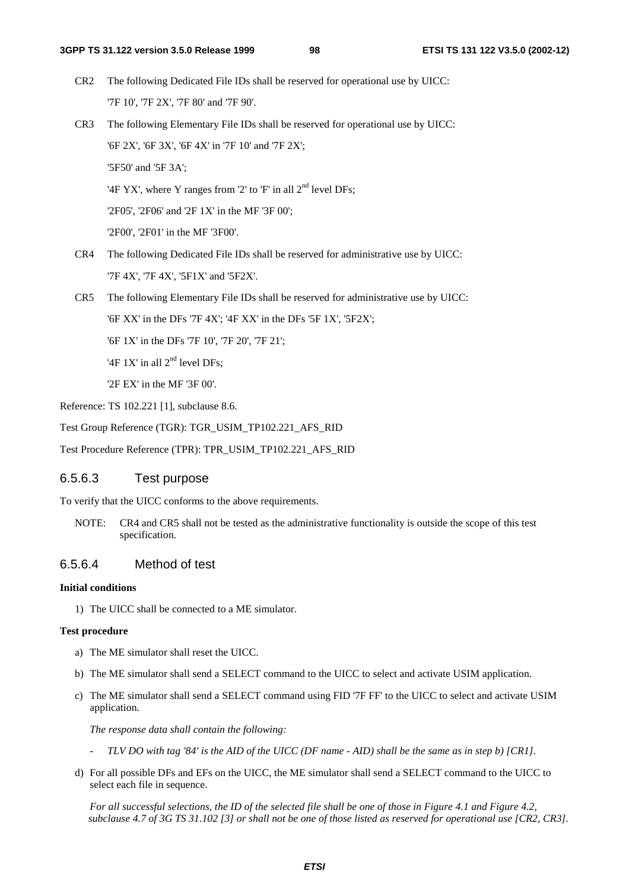CR2 The following Dedicated File IDs shall be reserved for operational use by UICC:

'7F 10', '7F 2X', '7F 80' and '7F 90'.

CR3 The following Elementary File IDs shall be reserved for operational use by UICC:

'6F 2X', '6F 3X', '6F 4X' in '7F 10' and '7F 2X';

'5F50' and '5F 3A';

'4F YX', where Y ranges from '2' to 'F' in all 2nd level DFs;

'2F05', '2F06' and '2F 1X' in the MF '3F 00';

'2F00', '2F01' in the MF '3F00'.

CR4 The following Dedicated File IDs shall be reserved for administrative use by UICC:

'7F 4X', '7F 4X', '5F1X' and '5F2X'.

CR5 The following Elementary File IDs shall be reserved for administrative use by UICC:

'6F XX' in the DFs '7F 4X'; '4F XX' in the DFs '5F 1X', '5F2X';

'6F 1X' in the DFs '7F 10', '7F 20', '7F 21';

'4F 1X' in all 2nd level DFs;

'2F EX' in the MF '3F 00'.

Reference: TS 102.221 [1], subclause 8.6.

Test Group Reference (TGR): TGR_USIM_TP102.221_AFS_RID

Test Procedure Reference (TPR): TPR_USIM_TP102.221_AFS_RID

#### 6.5.6.3 Test purpose

To verify that the UICC conforms to the above requirements.

NOTE: CR4 and CR5 shall not be tested as the administrative functionality is outside the scope of this test specification.

#### 6.5.6.4 Method of test

**Initial conditions**

1) The UICC shall be connected to a ME simulator.

**Test procedure**

a) The ME simulator shall reset the UICC.

b) The ME simulator shall send a SELECT command to the UICC to select and activate USIM application.

c) The ME simulator shall send a SELECT command using FID '7F FF' to the UICC to select and activate USIM application.

*The response data shall contain the following:*

- *TLV DO with tag '84' is the AID of the UICC (DF name - AID) shall be the same as in step b) [CR1].*

d) For all possible DFs and EFs on the UICC, the ME simulator shall send a SELECT command to the UICC to select each file in sequence.

*For all successful selections, the ID of the selected file shall be one of those in Figure 4.1 and Figure 4.2, subclause 4.7 of 3G TS 31.102 [3] or shall not be one of those listed as reserved for operational use [CR2, CR3].*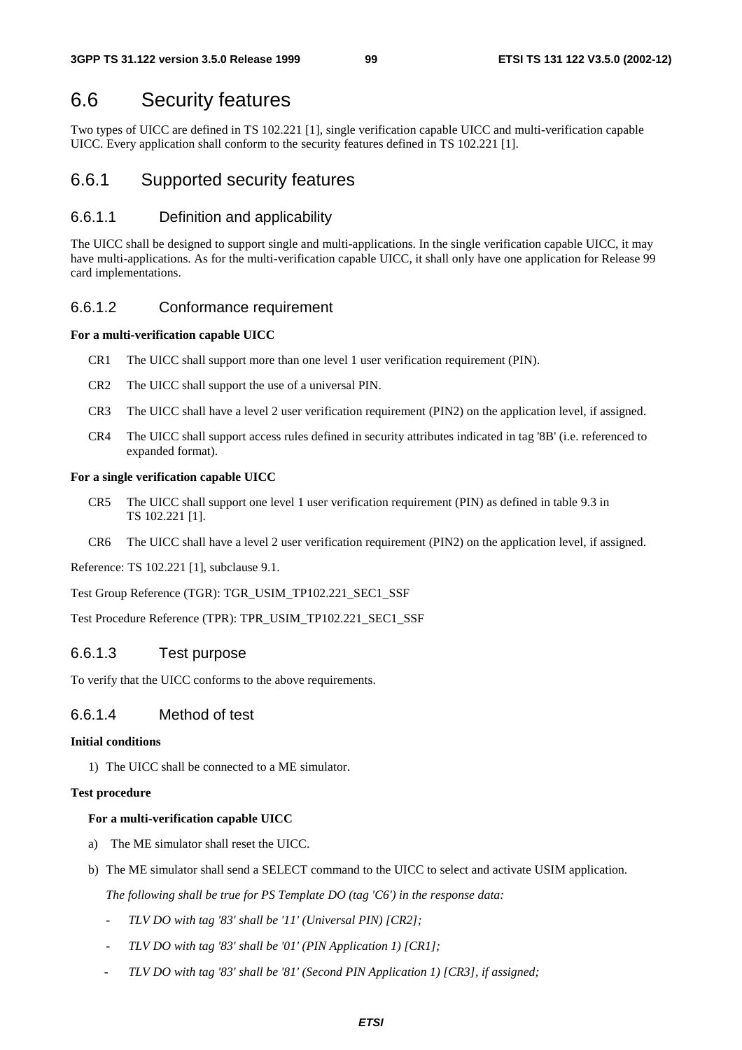# 6.6 Security features

Two types of UICC are defined in TS 102.221 [1], single verification capable UICC and multi-verification capable UICC. Every application shall conform to the security features defined in TS 102.221 [1].

## 6.6.1 Supported security features

### 6.6.1.1 Definition and applicability

The UICC shall be designed to support single and multi-applications. In the single verification capable UICC, it may have multi-applications. As for the multi-verification capable UICC, it shall only have one application for Release 99 card implementations.

### 6.6.1.2 Conformance requirement

**For a multi-verification capable UICC**

- CR1 The UICC shall support more than one level 1 user verification requirement (PIN).
- CR2 The UICC shall support the use of a universal PIN.
- CR3 The UICC shall have a level 2 user verification requirement (PIN2) on the application level, if assigned.
- CR4 The UICC shall support access rules defined in security attributes indicated in tag '8B' (i.e. referenced to expanded format).

**For a single verification capable UICC**

- CR5 The UICC shall support one level 1 user verification requirement (PIN) as defined in table 9.3 in TS 102.221 [1].
- CR6 The UICC shall have a level 2 user verification requirement (PIN2) on the application level, if assigned.

Reference: TS 102.221 [1], subclause 9.1.

Test Group Reference (TGR): TGR_USIM_TP102.221_SEC1_SSF

Test Procedure Reference (TPR): TPR_USIM_TP102.221_SEC1_SSF

### 6.6.1.3 Test purpose

To verify that the UICC conforms to the above requirements.

### 6.6.1.4 Method of test

**Initial conditions**

1) The UICC shall be connected to a ME simulator.

**Test procedure**

**For a multi-verification capable UICC**

a) The ME simulator shall reset the UICC.

b) The ME simulator shall send a SELECT command to the UICC to select and activate USIM application.

*The following shall be true for PS Template DO (tag 'C6') in the response data:*

- *TLV DO with tag '83' shall be '11' (Universal PIN) [CR2];*
- *TLV DO with tag '83' shall be '01' (PIN Application 1) [CR1];*
- *TLV DO with tag '83' shall be '81' (Second PIN Application 1) [CR3], if assigned;*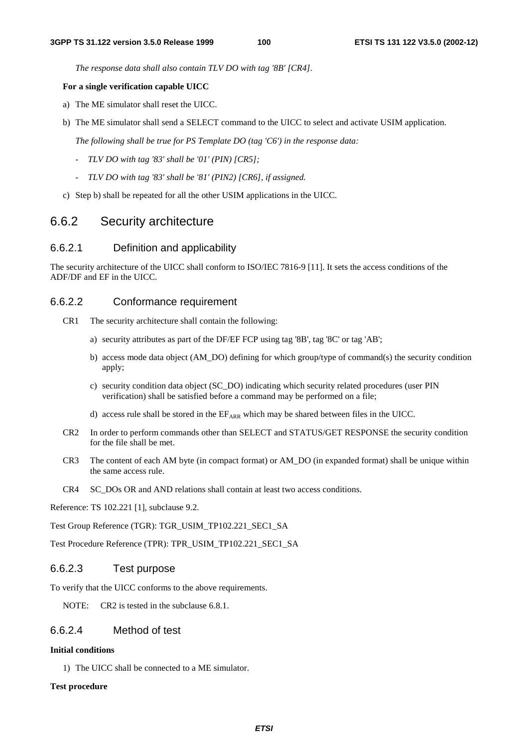*The response data shall also contain TLV DO with tag '8B' [CR4].*

**For a single verification capable UICC**

a) The ME simulator shall reset the UICC.

b) The ME simulator shall send a SELECT command to the UICC to select and activate USIM application.

*The following shall be true for PS Template DO (tag 'C6') in the response data:*

- *TLV DO with tag '83' shall be '01' (PIN) [CR5];*
- *TLV DO with tag '83' shall be '81' (PIN2) [CR6], if assigned.*

c) Step b) shall be repeated for all the other USIM applications in the UICC.

## 6.6.2 Security architecture

### 6.6.2.1 Definition and applicability

The security architecture of the UICC shall conform to ISO/IEC 7816-9 [11]. It sets the access conditions of the ADF/DF and EF in the UICC.

### 6.6.2.2 Conformance requirement

CR1 The security architecture shall contain the following:

a) security attributes as part of the DF/EF FCP using tag '8B', tag '8C' or tag 'AB';

b) access mode data object (AM_DO) defining for which group/type of command(s) the security condition apply;

c) security condition data object (SC_DO) indicating which security related procedures (user PIN verification) shall be satisfied before a command may be performed on a file;

d) access rule shall be stored in the $EF_{ARR}$ which may be shared between files in the UICC.

CR2 In order to perform commands other than SELECT and STATUS/GET RESPONSE the security condition for the file shall be met.

CR3 The content of each AM byte (in compact format) or AM_DO (in expanded format) shall be unique within the same access rule.

CR4 SC_DOs OR and AND relations shall contain at least two access conditions.

Reference: TS 102.221 [1], subclause 9.2.

Test Group Reference (TGR): TGR_USIM_TP102.221_SEC1_SA

Test Procedure Reference (TPR): TPR_USIM_TP102.221_SEC1_SA

### 6.6.2.3 Test purpose

To verify that the UICC conforms to the above requirements.

NOTE: CR2 is tested in the subclause 6.8.1.

### 6.6.2.4 Method of test

**Initial conditions**

1) The UICC shall be connected to a ME simulator.

**Test procedure**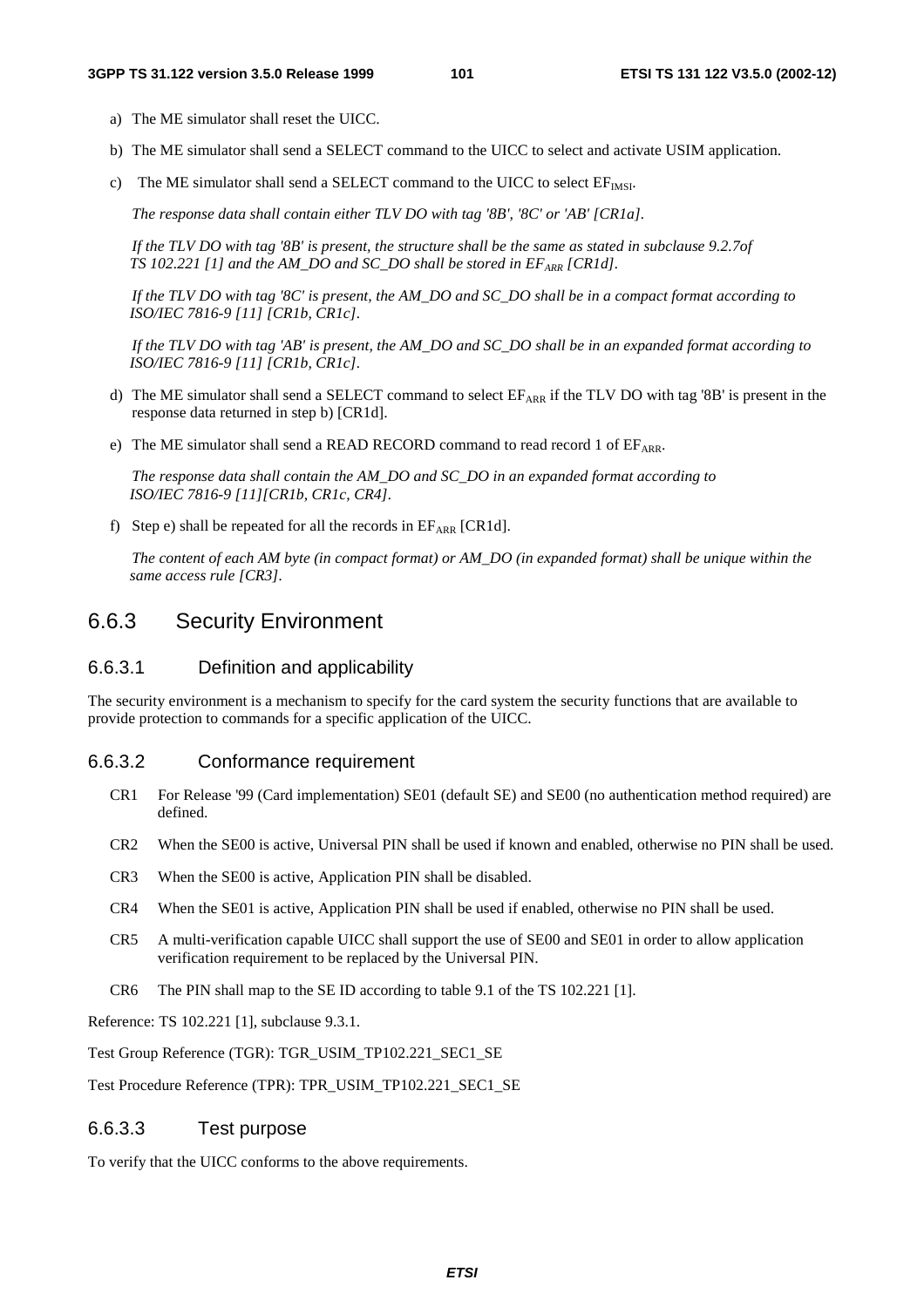a) The ME simulator shall reset the UICC.

b) The ME simulator shall send a SELECT command to the UICC to select and activate USIM application.

c) The ME simulator shall send a SELECT command to the UICC to select $EF_{IMSI}$.

   *The response data shall contain either TLV DO with tag '8B', '8C' or 'AB' [CR1a].*

   *If the TLV DO with tag '8B' is present, the structure shall be the same as stated in subclause 9.2.7of TS 102.221 [1] and the AM_DO and SC_DO shall be stored in $EF_{ARR}$ [CR1d].*

   *If the TLV DO with tag '8C' is present, the AM_DO and SC_DO shall be in a compact format according to ISO/IEC 7816-9 [11] [CR1b, CR1c].*

   *If the TLV DO with tag 'AB' is present, the AM_DO and SC_DO shall be in an expanded format according to ISO/IEC 7816-9 [11] [CR1b, CR1c].*

d) The ME simulator shall send a SELECT command to select $EF_{ARR}$ if the TLV DO with tag '8B' is present in the response data returned in step b) [CR1d].

e) The ME simulator shall send a READ RECORD command to read record 1 of $EF_{ARR}$.

   *The response data shall contain the AM_DO and SC_DO in an expanded format according to ISO/IEC 7816-9 [11][CR1b, CR1c, CR4].*

f) Step e) shall be repeated for all the records in $EF_{ARR}$ [CR1d].

   *The content of each AM byte (in compact format) or AM_DO (in expanded format) shall be unique within the same access rule [CR3].*

## 6.6.3 Security Environment

### 6.6.3.1 Definition and applicability

The security environment is a mechanism to specify for the card system the security functions that are available to provide protection to commands for a specific application of the UICC.

### 6.6.3.2 Conformance requirement

CR1 For Release '99 (Card implementation) SE01 (default SE) and SE00 (no authentication method required) are defined.

CR2 When the SE00 is active, Universal PIN shall be used if known and enabled, otherwise no PIN shall be used.

CR3 When the SE00 is active, Application PIN shall be disabled.

CR4 When the SE01 is active, Application PIN shall be used if enabled, otherwise no PIN shall be used.

CR5 A multi-verification capable UICC shall support the use of SE00 and SE01 in order to allow application verification requirement to be replaced by the Universal PIN.

CR6 The PIN shall map to the SE ID according to table 9.1 of the TS 102.221 [1].

Reference: TS 102.221 [1], subclause 9.3.1.

Test Group Reference (TGR): TGR_USIM_TP102.221_SEC1_SE

Test Procedure Reference (TPR): TPR_USIM_TP102.221_SEC1_SE

### 6.6.3.3 Test purpose

To verify that the UICC conforms to the above requirements.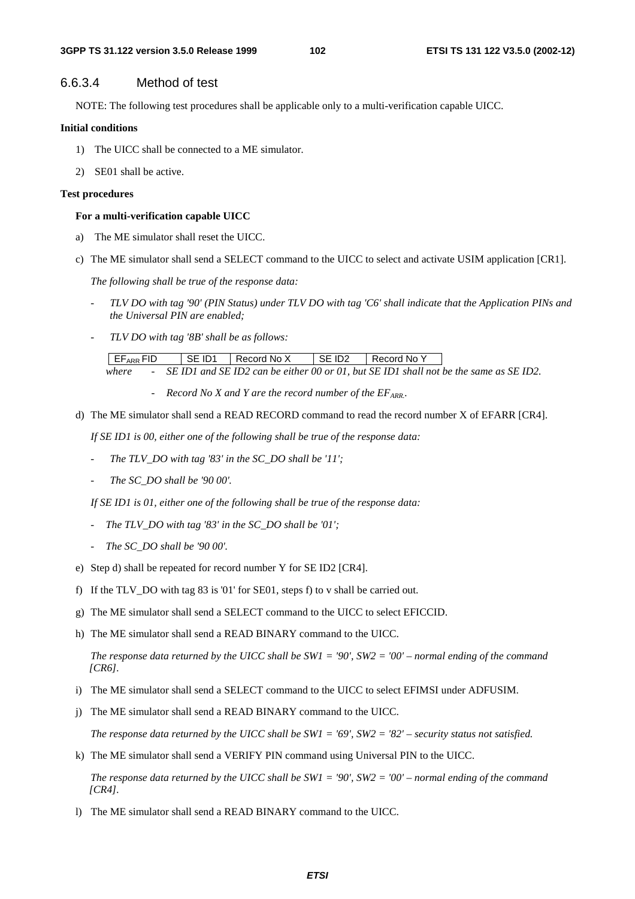### 6.6.3.4 Method of test

NOTE: The following test procedures shall be applicable only to a multi-verification capable UICC.

**Initial conditions**

1) The UICC shall be connected to a ME simulator.

2) SE01 shall be active.

**Test procedures**

**For a multi-verification capable UICC**

a) The ME simulator shall reset the UICC.

c) The ME simulator shall send a SELECT command to the UICC to select and activate USIM application [CR1].

*The following shall be true of the response data:*

- *TLV DO with tag '90' (PIN Status) under TLV DO with tag 'C6' shall indicate that the Application PINs and the Universal PIN are enabled;*
- *TLV DO with tag '8B' shall be as follows:*

| $EF_{ARR}$ FID | SE ID1 | Record No X | SE ID2 | Record No Y |
|---|---|---|---|---|

*where* - *SE ID1 and SE ID2 can be either 00 or 01, but SE ID1 shall not be the same as SE ID2.*

- *Record No X and Y are the record number of the $EF_{ARR}$.*

d) The ME simulator shall send a READ RECORD command to read the record number X of EFARR [CR4].

*If SE ID1 is 00, either one of the following shall be true of the response data:*

- *The TLV_DO with tag '83' in the SC_DO shall be '11';*
- *The SC_DO shall be '90 00'.*

*If SE ID1 is 01, either one of the following shall be true of the response data:*

- *The TLV_DO with tag '83' in the SC_DO shall be '01';*
- *The SC_DO shall be '90 00'.*

e) Step d) shall be repeated for record number Y for SE ID2 [CR4].

f) If the TLV_DO with tag 83 is '01' for SE01, steps f) to v shall be carried out.

g) The ME simulator shall send a SELECT command to the UICC to select EFICCID.

h) The ME simulator shall send a READ BINARY command to the UICC.

*The response data returned by the UICC shall be SW1 = '90', SW2 = '00' – normal ending of the command [CR6].*

i) The ME simulator shall send a SELECT command to the UICC to select EFIMSI under ADFUSIM.

j) The ME simulator shall send a READ BINARY command to the UICC.

*The response data returned by the UICC shall be SW1 = '69', SW2 = '82' – security status not satisfied.*

k) The ME simulator shall send a VERIFY PIN command using Universal PIN to the UICC.

*The response data returned by the UICC shall be SW1 = '90', SW2 = '00' – normal ending of the command [CR4].*

l) The ME simulator shall send a READ BINARY command to the UICC.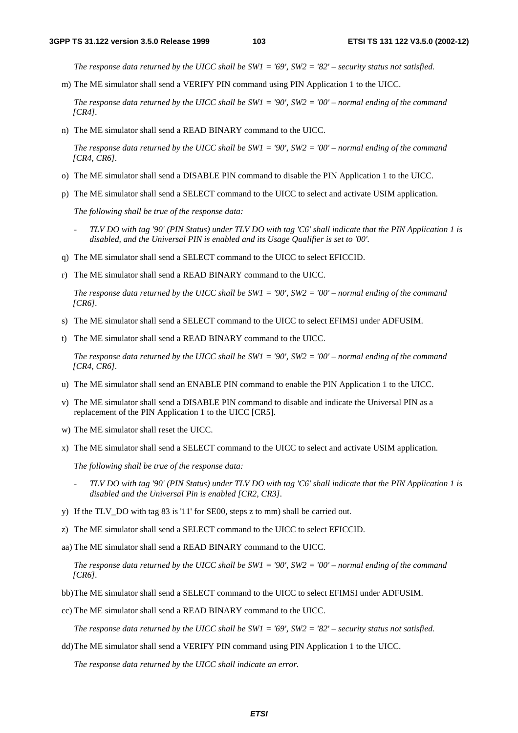*The response data returned by the UICC shall be SW1 = '69', SW2 = '82' – security status not satisfied.*

m) The ME simulator shall send a VERIFY PIN command using PIN Application 1 to the UICC.

*The response data returned by the UICC shall be SW1 = '90', SW2 = '00' – normal ending of the command [CR4].*

n) The ME simulator shall send a READ BINARY command to the UICC.

*The response data returned by the UICC shall be SW1 = '90', SW2 = '00' – normal ending of the command [CR4, CR6].*

o) The ME simulator shall send a DISABLE PIN command to disable the PIN Application 1 to the UICC.

p) The ME simulator shall send a SELECT command to the UICC to select and activate USIM application.

*The following shall be true of the response data:*

- *TLV DO with tag '90' (PIN Status) under TLV DO with tag 'C6' shall indicate that the PIN Application 1 is disabled, and the Universal PIN is enabled and its Usage Qualifier is set to '00'.*

q) The ME simulator shall send a SELECT command to the UICC to select EFICCID.

r) The ME simulator shall send a READ BINARY command to the UICC.

*The response data returned by the UICC shall be SW1 = '90', SW2 = '00' – normal ending of the command [CR6].*

s) The ME simulator shall send a SELECT command to the UICC to select EFIMSI under ADFUSIM.

t) The ME simulator shall send a READ BINARY command to the UICC.

*The response data returned by the UICC shall be SW1 = '90', SW2 = '00' – normal ending of the command [CR4, CR6].*

u) The ME simulator shall send an ENABLE PIN command to enable the PIN Application 1 to the UICC.

v) The ME simulator shall send a DISABLE PIN command to disable and indicate the Universal PIN as a replacement of the PIN Application 1 to the UICC [CR5].

w) The ME simulator shall reset the UICC.

x) The ME simulator shall send a SELECT command to the UICC to select and activate USIM application.

*The following shall be true of the response data:*

- *TLV DO with tag '90' (PIN Status) under TLV DO with tag 'C6' shall indicate that the PIN Application 1 is disabled and the Universal Pin is enabled [CR2, CR3].*

y) If the TLV_DO with tag 83 is '11' for SE00, steps z to mm) shall be carried out.

z) The ME simulator shall send a SELECT command to the UICC to select EFICCID.

aa) The ME simulator shall send a READ BINARY command to the UICC.

*The response data returned by the UICC shall be SW1 = '90', SW2 = '00' – normal ending of the command [CR6].*

bb) The ME simulator shall send a SELECT command to the UICC to select EFIMSI under ADFUSIM.

cc) The ME simulator shall send a READ BINARY command to the UICC.

*The response data returned by the UICC shall be SW1 = '69', SW2 = '82' – security status not satisfied.*

dd) The ME simulator shall send a VERIFY PIN command using PIN Application 1 to the UICC.

*The response data returned by the UICC shall indicate an error.*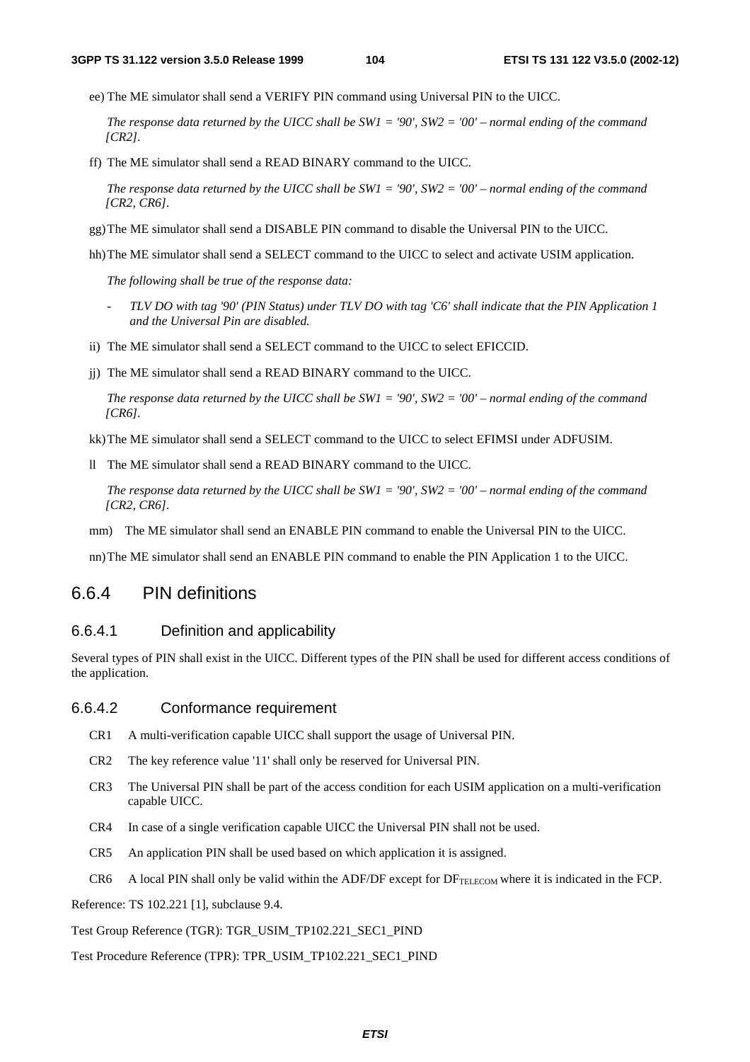ee) The ME simulator shall send a VERIFY PIN command using Universal PIN to the UICC.

*The response data returned by the UICC shall be SW1 = '90', SW2 = '00' – normal ending of the command [CR2].*

ff) The ME simulator shall send a READ BINARY command to the UICC.

*The response data returned by the UICC shall be SW1 = '90', SW2 = '00' – normal ending of the command [CR2, CR6].*

gg) The ME simulator shall send a DISABLE PIN command to disable the Universal PIN to the UICC.

hh) The ME simulator shall send a SELECT command to the UICC to select and activate USIM application.

*The following shall be true of the response data:*

- *TLV DO with tag '90' (PIN Status) under TLV DO with tag 'C6' shall indicate that the PIN Application 1 and the Universal Pin are disabled.*

ii) The ME simulator shall send a SELECT command to the UICC to select EFICCID.

jj) The ME simulator shall send a READ BINARY command to the UICC.

*The response data returned by the UICC shall be SW1 = '90', SW2 = '00' – normal ending of the command [CR6].*

kk) The ME simulator shall send a SELECT command to the UICC to select EFIMSI under ADFUSIM.

ll The ME simulator shall send a READ BINARY command to the UICC.

*The response data returned by the UICC shall be SW1 = '90', SW2 = '00' – normal ending of the command [CR2, CR6].*

mm) The ME simulator shall send an ENABLE PIN command to enable the Universal PIN to the UICC.

nn) The ME simulator shall send an ENABLE PIN command to enable the PIN Application 1 to the UICC.

## 6.6.4 PIN definitions

### 6.6.4.1 Definition and applicability

Several types of PIN shall exist in the UICC. Different types of the PIN shall be used for different access conditions of the application.

### 6.6.4.2 Conformance requirement

CR1 A multi-verification capable UICC shall support the usage of Universal PIN.

CR2 The key reference value '11' shall only be reserved for Universal PIN.

CR3 The Universal PIN shall be part of the access condition for each USIM application on a multi-verification capable UICC.

CR4 In case of a single verification capable UICC the Universal PIN shall not be used.

CR5 An application PIN shall be used based on which application it is assigned.

CR6 A local PIN shall only be valid within the ADF/DF except for $DF_{TELECOM}$ where it is indicated in the FCP.

Reference: TS 102.221 [1], subclause 9.4.

Test Group Reference (TGR): TGR_USIM_TP102.221_SEC1_PIND

Test Procedure Reference (TPR): TPR_USIM_TP102.221_SEC1_PIND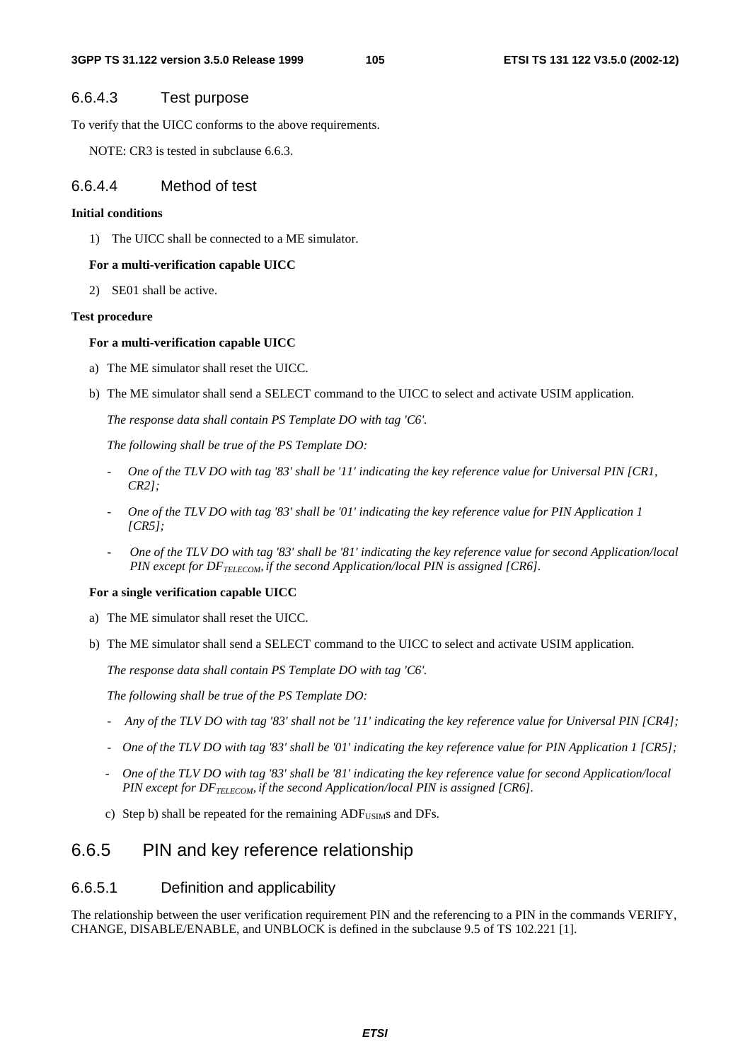### 6.6.4.3 Test purpose

To verify that the UICC conforms to the above requirements.

NOTE: CR3 is tested in subclause 6.6.3.

### 6.6.4.4 Method of test

**Initial conditions**

1) The UICC shall be connected to a ME simulator.

**For a multi-verification capable UICC**

2) SE01 shall be active.

**Test procedure**

**For a multi-verification capable UICC**

a) The ME simulator shall reset the UICC.

b) The ME simulator shall send a SELECT command to the UICC to select and activate USIM application.

*The response data shall contain PS Template DO with tag 'C6'.*

*The following shall be true of the PS Template DO:*

- *One of the TLV DO with tag '83' shall be '11' indicating the key reference value for Universal PIN [CR1, CR2];*
- *One of the TLV DO with tag '83' shall be '01' indicating the key reference value for PIN Application 1 [CR5];*
- *One of the TLV DO with tag '83' shall be '81' indicating the key reference value for second Application/local PIN except for $DF_{TELECOM}$, if the second Application/local PIN is assigned [CR6].*

**For a single verification capable UICC**

a) The ME simulator shall reset the UICC.

b) The ME simulator shall send a SELECT command to the UICC to select and activate USIM application.

*The response data shall contain PS Template DO with tag 'C6'.*

*The following shall be true of the PS Template DO:*

- *Any of the TLV DO with tag '83' shall not be '11' indicating the key reference value for Universal PIN [CR4];*
- *One of the TLV DO with tag '83' shall be '01' indicating the key reference value for PIN Application 1 [CR5];*
- *One of the TLV DO with tag '83' shall be '81' indicating the key reference value for second Application/local PIN except for $DF_{TELECOM}$, if the second Application/local PIN is assigned [CR6].*

c) Step b) shall be repeated for the remaining $ADF_{USIM}$s and DFs.

## 6.6.5 PIN and key reference relationship

### 6.6.5.1 Definition and applicability

The relationship between the user verification requirement PIN and the referencing to a PIN in the commands VERIFY, CHANGE, DISABLE/ENABLE, and UNBLOCK is defined in the subclause 9.5 of TS 102.221 [1].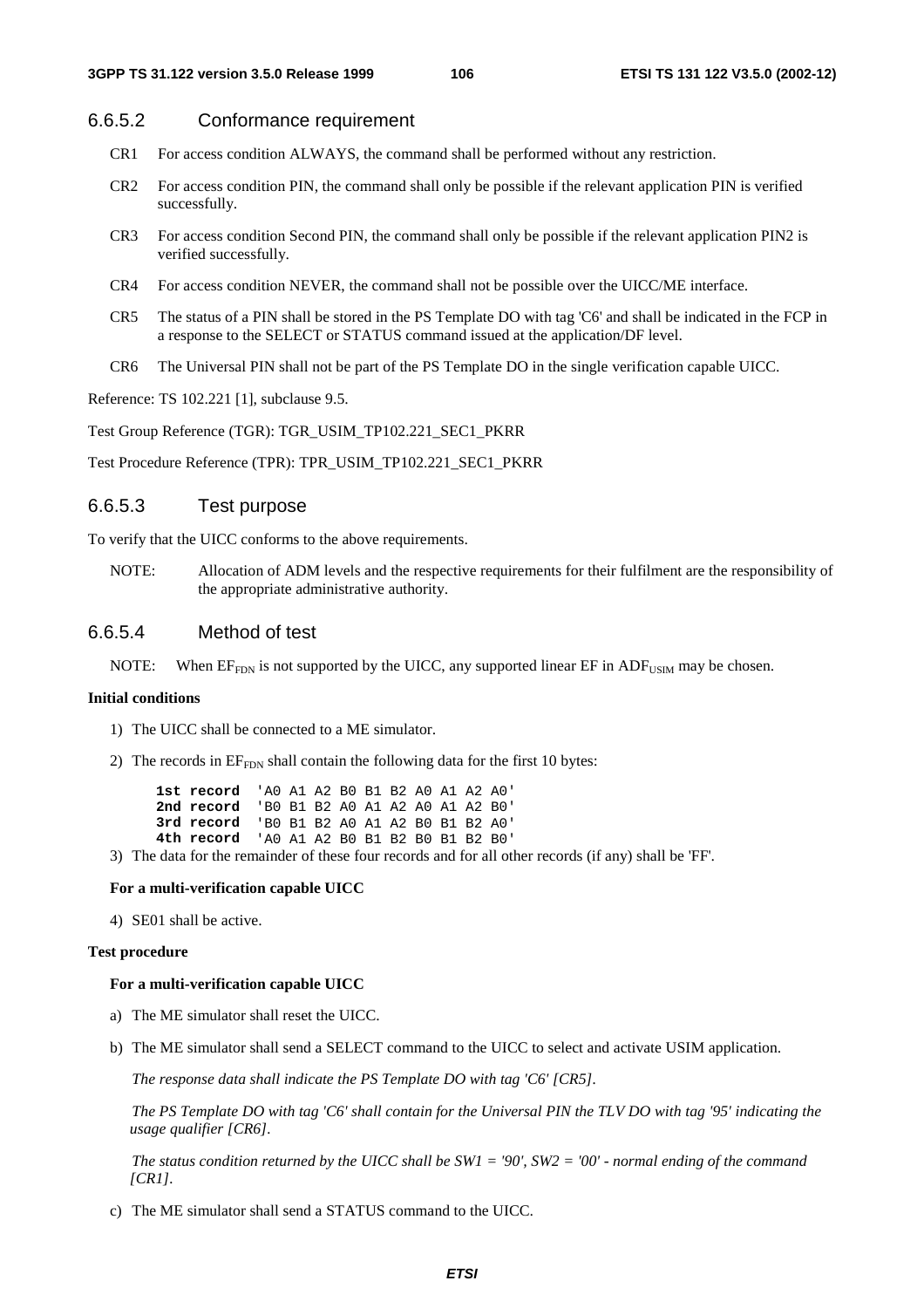### 6.6.5.2 Conformance requirement

CR1 For access condition ALWAYS, the command shall be performed without any restriction.

CR2 For access condition PIN, the command shall only be possible if the relevant application PIN is verified successfully.

CR3 For access condition Second PIN, the command shall only be possible if the relevant application PIN2 is verified successfully.

CR4 For access condition NEVER, the command shall not be possible over the UICC/ME interface.

CR5 The status of a PIN shall be stored in the PS Template DO with tag 'C6' and shall be indicated in the FCP in a response to the SELECT or STATUS command issued at the application/DF level.

CR6 The Universal PIN shall not be part of the PS Template DO in the single verification capable UICC.

Reference: TS 102.221 [1], subclause 9.5.

Test Group Reference (TGR): TGR_USIM_TP102.221_SEC1_PKRR

Test Procedure Reference (TPR): TPR_USIM_TP102.221_SEC1_PKRR

### 6.6.5.3 Test purpose

To verify that the UICC conforms to the above requirements.

NOTE: Allocation of ADM levels and the respective requirements for their fulfilment are the responsibility of the appropriate administrative authority.

### 6.6.5.4 Method of test

NOTE: When $EF_{FDN}$ is not supported by the UICC, any supported linear EF in $ADF_{USIM}$ may be chosen.

**Initial conditions**

1) The UICC shall be connected to a ME simulator.

2) The records in $EF_{FDN}$ shall contain the following data for the first 10 bytes:

```
1st record  'A0 A1 A2 B0 B1 B2 A0 A1 A2 A0'
2nd record  'B0 B1 B2 A0 A1 A2 A0 A1 A2 B0'
3rd record  'B0 B1 B2 A0 A1 A2 B0 B1 B2 A0'
4th record  'A0 A1 A2 B0 B1 B2 B0 B1 B2 B0'
```

3) The data for the remainder of these four records and for all other records (if any) shall be 'FF'.

**For a multi-verification capable UICC**

4) SE01 shall be active.

**Test procedure**

**For a multi-verification capable UICC**

a) The ME simulator shall reset the UICC.

b) The ME simulator shall send a SELECT command to the UICC to select and activate USIM application.

*The response data shall indicate the PS Template DO with tag 'C6' [CR5].*

*The PS Template DO with tag 'C6' shall contain for the Universal PIN the TLV DO with tag '95' indicating the usage qualifier [CR6].*

*The status condition returned by the UICC shall be SW1 = '90', SW2 = '00' - normal ending of the command [CR1].*

c) The ME simulator shall send a STATUS command to the UICC.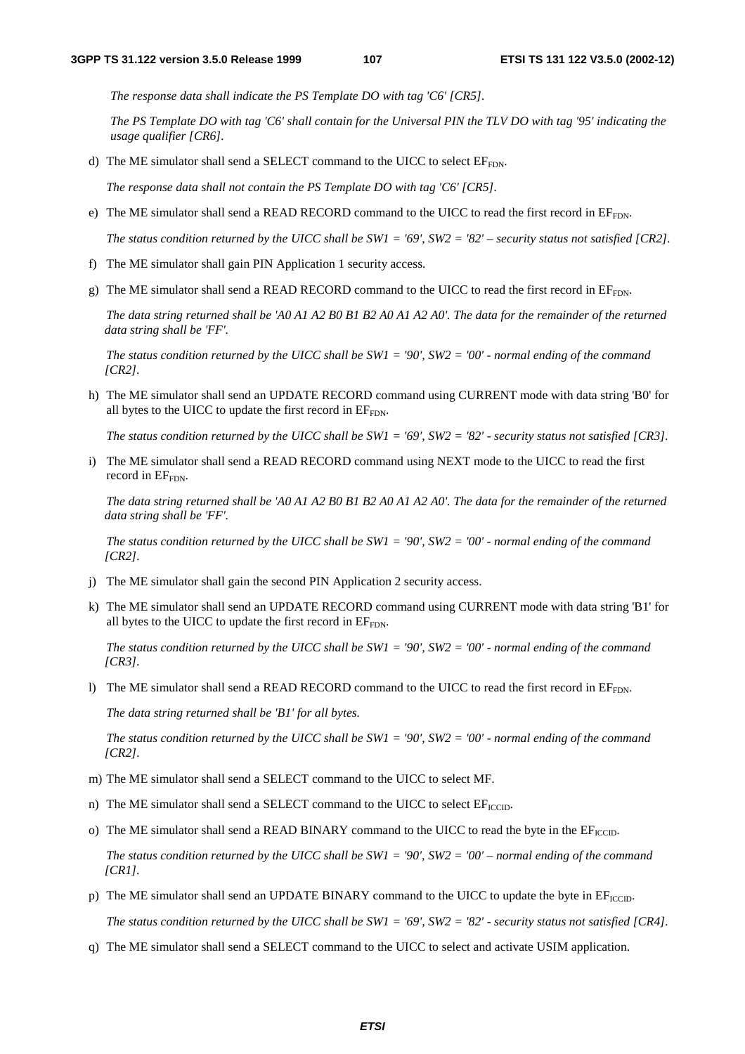*The response data shall indicate the PS Template DO with tag 'C6' [CR5].*

*The PS Template DO with tag 'C6' shall contain for the Universal PIN the TLV DO with tag '95' indicating the usage qualifier [CR6].*

d) The ME simulator shall send a SELECT command to the UICC to select $EF_{FDN}$.

*The response data shall not contain the PS Template DO with tag 'C6' [CR5].*

e) The ME simulator shall send a READ RECORD command to the UICC to read the first record in $EF_{FDN}$.

*The status condition returned by the UICC shall be SW1 = '69', SW2 = '82' – security status not satisfied [CR2].*

f) The ME simulator shall gain PIN Application 1 security access.

g) The ME simulator shall send a READ RECORD command to the UICC to read the first record in $EF_{FDN}$.

*The data string returned shall be 'A0 A1 A2 B0 B1 B2 A0 A1 A2 A0'. The data for the remainder of the returned data string shall be 'FF'.*

*The status condition returned by the UICC shall be SW1 = '90', SW2 = '00' - normal ending of the command [CR2].*

h) The ME simulator shall send an UPDATE RECORD command using CURRENT mode with data string 'B0' for all bytes to the UICC to update the first record in $EF_{FDN}$.

*The status condition returned by the UICC shall be SW1 = '69', SW2 = '82' - security status not satisfied [CR3].*

i) The ME simulator shall send a READ RECORD command using NEXT mode to the UICC to read the first record in $EF_{FDN}$.

*The data string returned shall be 'A0 A1 A2 B0 B1 B2 A0 A1 A2 A0'. The data for the remainder of the returned data string shall be 'FF'.*

*The status condition returned by the UICC shall be SW1 = '90', SW2 = '00' - normal ending of the command [CR2].*

j) The ME simulator shall gain the second PIN Application 2 security access.

k) The ME simulator shall send an UPDATE RECORD command using CURRENT mode with data string 'B1' for all bytes to the UICC to update the first record in $EF_{FDN}$.

*The status condition returned by the UICC shall be SW1 = '90', SW2 = '00' - normal ending of the command [CR3].*

l) The ME simulator shall send a READ RECORD command to the UICC to read the first record in $EF_{FDN}$.

*The data string returned shall be 'B1' for all bytes.*

*The status condition returned by the UICC shall be SW1 = '90', SW2 = '00' - normal ending of the command [CR2].*

m) The ME simulator shall send a SELECT command to the UICC to select MF.

n) The ME simulator shall send a SELECT command to the UICC to select $EF_{ICCID}$.

o) The ME simulator shall send a READ BINARY command to the UICC to read the byte in the $EF_{ICCID}$.

*The status condition returned by the UICC shall be SW1 = '90', SW2 = '00' – normal ending of the command [CR1].*

p) The ME simulator shall send an UPDATE BINARY command to the UICC to update the byte in $EF_{ICCID}$.

*The status condition returned by the UICC shall be SW1 = '69', SW2 = '82' - security status not satisfied [CR4].*

q) The ME simulator shall send a SELECT command to the UICC to select and activate USIM application.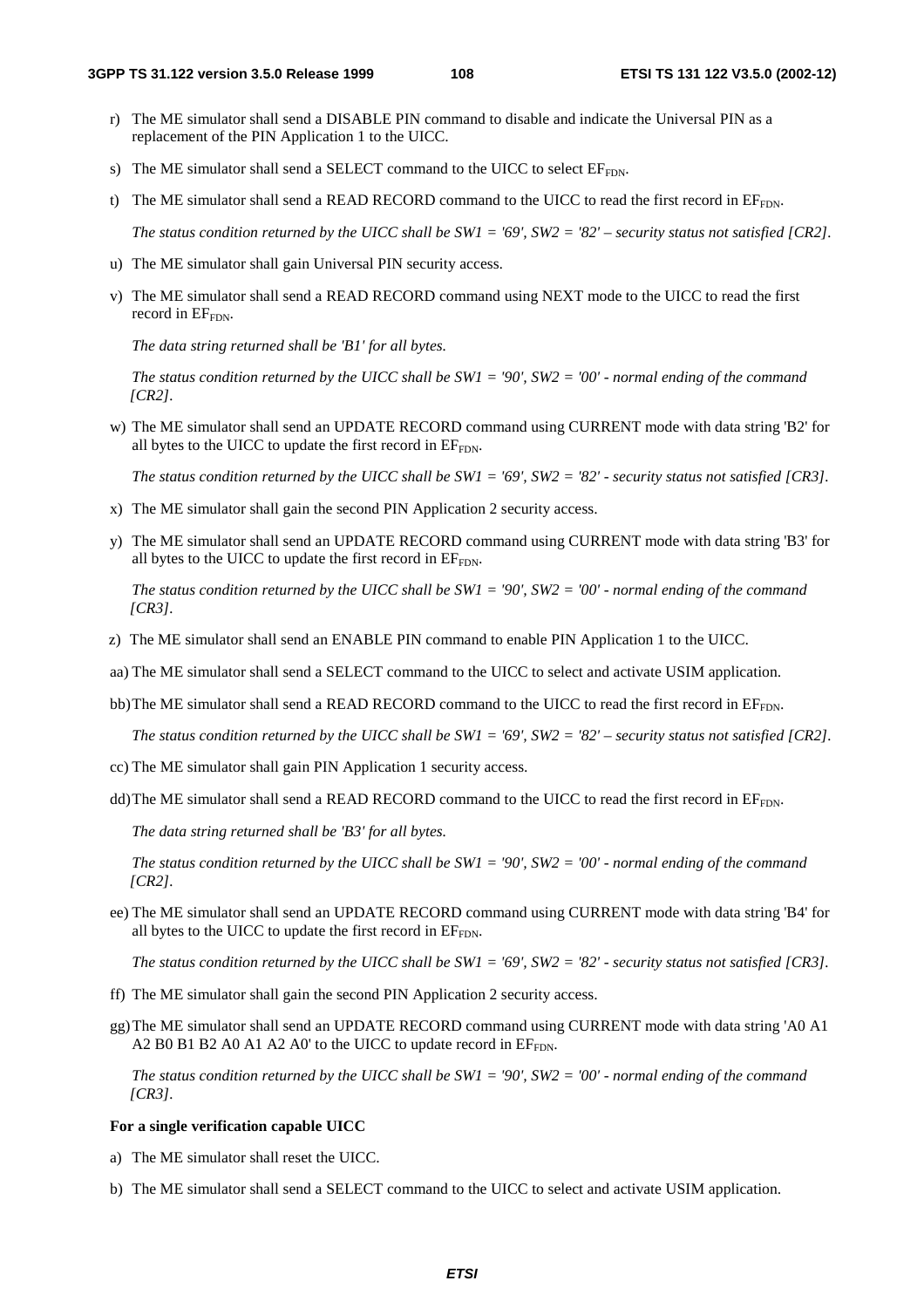r) The ME simulator shall send a DISABLE PIN command to disable and indicate the Universal PIN as a replacement of the PIN Application 1 to the UICC.

s) The ME simulator shall send a SELECT command to the UICC to select $EF_{FDN}$.

t) The ME simulator shall send a READ RECORD command to the UICC to read the first record in $EF_{FDN}$.

*The status condition returned by the UICC shall be SW1 = '69', SW2 = '82' – security status not satisfied [CR2].*

u) The ME simulator shall gain Universal PIN security access.

v) The ME simulator shall send a READ RECORD command using NEXT mode to the UICC to read the first record in $EF_{FDN}$.

*The data string returned shall be 'B1' for all bytes.*

*The status condition returned by the UICC shall be SW1 = '90', SW2 = '00' - normal ending of the command [CR2].*

w) The ME simulator shall send an UPDATE RECORD command using CURRENT mode with data string 'B2' for all bytes to the UICC to update the first record in $EF_{FDN}$.

*The status condition returned by the UICC shall be SW1 = '69', SW2 = '82' - security status not satisfied [CR3].*

x) The ME simulator shall gain the second PIN Application 2 security access.

y) The ME simulator shall send an UPDATE RECORD command using CURRENT mode with data string 'B3' for all bytes to the UICC to update the first record in $EF_{FDN}$.

*The status condition returned by the UICC shall be SW1 = '90', SW2 = '00' - normal ending of the command [CR3].*

z) The ME simulator shall send an ENABLE PIN command to enable PIN Application 1 to the UICC.

aa) The ME simulator shall send a SELECT command to the UICC to select and activate USIM application.

bb) The ME simulator shall send a READ RECORD command to the UICC to read the first record in $EF_{FDN}$.

*The status condition returned by the UICC shall be SW1 = '69', SW2 = '82' – security status not satisfied [CR2].*

cc) The ME simulator shall gain PIN Application 1 security access.

dd) The ME simulator shall send a READ RECORD command to the UICC to read the first record in $EF_{FDN}$.

*The data string returned shall be 'B3' for all bytes.*

*The status condition returned by the UICC shall be SW1 = '90', SW2 = '00' - normal ending of the command [CR2].*

ee) The ME simulator shall send an UPDATE RECORD command using CURRENT mode with data string 'B4' for all bytes to the UICC to update the first record in $EF_{FDN}$.

*The status condition returned by the UICC shall be SW1 = '69', SW2 = '82' - security status not satisfied [CR3].*

ff) The ME simulator shall gain the second PIN Application 2 security access.

gg) The ME simulator shall send an UPDATE RECORD command using CURRENT mode with data string 'A0 A1 A2 B0 B1 B2 A0 A1 A2 A0' to the UICC to update record in $EF_{FDN}$.

*The status condition returned by the UICC shall be SW1 = '90', SW2 = '00' - normal ending of the command [CR3].*

**For a single verification capable UICC**

a) The ME simulator shall reset the UICC.

b) The ME simulator shall send a SELECT command to the UICC to select and activate USIM application.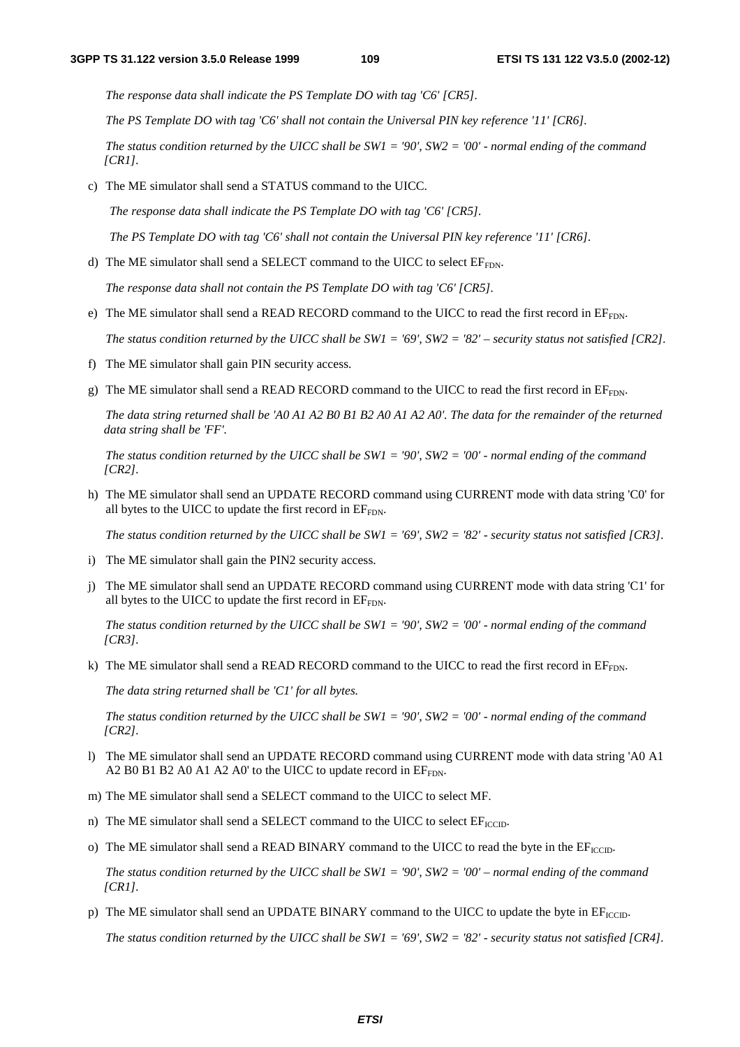*The response data shall indicate the PS Template DO with tag 'C6' [CR5].*

*The PS Template DO with tag 'C6' shall not contain the Universal PIN key reference '11' [CR6].*

*The status condition returned by the UICC shall be SW1 = '90', SW2 = '00' - normal ending of the command [CR1].*

c) The ME simulator shall send a STATUS command to the UICC.

*The response data shall indicate the PS Template DO with tag 'C6' [CR5].*

*The PS Template DO with tag 'C6' shall not contain the Universal PIN key reference '11' [CR6].*

d) The ME simulator shall send a SELECT command to the UICC to select $EF_{FDN}$.

*The response data shall not contain the PS Template DO with tag 'C6' [CR5].*

e) The ME simulator shall send a READ RECORD command to the UICC to read the first record in $EF_{FDN}$.

*The status condition returned by the UICC shall be SW1 = '69', SW2 = '82' – security status not satisfied [CR2].*

f) The ME simulator shall gain PIN security access.

g) The ME simulator shall send a READ RECORD command to the UICC to read the first record in $EF_{FDN}$.

*The data string returned shall be 'A0 A1 A2 B0 B1 B2 A0 A1 A2 A0'. The data for the remainder of the returned data string shall be 'FF'.*

*The status condition returned by the UICC shall be SW1 = '90', SW2 = '00' - normal ending of the command [CR2].*

h) The ME simulator shall send an UPDATE RECORD command using CURRENT mode with data string 'C0' for all bytes to the UICC to update the first record in $EF_{FDN}$.

*The status condition returned by the UICC shall be SW1 = '69', SW2 = '82' - security status not satisfied [CR3].*

i) The ME simulator shall gain the PIN2 security access.

j) The ME simulator shall send an UPDATE RECORD command using CURRENT mode with data string 'C1' for all bytes to the UICC to update the first record in $EF_{FDN}$.

*The status condition returned by the UICC shall be SW1 = '90', SW2 = '00' - normal ending of the command [CR3].*

k) The ME simulator shall send a READ RECORD command to the UICC to read the first record in $EF_{FDN}$.

*The data string returned shall be 'C1' for all bytes.*

*The status condition returned by the UICC shall be SW1 = '90', SW2 = '00' - normal ending of the command [CR2].*

l) The ME simulator shall send an UPDATE RECORD command using CURRENT mode with data string 'A0 A1 A2 B0 B1 B2 A0 A1 A2 A0' to the UICC to update record in $EF_{FDN}$.

m) The ME simulator shall send a SELECT command to the UICC to select MF.

n) The ME simulator shall send a SELECT command to the UICC to select $EF_{ICCID}$.

o) The ME simulator shall send a READ BINARY command to the UICC to read the byte in the $EF_{ICCID}$.

*The status condition returned by the UICC shall be SW1 = '90', SW2 = '00' – normal ending of the command [CR1].*

p) The ME simulator shall send an UPDATE BINARY command to the UICC to update the byte in $EF_{ICCID}$.

*The status condition returned by the UICC shall be SW1 = '69', SW2 = '82' - security status not satisfied [CR4].*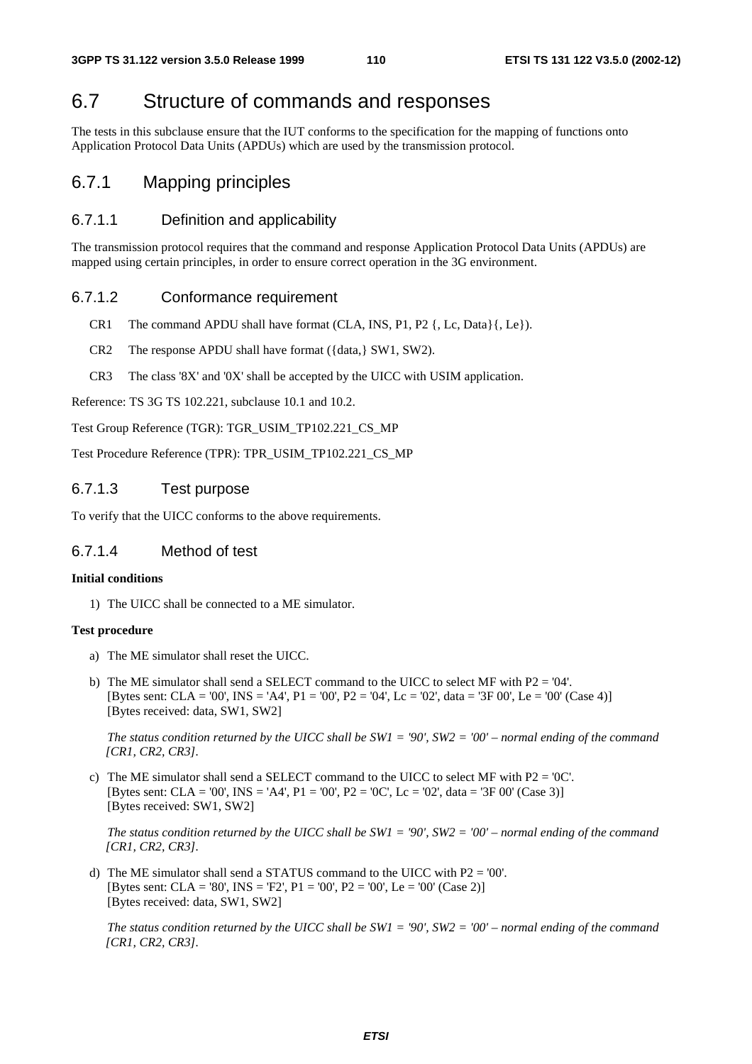# 6.7 Structure of commands and responses

The tests in this subclause ensure that the IUT conforms to the specification for the mapping of functions onto Application Protocol Data Units (APDUs) which are used by the transmission protocol.

## 6.7.1 Mapping principles

### 6.7.1.1 Definition and applicability

The transmission protocol requires that the command and response Application Protocol Data Units (APDUs) are mapped using certain principles, in order to ensure correct operation in the 3G environment.

### 6.7.1.2 Conformance requirement

CR1 The command APDU shall have format (CLA, INS, P1, P2 {, Lc, Data}{, Le}).

CR2 The response APDU shall have format ({data,} SW1, SW2).

CR3 The class '8X' and '0X' shall be accepted by the UICC with USIM application.

Reference: TS 3G TS 102.221, subclause 10.1 and 10.2.

Test Group Reference (TGR): TGR_USIM_TP102.221_CS_MP

Test Procedure Reference (TPR): TPR_USIM_TP102.221_CS_MP

### 6.7.1.3 Test purpose

To verify that the UICC conforms to the above requirements.

### 6.7.1.4 Method of test

**Initial conditions**

1) The UICC shall be connected to a ME simulator.

**Test procedure**

a) The ME simulator shall reset the UICC.

b) The ME simulator shall send a SELECT command to the UICC to select MF with P2 = '04'.
[Bytes sent: CLA = '00', INS = 'A4', P1 = '00', P2 = '04', Lc = '02', data = '3F 00', Le = '00' (Case 4)]
[Bytes received: data, SW1, SW2]

*The status condition returned by the UICC shall be SW1 = '90', SW2 = '00' – normal ending of the command [CR1, CR2, CR3].*

c) The ME simulator shall send a SELECT command to the UICC to select MF with P2 = '0C'.
[Bytes sent: CLA = '00', INS = 'A4', P1 = '00', P2 = '0C', Lc = '02', data = '3F 00' (Case 3)]
[Bytes received: SW1, SW2]

*The status condition returned by the UICC shall be SW1 = '90', SW2 = '00' – normal ending of the command [CR1, CR2, CR3].*

d) The ME simulator shall send a STATUS command to the UICC with P2 = '00'.
[Bytes sent: CLA = '80', INS = 'F2', P1 = '00', P2 = '00', Le = '00' (Case 2)]
[Bytes received: data, SW1, SW2]

*The status condition returned by the UICC shall be SW1 = '90', SW2 = '00' – normal ending of the command [CR1, CR2, CR3].*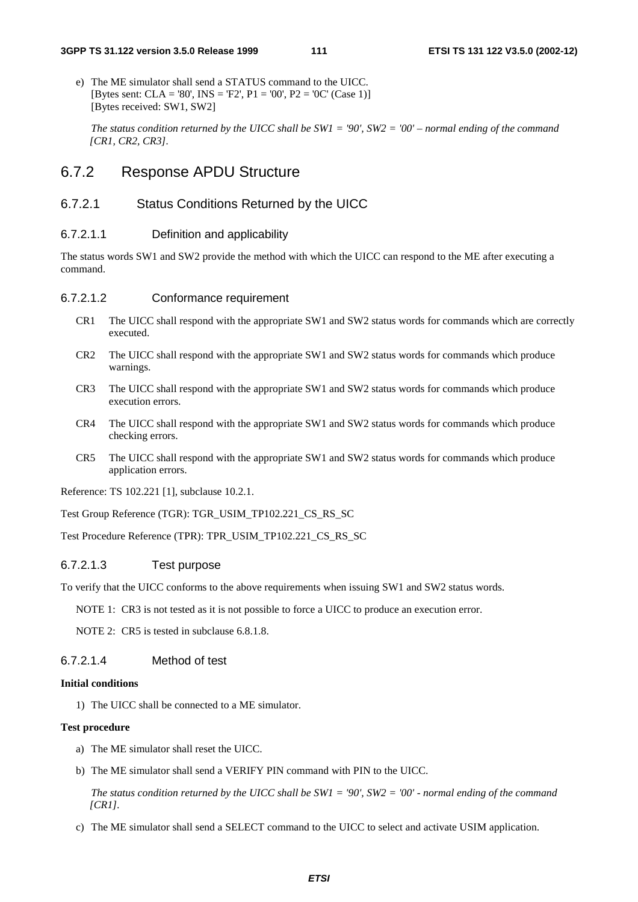e) The ME simulator shall send a STATUS command to the UICC.
   [Bytes sent: CLA = '80', INS = 'F2', P1 = '00', P2 = '0C' (Case 1)]
   [Bytes received: SW1, SW2]

   *The status condition returned by the UICC shall be SW1 = '90', SW2 = '00' – normal ending of the command [CR1, CR2, CR3].*

## 6.7.2 Response APDU Structure

### 6.7.2.1 Status Conditions Returned by the UICC

#### 6.7.2.1.1 Definition and applicability

The status words SW1 and SW2 provide the method with which the UICC can respond to the ME after executing a command.

#### 6.7.2.1.2 Conformance requirement

CR1 The UICC shall respond with the appropriate SW1 and SW2 status words for commands which are correctly executed.

CR2 The UICC shall respond with the appropriate SW1 and SW2 status words for commands which produce warnings.

CR3 The UICC shall respond with the appropriate SW1 and SW2 status words for commands which produce execution errors.

CR4 The UICC shall respond with the appropriate SW1 and SW2 status words for commands which produce checking errors.

CR5 The UICC shall respond with the appropriate SW1 and SW2 status words for commands which produce application errors.

Reference: TS 102.221 [1], subclause 10.2.1.

Test Group Reference (TGR): TGR_USIM_TP102.221_CS_RS_SC

Test Procedure Reference (TPR): TPR_USIM_TP102.221_CS_RS_SC

#### 6.7.2.1.3 Test purpose

To verify that the UICC conforms to the above requirements when issuing SW1 and SW2 status words.

NOTE 1: CR3 is not tested as it is not possible to force a UICC to produce an execution error.

NOTE 2: CR5 is tested in subclause 6.8.1.8.

#### 6.7.2.1.4 Method of test

**Initial conditions**

1) The UICC shall be connected to a ME simulator.

**Test procedure**

a) The ME simulator shall reset the UICC.

b) The ME simulator shall send a VERIFY PIN command with PIN to the UICC.

   *The status condition returned by the UICC shall be SW1 = '90', SW2 = '00' - normal ending of the command [CR1].*

c) The ME simulator shall send a SELECT command to the UICC to select and activate USIM application.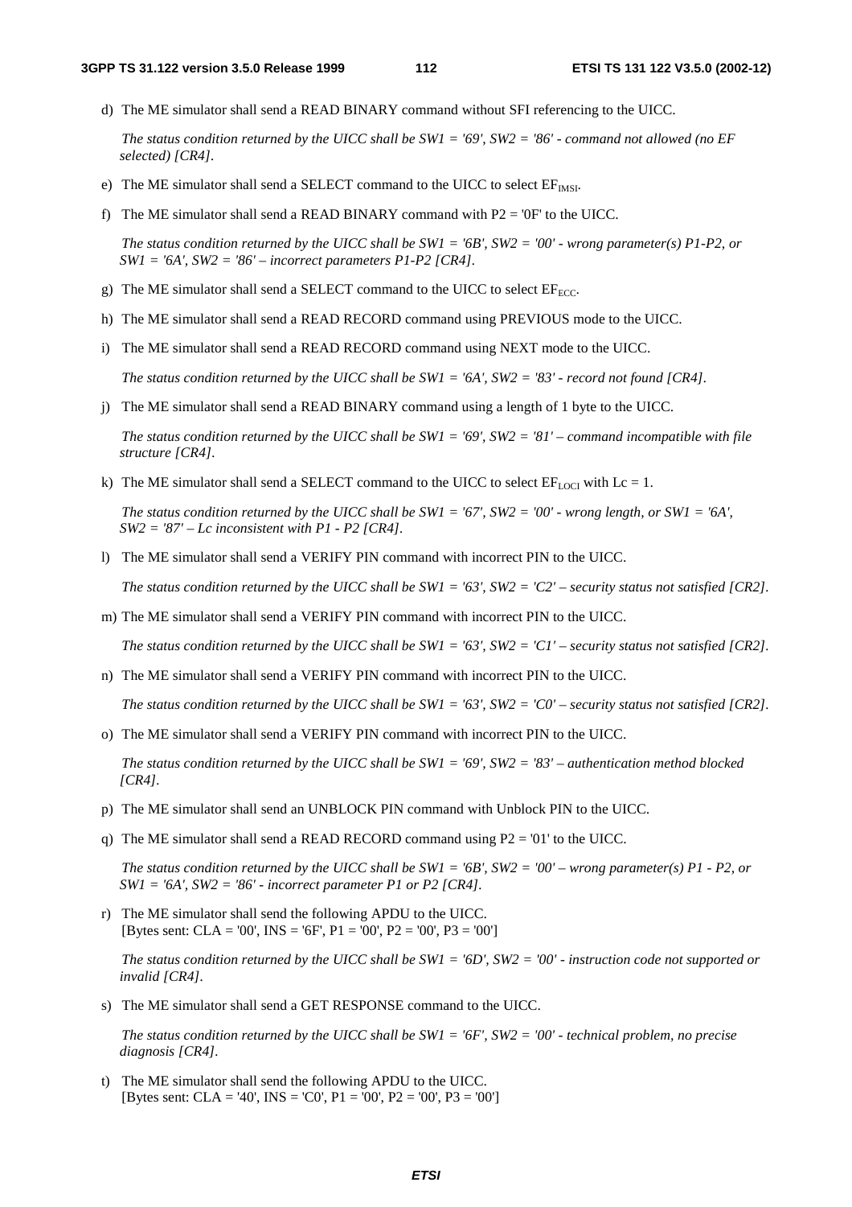d) The ME simulator shall send a READ BINARY command without SFI referencing to the UICC.

   *The status condition returned by the UICC shall be SW1 = '69', SW2 = '86' - command not allowed (no EF selected) [CR4].*

e) The ME simulator shall send a SELECT command to the UICC to select $EF_{IMSI}$.

f) The ME simulator shall send a READ BINARY command with P2 = '0F' to the UICC.

   *The status condition returned by the UICC shall be SW1 = '6B', SW2 = '00' - wrong parameter(s) P1-P2, or SW1 = '6A', SW2 = '86' – incorrect parameters P1-P2 [CR4].*

g) The ME simulator shall send a SELECT command to the UICC to select $EF_{ECC}$.

h) The ME simulator shall send a READ RECORD command using PREVIOUS mode to the UICC.

i) The ME simulator shall send a READ RECORD command using NEXT mode to the UICC.

   *The status condition returned by the UICC shall be SW1 = '6A', SW2 = '83' - record not found [CR4].*

j) The ME simulator shall send a READ BINARY command using a length of 1 byte to the UICC.

   *The status condition returned by the UICC shall be SW1 = '69', SW2 = '81' – command incompatible with file structure [CR4].*

k) The ME simulator shall send a SELECT command to the UICC to select $EF_{LOCI}$ with Lc = 1.

   *The status condition returned by the UICC shall be SW1 = '67', SW2 = '00' - wrong length, or SW1 = '6A', SW2 = '87' – Lc inconsistent with P1 - P2 [CR4].*

l) The ME simulator shall send a VERIFY PIN command with incorrect PIN to the UICC.

   *The status condition returned by the UICC shall be SW1 = '63', SW2 = 'C2' – security status not satisfied [CR2].*

m) The ME simulator shall send a VERIFY PIN command with incorrect PIN to the UICC.

   *The status condition returned by the UICC shall be SW1 = '63', SW2 = 'C1' – security status not satisfied [CR2].*

n) The ME simulator shall send a VERIFY PIN command with incorrect PIN to the UICC.

   *The status condition returned by the UICC shall be SW1 = '63', SW2 = 'C0' – security status not satisfied [CR2].*

o) The ME simulator shall send a VERIFY PIN command with incorrect PIN to the UICC.

   *The status condition returned by the UICC shall be SW1 = '69', SW2 = '83' – authentication method blocked [CR4].*

p) The ME simulator shall send an UNBLOCK PIN command with Unblock PIN to the UICC.

q) The ME simulator shall send a READ RECORD command using P2 = '01' to the UICC.

   *The status condition returned by the UICC shall be SW1 = '6B', SW2 = '00' – wrong parameter(s) P1 - P2, or SW1 = '6A', SW2 = '86' - incorrect parameter P1 or P2 [CR4].*

r) The ME simulator shall send the following APDU to the UICC.
   [Bytes sent: CLA = '00', INS = '6F', P1 = '00', P2 = '00', P3 = '00']

   *The status condition returned by the UICC shall be SW1 = '6D', SW2 = '00' - instruction code not supported or invalid [CR4].*

s) The ME simulator shall send a GET RESPONSE command to the UICC.

   *The status condition returned by the UICC shall be SW1 = '6F', SW2 = '00' - technical problem, no precise diagnosis [CR4].*

t) The ME simulator shall send the following APDU to the UICC.
   [Bytes sent: CLA = '40', INS = 'C0', P1 = '00', P2 = '00', P3 = '00']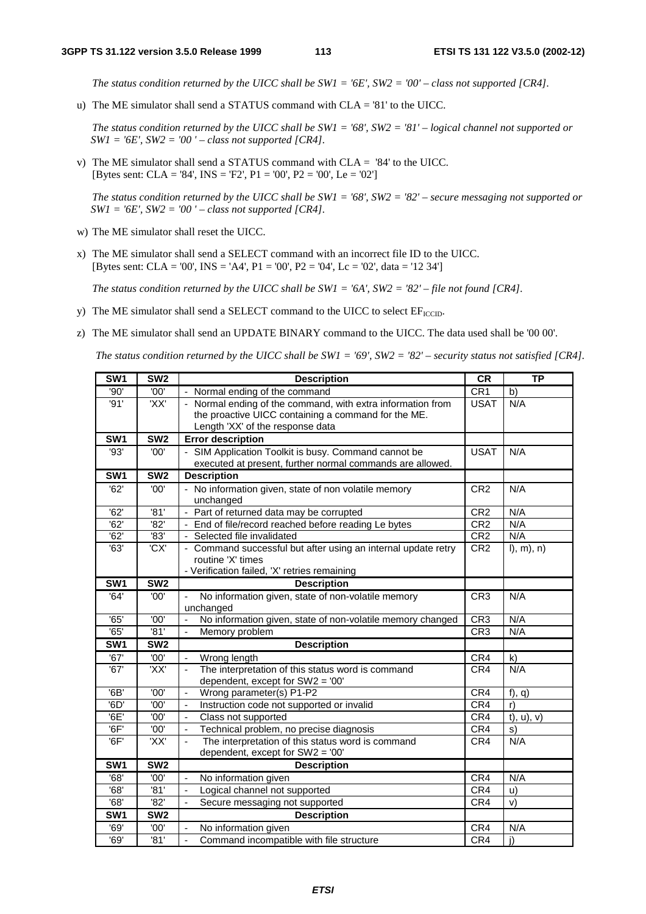*The status condition returned by the UICC shall be SW1 = '6E', SW2 = '00' – class not supported [CR4].*

u) The ME simulator shall send a STATUS command with CLA = '81' to the UICC.

*The status condition returned by the UICC shall be SW1 = '68', SW2 = '81' – logical channel not supported or SW1 = '6E', SW2 = '00 ' – class not supported [CR4].*

v) The ME simulator shall send a STATUS command with CLA = '84' to the UICC.
[Bytes sent: CLA = '84', INS = 'F2', P1 = '00', P2 = '00', Le = '02']

*The status condition returned by the UICC shall be SW1 = '68', SW2 = '82' – secure messaging not supported or SW1 = '6E', SW2 = '00 ' – class not supported [CR4].*

w) The ME simulator shall reset the UICC.

x) The ME simulator shall send a SELECT command with an incorrect file ID to the UICC.
[Bytes sent: CLA = '00', INS = 'A4', P1 = '00', P2 = '04', Lc = '02', data = '12 34']

*The status condition returned by the UICC shall be SW1 = '6A', SW2 = '82' – file not found [CR4].*

y) The ME simulator shall send a SELECT command to the UICC to select $EF_{ICCID}$.

z) The ME simulator shall send an UPDATE BINARY command to the UICC. The data used shall be '00 00'.

*The status condition returned by the UICC shall be SW1 = '69', SW2 = '82' – security status not satisfied [CR4].*

| SW1 | SW2 | Description | CR | TP |
|---|---|---|---|---|
| '90' | '00' | - Normal ending of the command | CR1 | b) |
| '91' | 'XX' | - Normal ending of the command, with extra information from the proactive UICC containing a command for the ME. Length 'XX' of the response data | USAT | N/A |
| **SW1** | **SW2** | **Error description** | | |
| '93' | '00' | - SIM Application Toolkit is busy. Command cannot be executed at present, further normal commands are allowed. | USAT | N/A |
| **SW1** | **SW2** | **Description** | | |
| '62' | '00' | - No information given, state of non volatile memory unchanged | CR2 | N/A |
| '62' | '81' | - Part of returned data may be corrupted | CR2 | N/A |
| '62' | '82' | - End of file/record reached before reading Le bytes | CR2 | N/A |
| '62' | '83' | - Selected file invalidated | CR2 | N/A |
| '63' | 'CX' | - Command successful but after using an internal update retry routine 'X' times<br>- Verification failed, 'X' retries remaining | CR2 | l), m), n) |
| **SW1** | **SW2** | **Description** | | |
| '64' | '00' | - No information given, state of non-volatile memory unchanged | CR3 | N/A |
| '65' | '00' | - No information given, state of non-volatile memory changed | CR3 | N/A |
| '65' | '81' | - Memory problem | CR3 | N/A |
| **SW1** | **SW2** | **Description** | | |
| '67' | '00' | - Wrong length | CR4 | k) |
| '67' | 'XX' | - The interpretation of this status word is command dependent, except for SW2 = '00' | CR4 | N/A |
| '6B' | '00' | - Wrong parameter(s) P1-P2 | CR4 | f), q) |
| '6D' | '00' | - Instruction code not supported or invalid | CR4 | r) |
| '6E' | '00' | - Class not supported | CR4 | t), u), v) |
| '6F' | '00' | - Technical problem, no precise diagnosis | CR4 | s) |
| '6F' | 'XX' | - The interpretation of this status word is command dependent, except for SW2 = '00' | CR4 | N/A |
| **SW1** | **SW2** | **Description** | | |
| '68' | '00' | - No information given | CR4 | N/A |
| '68' | '81' | - Logical channel not supported | CR4 | u) |
| '68' | '82' | - Secure messaging not supported | CR4 | v) |
| **SW1** | **SW2** | **Description** | | |
| '69' | '00' | - No information given | CR4 | N/A |
| '69' | '81' | - Command incompatible with file structure | CR4 | j) |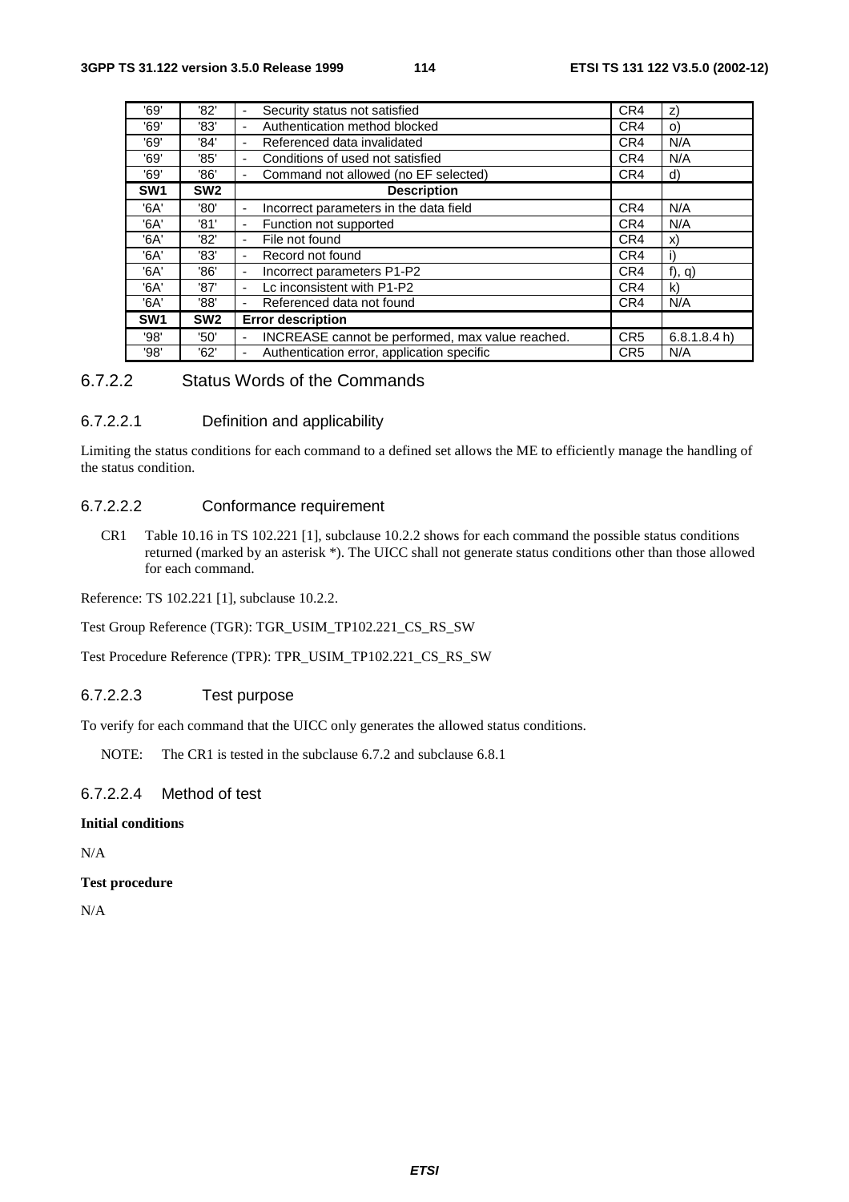| '69' | '82' | - Security status not satisfied | CR4 | z) |
|---|---|---|---|---|
| '69' | '83' | - Authentication method blocked | CR4 | o) |
| '69' | '84' | - Referenced data invalidated | CR4 | N/A |
| '69' | '85' | - Conditions of used not satisfied | CR4 | N/A |
| '69' | '86' | - Command not allowed (no EF selected) | CR4 | d) |
| **SW1** | **SW2** | **Description** | | |
| '6A' | '80' | - Incorrect parameters in the data field | CR4 | N/A |
| '6A' | '81' | - Function not supported | CR4 | N/A |
| '6A' | '82' | - File not found | CR4 | x) |
| '6A' | '83' | - Record not found | CR4 | i) |
| '6A' | '86' | - Incorrect parameters P1-P2 | CR4 | f), q) |
| '6A' | '87' | - Lc inconsistent with P1-P2 | CR4 | k) |
| '6A' | '88' | - Referenced data not found | CR4 | N/A |
| **SW1** | **SW2** | **Error description** | | |
| '98' | '50' | - INCREASE cannot be performed, max value reached. | CR5 | 6.8.1.8.4 h) |
| '98' | '62' | - Authentication error, application specific | CR5 | N/A |

### 6.7.2.2 Status Words of the Commands

#### 6.7.2.2.1 Definition and applicability

Limiting the status conditions for each command to a defined set allows the ME to efficiently manage the handling of the status condition.

#### 6.7.2.2.2 Conformance requirement

CR1 Table 10.16 in TS 102.221 [1], subclause 10.2.2 shows for each command the possible status conditions returned (marked by an asterisk *). The UICC shall not generate status conditions other than those allowed for each command.

Reference: TS 102.221 [1], subclause 10.2.2.

Test Group Reference (TGR): TGR_USIM_TP102.221_CS_RS_SW

Test Procedure Reference (TPR): TPR_USIM_TP102.221_CS_RS_SW

#### 6.7.2.2.3 Test purpose

To verify for each command that the UICC only generates the allowed status conditions.

NOTE: The CR1 is tested in the subclause 6.7.2 and subclause 6.8.1

#### 6.7.2.2.4 Method of test

**Initial conditions**

N/A

**Test procedure**

N/A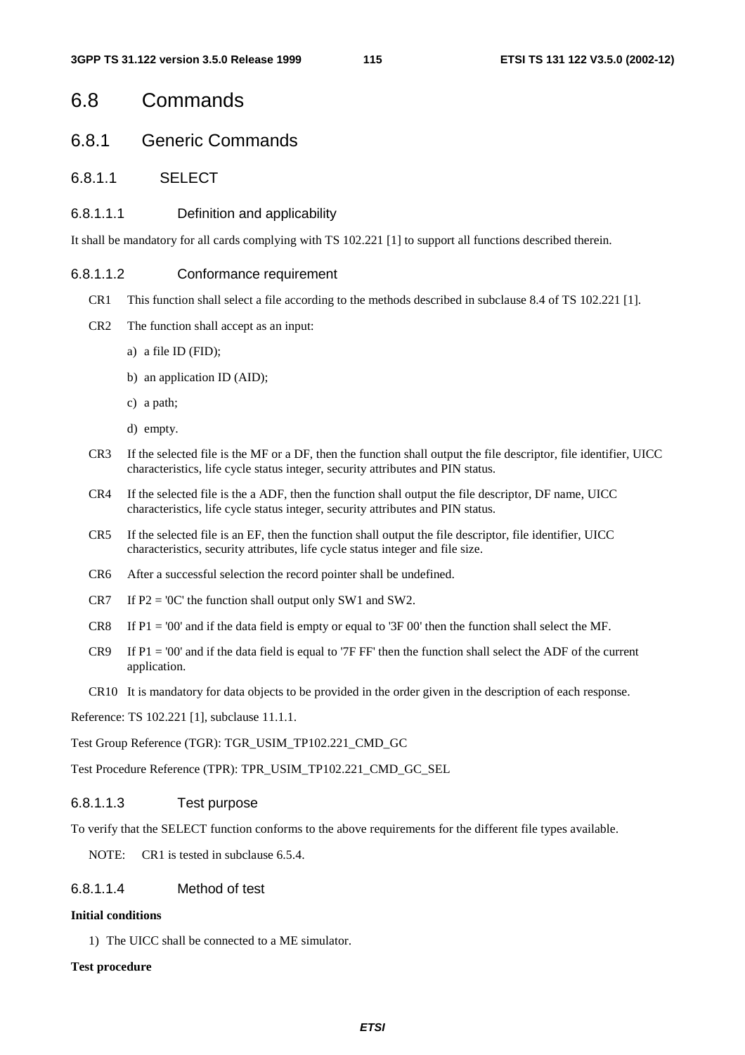# 6.8 Commands

## 6.8.1 Generic Commands

### 6.8.1.1 SELECT

#### 6.8.1.1.1 Definition and applicability

It shall be mandatory for all cards complying with TS 102.221 [1] to support all functions described therein.

#### 6.8.1.1.2 Conformance requirement

CR1 This function shall select a file according to the methods described in subclause 8.4 of TS 102.221 [1].

CR2 The function shall accept as an input:

a) a file ID (FID);

b) an application ID (AID);

c) a path;

d) empty.

CR3 If the selected file is the MF or a DF, then the function shall output the file descriptor, file identifier, UICC characteristics, life cycle status integer, security attributes and PIN status.

CR4 If the selected file is the a ADF, then the function shall output the file descriptor, DF name, UICC characteristics, life cycle status integer, security attributes and PIN status.

CR5 If the selected file is an EF, then the function shall output the file descriptor, file identifier, UICC characteristics, security attributes, life cycle status integer and file size.

CR6 After a successful selection the record pointer shall be undefined.

CR7 If P2 = '0C' the function shall output only SW1 and SW2.

CR8 If P1 = '00' and if the data field is empty or equal to '3F 00' then the function shall select the MF.

CR9 If P1 = '00' and if the data field is equal to '7F FF' then the function shall select the ADF of the current application.

CR10 It is mandatory for data objects to be provided in the order given in the description of each response.

Reference: TS 102.221 [1], subclause 11.1.1.

Test Group Reference (TGR): TGR_USIM_TP102.221_CMD_GC

Test Procedure Reference (TPR): TPR_USIM_TP102.221_CMD_GC_SEL

#### 6.8.1.1.3 Test purpose

To verify that the SELECT function conforms to the above requirements for the different file types available.

NOTE: CR1 is tested in subclause 6.5.4.

#### 6.8.1.1.4 Method of test

**Initial conditions**

1) The UICC shall be connected to a ME simulator.

**Test procedure**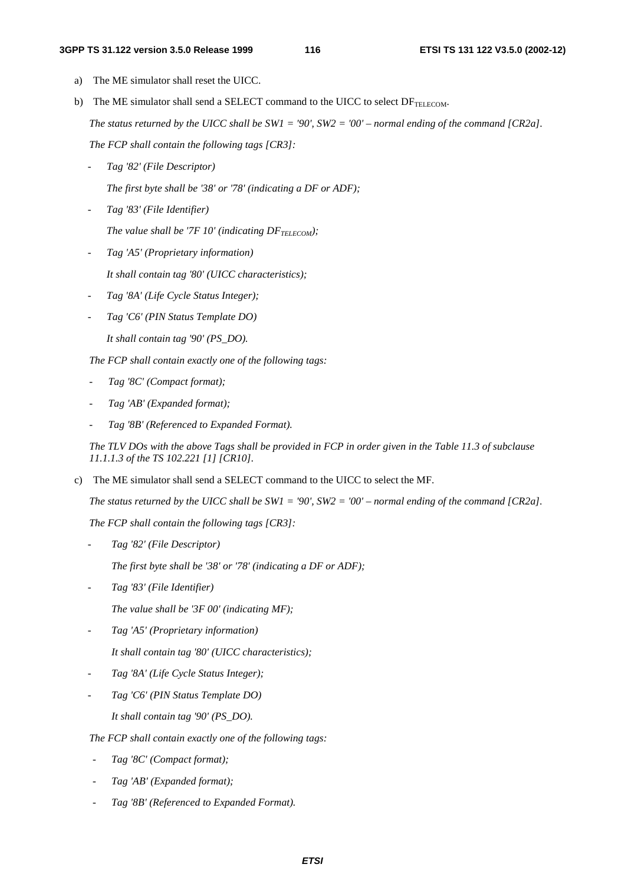a) The ME simulator shall reset the UICC.

b) The ME simulator shall send a SELECT command to the UICC to select $DF_{TELECOM}$.

*The status returned by the UICC shall be SW1 = '90', SW2 = '00' – normal ending of the command [CR2a].*

*The FCP shall contain the following tags [CR3]:*

- *Tag '82' (File Descriptor)*

  *The first byte shall be '38' or '78' (indicating a DF or ADF);*

- *Tag '83' (File Identifier)*

  *The value shall be '7F 10' (indicating $DF_{TELECOM}$);*

- *Tag 'A5' (Proprietary information)*

  *It shall contain tag '80' (UICC characteristics);*

- *Tag '8A' (Life Cycle Status Integer);*

- *Tag 'C6' (PIN Status Template DO)*

  *It shall contain tag '90' (PS_DO).*

*The FCP shall contain exactly one of the following tags:*

- *Tag '8C' (Compact format);*

- *Tag 'AB' (Expanded format);*

- *Tag '8B' (Referenced to Expanded Format).*

*The TLV DOs with the above Tags shall be provided in FCP in order given in the Table 11.3 of subclause 11.1.1.3 of the TS 102.221 [1] [CR10].*

c) The ME simulator shall send a SELECT command to the UICC to select the MF.

*The status returned by the UICC shall be SW1 = '90', SW2 = '00' – normal ending of the command [CR2a].*

*The FCP shall contain the following tags [CR3]:*

- *Tag '82' (File Descriptor)*

  *The first byte shall be '38' or '78' (indicating a DF or ADF);*

- *Tag '83' (File Identifier)*

  *The value shall be '3F 00' (indicating MF);*

- *Tag 'A5' (Proprietary information)*

  *It shall contain tag '80' (UICC characteristics);*

- *Tag '8A' (Life Cycle Status Integer);*

- *Tag 'C6' (PIN Status Template DO)*

  *It shall contain tag '90' (PS_DO).*

*The FCP shall contain exactly one of the following tags:*

- *Tag '8C' (Compact format);*

- *Tag 'AB' (Expanded format);*

- *Tag '8B' (Referenced to Expanded Format).*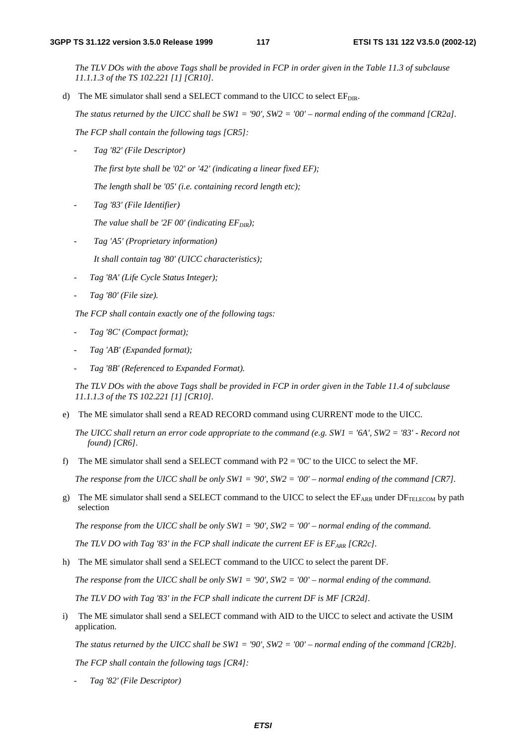*The TLV DOs with the above Tags shall be provided in FCP in order given in the Table 11.3 of subclause 11.1.1.3 of the TS 102.221 [1] [CR10].*

d) The ME simulator shall send a SELECT command to the UICC to select $EF_{DIR}$.

*The status returned by the UICC shall be SW1 = '90', SW2 = '00' – normal ending of the command [CR2a].*

*The FCP shall contain the following tags [CR5]:*

- *Tag '82' (File Descriptor)*

  *The first byte shall be '02' or '42' (indicating a linear fixed EF);*

  *The length shall be '05' (i.e. containing record length etc);*

- *Tag '83' (File Identifier)*

  *The value shall be '2F 00' (indicating $EF_{DIR}$);*

- *Tag 'A5' (Proprietary information)*

  *It shall contain tag '80' (UICC characteristics);*

- *Tag '8A' (Life Cycle Status Integer);*
- *Tag '80' (File size).*

*The FCP shall contain exactly one of the following tags:*

- *Tag '8C' (Compact format);*
- *Tag 'AB' (Expanded format);*
- *Tag '8B' (Referenced to Expanded Format).*

*The TLV DOs with the above Tags shall be provided in FCP in order given in the Table 11.4 of subclause 11.1.1.3 of the TS 102.221 [1] [CR10].*

e) The ME simulator shall send a READ RECORD command using CURRENT mode to the UICC.

*The UICC shall return an error code appropriate to the command (e.g. SW1 = '6A', SW2 = '83' - Record not found) [CR6].*

f) The ME simulator shall send a SELECT command with P2 = '0C' to the UICC to select the MF.

*The response from the UICC shall be only SW1 = '90', SW2 = '00' – normal ending of the command [CR7].*

g) The ME simulator shall send a SELECT command to the UICC to select the $EF_{ARR}$ under $DF_{TELECOM}$ by path selection

*The response from the UICC shall be only SW1 = '90', SW2 = '00' – normal ending of the command.*

*The TLV DO with Tag '83' in the FCP shall indicate the current EF is $EF_{ARR}$ [CR2c].*

h) The ME simulator shall send a SELECT command to the UICC to select the parent DF.

*The response from the UICC shall be only SW1 = '90', SW2 = '00' – normal ending of the command.*

*The TLV DO with Tag '83' in the FCP shall indicate the current DF is MF [CR2d].*

i) The ME simulator shall send a SELECT command with AID to the UICC to select and activate the USIM application.

*The status returned by the UICC shall be SW1 = '90', SW2 = '00' – normal ending of the command [CR2b].*

*The FCP shall contain the following tags [CR4]:*

- *Tag '82' (File Descriptor)*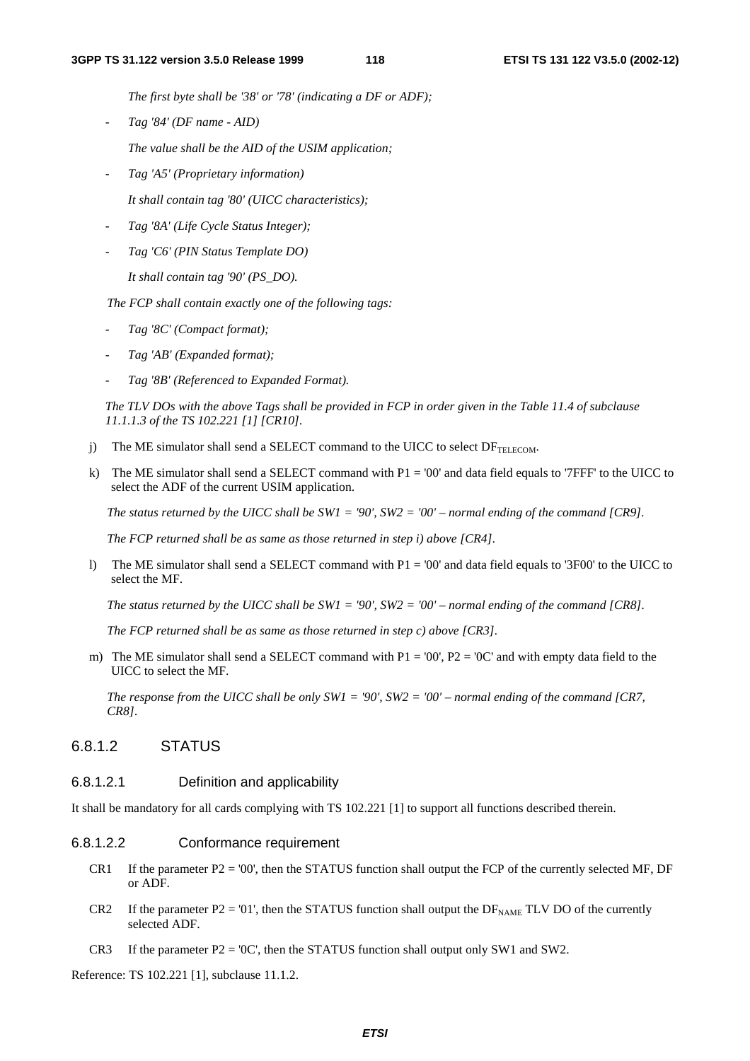*The first byte shall be '38' or '78' (indicating a DF or ADF);*

- *Tag '84' (DF name - AID)*

  *The value shall be the AID of the USIM application;*

- *Tag 'A5' (Proprietary information)*

  *It shall contain tag '80' (UICC characteristics);*

- *Tag '8A' (Life Cycle Status Integer);*

- *Tag 'C6' (PIN Status Template DO)*

  *It shall contain tag '90' (PS_DO).*

*The FCP shall contain exactly one of the following tags:*

- *Tag '8C' (Compact format);*
- *Tag 'AB' (Expanded format);*
- *Tag '8B' (Referenced to Expanded Format).*

*The TLV DOs with the above Tags shall be provided in FCP in order given in the Table 11.4 of subclause 11.1.1.3 of the TS 102.221 [1] [CR10].*

j) The ME simulator shall send a SELECT command to the UICC to select $DF_{TELECOM}$.

k) The ME simulator shall send a SELECT command with P1 = '00' and data field equals to '7FFF' to the UICC to select the ADF of the current USIM application.

   *The status returned by the UICC shall be SW1 = '90', SW2 = '00' – normal ending of the command [CR9].*

   *The FCP returned shall be as same as those returned in step i) above [CR4].*

l) The ME simulator shall send a SELECT command with P1 = '00' and data field equals to '3F00' to the UICC to select the MF.

   *The status returned by the UICC shall be SW1 = '90', SW2 = '00' – normal ending of the command [CR8].*

   *The FCP returned shall be as same as those returned in step c) above [CR3].*

m) The ME simulator shall send a SELECT command with P1 = '00', P2 = '0C' and with empty data field to the UICC to select the MF.

   *The response from the UICC shall be only SW1 = '90', SW2 = '00' – normal ending of the command [CR7, CR8].*

### 6.8.1.2 STATUS

#### 6.8.1.2.1 Definition and applicability

It shall be mandatory for all cards complying with TS 102.221 [1] to support all functions described therein.

#### 6.8.1.2.2 Conformance requirement

CR1 If the parameter P2 = '00', then the STATUS function shall output the FCP of the currently selected MF, DF or ADF.

CR2 If the parameter P2 = '01', then the STATUS function shall output the $DF_{NAME}$ TLV DO of the currently selected ADF.

CR3 If the parameter P2 = '0C', then the STATUS function shall output only SW1 and SW2.

Reference: TS 102.221 [1], subclause 11.1.2.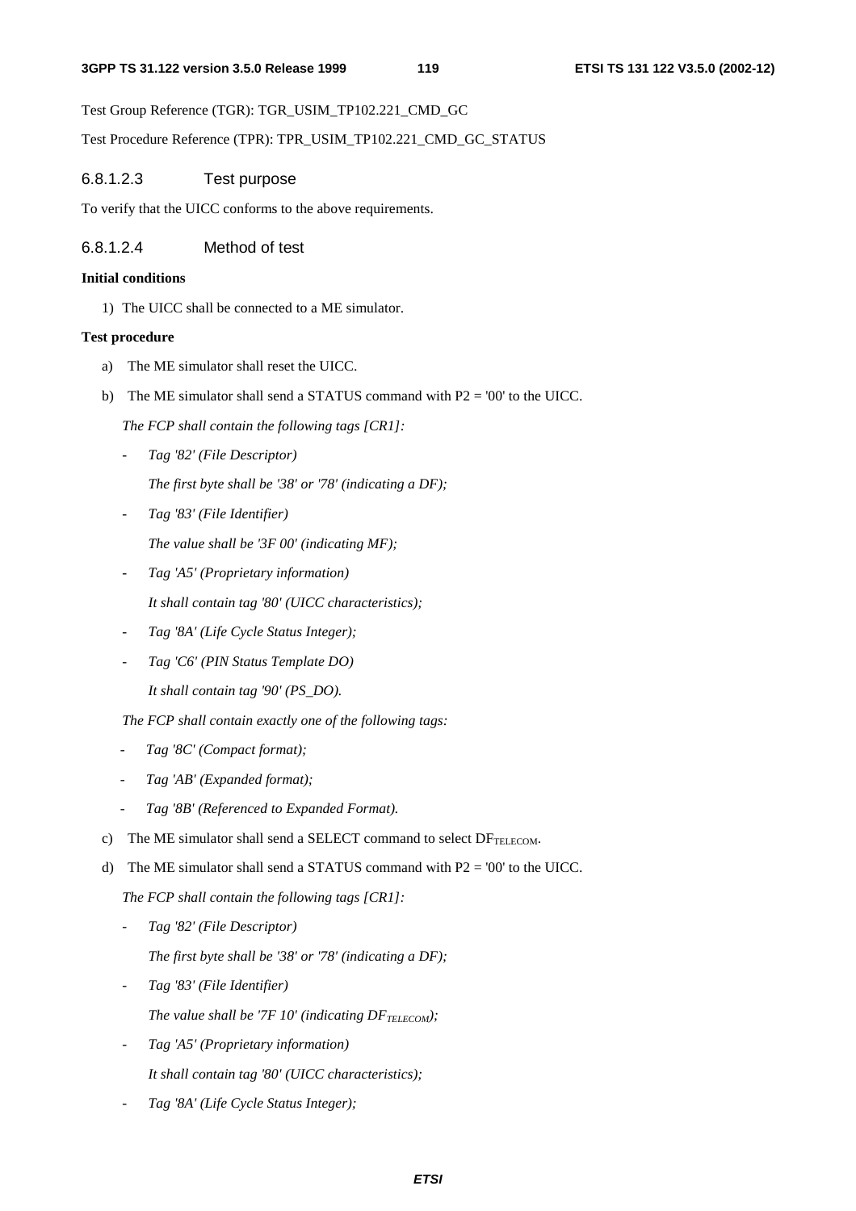Test Group Reference (TGR): TGR_USIM_TP102.221_CMD_GC

Test Procedure Reference (TPR): TPR_USIM_TP102.221_CMD_GC_STATUS

#### 6.8.1.2.3 Test purpose

To verify that the UICC conforms to the above requirements.

#### 6.8.1.2.4 Method of test

**Initial conditions**

1) The UICC shall be connected to a ME simulator.

**Test procedure**

a) The ME simulator shall reset the UICC.

b) The ME simulator shall send a STATUS command with P2 = '00' to the UICC.

   *The FCP shall contain the following tags [CR1]:*

   - *Tag '82' (File Descriptor)*

     *The first byte shall be '38' or '78' (indicating a DF);*

   - *Tag '83' (File Identifier)*

     *The value shall be '3F 00' (indicating MF);*

   - *Tag 'A5' (Proprietary information)*

     *It shall contain tag '80' (UICC characteristics);*

   - *Tag '8A' (Life Cycle Status Integer);*

   - *Tag 'C6' (PIN Status Template DO)*

     *It shall contain tag '90' (PS_DO).*

   *The FCP shall contain exactly one of the following tags:*

   - *Tag '8C' (Compact format);*
   - *Tag 'AB' (Expanded format);*
   - *Tag '8B' (Referenced to Expanded Format).*

c) The ME simulator shall send a SELECT command to select $DF_{TELECOM}$.

d) The ME simulator shall send a STATUS command with P2 = '00' to the UICC.

   *The FCP shall contain the following tags [CR1]:*

   - *Tag '82' (File Descriptor)*

     *The first byte shall be '38' or '78' (indicating a DF);*

   - *Tag '83' (File Identifier)*

     *The value shall be '7F 10' (indicating $DF_{TELECOM}$);*

   - *Tag 'A5' (Proprietary information)*

     *It shall contain tag '80' (UICC characteristics);*

   - *Tag '8A' (Life Cycle Status Integer);*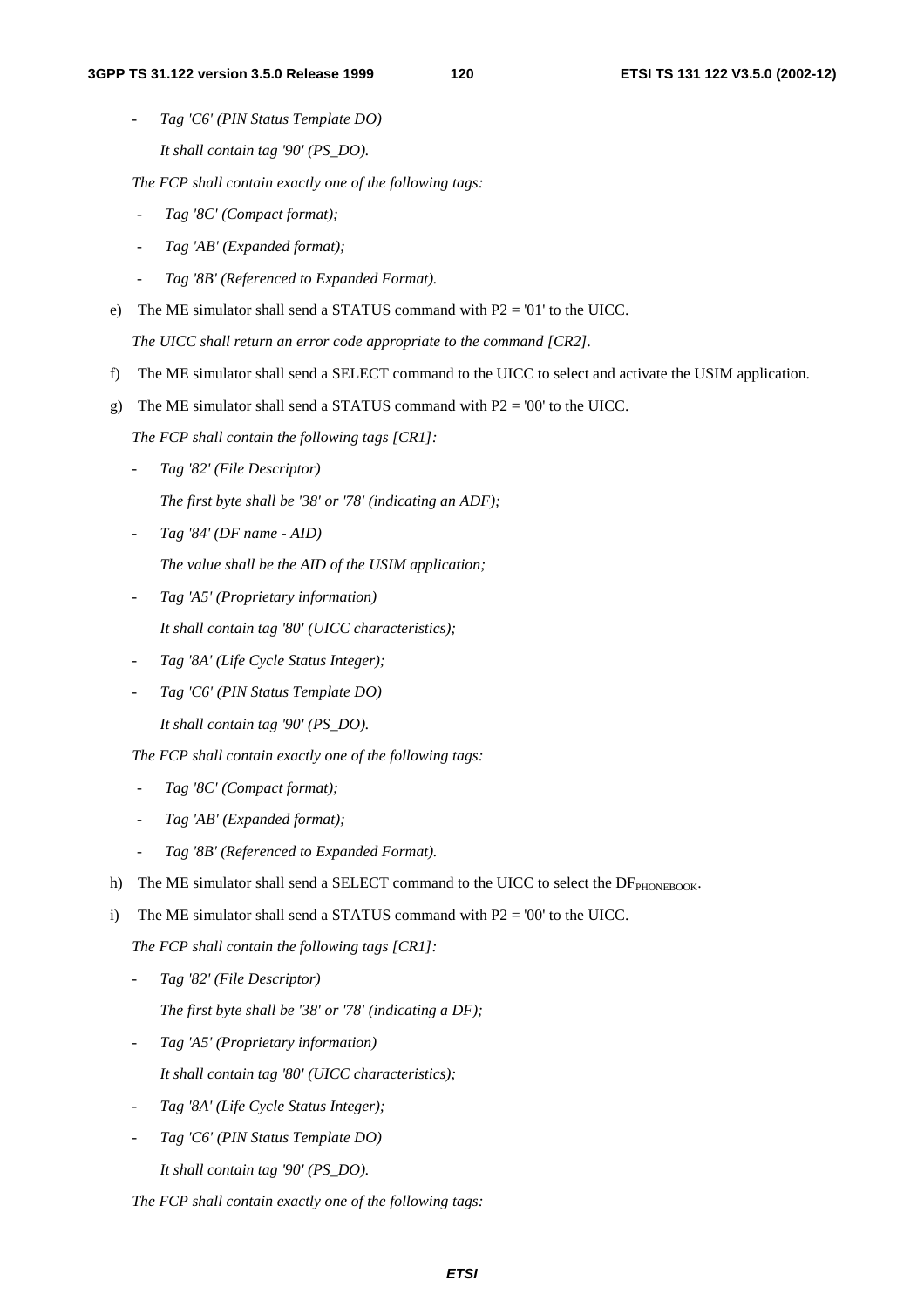- *Tag 'C6' (PIN Status Template DO)*

  *It shall contain tag '90' (PS_DO).*

*The FCP shall contain exactly one of the following tags:*

- *Tag '8C' (Compact format);*
- *Tag 'AB' (Expanded format);*
- *Tag '8B' (Referenced to Expanded Format).*

e) The ME simulator shall send a STATUS command with P2 = '01' to the UICC.

   *The UICC shall return an error code appropriate to the command [CR2].*

f) The ME simulator shall send a SELECT command to the UICC to select and activate the USIM application.

g) The ME simulator shall send a STATUS command with P2 = '00' to the UICC.

   *The FCP shall contain the following tags [CR1]:*

   - *Tag '82' (File Descriptor)*

     *The first byte shall be '38' or '78' (indicating an ADF);*

   - *Tag '84' (DF name - AID)*

     *The value shall be the AID of the USIM application;*

   - *Tag 'A5' (Proprietary information)*

     *It shall contain tag '80' (UICC characteristics);*

   - *Tag '8A' (Life Cycle Status Integer);*

   - *Tag 'C6' (PIN Status Template DO)*

     *It shall contain tag '90' (PS_DO).*

   *The FCP shall contain exactly one of the following tags:*

   - *Tag '8C' (Compact format);*
   - *Tag 'AB' (Expanded format);*
   - *Tag '8B' (Referenced to Expanded Format).*

h) The ME simulator shall send a SELECT command to the UICC to select the $DF_{PHONEBOOK}$.

i) The ME simulator shall send a STATUS command with P2 = '00' to the UICC.

   *The FCP shall contain the following tags [CR1]:*

   - *Tag '82' (File Descriptor)*

     *The first byte shall be '38' or '78' (indicating a DF);*

   - *Tag 'A5' (Proprietary information)*

     *It shall contain tag '80' (UICC characteristics);*

   - *Tag '8A' (Life Cycle Status Integer);*

   - *Tag 'C6' (PIN Status Template DO)*

     *It shall contain tag '90' (PS_DO).*

   *The FCP shall contain exactly one of the following tags:*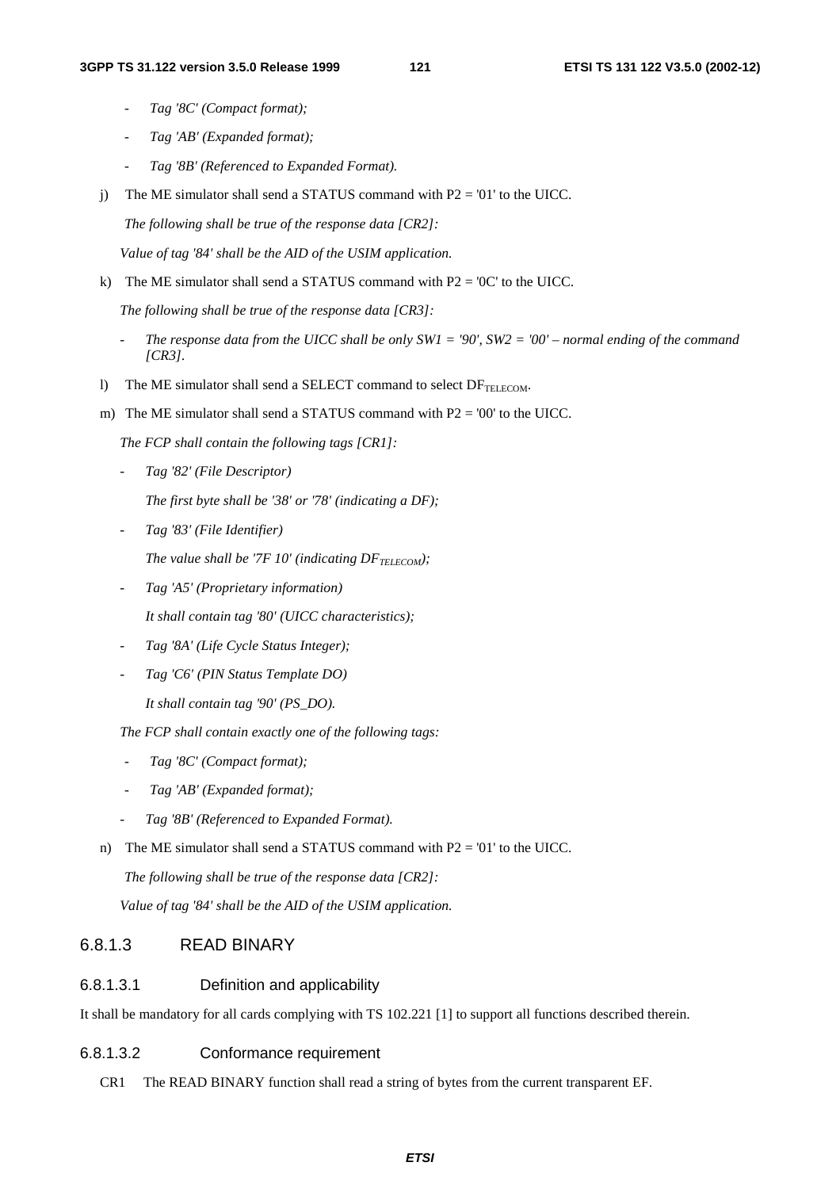- *Tag '8C' (Compact format);*

- *Tag 'AB' (Expanded format);*

- *Tag '8B' (Referenced to Expanded Format).*

j) The ME simulator shall send a STATUS command with P2 = '01' to the UICC.

*The following shall be true of the response data [CR2]:*

*Value of tag '84' shall be the AID of the USIM application.*

k) The ME simulator shall send a STATUS command with P2 = '0C' to the UICC.

*The following shall be true of the response data [CR3]:*

- *The response data from the UICC shall be only SW1 = '90', SW2 = '00' – normal ending of the command [CR3].*

l) The ME simulator shall send a SELECT command to select $DF_{TELECOM}$.

m) The ME simulator shall send a STATUS command with P2 = '00' to the UICC.

*The FCP shall contain the following tags [CR1]:*

- *Tag '82' (File Descriptor)*

  *The first byte shall be '38' or '78' (indicating a DF);*

- *Tag '83' (File Identifier)*

  *The value shall be '7F 10' (indicating $DF_{TELECOM}$);*

- *Tag 'A5' (Proprietary information)*

  *It shall contain tag '80' (UICC characteristics);*

- *Tag '8A' (Life Cycle Status Integer);*

- *Tag 'C6' (PIN Status Template DO)*

  *It shall contain tag '90' (PS_DO).*

*The FCP shall contain exactly one of the following tags:*

- *Tag '8C' (Compact format);*

- *Tag 'AB' (Expanded format);*

- *Tag '8B' (Referenced to Expanded Format).*

n) The ME simulator shall send a STATUS command with P2 = '01' to the UICC.

*The following shall be true of the response data [CR2]:*

*Value of tag '84' shall be the AID of the USIM application.*

### 6.8.1.3 READ BINARY

#### 6.8.1.3.1 Definition and applicability

It shall be mandatory for all cards complying with TS 102.221 [1] to support all functions described therein.

#### 6.8.1.3.2 Conformance requirement

CR1 The READ BINARY function shall read a string of bytes from the current transparent EF.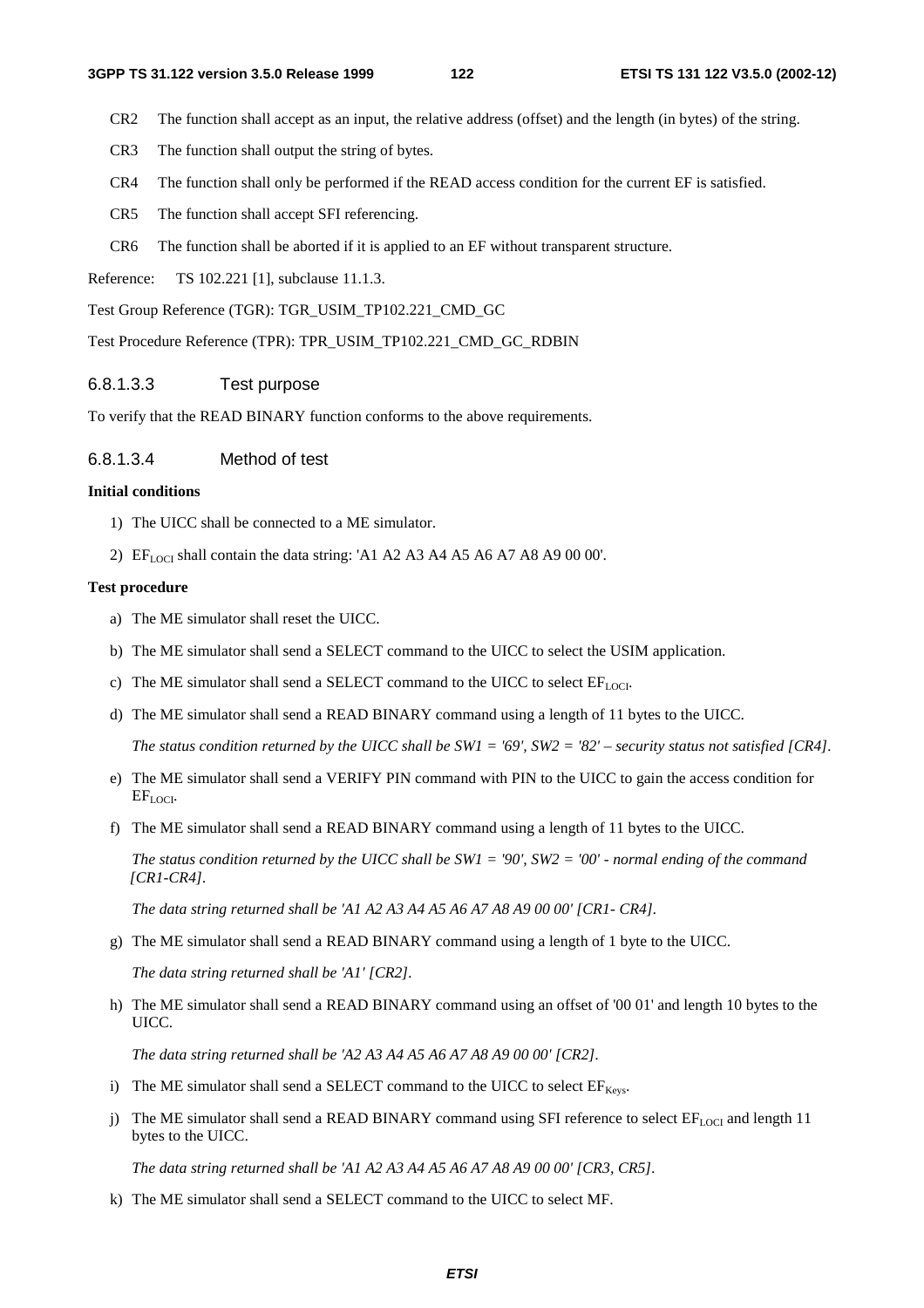CR2 The function shall accept as an input, the relative address (offset) and the length (in bytes) of the string.

CR3 The function shall output the string of bytes.

CR4 The function shall only be performed if the READ access condition for the current EF is satisfied.

CR5 The function shall accept SFI referencing.

CR6 The function shall be aborted if it is applied to an EF without transparent structure.

Reference: TS 102.221 [1], subclause 11.1.3.

Test Group Reference (TGR): TGR_USIM_TP102.221_CMD_GC

Test Procedure Reference (TPR): TPR_USIM_TP102.221_CMD_GC_RDBIN

#### 6.8.1.3.3 Test purpose

To verify that the READ BINARY function conforms to the above requirements.

#### 6.8.1.3.4 Method of test

**Initial conditions**

1) The UICC shall be connected to a ME simulator.
2) $EF_{LOCI}$ shall contain the data string: 'A1 A2 A3 A4 A5 A6 A7 A8 A9 00 00'.

**Test procedure**

a) The ME simulator shall reset the UICC.

b) The ME simulator shall send a SELECT command to the UICC to select the USIM application.

c) The ME simulator shall send a SELECT command to the UICC to select $EF_{LOCI}$.

d) The ME simulator shall send a READ BINARY command using a length of 11 bytes to the UICC.

   *The status condition returned by the UICC shall be SW1 = '69', SW2 = '82' – security status not satisfied [CR4].*

e) The ME simulator shall send a VERIFY PIN command with PIN to the UICC to gain the access condition for $EF_{LOCI}$.

f) The ME simulator shall send a READ BINARY command using a length of 11 bytes to the UICC.

   *The status condition returned by the UICC shall be SW1 = '90', SW2 = '00' - normal ending of the command [CR1-CR4].*

   *The data string returned shall be 'A1 A2 A3 A4 A5 A6 A7 A8 A9 00 00' [CR1- CR4].*

g) The ME simulator shall send a READ BINARY command using a length of 1 byte to the UICC.

   *The data string returned shall be 'A1' [CR2].*

h) The ME simulator shall send a READ BINARY command using an offset of '00 01' and length 10 bytes to the UICC.

   *The data string returned shall be 'A2 A3 A4 A5 A6 A7 A8 A9 00 00' [CR2].*

i) The ME simulator shall send a SELECT command to the UICC to select $EF_{Keys}$.

j) The ME simulator shall send a READ BINARY command using SFI reference to select $EF_{LOCI}$ and length 11 bytes to the UICC.

   *The data string returned shall be 'A1 A2 A3 A4 A5 A6 A7 A8 A9 00 00' [CR3, CR5].*

k) The ME simulator shall send a SELECT command to the UICC to select MF.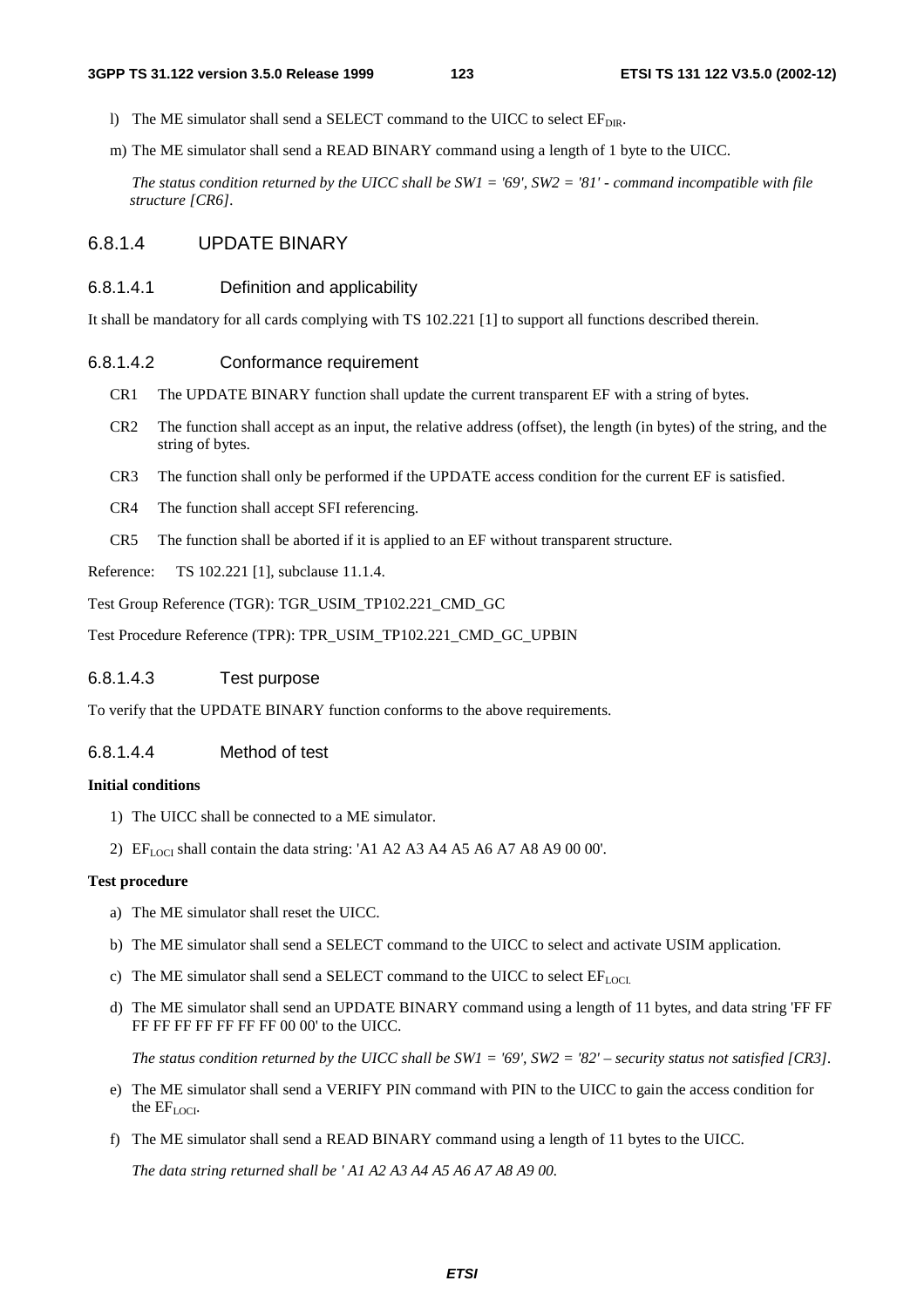l) The ME simulator shall send a SELECT command to the UICC to select $EF_{DIR}$.

m) The ME simulator shall send a READ BINARY command using a length of 1 byte to the UICC.

*The status condition returned by the UICC shall be SW1 = '69', SW2 = '81' - command incompatible with file structure [CR6].*

### 6.8.1.4 UPDATE BINARY

#### 6.8.1.4.1 Definition and applicability

It shall be mandatory for all cards complying with TS 102.221 [1] to support all functions described therein.

#### 6.8.1.4.2 Conformance requirement

CR1 The UPDATE BINARY function shall update the current transparent EF with a string of bytes.

CR2 The function shall accept as an input, the relative address (offset), the length (in bytes) of the string, and the string of bytes.

CR3 The function shall only be performed if the UPDATE access condition for the current EF is satisfied.

CR4 The function shall accept SFI referencing.

CR5 The function shall be aborted if it is applied to an EF without transparent structure.

Reference: TS 102.221 [1], subclause 11.1.4.

Test Group Reference (TGR): TGR_USIM_TP102.221_CMD_GC

Test Procedure Reference (TPR): TPR_USIM_TP102.221_CMD_GC_UPBIN

#### 6.8.1.4.3 Test purpose

To verify that the UPDATE BINARY function conforms to the above requirements.

#### 6.8.1.4.4 Method of test

**Initial conditions**

1) The UICC shall be connected to a ME simulator.

2) $EF_{LOCI}$ shall contain the data string: 'A1 A2 A3 A4 A5 A6 A7 A8 A9 00 00'.

**Test procedure**

a) The ME simulator shall reset the UICC.

b) The ME simulator shall send a SELECT command to the UICC to select and activate USIM application.

c) The ME simulator shall send a SELECT command to the UICC to select $EF_{LOCI.}$

d) The ME simulator shall send an UPDATE BINARY command using a length of 11 bytes, and data string 'FF FF FF FF FF FF FF FF FF 00 00' to the UICC.

*The status condition returned by the UICC shall be SW1 = '69', SW2 = '82' – security status not satisfied [CR3].*

e) The ME simulator shall send a VERIFY PIN command with PIN to the UICC to gain the access condition for the $EF_{LOCI}$.

f) The ME simulator shall send a READ BINARY command using a length of 11 bytes to the UICC.

*The data string returned shall be ' A1 A2 A3 A4 A5 A6 A7 A8 A9 00.*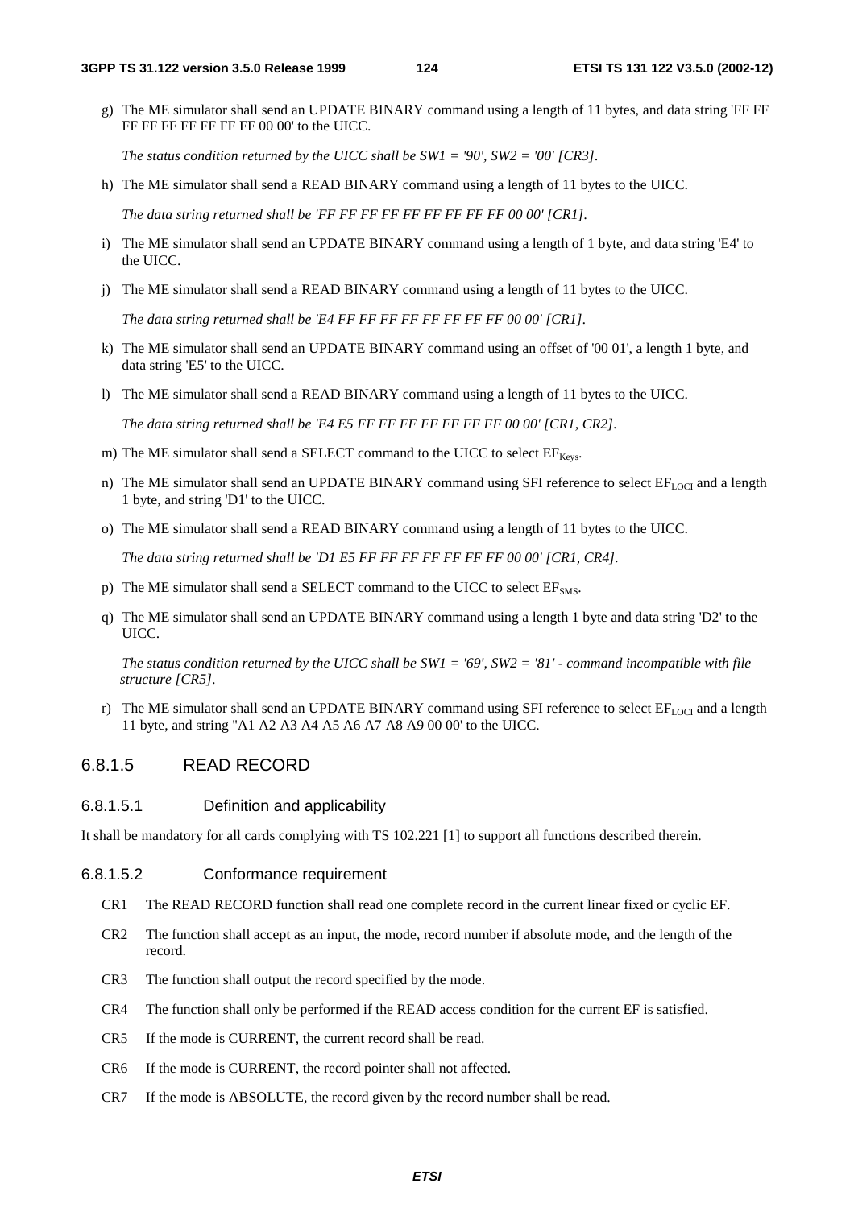g) The ME simulator shall send an UPDATE BINARY command using a length of 11 bytes, and data string 'FF FF FF FF FF FF FF FF FF 00 00' to the UICC.

   *The status condition returned by the UICC shall be SW1 = '90', SW2 = '00' [CR3].*

h) The ME simulator shall send a READ BINARY command using a length of 11 bytes to the UICC.

   *The data string returned shall be 'FF FF FF FF FF FF FF FF FF 00 00' [CR1].*

i) The ME simulator shall send an UPDATE BINARY command using a length of 1 byte, and data string 'E4' to the UICC.

j) The ME simulator shall send a READ BINARY command using a length of 11 bytes to the UICC.

   *The data string returned shall be 'E4 FF FF FF FF FF FF FF FF 00 00' [CR1].*

k) The ME simulator shall send an UPDATE BINARY command using an offset of '00 01', a length 1 byte, and data string 'E5' to the UICC.

l) The ME simulator shall send a READ BINARY command using a length of 11 bytes to the UICC.

   *The data string returned shall be 'E4 E5 FF FF FF FF FF FF FF 00 00' [CR1, CR2].*

m) The ME simulator shall send a SELECT command to the UICC to select $EF_{Keys}$.

n) The ME simulator shall send an UPDATE BINARY command using SFI reference to select $EF_{LOCI}$ and a length 1 byte, and string 'D1' to the UICC.

o) The ME simulator shall send a READ BINARY command using a length of 11 bytes to the UICC.

   *The data string returned shall be 'D1 E5 FF FF FF FF FF FF FF 00 00' [CR1, CR4].*

p) The ME simulator shall send a SELECT command to the UICC to select $EF_{SMS}$.

q) The ME simulator shall send an UPDATE BINARY command using a length 1 byte and data string 'D2' to the UICC.

   *The status condition returned by the UICC shall be SW1 = '69', SW2 = '81' - command incompatible with file structure [CR5].*

r) The ME simulator shall send an UPDATE BINARY command using SFI reference to select $EF_{LOCI}$ and a length 11 byte, and string "A1 A2 A3 A4 A5 A6 A7 A8 A9 00 00' to the UICC.

### 6.8.1.5 READ RECORD

#### 6.8.1.5.1 Definition and applicability

It shall be mandatory for all cards complying with TS 102.221 [1] to support all functions described therein.

#### 6.8.1.5.2 Conformance requirement

CR1 The READ RECORD function shall read one complete record in the current linear fixed or cyclic EF.

CR2 The function shall accept as an input, the mode, record number if absolute mode, and the length of the record.

CR3 The function shall output the record specified by the mode.

CR4 The function shall only be performed if the READ access condition for the current EF is satisfied.

CR5 If the mode is CURRENT, the current record shall be read.

CR6 If the mode is CURRENT, the record pointer shall not affected.

CR7 If the mode is ABSOLUTE, the record given by the record number shall be read.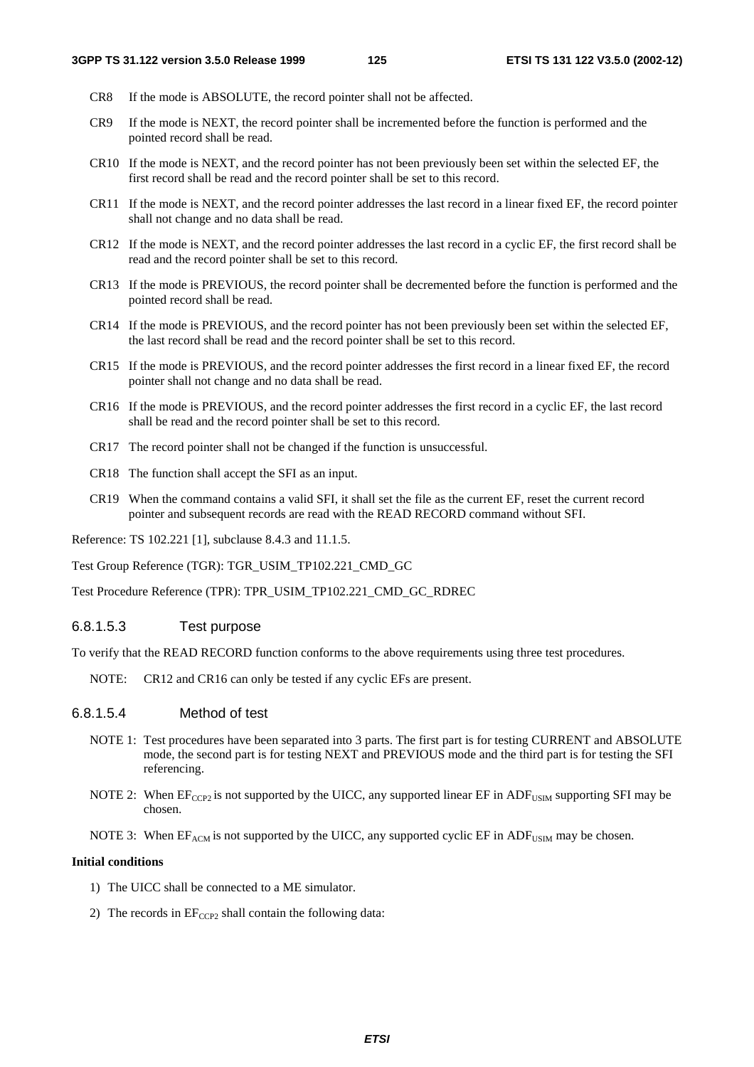CR8 If the mode is ABSOLUTE, the record pointer shall not be affected.

CR9 If the mode is NEXT, the record pointer shall be incremented before the function is performed and the pointed record shall be read.

CR10 If the mode is NEXT, and the record pointer has not been previously been set within the selected EF, the first record shall be read and the record pointer shall be set to this record.

CR11 If the mode is NEXT, and the record pointer addresses the last record in a linear fixed EF, the record pointer shall not change and no data shall be read.

CR12 If the mode is NEXT, and the record pointer addresses the last record in a cyclic EF, the first record shall be read and the record pointer shall be set to this record.

CR13 If the mode is PREVIOUS, the record pointer shall be decremented before the function is performed and the pointed record shall be read.

CR14 If the mode is PREVIOUS, and the record pointer has not been previously been set within the selected EF, the last record shall be read and the record pointer shall be set to this record.

CR15 If the mode is PREVIOUS, and the record pointer addresses the first record in a linear fixed EF, the record pointer shall not change and no data shall be read.

CR16 If the mode is PREVIOUS, and the record pointer addresses the first record in a cyclic EF, the last record shall be read and the record pointer shall be set to this record.

CR17 The record pointer shall not be changed if the function is unsuccessful.

CR18 The function shall accept the SFI as an input.

CR19 When the command contains a valid SFI, it shall set the file as the current EF, reset the current record pointer and subsequent records are read with the READ RECORD command without SFI.

Reference: TS 102.221 [1], subclause 8.4.3 and 11.1.5.

Test Group Reference (TGR): TGR_USIM_TP102.221_CMD_GC

Test Procedure Reference (TPR): TPR_USIM_TP102.221_CMD_GC_RDREC

#### 6.8.1.5.3 Test purpose

To verify that the READ RECORD function conforms to the above requirements using three test procedures.

NOTE: CR12 and CR16 can only be tested if any cyclic EFs are present.

#### 6.8.1.5.4 Method of test

NOTE 1: Test procedures have been separated into 3 parts. The first part is for testing CURRENT and ABSOLUTE mode, the second part is for testing NEXT and PREVIOUS mode and the third part is for testing the SFI referencing.

NOTE 2: When $EF_{CCP2}$ is not supported by the UICC, any supported linear EF in $ADF_{USIM}$ supporting SFI may be chosen.

NOTE 3: When $EF_{ACM}$ is not supported by the UICC, any supported cyclic EF in $ADF_{USIM}$ may be chosen.

**Initial conditions**

1) The UICC shall be connected to a ME simulator.

2) The records in $EF_{CCP2}$ shall contain the following data: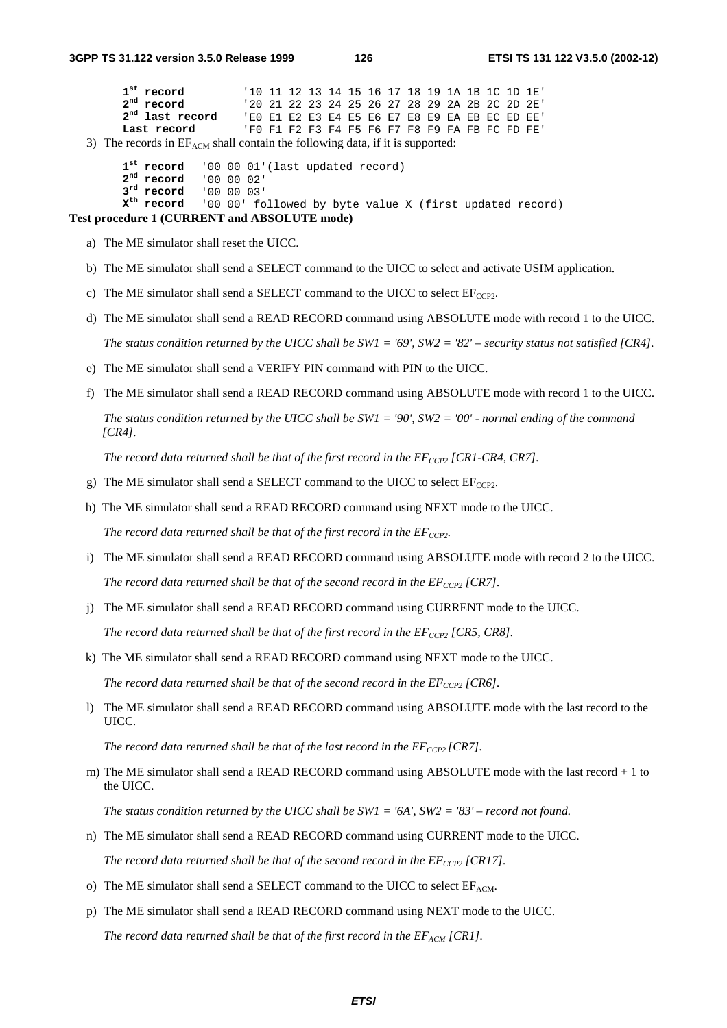| | |
|---|---|
| **1st record** | '10 11 12 13 14 15 16 17 18 19 1A 1B 1C 1D 1E' |
| **2nd record** | '20 21 22 23 24 25 26 27 28 29 2A 2B 2C 2D 2E' |
| **2nd last record** | 'E0 E1 E2 E3 E4 E5 E6 E7 E8 E9 EA EB EC ED EE' |
| **Last record** | 'F0 F1 F2 F3 F4 F5 F6 F7 F8 F9 FA FB FC FD FE' |

3) The records in $EF_{ACM}$ shall contain the following data, if it is supported:

| | |
|---|---|
| **1st record** | '00 00 01'(last updated record) |
| **2nd record** | '00 00 02' |
| **3rd record** | '00 00 03' |
| **Xth record** | '00 00' followed by byte value X (first updated record) |

**Test procedure 1 (CURRENT and ABSOLUTE mode)**

a) The ME simulator shall reset the UICC.

b) The ME simulator shall send a SELECT command to the UICC to select and activate USIM application.

c) The ME simulator shall send a SELECT command to the UICC to select $EF_{CCP2}$.

d) The ME simulator shall send a READ RECORD command using ABSOLUTE mode with record 1 to the UICC.

*The status condition returned by the UICC shall be SW1 = '69', SW2 = '82' – security status not satisfied [CR4].*

e) The ME simulator shall send a VERIFY PIN command with PIN to the UICC.

f) The ME simulator shall send a READ RECORD command using ABSOLUTE mode with record 1 to the UICC.

*The status condition returned by the UICC shall be SW1 = '90', SW2 = '00' - normal ending of the command [CR4].*

*The record data returned shall be that of the first record in the $EF_{CCP2}$ [CR1-CR4, CR7].*

g) The ME simulator shall send a SELECT command to the UICC to select $EF_{CCP2}$.

h) The ME simulator shall send a READ RECORD command using NEXT mode to the UICC.

*The record data returned shall be that of the first record in the $EF_{CCP2}$.*

i) The ME simulator shall send a READ RECORD command using ABSOLUTE mode with record 2 to the UICC.

*The record data returned shall be that of the second record in the $EF_{CCP2}$ [CR7].*

j) The ME simulator shall send a READ RECORD command using CURRENT mode to the UICC.

*The record data returned shall be that of the first record in the $EF_{CCP2}$ [CR5, CR8].*

k) The ME simulator shall send a READ RECORD command using NEXT mode to the UICC.

*The record data returned shall be that of the second record in the $EF_{CCP2}$ [CR6].*

l) The ME simulator shall send a READ RECORD command using ABSOLUTE mode with the last record to the UICC.

*The record data returned shall be that of the last record in the $EF_{CCP2}$ [CR7].*

m) The ME simulator shall send a READ RECORD command using ABSOLUTE mode with the last record + 1 to the UICC.

*The status condition returned by the UICC shall be SW1 = '6A', SW2 = '83' – record not found.*

n) The ME simulator shall send a READ RECORD command using CURRENT mode to the UICC.

*The record data returned shall be that of the second record in the $EF_{CCP2}$ [CR17].*

o) The ME simulator shall send a SELECT command to the UICC to select $EF_{ACM}$.

p) The ME simulator shall send a READ RECORD command using NEXT mode to the UICC.

*The record data returned shall be that of the first record in the $EF_{ACM}$ [CR1].*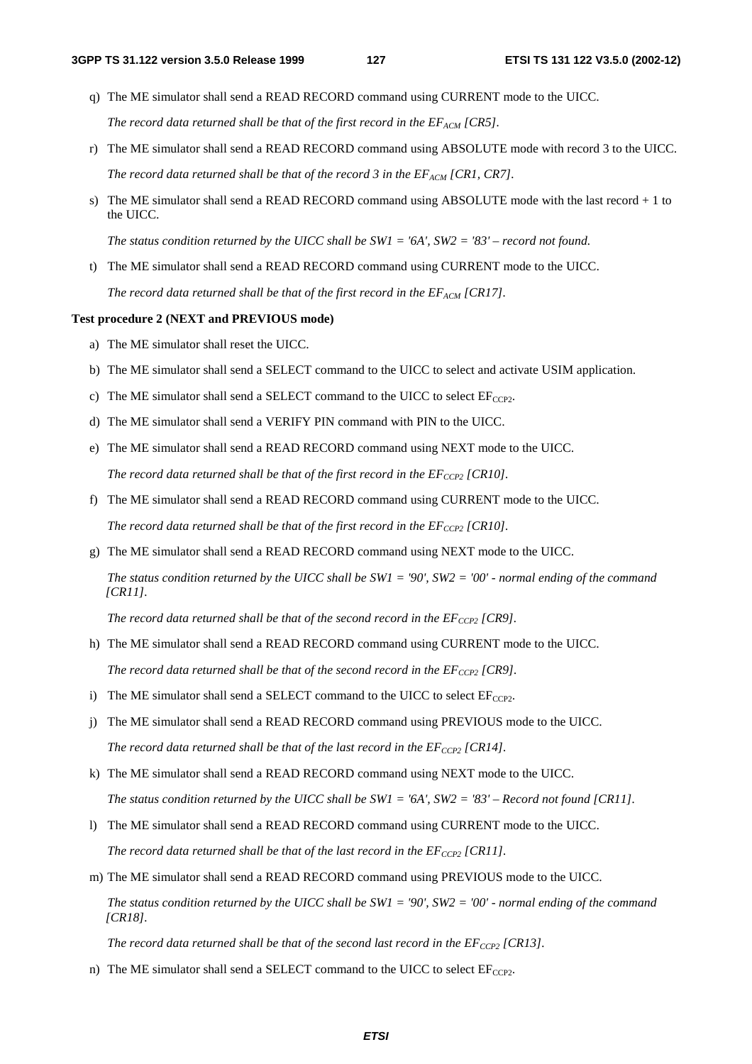q) The ME simulator shall send a READ RECORD command using CURRENT mode to the UICC.

*The record data returned shall be that of the first record in the $EF_{ACM}$ [CR5].*

r) The ME simulator shall send a READ RECORD command using ABSOLUTE mode with record 3 to the UICC.

*The record data returned shall be that of the record 3 in the $EF_{ACM}$ [CR1, CR7].*

s) The ME simulator shall send a READ RECORD command using ABSOLUTE mode with the last record + 1 to the UICC.

*The status condition returned by the UICC shall be SW1 = '6A', SW2 = '83' – record not found.*

t) The ME simulator shall send a READ RECORD command using CURRENT mode to the UICC.

*The record data returned shall be that of the first record in the $EF_{ACM}$ [CR17].*

**Test procedure 2 (NEXT and PREVIOUS mode)**

a) The ME simulator shall reset the UICC.

b) The ME simulator shall send a SELECT command to the UICC to select and activate USIM application.

c) The ME simulator shall send a SELECT command to the UICC to select $EF_{CCP2}$.

d) The ME simulator shall send a VERIFY PIN command with PIN to the UICC.

e) The ME simulator shall send a READ RECORD command using NEXT mode to the UICC.

*The record data returned shall be that of the first record in the $EF_{CCP2}$ [CR10].*

f) The ME simulator shall send a READ RECORD command using CURRENT mode to the UICC.

*The record data returned shall be that of the first record in the $EF_{CCP2}$ [CR10].*

g) The ME simulator shall send a READ RECORD command using NEXT mode to the UICC.

*The status condition returned by the UICC shall be SW1 = '90', SW2 = '00' - normal ending of the command [CR11].*

*The record data returned shall be that of the second record in the $EF_{CCP2}$ [CR9].*

h) The ME simulator shall send a READ RECORD command using CURRENT mode to the UICC.

*The record data returned shall be that of the second record in the $EF_{CCP2}$ [CR9].*

i) The ME simulator shall send a SELECT command to the UICC to select $EF_{CCP2}$.

j) The ME simulator shall send a READ RECORD command using PREVIOUS mode to the UICC.

*The record data returned shall be that of the last record in the $EF_{CCP2}$ [CR14].*

k) The ME simulator shall send a READ RECORD command using NEXT mode to the UICC.

*The status condition returned by the UICC shall be SW1 = '6A', SW2 = '83' – Record not found [CR11].*

l) The ME simulator shall send a READ RECORD command using CURRENT mode to the UICC.

*The record data returned shall be that of the last record in the $EF_{CCP2}$ [CR11].*

m) The ME simulator shall send a READ RECORD command using PREVIOUS mode to the UICC.

*The status condition returned by the UICC shall be SW1 = '90', SW2 = '00' - normal ending of the command [CR18].*

*The record data returned shall be that of the second last record in the $EF_{CCP2}$ [CR13].*

n) The ME simulator shall send a SELECT command to the UICC to select $EF_{CCP2}$.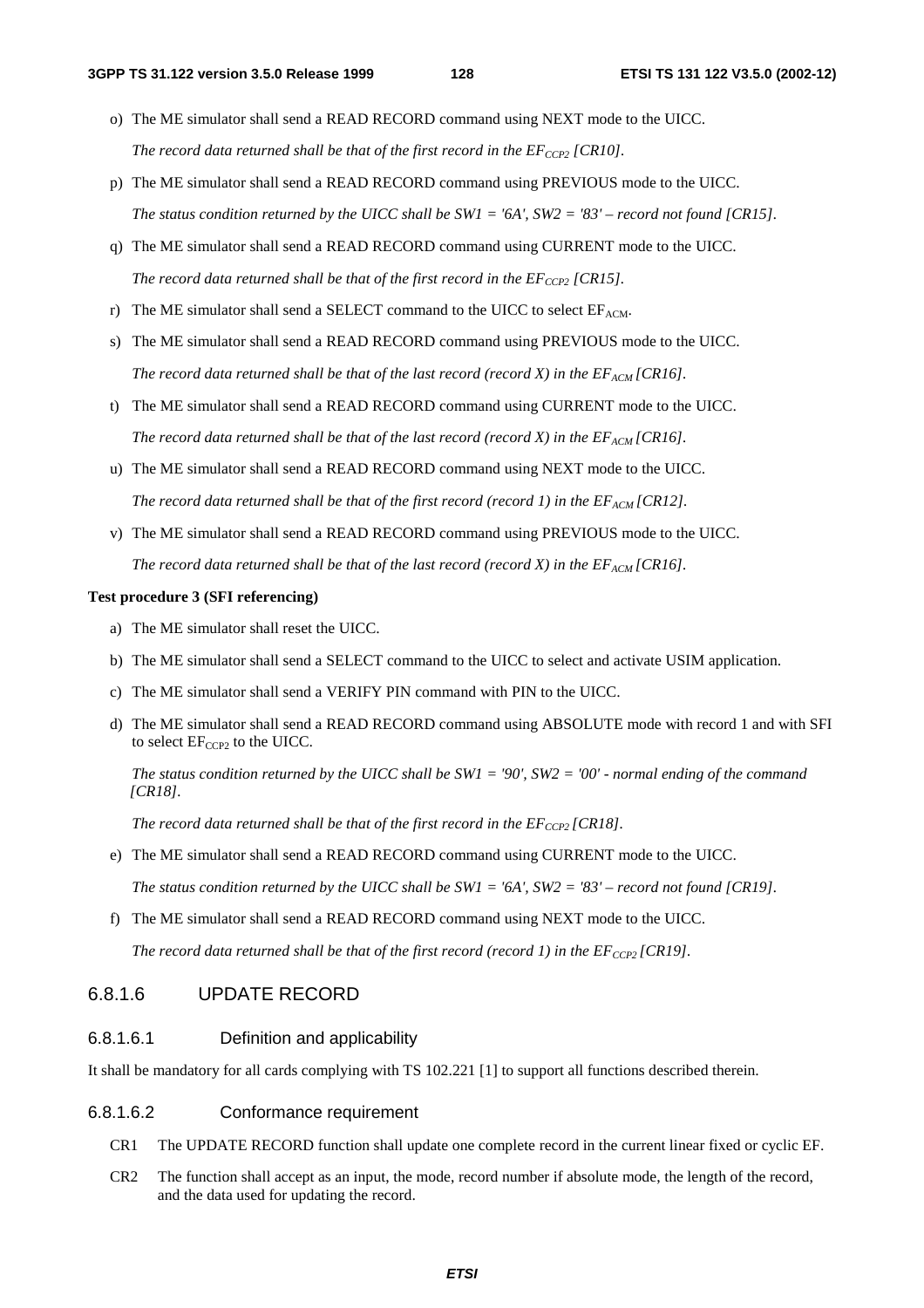o) The ME simulator shall send a READ RECORD command using NEXT mode to the UICC.

   *The record data returned shall be that of the first record in the $EF_{CCP2}$ [CR10].*

p) The ME simulator shall send a READ RECORD command using PREVIOUS mode to the UICC.

   *The status condition returned by the UICC shall be SW1 = '6A', SW2 = '83' – record not found [CR15].*

q) The ME simulator shall send a READ RECORD command using CURRENT mode to the UICC.

   *The record data returned shall be that of the first record in the $EF_{CCP2}$ [CR15].*

r) The ME simulator shall send a SELECT command to the UICC to select $EF_{ACM}$.

s) The ME simulator shall send a READ RECORD command using PREVIOUS mode to the UICC.

   *The record data returned shall be that of the last record (record X) in the $EF_{ACM}$ [CR16].*

t) The ME simulator shall send a READ RECORD command using CURRENT mode to the UICC.

   *The record data returned shall be that of the last record (record X) in the $EF_{ACM}$ [CR16].*

u) The ME simulator shall send a READ RECORD command using NEXT mode to the UICC.

   *The record data returned shall be that of the first record (record 1) in the $EF_{ACM}$ [CR12].*

v) The ME simulator shall send a READ RECORD command using PREVIOUS mode to the UICC.

   *The record data returned shall be that of the last record (record X) in the $EF_{ACM}$ [CR16].*

**Test procedure 3 (SFI referencing)**

a) The ME simulator shall reset the UICC.

b) The ME simulator shall send a SELECT command to the UICC to select and activate USIM application.

c) The ME simulator shall send a VERIFY PIN command with PIN to the UICC.

d) The ME simulator shall send a READ RECORD command using ABSOLUTE mode with record 1 and with SFI to select $EF_{CCP2}$ to the UICC.

   *The status condition returned by the UICC shall be SW1 = '90', SW2 = '00' - normal ending of the command [CR18].*

   *The record data returned shall be that of the first record in the $EF_{CCP2}$ [CR18].*

e) The ME simulator shall send a READ RECORD command using CURRENT mode to the UICC.

   *The status condition returned by the UICC shall be SW1 = '6A', SW2 = '83' – record not found [CR19].*

f) The ME simulator shall send a READ RECORD command using NEXT mode to the UICC.

   *The record data returned shall be that of the first record (record 1) in the $EF_{CCP2}$ [CR19].*

### 6.8.1.6 UPDATE RECORD

#### 6.8.1.6.1 Definition and applicability

It shall be mandatory for all cards complying with TS 102.221 [1] to support all functions described therein.

#### 6.8.1.6.2 Conformance requirement

CR1 The UPDATE RECORD function shall update one complete record in the current linear fixed or cyclic EF.

CR2 The function shall accept as an input, the mode, record number if absolute mode, the length of the record, and the data used for updating the record.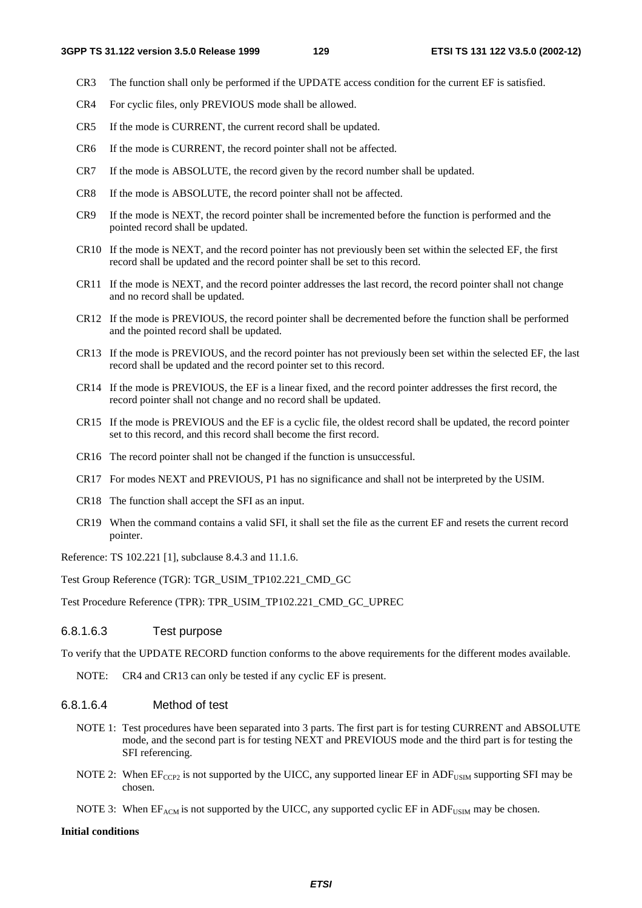CR3 The function shall only be performed if the UPDATE access condition for the current EF is satisfied.

CR4 For cyclic files, only PREVIOUS mode shall be allowed.

CR5 If the mode is CURRENT, the current record shall be updated.

CR6 If the mode is CURRENT, the record pointer shall not be affected.

CR7 If the mode is ABSOLUTE, the record given by the record number shall be updated.

CR8 If the mode is ABSOLUTE, the record pointer shall not be affected.

CR9 If the mode is NEXT, the record pointer shall be incremented before the function is performed and the pointed record shall be updated.

CR10 If the mode is NEXT, and the record pointer has not previously been set within the selected EF, the first record shall be updated and the record pointer shall be set to this record.

CR11 If the mode is NEXT, and the record pointer addresses the last record, the record pointer shall not change and no record shall be updated.

CR12 If the mode is PREVIOUS, the record pointer shall be decremented before the function shall be performed and the pointed record shall be updated.

CR13 If the mode is PREVIOUS, and the record pointer has not previously been set within the selected EF, the last record shall be updated and the record pointer set to this record.

CR14 If the mode is PREVIOUS, the EF is a linear fixed, and the record pointer addresses the first record, the record pointer shall not change and no record shall be updated.

CR15 If the mode is PREVIOUS and the EF is a cyclic file, the oldest record shall be updated, the record pointer set to this record, and this record shall become the first record.

CR16 The record pointer shall not be changed if the function is unsuccessful.

CR17 For modes NEXT and PREVIOUS, P1 has no significance and shall not be interpreted by the USIM.

CR18 The function shall accept the SFI as an input.

CR19 When the command contains a valid SFI, it shall set the file as the current EF and resets the current record pointer.

Reference: TS 102.221 [1], subclause 8.4.3 and 11.1.6.

Test Group Reference (TGR): TGR_USIM_TP102.221_CMD_GC

Test Procedure Reference (TPR): TPR_USIM_TP102.221_CMD_GC_UPREC

#### 6.8.1.6.3 Test purpose

To verify that the UPDATE RECORD function conforms to the above requirements for the different modes available.

NOTE: CR4 and CR13 can only be tested if any cyclic EF is present.

#### 6.8.1.6.4 Method of test

NOTE 1: Test procedures have been separated into 3 parts. The first part is for testing CURRENT and ABSOLUTE mode, and the second part is for testing NEXT and PREVIOUS mode and the third part is for testing the SFI referencing.

NOTE 2: When $EF_{CCP2}$ is not supported by the UICC, any supported linear EF in $ADF_{USIM}$ supporting SFI may be chosen.

NOTE 3: When $EF_{ACM}$ is not supported by the UICC, any supported cyclic EF in $ADF_{USIM}$ may be chosen.

**Initial conditions**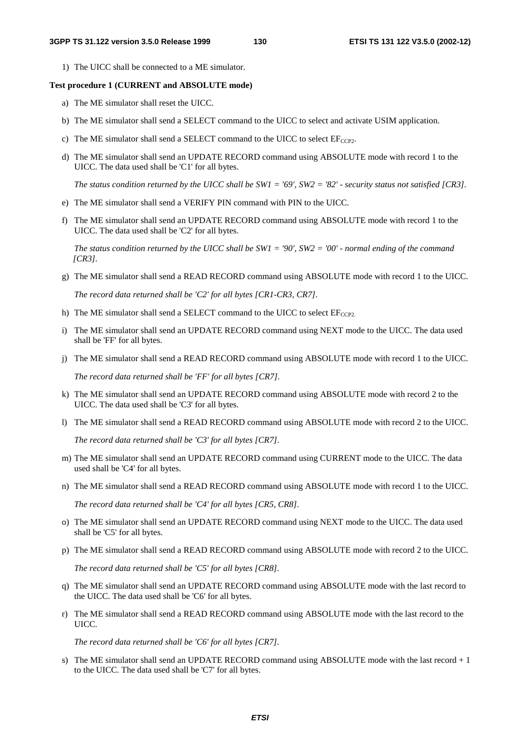1) The UICC shall be connected to a ME simulator.

**Test procedure 1 (CURRENT and ABSOLUTE mode)**

a) The ME simulator shall reset the UICC.

b) The ME simulator shall send a SELECT command to the UICC to select and activate USIM application.

c) The ME simulator shall send a SELECT command to the UICC to select $EF_{CCP2}$.

d) The ME simulator shall send an UPDATE RECORD command using ABSOLUTE mode with record 1 to the UICC. The data used shall be 'C1' for all bytes.

   *The status condition returned by the UICC shall be SW1 = '69', SW2 = '82' - security status not satisfied [CR3].*

e) The ME simulator shall send a VERIFY PIN command with PIN to the UICC.

f) The ME simulator shall send an UPDATE RECORD command using ABSOLUTE mode with record 1 to the UICC. The data used shall be 'C2' for all bytes.

   *The status condition returned by the UICC shall be SW1 = '90', SW2 = '00' - normal ending of the command [CR3].*

g) The ME simulator shall send a READ RECORD command using ABSOLUTE mode with record 1 to the UICC.

   *The record data returned shall be 'C2' for all bytes [CR1-CR3, CR7].*

h) The ME simulator shall send a SELECT command to the UICC to select $EF_{CCP2}$.

i) The ME simulator shall send an UPDATE RECORD command using NEXT mode to the UICC. The data used shall be 'FF' for all bytes.

j) The ME simulator shall send a READ RECORD command using ABSOLUTE mode with record 1 to the UICC.

   *The record data returned shall be 'FF' for all bytes [CR7].*

k) The ME simulator shall send an UPDATE RECORD command using ABSOLUTE mode with record 2 to the UICC. The data used shall be 'C3' for all bytes.

l) The ME simulator shall send a READ RECORD command using ABSOLUTE mode with record 2 to the UICC.

   *The record data returned shall be 'C3' for all bytes [CR7].*

m) The ME simulator shall send an UPDATE RECORD command using CURRENT mode to the UICC. The data used shall be 'C4' for all bytes.

n) The ME simulator shall send a READ RECORD command using ABSOLUTE mode with record 1 to the UICC.

   *The record data returned shall be 'C4' for all bytes [CR5, CR8].*

o) The ME simulator shall send an UPDATE RECORD command using NEXT mode to the UICC. The data used shall be 'C5' for all bytes.

p) The ME simulator shall send a READ RECORD command using ABSOLUTE mode with record 2 to the UICC.

   *The record data returned shall be 'C5' for all bytes [CR8].*

q) The ME simulator shall send an UPDATE RECORD command using ABSOLUTE mode with the last record to the UICC. The data used shall be 'C6' for all bytes.

r) The ME simulator shall send a READ RECORD command using ABSOLUTE mode with the last record to the UICC.

   *The record data returned shall be 'C6' for all bytes [CR7].*

s) The ME simulator shall send an UPDATE RECORD command using ABSOLUTE mode with the last record + 1 to the UICC. The data used shall be 'C7' for all bytes.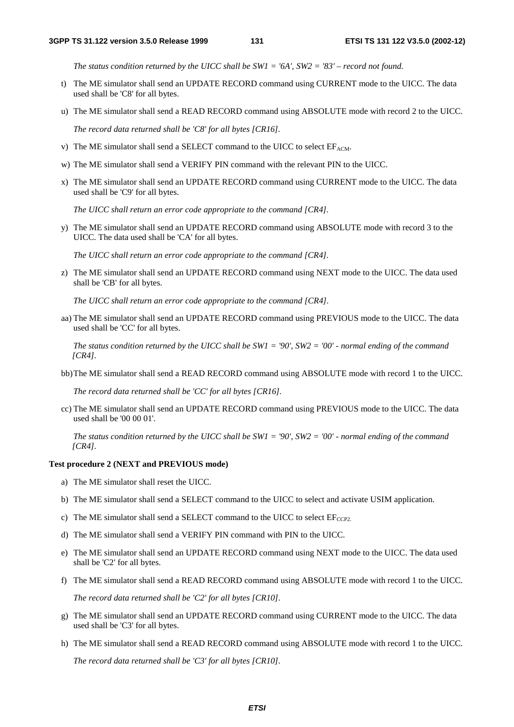*The status condition returned by the UICC shall be SW1 = '6A', SW2 = '83' – record not found.*

t) The ME simulator shall send an UPDATE RECORD command using CURRENT mode to the UICC. The data used shall be 'C8' for all bytes.

u) The ME simulator shall send a READ RECORD command using ABSOLUTE mode with record 2 to the UICC.

   *The record data returned shall be 'C8' for all bytes [CR16].*

v) The ME simulator shall send a SELECT command to the UICC to select $EF_{ACM}$.

w) The ME simulator shall send a VERIFY PIN command with the relevant PIN to the UICC.

x) The ME simulator shall send an UPDATE RECORD command using CURRENT mode to the UICC. The data used shall be 'C9' for all bytes.

   *The UICC shall return an error code appropriate to the command [CR4].*

y) The ME simulator shall send an UPDATE RECORD command using ABSOLUTE mode with record 3 to the UICC. The data used shall be 'CA' for all bytes.

   *The UICC shall return an error code appropriate to the command [CR4].*

z) The ME simulator shall send an UPDATE RECORD command using NEXT mode to the UICC. The data used shall be 'CB' for all bytes.

   *The UICC shall return an error code appropriate to the command [CR4].*

aa) The ME simulator shall send an UPDATE RECORD command using PREVIOUS mode to the UICC. The data used shall be 'CC' for all bytes.

   *The status condition returned by the UICC shall be SW1 = '90', SW2 = '00' - normal ending of the command [CR4].*

bb) The ME simulator shall send a READ RECORD command using ABSOLUTE mode with record 1 to the UICC.

   *The record data returned shall be 'CC' for all bytes [CR16].*

cc) The ME simulator shall send an UPDATE RECORD command using PREVIOUS mode to the UICC. The data used shall be '00 00 01'.

   *The status condition returned by the UICC shall be SW1 = '90', SW2 = '00' - normal ending of the command [CR4].*

**Test procedure 2 (NEXT and PREVIOUS mode)**

a) The ME simulator shall reset the UICC.

b) The ME simulator shall send a SELECT command to the UICC to select and activate USIM application.

c) The ME simulator shall send a SELECT command to the UICC to select $EF_{CCP2.}$

d) The ME simulator shall send a VERIFY PIN command with PIN to the UICC.

e) The ME simulator shall send an UPDATE RECORD command using NEXT mode to the UICC. The data used shall be 'C2' for all bytes.

f) The ME simulator shall send a READ RECORD command using ABSOLUTE mode with record 1 to the UICC.

   *The record data returned shall be 'C2' for all bytes [CR10].*

g) The ME simulator shall send an UPDATE RECORD command using CURRENT mode to the UICC. The data used shall be 'C3' for all bytes.

h) The ME simulator shall send a READ RECORD command using ABSOLUTE mode with record 1 to the UICC.

   *The record data returned shall be 'C3' for all bytes [CR10].*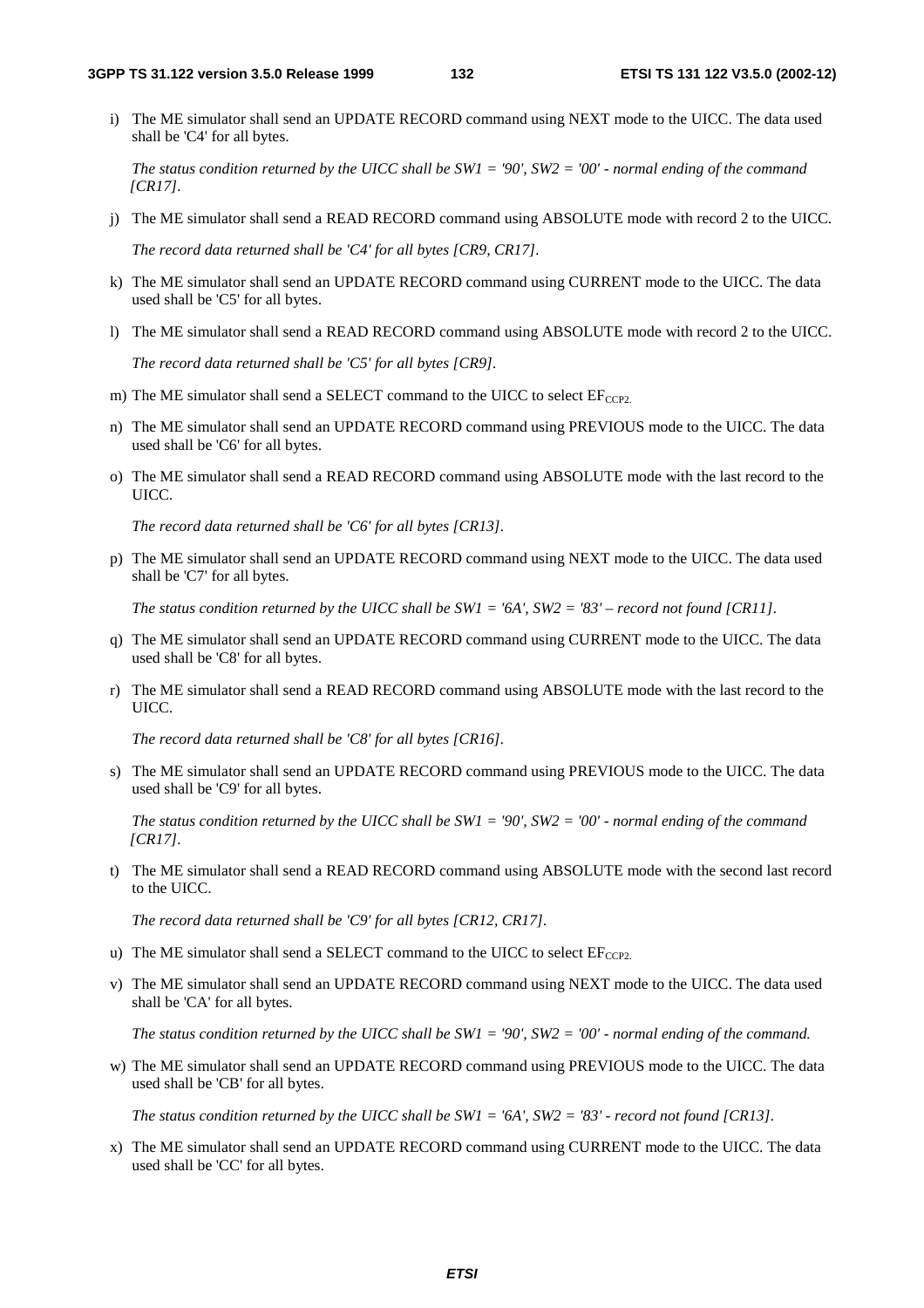i) The ME simulator shall send an UPDATE RECORD command using NEXT mode to the UICC. The data used shall be 'C4' for all bytes.

   *The status condition returned by the UICC shall be SW1 = '90', SW2 = '00' - normal ending of the command [CR17].*

j) The ME simulator shall send a READ RECORD command using ABSOLUTE mode with record 2 to the UICC.

   *The record data returned shall be 'C4' for all bytes [CR9, CR17].*

k) The ME simulator shall send an UPDATE RECORD command using CURRENT mode to the UICC. The data used shall be 'C5' for all bytes.

l) The ME simulator shall send a READ RECORD command using ABSOLUTE mode with record 2 to the UICC.

   *The record data returned shall be 'C5' for all bytes [CR9].*

m) The ME simulator shall send a SELECT command to the UICC to select $EF_{CCP2.}$

n) The ME simulator shall send an UPDATE RECORD command using PREVIOUS mode to the UICC. The data used shall be 'C6' for all bytes.

o) The ME simulator shall send a READ RECORD command using ABSOLUTE mode with the last record to the UICC.

   *The record data returned shall be 'C6' for all bytes [CR13].*

p) The ME simulator shall send an UPDATE RECORD command using NEXT mode to the UICC. The data used shall be 'C7' for all bytes.

   *The status condition returned by the UICC shall be SW1 = '6A', SW2 = '83' – record not found [CR11].*

q) The ME simulator shall send an UPDATE RECORD command using CURRENT mode to the UICC. The data used shall be 'C8' for all bytes.

r) The ME simulator shall send a READ RECORD command using ABSOLUTE mode with the last record to the UICC.

   *The record data returned shall be 'C8' for all bytes [CR16].*

s) The ME simulator shall send an UPDATE RECORD command using PREVIOUS mode to the UICC. The data used shall be 'C9' for all bytes.

   *The status condition returned by the UICC shall be SW1 = '90', SW2 = '00' - normal ending of the command [CR17].*

t) The ME simulator shall send a READ RECORD command using ABSOLUTE mode with the second last record to the UICC.

   *The record data returned shall be 'C9' for all bytes [CR12, CR17].*

u) The ME simulator shall send a SELECT command to the UICC to select $EF_{CCP2.}$

v) The ME simulator shall send an UPDATE RECORD command using NEXT mode to the UICC. The data used shall be 'CA' for all bytes.

   *The status condition returned by the UICC shall be SW1 = '90', SW2 = '00' - normal ending of the command.*

w) The ME simulator shall send an UPDATE RECORD command using PREVIOUS mode to the UICC. The data used shall be 'CB' for all bytes.

   *The status condition returned by the UICC shall be SW1 = '6A', SW2 = '83' - record not found [CR13].*

x) The ME simulator shall send an UPDATE RECORD command using CURRENT mode to the UICC. The data used shall be 'CC' for all bytes.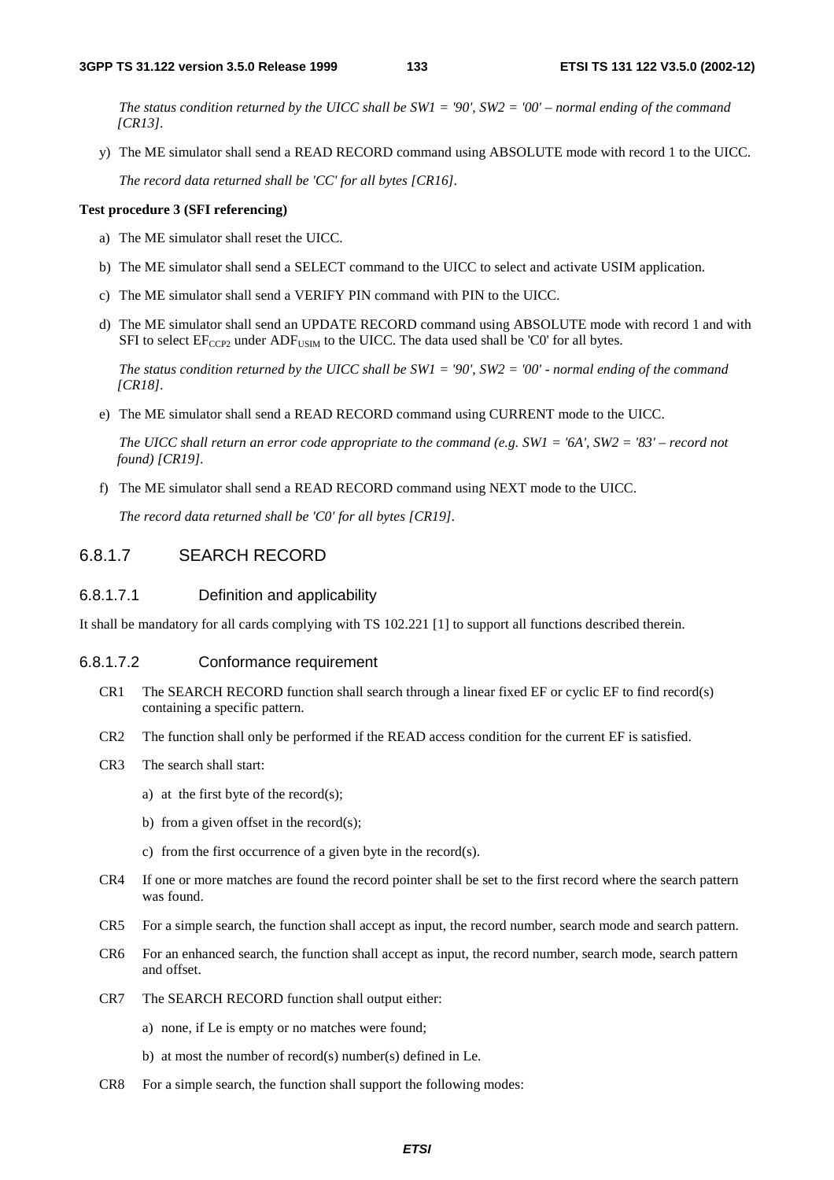*The status condition returned by the UICC shall be SW1 = '90', SW2 = '00' – normal ending of the command [CR13].*

y) The ME simulator shall send a READ RECORD command using ABSOLUTE mode with record 1 to the UICC.

*The record data returned shall be 'CC' for all bytes [CR16].*

**Test procedure 3 (SFI referencing)**

a) The ME simulator shall reset the UICC.

b) The ME simulator shall send a SELECT command to the UICC to select and activate USIM application.

c) The ME simulator shall send a VERIFY PIN command with PIN to the UICC.

d) The ME simulator shall send an UPDATE RECORD command using ABSOLUTE mode with record 1 and with SFI to select $EF_{CCP2}$ under $ADF_{USIM}$ to the UICC. The data used shall be 'C0' for all bytes.

*The status condition returned by the UICC shall be SW1 = '90', SW2 = '00' - normal ending of the command [CR18].*

e) The ME simulator shall send a READ RECORD command using CURRENT mode to the UICC.

*The UICC shall return an error code appropriate to the command (e.g. SW1 = '6A', SW2 = '83' – record not found) [CR19].*

f) The ME simulator shall send a READ RECORD command using NEXT mode to the UICC.

*The record data returned shall be 'C0' for all bytes [CR19].*

### 6.8.1.7 SEARCH RECORD

#### 6.8.1.7.1 Definition and applicability

It shall be mandatory for all cards complying with TS 102.221 [1] to support all functions described therein.

#### 6.8.1.7.2 Conformance requirement

CR1 The SEARCH RECORD function shall search through a linear fixed EF or cyclic EF to find record(s) containing a specific pattern.

CR2 The function shall only be performed if the READ access condition for the current EF is satisfied.

CR3 The search shall start:

a) at the first byte of the record(s);

b) from a given offset in the record(s);

c) from the first occurrence of a given byte in the record(s).

CR4 If one or more matches are found the record pointer shall be set to the first record where the search pattern was found.

CR5 For a simple search, the function shall accept as input, the record number, search mode and search pattern.

CR6 For an enhanced search, the function shall accept as input, the record number, search mode, search pattern and offset.

CR7 The SEARCH RECORD function shall output either:

a) none, if Le is empty or no matches were found;

b) at most the number of record(s) number(s) defined in Le.

CR8 For a simple search, the function shall support the following modes: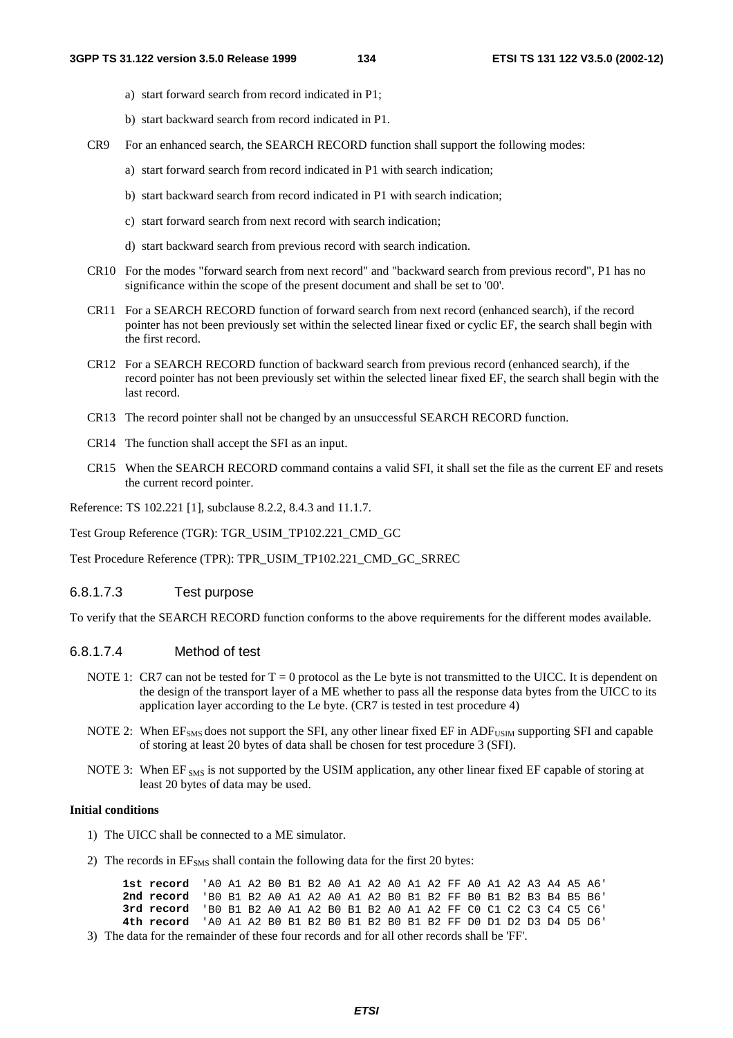a) start forward search from record indicated in P1;

b) start backward search from record indicated in P1.

CR9 For an enhanced search, the SEARCH RECORD function shall support the following modes:

a) start forward search from record indicated in P1 with search indication;

b) start backward search from record indicated in P1 with search indication;

c) start forward search from next record with search indication;

d) start backward search from previous record with search indication.

CR10 For the modes "forward search from next record" and "backward search from previous record", P1 has no significance within the scope of the present document and shall be set to '00'.

CR11 For a SEARCH RECORD function of forward search from next record (enhanced search), if the record pointer has not been previously set within the selected linear fixed or cyclic EF, the search shall begin with the first record.

CR12 For a SEARCH RECORD function of backward search from previous record (enhanced search), if the record pointer has not been previously set within the selected linear fixed EF, the search shall begin with the last record.

CR13 The record pointer shall not be changed by an unsuccessful SEARCH RECORD function.

CR14 The function shall accept the SFI as an input.

CR15 When the SEARCH RECORD command contains a valid SFI, it shall set the file as the current EF and resets the current record pointer.

Reference: TS 102.221 [1], subclause 8.2.2, 8.4.3 and 11.1.7.

Test Group Reference (TGR): TGR_USIM_TP102.221_CMD_GC

Test Procedure Reference (TPR): TPR_USIM_TP102.221_CMD_GC_SRREC

#### 6.8.1.7.3 Test purpose

To verify that the SEARCH RECORD function conforms to the above requirements for the different modes available.

#### 6.8.1.7.4 Method of test

NOTE 1: CR7 can not be tested for T = 0 protocol as the Le byte is not transmitted to the UICC. It is dependent on the design of the transport layer of a ME whether to pass all the response data bytes from the UICC to its application layer according to the Le byte. (CR7 is tested in test procedure 4)

NOTE 2: When $EF_{SMS}$ does not support the SFI, any other linear fixed EF in $ADF_{USIM}$ supporting SFI and capable of storing at least 20 bytes of data shall be chosen for test procedure 3 (SFI).

NOTE 3: When $EF_{SMS}$ is not supported by the USIM application, any other linear fixed EF capable of storing at least 20 bytes of data may be used.

**Initial conditions**

1) The UICC shall be connected to a ME simulator.

2) The records in $EF_{SMS}$ shall contain the following data for the first 20 bytes:

```
1st record  'A0 A1 A2 B0 B1 B2 A0 A1 A2 A0 A1 A2 FF A0 A1 A2 A3 A4 A5 A6'
2nd record  'B0 B1 B2 A0 A1 A2 A0 A1 A2 B0 B1 B2 FF B0 B1 B2 B3 B4 B5 B6'
3rd record  'B0 B1 B2 A0 A1 A2 B0 B1 B2 A0 A1 A2 FF C0 C1 C2 C3 C4 C5 C6'
4th record  'A0 A1 A2 B0 B1 B2 B0 B1 B2 B0 B1 B2 FF D0 D1 D2 D3 D4 D5 D6'
```

3) The data for the remainder of these four records and for all other records shall be 'FF'.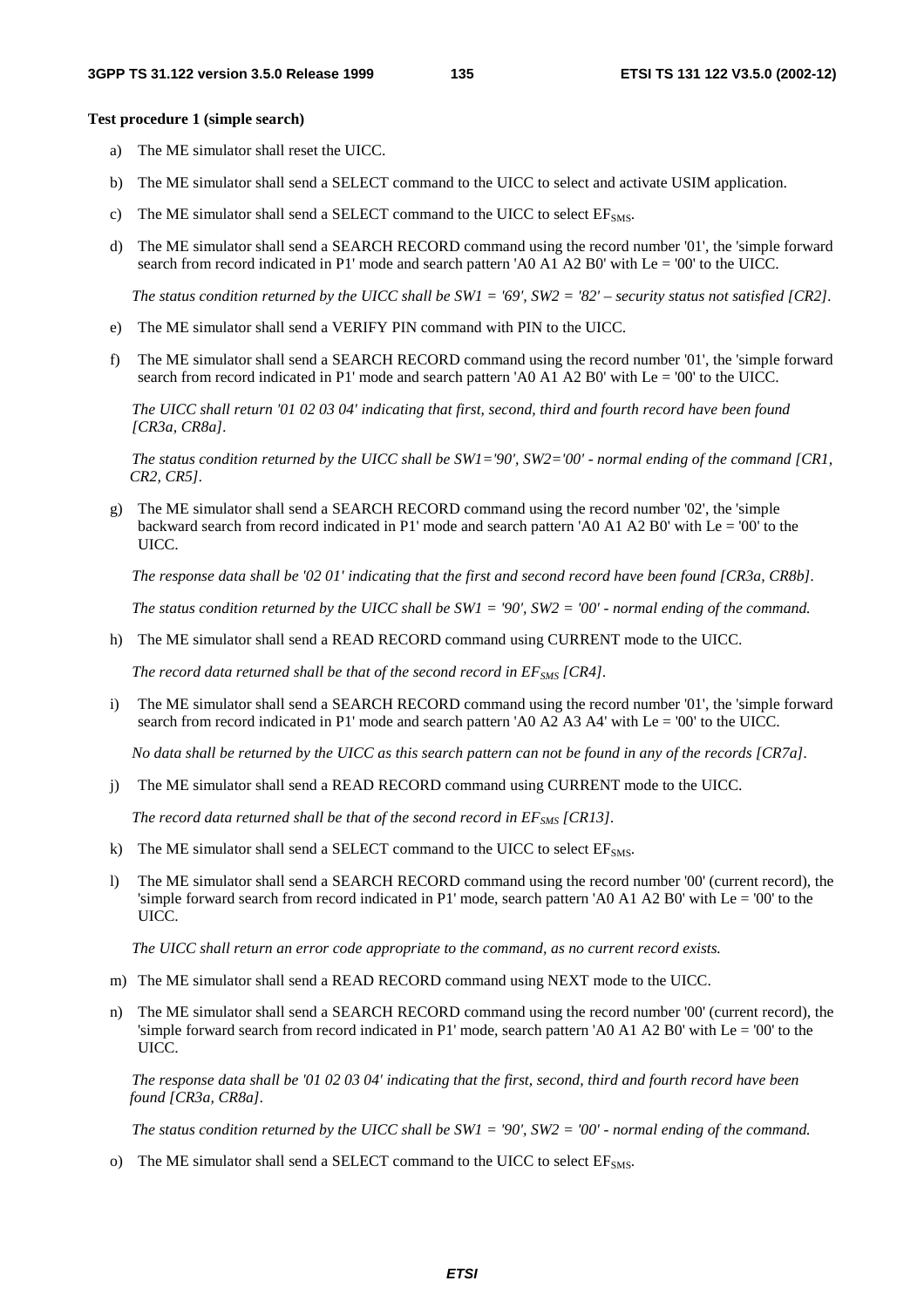**Test procedure 1 (simple search)**

a) The ME simulator shall reset the UICC.

b) The ME simulator shall send a SELECT command to the UICC to select and activate USIM application.

c) The ME simulator shall send a SELECT command to the UICC to select $EF_{SMS}$.

d) The ME simulator shall send a SEARCH RECORD command using the record number '01', the 'simple forward search from record indicated in P1' mode and search pattern 'A0 A1 A2 B0' with Le = '00' to the UICC.

*The status condition returned by the UICC shall be SW1 = '69', SW2 = '82' – security status not satisfied [CR2].*

e) The ME simulator shall send a VERIFY PIN command with PIN to the UICC.

f) The ME simulator shall send a SEARCH RECORD command using the record number '01', the 'simple forward search from record indicated in P1' mode and search pattern 'A0 A1 A2 B0' with Le = '00' to the UICC.

*The UICC shall return '01 02 03 04' indicating that first, second, third and fourth record have been found [CR3a, CR8a].*

*The status condition returned by the UICC shall be SW1='90', SW2='00' - normal ending of the command [CR1, CR2, CR5].*

g) The ME simulator shall send a SEARCH RECORD command using the record number '02', the 'simple backward search from record indicated in P1' mode and search pattern 'A0 A1 A2 B0' with Le = '00' to the UICC.

*The response data shall be '02 01' indicating that the first and second record have been found [CR3a, CR8b].*

*The status condition returned by the UICC shall be SW1 = '90', SW2 = '00' - normal ending of the command.*

h) The ME simulator shall send a READ RECORD command using CURRENT mode to the UICC.

*The record data returned shall be that of the second record in $EF_{SMS}$ [CR4].*

i) The ME simulator shall send a SEARCH RECORD command using the record number '01', the 'simple forward search from record indicated in P1' mode and search pattern 'A0 A2 A3 A4' with Le = '00' to the UICC.

*No data shall be returned by the UICC as this search pattern can not be found in any of the records [CR7a].*

j) The ME simulator shall send a READ RECORD command using CURRENT mode to the UICC.

*The record data returned shall be that of the second record in $EF_{SMS}$ [CR13].*

k) The ME simulator shall send a SELECT command to the UICC to select $EF_{SMS}$.

l) The ME simulator shall send a SEARCH RECORD command using the record number '00' (current record), the 'simple forward search from record indicated in P1' mode, search pattern 'A0 A1 A2 B0' with Le = '00' to the UICC.

*The UICC shall return an error code appropriate to the command, as no current record exists.*

m) The ME simulator shall send a READ RECORD command using NEXT mode to the UICC.

n) The ME simulator shall send a SEARCH RECORD command using the record number '00' (current record), the 'simple forward search from record indicated in P1' mode, search pattern 'A0 A1 A2 B0' with Le = '00' to the UICC.

*The response data shall be '01 02 03 04' indicating that the first, second, third and fourth record have been found [CR3a, CR8a].*

*The status condition returned by the UICC shall be SW1 = '90', SW2 = '00' - normal ending of the command.*

o) The ME simulator shall send a SELECT command to the UICC to select $EF_{SMS}$.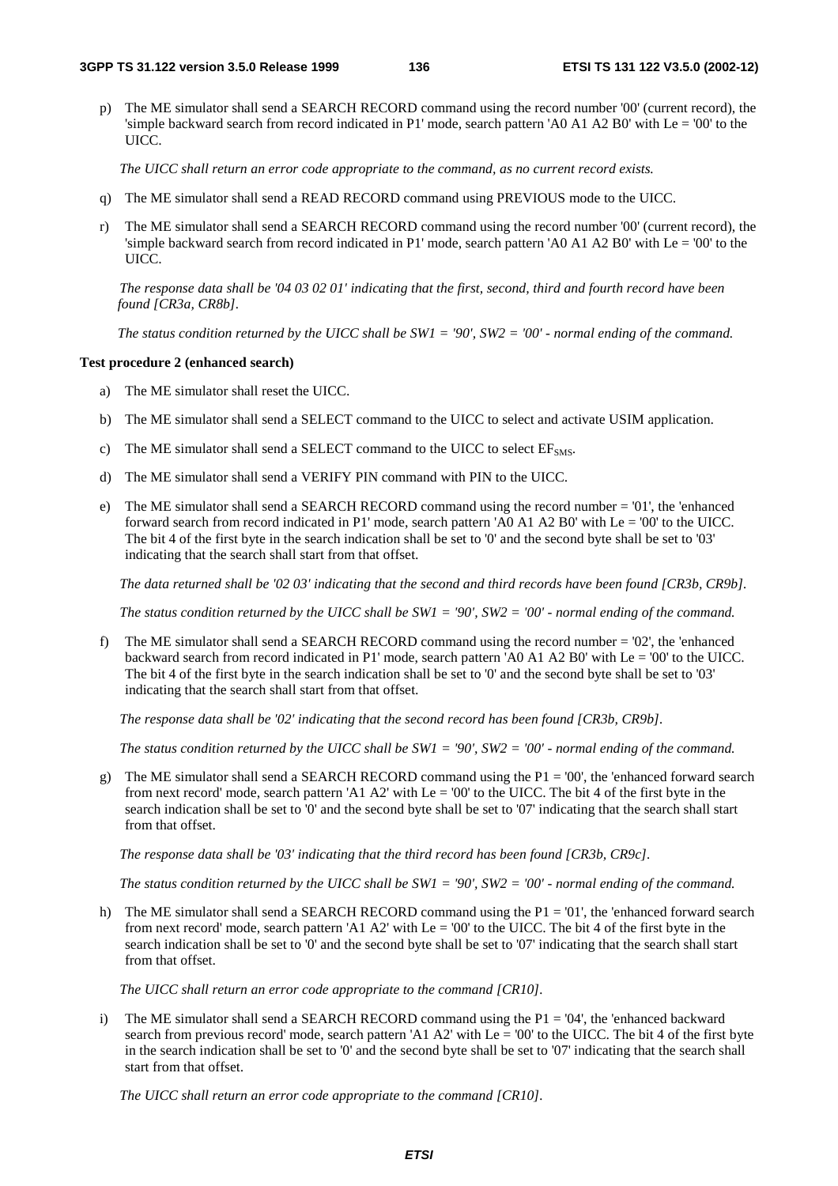p) The ME simulator shall send a SEARCH RECORD command using the record number '00' (current record), the 'simple backward search from record indicated in P1' mode, search pattern 'A0 A1 A2 B0' with Le = '00' to the UICC.

*The UICC shall return an error code appropriate to the command, as no current record exists.*

q) The ME simulator shall send a READ RECORD command using PREVIOUS mode to the UICC.

r) The ME simulator shall send a SEARCH RECORD command using the record number '00' (current record), the 'simple backward search from record indicated in P1' mode, search pattern 'A0 A1 A2 B0' with Le = '00' to the UICC.

*The response data shall be '04 03 02 01' indicating that the first, second, third and fourth record have been found [CR3a, CR8b].*

*The status condition returned by the UICC shall be SW1 = '90', SW2 = '00' - normal ending of the command.*

**Test procedure 2 (enhanced search)**

a) The ME simulator shall reset the UICC.

b) The ME simulator shall send a SELECT command to the UICC to select and activate USIM application.

c) The ME simulator shall send a SELECT command to the UICC to select $EF_{SMS}$.

d) The ME simulator shall send a VERIFY PIN command with PIN to the UICC.

e) The ME simulator shall send a SEARCH RECORD command using the record number = '01', the 'enhanced forward search from record indicated in P1' mode, search pattern 'A0 A1 A2 B0' with Le = '00' to the UICC. The bit 4 of the first byte in the search indication shall be set to '0' and the second byte shall be set to '03' indicating that the search shall start from that offset.

*The data returned shall be '02 03' indicating that the second and third records have been found [CR3b, CR9b].*

*The status condition returned by the UICC shall be SW1 = '90', SW2 = '00' - normal ending of the command.*

f) The ME simulator shall send a SEARCH RECORD command using the record number = '02', the 'enhanced backward search from record indicated in P1' mode, search pattern 'A0 A1 A2 B0' with Le = '00' to the UICC. The bit 4 of the first byte in the search indication shall be set to '0' and the second byte shall be set to '03' indicating that the search shall start from that offset.

*The response data shall be '02' indicating that the second record has been found [CR3b, CR9b].*

*The status condition returned by the UICC shall be SW1 = '90', SW2 = '00' - normal ending of the command.*

g) The ME simulator shall send a SEARCH RECORD command using the P1 = '00', the 'enhanced forward search from next record' mode, search pattern 'A1 A2' with Le = '00' to the UICC. The bit 4 of the first byte in the search indication shall be set to '0' and the second byte shall be set to '07' indicating that the search shall start from that offset.

*The response data shall be '03' indicating that the third record has been found [CR3b, CR9c].*

*The status condition returned by the UICC shall be SW1 = '90', SW2 = '00' - normal ending of the command.*

h) The ME simulator shall send a SEARCH RECORD command using the P1 = '01', the 'enhanced forward search from next record' mode, search pattern 'A1 A2' with Le = '00' to the UICC. The bit 4 of the first byte in the search indication shall be set to '0' and the second byte shall be set to '07' indicating that the search shall start from that offset.

*The UICC shall return an error code appropriate to the command [CR10].*

i) The ME simulator shall send a SEARCH RECORD command using the P1 = '04', the 'enhanced backward search from previous record' mode, search pattern 'A1 A2' with Le = '00' to the UICC. The bit 4 of the first byte in the search indication shall be set to '0' and the second byte shall be set to '07' indicating that the search shall start from that offset.

*The UICC shall return an error code appropriate to the command [CR10].*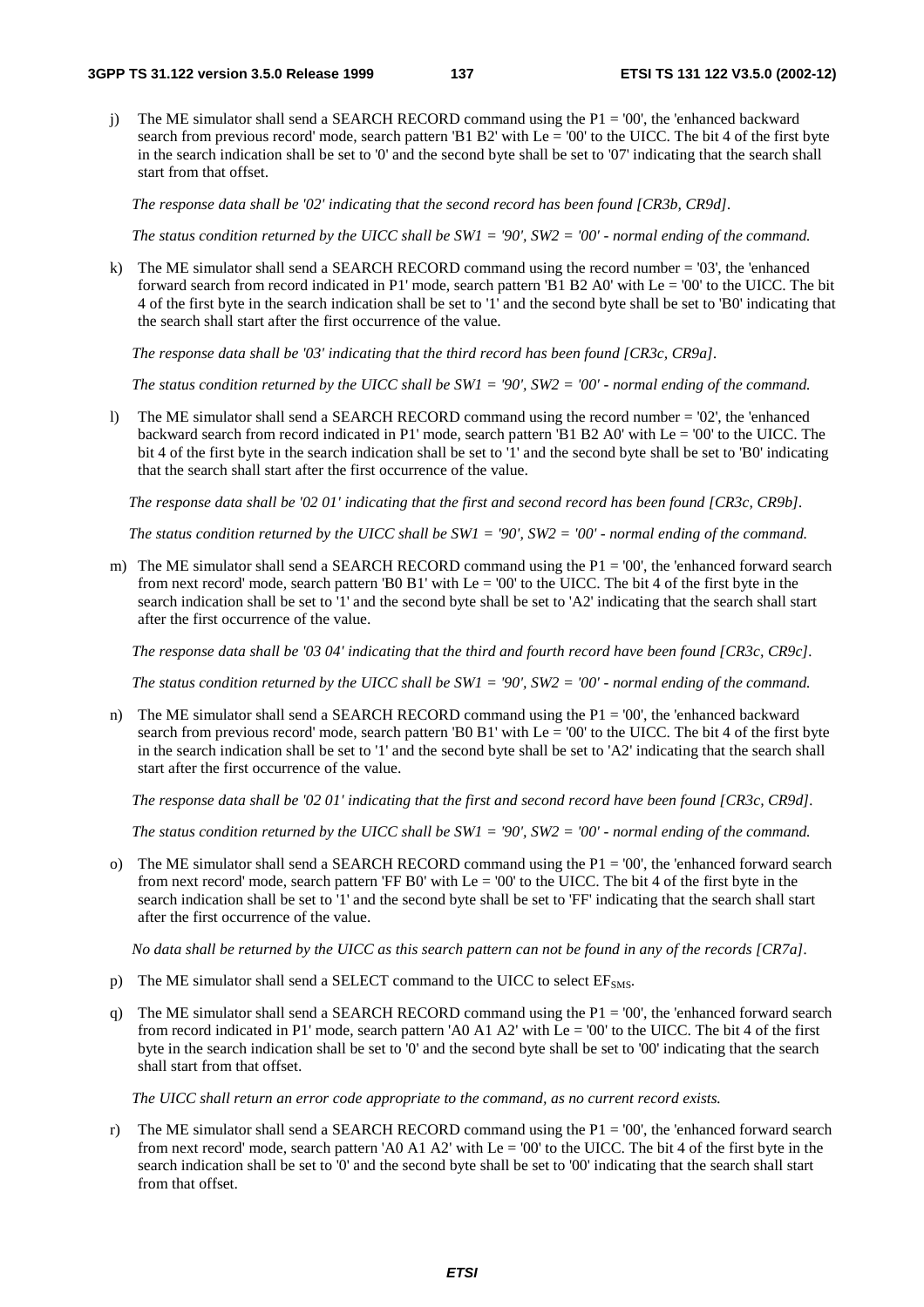j) The ME simulator shall send a SEARCH RECORD command using the P1 = '00', the 'enhanced backward search from previous record' mode, search pattern 'B1 B2' with Le = '00' to the UICC. The bit 4 of the first byte in the search indication shall be set to '0' and the second byte shall be set to '07' indicating that the search shall start from that offset.

   *The response data shall be '02' indicating that the second record has been found [CR3b, CR9d].*

   *The status condition returned by the UICC shall be SW1 = '90', SW2 = '00' - normal ending of the command.*

k) The ME simulator shall send a SEARCH RECORD command using the record number = '03', the 'enhanced forward search from record indicated in P1' mode, search pattern 'B1 B2 A0' with Le = '00' to the UICC. The bit 4 of the first byte in the search indication shall be set to '1' and the second byte shall be set to 'B0' indicating that the search shall start after the first occurrence of the value.

   *The response data shall be '03' indicating that the third record has been found [CR3c, CR9a].*

   *The status condition returned by the UICC shall be SW1 = '90', SW2 = '00' - normal ending of the command.*

l) The ME simulator shall send a SEARCH RECORD command using the record number = '02', the 'enhanced backward search from record indicated in P1' mode, search pattern 'B1 B2 A0' with Le = '00' to the UICC. The bit 4 of the first byte in the search indication shall be set to '1' and the second byte shall be set to 'B0' indicating that the search shall start after the first occurrence of the value.

   *The response data shall be '02 01' indicating that the first and second record has been found [CR3c, CR9b].*

   *The status condition returned by the UICC shall be SW1 = '90', SW2 = '00' - normal ending of the command.*

m) The ME simulator shall send a SEARCH RECORD command using the P1 = '00', the 'enhanced forward search from next record' mode, search pattern 'B0 B1' with Le = '00' to the UICC. The bit 4 of the first byte in the search indication shall be set to '1' and the second byte shall be set to 'A2' indicating that the search shall start after the first occurrence of the value.

   *The response data shall be '03 04' indicating that the third and fourth record have been found [CR3c, CR9c].*

   *The status condition returned by the UICC shall be SW1 = '90', SW2 = '00' - normal ending of the command.*

n) The ME simulator shall send a SEARCH RECORD command using the P1 = '00', the 'enhanced backward search from previous record' mode, search pattern 'B0 B1' with Le = '00' to the UICC. The bit 4 of the first byte in the search indication shall be set to '1' and the second byte shall be set to 'A2' indicating that the search shall start after the first occurrence of the value.

   *The response data shall be '02 01' indicating that the first and second record have been found [CR3c, CR9d].*

   *The status condition returned by the UICC shall be SW1 = '90', SW2 = '00' - normal ending of the command.*

o) The ME simulator shall send a SEARCH RECORD command using the P1 = '00', the 'enhanced forward search from next record' mode, search pattern 'FF B0' with Le = '00' to the UICC. The bit 4 of the first byte in the search indication shall be set to '1' and the second byte shall be set to 'FF' indicating that the search shall start after the first occurrence of the value.

   *No data shall be returned by the UICC as this search pattern can not be found in any of the records [CR7a].*

p) The ME simulator shall send a SELECT command to the UICC to select $EF_{SMS}$.

q) The ME simulator shall send a SEARCH RECORD command using the P1 = '00', the 'enhanced forward search from record indicated in P1' mode, search pattern 'A0 A1 A2' with Le = '00' to the UICC. The bit 4 of the first byte in the search indication shall be set to '0' and the second byte shall be set to '00' indicating that the search shall start from that offset.

   *The UICC shall return an error code appropriate to the command, as no current record exists.*

r) The ME simulator shall send a SEARCH RECORD command using the P1 = '00', the 'enhanced forward search from next record' mode, search pattern 'A0 A1 A2' with Le = '00' to the UICC. The bit 4 of the first byte in the search indication shall be set to '0' and the second byte shall be set to '00' indicating that the search shall start from that offset.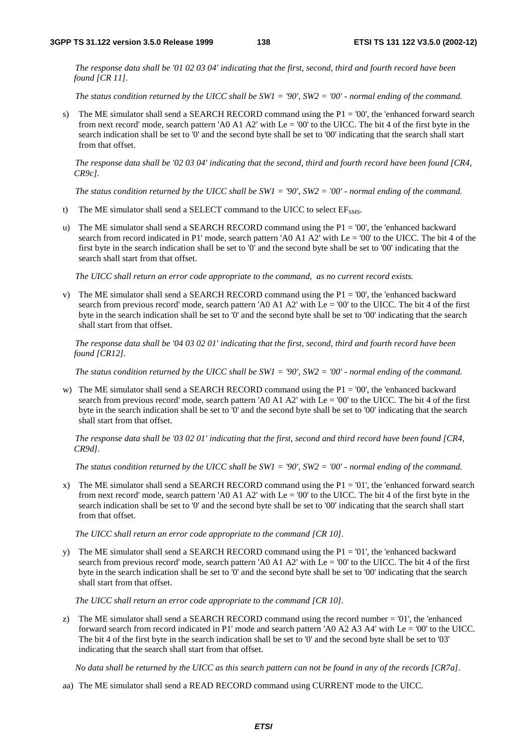*The response data shall be '01 02 03 04' indicating that the first, second, third and fourth record have been found [CR 11].*

*The status condition returned by the UICC shall be SW1 = '90', SW2 = '00' - normal ending of the command.*

s) The ME simulator shall send a SEARCH RECORD command using the P1 = '00', the 'enhanced forward search from next record' mode, search pattern 'A0 A1 A2' with Le = '00' to the UICC. The bit 4 of the first byte in the search indication shall be set to '0' and the second byte shall be set to '00' indicating that the search shall start from that offset.

*The response data shall be '02 03 04' indicating that the second, third and fourth record have been found [CR4, CR9c].*

*The status condition returned by the UICC shall be SW1 = '90', SW2 = '00' - normal ending of the command.*

t) The ME simulator shall send a SELECT command to the UICC to select $EF_{SMS}$.

u) The ME simulator shall send a SEARCH RECORD command using the P1 = '00', the 'enhanced backward search from record indicated in P1' mode, search pattern 'A0 A1 A2' with Le = '00' to the UICC. The bit 4 of the first byte in the search indication shall be set to '0' and the second byte shall be set to '00' indicating that the search shall start from that offset.

*The UICC shall return an error code appropriate to the command, as no current record exists.*

v) The ME simulator shall send a SEARCH RECORD command using the P1 = '00', the 'enhanced backward search from previous record' mode, search pattern 'A0 A1 A2' with Le = '00' to the UICC. The bit 4 of the first byte in the search indication shall be set to '0' and the second byte shall be set to '00' indicating that the search shall start from that offset.

*The response data shall be '04 03 02 01' indicating that the first, second, third and fourth record have been found [CR12].*

*The status condition returned by the UICC shall be SW1 = '90', SW2 = '00' - normal ending of the command.*

w) The ME simulator shall send a SEARCH RECORD command using the P1 = '00', the 'enhanced backward search from previous record' mode, search pattern 'A0 A1 A2' with Le = '00' to the UICC. The bit 4 of the first byte in the search indication shall be set to '0' and the second byte shall be set to '00' indicating that the search shall start from that offset.

*The response data shall be '03 02 01' indicating that the first, second and third record have been found [CR4, CR9d].*

*The status condition returned by the UICC shall be SW1 = '90', SW2 = '00' - normal ending of the command.*

x) The ME simulator shall send a SEARCH RECORD command using the P1 = '01', the 'enhanced forward search from next record' mode, search pattern 'A0 A1 A2' with Le = '00' to the UICC. The bit 4 of the first byte in the search indication shall be set to '0' and the second byte shall be set to '00' indicating that the search shall start from that offset.

*The UICC shall return an error code appropriate to the command [CR 10].*

y) The ME simulator shall send a SEARCH RECORD command using the P1 = '01', the 'enhanced backward search from previous record' mode, search pattern 'A0 A1 A2' with Le = '00' to the UICC. The bit 4 of the first byte in the search indication shall be set to '0' and the second byte shall be set to '00' indicating that the search shall start from that offset.

*The UICC shall return an error code appropriate to the command [CR 10].*

z) The ME simulator shall send a SEARCH RECORD command using the record number = '01', the 'enhanced forward search from record indicated in P1' mode and search pattern 'A0 A2 A3 A4' with Le = '00' to the UICC. The bit 4 of the first byte in the search indication shall be set to '0' and the second byte shall be set to '03' indicating that the search shall start from that offset.

*No data shall be returned by the UICC as this search pattern can not be found in any of the records [CR7a].*

aa) The ME simulator shall send a READ RECORD command using CURRENT mode to the UICC.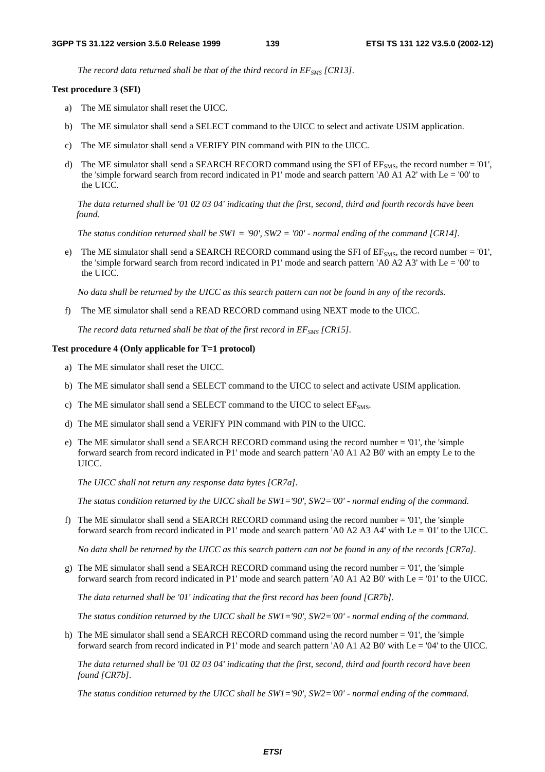*The record data returned shall be that of the third record in $EF_{SMS}$ [CR13].*

**Test procedure 3 (SFI)**

a) The ME simulator shall reset the UICC.

b) The ME simulator shall send a SELECT command to the UICC to select and activate USIM application.

c) The ME simulator shall send a VERIFY PIN command with PIN to the UICC.

d) The ME simulator shall send a SEARCH RECORD command using the SFI of $EF_{SMS}$, the record number = '01', the 'simple forward search from record indicated in P1' mode and search pattern 'A0 A1 A2' with Le = '00' to the UICC.

*The data returned shall be '01 02 03 04' indicating that the first, second, third and fourth records have been found.*

*The status condition returned shall be SW1 = '90', SW2 = '00' - normal ending of the command [CR14].*

e) The ME simulator shall send a SEARCH RECORD command using the SFI of $EF_{SMS}$, the record number = '01', the 'simple forward search from record indicated in P1' mode and search pattern 'A0 A2 A3' with Le = '00' to the UICC.

*No data shall be returned by the UICC as this search pattern can not be found in any of the records.*

f) The ME simulator shall send a READ RECORD command using NEXT mode to the UICC.

*The record data returned shall be that of the first record in $EF_{SMS}$ [CR15].*

**Test procedure 4 (Only applicable for T=1 protocol)**

a) The ME simulator shall reset the UICC.

b) The ME simulator shall send a SELECT command to the UICC to select and activate USIM application.

c) The ME simulator shall send a SELECT command to the UICC to select $EF_{SMS}$.

d) The ME simulator shall send a VERIFY PIN command with PIN to the UICC.

e) The ME simulator shall send a SEARCH RECORD command using the record number = '01', the 'simple forward search from record indicated in P1' mode and search pattern 'A0 A1 A2 B0' with an empty Le to the UICC.

*The UICC shall not return any response data bytes [CR7a].*

*The status condition returned by the UICC shall be SW1='90', SW2='00' - normal ending of the command.*

f) The ME simulator shall send a SEARCH RECORD command using the record number = '01', the 'simple forward search from record indicated in P1' mode and search pattern 'A0 A2 A3 A4' with Le = '01' to the UICC.

*No data shall be returned by the UICC as this search pattern can not be found in any of the records [CR7a].*

g) The ME simulator shall send a SEARCH RECORD command using the record number = '01', the 'simple forward search from record indicated in P1' mode and search pattern 'A0 A1 A2 B0' with Le = '01' to the UICC.

*The data returned shall be '01' indicating that the first record has been found [CR7b].*

*The status condition returned by the UICC shall be SW1='90', SW2='00' - normal ending of the command.*

h) The ME simulator shall send a SEARCH RECORD command using the record number = '01', the 'simple forward search from record indicated in P1' mode and search pattern 'A0 A1 A2 B0' with Le = '04' to the UICC.

*The data returned shall be '01 02 03 04' indicating that the first, second, third and fourth record have been found [CR7b].*

*The status condition returned by the UICC shall be SW1='90', SW2='00' - normal ending of the command.*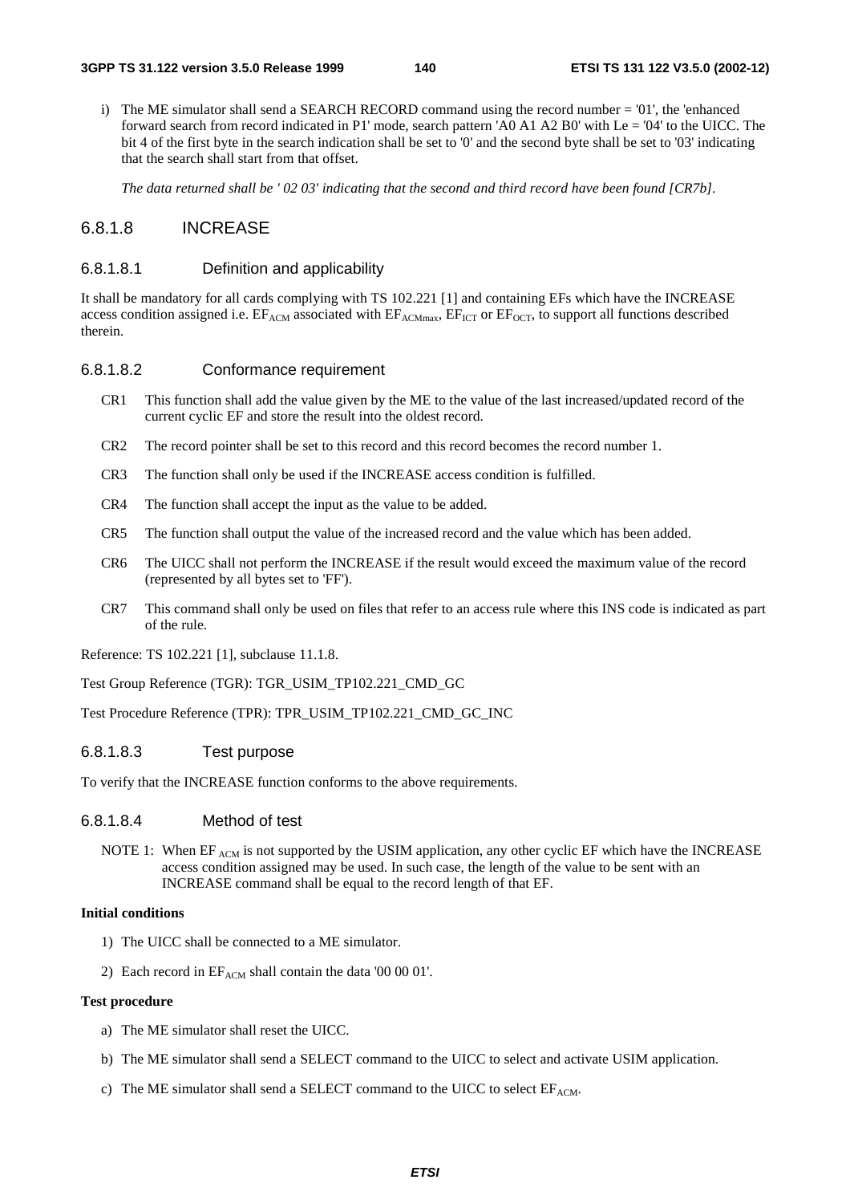i) The ME simulator shall send a SEARCH RECORD command using the record number = '01', the 'enhanced forward search from record indicated in P1' mode, search pattern 'A0 A1 A2 B0' with Le = '04' to the UICC. The bit 4 of the first byte in the search indication shall be set to '0' and the second byte shall be set to '03' indicating that the search shall start from that offset.

   *The data returned shall be ' 02 03' indicating that the second and third record have been found [CR7b].*

### 6.8.1.8 INCREASE

#### 6.8.1.8.1 Definition and applicability

It shall be mandatory for all cards complying with TS 102.221 [1] and containing EFs which have the INCREASE access condition assigned i.e. $EF_{ACM}$ associated with $EF_{ACMmax}$, $EF_{ICT}$ or $EF_{OCT}$, to support all functions described therein.

#### 6.8.1.8.2 Conformance requirement

CR1 This function shall add the value given by the ME to the value of the last increased/updated record of the current cyclic EF and store the result into the oldest record.

CR2 The record pointer shall be set to this record and this record becomes the record number 1.

CR3 The function shall only be used if the INCREASE access condition is fulfilled.

CR4 The function shall accept the input as the value to be added.

CR5 The function shall output the value of the increased record and the value which has been added.

CR6 The UICC shall not perform the INCREASE if the result would exceed the maximum value of the record (represented by all bytes set to 'FF').

CR7 This command shall only be used on files that refer to an access rule where this INS code is indicated as part of the rule.

Reference: TS 102.221 [1], subclause 11.1.8.

Test Group Reference (TGR): TGR_USIM_TP102.221_CMD_GC

Test Procedure Reference (TPR): TPR_USIM_TP102.221_CMD_GC_INC

#### 6.8.1.8.3 Test purpose

To verify that the INCREASE function conforms to the above requirements.

#### 6.8.1.8.4 Method of test

NOTE 1: When $EF_{ACM}$ is not supported by the USIM application, any other cyclic EF which have the INCREASE access condition assigned may be used. In such case, the length of the value to be sent with an INCREASE command shall be equal to the record length of that EF.

**Initial conditions**

1) The UICC shall be connected to a ME simulator.
2) Each record in $EF_{ACM}$ shall contain the data '00 00 01'.

**Test procedure**

a) The ME simulator shall reset the UICC.

b) The ME simulator shall send a SELECT command to the UICC to select and activate USIM application.

c) The ME simulator shall send a SELECT command to the UICC to select $EF_{ACM}$.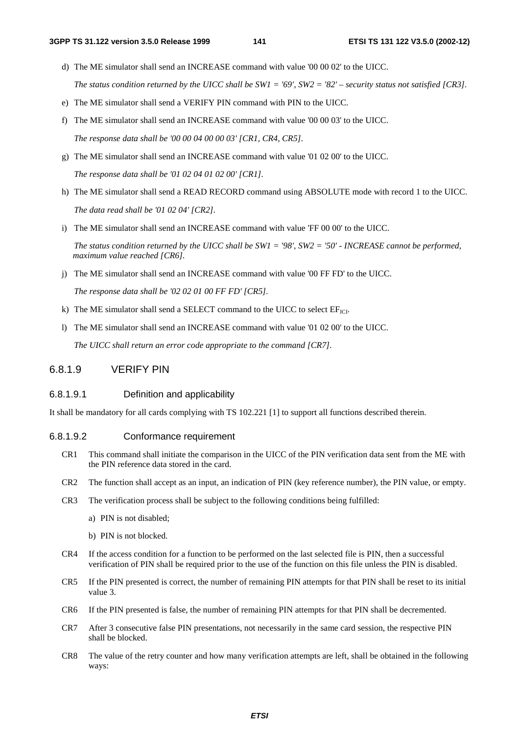d) The ME simulator shall send an INCREASE command with value '00 00 02' to the UICC.

*The status condition returned by the UICC shall be SW1 = '69', SW2 = '82' – security status not satisfied [CR3].*

e) The ME simulator shall send a VERIFY PIN command with PIN to the UICC.

f) The ME simulator shall send an INCREASE command with value '00 00 03' to the UICC.

*The response data shall be '00 00 04 00 00 03' [CR1, CR4, CR5].*

g) The ME simulator shall send an INCREASE command with value '01 02 00' to the UICC.

*The response data shall be '01 02 04 01 02 00' [CR1].*

h) The ME simulator shall send a READ RECORD command using ABSOLUTE mode with record 1 to the UICC.

*The data read shall be '01 02 04' [CR2].*

i) The ME simulator shall send an INCREASE command with value 'FF 00 00' to the UICC.

*The status condition returned by the UICC shall be SW1 = '98', SW2 = '50' - INCREASE cannot be performed, maximum value reached [CR6].*

j) The ME simulator shall send an INCREASE command with value '00 FF FD' to the UICC.

*The response data shall be '02 02 01 00 FF FD' [CR5].*

k) The ME simulator shall send a SELECT command to the UICC to select $EF_{ICI}$.

l) The ME simulator shall send an INCREASE command with value '01 02 00' to the UICC.

*The UICC shall return an error code appropriate to the command [CR7].*

### 6.8.1.9 VERIFY PIN

#### 6.8.1.9.1 Definition and applicability

It shall be mandatory for all cards complying with TS 102.221 [1] to support all functions described therein.

#### 6.8.1.9.2 Conformance requirement

CR1 This command shall initiate the comparison in the UICC of the PIN verification data sent from the ME with the PIN reference data stored in the card.

CR2 The function shall accept as an input, an indication of PIN (key reference number), the PIN value, or empty.

CR3 The verification process shall be subject to the following conditions being fulfilled:

a) PIN is not disabled;

b) PIN is not blocked.

CR4 If the access condition for a function to be performed on the last selected file is PIN, then a successful verification of PIN shall be required prior to the use of the function on this file unless the PIN is disabled.

CR5 If the PIN presented is correct, the number of remaining PIN attempts for that PIN shall be reset to its initial value 3.

CR6 If the PIN presented is false, the number of remaining PIN attempts for that PIN shall be decremented.

CR7 After 3 consecutive false PIN presentations, not necessarily in the same card session, the respective PIN shall be blocked.

CR8 The value of the retry counter and how many verification attempts are left, shall be obtained in the following ways: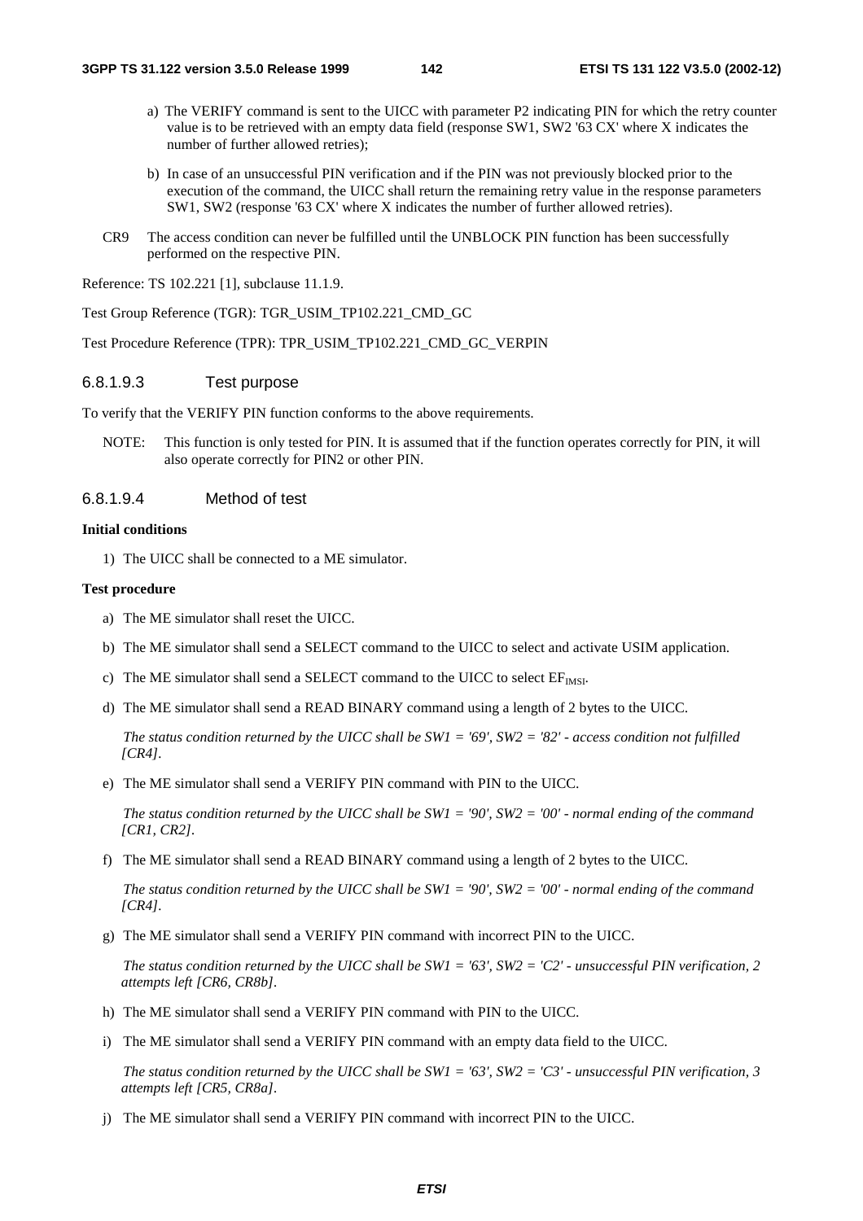a) The VERIFY command is sent to the UICC with parameter P2 indicating PIN for which the retry counter value is to be retrieved with an empty data field (response SW1, SW2 '63 CX' where X indicates the number of further allowed retries);

b) In case of an unsuccessful PIN verification and if the PIN was not previously blocked prior to the execution of the command, the UICC shall return the remaining retry value in the response parameters SW1, SW2 (response '63 CX' where X indicates the number of further allowed retries).

CR9 The access condition can never be fulfilled until the UNBLOCK PIN function has been successfully performed on the respective PIN.

Reference: TS 102.221 [1], subclause 11.1.9.

Test Group Reference (TGR): TGR_USIM_TP102.221_CMD_GC

Test Procedure Reference (TPR): TPR_USIM_TP102.221_CMD_GC_VERPIN

#### 6.8.1.9.3 Test purpose

To verify that the VERIFY PIN function conforms to the above requirements.

NOTE: This function is only tested for PIN. It is assumed that if the function operates correctly for PIN, it will also operate correctly for PIN2 or other PIN.

#### 6.8.1.9.4 Method of test

**Initial conditions**

1) The UICC shall be connected to a ME simulator.

**Test procedure**

a) The ME simulator shall reset the UICC.

b) The ME simulator shall send a SELECT command to the UICC to select and activate USIM application.

c) The ME simulator shall send a SELECT command to the UICC to select $EF_{IMSI}$.

d) The ME simulator shall send a READ BINARY command using a length of 2 bytes to the UICC.

*The status condition returned by the UICC shall be SW1 = '69', SW2 = '82' - access condition not fulfilled [CR4].*

e) The ME simulator shall send a VERIFY PIN command with PIN to the UICC.

*The status condition returned by the UICC shall be SW1 = '90', SW2 = '00' - normal ending of the command [CR1, CR2].*

f) The ME simulator shall send a READ BINARY command using a length of 2 bytes to the UICC.

*The status condition returned by the UICC shall be SW1 = '90', SW2 = '00' - normal ending of the command [CR4].*

g) The ME simulator shall send a VERIFY PIN command with incorrect PIN to the UICC.

*The status condition returned by the UICC shall be SW1 = '63', SW2 = 'C2' - unsuccessful PIN verification, 2 attempts left [CR6, CR8b].*

h) The ME simulator shall send a VERIFY PIN command with PIN to the UICC.

i) The ME simulator shall send a VERIFY PIN command with an empty data field to the UICC.

*The status condition returned by the UICC shall be SW1 = '63', SW2 = 'C3' - unsuccessful PIN verification, 3 attempts left [CR5, CR8a].*

j) The ME simulator shall send a VERIFY PIN command with incorrect PIN to the UICC.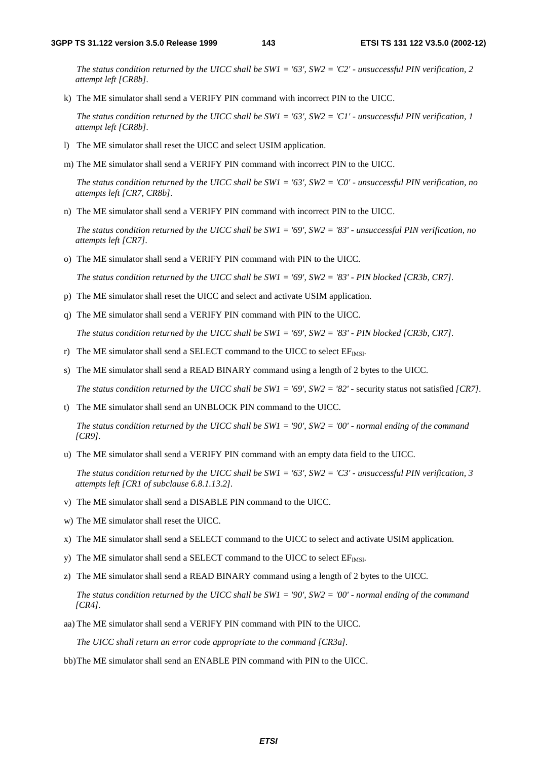*The status condition returned by the UICC shall be SW1 = '63', SW2 = 'C2' - unsuccessful PIN verification, 2 attempt left [CR8b].*

k) The ME simulator shall send a VERIFY PIN command with incorrect PIN to the UICC.

*The status condition returned by the UICC shall be SW1 = '63', SW2 = 'C1' - unsuccessful PIN verification, 1 attempt left [CR8b].*

l) The ME simulator shall reset the UICC and select USIM application.

m) The ME simulator shall send a VERIFY PIN command with incorrect PIN to the UICC.

*The status condition returned by the UICC shall be SW1 = '63', SW2 = 'C0' - unsuccessful PIN verification, no attempts left [CR7, CR8b].*

n) The ME simulator shall send a VERIFY PIN command with incorrect PIN to the UICC.

*The status condition returned by the UICC shall be SW1 = '69', SW2 = '83' - unsuccessful PIN verification, no attempts left [CR7].*

o) The ME simulator shall send a VERIFY PIN command with PIN to the UICC.

*The status condition returned by the UICC shall be SW1 = '69', SW2 = '83' - PIN blocked [CR3b, CR7].*

p) The ME simulator shall reset the UICC and select and activate USIM application.

q) The ME simulator shall send a VERIFY PIN command with PIN to the UICC.

*The status condition returned by the UICC shall be SW1 = '69', SW2 = '83' - PIN blocked [CR3b, CR7].*

r) The ME simulator shall send a SELECT command to the UICC to select $EF_{IMSI}$.

s) The ME simulator shall send a READ BINARY command using a length of 2 bytes to the UICC.

*The status condition returned by the UICC shall be SW1 = '69', SW2 = '82'* - security status not satisfied *[CR7].*

t) The ME simulator shall send an UNBLOCK PIN command to the UICC.

*The status condition returned by the UICC shall be SW1 = '90', SW2 = '00' - normal ending of the command [CR9].*

u) The ME simulator shall send a VERIFY PIN command with an empty data field to the UICC.

*The status condition returned by the UICC shall be SW1 = '63', SW2 = 'C3' - unsuccessful PIN verification, 3 attempts left [CR1 of subclause 6.8.1.13.2].*

v) The ME simulator shall send a DISABLE PIN command to the UICC.

w) The ME simulator shall reset the UICC.

x) The ME simulator shall send a SELECT command to the UICC to select and activate USIM application.

y) The ME simulator shall send a SELECT command to the UICC to select $EF_{IMSI}$.

z) The ME simulator shall send a READ BINARY command using a length of 2 bytes to the UICC.

*The status condition returned by the UICC shall be SW1 = '90', SW2 = '00' - normal ending of the command [CR4].*

aa) The ME simulator shall send a VERIFY PIN command with PIN to the UICC.

*The UICC shall return an error code appropriate to the command [CR3a].*

bb) The ME simulator shall send an ENABLE PIN command with PIN to the UICC.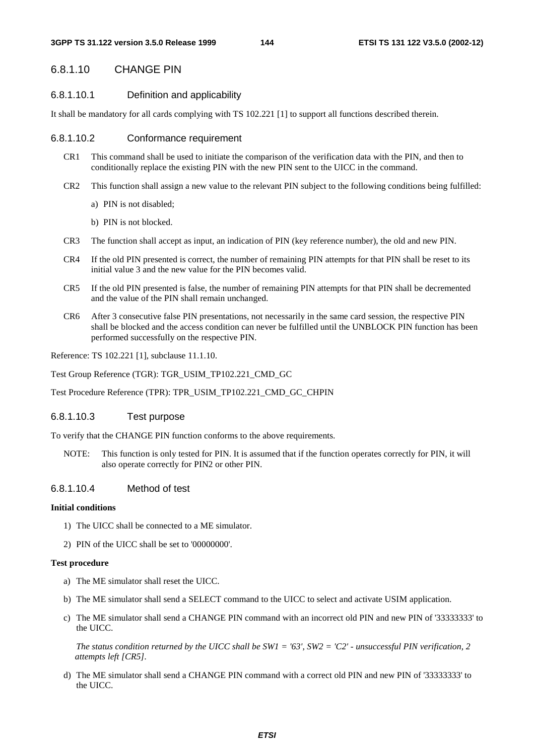### 6.8.1.10 CHANGE PIN

#### 6.8.1.10.1 Definition and applicability

It shall be mandatory for all cards complying with TS 102.221 [1] to support all functions described therein.

#### 6.8.1.10.2 Conformance requirement

CR1 This command shall be used to initiate the comparison of the verification data with the PIN, and then to conditionally replace the existing PIN with the new PIN sent to the UICC in the command.

CR2 This function shall assign a new value to the relevant PIN subject to the following conditions being fulfilled:

a) PIN is not disabled;

b) PIN is not blocked.

CR3 The function shall accept as input, an indication of PIN (key reference number), the old and new PIN.

CR4 If the old PIN presented is correct, the number of remaining PIN attempts for that PIN shall be reset to its initial value 3 and the new value for the PIN becomes valid.

CR5 If the old PIN presented is false, the number of remaining PIN attempts for that PIN shall be decremented and the value of the PIN shall remain unchanged.

CR6 After 3 consecutive false PIN presentations, not necessarily in the same card session, the respective PIN shall be blocked and the access condition can never be fulfilled until the UNBLOCK PIN function has been performed successfully on the respective PIN.

Reference: TS 102.221 [1], subclause 11.1.10.

Test Group Reference (TGR): TGR_USIM_TP102.221_CMD_GC

Test Procedure Reference (TPR): TPR_USIM_TP102.221_CMD_GC_CHPIN

#### 6.8.1.10.3 Test purpose

To verify that the CHANGE PIN function conforms to the above requirements.

NOTE: This function is only tested for PIN. It is assumed that if the function operates correctly for PIN, it will also operate correctly for PIN2 or other PIN.

#### 6.8.1.10.4 Method of test

**Initial conditions**

1) The UICC shall be connected to a ME simulator.

2) PIN of the UICC shall be set to '00000000'.

**Test procedure**

a) The ME simulator shall reset the UICC.

b) The ME simulator shall send a SELECT command to the UICC to select and activate USIM application.

c) The ME simulator shall send a CHANGE PIN command with an incorrect old PIN and new PIN of '33333333' to the UICC.

*The status condition returned by the UICC shall be SW1 = '63', SW2 = 'C2' - unsuccessful PIN verification, 2 attempts left [CR5].*

d) The ME simulator shall send a CHANGE PIN command with a correct old PIN and new PIN of '33333333' to the UICC.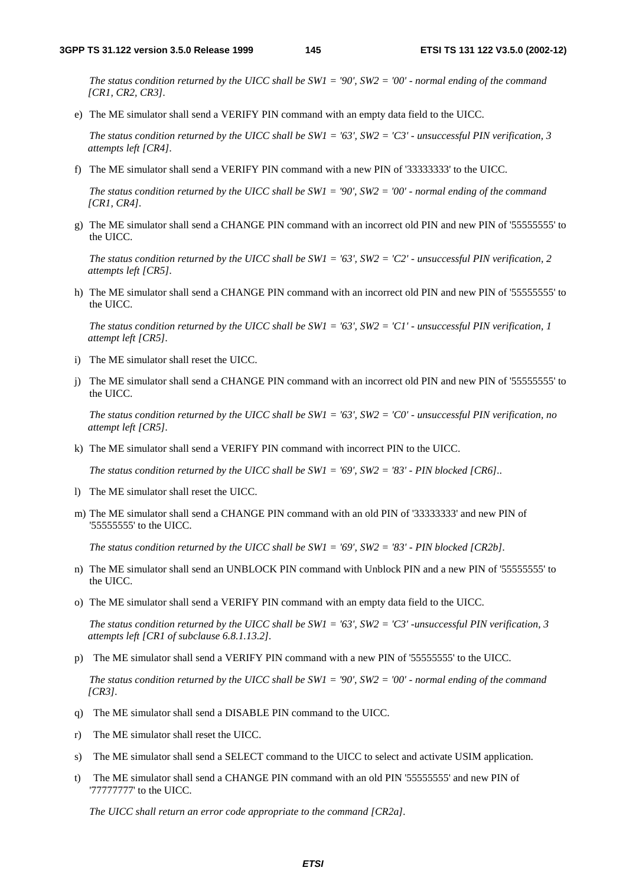*The status condition returned by the UICC shall be SW1 = '90', SW2 = '00' - normal ending of the command [CR1, CR2, CR3].*

e) The ME simulator shall send a VERIFY PIN command with an empty data field to the UICC.

*The status condition returned by the UICC shall be SW1 = '63', SW2 = 'C3' - unsuccessful PIN verification, 3 attempts left [CR4].*

f) The ME simulator shall send a VERIFY PIN command with a new PIN of '33333333' to the UICC.

*The status condition returned by the UICC shall be SW1 = '90', SW2 = '00' - normal ending of the command [CR1, CR4].*

g) The ME simulator shall send a CHANGE PIN command with an incorrect old PIN and new PIN of '55555555' to the UICC.

*The status condition returned by the UICC shall be SW1 = '63', SW2 = 'C2' - unsuccessful PIN verification, 2 attempts left [CR5].*

h) The ME simulator shall send a CHANGE PIN command with an incorrect old PIN and new PIN of '55555555' to the UICC.

*The status condition returned by the UICC shall be SW1 = '63', SW2 = 'C1' - unsuccessful PIN verification, 1 attempt left [CR5].*

i) The ME simulator shall reset the UICC.

j) The ME simulator shall send a CHANGE PIN command with an incorrect old PIN and new PIN of '55555555' to the UICC.

*The status condition returned by the UICC shall be SW1 = '63', SW2 = 'C0' - unsuccessful PIN verification, no attempt left [CR5].*

k) The ME simulator shall send a VERIFY PIN command with incorrect PIN to the UICC.

*The status condition returned by the UICC shall be SW1 = '69', SW2 = '83' - PIN blocked [CR6]..*

l) The ME simulator shall reset the UICC.

m) The ME simulator shall send a CHANGE PIN command with an old PIN of '33333333' and new PIN of '55555555' to the UICC.

*The status condition returned by the UICC shall be SW1 = '69', SW2 = '83' - PIN blocked [CR2b].*

n) The ME simulator shall send an UNBLOCK PIN command with Unblock PIN and a new PIN of '55555555' to the UICC.

o) The ME simulator shall send a VERIFY PIN command with an empty data field to the UICC.

*The status condition returned by the UICC shall be SW1 = '63', SW2 = 'C3' -unsuccessful PIN verification, 3 attempts left [CR1 of subclause 6.8.1.13.2].*

p) The ME simulator shall send a VERIFY PIN command with a new PIN of '55555555' to the UICC.

*The status condition returned by the UICC shall be SW1 = '90', SW2 = '00' - normal ending of the command [CR3].*

q) The ME simulator shall send a DISABLE PIN command to the UICC.

r) The ME simulator shall reset the UICC.

s) The ME simulator shall send a SELECT command to the UICC to select and activate USIM application.

t) The ME simulator shall send a CHANGE PIN command with an old PIN '55555555' and new PIN of '77777777' to the UICC.

*The UICC shall return an error code appropriate to the command [CR2a].*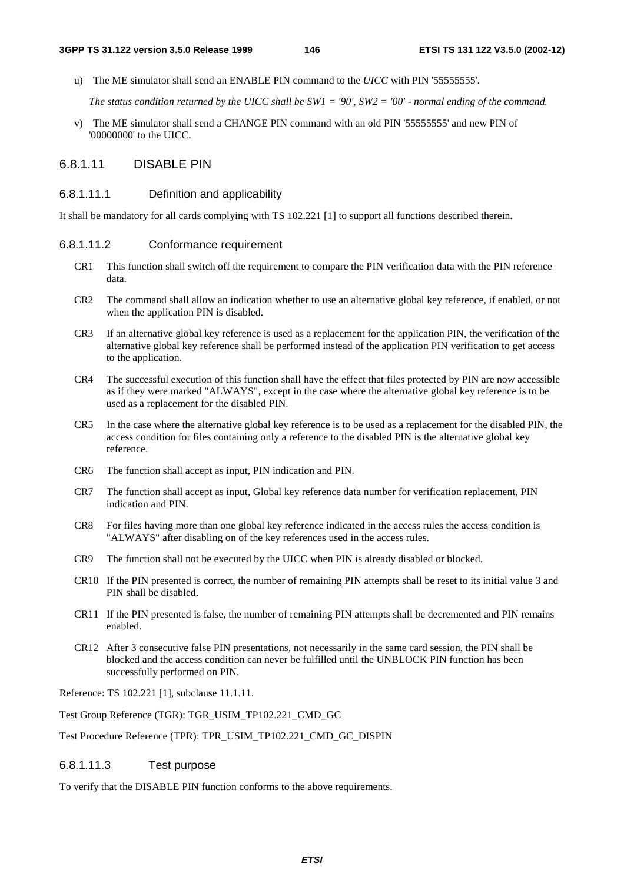u) The ME simulator shall send an ENABLE PIN command to the *UICC* with PIN '55555555'.

*The status condition returned by the UICC shall be SW1 = '90', SW2 = '00' - normal ending of the command.*

v) The ME simulator shall send a CHANGE PIN command with an old PIN '55555555' and new PIN of '00000000' to the UICC.

### 6.8.1.11 DISABLE PIN

#### 6.8.1.11.1 Definition and applicability

It shall be mandatory for all cards complying with TS 102.221 [1] to support all functions described therein.

#### 6.8.1.11.2 Conformance requirement

CR1 This function shall switch off the requirement to compare the PIN verification data with the PIN reference data.

CR2 The command shall allow an indication whether to use an alternative global key reference, if enabled, or not when the application PIN is disabled.

CR3 If an alternative global key reference is used as a replacement for the application PIN, the verification of the alternative global key reference shall be performed instead of the application PIN verification to get access to the application.

CR4 The successful execution of this function shall have the effect that files protected by PIN are now accessible as if they were marked "ALWAYS", except in the case where the alternative global key reference is to be used as a replacement for the disabled PIN.

CR5 In the case where the alternative global key reference is to be used as a replacement for the disabled PIN, the access condition for files containing only a reference to the disabled PIN is the alternative global key reference.

CR6 The function shall accept as input, PIN indication and PIN.

CR7 The function shall accept as input, Global key reference data number for verification replacement, PIN indication and PIN.

CR8 For files having more than one global key reference indicated in the access rules the access condition is "ALWAYS" after disabling on of the key references used in the access rules.

CR9 The function shall not be executed by the UICC when PIN is already disabled or blocked.

CR10 If the PIN presented is correct, the number of remaining PIN attempts shall be reset to its initial value 3 and PIN shall be disabled.

CR11 If the PIN presented is false, the number of remaining PIN attempts shall be decremented and PIN remains enabled.

CR12 After 3 consecutive false PIN presentations, not necessarily in the same card session, the PIN shall be blocked and the access condition can never be fulfilled until the UNBLOCK PIN function has been successfully performed on PIN.

Reference: TS 102.221 [1], subclause 11.1.11.

Test Group Reference (TGR): TGR_USIM_TP102.221_CMD_GC

Test Procedure Reference (TPR): TPR_USIM_TP102.221_CMD_GC_DISPIN

#### 6.8.1.11.3 Test purpose

To verify that the DISABLE PIN function conforms to the above requirements.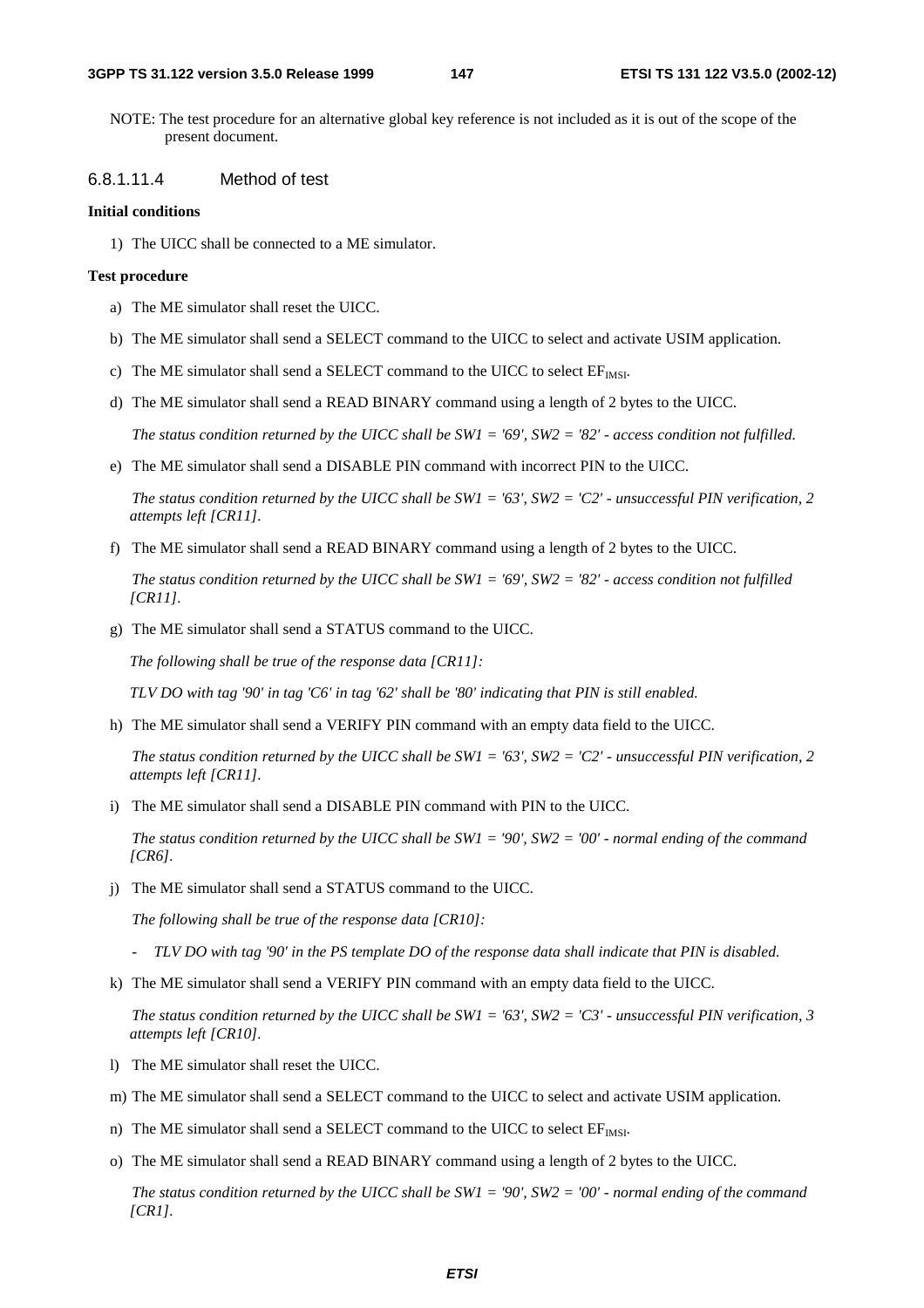NOTE: The test procedure for an alternative global key reference is not included as it is out of the scope of the present document.

#### 6.8.1.11.4 Method of test

**Initial conditions**

1) The UICC shall be connected to a ME simulator.

**Test procedure**

a) The ME simulator shall reset the UICC.

b) The ME simulator shall send a SELECT command to the UICC to select and activate USIM application.

c) The ME simulator shall send a SELECT command to the UICC to select $EF_{IMSI}$.

d) The ME simulator shall send a READ BINARY command using a length of 2 bytes to the UICC.

*The status condition returned by the UICC shall be SW1 = '69', SW2 = '82' - access condition not fulfilled.*

e) The ME simulator shall send a DISABLE PIN command with incorrect PIN to the UICC.

*The status condition returned by the UICC shall be SW1 = '63', SW2 = 'C2' - unsuccessful PIN verification, 2 attempts left [CR11].*

f) The ME simulator shall send a READ BINARY command using a length of 2 bytes to the UICC.

*The status condition returned by the UICC shall be SW1 = '69', SW2 = '82' - access condition not fulfilled [CR11].*

g) The ME simulator shall send a STATUS command to the UICC.

*The following shall be true of the response data [CR11]:*

*TLV DO with tag '90' in tag 'C6' in tag '62' shall be '80' indicating that PIN is still enabled.*

h) The ME simulator shall send a VERIFY PIN command with an empty data field to the UICC.

*The status condition returned by the UICC shall be SW1 = '63', SW2 = 'C2' - unsuccessful PIN verification, 2 attempts left [CR11].*

i) The ME simulator shall send a DISABLE PIN command with PIN to the UICC.

*The status condition returned by the UICC shall be SW1 = '90', SW2 = '00' - normal ending of the command [CR6].*

j) The ME simulator shall send a STATUS command to the UICC.

*The following shall be true of the response data [CR10]:*

- *TLV DO with tag '90' in the PS template DO of the response data shall indicate that PIN is disabled.*

k) The ME simulator shall send a VERIFY PIN command with an empty data field to the UICC.

*The status condition returned by the UICC shall be SW1 = '63', SW2 = 'C3' - unsuccessful PIN verification, 3 attempts left [CR10].*

l) The ME simulator shall reset the UICC.

m) The ME simulator shall send a SELECT command to the UICC to select and activate USIM application.

n) The ME simulator shall send a SELECT command to the UICC to select $EF_{IMSI}$.

o) The ME simulator shall send a READ BINARY command using a length of 2 bytes to the UICC.

*The status condition returned by the UICC shall be SW1 = '90', SW2 = '00' - normal ending of the command [CR1].*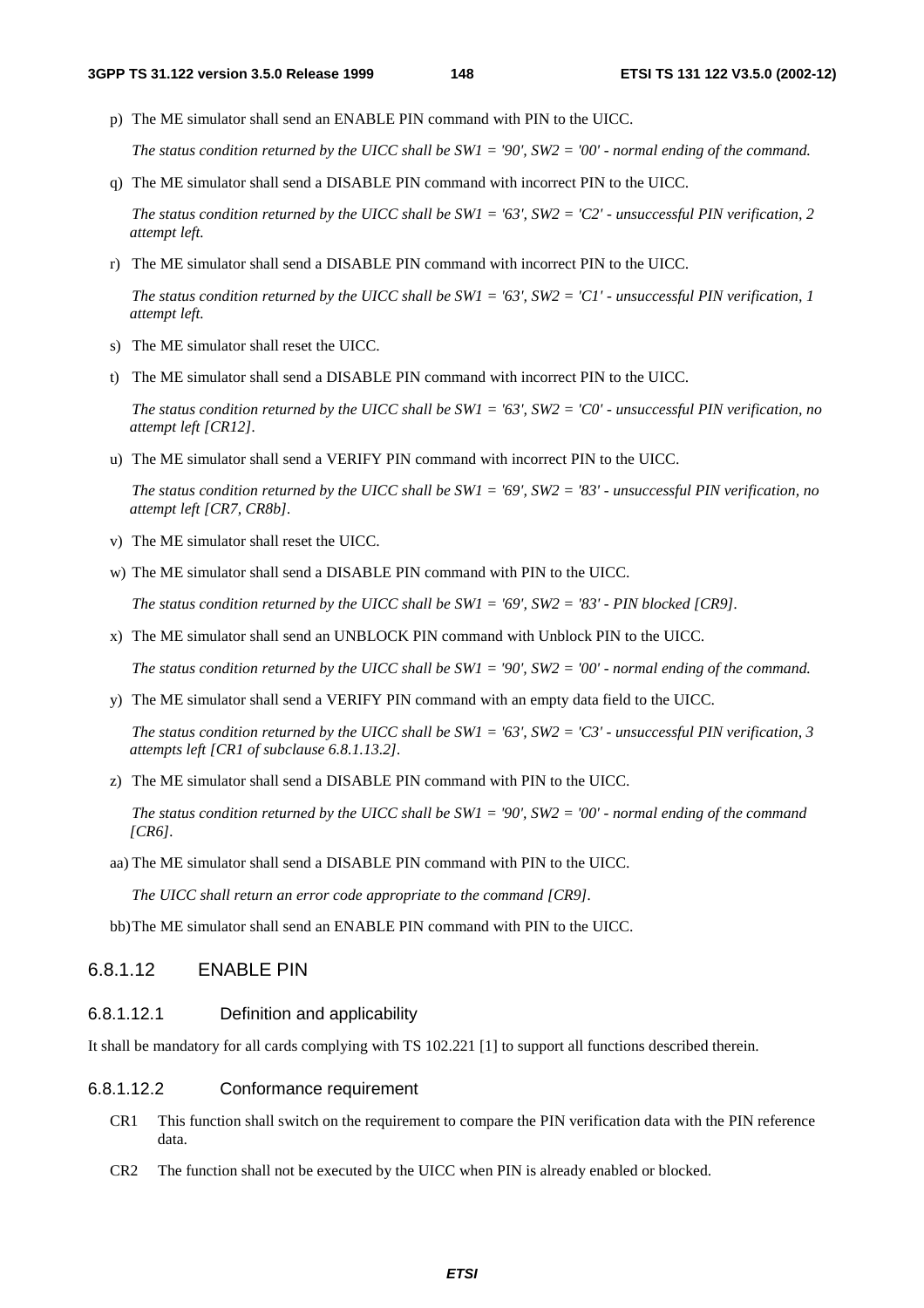p) The ME simulator shall send an ENABLE PIN command with PIN to the UICC.

*The status condition returned by the UICC shall be SW1 = '90', SW2 = '00' - normal ending of the command.*

q) The ME simulator shall send a DISABLE PIN command with incorrect PIN to the UICC.

*The status condition returned by the UICC shall be SW1 = '63', SW2 = 'C2' - unsuccessful PIN verification, 2 attempt left.*

r) The ME simulator shall send a DISABLE PIN command with incorrect PIN to the UICC.

*The status condition returned by the UICC shall be SW1 = '63', SW2 = 'C1' - unsuccessful PIN verification, 1 attempt left.*

s) The ME simulator shall reset the UICC.

t) The ME simulator shall send a DISABLE PIN command with incorrect PIN to the UICC.

*The status condition returned by the UICC shall be SW1 = '63', SW2 = 'C0' - unsuccessful PIN verification, no attempt left [CR12].*

u) The ME simulator shall send a VERIFY PIN command with incorrect PIN to the UICC.

*The status condition returned by the UICC shall be SW1 = '69', SW2 = '83' - unsuccessful PIN verification, no attempt left [CR7, CR8b].*

v) The ME simulator shall reset the UICC.

w) The ME simulator shall send a DISABLE PIN command with PIN to the UICC.

*The status condition returned by the UICC shall be SW1 = '69', SW2 = '83' - PIN blocked [CR9].*

x) The ME simulator shall send an UNBLOCK PIN command with Unblock PIN to the UICC.

*The status condition returned by the UICC shall be SW1 = '90', SW2 = '00' - normal ending of the command.*

y) The ME simulator shall send a VERIFY PIN command with an empty data field to the UICC.

*The status condition returned by the UICC shall be SW1 = '63', SW2 = 'C3' - unsuccessful PIN verification, 3 attempts left [CR1 of subclause 6.8.1.13.2].*

z) The ME simulator shall send a DISABLE PIN command with PIN to the UICC.

*The status condition returned by the UICC shall be SW1 = '90', SW2 = '00' - normal ending of the command [CR6].*

aa) The ME simulator shall send a DISABLE PIN command with PIN to the UICC.

*The UICC shall return an error code appropriate to the command [CR9].*

bb) The ME simulator shall send an ENABLE PIN command with PIN to the UICC.

### 6.8.1.12 ENABLE PIN

#### 6.8.1.12.1 Definition and applicability

It shall be mandatory for all cards complying with TS 102.221 [1] to support all functions described therein.

#### 6.8.1.12.2 Conformance requirement

CR1 This function shall switch on the requirement to compare the PIN verification data with the PIN reference data.

CR2 The function shall not be executed by the UICC when PIN is already enabled or blocked.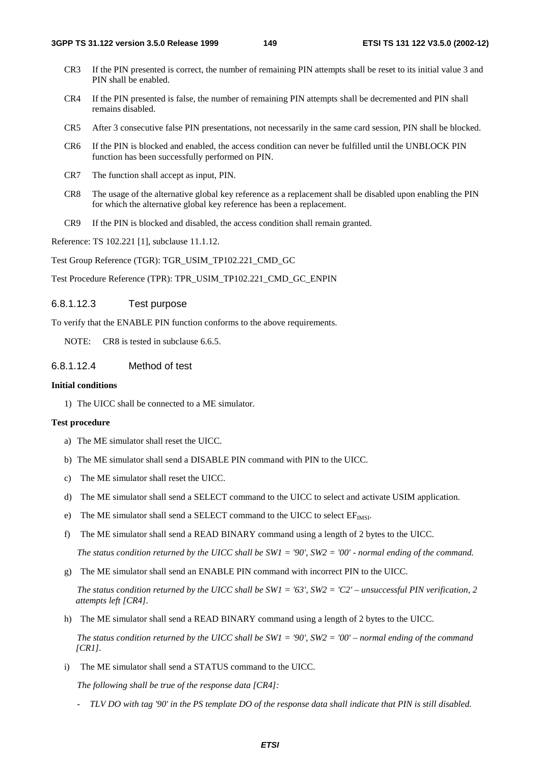CR3 If the PIN presented is correct, the number of remaining PIN attempts shall be reset to its initial value 3 and PIN shall be enabled.

CR4 If the PIN presented is false, the number of remaining PIN attempts shall be decremented and PIN shall remains disabled.

CR5 After 3 consecutive false PIN presentations, not necessarily in the same card session, PIN shall be blocked.

CR6 If the PIN is blocked and enabled, the access condition can never be fulfilled until the UNBLOCK PIN function has been successfully performed on PIN.

CR7 The function shall accept as input, PIN.

CR8 The usage of the alternative global key reference as a replacement shall be disabled upon enabling the PIN for which the alternative global key reference has been a replacement.

CR9 If the PIN is blocked and disabled, the access condition shall remain granted.

Reference: TS 102.221 [1], subclause 11.1.12.

Test Group Reference (TGR): TGR_USIM_TP102.221_CMD_GC

Test Procedure Reference (TPR): TPR_USIM_TP102.221_CMD_GC_ENPIN

### 6.8.1.12.3 Test purpose

To verify that the ENABLE PIN function conforms to the above requirements.

NOTE: CR8 is tested in subclause 6.6.5.

### 6.8.1.12.4 Method of test

**Initial conditions**

1) The UICC shall be connected to a ME simulator.

**Test procedure**

a) The ME simulator shall reset the UICC.

b) The ME simulator shall send a DISABLE PIN command with PIN to the UICC.

c) The ME simulator shall reset the UICC.

d) The ME simulator shall send a SELECT command to the UICC to select and activate USIM application.

e) The ME simulator shall send a SELECT command to the UICC to select $EF_{IMSI}$.

f) The ME simulator shall send a READ BINARY command using a length of 2 bytes to the UICC.

*The status condition returned by the UICC shall be SW1 = '90', SW2 = '00' - normal ending of the command.*

g) The ME simulator shall send an ENABLE PIN command with incorrect PIN to the UICC.

*The status condition returned by the UICC shall be SW1 = '63', SW2 = 'C2' – unsuccessful PIN verification, 2 attempts left [CR4].*

h) The ME simulator shall send a READ BINARY command using a length of 2 bytes to the UICC.

*The status condition returned by the UICC shall be SW1 = '90', SW2 = '00' – normal ending of the command [CR1].*

i) The ME simulator shall send a STATUS command to the UICC.

*The following shall be true of the response data [CR4]:*

- *TLV DO with tag '90' in the PS template DO of the response data shall indicate that PIN is still disabled.*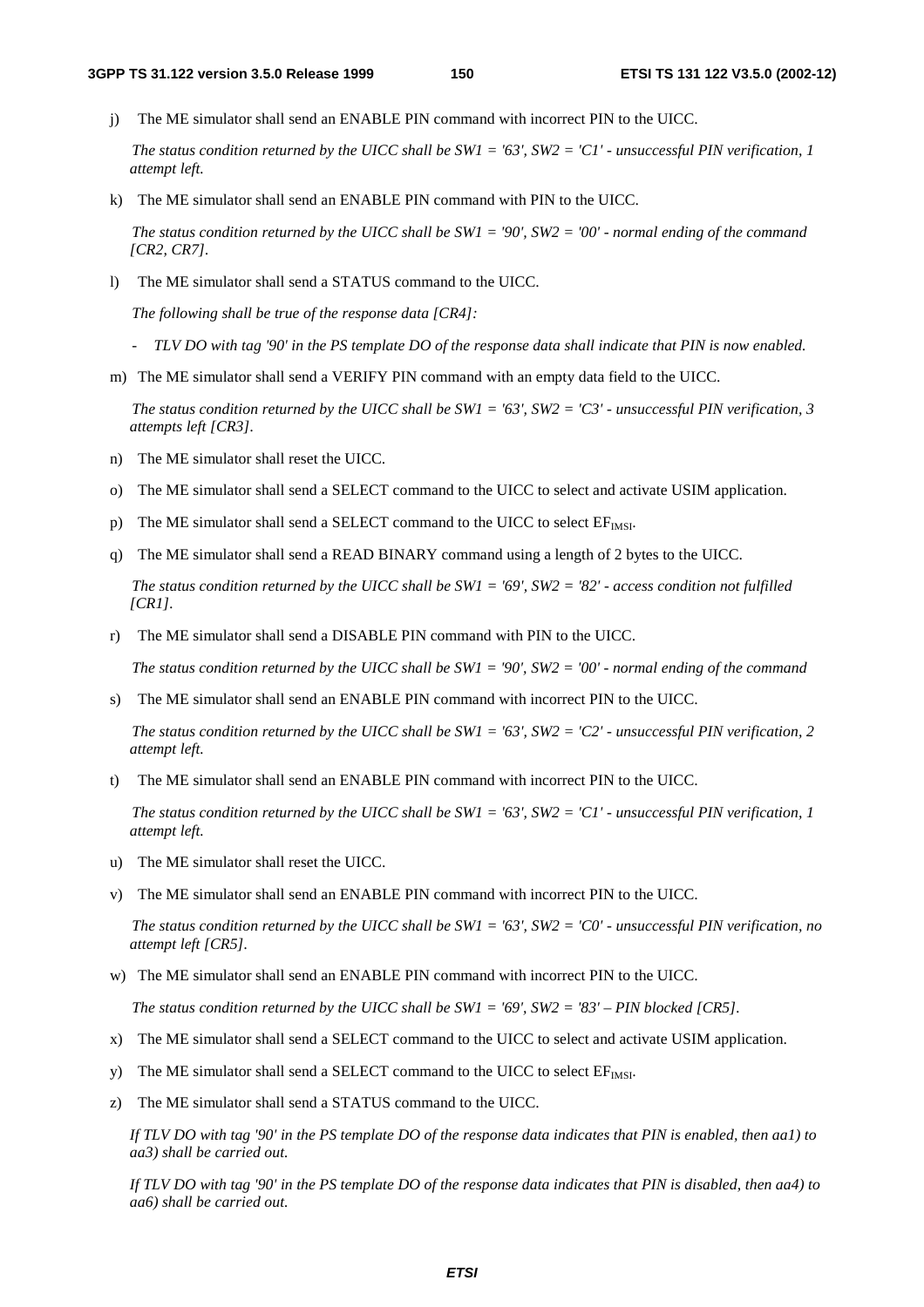j) The ME simulator shall send an ENABLE PIN command with incorrect PIN to the UICC.

   *The status condition returned by the UICC shall be SW1 = '63', SW2 = 'C1' - unsuccessful PIN verification, 1 attempt left.*

k) The ME simulator shall send an ENABLE PIN command with PIN to the UICC.

   *The status condition returned by the UICC shall be SW1 = '90', SW2 = '00' - normal ending of the command [CR2, CR7].*

l) The ME simulator shall send a STATUS command to the UICC.

   *The following shall be true of the response data [CR4]:*

   - *TLV DO with tag '90' in the PS template DO of the response data shall indicate that PIN is now enabled.*

m) The ME simulator shall send a VERIFY PIN command with an empty data field to the UICC.

   *The status condition returned by the UICC shall be SW1 = '63', SW2 = 'C3' - unsuccessful PIN verification, 3 attempts left [CR3].*

n) The ME simulator shall reset the UICC.

o) The ME simulator shall send a SELECT command to the UICC to select and activate USIM application.

p) The ME simulator shall send a SELECT command to the UICC to select $EF_{IMSI}$.

q) The ME simulator shall send a READ BINARY command using a length of 2 bytes to the UICC.

   *The status condition returned by the UICC shall be SW1 = '69', SW2 = '82' - access condition not fulfilled [CR1].*

r) The ME simulator shall send a DISABLE PIN command with PIN to the UICC.

   *The status condition returned by the UICC shall be SW1 = '90', SW2 = '00' - normal ending of the command*

s) The ME simulator shall send an ENABLE PIN command with incorrect PIN to the UICC.

   *The status condition returned by the UICC shall be SW1 = '63', SW2 = 'C2' - unsuccessful PIN verification, 2 attempt left.*

t) The ME simulator shall send an ENABLE PIN command with incorrect PIN to the UICC.

   *The status condition returned by the UICC shall be SW1 = '63', SW2 = 'C1' - unsuccessful PIN verification, 1 attempt left.*

u) The ME simulator shall reset the UICC.

v) The ME simulator shall send an ENABLE PIN command with incorrect PIN to the UICC.

   *The status condition returned by the UICC shall be SW1 = '63', SW2 = 'C0' - unsuccessful PIN verification, no attempt left [CR5].*

w) The ME simulator shall send an ENABLE PIN command with incorrect PIN to the UICC.

   *The status condition returned by the UICC shall be SW1 = '69', SW2 = '83' – PIN blocked [CR5].*

x) The ME simulator shall send a SELECT command to the UICC to select and activate USIM application.

y) The ME simulator shall send a SELECT command to the UICC to select $EF_{IMSI}$.

z) The ME simulator shall send a STATUS command to the UICC.

   *If TLV DO with tag '90' in the PS template DO of the response data indicates that PIN is enabled, then aa1) to aa3) shall be carried out.*

   *If TLV DO with tag '90' in the PS template DO of the response data indicates that PIN is disabled, then aa4) to aa6) shall be carried out.*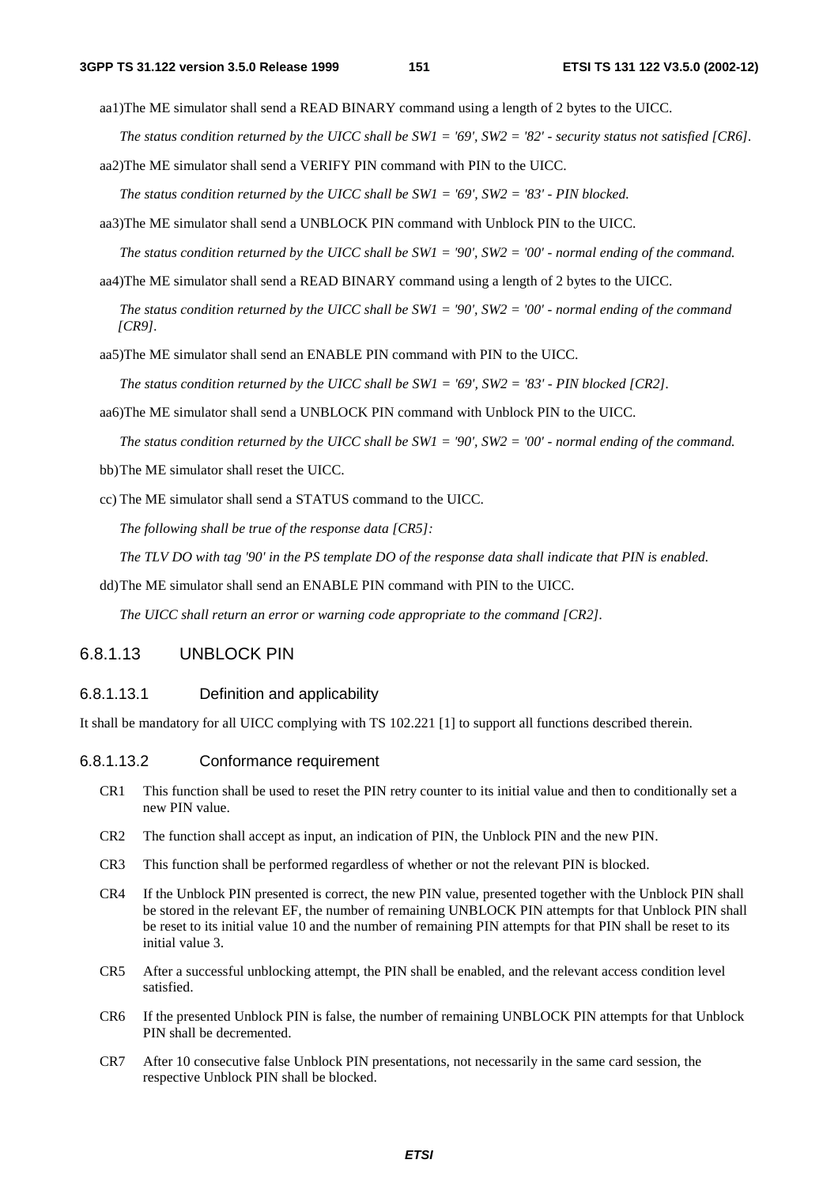aa1) The ME simulator shall send a READ BINARY command using a length of 2 bytes to the UICC.

*The status condition returned by the UICC shall be SW1 = '69', SW2 = '82' - security status not satisfied [CR6].*

aa2) The ME simulator shall send a VERIFY PIN command with PIN to the UICC.

*The status condition returned by the UICC shall be SW1 = '69', SW2 = '83' - PIN blocked.*

aa3) The ME simulator shall send a UNBLOCK PIN command with Unblock PIN to the UICC.

*The status condition returned by the UICC shall be SW1 = '90', SW2 = '00' - normal ending of the command.*

aa4) The ME simulator shall send a READ BINARY command using a length of 2 bytes to the UICC.

*The status condition returned by the UICC shall be SW1 = '90', SW2 = '00' - normal ending of the command [CR9].*

aa5) The ME simulator shall send an ENABLE PIN command with PIN to the UICC.

*The status condition returned by the UICC shall be SW1 = '69', SW2 = '83' - PIN blocked [CR2].*

aa6) The ME simulator shall send a UNBLOCK PIN command with Unblock PIN to the UICC.

*The status condition returned by the UICC shall be SW1 = '90', SW2 = '00' - normal ending of the command.*

bb) The ME simulator shall reset the UICC.

cc) The ME simulator shall send a STATUS command to the UICC.

*The following shall be true of the response data [CR5]:*

*The TLV DO with tag '90' in the PS template DO of the response data shall indicate that PIN is enabled.*

dd) The ME simulator shall send an ENABLE PIN command with PIN to the UICC.

*The UICC shall return an error or warning code appropriate to the command [CR2].*

### 6.8.1.13 UNBLOCK PIN

#### 6.8.1.13.1 Definition and applicability

It shall be mandatory for all UICC complying with TS 102.221 [1] to support all functions described therein.

#### 6.8.1.13.2 Conformance requirement

CR1 This function shall be used to reset the PIN retry counter to its initial value and then to conditionally set a new PIN value.

CR2 The function shall accept as input, an indication of PIN, the Unblock PIN and the new PIN.

CR3 This function shall be performed regardless of whether or not the relevant PIN is blocked.

CR4 If the Unblock PIN presented is correct, the new PIN value, presented together with the Unblock PIN shall be stored in the relevant EF, the number of remaining UNBLOCK PIN attempts for that Unblock PIN shall be reset to its initial value 10 and the number of remaining PIN attempts for that PIN shall be reset to its initial value 3.

CR5 After a successful unblocking attempt, the PIN shall be enabled, and the relevant access condition level satisfied.

CR6 If the presented Unblock PIN is false, the number of remaining UNBLOCK PIN attempts for that Unblock PIN shall be decremented.

CR7 After 10 consecutive false Unblock PIN presentations, not necessarily in the same card session, the respective Unblock PIN shall be blocked.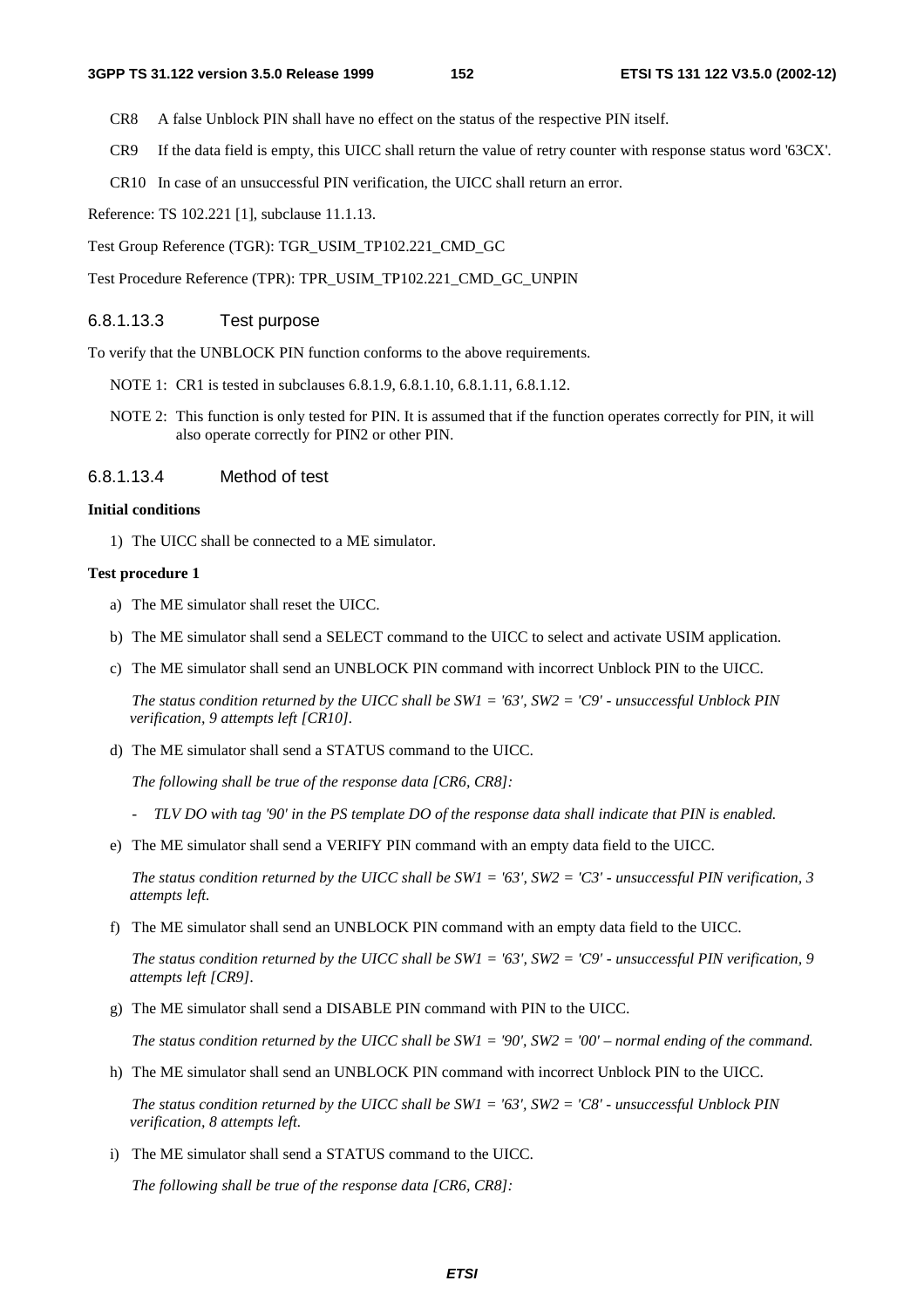CR8 A false Unblock PIN shall have no effect on the status of the respective PIN itself.

CR9 If the data field is empty, this UICC shall return the value of retry counter with response status word '63CX'.

CR10 In case of an unsuccessful PIN verification, the UICC shall return an error.

Reference: TS 102.221 [1], subclause 11.1.13.

Test Group Reference (TGR): TGR_USIM_TP102.221_CMD_GC

Test Procedure Reference (TPR): TPR_USIM_TP102.221_CMD_GC_UNPIN

#### 6.8.1.13.3 Test purpose

To verify that the UNBLOCK PIN function conforms to the above requirements.

NOTE 1: CR1 is tested in subclauses 6.8.1.9, 6.8.1.10, 6.8.1.11, 6.8.1.12.

NOTE 2: This function is only tested for PIN. It is assumed that if the function operates correctly for PIN, it will also operate correctly for PIN2 or other PIN.

#### 6.8.1.13.4 Method of test

**Initial conditions**

1) The UICC shall be connected to a ME simulator.

**Test procedure 1**

a) The ME simulator shall reset the UICC.

b) The ME simulator shall send a SELECT command to the UICC to select and activate USIM application.

c) The ME simulator shall send an UNBLOCK PIN command with incorrect Unblock PIN to the UICC.

*The status condition returned by the UICC shall be SW1 = '63', SW2 = 'C9' - unsuccessful Unblock PIN verification, 9 attempts left [CR10].*

d) The ME simulator shall send a STATUS command to the UICC.

*The following shall be true of the response data [CR6, CR8]:*

- *TLV DO with tag '90' in the PS template DO of the response data shall indicate that PIN is enabled.*

e) The ME simulator shall send a VERIFY PIN command with an empty data field to the UICC.

*The status condition returned by the UICC shall be SW1 = '63', SW2 = 'C3' - unsuccessful PIN verification, 3 attempts left.*

f) The ME simulator shall send an UNBLOCK PIN command with an empty data field to the UICC.

*The status condition returned by the UICC shall be SW1 = '63', SW2 = 'C9' - unsuccessful PIN verification, 9 attempts left [CR9].*

g) The ME simulator shall send a DISABLE PIN command with PIN to the UICC.

*The status condition returned by the UICC shall be SW1 = '90', SW2 = '00' – normal ending of the command.*

h) The ME simulator shall send an UNBLOCK PIN command with incorrect Unblock PIN to the UICC.

*The status condition returned by the UICC shall be SW1 = '63', SW2 = 'C8' - unsuccessful Unblock PIN verification, 8 attempts left.*

i) The ME simulator shall send a STATUS command to the UICC.

*The following shall be true of the response data [CR6, CR8]:*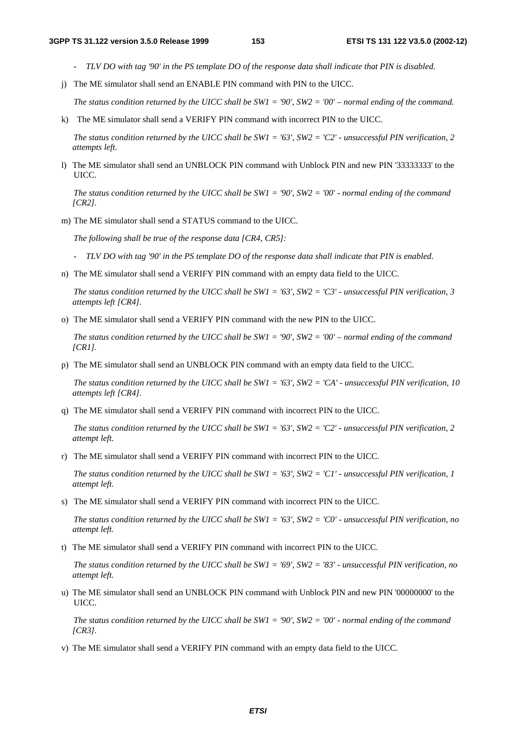- *TLV DO with tag '90' in the PS template DO of the response data shall indicate that PIN is disabled.*

j) The ME simulator shall send an ENABLE PIN command with PIN to the UICC.

   *The status condition returned by the UICC shall be SW1 = '90', SW2 = '00' – normal ending of the command.*

k) The ME simulator shall send a VERIFY PIN command with incorrect PIN to the UICC.

   *The status condition returned by the UICC shall be SW1 = '63', SW2 = 'C2' - unsuccessful PIN verification, 2 attempts left.*

l) The ME simulator shall send an UNBLOCK PIN command with Unblock PIN and new PIN '33333333' to the UICC.

   *The status condition returned by the UICC shall be SW1 = '90', SW2 = '00' - normal ending of the command [CR2].*

m) The ME simulator shall send a STATUS command to the UICC.

   *The following shall be true of the response data [CR4, CR5]:*

   - *TLV DO with tag '90' in the PS template DO of the response data shall indicate that PIN is enabled.*

n) The ME simulator shall send a VERIFY PIN command with an empty data field to the UICC.

   *The status condition returned by the UICC shall be SW1 = '63', SW2 = 'C3' - unsuccessful PIN verification, 3 attempts left [CR4].*

o) The ME simulator shall send a VERIFY PIN command with the new PIN to the UICC.

   *The status condition returned by the UICC shall be SW1 = '90', SW2 = '00' – normal ending of the command [CR1].*

p) The ME simulator shall send an UNBLOCK PIN command with an empty data field to the UICC.

   *The status condition returned by the UICC shall be SW1 = '63', SW2 = 'CA' - unsuccessful PIN verification, 10 attempts left [CR4].*

q) The ME simulator shall send a VERIFY PIN command with incorrect PIN to the UICC.

   *The status condition returned by the UICC shall be SW1 = '63', SW2 = 'C2' - unsuccessful PIN verification, 2 attempt left.*

r) The ME simulator shall send a VERIFY PIN command with incorrect PIN to the UICC.

   *The status condition returned by the UICC shall be SW1 = '63', SW2 = 'C1' - unsuccessful PIN verification, 1 attempt left.*

s) The ME simulator shall send a VERIFY PIN command with incorrect PIN to the UICC.

   *The status condition returned by the UICC shall be SW1 = '63', SW2 = 'C0' - unsuccessful PIN verification, no attempt left.*

t) The ME simulator shall send a VERIFY PIN command with incorrect PIN to the UICC.

   *The status condition returned by the UICC shall be SW1 = '69', SW2 = '83' - unsuccessful PIN verification, no attempt left.*

u) The ME simulator shall send an UNBLOCK PIN command with Unblock PIN and new PIN '00000000' to the UICC.

   *The status condition returned by the UICC shall be SW1 = '90', SW2 = '00' - normal ending of the command [CR3].*

v) The ME simulator shall send a VERIFY PIN command with an empty data field to the UICC.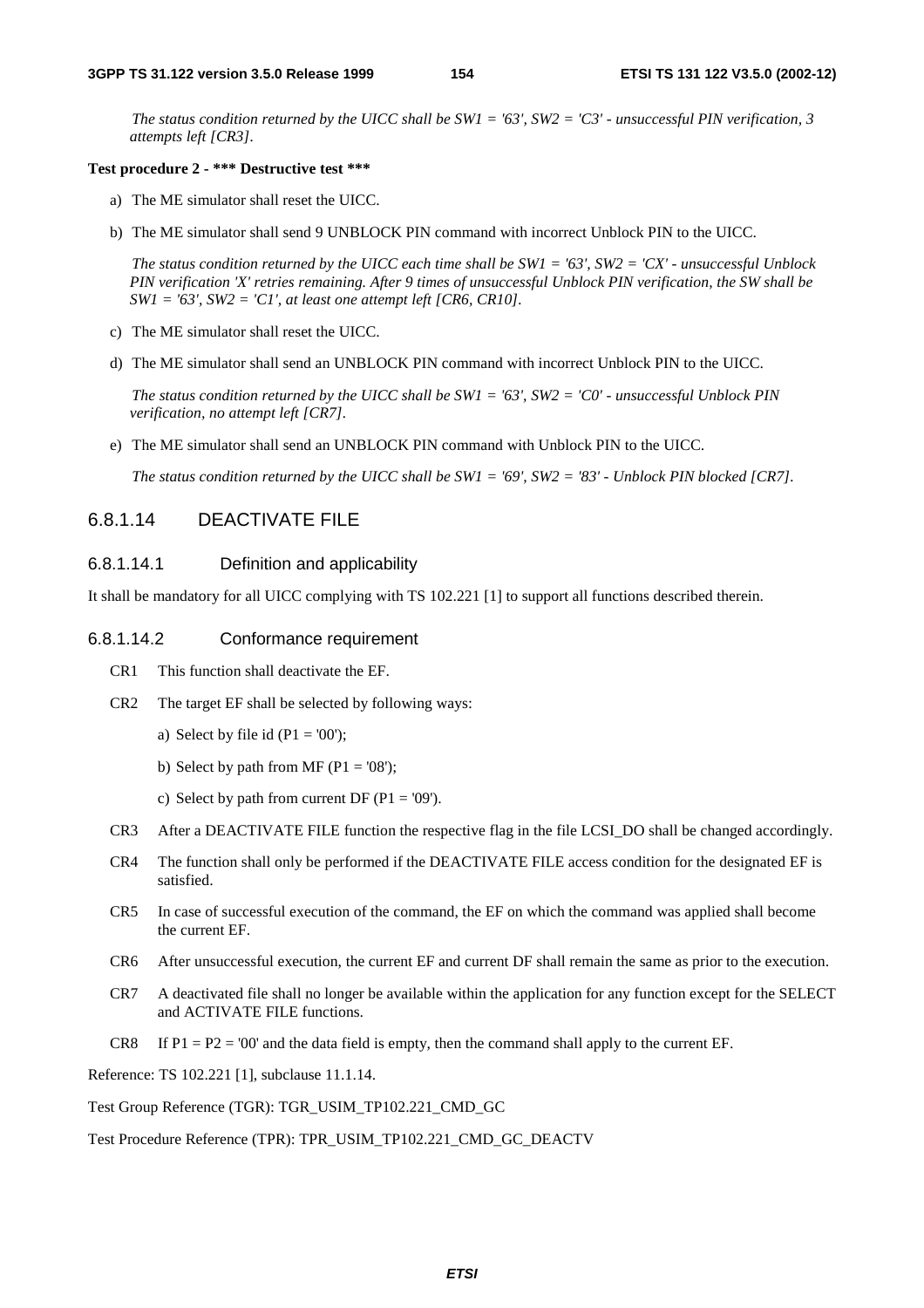*The status condition returned by the UICC shall be SW1 = '63', SW2 = 'C3' - unsuccessful PIN verification, 3 attempts left [CR3].*

**Test procedure 2 - \*\*\* Destructive test \*\*\***

a) The ME simulator shall reset the UICC.

b) The ME simulator shall send 9 UNBLOCK PIN command with incorrect Unblock PIN to the UICC.

*The status condition returned by the UICC each time shall be SW1 = '63', SW2 = 'CX' - unsuccessful Unblock PIN verification 'X' retries remaining. After 9 times of unsuccessful Unblock PIN verification, the SW shall be SW1 = '63', SW2 = 'C1', at least one attempt left [CR6, CR10].*

c) The ME simulator shall reset the UICC.

d) The ME simulator shall send an UNBLOCK PIN command with incorrect Unblock PIN to the UICC.

*The status condition returned by the UICC shall be SW1 = '63', SW2 = 'C0' - unsuccessful Unblock PIN verification, no attempt left [CR7].*

e) The ME simulator shall send an UNBLOCK PIN command with Unblock PIN to the UICC.

*The status condition returned by the UICC shall be SW1 = '69', SW2 = '83' - Unblock PIN blocked [CR7].*

### 6.8.1.14 DEACTIVATE FILE

#### 6.8.1.14.1 Definition and applicability

It shall be mandatory for all UICC complying with TS 102.221 [1] to support all functions described therein.

#### 6.8.1.14.2 Conformance requirement

CR1 This function shall deactivate the EF.

CR2 The target EF shall be selected by following ways:

a) Select by file id (P1 = '00');

b) Select by path from MF (P1 = '08');

c) Select by path from current DF (P1 = '09').

CR3 After a DEACTIVATE FILE function the respective flag in the file LCSI_DO shall be changed accordingly.

CR4 The function shall only be performed if the DEACTIVATE FILE access condition for the designated EF is satisfied.

CR5 In case of successful execution of the command, the EF on which the command was applied shall become the current EF.

CR6 After unsuccessful execution, the current EF and current DF shall remain the same as prior to the execution.

CR7 A deactivated file shall no longer be available within the application for any function except for the SELECT and ACTIVATE FILE functions.

CR8 If P1 = P2 = '00' and the data field is empty, then the command shall apply to the current EF.

Reference: TS 102.221 [1], subclause 11.1.14.

Test Group Reference (TGR): TGR_USIM_TP102.221_CMD_GC

Test Procedure Reference (TPR): TPR_USIM_TP102.221_CMD_GC_DEACTV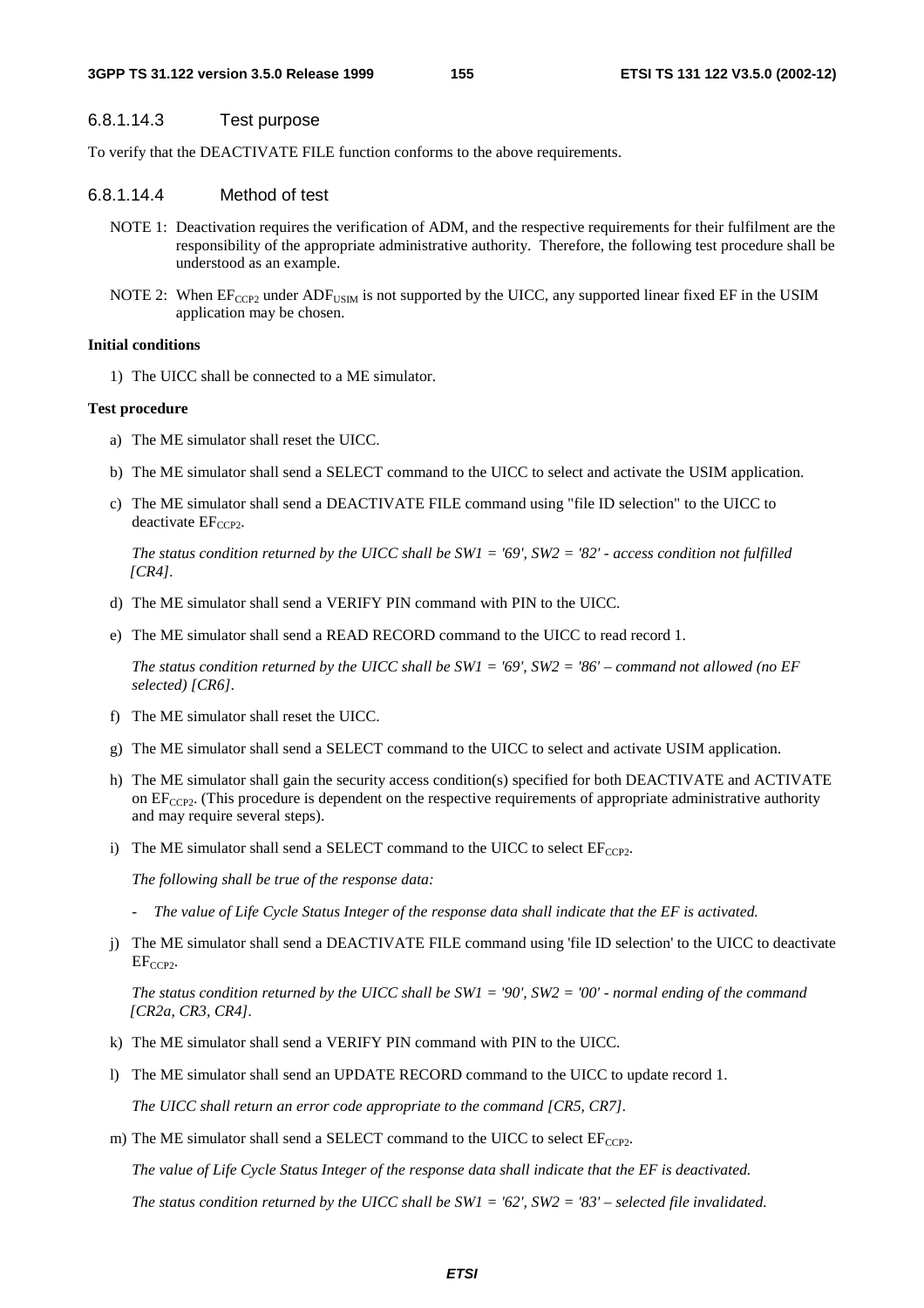#### 6.8.1.14.3 Test purpose

To verify that the DEACTIVATE FILE function conforms to the above requirements.

#### 6.8.1.14.4 Method of test

NOTE 1: Deactivation requires the verification of ADM, and the respective requirements for their fulfilment are the responsibility of the appropriate administrative authority. Therefore, the following test procedure shall be understood as an example.

NOTE 2: When $EF_{CCP2}$ under $ADF_{USIM}$ is not supported by the UICC, any supported linear fixed EF in the USIM application may be chosen.

**Initial conditions**

1) The UICC shall be connected to a ME simulator.

**Test procedure**

a) The ME simulator shall reset the UICC.

b) The ME simulator shall send a SELECT command to the UICC to select and activate the USIM application.

c) The ME simulator shall send a DEACTIVATE FILE command using "file ID selection" to the UICC to deactivate $EF_{CCP2}$.

   *The status condition returned by the UICC shall be SW1 = '69', SW2 = '82' - access condition not fulfilled [CR4].*

d) The ME simulator shall send a VERIFY PIN command with PIN to the UICC.

e) The ME simulator shall send a READ RECORD command to the UICC to read record 1.

   *The status condition returned by the UICC shall be SW1 = '69', SW2 = '86' – command not allowed (no EF selected) [CR6].*

f) The ME simulator shall reset the UICC.

g) The ME simulator shall send a SELECT command to the UICC to select and activate USIM application.

h) The ME simulator shall gain the security access condition(s) specified for both DEACTIVATE and ACTIVATE on $EF_{CCP2}$. (This procedure is dependent on the respective requirements of appropriate administrative authority and may require several steps).

i) The ME simulator shall send a SELECT command to the UICC to select $EF_{CCP2}$.

   *The following shall be true of the response data:*

   - *The value of Life Cycle Status Integer of the response data shall indicate that the EF is activated.*

j) The ME simulator shall send a DEACTIVATE FILE command using 'file ID selection' to the UICC to deactivate $EF_{CCP2}$.

   *The status condition returned by the UICC shall be SW1 = '90', SW2 = '00' - normal ending of the command [CR2a, CR3, CR4].*

k) The ME simulator shall send a VERIFY PIN command with PIN to the UICC.

l) The ME simulator shall send an UPDATE RECORD command to the UICC to update record 1.

   *The UICC shall return an error code appropriate to the command [CR5, CR7].*

m) The ME simulator shall send a SELECT command to the UICC to select $EF_{CCP2}$.

   *The value of Life Cycle Status Integer of the response data shall indicate that the EF is deactivated.*

   *The status condition returned by the UICC shall be SW1 = '62', SW2 = '83' – selected file invalidated.*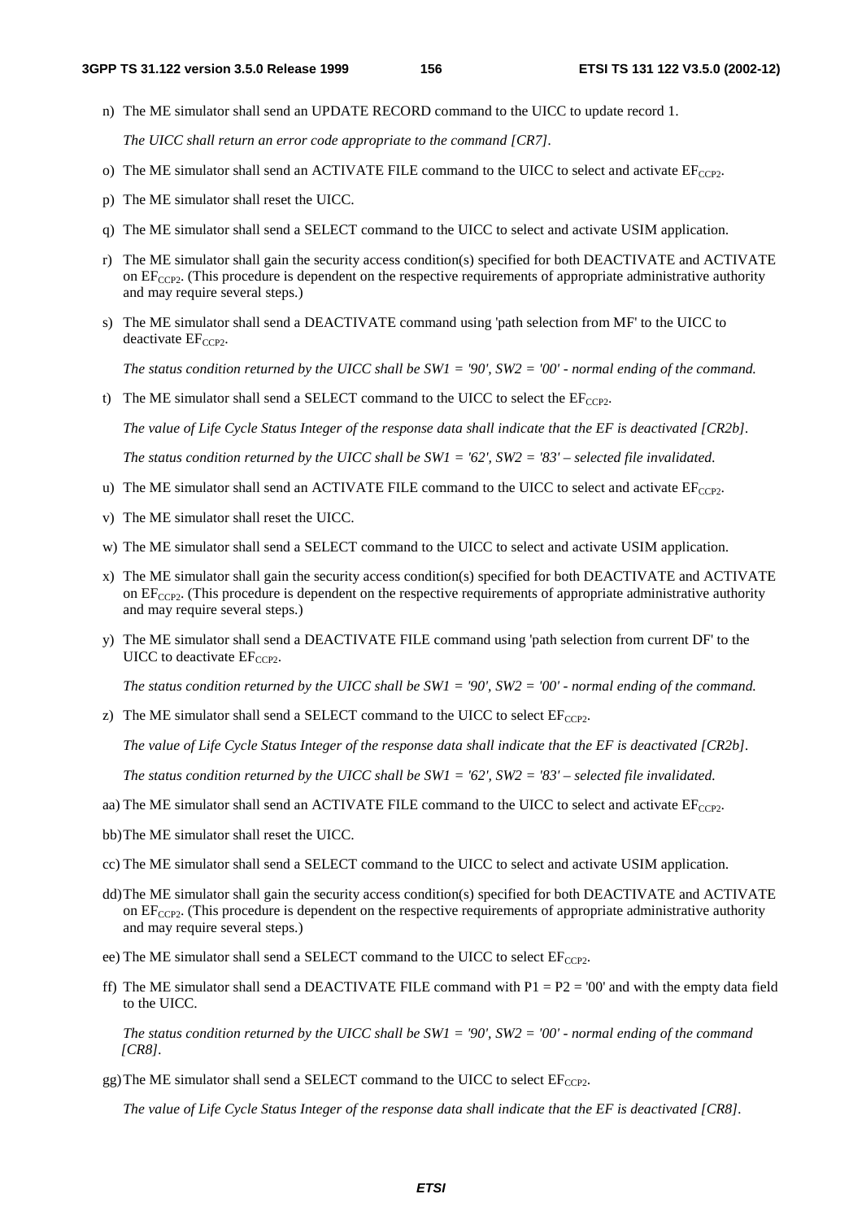n) The ME simulator shall send an UPDATE RECORD command to the UICC to update record 1.

   *The UICC shall return an error code appropriate to the command [CR7].*

o) The ME simulator shall send an ACTIVATE FILE command to the UICC to select and activate $EF_{CCP2}$.

p) The ME simulator shall reset the UICC.

q) The ME simulator shall send a SELECT command to the UICC to select and activate USIM application.

r) The ME simulator shall gain the security access condition(s) specified for both DEACTIVATE and ACTIVATE on $EF_{CCP2}$. (This procedure is dependent on the respective requirements of appropriate administrative authority and may require several steps.)

s) The ME simulator shall send a DEACTIVATE command using 'path selection from MF' to the UICC to deactivate $EF_{CCP2}$.

   *The status condition returned by the UICC shall be SW1 = '90', SW2 = '00' - normal ending of the command.*

t) The ME simulator shall send a SELECT command to the UICC to select the $EF_{CCP2}$.

   *The value of Life Cycle Status Integer of the response data shall indicate that the EF is deactivated [CR2b].*

   *The status condition returned by the UICC shall be SW1 = '62', SW2 = '83' – selected file invalidated.*

u) The ME simulator shall send an ACTIVATE FILE command to the UICC to select and activate $EF_{CCP2}$.

v) The ME simulator shall reset the UICC.

w) The ME simulator shall send a SELECT command to the UICC to select and activate USIM application.

x) The ME simulator shall gain the security access condition(s) specified for both DEACTIVATE and ACTIVATE on $EF_{CCP2}$. (This procedure is dependent on the respective requirements of appropriate administrative authority and may require several steps.)

y) The ME simulator shall send a DEACTIVATE FILE command using 'path selection from current DF' to the UICC to deactivate $EF_{CCP2}$.

   *The status condition returned by the UICC shall be SW1 = '90', SW2 = '00' - normal ending of the command.*

z) The ME simulator shall send a SELECT command to the UICC to select $EF_{CCP2}$.

   *The value of Life Cycle Status Integer of the response data shall indicate that the EF is deactivated [CR2b].*

   *The status condition returned by the UICC shall be SW1 = '62', SW2 = '83' – selected file invalidated.*

aa) The ME simulator shall send an ACTIVATE FILE command to the UICC to select and activate $EF_{CCP2}$.

bb) The ME simulator shall reset the UICC.

cc) The ME simulator shall send a SELECT command to the UICC to select and activate USIM application.

dd) The ME simulator shall gain the security access condition(s) specified for both DEACTIVATE and ACTIVATE on $EF_{CCP2}$. (This procedure is dependent on the respective requirements of appropriate administrative authority and may require several steps.)

ee) The ME simulator shall send a SELECT command to the UICC to select $EF_{CCP2}$.

ff) The ME simulator shall send a DEACTIVATE FILE command with P1 = P2 = '00' and with the empty data field to the UICC.

   *The status condition returned by the UICC shall be SW1 = '90', SW2 = '00' - normal ending of the command [CR8].*

gg) The ME simulator shall send a SELECT command to the UICC to select $EF_{CCP2}$.

   *The value of Life Cycle Status Integer of the response data shall indicate that the EF is deactivated [CR8].*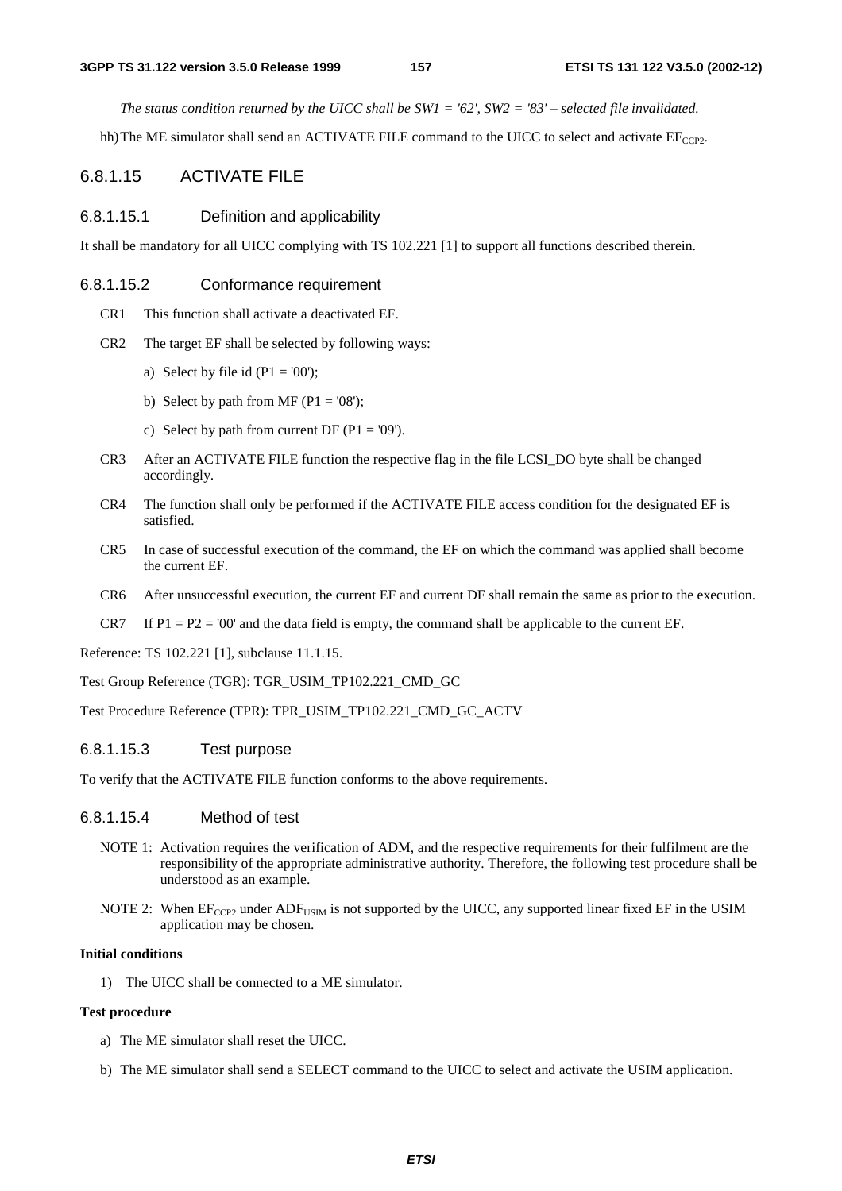*The status condition returned by the UICC shall be SW1 = '62', SW2 = '83' – selected file invalidated.*

hh) The ME simulator shall send an ACTIVATE FILE command to the UICC to select and activate $EF_{CCP2}$.

### 6.8.1.15 ACTIVATE FILE

#### 6.8.1.15.1 Definition and applicability

It shall be mandatory for all UICC complying with TS 102.221 [1] to support all functions described therein.

#### 6.8.1.15.2 Conformance requirement

CR1 This function shall activate a deactivated EF.

CR2 The target EF shall be selected by following ways:

a) Select by file id (P1 = '00');

b) Select by path from MF (P1 = '08');

c) Select by path from current DF (P1 = '09').

CR3 After an ACTIVATE FILE function the respective flag in the file LCSI_DO byte shall be changed accordingly.

CR4 The function shall only be performed if the ACTIVATE FILE access condition for the designated EF is satisfied.

CR5 In case of successful execution of the command, the EF on which the command was applied shall become the current EF.

CR6 After unsuccessful execution, the current EF and current DF shall remain the same as prior to the execution.

CR7 If P1 = P2 = '00' and the data field is empty, the command shall be applicable to the current EF.

Reference: TS 102.221 [1], subclause 11.1.15.

Test Group Reference (TGR): TGR_USIM_TP102.221_CMD_GC

Test Procedure Reference (TPR): TPR_USIM_TP102.221_CMD_GC_ACTV

#### 6.8.1.15.3 Test purpose

To verify that the ACTIVATE FILE function conforms to the above requirements.

#### 6.8.1.15.4 Method of test

NOTE 1: Activation requires the verification of ADM, and the respective requirements for their fulfilment are the responsibility of the appropriate administrative authority. Therefore, the following test procedure shall be understood as an example.

NOTE 2: When $EF_{CCP2}$ under $ADF_{USIM}$ is not supported by the UICC, any supported linear fixed EF in the USIM application may be chosen.

**Initial conditions**

1) The UICC shall be connected to a ME simulator.

**Test procedure**

a) The ME simulator shall reset the UICC.

b) The ME simulator shall send a SELECT command to the UICC to select and activate the USIM application.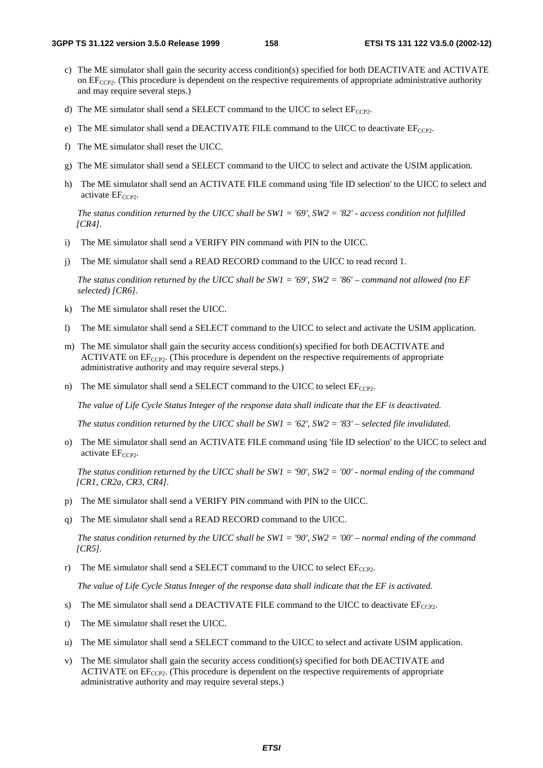c) The ME simulator shall gain the security access condition(s) specified for both DEACTIVATE and ACTIVATE on $EF_{CCP2}$. (This procedure is dependent on the respective requirements of appropriate administrative authority and may require several steps.)

d) The ME simulator shall send a SELECT command to the UICC to select $EF_{CCP2}$.

e) The ME simulator shall send a DEACTIVATE FILE command to the UICC to deactivate $EF_{CCP2}$.

f) The ME simulator shall reset the UICC.

g) The ME simulator shall send a SELECT command to the UICC to select and activate the USIM application.

h) The ME simulator shall send an ACTIVATE FILE command using 'file ID selection' to the UICC to select and activate $EF_{CCP2}$.

   *The status condition returned by the UICC shall be SW1 = '69', SW2 = '82' - access condition not fulfilled [CR4].*

i) The ME simulator shall send a VERIFY PIN command with PIN to the UICC.

j) The ME simulator shall send a READ RECORD command to the UICC to read record 1.

   *The status condition returned by the UICC shall be SW1 = '69', SW2 = '86' – command not allowed (no EF selected) [CR6].*

k) The ME simulator shall reset the UICC.

l) The ME simulator shall send a SELECT command to the UICC to select and activate the USIM application.

m) The ME simulator shall gain the security access condition(s) specified for both DEACTIVATE and ACTIVATE on $EF_{CCP2}$. (This procedure is dependent on the respective requirements of appropriate administrative authority and may require several steps.)

n) The ME simulator shall send a SELECT command to the UICC to select $EF_{CCP2}$.

   *The value of Life Cycle Status Integer of the response data shall indicate that the EF is deactivated.*

   *The status condition returned by the UICC shall be SW1 = '62', SW2 = '83' – selected file invalidated.*

o) The ME simulator shall send an ACTIVATE FILE command using 'file ID selection' to the UICC to select and activate $EF_{CCP2}$.

   *The status condition returned by the UICC shall be SW1 = '90', SW2 = '00' - normal ending of the command [CR1, CR2a, CR3, CR4].*

p) The ME simulator shall send a VERIFY PIN command with PIN to the UICC.

q) The ME simulator shall send a READ RECORD command to the UICC.

   *The status condition returned by the UICC shall be SW1 = '90', SW2 = '00' – normal ending of the command [CR5].*

r) The ME simulator shall send a SELECT command to the UICC to select $EF_{CCP2}$.

   *The value of Life Cycle Status Integer of the response data shall indicate that the EF is activated.*

s) The ME simulator shall send a DEACTIVATE FILE command to the UICC to deactivate $EF_{CCP2}$.

t) The ME simulator shall reset the UICC.

u) The ME simulator shall send a SELECT command to the UICC to select and activate USIM application.

v) The ME simulator shall gain the security access condition(s) specified for both DEACTIVATE and ACTIVATE on $EF_{CCP2}$. (This procedure is dependent on the respective requirements of appropriate administrative authority and may require several steps.)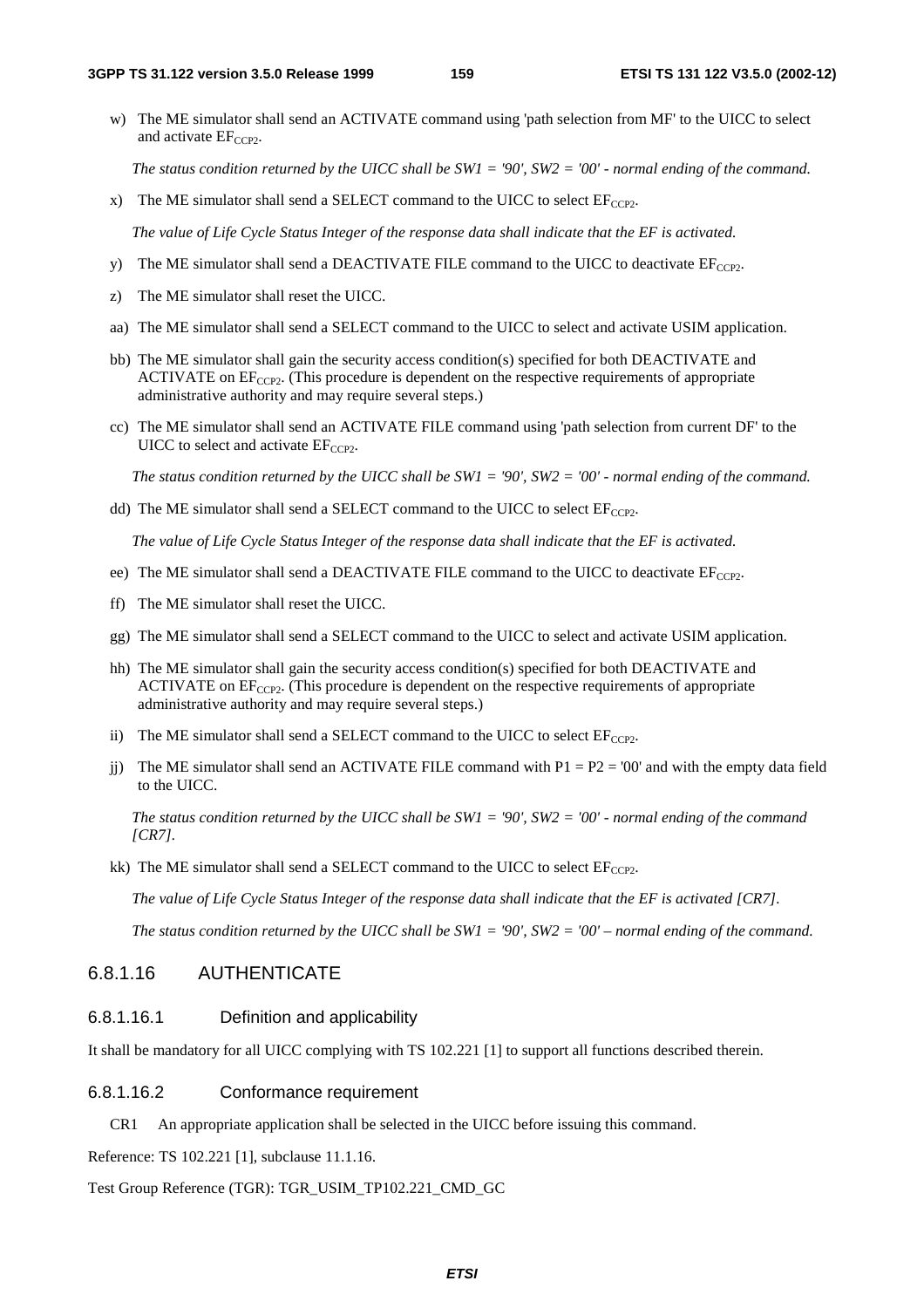w) The ME simulator shall send an ACTIVATE command using 'path selection from MF' to the UICC to select and activate $EF_{CCP2}$.

*The status condition returned by the UICC shall be SW1 = '90', SW2 = '00' - normal ending of the command.*

x) The ME simulator shall send a SELECT command to the UICC to select $EF_{CCP2}$.

*The value of Life Cycle Status Integer of the response data shall indicate that the EF is activated.*

y) The ME simulator shall send a DEACTIVATE FILE command to the UICC to deactivate $EF_{CCP2}$.

z) The ME simulator shall reset the UICC.

aa) The ME simulator shall send a SELECT command to the UICC to select and activate USIM application.

bb) The ME simulator shall gain the security access condition(s) specified for both DEACTIVATE and ACTIVATE on $EF_{CCP2}$. (This procedure is dependent on the respective requirements of appropriate administrative authority and may require several steps.)

cc) The ME simulator shall send an ACTIVATE FILE command using 'path selection from current DF' to the UICC to select and activate $EF_{CCP2}$.

*The status condition returned by the UICC shall be SW1 = '90', SW2 = '00' - normal ending of the command.*

dd) The ME simulator shall send a SELECT command to the UICC to select $EF_{CCP2}$.

*The value of Life Cycle Status Integer of the response data shall indicate that the EF is activated.*

ee) The ME simulator shall send a DEACTIVATE FILE command to the UICC to deactivate $EF_{CCP2}$.

ff) The ME simulator shall reset the UICC.

gg) The ME simulator shall send a SELECT command to the UICC to select and activate USIM application.

hh) The ME simulator shall gain the security access condition(s) specified for both DEACTIVATE and ACTIVATE on $EF_{CCP2}$. (This procedure is dependent on the respective requirements of appropriate administrative authority and may require several steps.)

ii) The ME simulator shall send a SELECT command to the UICC to select $EF_{CCP2}$.

jj) The ME simulator shall send an ACTIVATE FILE command with P1 = P2 = '00' and with the empty data field to the UICC.

*The status condition returned by the UICC shall be SW1 = '90', SW2 = '00' - normal ending of the command [CR7].*

kk) The ME simulator shall send a SELECT command to the UICC to select $EF_{CCP2}$.

*The value of Life Cycle Status Integer of the response data shall indicate that the EF is activated [CR7].*

*The status condition returned by the UICC shall be SW1 = '90', SW2 = '00' – normal ending of the command.*

#### 6.8.1.16 AUTHENTICATE

##### 6.8.1.16.1 Definition and applicability

It shall be mandatory for all UICC complying with TS 102.221 [1] to support all functions described therein.

##### 6.8.1.16.2 Conformance requirement

CR1 An appropriate application shall be selected in the UICC before issuing this command.

Reference: TS 102.221 [1], subclause 11.1.16.

Test Group Reference (TGR): TGR_USIM_TP102.221_CMD_GC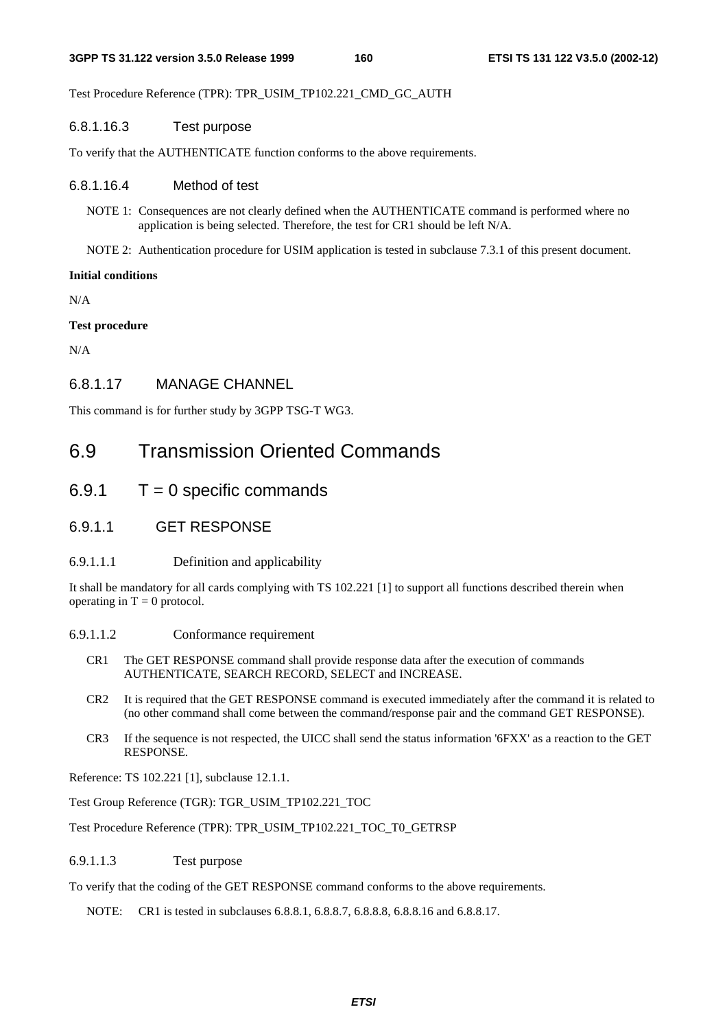Test Procedure Reference (TPR): TPR_USIM_TP102.221_CMD_GC_AUTH

#### 6.8.1.16.3 Test purpose

To verify that the AUTHENTICATE function conforms to the above requirements.

#### 6.8.1.16.4 Method of test

NOTE 1: Consequences are not clearly defined when the AUTHENTICATE command is performed where no application is being selected. Therefore, the test for CR1 should be left N/A.

NOTE 2: Authentication procedure for USIM application is tested in subclause 7.3.1 of this present document.

**Initial conditions**

N/A

**Test procedure**

N/A

### 6.8.1.17 MANAGE CHANNEL

This command is for further study by 3GPP TSG-T WG3.

# 6.9 Transmission Oriented Commands

## 6.9.1 T = 0 specific commands

### 6.9.1.1 GET RESPONSE

#### 6.9.1.1.1 Definition and applicability

It shall be mandatory for all cards complying with TS 102.221 [1] to support all functions described therein when operating in T = 0 protocol.

#### 6.9.1.1.2 Conformance requirement

CR1 The GET RESPONSE command shall provide response data after the execution of commands AUTHENTICATE, SEARCH RECORD, SELECT and INCREASE.

CR2 It is required that the GET RESPONSE command is executed immediately after the command it is related to (no other command shall come between the command/response pair and the command GET RESPONSE).

CR3 If the sequence is not respected, the UICC shall send the status information '6FXX' as a reaction to the GET RESPONSE.

Reference: TS 102.221 [1], subclause 12.1.1.

Test Group Reference (TGR): TGR_USIM_TP102.221_TOC

Test Procedure Reference (TPR): TPR_USIM_TP102.221_TOC_T0_GETRSP

#### 6.9.1.1.3 Test purpose

To verify that the coding of the GET RESPONSE command conforms to the above requirements.

NOTE: CR1 is tested in subclauses 6.8.8.1, 6.8.8.7, 6.8.8.8, 6.8.8.16 and 6.8.8.17.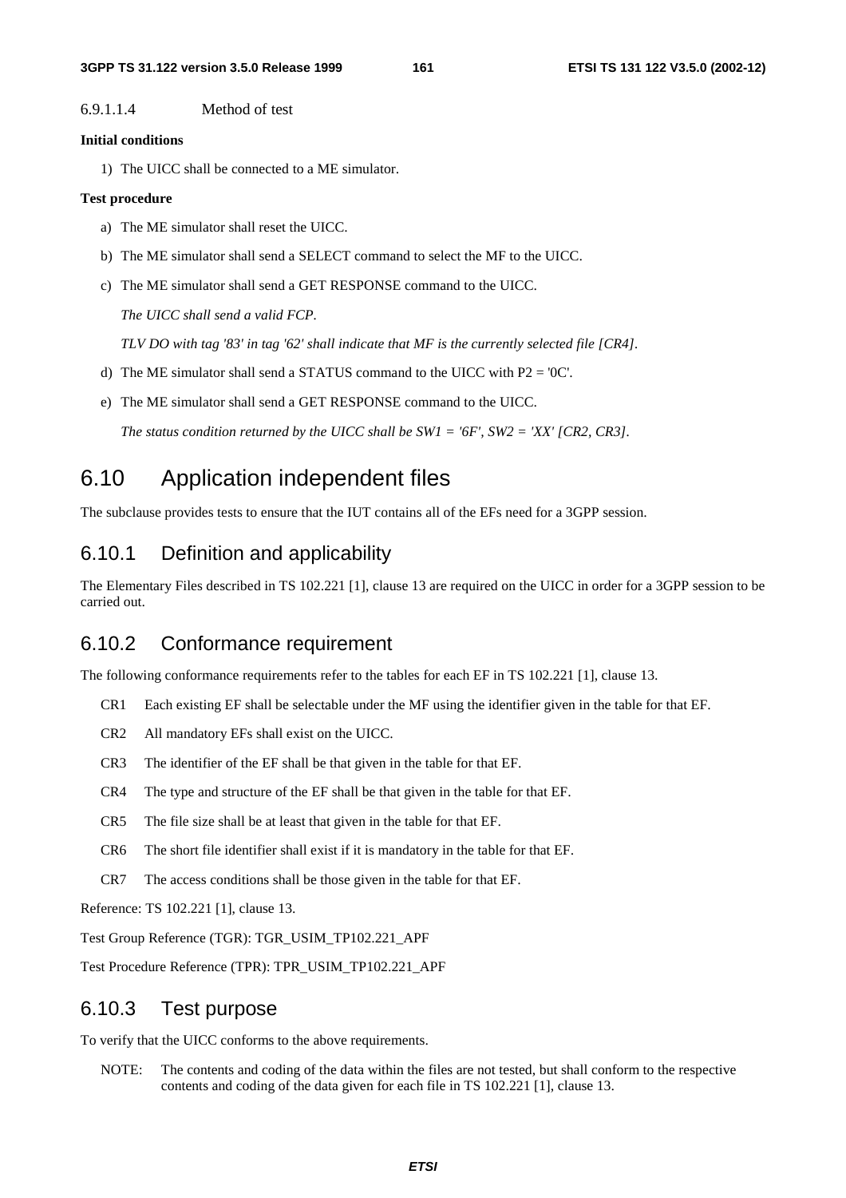6.9.1.1.4 Method of test

**Initial conditions**

1) The UICC shall be connected to a ME simulator.

**Test procedure**

a) The ME simulator shall reset the UICC.

b) The ME simulator shall send a SELECT command to select the MF to the UICC.

c) The ME simulator shall send a GET RESPONSE command to the UICC.

*The UICC shall send a valid FCP.*

*TLV DO with tag '83' in tag '62' shall indicate that MF is the currently selected file [CR4].*

d) The ME simulator shall send a STATUS command to the UICC with P2 = '0C'.

e) The ME simulator shall send a GET RESPONSE command to the UICC.

*The status condition returned by the UICC shall be SW1 = '6F', SW2 = 'XX' [CR2, CR3].*

# 6.10 Application independent files

The subclause provides tests to ensure that the IUT contains all of the EFs need for a 3GPP session.

## 6.10.1 Definition and applicability

The Elementary Files described in TS 102.221 [1], clause 13 are required on the UICC in order for a 3GPP session to be carried out.

## 6.10.2 Conformance requirement

The following conformance requirements refer to the tables for each EF in TS 102.221 [1], clause 13.

CR1 Each existing EF shall be selectable under the MF using the identifier given in the table for that EF.

CR2 All mandatory EFs shall exist on the UICC.

CR3 The identifier of the EF shall be that given in the table for that EF.

CR4 The type and structure of the EF shall be that given in the table for that EF.

CR5 The file size shall be at least that given in the table for that EF.

CR6 The short file identifier shall exist if it is mandatory in the table for that EF.

CR7 The access conditions shall be those given in the table for that EF.

Reference: TS 102.221 [1], clause 13.

Test Group Reference (TGR): TGR_USIM_TP102.221_APF

Test Procedure Reference (TPR): TPR_USIM_TP102.221_APF

## 6.10.3 Test purpose

To verify that the UICC conforms to the above requirements.

NOTE: The contents and coding of the data within the files are not tested, but shall conform to the respective contents and coding of the data given for each file in TS 102.221 [1], clause 13.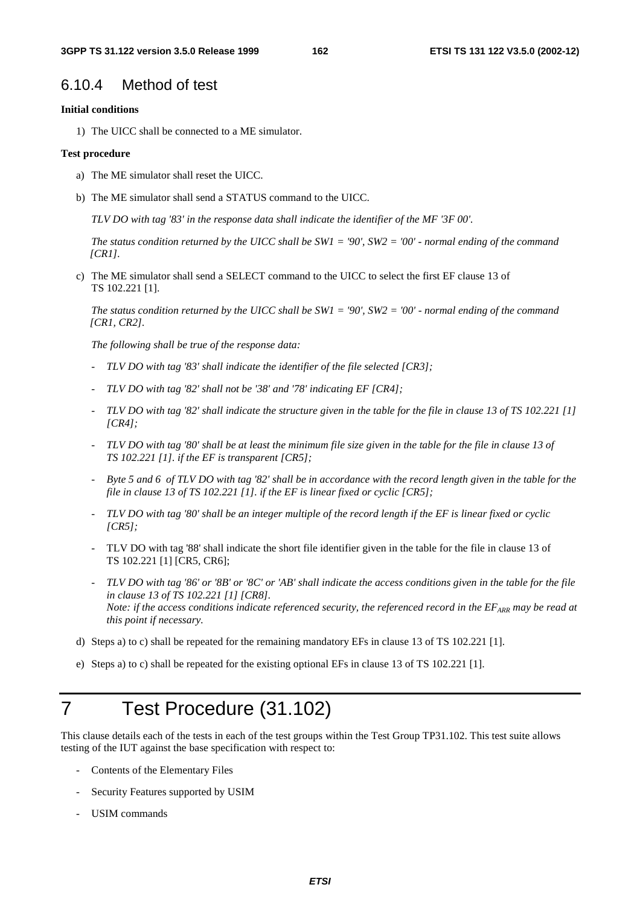### 6.10.4 Method of test

**Initial conditions**

1) The UICC shall be connected to a ME simulator.

**Test procedure**

a) The ME simulator shall reset the UICC.

b) The ME simulator shall send a STATUS command to the UICC.

*TLV DO with tag '83' in the response data shall indicate the identifier of the MF '3F 00'.*

*The status condition returned by the UICC shall be SW1 = '90', SW2 = '00' - normal ending of the command [CR1].*

c) The ME simulator shall send a SELECT command to the UICC to select the first EF clause 13 of TS 102.221 [1].

*The status condition returned by the UICC shall be SW1 = '90', SW2 = '00' - normal ending of the command [CR1, CR2].*

*The following shall be true of the response data:*

- *TLV DO with tag '83' shall indicate the identifier of the file selected [CR3];*
- *TLV DO with tag '82' shall not be '38' and '78' indicating EF [CR4];*
- *TLV DO with tag '82' shall indicate the structure given in the table for the file in clause 13 of TS 102.221 [1] [CR4];*
- *TLV DO with tag '80' shall be at least the minimum file size given in the table for the file in clause 13 of TS 102.221 [1]. if the EF is transparent [CR5];*
- *Byte 5 and 6 of TLV DO with tag '82' shall be in accordance with the record length given in the table for the file in clause 13 of TS 102.221 [1]. if the EF is linear fixed or cyclic [CR5];*
- *TLV DO with tag '80' shall be an integer multiple of the record length if the EF is linear fixed or cyclic [CR5];*
- TLV DO with tag '88' shall indicate the short file identifier given in the table for the file in clause 13 of TS 102.221 [1] [CR5, CR6];
- *TLV DO with tag '86' or '8B' or '8C' or 'AB' shall indicate the access conditions given in the table for the file in clause 13 of TS 102.221 [1] [CR8].*
  *Note: if the access conditions indicate referenced security, the referenced record in the $EF_{ARR}$ may be read at this point if necessary.*

d) Steps a) to c) shall be repeated for the remaining mandatory EFs in clause 13 of TS 102.221 [1].

e) Steps a) to c) shall be repeated for the existing optional EFs in clause 13 of TS 102.221 [1].

# 7 Test Procedure (31.102)

This clause details each of the tests in each of the test groups within the Test Group TP31.102. This test suite allows testing of the IUT against the base specification with respect to:

- Contents of the Elementary Files
- Security Features supported by USIM
- USIM commands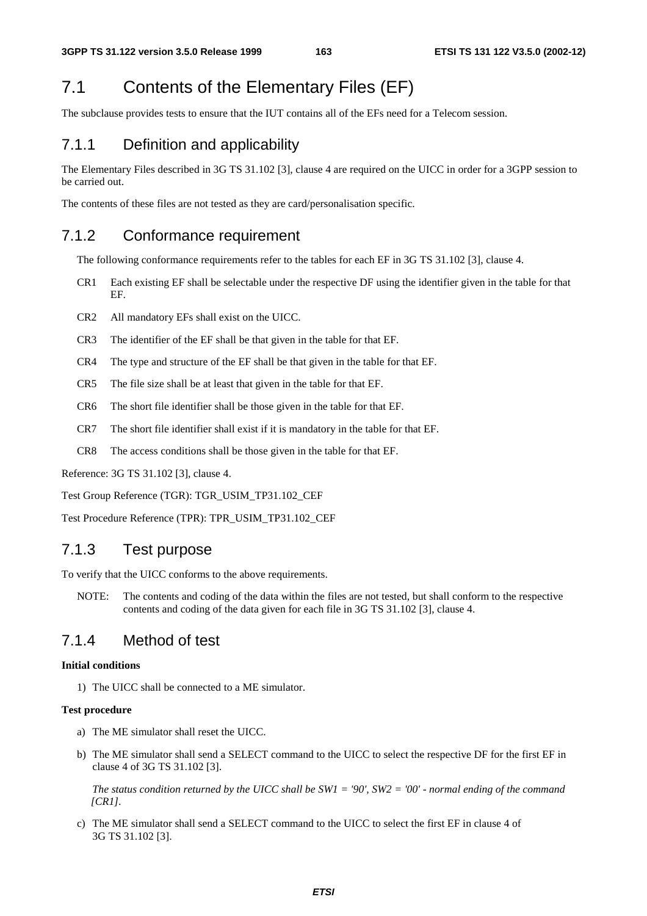# 7.1 Contents of the Elementary Files (EF)

The subclause provides tests to ensure that the IUT contains all of the EFs need for a Telecom session.

## 7.1.1 Definition and applicability

The Elementary Files described in 3G TS 31.102 [3], clause 4 are required on the UICC in order for a 3GPP session to be carried out.

The contents of these files are not tested as they are card/personalisation specific.

## 7.1.2 Conformance requirement

The following conformance requirements refer to the tables for each EF in 3G TS 31.102 [3], clause 4.

- CR1 Each existing EF shall be selectable under the respective DF using the identifier given in the table for that EF.
- CR2 All mandatory EFs shall exist on the UICC.
- CR3 The identifier of the EF shall be that given in the table for that EF.
- CR4 The type and structure of the EF shall be that given in the table for that EF.
- CR5 The file size shall be at least that given in the table for that EF.
- CR6 The short file identifier shall be those given in the table for that EF.
- CR7 The short file identifier shall exist if it is mandatory in the table for that EF.
- CR8 The access conditions shall be those given in the table for that EF.

Reference: 3G TS 31.102 [3], clause 4.

Test Group Reference (TGR): TGR_USIM_TP31.102_CEF

Test Procedure Reference (TPR): TPR_USIM_TP31.102_CEF

## 7.1.3 Test purpose

To verify that the UICC conforms to the above requirements.

NOTE: The contents and coding of the data within the files are not tested, but shall conform to the respective contents and coding of the data given for each file in 3G TS 31.102 [3], clause 4.

## 7.1.4 Method of test

**Initial conditions**

1) The UICC shall be connected to a ME simulator.

**Test procedure**

a) The ME simulator shall reset the UICC.

b) The ME simulator shall send a SELECT command to the UICC to select the respective DF for the first EF in clause 4 of 3G TS 31.102 [3].

*The status condition returned by the UICC shall be SW1 = '90', SW2 = '00' - normal ending of the command [CR1].*

c) The ME simulator shall send a SELECT command to the UICC to select the first EF in clause 4 of 3G TS 31.102 [3].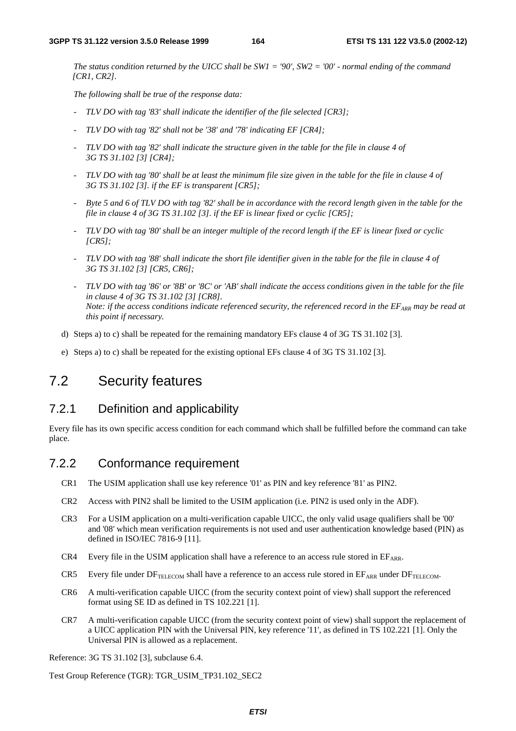*The status condition returned by the UICC shall be SW1 = '90', SW2 = '00' - normal ending of the command [CR1, CR2].*

*The following shall be true of the response data:*

- *TLV DO with tag '83' shall indicate the identifier of the file selected [CR3];*
- *TLV DO with tag '82' shall not be '38' and '78' indicating EF [CR4];*
- *TLV DO with tag '82' shall indicate the structure given in the table for the file in clause 4 of 3G TS 31.102 [3] [CR4];*
- *TLV DO with tag '80' shall be at least the minimum file size given in the table for the file in clause 4 of 3G TS 31.102 [3]. if the EF is transparent [CR5];*
- *Byte 5 and 6 of TLV DO with tag '82' shall be in accordance with the record length given in the table for the file in clause 4 of 3G TS 31.102 [3]. if the EF is linear fixed or cyclic [CR5];*
- *TLV DO with tag '80' shall be an integer multiple of the record length if the EF is linear fixed or cyclic [CR5];*
- *TLV DO with tag '88' shall indicate the short file identifier given in the table for the file in clause 4 of 3G TS 31.102 [3] [CR5, CR6];*
- *TLV DO with tag '86' or '8B' or '8C' or 'AB' shall indicate the access conditions given in the table for the file in clause 4 of 3G TS 31.102 [3] [CR8].*
  *Note: if the access conditions indicate referenced security, the referenced record in the $EF_{ARR}$ may be read at this point if necessary.*

d) Steps a) to c) shall be repeated for the remaining mandatory EFs clause 4 of 3G TS 31.102 [3].

e) Steps a) to c) shall be repeated for the existing optional EFs clause 4 of 3G TS 31.102 [3].

## 7.2 Security features

### 7.2.1 Definition and applicability

Every file has its own specific access condition for each command which shall be fulfilled before the command can take place.

### 7.2.2 Conformance requirement

CR1 The USIM application shall use key reference '01' as PIN and key reference '81' as PIN2.

CR2 Access with PIN2 shall be limited to the USIM application (i.e. PIN2 is used only in the ADF).

CR3 For a USIM application on a multi-verification capable UICC, the only valid usage qualifiers shall be '00' and '08' which mean verification requirements is not used and user authentication knowledge based (PIN) as defined in ISO/IEC 7816-9 [11].

CR4 Every file in the USIM application shall have a reference to an access rule stored in $EF_{ARR}$.

CR5 Every file under $DF_{TELECOM}$ shall have a reference to an access rule stored in $EF_{ARR}$ under $DF_{TELECOM}$.

CR6 A multi-verification capable UICC (from the security context point of view) shall support the referenced format using SE ID as defined in TS 102.221 [1].

CR7 A multi-verification capable UICC (from the security context point of view) shall support the replacement of a UICC application PIN with the Universal PIN, key reference '11', as defined in TS 102.221 [1]. Only the Universal PIN is allowed as a replacement.

Reference: 3G TS 31.102 [3], subclause 6.4.

Test Group Reference (TGR): TGR_USIM_TP31.102_SEC2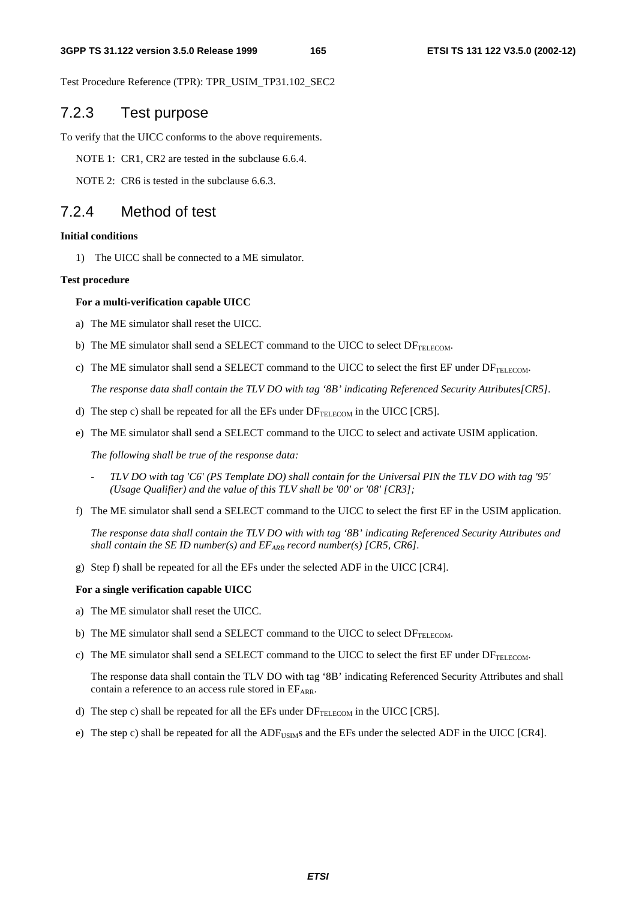Test Procedure Reference (TPR): TPR_USIM_TP31.102_SEC2

## 7.2.3 Test purpose

To verify that the UICC conforms to the above requirements.

NOTE 1: CR1, CR2 are tested in the subclause 6.6.4.

NOTE 2: CR6 is tested in the subclause 6.6.3.

## 7.2.4 Method of test

**Initial conditions**

1) The UICC shall be connected to a ME simulator.

**Test procedure**

**For a multi-verification capable UICC**

a) The ME simulator shall reset the UICC.

b) The ME simulator shall send a SELECT command to the UICC to select $DF_{TELECOM}$.

c) The ME simulator shall send a SELECT command to the UICC to select the first EF under $DF_{TELECOM}$.

   *The response data shall contain the TLV DO with tag '8B' indicating Referenced Security Attributes[CR5].*

d) The step c) shall be repeated for all the EFs under $DF_{TELECOM}$ in the UICC [CR5].

e) The ME simulator shall send a SELECT command to the UICC to select and activate USIM application.

   *The following shall be true of the response data:*

   - *TLV DO with tag 'C6' (PS Template DO) shall contain for the Universal PIN the TLV DO with tag '95' (Usage Qualifier) and the value of this TLV shall be '00' or '08' [CR3];*

f) The ME simulator shall send a SELECT command to the UICC to select the first EF in the USIM application.

   *The response data shall contain the TLV DO with with tag '8B' indicating Referenced Security Attributes and shall contain the SE ID number(s) and $EF_{ARR}$ record number(s) [CR5, CR6].*

g) Step f) shall be repeated for all the EFs under the selected ADF in the UICC [CR4].

**For a single verification capable UICC**

a) The ME simulator shall reset the UICC.

b) The ME simulator shall send a SELECT command to the UICC to select $DF_{TELECOM}$.

c) The ME simulator shall send a SELECT command to the UICC to select the first EF under $DF_{TELECOM}$.

   The response data shall contain the TLV DO with tag '8B' indicating Referenced Security Attributes and shall contain a reference to an access rule stored in $EF_{ARR}$.

d) The step c) shall be repeated for all the EFs under $DF_{TELECOM}$ in the UICC [CR5].

e) The step c) shall be repeated for all the $ADF_{USIM}$s and the EFs under the selected ADF in the UICC [CR4].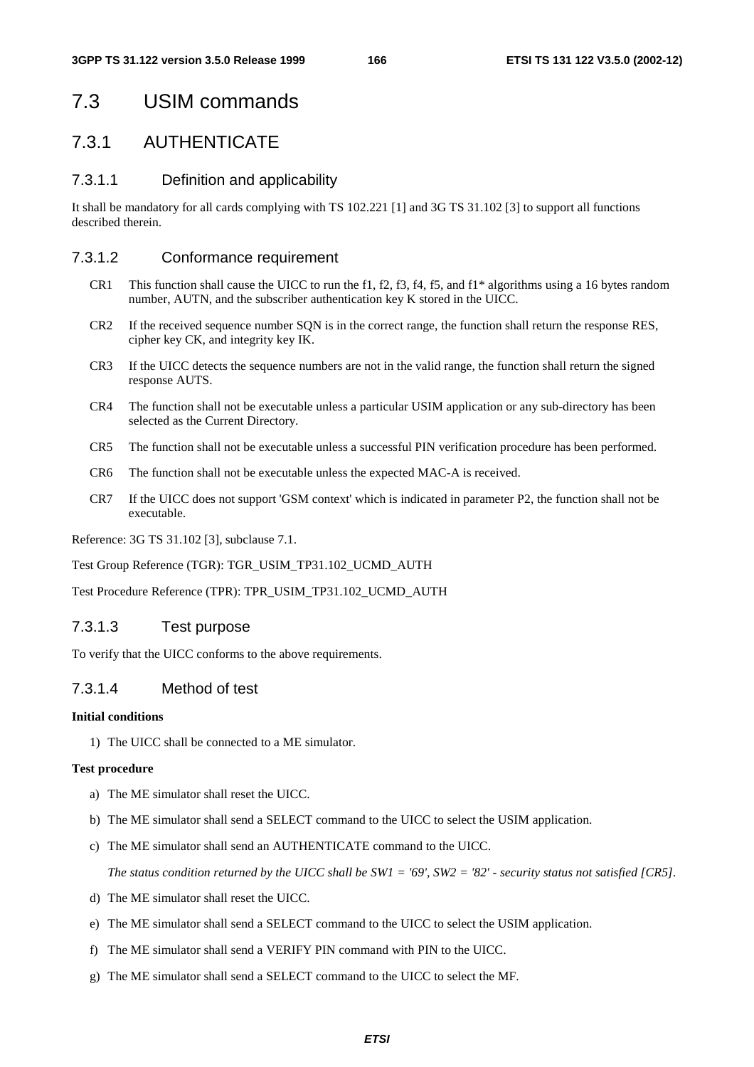# 7.3 USIM commands

## 7.3.1 AUTHENTICATE

### 7.3.1.1 Definition and applicability

It shall be mandatory for all cards complying with TS 102.221 [1] and 3G TS 31.102 [3] to support all functions described therein.

### 7.3.1.2 Conformance requirement

CR1 This function shall cause the UICC to run the f1, f2, f3, f4, f5, and f1* algorithms using a 16 bytes random number, AUTN, and the subscriber authentication key K stored in the UICC.

CR2 If the received sequence number SQN is in the correct range, the function shall return the response RES, cipher key CK, and integrity key IK.

CR3 If the UICC detects the sequence numbers are not in the valid range, the function shall return the signed response AUTS.

CR4 The function shall not be executable unless a particular USIM application or any sub-directory has been selected as the Current Directory.

CR5 The function shall not be executable unless a successful PIN verification procedure has been performed.

CR6 The function shall not be executable unless the expected MAC-A is received.

CR7 If the UICC does not support 'GSM context' which is indicated in parameter P2, the function shall not be executable.

Reference: 3G TS 31.102 [3], subclause 7.1.

Test Group Reference (TGR): TGR_USIM_TP31.102_UCMD_AUTH

Test Procedure Reference (TPR): TPR_USIM_TP31.102_UCMD_AUTH

### 7.3.1.3 Test purpose

To verify that the UICC conforms to the above requirements.

### 7.3.1.4 Method of test

**Initial conditions**

1) The UICC shall be connected to a ME simulator.

**Test procedure**

a) The ME simulator shall reset the UICC.

b) The ME simulator shall send a SELECT command to the UICC to select the USIM application.

c) The ME simulator shall send an AUTHENTICATE command to the UICC.

*The status condition returned by the UICC shall be SW1 = '69', SW2 = '82' - security status not satisfied [CR5].*

d) The ME simulator shall reset the UICC.

e) The ME simulator shall send a SELECT command to the UICC to select the USIM application.

f) The ME simulator shall send a VERIFY PIN command with PIN to the UICC.

g) The ME simulator shall send a SELECT command to the UICC to select the MF.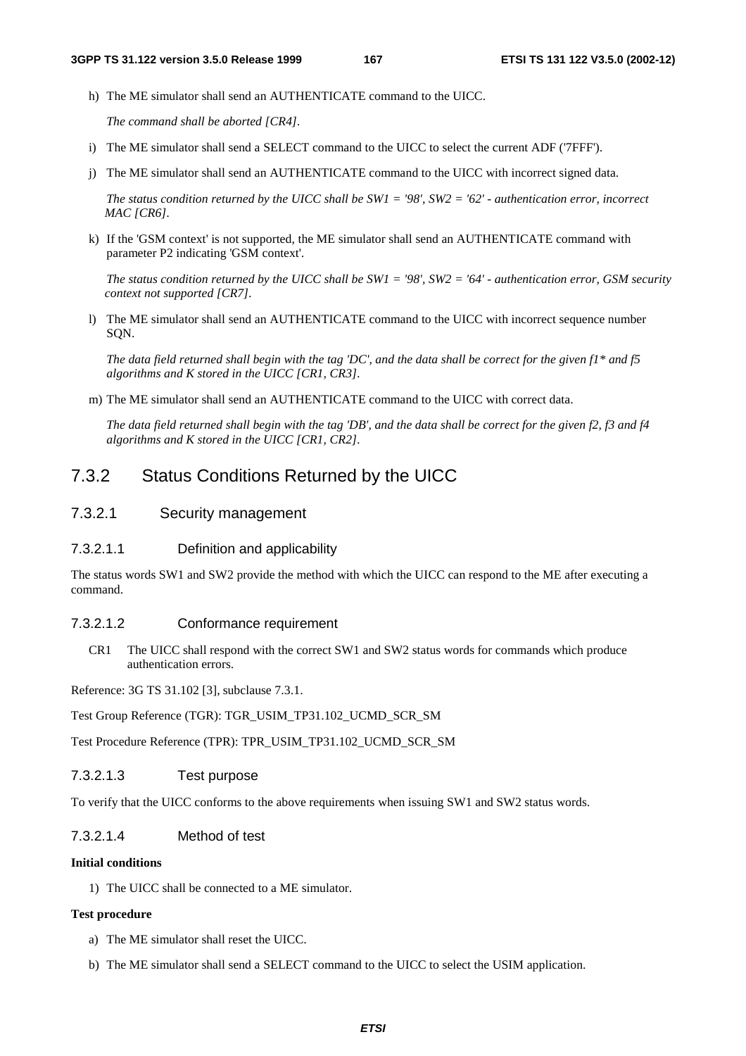h) The ME simulator shall send an AUTHENTICATE command to the UICC.

   *The command shall be aborted [CR4].*

i) The ME simulator shall send a SELECT command to the UICC to select the current ADF ('7FFF').

j) The ME simulator shall send an AUTHENTICATE command to the UICC with incorrect signed data.

   *The status condition returned by the UICC shall be SW1 = '98', SW2 = '62' - authentication error, incorrect MAC [CR6].*

k) If the 'GSM context' is not supported, the ME simulator shall send an AUTHENTICATE command with parameter P2 indicating 'GSM context'.

   *The status condition returned by the UICC shall be SW1 = '98', SW2 = '64' - authentication error, GSM security context not supported [CR7].*

l) The ME simulator shall send an AUTHENTICATE command to the UICC with incorrect sequence number SQN.

   *The data field returned shall begin with the tag 'DC', and the data shall be correct for the given f1* and f5 algorithms and K stored in the UICC [CR1, CR3].*

m) The ME simulator shall send an AUTHENTICATE command to the UICC with correct data.

   *The data field returned shall begin with the tag 'DB', and the data shall be correct for the given f2, f3 and f4 algorithms and K stored in the UICC [CR1, CR2].*

## 7.3.2 Status Conditions Returned by the UICC

### 7.3.2.1 Security management

#### 7.3.2.1.1 Definition and applicability

The status words SW1 and SW2 provide the method with which the UICC can respond to the ME after executing a command.

#### 7.3.2.1.2 Conformance requirement

CR1 The UICC shall respond with the correct SW1 and SW2 status words for commands which produce authentication errors.

Reference: 3G TS 31.102 [3], subclause 7.3.1.

Test Group Reference (TGR): TGR_USIM_TP31.102_UCMD_SCR_SM

Test Procedure Reference (TPR): TPR_USIM_TP31.102_UCMD_SCR_SM

#### 7.3.2.1.3 Test purpose

To verify that the UICC conforms to the above requirements when issuing SW1 and SW2 status words.

#### 7.3.2.1.4 Method of test

**Initial conditions**

1) The UICC shall be connected to a ME simulator.

**Test procedure**

a) The ME simulator shall reset the UICC.

b) The ME simulator shall send a SELECT command to the UICC to select the USIM application.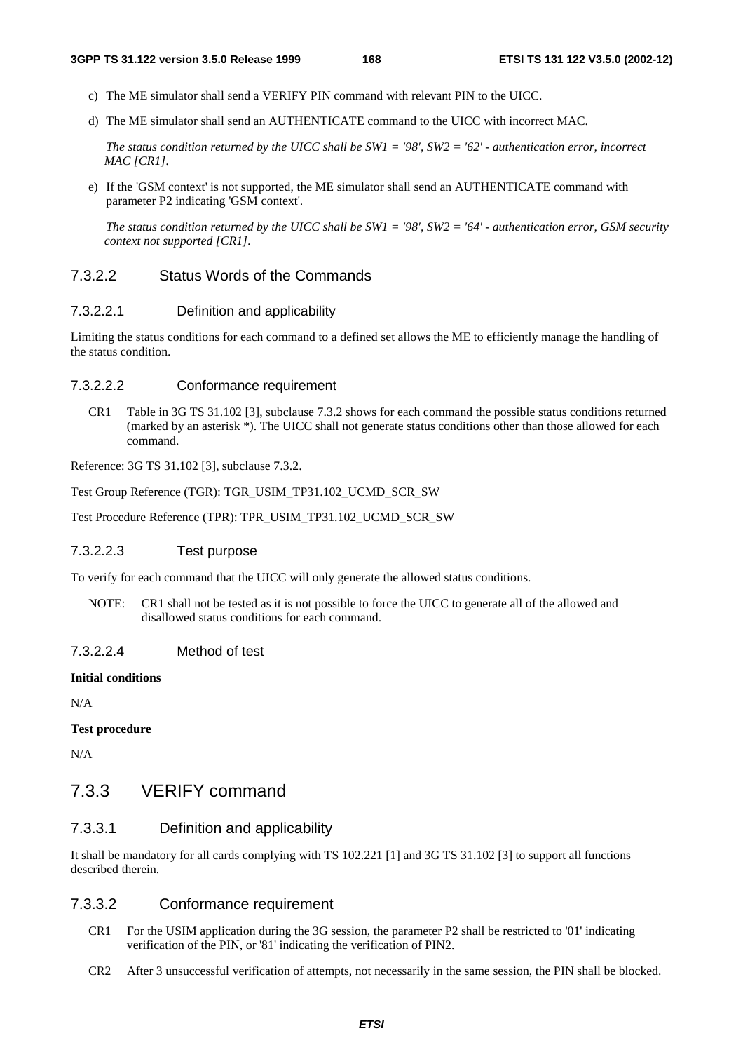c) The ME simulator shall send a VERIFY PIN command with relevant PIN to the UICC.

d) The ME simulator shall send an AUTHENTICATE command to the UICC with incorrect MAC.

*The status condition returned by the UICC shall be SW1 = '98', SW2 = '62' - authentication error, incorrect MAC [CR1].*

e) If the 'GSM context' is not supported, the ME simulator shall send an AUTHENTICATE command with parameter P2 indicating 'GSM context'.

*The status condition returned by the UICC shall be SW1 = '98', SW2 = '64' - authentication error, GSM security context not supported [CR1].*

#### 7.3.2.2 Status Words of the Commands

##### 7.3.2.2.1 Definition and applicability

Limiting the status conditions for each command to a defined set allows the ME to efficiently manage the handling of the status condition.

##### 7.3.2.2.2 Conformance requirement

CR1 Table in 3G TS 31.102 [3], subclause 7.3.2 shows for each command the possible status conditions returned (marked by an asterisk *). The UICC shall not generate status conditions other than those allowed for each command.

Reference: 3G TS 31.102 [3], subclause 7.3.2.

Test Group Reference (TGR): TGR_USIM_TP31.102_UCMD_SCR_SW

Test Procedure Reference (TPR): TPR_USIM_TP31.102_UCMD_SCR_SW

##### 7.3.2.2.3 Test purpose

To verify for each command that the UICC will only generate the allowed status conditions.

NOTE: CR1 shall not be tested as it is not possible to force the UICC to generate all of the allowed and disallowed status conditions for each command.

##### 7.3.2.2.4 Method of test

**Initial conditions**

N/A

**Test procedure**

N/A

### 7.3.3 VERIFY command

#### 7.3.3.1 Definition and applicability

It shall be mandatory for all cards complying with TS 102.221 [1] and 3G TS 31.102 [3] to support all functions described therein.

#### 7.3.3.2 Conformance requirement

CR1 For the USIM application during the 3G session, the parameter P2 shall be restricted to '01' indicating verification of the PIN, or '81' indicating the verification of PIN2.

CR2 After 3 unsuccessful verification of attempts, not necessarily in the same session, the PIN shall be blocked.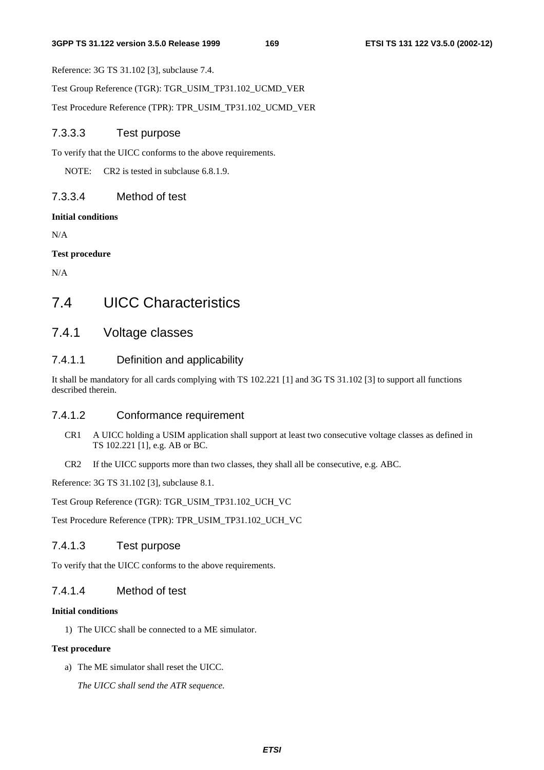Reference: 3G TS 31.102 [3], subclause 7.4.

Test Group Reference (TGR): TGR_USIM_TP31.102_UCMD_VER

Test Procedure Reference (TPR): TPR_USIM_TP31.102_UCMD_VER

#### 7.3.3.3 Test purpose

To verify that the UICC conforms to the above requirements.

NOTE: CR2 is tested in subclause 6.8.1.9.

#### 7.3.3.4 Method of test

**Initial conditions**

N/A

**Test procedure**

N/A

## 7.4 UICC Characteristics

### 7.4.1 Voltage classes

#### 7.4.1.1 Definition and applicability

It shall be mandatory for all cards complying with TS 102.221 [1] and 3G TS 31.102 [3] to support all functions described therein.

#### 7.4.1.2 Conformance requirement

CR1 A UICC holding a USIM application shall support at least two consecutive voltage classes as defined in TS 102.221 [1], e.g. AB or BC.

CR2 If the UICC supports more than two classes, they shall all be consecutive, e.g. ABC.

Reference: 3G TS 31.102 [3], subclause 8.1.

Test Group Reference (TGR): TGR_USIM_TP31.102_UCH_VC

Test Procedure Reference (TPR): TPR_USIM_TP31.102_UCH_VC

#### 7.4.1.3 Test purpose

To verify that the UICC conforms to the above requirements.

#### 7.4.1.4 Method of test

**Initial conditions**

1) The UICC shall be connected to a ME simulator.

**Test procedure**

a) The ME simulator shall reset the UICC.

*The UICC shall send the ATR sequence.*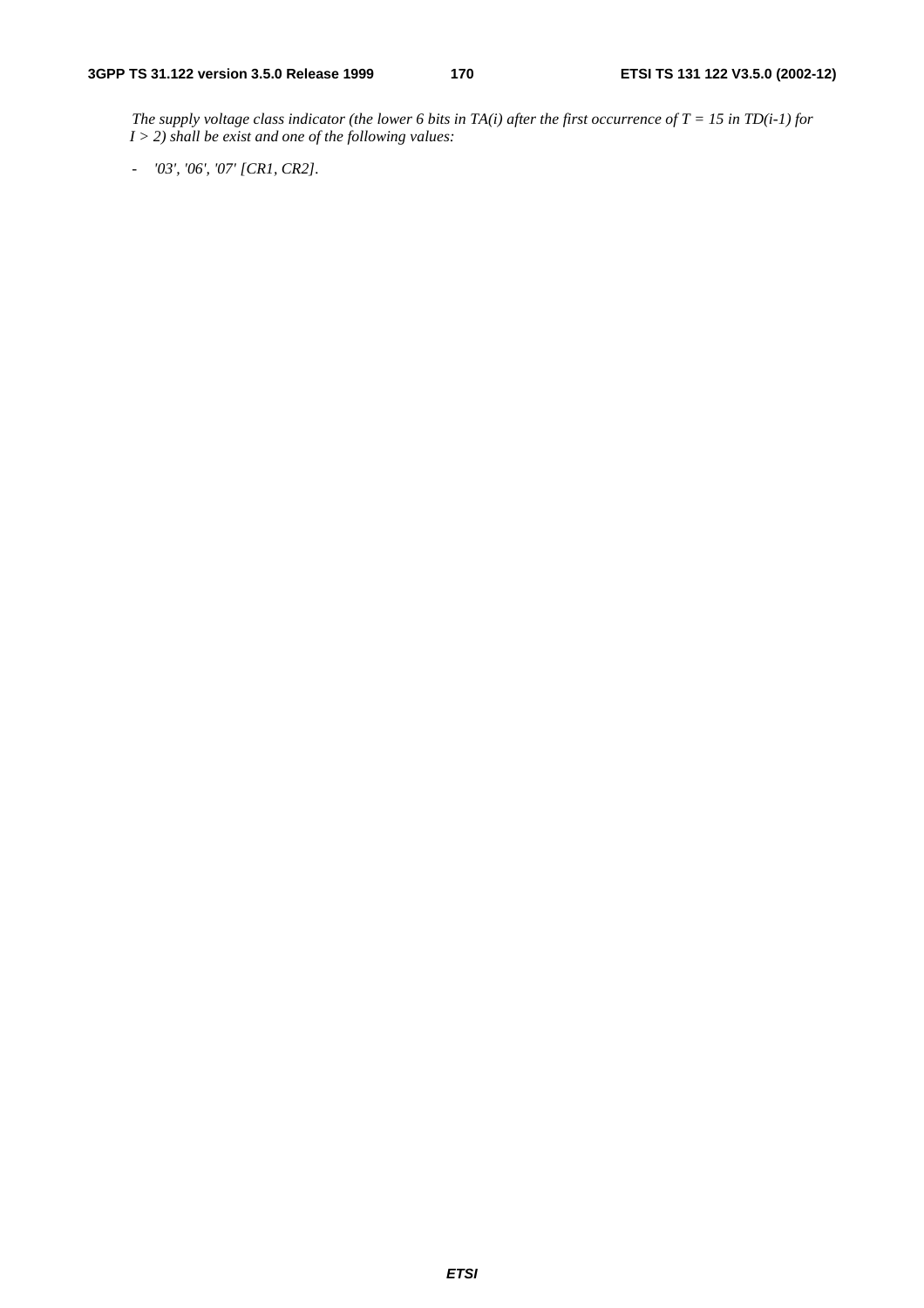*The supply voltage class indicator (the lower 6 bits in TA(i) after the first occurrence of T = 15 in TD(i-1) for I > 2) shall be exist and one of the following values:*

- *'03', '06', '07' [CR1, CR2].*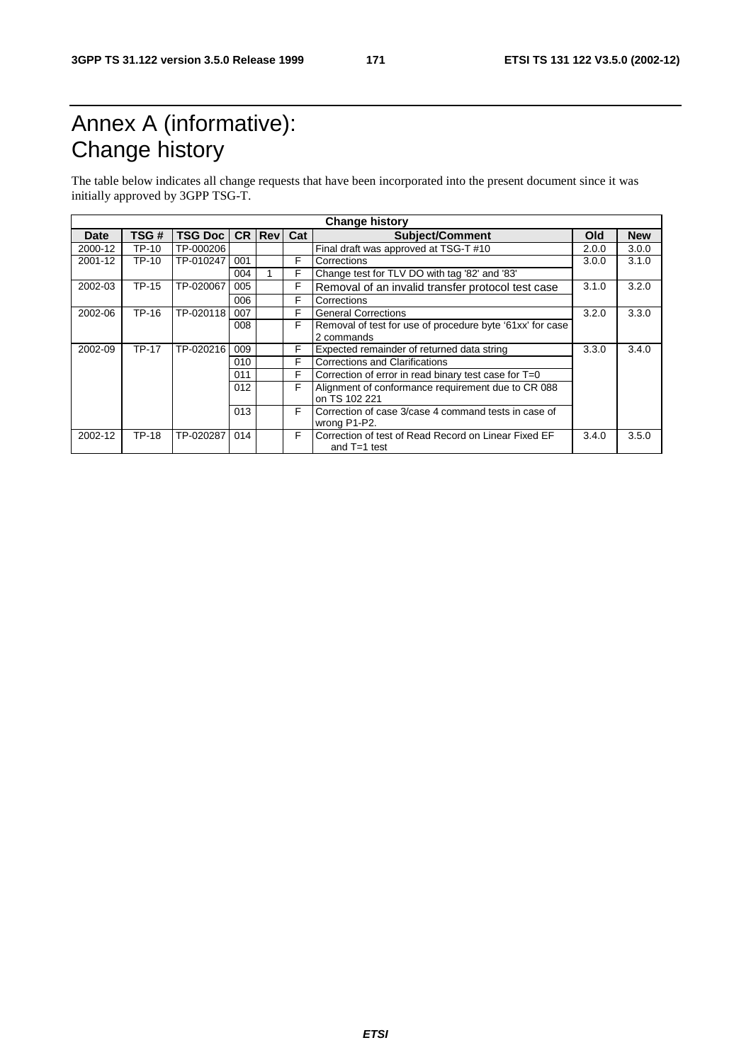# Annex A (informative): Change history

The table below indicates all change requests that have been incorporated into the present document since it was initially approved by 3GPP TSG-T.

| Change history | | | | | | | | |
|---|---|---|---|---|---|---|---|---|
| **Date** | **TSG #** | **TSG Doc** | **CR** | **Rev** | **Cat** | **Subject/Comment** | **Old** | **New** |
| 2000-12 | TP-10 | TP-000206 | | | | Final draft was approved at TSG-T #10 | 2.0.0 | 3.0.0 |
| 2001-12 | TP-10 | TP-010247 | 001 | | F | Corrections | 3.0.0 | 3.1.0 |
| | | | 004 | 1 | F | Change test for TLV DO with tag '82' and '83' | | |
| 2002-03 | TP-15 | TP-020067 | 005 | | F | Removal of an invalid transfer protocol test case | 3.1.0 | 3.2.0 |
| | | | 006 | | F | Corrections | | |
| 2002-06 | TP-16 | TP-020118 | 007 | | F | General Corrections | 3.2.0 | 3.3.0 |
| | | | 008 | | F | Removal of test for use of procedure byte '61xx' for case 2 commands | | |
| 2002-09 | TP-17 | TP-020216 | 009 | | F | Expected remainder of returned data string | 3.3.0 | 3.4.0 |
| | | | 010 | | F | Corrections and Clarifications | | |
| | | | 011 | | F | Correction of error in read binary test case for T=0 | | |
| | | | 012 | | F | Alignment of conformance requirement due to CR 088 on TS 102 221 | | |
| | | | 013 | | F | Correction of case 3/case 4 command tests in case of wrong P1-P2. | | |
| 2002-12 | TP-18 | TP-020287 | 014 | | F | Correction of test of Read Record on Linear Fixed EF and T=1 test | 3.4.0 | 3.5.0 |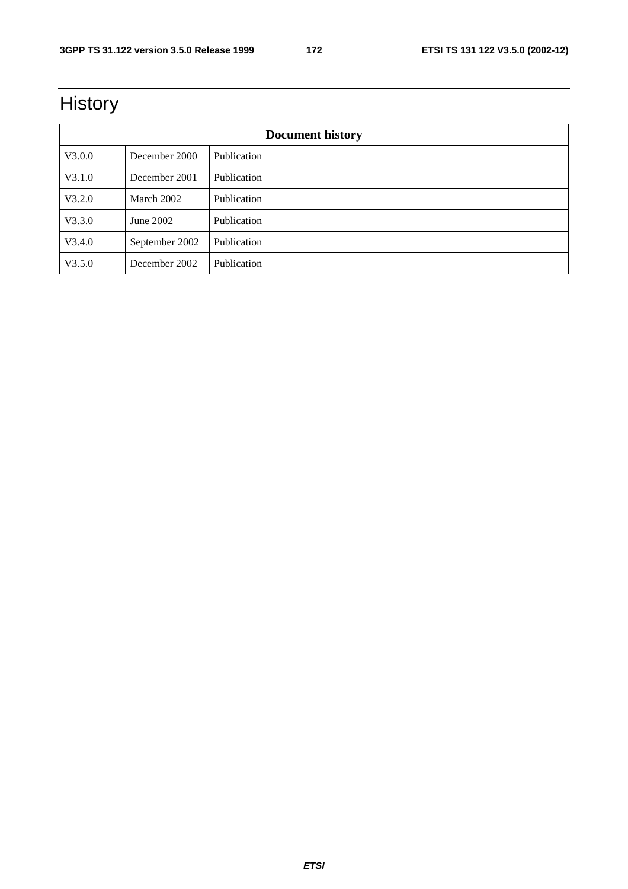# History

| Document history | | |
|---|---|---|
| V3.0.0 | December 2000 | Publication |
| V3.1.0 | December 2001 | Publication |
| V3.2.0 | March 2002 | Publication |
| V3.3.0 | June 2002 | Publication |
| V3.4.0 | September 2002 | Publication |
| V3.5.0 | December 2002 | Publication |